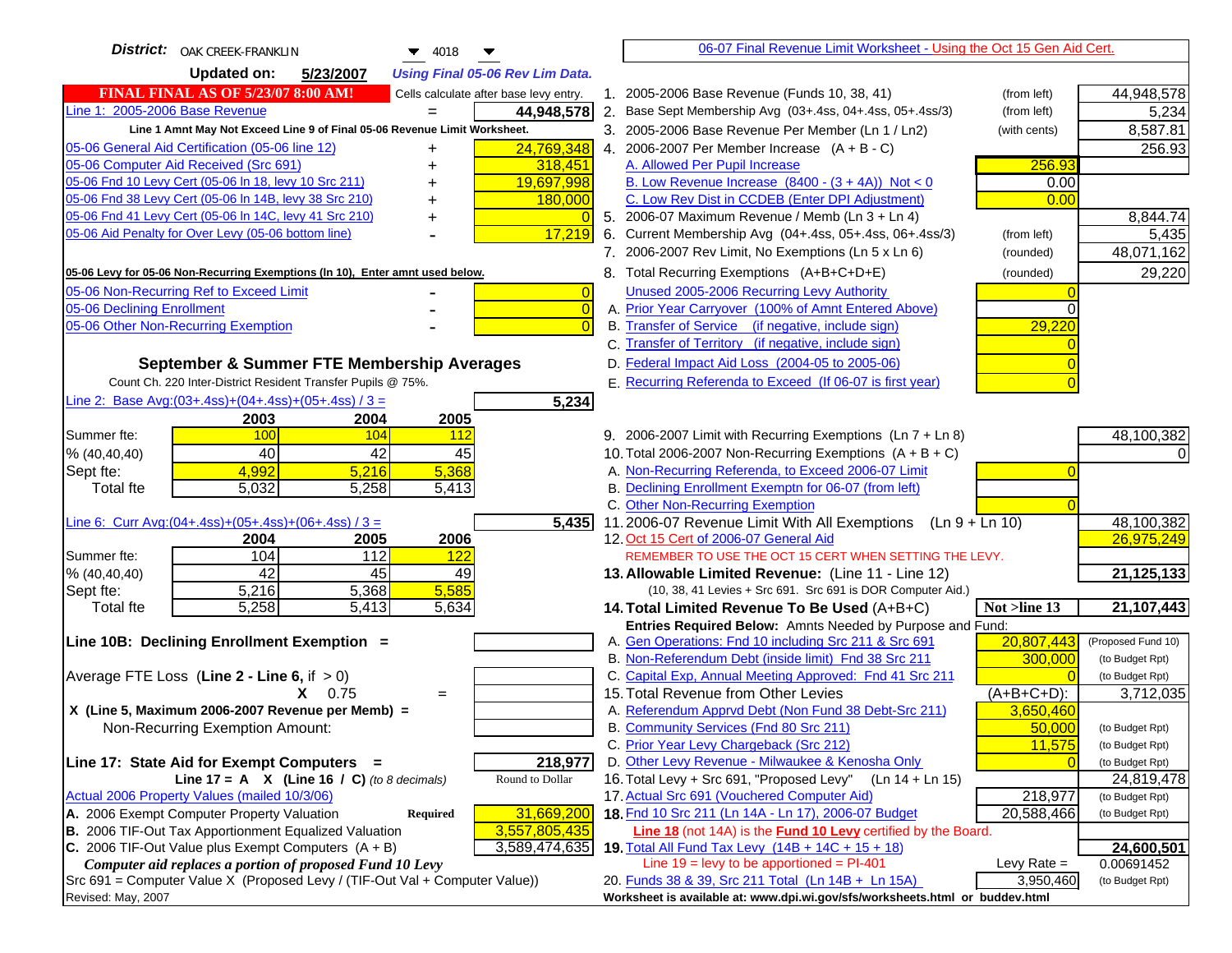**District:** OAK CREEK-FRANKLIN 4018

**Updated on:** 5/23/2007 *Using Final 05-06 Rev Lim Data.*

**FINAL FINAL AS OF 5/23/07 8:00 AM!** Cells calculate after base levy entry.

[06-07 Final Revenue Limit Worksheet - Using the Oct 15 Gen Aid Cert.]

| | | |
|---|---|---|
| Line 1: 2005-2006 Base Revenue | = | 44,948,578 |
| *Line 1 Amnt May Not Exceed Line 9 of Final 05-06 Revenue Limit Worksheet.* | | |
| 05-06 General Aid Certification (05-06 line 12) | + | 24,769,348 |
| 05-06 Computer Aid Received (Src 691) | + | 318,451 |
| 05-06 Fnd 10 Levy Cert (05-06 ln 18, levy 10 Src 211) | + | 19,697,998 |
| 05-06 Fnd 38 Levy Cert (05-06 ln 14B, levy 38 Src 210) | + | 180,000 |
| 05-06 Fnd 41 Levy Cert (05-06 ln 14C, levy 41 Src 210) | + | 0 |
| 05-06 Aid Penalty for Over Levy (05-06 bottom line) | - | 17,219 |

**05-06 Levy for 05-06 Non-Recurring Exemptions (ln 10), Enter amnt used below.**

| | | |
|---|---|---|
| 05-06 Non-Recurring Ref to Exceed Limit | - | 0 |
| 05-06 Declining Enrollment | - | 0 |
| 05-06 Other Non-Recurring Exemption | - | 0 |

### September & Summer FTE Membership Averages

Count Ch. 220 Inter-District Resident Transfer Pupils @ 75%.

Line 2: Base Avg:(03+.4ss)+(04+.4ss)+(05+.4ss) / 3 = **5,234**

| | 2003 | 2004 | 2005 |
|---|---|---|---|
| Summer fte: | 100 | 104 | 112 |
| % (40,40,40) | 40 | 42 | 45 |
| Sept fte: | 4,992 | 5,216 | 5,368 |
| Total fte | 5,032 | 5,258 | 5,413 |

Line 6: Curr Avg:(04+.4ss)+(05+.4ss)+(06+.4ss) / 3 = **5,435**

| | 2004 | 2005 | 2006 |
|---|---|---|---|
| Summer fte: | 104 | 112 | 122 |
| % (40,40,40) | 42 | 45 | 49 |
| Sept fte: | 5,216 | 5,368 | 5,585 |
| Total fte | 5,258 | 5,413 | 5,634 |

**Line 10B: Declining Enrollment Exemption =**

Average FTE Loss (**Line 2 - Line 6**, if > 0)

X 0.75 =

**X (Line 5, Maximum 2006-2007 Revenue per Memb) =**

Non-Recurring Exemption Amount:

**Line 17: State Aid for Exempt Computers =** **218,977**

**Line 17 = A X (Line 16 / C)** *(to 8 decimals)* Round to Dollar

Actual 2006 Property Values (mailed 10/3/06)

| | | |
|---|---|---|
| A. 2006 Exempt Computer Property Valuation | Required | 31,669,200 |
| B. 2006 TIF-Out Tax Apportionment Equalized Valuation | | 3,557,805,435 |
| C. 2006 TIF-Out Value plus Exempt Computers (A + B) | | 3,589,474,635 |

*Computer aid replaces a portion of proposed Fund 10 Levy*

Src 691 = Computer Value X (Proposed Levy / (TIF-Out Val + Computer Value))

Revised: May, 2007

| | | | |
|---|---|---|---|
| 1. 2005-2006 Base Revenue (Funds 10, 38, 41) | (from left) | | 44,948,578 |
| 2. Base Sept Membership Avg (03+.4ss, 04+.4ss, 05+.4ss/3) | (from left) | | 5,234 |
| 3. 2005-2006 Base Revenue Per Member (Ln 1 / Ln2) | (with cents) | | 8,587.81 |
| 4. 2006-2007 Per Member Increase (A + B - C) | | | 256.93 |
| A. Allowed Per Pupil Increase | | 256.93 | |
| B. Low Revenue Increase (8400 - (3 + 4A)) Not < 0 | | 0.00 | |
| C. Low Rev Dist in CCDEB (Enter DPI Adjustment) | | 0.00 | |
| 5. 2006-07 Maximum Revenue / Memb (Ln 3 + Ln 4) | | | 8,844.74 |
| 6. Current Membership Avg (04+.4ss, 05+.4ss, 06+.4ss/3) | (from left) | | 5,435 |
| 7. 2006-2007 Rev Limit, No Exemptions (Ln 5 x Ln 6) | (rounded) | | 48,071,162 |
| 8. Total Recurring Exemptions (A+B+C+D+E) | (rounded) | | 29,220 |
| Unused 2005-2006 Recurring Levy Authority | | 0 | |
| A. Prior Year Carryover (100% of Amnt Entered Above) | | 0 | |
| B. Transfer of Service (if negative, include sign) | | 29,220 | |
| C. Transfer of Territory (if negative, include sign) | | 0 | |
| D. Federal Impact Aid Loss (2004-05 to 2005-06) | | 0 | |
| E. Recurring Referenda to Exceed (If 06-07 is first year) | | 0 | |
| 9. 2006-2007 Limit with Recurring Exemptions (Ln 7 + Ln 8) | | | 48,100,382 |
| 10. Total 2006-2007 Non-Recurring Exemptions (A + B + C) | | | 0 |
| A. Non-Recurring Referenda, to Exceed 2006-07 Limit | | 0 | |
| B. Declining Enrollment Exemptn for 06-07 (from left) | | | |
| C. Other Non-Recurring Exemption | | 0 | |
| 11. 2006-07 Revenue Limit With All Exemptions (Ln 9 + Ln 10) | | | 48,100,382 |
| 12. Oct 15 Cert of 2006-07 General Aid | | | 26,975,249 |
| REMEMBER TO USE THE OCT 15 CERT WHEN SETTING THE LEVY. | | | |
| **13. Allowable Limited Revenue:** (Line 11 - Line 12) | | | **21,125,133** |
| (10, 38, 41 Levies + Src 691. Src 691 is DOR Computer Aid.) | | | |
| **14. Total Limited Revenue To Be Used** (A+B+C) | | **Not >line 13** | **21,107,443** |
| Entries Required Below: Amnts Needed by Purpose and Fund: | | | |
| A. Gen Operations: Fnd 10 including Src 211 & Src 691 | | 20,807,443 | (Proposed Fund 10) |
| B. Non-Referendum Debt (inside limit) Fnd 38 Src 211 | | 300,000 | (to Budget Rpt) |
| C. Capital Exp, Annual Meeting Approved: Fnd 41 Src 211 | | 0 | (to Budget Rpt) |
| 15. Total Revenue from Other Levies | | (A+B+C+D): | 3,712,035 |
| A. Referendum Apprvd Debt (Non Fund 38 Debt-Src 211) | | 3,650,460 | |
| B. Community Services (Fnd 80 Src 211) | | 50,000 | (to Budget Rpt) |
| C. Prior Year Levy Chargeback (Src 212) | | 11,575 | (to Budget Rpt) |
| D. Other Levy Revenue - Milwaukee & Kenosha Only | | 0 | (to Budget Rpt) |
| 16. Total Levy + Src 691, "Proposed Levy" (Ln 14 + Ln 15) | | | 24,819,478 |
| 17. Actual Src 691 (Vouchered Computer Aid) | | 218,977 | (to Budget Rpt) |
| **18.** Fnd 10 Src 211 (Ln 14A - Ln 17), 2006-07 Budget | | 20,588,466 | (to Budget Rpt) |
| **Line 18** (not 14A) is the **Fund 10 Levy** certified by the Board. | | | |
| **19.** Total All Fund Tax Levy (14B + 14C + 15 + 18) | | | **24,600,501** |
| Line 19 = levy to be apportioned = PI-401 | | Levy Rate = | 0.00691452 |
| 20. Funds 38 & 39, Src 211 Total (Ln 14B + Ln 15A) | | 3,950,460 | (to Budget Rpt) |

Worksheet is available at: www.dpi.wi.gov/sfs/worksheets.html or buddev.html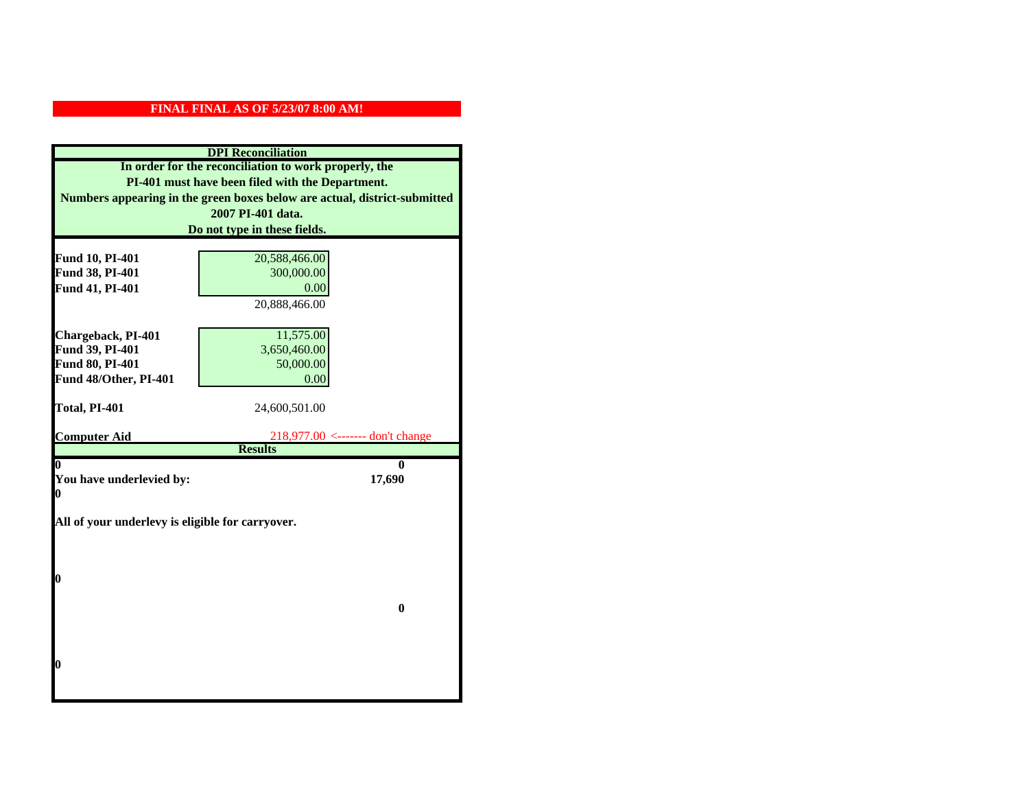**FINAL FINAL AS OF 5/23/07 8:00 AM!**

**DPI Reconciliation**

**In order for the reconciliation to work properly, the PI-401 must have been filed with the Department. Numbers appearing in the green boxes below are actual, district-submitted 2007 PI-401 data. Do not type in these fields.**

| | | |
|---|---|---|
| **Fund 10, PI-401** | 20,588,466.00 | |
| **Fund 38, PI-401** | 300,000.00 | |
| **Fund 41, PI-401** | 0.00 | |
| | 20,888,466.00 | |
| **Chargeback, PI-401** | 11,575.00 | |
| **Fund 39, PI-401** | 3,650,460.00 | |
| **Fund 80, PI-401** | 50,000.00 | |
| **Fund 48/Other, PI-401** | 0.00 | |
| **Total, PI-401** | 24,600,501.00 | |
| **Computer Aid** | 218,977.00 | <------- don't change |

**Results**

| | |
|---|---|
| **0** | **0** |
| **You have underlevied by:** | **17,690** |
| **0** | |

**All of your underlevy is eligible for carryover.**

**0**

**0**

**0**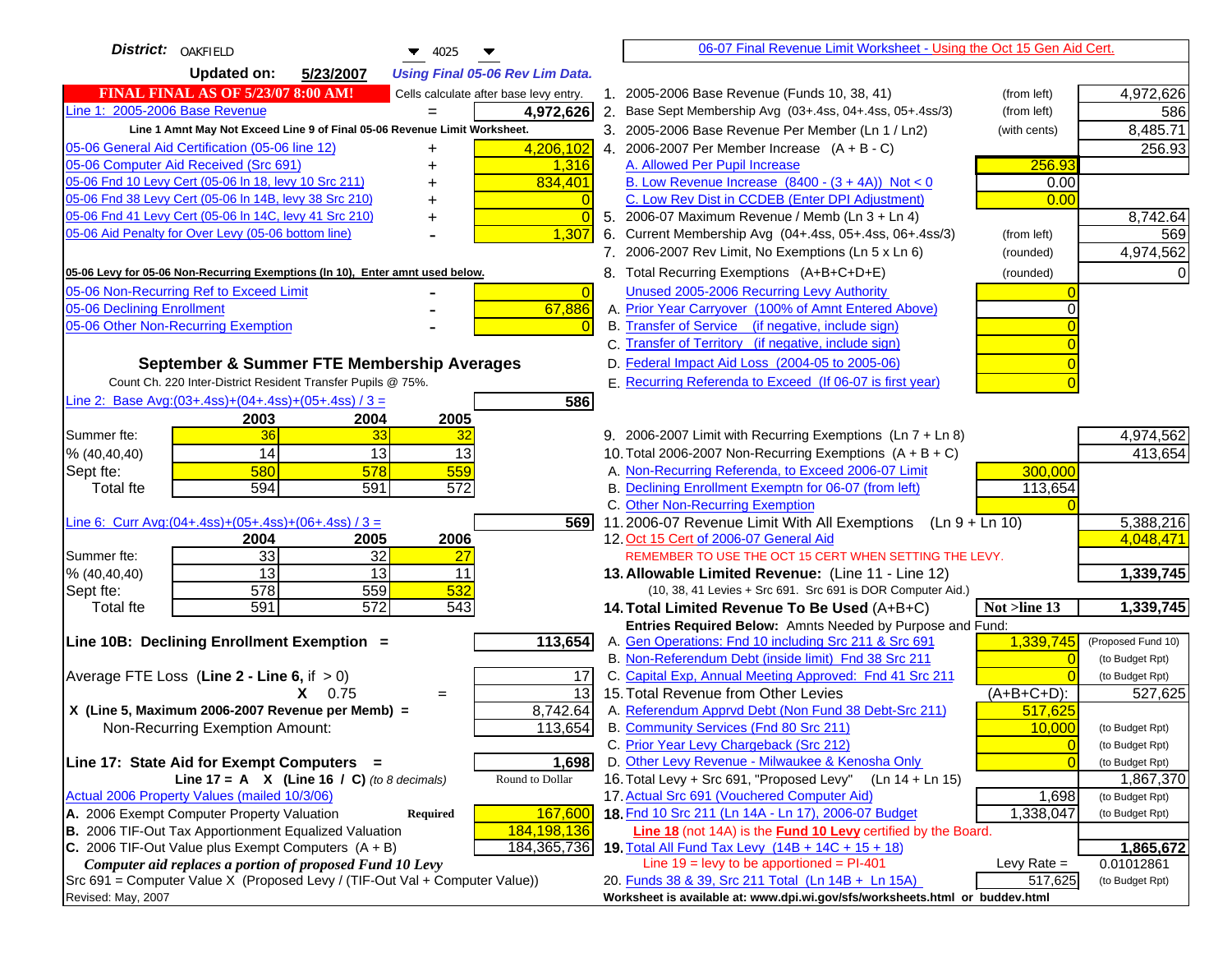**District:** OAKFIELD 4025

**Updated on:** 5/23/2007 *Using Final 05-06 Rev Lim Data.*

06-07 Final Revenue Limit Worksheet - Using the Oct 15 Gen Aid Cert.

**FINAL FINAL AS OF 5/23/07 8:00 AM!** Cells calculate after base levy entry.

| | | |
|---|---|---|
| Line 1: 2005-2006 Base Revenue | = | 4,972,626 |

Line 1 Amnt May Not Exceed Line 9 of Final 05-06 Revenue Limit Worksheet.

| | | |
|---|---|---|
| 05-06 General Aid Certification (05-06 line 12) | + | 4,206,102 |
| 05-06 Computer Aid Received (Src 691) | + | 1,316 |
| 05-06 Fnd 10 Levy Cert (05-06 ln 18, levy 10 Src 211) | + | 834,401 |
| 05-06 Fnd 38 Levy Cert (05-06 ln 14B, levy 38 Src 210) | + | 0 |
| 05-06 Fnd 41 Levy Cert (05-06 ln 14C, levy 41 Src 210) | + | 0 |
| 05-06 Aid Penalty for Over Levy (05-06 bottom line) | - | 1,307 |

05-06 Levy for 05-06 Non-Recurring Exemptions (ln 10), Enter amnt used below.

| | | |
|---|---|---|
| 05-06 Non-Recurring Ref to Exceed Limit | - | 0 |
| 05-06 Declining Enrollment | - | 67,886 |
| 05-06 Other Non-Recurring Exemption | - | 0 |

### September & Summer FTE Membership Averages

Count Ch. 220 Inter-District Resident Transfer Pupils @ 75%.

Line 2: Base Avg:(03+.4ss)+(04+.4ss)+(05+.4ss) / 3 = **586**

| | 2003 | 2004 | 2005 |
|---|---|---|---|
| Summer fte: | 36 | 33 | 32 |
| % (40,40,40) | 14 | 13 | 13 |
| Sept fte: | 580 | 578 | 559 |
| Total fte | 594 | 591 | 572 |

Line 6: Curr Avg:(04+.4ss)+(05+.4ss)+(06+.4ss) / 3 = **569**

| | 2004 | 2005 | 2006 |
|---|---|---|---|
| Summer fte: | 33 | 32 | 27 |
| % (40,40,40) | 13 | 13 | 11 |
| Sept fte: | 578 | 559 | 532 |
| Total fte | 591 | 572 | 543 |

**Line 10B: Declining Enrollment Exemption =** **113,654**

| | |
|---|---|
| Average FTE Loss (Line 2 - Line 6, if > 0) | 17 |
| X 0.75 = | 13 |
| X (Line 5, Maximum 2006-2007 Revenue per Memb) = | 8,742.64 |
| Non-Recurring Exemption Amount: | 113,654 |

**Line 17: State Aid for Exempt Computers =** **1,698**

Line 17 = A X (Line 16 / C) *(to 8 decimals)* — Round to Dollar

Actual 2006 Property Values (mailed 10/3/06)

| | | |
|---|---|---|
| A. 2006 Exempt Computer Property Valuation | Required | 167,600 |
| B. 2006 TIF-Out Tax Apportionment Equalized Valuation | | 184,198,136 |
| C. 2006 TIF-Out Value plus Exempt Computers (A + B) | | 184,365,736 |

*Computer aid replaces a portion of proposed Fund 10 Levy*

Src 691 = Computer Value X (Proposed Levy / (TIF-Out Val + Computer Value))

| | | | |
|---|---|---|---|
| 1. 2005-2006 Base Revenue (Funds 10, 38, 41) | (from left) | | 4,972,626 |
| 2. Base Sept Membership Avg (03+.4ss, 04+.4ss, 05+.4ss/3) | (from left) | | 586 |
| 3. 2005-2006 Base Revenue Per Member (Ln 1 / Ln2) | (with cents) | | 8,485.71 |
| 4. 2006-2007 Per Member Increase (A + B - C) | | | 256.93 |
| A. Allowed Per Pupil Increase | | 256.93 | |
| B. Low Revenue Increase (8400 - (3 + 4A)) Not < 0 | | 0.00 | |
| C. Low Rev Dist in CCDEB (Enter DPI Adjustment) | | 0.00 | |
| 5. 2006-07 Maximum Revenue / Memb (Ln 3 + Ln 4) | | | 8,742.64 |
| 6. Current Membership Avg (04+.4ss, 05+.4ss, 06+.4ss/3) | (from left) | | 569 |
| 7. 2006-2007 Rev Limit, No Exemptions (Ln 5 x Ln 6) | (rounded) | | 4,974,562 |
| 8. Total Recurring Exemptions (A+B+C+D+E) | (rounded) | | 0 |
| Unused 2005-2006 Recurring Levy Authority | | 0 | |
| A. Prior Year Carryover (100% of Amnt Entered Above) | | 0 | |
| B. Transfer of Service (if negative, include sign) | | 0 | |
| C. Transfer of Territory (if negative, include sign) | | 0 | |
| D. Federal Impact Aid Loss (2004-05 to 2005-06) | | 0 | |
| E. Recurring Referenda to Exceed (If 06-07 is first year) | | 0 | |
| 9. 2006-2007 Limit with Recurring Exemptions (Ln 7 + Ln 8) | | | 4,974,562 |
| 10. Total 2006-2007 Non-Recurring Exemptions (A + B + C) | | | 413,654 |
| A. Non-Recurring Referenda, to Exceed 2006-07 Limit | | 300,000 | |
| B. Declining Enrollment Exemptn for 06-07 (from left) | | 113,654 | |
| C. Other Non-Recurring Exemption | | 0 | |
| 11. 2006-07 Revenue Limit With All Exemptions (Ln 9 + Ln 10) | | | 5,388,216 |
| 12. Oct 15 Cert of 2006-07 General Aid | | | 4,048,471 |

REMEMBER TO USE THE OCT 15 CERT WHEN SETTING THE LEVY.

| | | | |
|---|---|---|---|
| **13. Allowable Limited Revenue:** (Line 11 - Line 12) | | | **1,339,745** |
| (10, 38, 41 Levies + Src 691. Src 691 is DOR Computer Aid.) | | | |
| **14. Total Limited Revenue To Be Used** (A+B+C) | | Not >line 13 | **1,339,745** |
| Entries Required Below: Amnts Needed by Purpose and Fund: | | | |
| A. Gen Operations: Fnd 10 including Src 211 & Src 691 | | 1,339,745 | (Proposed Fund 10) |
| B. Non-Referendum Debt (inside limit) Fnd 38 Src 211 | | 0 | (to Budget Rpt) |
| C. Capital Exp, Annual Meeting Approved: Fnd 41 Src 211 | | 0 | (to Budget Rpt) |
| 15. Total Revenue from Other Levies | | (A+B+C+D): | 527,625 |
| A. Referendum Apprvd Debt (Non Fund 38 Debt-Src 211) | | 517,625 | |
| B. Community Services (Fnd 80 Src 211) | | 10,000 | (to Budget Rpt) |
| C. Prior Year Levy Chargeback (Src 212) | | 0 | (to Budget Rpt) |
| D. Other Levy Revenue - Milwaukee & Kenosha Only | | 0 | (to Budget Rpt) |
| 16. Total Levy + Src 691, "Proposed Levy" (Ln 14 + Ln 15) | | | 1,867,370 |
| 17. Actual Src 691 (Vouchered Computer Aid) | | 1,698 | (to Budget Rpt) |
| **18.** Fnd 10 Src 211 (Ln 14A - Ln 17), 2006-07 Budget | | 1,338,047 | (to Budget Rpt) |

Line 18 (not 14A) is the **Fund 10 Levy** certified by the Board.

| | | | |
|---|---|---|---|
| **19.** Total All Fund Tax Levy (14B + 14C + 15 + 18) | | | **1,865,672** |
| Line 19 = levy to be apportioned = PI-401 | | Levy Rate = | 0.01012861 |
| 20. Funds 38 & 39, Src 211 Total (Ln 14B + Ln 15A) | | 517,625 | (to Budget Rpt) |

Worksheet is available at: www.dpi.wi.gov/sfs/worksheets.html or buddev.html

Revised: May, 2007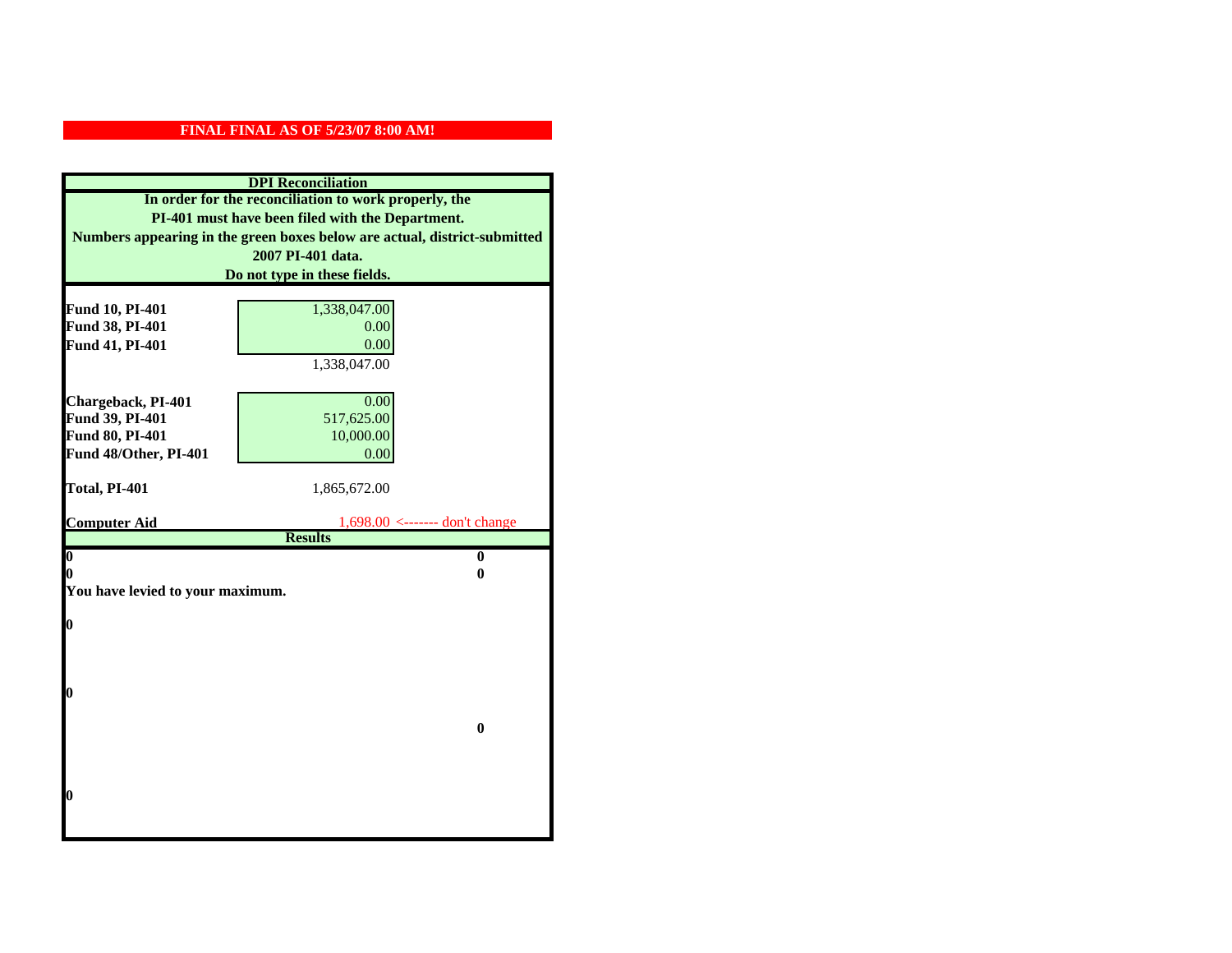**FINAL FINAL AS OF 5/23/07 8:00 AM!**

**DPI Reconciliation**

**In order for the reconciliation to work properly, the PI-401 must have been filed with the Department. Numbers appearing in the green boxes below are actual, district-submitted 2007 PI-401 data. Do not type in these fields.**

| | | |
|---|---|---|
| **Fund 10, PI-401** | 1,338,047.00 | |
| **Fund 38, PI-401** | 0.00 | |
| **Fund 41, PI-401** | 0.00 | |
| | 1,338,047.00 | |
| | | |
| **Chargeback, PI-401** | 0.00 | |
| **Fund 39, PI-401** | 517,625.00 | |
| **Fund 80, PI-401** | 10,000.00 | |
| **Fund 48/Other, PI-401** | 0.00 | |
| | | |
| **Total, PI-401** | 1,865,672.00 | |
| | | |
| **Computer Aid** | 1,698.00 | <------- don't change |

**Results**

| | |
|---|---|
| **0** | **0** |
| **0** | **0** |

**You have levied to your maximum.**

**0**

**0**

**0**

**0**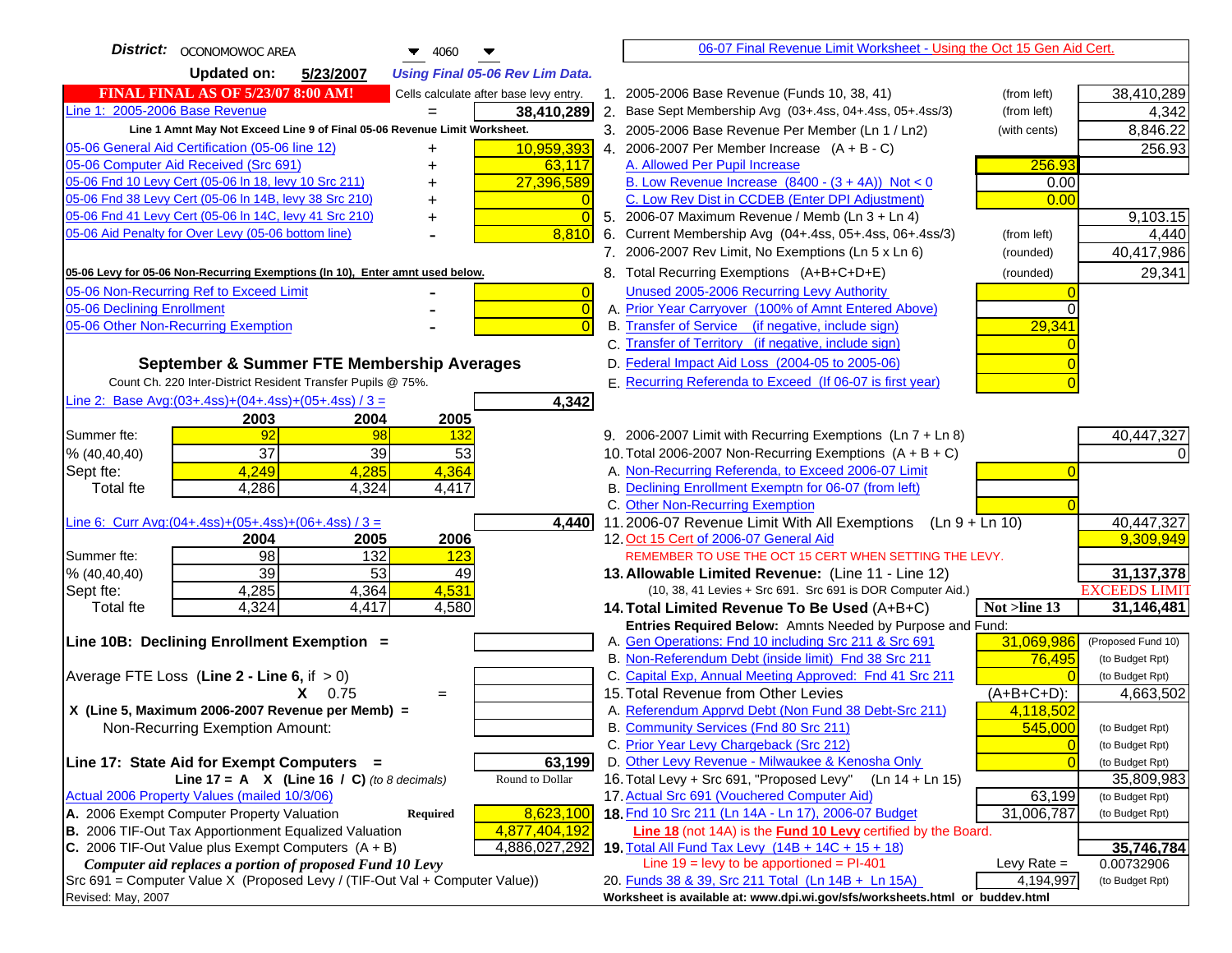**District:** OCONOMOWOC AREA 4060

**Updated on:** 5/23/2007 *Using Final 05-06 Rev Lim Data.*

**FINAL FINAL AS OF 5/23/07 8:00 AM!** Cells calculate after base levy entry.

| | | |
|---|---|---|
| Line 1: 2005-2006 Base Revenue | = | 38,410,289 |

Line 1 Amnt May Not Exceed Line 9 of Final 05-06 Revenue Limit Worksheet.

| | | |
|---|---|---|
| 05-06 General Aid Certification (05-06 line 12) | + | 10,959,393 |
| 05-06 Computer Aid Received (Src 691) | + | 63,117 |
| 05-06 Fnd 10 Levy Cert (05-06 ln 18, levy 10 Src 211) | + | 27,396,589 |
| 05-06 Fnd 38 Levy Cert (05-06 ln 14B, levy 38 Src 210) | + | 0 |
| 05-06 Fnd 41 Levy Cert (05-06 ln 14C, levy 41 Src 210) | + | 0 |
| 05-06 Aid Penalty for Over Levy (05-06 bottom line) | - | 8,810 |

05-06 Levy for 05-06 Non-Recurring Exemptions (ln 10), Enter amnt used below.

| | | |
|---|---|---|
| 05-06 Non-Recurring Ref to Exceed Limit | - | 0 |
| 05-06 Declining Enrollment | - | 0 |
| 05-06 Other Non-Recurring Exemption | - | 0 |

## September & Summer FTE Membership Averages

Count Ch. 220 Inter-District Resident Transfer Pupils @ 75%.

Line 2: Base Avg:(03+.4ss)+(04+.4ss)+(05+.4ss) / 3 = **4,342**

| | 2003 | 2004 | 2005 |
|---|---|---|---|
| Summer fte: | 92 | 98 | 132 |
| % (40,40,40) | 37 | 39 | 53 |
| Sept fte: | 4,249 | 4,285 | 4,364 |
| Total fte | 4,286 | 4,324 | 4,417 |

Line 6: Curr Avg:(04+.4ss)+(05+.4ss)+(06+.4ss) / 3 = **4,440**

| | 2004 | 2005 | 2006 |
|---|---|---|---|
| Summer fte: | 98 | 132 | 123 |
| % (40,40,40) | 39 | 53 | 49 |
| Sept fte: | 4,285 | 4,364 | 4,531 |
| Total fte | 4,324 | 4,417 | 4,580 |

**Line 10B: Declining Enrollment Exemption =**

Average FTE Loss (Line 2 - Line 6, if > 0)

X 0.75 =

X (Line 5, Maximum 2006-2007 Revenue per Memb) =

Non-Recurring Exemption Amount:

**Line 17: State Aid for Exempt Computers =** **63,199**

Line 17 = A X (Line 16 / C) *(to 8 decimals)* Round to Dollar

| | | |
|---|---|---|
| Actual 2006 Property Values (mailed 10/3/06) | | |
| A. 2006 Exempt Computer Property Valuation | Required | 8,623,100 |
| B. 2006 TIF-Out Tax Apportionment Equalized Valuation | | 4,877,404,192 |
| C. 2006 TIF-Out Value plus Exempt Computers (A + B) | | 4,886,027,292 |

*Computer aid replaces a portion of proposed Fund 10 Levy*

Src 691 = Computer Value X (Proposed Levy / (TIF-Out Val + Computer Value))

Revised: May, 2007

06-07 Final Revenue Limit Worksheet - Using the Oct 15 Gen Aid Cert.

| | | | |
|---|---|---|---|
| 1. 2005-2006 Base Revenue (Funds 10, 38, 41) | (from left) | | 38,410,289 |
| 2. Base Sept Membership Avg (03+.4ss, 04+.4ss, 05+.4ss/3) | (from left) | | 4,342 |
| 3. 2005-2006 Base Revenue Per Member (Ln 1 / Ln2) | (with cents) | | 8,846.22 |
| 4. 2006-2007 Per Member Increase (A + B - C) | | | 256.93 |
| A. Allowed Per Pupil Increase | | 256.93 | |
| B. Low Revenue Increase (8400 - (3 + 4A)) Not < 0 | | 0.00 | |
| C. Low Rev Dist in CCDEB (Enter DPI Adjustment) | | 0.00 | |
| 5. 2006-07 Maximum Revenue / Memb (Ln 3 + Ln 4) | | | 9,103.15 |
| 6. Current Membership Avg (04+.4ss, 05+.4ss, 06+.4ss/3) | (from left) | | 4,440 |
| 7. 2006-2007 Rev Limit, No Exemptions (Ln 5 x Ln 6) | (rounded) | | 40,417,986 |
| 8. Total Recurring Exemptions (A+B+C+D+E) | (rounded) | | 29,341 |
| Unused 2005-2006 Recurring Levy Authority | | 0 | |
| A. Prior Year Carryover (100% of Amnt Entered Above) | | 0 | |
| B. Transfer of Service (if negative, include sign) | | 29,341 | |
| C. Transfer of Territory (if negative, include sign) | | 0 | |
| D. Federal Impact Aid Loss (2004-05 to 2005-06) | | 0 | |
| E. Recurring Referenda to Exceed (If 06-07 is first year) | | 0 | |
| 9. 2006-2007 Limit with Recurring Exemptions (Ln 7 + Ln 8) | | | 40,447,327 |
| 10. Total 2006-2007 Non-Recurring Exemptions (A + B + C) | | | 0 |
| A. Non-Recurring Referenda, to Exceed 2006-07 Limit | | 0 | |
| B. Declining Enrollment Exemptn for 06-07 (from left) | | | |
| C. Other Non-Recurring Exemption | | 0 | |
| 11. 2006-07 Revenue Limit With All Exemptions (Ln 9 + Ln 10) | | | 40,447,327 |
| 12. Oct 15 Cert of 2006-07 General Aid | | | 9,309,949 |

REMEMBER TO USE THE OCT 15 CERT WHEN SETTING THE LEVY.

| | | | |
|---|---|---|---|
| **13. Allowable Limited Revenue:** (Line 11 - Line 12) | | | **31,137,378** |
| (10, 38, 41 Levies + Src 691. Src 691 is DOR Computer Aid.) | | | EXCEEDS LIMIT |
| **14. Total Limited Revenue To Be Used** (A+B+C) | | Not >line 13 | **31,146,481** |
| Entries Required Below: Amnts Needed by Purpose and Fund: | | | |
| A. Gen Operations: Fnd 10 including Src 211 & Src 691 | | 31,069,986 | (Proposed Fund 10) |
| B. Non-Referendum Debt (inside limit) Fnd 38 Src 211 | | 76,495 | (to Budget Rpt) |
| C. Capital Exp, Annual Meeting Approved: Fnd 41 Src 211 | | 0 | (to Budget Rpt) |
| 15. Total Revenue from Other Levies | | (A+B+C+D): | 4,663,502 |
| A. Referendum Apprvd Debt (Non Fund 38 Debt-Src 211) | | 4,118,502 | |
| B. Community Services (Fnd 80 Src 211) | | 545,000 | (to Budget Rpt) |
| C. Prior Year Levy Chargeback (Src 212) | | 0 | (to Budget Rpt) |
| D. Other Levy Revenue - Milwaukee & Kenosha Only | | 0 | (to Budget Rpt) |
| 16. Total Levy + Src 691, "Proposed Levy" (Ln 14 + Ln 15) | | | 35,809,983 |
| 17. Actual Src 691 (Vouchered Computer Aid) | | 63,199 | (to Budget Rpt) |
| **18.** Fnd 10 Src 211 (Ln 14A - Ln 17), 2006-07 Budget | | 31,006,787 | (to Budget Rpt) |
| Line 18 (not 14A) is the **Fund 10 Levy** certified by the Board. | | | |
| **19.** Total All Fund Tax Levy (14B + 14C + 15 + 18) | | | **35,746,784** |
| Line 19 = levy to be apportioned = PI-401 | | Levy Rate = | 0.00732906 |
| 20. Funds 38 & 39, Src 211 Total (Ln 14B + Ln 15A) | | 4,194,997 | (to Budget Rpt) |

Worksheet is available at: www.dpi.wi.gov/sfs/worksheets.html or buddev.html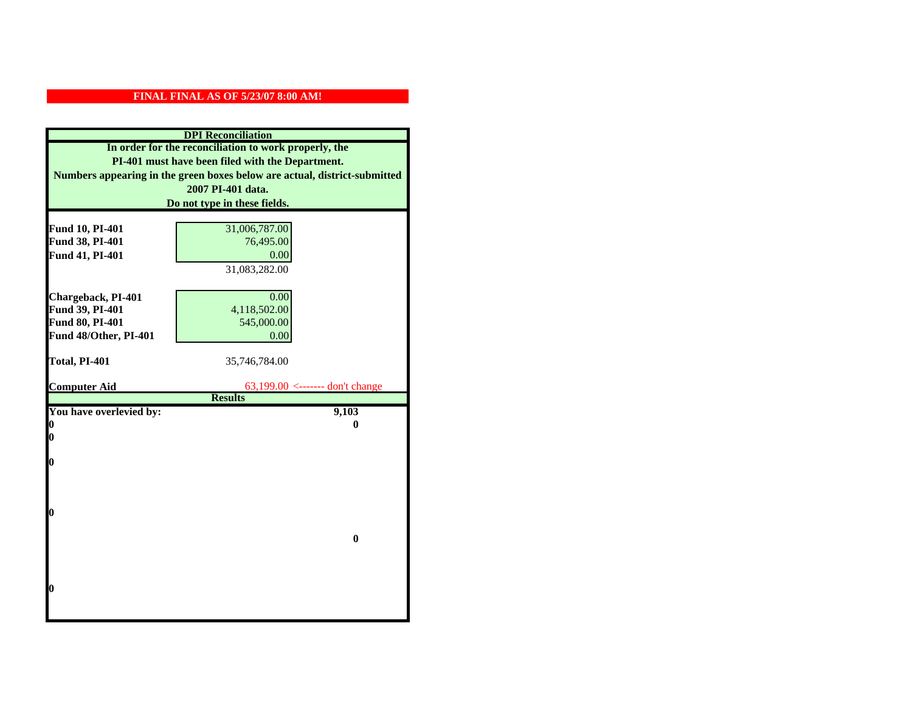**FINAL FINAL AS OF 5/23/07 8:00 AM!**

| DPI Reconciliation | | |
|---|---|---|
| In order for the reconciliation to work properly, the PI-401 must have been filed with the Department. Numbers appearing in the green boxes below are actual, district-submitted 2007 PI-401 data. Do not type in these fields. | | |
| **Fund 10, PI-401** | 31,006,787.00 | |
| **Fund 38, PI-401** | 76,495.00 | |
| **Fund 41, PI-401** | 0.00 | |
| | 31,083,282.00 | |
| **Chargeback, PI-401** | 0.00 | |
| **Fund 39, PI-401** | 4,118,502.00 | |
| **Fund 80, PI-401** | 545,000.00 | |
| **Fund 48/Other, PI-401** | 0.00 | |
| **Total, PI-401** | 35,746,784.00 | |
| **Computer Aid** | 63,199.00 | <------- don't change |
| **Results** | | |
| **You have overlevied by:** | | **9,103** |
| **0** | | **0** |
| **0** | | |
| **0** | | |
| **0** | | |
| | | **0** |
| **0** | | |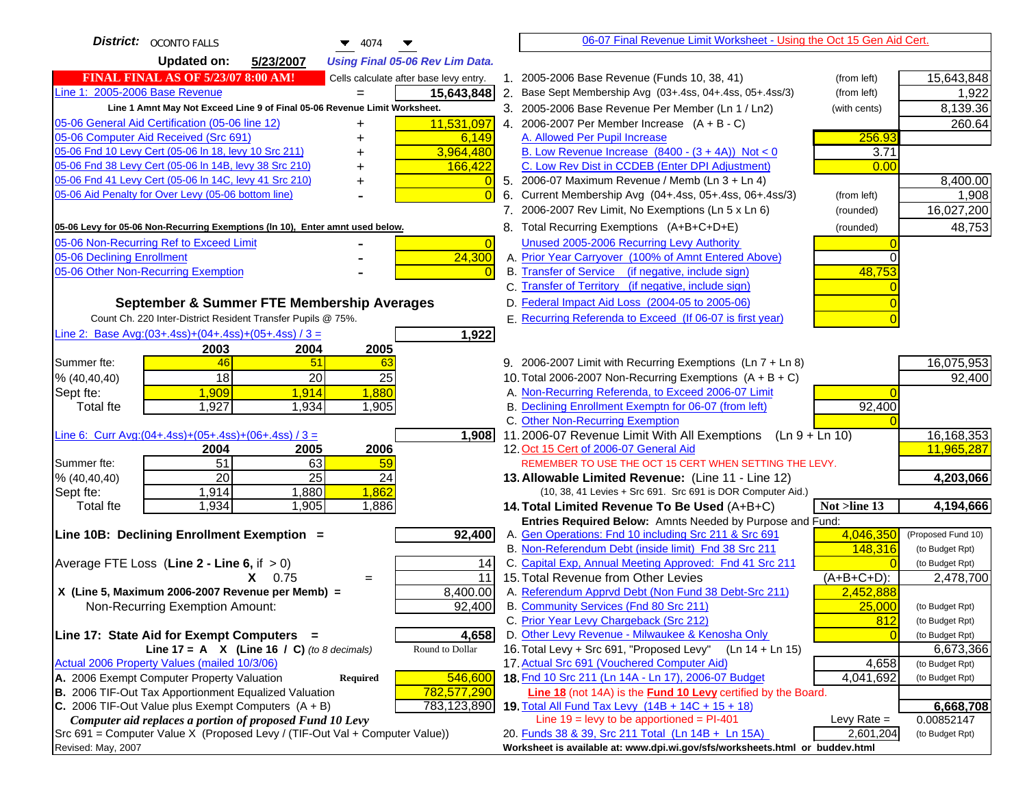**District:** OCONTO FALLS 4074

**Updated on:** 5/23/2007 *Using Final 05-06 Rev Lim Data.*

**FINAL FINAL AS OF 5/23/07 8:00 AM!** Cells calculate after base levy entry.

[06-07 Final Revenue Limit Worksheet - Using the Oct 15 Gen Aid Cert.]

| Item | | Amount |
|---|---|---|
| Line 1: 2005-2006 Base Revenue | = | 15,643,848 |
| Line 1 Amnt May Not Exceed Line 9 of Final 05-06 Revenue Limit Worksheet. | | |
| 05-06 General Aid Certification (05-06 line 12) | + | 11,531,097 |
| 05-06 Computer Aid Received (Src 691) | + | 6,149 |
| 05-06 Fnd 10 Levy Cert (05-06 ln 18, levy 10 Src 211) | + | 3,964,480 |
| 05-06 Fnd 38 Levy Cert (05-06 ln 14B, levy 38 Src 210) | + | 166,422 |
| 05-06 Fnd 41 Levy Cert (05-06 ln 14C, levy 41 Src 210) | + | 0 |
| 05-06 Aid Penalty for Over Levy (05-06 bottom line) | - | 0 |

**05-06 Levy for 05-06 Non-Recurring Exemptions (ln 10), Enter amnt used below.**

| Item | | Amount |
|---|---|---|
| 05-06 Non-Recurring Ref to Exceed Limit | - | 0 |
| 05-06 Declining Enrollment | - | 24,300 |
| 05-06 Other Non-Recurring Exemption | - | 0 |

## September & Summer FTE Membership Averages

Count Ch. 220 Inter-District Resident Transfer Pupils @ 75%.

Line 2: Base Avg:(03+.4ss)+(04+.4ss)+(05+.4ss) / 3 = **1,922**

| | 2003 | 2004 | 2005 |
|---|---|---|---|
| Summer fte: | 46 | 51 | 63 |
| % (40,40,40) | 18 | 20 | 25 |
| Sept fte: | 1,909 | 1,914 | 1,880 |
| Total fte | 1,927 | 1,934 | 1,905 |

Line 6: Curr Avg:(04+.4ss)+(05+.4ss)+(06+.4ss) / 3 = **1,908**

| | 2004 | 2005 | 2006 |
|---|---|---|---|
| Summer fte: | 51 | 63 | 59 |
| % (40,40,40) | 20 | 25 | 24 |
| Sept fte: | 1,914 | 1,880 | 1,862 |
| Total fte | 1,934 | 1,905 | 1,886 |

**Line 10B: Declining Enrollment Exemption =** **92,400**

| | | |
|---|---|---|
| Average FTE Loss (Line 2 - Line 6, if > 0) | | 14 |
| X 0.75 | = | 11 |
| X (Line 5, Maximum 2006-2007 Revenue per Memb) = | | 8,400.00 |
| Non-Recurring Exemption Amount: | | 92,400 |

**Line 17: State Aid for Exempt Computers =** **4,658**

Line 17 = A X (Line 16 / C) *(to 8 decimals)* Round to Dollar

Actual 2006 Property Values (mailed 10/3/06)

| | | |
|---|---|---|
| A. 2006 Exempt Computer Property Valuation | Required | 546,600 |
| B. 2006 TIF-Out Tax Apportionment Equalized Valuation | | 782,577,290 |
| C. 2006 TIF-Out Value plus Exempt Computers (A + B) | | 783,123,890 |

*Computer aid replaces a portion of proposed Fund 10 Levy*

Src 691 = Computer Value X (Proposed Levy / (TIF-Out Val + Computer Value))

Revised: May, 2007

| Line | Description | | Amount |
|---|---|---|---|
| 1. | 2005-2006 Base Revenue (Funds 10, 38, 41) | (from left) | 15,643,848 |
| 2. | Base Sept Membership Avg (03+.4ss, 04+.4ss, 05+.4ss/3) | (from left) | 1,922 |
| 3. | 2005-2006 Base Revenue Per Member (Ln 1 / Ln2) | (with cents) | 8,139.36 |
| 4. | 2006-2007 Per Member Increase (A + B - C) | | 260.64 |
| | A. Allowed Per Pupil Increase | 256.93 | |
| | B. Low Revenue Increase (8400 - (3 + 4A)) Not < 0 | 3.71 | |
| | C. Low Rev Dist in CCDEB (Enter DPI Adjustment) | 0.00 | |
| 5. | 2006-07 Maximum Revenue / Memb (Ln 3 + Ln 4) | | 8,400.00 |
| 6. | Current Membership Avg (04+.4ss, 05+.4ss, 06+.4ss/3) | (from left) | 1,908 |
| 7. | 2006-2007 Rev Limit, No Exemptions (Ln 5 x Ln 6) | (rounded) | 16,027,200 |
| 8. | Total Recurring Exemptions (A+B+C+D+E) | (rounded) | 48,753 |
| | Unused 2005-2006 Recurring Levy Authority | 0 | |
| | A. Prior Year Carryover (100% of Amnt Entered Above) | 0 | |
| | B. Transfer of Service (if negative, include sign) | 48,753 | |
| | C. Transfer of Territory (if negative, include sign) | 0 | |
| | D. Federal Impact Aid Loss (2004-05 to 2005-06) | 0 | |
| | E. Recurring Referenda to Exceed (If 06-07 is first year) | 0 | |
| 9. | 2006-2007 Limit with Recurring Exemptions (Ln 7 + Ln 8) | | 16,075,953 |
| 10. | Total 2006-2007 Non-Recurring Exemptions (A + B + C) | | 92,400 |
| | A. Non-Recurring Referenda, to Exceed 2006-07 Limit | 0 | |
| | B. Declining Enrollment Exemptn for 06-07 (from left) | 92,400 | |
| | C. Other Non-Recurring Exemption | 0 | |
| 11. | 2006-07 Revenue Limit With All Exemptions (Ln 9 + Ln 10) | | 16,168,353 |
| 12. | Oct 15 Cert of 2006-07 General Aid | | 11,965,287 |
| | REMEMBER TO USE THE OCT 15 CERT WHEN SETTING THE LEVY. | | |
| **13.** | **Allowable Limited Revenue:** (Line 11 - Line 12) (10, 38, 41 Levies + Src 691. Src 691 is DOR Computer Aid.) | | **4,203,066** |
| **14.** | **Total Limited Revenue To Be Used** (A+B+C) | Not >line 13 | **4,194,666** |
| | Entries Required Below: Amnts Needed by Purpose and Fund: | | |
| | A. Gen Operations: Fnd 10 including Src 211 & Src 691 | 4,046,350 | (Proposed Fund 10) |
| | B. Non-Referendum Debt (inside limit) Fnd 38 Src 211 | 148,316 | (to Budget Rpt) |
| | C. Capital Exp, Annual Meeting Approved: Fnd 41 Src 211 | 0 | (to Budget Rpt) |
| 15. | Total Revenue from Other Levies | (A+B+C+D): | 2,478,700 |
| | A. Referendum Apprvd Debt (Non Fund 38 Debt-Src 211) | 2,452,888 | |
| | B. Community Services (Fnd 80 Src 211) | 25,000 | (to Budget Rpt) |
| | C. Prior Year Levy Chargeback (Src 212) | 812 | (to Budget Rpt) |
| | D. Other Levy Revenue - Milwaukee & Kenosha Only | 0 | (to Budget Rpt) |
| 16. | Total Levy + Src 691, "Proposed Levy" (Ln 14 + Ln 15) | | 6,673,366 |
| 17. | Actual Src 691 (Vouchered Computer Aid) | 4,658 | (to Budget Rpt) |
| **18.** | Fnd 10 Src 211 (Ln 14A - Ln 17), 2006-07 Budget | 4,041,692 | (to Budget Rpt) |
| | **Line 18** (not 14A) is the **Fund 10 Levy** certified by the Board. | | |
| **19.** | Total All Fund Tax Levy (14B + 14C + 15 + 18) | | **6,668,708** |
| | Line 19 = levy to be apportioned = PI-401 | Levy Rate = | 0.00852147 |
| 20. | Funds 38 & 39, Src 211 Total (Ln 14B + Ln 15A) | 2,601,204 | (to Budget Rpt) |

Worksheet is available at: www.dpi.wi.gov/sfs/worksheets.html or buddev.html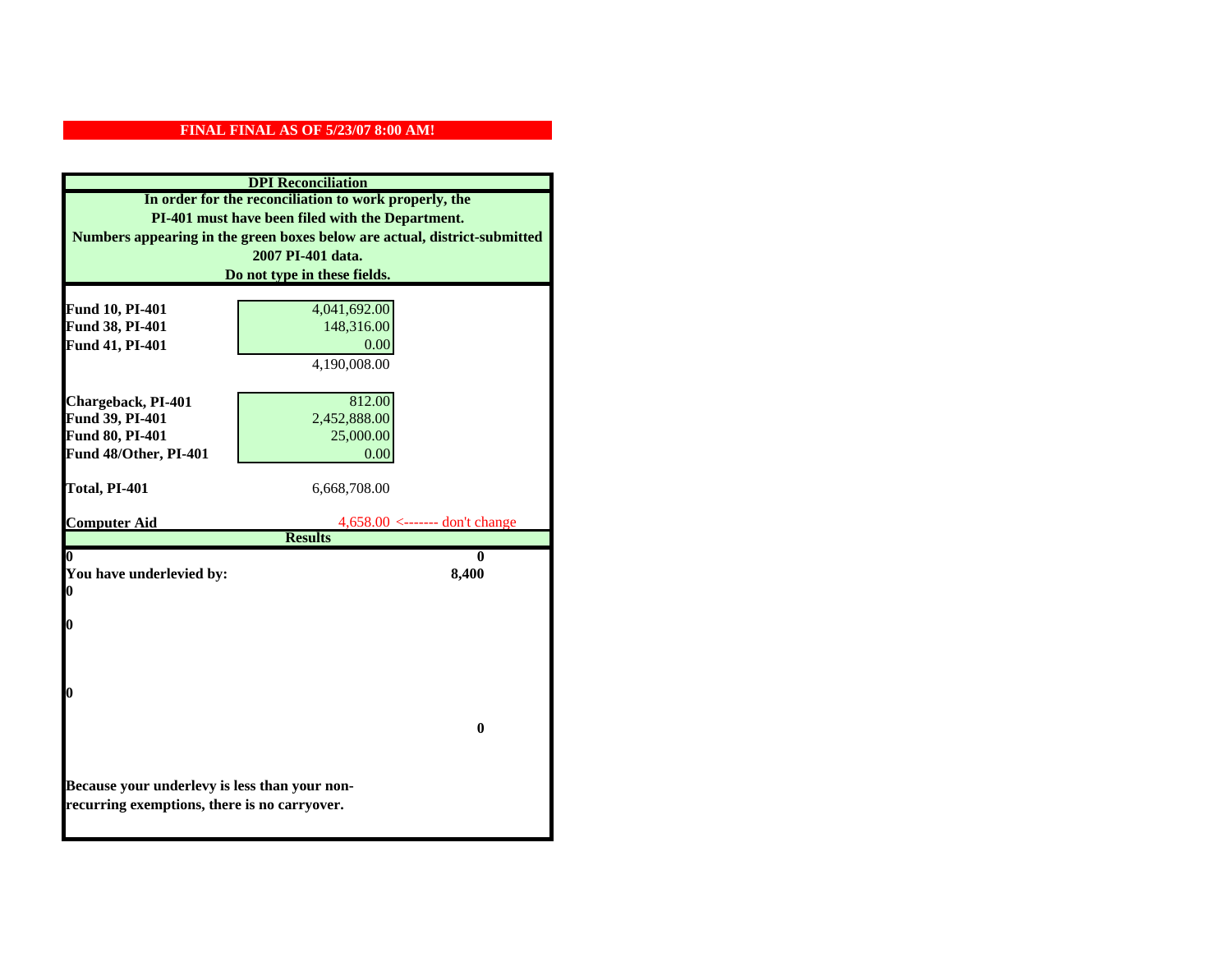**FINAL FINAL AS OF 5/23/07 8:00 AM!**

**DPI Reconciliation**

**In order for the reconciliation to work properly, the PI-401 must have been filed with the Department. Numbers appearing in the green boxes below are actual, district-submitted 2007 PI-401 data. Do not type in these fields.**

| | | |
|---|---|---|
| **Fund 10, PI-401** | 4,041,692.00 | |
| **Fund 38, PI-401** | 148,316.00 | |
| **Fund 41, PI-401** | 0.00 | |
| | 4,190,008.00 | |
| **Chargeback, PI-401** | 812.00 | |
| **Fund 39, PI-401** | 2,452,888.00 | |
| **Fund 80, PI-401** | 25,000.00 | |
| **Fund 48/Other, PI-401** | 0.00 | |
| **Total, PI-401** | 6,668,708.00 | |
| **Computer Aid** | 4,658.00 | <------- don't change |

**Results**

| | |
|---|---|
| **0** | **0** |
| **You have underlevied by:** | **8,400** |
| **0** | |
| **0** | |
| **0** | |
| | **0** |

**Because your underlevy is less than your non-recurring exemptions, there is no carryover.**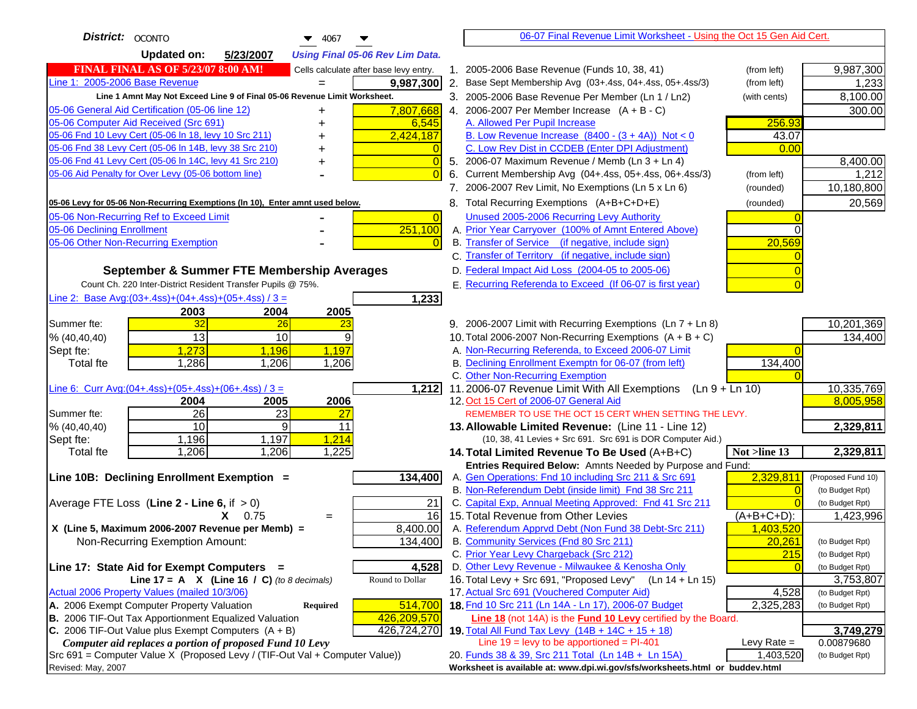**District:** OCONTO 4067

**Updated on:** 5/23/2007 *Using Final 05-06 Rev Lim Data.*

**FINAL FINAL AS OF 5/23/07 8:00 AM!** Cells calculate after base levy entry.

| | | |
|---|---|---|
| Line 1: 2005-2006 Base Revenue | = | 9,987,300 |

Line 1 Amnt May Not Exceed Line 9 of Final 05-06 Revenue Limit Worksheet.

| | | |
|---|---|---|
| 05-06 General Aid Certification (05-06 line 12) | + | 7,807,668 |
| 05-06 Computer Aid Received (Src 691) | + | 6,545 |
| 05-06 Fnd 10 Levy Cert (05-06 ln 18, levy 10 Src 211) | + | 2,424,187 |
| 05-06 Fnd 38 Levy Cert (05-06 ln 14B, levy 38 Src 210) | + | 0 |
| 05-06 Fnd 41 Levy Cert (05-06 ln 14C, levy 41 Src 210) | + | 0 |
| 05-06 Aid Penalty for Over Levy (05-06 bottom line) | - | 0 |

**05-06 Levy for 05-06 Non-Recurring Exemptions (ln 10), Enter amnt used below.**

| | | |
|---|---|---|
| 05-06 Non-Recurring Ref to Exceed Limit | - | 0 |
| 05-06 Declining Enrollment | - | 251,100 |
| 05-06 Other Non-Recurring Exemption | - | 0 |

## September & Summer FTE Membership Averages

Count Ch. 220 Inter-District Resident Transfer Pupils @ 75%.

Line 2: Base Avg:(03+.4ss)+(04+.4ss)+(05+.4ss) / 3 = **1,233**

| | 2003 | 2004 | 2005 |
|---|---|---|---|
| Summer fte: | 32 | 26 | 23 |
| % (40,40,40) | 13 | 10 | 9 |
| Sept fte: | 1,273 | 1,196 | 1,197 |
| Total fte | 1,286 | 1,206 | 1,206 |

Line 6: Curr Avg:(04+.4ss)+(05+.4ss)+(06+.4ss) / 3 = **1,212**

| | 2004 | 2005 | 2006 |
|---|---|---|---|
| Summer fte: | 26 | 23 | 27 |
| % (40,40,40) | 10 | 9 | 11 |
| Sept fte: | 1,196 | 1,197 | 1,214 |
| Total fte | 1,206 | 1,206 | 1,225 |

**Line 10B: Declining Enrollment Exemption =** **134,400**

| | | |
|---|---|---|
| Average FTE Loss (Line 2 - Line 6, if > 0) | | 21 |
| X 0.75 | = | 16 |
| X (Line 5, Maximum 2006-2007 Revenue per Memb) = | | 8,400.00 |
| Non-Recurring Exemption Amount: | | 134,400 |

**Line 17: State Aid for Exempt Computers =** **4,528**

Line 17 = A X (Line 16 / C) *(to 8 decimals)* Round to Dollar

Actual 2006 Property Values (mailed 10/3/06)

| | | |
|---|---|---|
| A. 2006 Exempt Computer Property Valuation | Required | 514,700 |
| B. 2006 TIF-Out Tax Apportionment Equalized Valuation | | 426,209,570 |
| C. 2006 TIF-Out Value plus Exempt Computers (A + B) | | 426,724,270 |

*Computer aid replaces a portion of proposed Fund 10 Levy*

Src 691 = Computer Value X (Proposed Levy / (TIF-Out Val + Computer Value))

Revised: May, 2007

---

06-07 Final Revenue Limit Worksheet - Using the Oct 15 Gen Aid Cert.

| | | | |
|---|---|---|---|
| 1. 2005-2006 Base Revenue (Funds 10, 38, 41) | (from left) | | 9,987,300 |
| 2. Base Sept Membership Avg (03+.4ss, 04+.4ss, 05+.4ss/3) | (from left) | | 1,233 |
| 3. 2005-2006 Base Revenue Per Member (Ln 1 / Ln2) | (with cents) | | 8,100.00 |
| 4. 2006-2007 Per Member Increase (A + B - C) | | | 300.00 |
| A. Allowed Per Pupil Increase | | 256.93 | |
| B. Low Revenue Increase (8400 - (3 + 4A)) Not < 0 | | 43.07 | |
| C. Low Rev Dist in CCDEB (Enter DPI Adjustment) | | 0.00 | |
| 5. 2006-07 Maximum Revenue / Memb (Ln 3 + Ln 4) | | | 8,400.00 |
| 6. Current Membership Avg (04+.4ss, 05+.4ss, 06+.4ss/3) | (from left) | | 1,212 |
| 7. 2006-2007 Rev Limit, No Exemptions (Ln 5 x Ln 6) | (rounded) | | 10,180,800 |
| 8. Total Recurring Exemptions (A+B+C+D+E) | (rounded) | | 20,569 |
| Unused 2005-2006 Recurring Levy Authority | | 0 | |
| A. Prior Year Carryover (100% of Amnt Entered Above) | | 0 | |
| B. Transfer of Service (if negative, include sign) | | 20,569 | |
| C. Transfer of Territory (if negative, include sign) | | 0 | |
| D. Federal Impact Aid Loss (2004-05 to 2005-06) | | 0 | |
| E. Recurring Referenda to Exceed (If 06-07 is first year) | | 0 | |
| 9. 2006-2007 Limit with Recurring Exemptions (Ln 7 + Ln 8) | | | 10,201,369 |
| 10. Total 2006-2007 Non-Recurring Exemptions (A + B + C) | | | 134,400 |
| A. Non-Recurring Referenda, to Exceed 2006-07 Limit | | 0 | |
| B. Declining Enrollment Exemptn for 06-07 (from left) | | 134,400 | |
| C. Other Non-Recurring Exemption | | 0 | |
| 11. 2006-07 Revenue Limit With All Exemptions (Ln 9 + Ln 10) | | | 10,335,769 |
| 12. Oct 15 Cert of 2006-07 General Aid | | | 8,005,958 |

REMEMBER TO USE THE OCT 15 CERT WHEN SETTING THE LEVY.

| | | | |
|---|---|---|---|
| **13. Allowable Limited Revenue:** (Line 11 - Line 12) | | | **2,329,811** |
| (10, 38, 41 Levies + Src 691. Src 691 is DOR Computer Aid.) | | | |
| **14. Total Limited Revenue To Be Used** (A+B+C) | | **Not >line 13** | **2,329,811** |

Entries Required Below: Amnts Needed by Purpose and Fund:

| | | | |
|---|---|---|---|
| A. Gen Operations: Fnd 10 including Src 211 & Src 691 | | 2,329,811 | (Proposed Fund 10) |
| B. Non-Referendum Debt (inside limit) Fnd 38 Src 211 | | 0 | (to Budget Rpt) |
| C. Capital Exp, Annual Meeting Approved: Fnd 41 Src 211 | | 0 | (to Budget Rpt) |
| 15. Total Revenue from Other Levies | | (A+B+C+D): | 1,423,996 |
| A. Referendum Apprvd Debt (Non Fund 38 Debt-Src 211) | | 1,403,520 | |
| B. Community Services (Fnd 80 Src 211) | | 20,261 | (to Budget Rpt) |
| C. Prior Year Levy Chargeback (Src 212) | | 215 | (to Budget Rpt) |
| D. Other Levy Revenue - Milwaukee & Kenosha Only | | 0 | (to Budget Rpt) |
| 16. Total Levy + Src 691, "Proposed Levy" (Ln 14 + Ln 15) | | | 3,753,807 |
| 17. Actual Src 691 (Vouchered Computer Aid) | | 4,528 | (to Budget Rpt) |
| **18.** Fnd 10 Src 211 (Ln 14A - Ln 17), 2006-07 Budget | | 2,325,283 | (to Budget Rpt) |

**Line 18** (not 14A) is the **Fund 10 Levy** certified by the Board.

| | | | |
|---|---|---|---|
| **19.** Total All Fund Tax Levy (14B + 14C + 15 + 18) | | | **3,749,279** |
| Line 19 = levy to be apportioned = PI-401 | | Levy Rate = | 0.00879680 |
| 20. Funds 38 & 39, Src 211 Total (Ln 14B + Ln 15A) | | 1,403,520 | (to Budget Rpt) |

Worksheet is available at: www.dpi.wi.gov/sfs/worksheets.html or buddev.html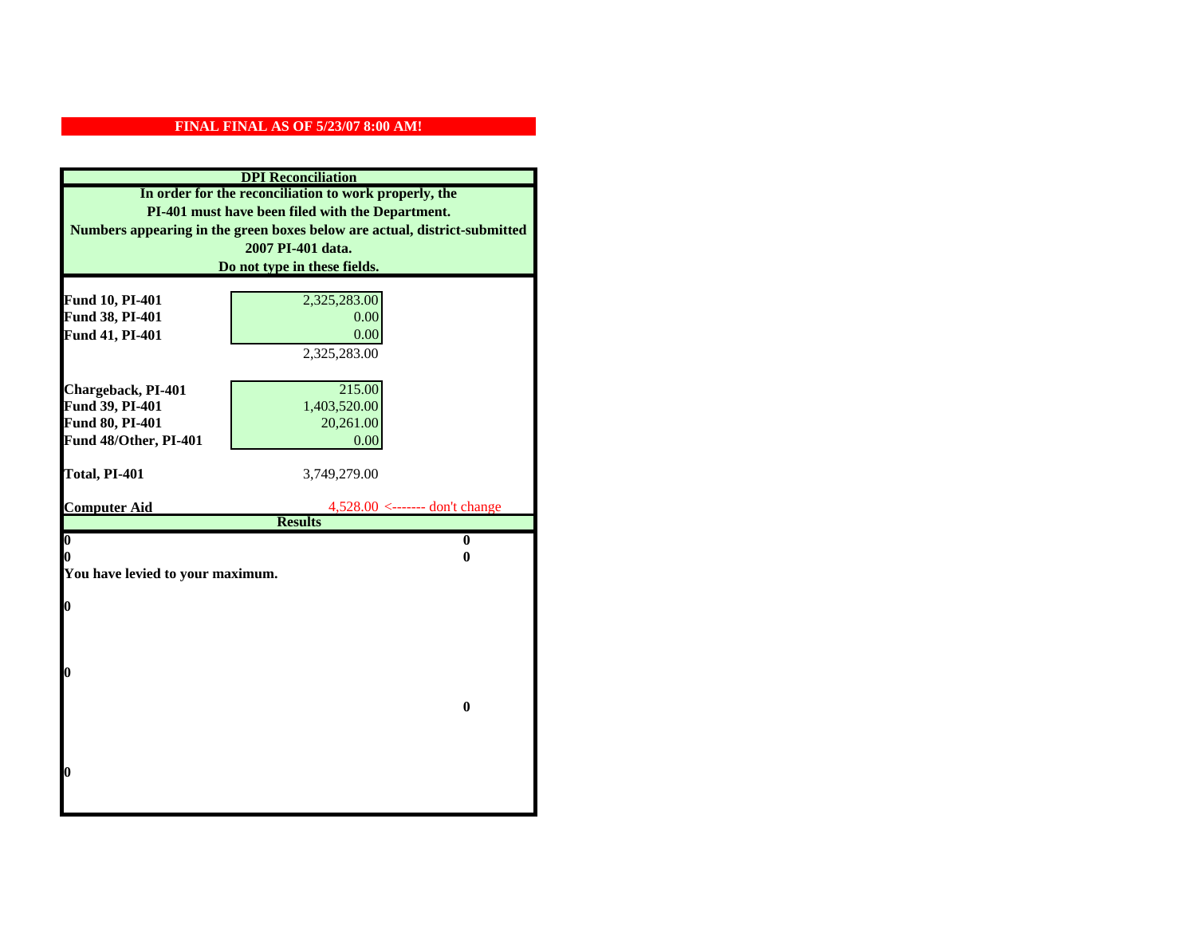**FINAL FINAL AS OF 5/23/07 8:00 AM!**

**DPI Reconciliation**

**In order for the reconciliation to work properly, the PI-401 must have been filed with the Department. Numbers appearing in the green boxes below are actual, district-submitted 2007 PI-401 data. Do not type in these fields.**

| | | |
|---|---|---|
| **Fund 10, PI-401** | 2,325,283.00 | |
| **Fund 38, PI-401** | 0.00 | |
| **Fund 41, PI-401** | 0.00 | |
| | 2,325,283.00 | |
| | | |
| **Chargeback, PI-401** | 215.00 | |
| **Fund 39, PI-401** | 1,403,520.00 | |
| **Fund 80, PI-401** | 20,261.00 | |
| **Fund 48/Other, PI-401** | 0.00 | |
| | | |
| **Total, PI-401** | 3,749,279.00 | |
| | | |
| **Computer Aid** | 4,528.00 | <------- don't change |

**Results**

| | |
|---|---|
| **0** | **0** |
| **0** | **0** |

**You have levied to your maximum.**

**0**

**0**

**0**

**0**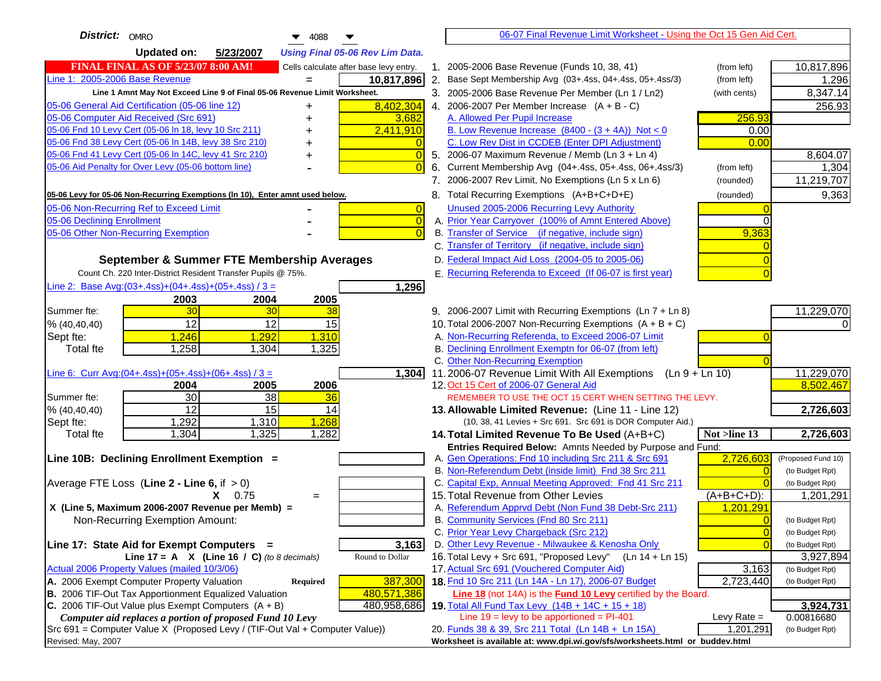**District:** OMRO 4088

**Updated on:** 5/23/2007 *Using Final 05-06 Rev Lim Data.*

**FINAL FINAL AS OF 5/23/07 8:00 AM!** Cells calculate after base levy entry.

06-07 Final Revenue Limit Worksheet - Using the Oct 15 Gen Aid Cert.

| | | |
|---|---|---|
| Line 1: 2005-2006 Base Revenue | = | 10,817,896 |
| Line 1 Amnt May Not Exceed Line 9 of Final 05-06 Revenue Limit Worksheet. | | |
| 05-06 General Aid Certification (05-06 line 12) | + | 8,402,304 |
| 05-06 Computer Aid Received (Src 691) | + | 3,682 |
| 05-06 Fnd 10 Levy Cert (05-06 ln 18, levy 10 Src 211) | + | 2,411,910 |
| 05-06 Fnd 38 Levy Cert (05-06 ln 14B, levy 38 Src 210) | + | 0 |
| 05-06 Fnd 41 Levy Cert (05-06 ln 14C, levy 41 Src 210) | + | 0 |
| 05-06 Aid Penalty for Over Levy (05-06 bottom line) | - | 0 |

**05-06 Levy for 05-06 Non-Recurring Exemptions (ln 10), Enter amnt used below.**

| | | |
|---|---|---|
| 05-06 Non-Recurring Ref to Exceed Limit | - | 0 |
| 05-06 Declining Enrollment | - | 0 |
| 05-06 Other Non-Recurring Exemption | - | 0 |

**September & Summer FTE Membership Averages**

Count Ch. 220 Inter-District Resident Transfer Pupils @ 75%.

Line 2: Base Avg:(03+.4ss)+(04+.4ss)+(05+.4ss) / 3 = **1,296**

| | 2003 | 2004 | 2005 |
|---|---|---|---|
| Summer fte: | 30 | 30 | 38 |
| % (40,40,40) | 12 | 12 | 15 |
| Sept fte: | 1,246 | 1,292 | 1,310 |
| Total fte | 1,258 | 1,304 | 1,325 |

Line 6: Curr Avg:(04+.4ss)+(05+.4ss)+(06+.4ss) / 3 = **1,304**

| | 2004 | 2005 | 2006 |
|---|---|---|---|
| Summer fte: | 30 | 38 | 36 |
| % (40,40,40) | 12 | 15 | 14 |
| Sept fte: | 1,292 | 1,310 | 1,268 |
| Total fte | 1,304 | 1,325 | 1,282 |

**Line 10B: Declining Enrollment Exemption =**

Average FTE Loss (**Line 2 - Line 6**, if > 0)

X 0.75 =

X (Line 5, Maximum 2006-2007 Revenue per Memb) =

Non-Recurring Exemption Amount:

**Line 17: State Aid for Exempt Computers =** **3,163**

Line 17 = A X (Line 16 / C) *(to 8 decimals)* Round to Dollar

Actual 2006 Property Values (mailed 10/3/06)

| | | |
|---|---|---|
| A. 2006 Exempt Computer Property Valuation | **Required** | 387,300 |
| B. 2006 TIF-Out Tax Apportionment Equalized Valuation | | 480,571,386 |
| C. 2006 TIF-Out Value plus Exempt Computers (A + B) | | 480,958,686 |

*Computer aid replaces a portion of proposed Fund 10 Levy*

Src 691 = Computer Value X (Proposed Levy / (TIF-Out Val + Computer Value))

Revised: May, 2007

| | | | |
|---|---|---|---|
| 1. 2005-2006 Base Revenue (Funds 10, 38, 41) | (from left) | | 10,817,896 |
| 2. Base Sept Membership Avg (03+.4ss, 04+.4ss, 05+.4ss/3) | (from left) | | 1,296 |
| 3. 2005-2006 Base Revenue Per Member (Ln 1 / Ln2) | (with cents) | | 8,347.14 |
| 4. 2006-2007 Per Member Increase (A + B - C) | | | 256.93 |
| A. Allowed Per Pupil Increase | | 256.93 | |
| B. Low Revenue Increase (8400 - (3 + 4A)) Not < 0 | | 0.00 | |
| C. Low Rev Dist in CCDEB (Enter DPI Adjustment) | | 0.00 | |
| 5. 2006-07 Maximum Revenue / Memb (Ln 3 + Ln 4) | | | 8,604.07 |
| 6. Current Membership Avg (04+.4ss, 05+.4ss, 06+.4ss/3) | (from left) | | 1,304 |
| 7. 2006-2007 Rev Limit, No Exemptions (Ln 5 x Ln 6) | (rounded) | | 11,219,707 |
| 8. Total Recurring Exemptions (A+B+C+D+E) | (rounded) | | 9,363 |
| Unused 2005-2006 Recurring Levy Authority | | 0 | |
| A. Prior Year Carryover (100% of Amnt Entered Above) | | 0 | |
| B. Transfer of Service (if negative, include sign) | | 9,363 | |
| C. Transfer of Territory (if negative, include sign) | | 0 | |
| D. Federal Impact Aid Loss (2004-05 to 2005-06) | | 0 | |
| E. Recurring Referenda to Exceed (If 06-07 is first year) | | 0 | |
| 9. 2006-2007 Limit with Recurring Exemptions (Ln 7 + Ln 8) | | | 11,229,070 |
| 10. Total 2006-2007 Non-Recurring Exemptions (A + B + C) | | | 0 |
| A. Non-Recurring Referenda, to Exceed 2006-07 Limit | | 0 | |
| B. Declining Enrollment Exemptn for 06-07 (from left) | | | |
| C. Other Non-Recurring Exemption | | 0 | |
| 11. 2006-07 Revenue Limit With All Exemptions (Ln 9 + Ln 10) | | | 11,229,070 |
| 12. Oct 15 Cert of 2006-07 General Aid | | | 8,502,467 |
| REMEMBER TO USE THE OCT 15 CERT WHEN SETTING THE LEVY. | | | |
| **13. Allowable Limited Revenue:** (Line 11 - Line 12) | | | **2,726,603** |
| (10, 38, 41 Levies + Src 691. Src 691 is DOR Computer Aid.) | | | |
| **14. Total Limited Revenue To Be Used** (A+B+C) | | **Not >line 13** | **2,726,603** |
| Entries Required Below: Amnts Needed by Purpose and Fund: | | | |
| A. Gen Operations: Fnd 10 including Src 211 & Src 691 | | 2,726,603 | (Proposed Fund 10) |
| B. Non-Referendum Debt (inside limit) Fnd 38 Src 211 | | 0 | (to Budget Rpt) |
| C. Capital Exp, Annual Meeting Approved: Fnd 41 Src 211 | | 0 | (to Budget Rpt) |
| 15. Total Revenue from Other Levies | | (A+B+C+D): | 1,201,291 |
| A. Referendum Apprvd Debt (Non Fund 38 Debt-Src 211) | | 1,201,291 | |
| B. Community Services (Fnd 80 Src 211) | | 0 | (to Budget Rpt) |
| C. Prior Year Levy Chargeback (Src 212) | | 0 | (to Budget Rpt) |
| D. Other Levy Revenue - Milwaukee & Kenosha Only | | 0 | (to Budget Rpt) |
| 16. Total Levy + Src 691, "Proposed Levy" (Ln 14 + Ln 15) | | | 3,927,894 |
| 17. Actual Src 691 (Vouchered Computer Aid) | | 3,163 | (to Budget Rpt) |
| **18.** Fnd 10 Src 211 (Ln 14A - Ln 17), 2006-07 Budget | | 2,723,440 | (to Budget Rpt) |
| **Line 18** (not 14A) is the **Fund 10 Levy** certified by the Board. | | | |
| **19.** Total All Fund Tax Levy (14B + 14C + 15 + 18) | | | **3,924,731** |
| Line 19 = levy to be apportioned = PI-401 | | Levy Rate = | 0.00816680 |
| 20. Funds 38 & 39, Src 211 Total (Ln 14B + Ln 15A) | | 1,201,291 | (to Budget Rpt) |

Worksheet is available at: www.dpi.wi.gov/sfs/worksheets.html or buddev.html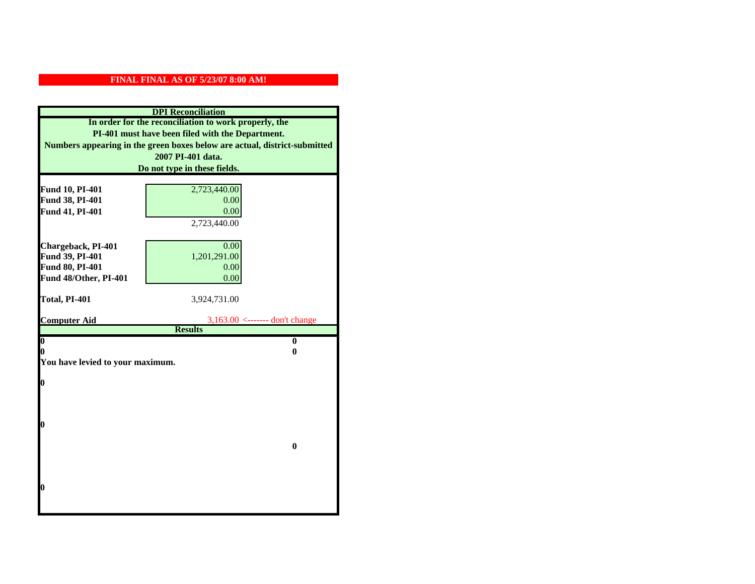**FINAL FINAL AS OF 5/23/07 8:00 AM!**

**DPI Reconciliation**

**In order for the reconciliation to work properly, the PI-401 must have been filed with the Department. Numbers appearing in the green boxes below are actual, district-submitted 2007 PI-401 data. Do not type in these fields.**

| | | |
|---|---|---|
| **Fund 10, PI-401** | 2,723,440.00 | |
| **Fund 38, PI-401** | 0.00 | |
| **Fund 41, PI-401** | 0.00 | |
| | 2,723,440.00 | |
| **Chargeback, PI-401** | 0.00 | |
| **Fund 39, PI-401** | 1,201,291.00 | |
| **Fund 80, PI-401** | 0.00 | |
| **Fund 48/Other, PI-401** | 0.00 | |
| **Total, PI-401** | 3,924,731.00 | |
| **Computer Aid** | 3,163.00 | <------- don't change |

**Results**

| | |
|---|---|
| **0** | **0** |
| **0** | **0** |

**You have levied to your maximum.**

**0**

**0**

**0**

**0**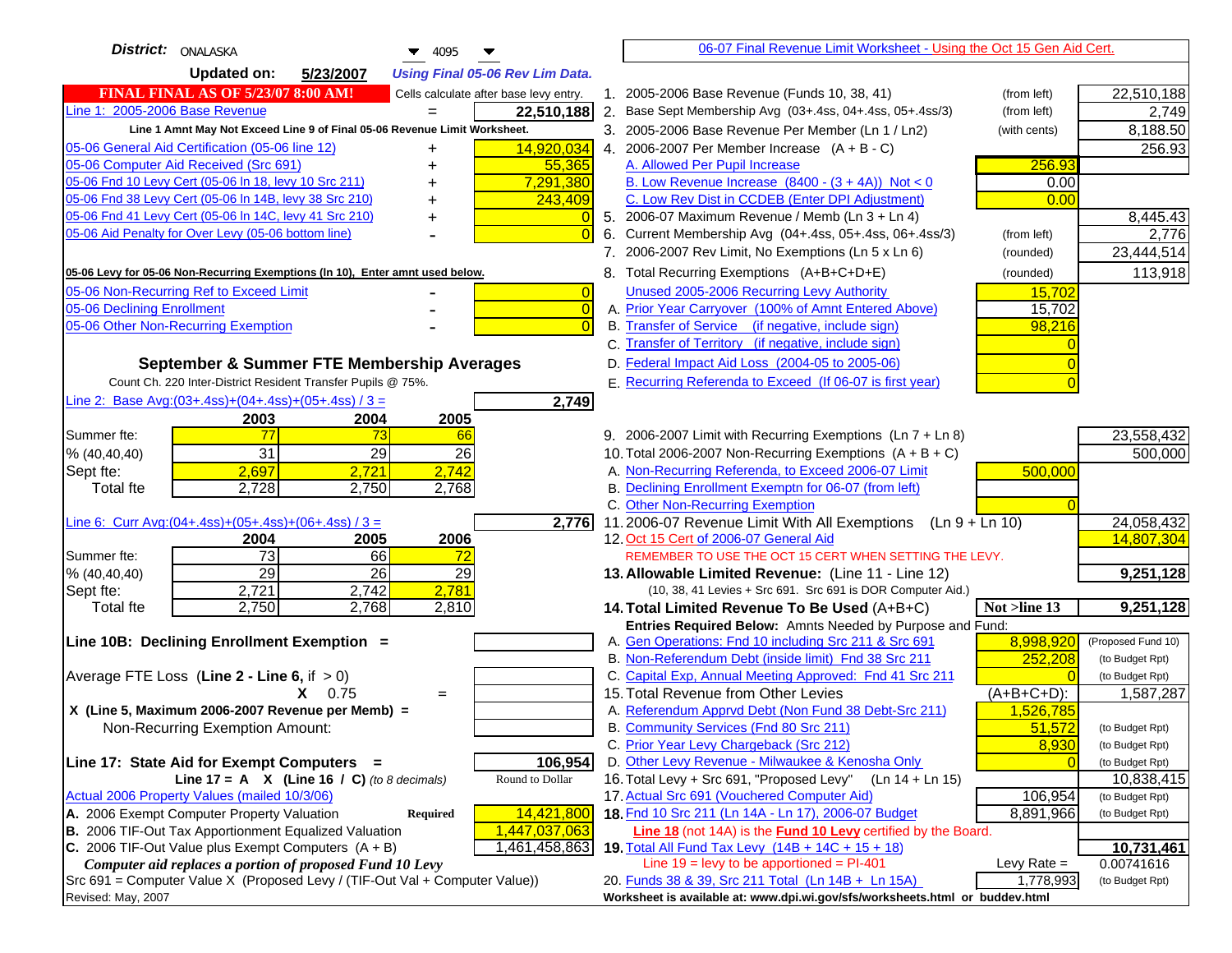**District:** ONALASKA 4095

**Updated on:** 5/23/2007 *Using Final 05-06 Rev Lim Data.*

**FINAL FINAL AS OF 5/23/07 8:00 AM!** Cells calculate after base levy entry.

| | | |
|---|---|---|
| Line 1: 2005-2006 Base Revenue | = | 22,510,188 |

Line 1 Amnt May Not Exceed Line 9 of Final 05-06 Revenue Limit Worksheet.

| | | |
|---|---|---|
| 05-06 General Aid Certification (05-06 line 12) | + | 14,920,034 |
| 05-06 Computer Aid Received (Src 691) | + | 55,365 |
| 05-06 Fnd 10 Levy Cert (05-06 ln 18, levy 10 Src 211) | + | 7,291,380 |
| 05-06 Fnd 38 Levy Cert (05-06 ln 14B, levy 38 Src 210) | + | 243,409 |
| 05-06 Fnd 41 Levy Cert (05-06 ln 14C, levy 41 Src 210) | + | 0 |
| 05-06 Aid Penalty for Over Levy (05-06 bottom line) | - | 0 |

**05-06 Levy for 05-06 Non-Recurring Exemptions (ln 10), Enter amnt used below.**

| | | |
|---|---|---|
| 05-06 Non-Recurring Ref to Exceed Limit | - | 0 |
| 05-06 Declining Enrollment | - | 0 |
| 05-06 Other Non-Recurring Exemption | - | 0 |

## September & Summer FTE Membership Averages

Count Ch. 220 Inter-District Resident Transfer Pupils @ 75%.

Line 2: Base Avg:(03+.4ss)+(04+.4ss)+(05+.4ss) / 3 = **2,749**

| | 2003 | 2004 | 2005 |
|---|---|---|---|
| Summer fte: | 77 | 73 | 66 |
| % (40,40,40) | 31 | 29 | 26 |
| Sept fte: | 2,697 | 2,721 | 2,742 |
| Total fte | 2,728 | 2,750 | 2,768 |

Line 6: Curr Avg:(04+.4ss)+(05+.4ss)+(06+.4ss) / 3 = **2,776**

| | 2004 | 2005 | 2006 |
|---|---|---|---|
| Summer fte: | 73 | 66 | 72 |
| % (40,40,40) | 29 | 26 | 29 |
| Sept fte: | 2,721 | 2,742 | 2,781 |
| Total fte | 2,750 | 2,768 | 2,810 |

**Line 10B: Declining Enrollment Exemption =**

Average FTE Loss (**Line 2 - Line 6**, if > 0)

X 0.75 =

X (Line 5, Maximum 2006-2007 Revenue per Memb) =

Non-Recurring Exemption Amount:

**Line 17: State Aid for Exempt Computers =** **106,954**

Line 17 = A X (Line 16 / C) *(to 8 decimals)* Round to Dollar

Actual 2006 Property Values (mailed 10/3/06)

| | | |
|---|---|---|
| A. 2006 Exempt Computer Property Valuation | Required | 14,421,800 |
| B. 2006 TIF-Out Tax Apportionment Equalized Valuation | | 1,447,037,063 |
| C. 2006 TIF-Out Value plus Exempt Computers (A + B) | | 1,461,458,863 |

*Computer aid replaces a portion of proposed Fund 10 Levy*

Src 691 = Computer Value X (Proposed Levy / (TIF-Out Val + Computer Value))

Revised: May, 2007

## 06-07 Final Revenue Limit Worksheet - Using the Oct 15 Gen Aid Cert.

| | | | |
|---|---|---|---|
| 1. 2005-2006 Base Revenue (Funds 10, 38, 41) | (from left) | | 22,510,188 |
| 2. Base Sept Membership Avg (03+.4ss, 04+.4ss, 05+.4ss/3) | (from left) | | 2,749 |
| 3. 2005-2006 Base Revenue Per Member (Ln 1 / Ln2) | (with cents) | | 8,188.50 |
| 4. 2006-2007 Per Member Increase (A + B - C) | | | 256.93 |
| A. Allowed Per Pupil Increase | | 256.93 | |
| B. Low Revenue Increase (8400 - (3 + 4A)) Not < 0 | | 0.00 | |
| C. Low Rev Dist in CCDEB (Enter DPI Adjustment) | | 0.00 | |
| 5. 2006-07 Maximum Revenue / Memb (Ln 3 + Ln 4) | | | 8,445.43 |
| 6. Current Membership Avg (04+.4ss, 05+.4ss, 06+.4ss/3) | (from left) | | 2,776 |
| 7. 2006-2007 Rev Limit, No Exemptions (Ln 5 x Ln 6) | (rounded) | | 23,444,514 |
| 8. Total Recurring Exemptions (A+B+C+D+E) | (rounded) | | 113,918 |
| Unused 2005-2006 Recurring Levy Authority | | 15,702 | |
| A. Prior Year Carryover (100% of Amnt Entered Above) | | 15,702 | |
| B. Transfer of Service (if negative, include sign) | | 98,216 | |
| C. Transfer of Territory (if negative, include sign) | | 0 | |
| D. Federal Impact Aid Loss (2004-05 to 2005-06) | | 0 | |
| E. Recurring Referenda to Exceed (If 06-07 is first year) | | 0 | |
| 9. 2006-2007 Limit with Recurring Exemptions (Ln 7 + Ln 8) | | | 23,558,432 |
| 10. Total 2006-2007 Non-Recurring Exemptions (A + B + C) | | | 500,000 |
| A. Non-Recurring Referenda, to Exceed 2006-07 Limit | | 500,000 | |
| B. Declining Enrollment Exemptn for 06-07 (from left) | | | |
| C. Other Non-Recurring Exemption | | 0 | |
| 11. 2006-07 Revenue Limit With All Exemptions (Ln 9 + Ln 10) | | | 24,058,432 |
| 12. Oct 15 Cert of 2006-07 General Aid | | | 14,807,304 |
| REMEMBER TO USE THE OCT 15 CERT WHEN SETTING THE LEVY. | | | |
| **13. Allowable Limited Revenue:** (Line 11 - Line 12) | | | **9,251,128** |
| (10, 38, 41 Levies + Src 691. Src 691 is DOR Computer Aid.) | | | |
| **14. Total Limited Revenue To Be Used** (A+B+C) | | **Not >line 13** | **9,251,128** |
| Entries Required Below: Amnts Needed by Purpose and Fund: | | | |
| A. Gen Operations: Fnd 10 including Src 211 & Src 691 | | 8,998,920 | (Proposed Fund 10) |
| B. Non-Referendum Debt (inside limit) Fnd 38 Src 211 | | 252,208 | (to Budget Rpt) |
| C. Capital Exp, Annual Meeting Approved: Fnd 41 Src 211 | | 0 | (to Budget Rpt) |
| 15. Total Revenue from Other Levies | | (A+B+C+D): | 1,587,287 |
| A. Referendum Apprvd Debt (Non Fund 38 Debt-Src 211) | | 1,526,785 | |
| B. Community Services (Fnd 80 Src 211) | | 51,572 | (to Budget Rpt) |
| C. Prior Year Levy Chargeback (Src 212) | | 8,930 | (to Budget Rpt) |
| D. Other Levy Revenue - Milwaukee & Kenosha Only | | 0 | (to Budget Rpt) |
| 16. Total Levy + Src 691, "Proposed Levy" (Ln 14 + Ln 15) | | | 10,838,415 |
| 17. Actual Src 691 (Vouchered Computer Aid) | | 106,954 | (to Budget Rpt) |
| **18.** Fnd 10 Src 211 (Ln 14A - Ln 17), 2006-07 Budget | | 8,891,966 | (to Budget Rpt) |
| **Line 18** (not 14A) is the **Fund 10 Levy** certified by the Board. | | | |
| **19.** Total All Fund Tax Levy (14B + 14C + 15 + 18) | | | **10,731,461** |
| Line 19 = levy to be apportioned = PI-401 | | Levy Rate = | 0.00741616 |
| 20. Funds 38 & 39, Src 211 Total (Ln 14B + Ln 15A) | | 1,778,993 | (to Budget Rpt) |

Worksheet is available at: www.dpi.wi.gov/sfs/worksheets.html or buddev.html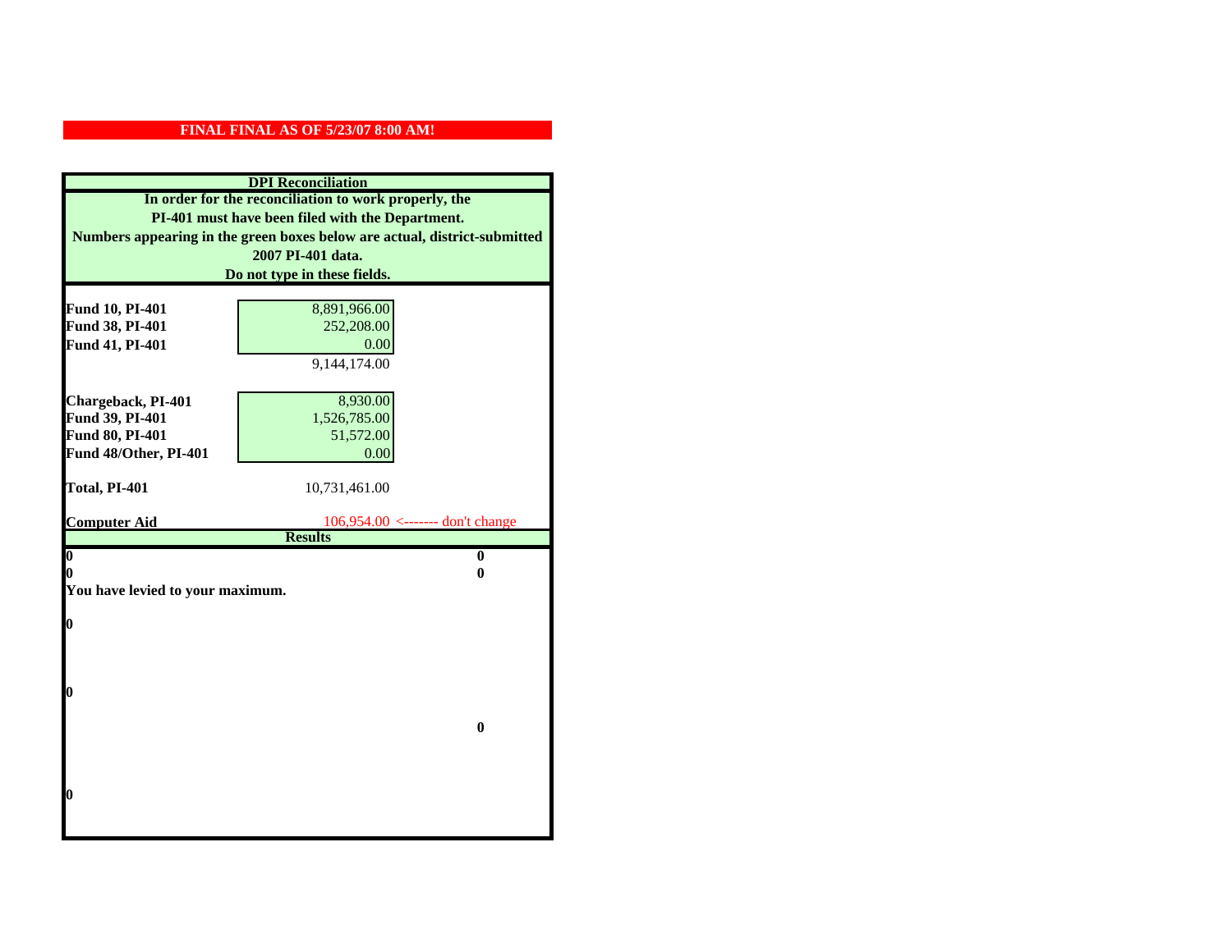**FINAL FINAL AS OF 5/23/07 8:00 AM!**

## DPI Reconciliation

**In order for the reconciliation to work properly, the PI-401 must have been filed with the Department. Numbers appearing in the green boxes below are actual, district-submitted 2007 PI-401 data. Do not type in these fields.**

| | | |
|---|---|---|
| **Fund 10, PI-401** | 8,891,966.00 | |
| **Fund 38, PI-401** | 252,208.00 | |
| **Fund 41, PI-401** | 0.00 | |
| | 9,144,174.00 | |
| **Chargeback, PI-401** | 8,930.00 | |
| **Fund 39, PI-401** | 1,526,785.00 | |
| **Fund 80, PI-401** | 51,572.00 | |
| **Fund 48/Other, PI-401** | 0.00 | |
| **Total, PI-401** | 10,731,461.00 | |
| **Computer Aid** | 106,954.00 | <------- don't change |

## Results

| | |
|---|---|
| **0** | **0** |
| **0** | **0** |

**You have levied to your maximum.**

**0**

**0**

**0**

**0**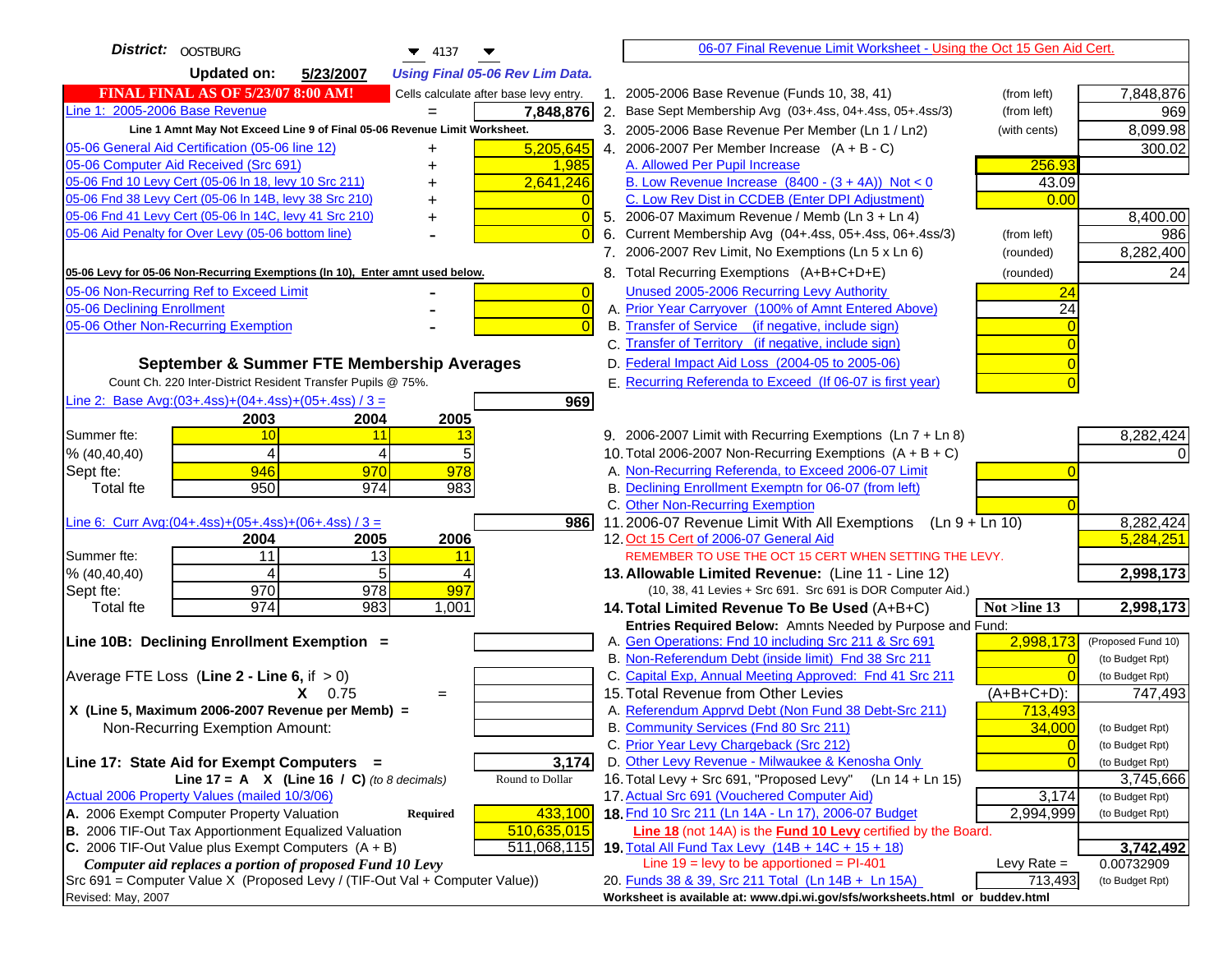**District:** OOSTBURG 4137

**Updated on:** 5/23/2007 *Using Final 05-06 Rev Lim Data.*

**FINAL FINAL AS OF 5/23/07 8:00 AM!** Cells calculate after base levy entry.

| | | |
|---|---|---|
| Line 1: 2005-2006 Base Revenue | = | 7,848,876 |
| Line 1 Amnt May Not Exceed Line 9 of Final 05-06 Revenue Limit Worksheet. | | |
| 05-06 General Aid Certification (05-06 line 12) | + | 5,205,645 |
| 05-06 Computer Aid Received (Src 691) | + | 1,985 |
| 05-06 Fnd 10 Levy Cert (05-06 ln 18, levy 10 Src 211) | + | 2,641,246 |
| 05-06 Fnd 38 Levy Cert (05-06 ln 14B, levy 38 Src 210) | + | 0 |
| 05-06 Fnd 41 Levy Cert (05-06 ln 14C, levy 41 Src 210) | + | 0 |
| 05-06 Aid Penalty for Over Levy (05-06 bottom line) | - | 0 |

**05-06 Levy for 05-06 Non-Recurring Exemptions (ln 10), Enter amnt used below.**

| | | |
|---|---|---|
| 05-06 Non-Recurring Ref to Exceed Limit | - | 0 |
| 05-06 Declining Enrollment | - | 0 |
| 05-06 Other Non-Recurring Exemption | - | 0 |

## September & Summer FTE Membership Averages

Count Ch. 220 Inter-District Resident Transfer Pupils @ 75%.

Line 2: Base Avg:(03+.4ss)+(04+.4ss)+(05+.4ss) / 3 = **969**

| | 2003 | 2004 | 2005 |
|---|---|---|---|
| Summer fte: | 10 | 11 | 13 |
| % (40,40,40) | 4 | 4 | 5 |
| Sept fte: | 946 | 970 | 978 |
| Total fte | 950 | 974 | 983 |

Line 6: Curr Avg:(04+.4ss)+(05+.4ss)+(06+.4ss) / 3 = **986**

| | 2004 | 2005 | 2006 |
|---|---|---|---|
| Summer fte: | 11 | 13 | 11 |
| % (40,40,40) | 4 | 5 | 4 |
| Sept fte: | 970 | 978 | 997 |
| Total fte | 974 | 983 | 1,001 |

**Line 10B: Declining Enrollment Exemption =**

Average FTE Loss (Line 2 - Line 6, if > 0)

X 0.75 =

X (Line 5, Maximum 2006-2007 Revenue per Memb) =

Non-Recurring Exemption Amount:

**Line 17: State Aid for Exempt Computers =** **3,174**

Line 17 = A X (Line 16 / C) *(to 8 decimals)* Round to Dollar

Actual 2006 Property Values (mailed 10/3/06)

| | | |
|---|---|---|
| A. 2006 Exempt Computer Property Valuation | Required | 433,100 |
| B. 2006 TIF-Out Tax Apportionment Equalized Valuation | | 510,635,015 |
| C. 2006 TIF-Out Value plus Exempt Computers (A + B) | | 511,068,115 |

*Computer aid replaces a portion of proposed Fund 10 Levy*

Src 691 = Computer Value X (Proposed Levy / (TIF-Out Val + Computer Value))

Revised: May, 2007

---

06-07 Final Revenue Limit Worksheet - Using the Oct 15 Gen Aid Cert.

| | | | |
|---|---|---|---|
| 1. 2005-2006 Base Revenue (Funds 10, 38, 41) | (from left) | | 7,848,876 |
| 2. Base Sept Membership Avg (03+.4ss, 04+.4ss, 05+.4ss/3) | (from left) | | 969 |
| 3. 2005-2006 Base Revenue Per Member (Ln 1 / Ln2) | (with cents) | | 8,099.98 |
| 4. 2006-2007 Per Member Increase (A + B - C) | | | 300.02 |
| A. Allowed Per Pupil Increase | | 256.93 | |
| B. Low Revenue Increase (8400 - (3 + 4A)) Not < 0 | | 43.09 | |
| C. Low Rev Dist in CCDEB (Enter DPI Adjustment) | | 0.00 | |
| 5. 2006-07 Maximum Revenue / Memb (Ln 3 + Ln 4) | | | 8,400.00 |
| 6. Current Membership Avg (04+.4ss, 05+.4ss, 06+.4ss/3) | (from left) | | 986 |
| 7. 2006-2007 Rev Limit, No Exemptions (Ln 5 x Ln 6) | (rounded) | | 8,282,400 |
| 8. Total Recurring Exemptions (A+B+C+D+E) | (rounded) | | 24 |
| Unused 2005-2006 Recurring Levy Authority | | 24 | |
| A. Prior Year Carryover (100% of Amnt Entered Above) | | 24 | |
| B. Transfer of Service (if negative, include sign) | | 0 | |
| C. Transfer of Territory (if negative, include sign) | | 0 | |
| D. Federal Impact Aid Loss (2004-05 to 2005-06) | | 0 | |
| E. Recurring Referenda to Exceed (If 06-07 is first year) | | 0 | |
| 9. 2006-2007 Limit with Recurring Exemptions (Ln 7 + Ln 8) | | | 8,282,424 |
| 10. Total 2006-2007 Non-Recurring Exemptions (A + B + C) | | | 0 |
| A. Non-Recurring Referenda, to Exceed 2006-07 Limit | | 0 | |
| B. Declining Enrollment Exemptn for 06-07 (from left) | | | |
| C. Other Non-Recurring Exemption | | 0 | |
| 11. 2006-07 Revenue Limit With All Exemptions (Ln 9 + Ln 10) | | | 8,282,424 |
| 12. Oct 15 Cert of 2006-07 General Aid | | | 5,284,251 |
| REMEMBER TO USE THE OCT 15 CERT WHEN SETTING THE LEVY. | | | |
| **13. Allowable Limited Revenue:** (Line 11 - Line 12) | | | **2,998,173** |
| (10, 38, 41 Levies + Src 691. Src 691 is DOR Computer Aid.) | | | |
| **14. Total Limited Revenue To Be Used** (A+B+C) | | Not >line 13 | **2,998,173** |
| Entries Required Below: Amnts Needed by Purpose and Fund: | | | |
| A. Gen Operations: Fnd 10 including Src 211 & Src 691 | | 2,998,173 | (Proposed Fund 10) |
| B. Non-Referendum Debt (inside limit) Fnd 38 Src 211 | | 0 | (to Budget Rpt) |
| C. Capital Exp, Annual Meeting Approved: Fnd 41 Src 211 | | 0 | (to Budget Rpt) |
| 15. Total Revenue from Other Levies | | (A+B+C+D): | 747,493 |
| A. Referendum Apprvd Debt (Non Fund 38 Debt-Src 211) | | 713,493 | |
| B. Community Services (Fnd 80 Src 211) | | 34,000 | (to Budget Rpt) |
| C. Prior Year Levy Chargeback (Src 212) | | 0 | (to Budget Rpt) |
| D. Other Levy Revenue - Milwaukee & Kenosha Only | | 0 | (to Budget Rpt) |
| 16. Total Levy + Src 691, "Proposed Levy" (Ln 14 + Ln 15) | | | 3,745,666 |
| 17. Actual Src 691 (Vouchered Computer Aid) | | 3,174 | (to Budget Rpt) |
| **18.** Fnd 10 Src 211 (Ln 14A - Ln 17), 2006-07 Budget | | 2,994,999 | (to Budget Rpt) |
| Line 18 (not 14A) is the **Fund 10 Levy** certified by the Board. | | | |
| **19.** Total All Fund Tax Levy (14B + 14C + 15 + 18) | | | **3,742,492** |
| Line 19 = levy to be apportioned = PI-401 | | Levy Rate = | 0.00732909 |
| 20. Funds 38 & 39, Src 211 Total (Ln 14B + Ln 15A) | | 713,493 | (to Budget Rpt) |

Worksheet is available at: www.dpi.wi.gov/sfs/worksheets.html or buddev.html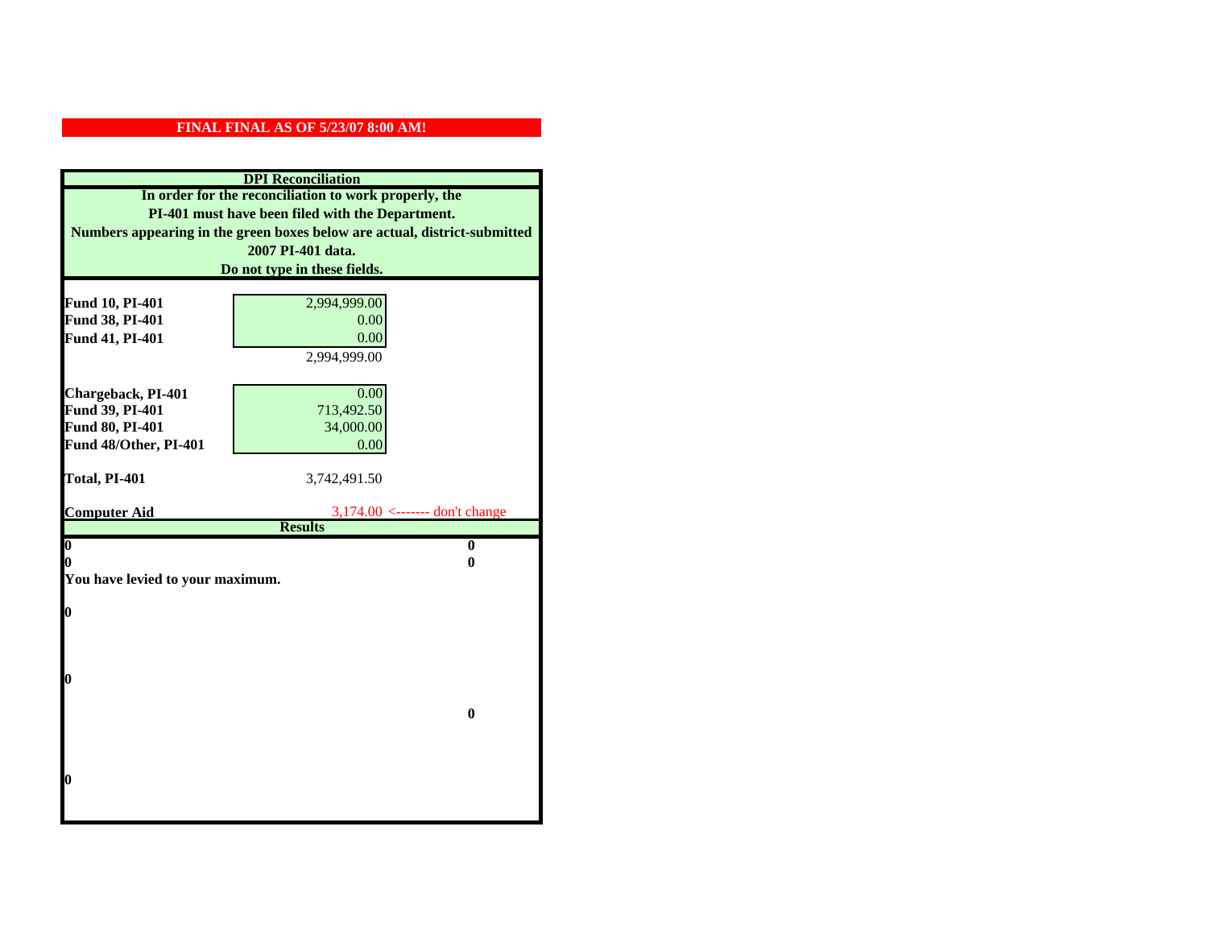**FINAL FINAL AS OF 5/23/07 8:00 AM!**

## DPI Reconciliation

**In order for the reconciliation to work properly, the PI-401 must have been filed with the Department. Numbers appearing in the green boxes below are actual, district-submitted 2007 PI-401 data. Do not type in these fields.**

| | | |
|---|---|---|
| **Fund 10, PI-401** | 2,994,999.00 | |
| **Fund 38, PI-401** | 0.00 | |
| **Fund 41, PI-401** | 0.00 | |
| | 2,994,999.00 | |
| **Chargeback, PI-401** | 0.00 | |
| **Fund 39, PI-401** | 713,492.50 | |
| **Fund 80, PI-401** | 34,000.00 | |
| **Fund 48/Other, PI-401** | 0.00 | |
| **Total, PI-401** | 3,742,491.50 | |
| **Computer Aid** | 3,174.00 <------- don't change | |

### Results

| | |
|---|---|
| **0** | **0** |
| **0** | **0** |

**You have levied to your maximum.**

**0**

**0**

**0**

**0**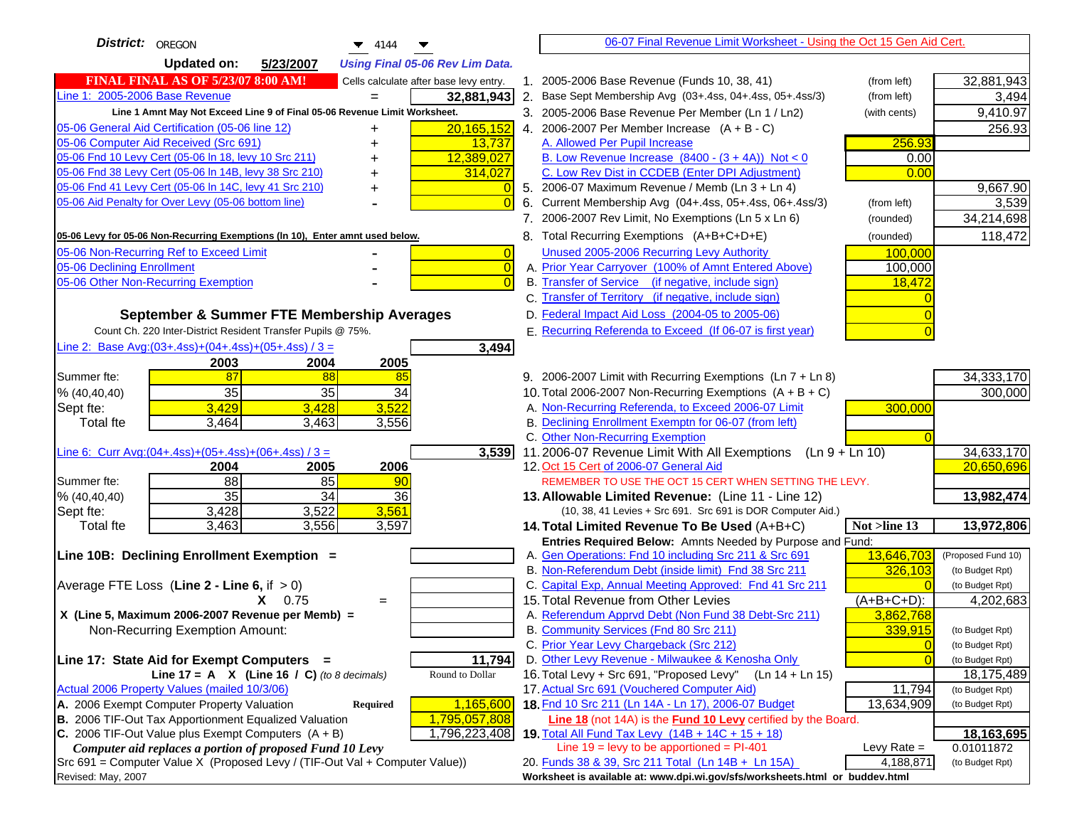**District:** OREGON 4144

**Updated on:** 5/23/2007 *Using Final 05-06 Rev Lim Data.*

**FINAL FINAL AS OF 5/23/07 8:00 AM!** Cells calculate after base levy entry.

| | | |
|---|---|---|
| Line 1: 2005-2006 Base Revenue | = | 32,881,943 |

Line 1 Amnt May Not Exceed Line 9 of Final 05-06 Revenue Limit Worksheet.

| | | |
|---|---|---|
| 05-06 General Aid Certification (05-06 line 12) | + | 20,165,152 |
| 05-06 Computer Aid Received (Src 691) | + | 13,737 |
| 05-06 Fnd 10 Levy Cert (05-06 ln 18, levy 10 Src 211) | + | 12,389,027 |
| 05-06 Fnd 38 Levy Cert (05-06 ln 14B, levy 38 Src 210) | + | 314,027 |
| 05-06 Fnd 41 Levy Cert (05-06 ln 14C, levy 41 Src 210) | + | 0 |
| 05-06 Aid Penalty for Over Levy (05-06 bottom line) | - | 0 |

**05-06 Levy for 05-06 Non-Recurring Exemptions (ln 10), Enter amnt used below.**

| | | |
|---|---|---|
| 05-06 Non-Recurring Ref to Exceed Limit | - | 0 |
| 05-06 Declining Enrollment | - | 0 |
| 05-06 Other Non-Recurring Exemption | - | 0 |

### September & Summer FTE Membership Averages

Count Ch. 220 Inter-District Resident Transfer Pupils @ 75%.

Line 2: Base Avg:(03+.4ss)+(04+.4ss)+(05+.4ss) / 3 = **3,494**

| | 2003 | 2004 | 2005 |
|---|---|---|---|
| Summer fte: | 87 | 88 | 85 |
| % (40,40,40) | 35 | 35 | 34 |
| Sept fte: | 3,429 | 3,428 | 3,522 |
| Total fte | 3,464 | 3,463 | 3,556 |

Line 6: Curr Avg:(04+.4ss)+(05+.4ss)+(06+.4ss) / 3 = **3,539**

| | 2004 | 2005 | 2006 |
|---|---|---|---|
| Summer fte: | 88 | 85 | 90 |
| % (40,40,40) | 35 | 34 | 36 |
| Sept fte: | 3,428 | 3,522 | 3,561 |
| Total fte | 3,463 | 3,556 | 3,597 |

**Line 10B: Declining Enrollment Exemption =**

Average FTE Loss (**Line 2 - Line 6**, if > 0)

X 0.75 =

X (Line 5, Maximum 2006-2007 Revenue per Memb) =

Non-Recurring Exemption Amount:

**Line 17: State Aid for Exempt Computers =** **11,794**

Line 17 = A X (Line 16 / C) *(to 8 decimals)* Round to Dollar

Actual 2006 Property Values (mailed 10/3/06)

| | | |
|---|---|---|
| A. 2006 Exempt Computer Property Valuation | Required | 1,165,600 |
| B. 2006 TIF-Out Tax Apportionment Equalized Valuation | | 1,795,057,808 |
| C. 2006 TIF-Out Value plus Exempt Computers (A + B) | | 1,796,223,408 |

*Computer aid replaces a portion of proposed Fund 10 Levy*

Src 691 = Computer Value X (Proposed Levy / (TIF-Out Val + Computer Value))

Revised: May, 2007

---

06-07 Final Revenue Limit Worksheet - Using the Oct 15 Gen Aid Cert.

| | | | |
|---|---|---|---|
| 1. 2005-2006 Base Revenue (Funds 10, 38, 41) | (from left) | | 32,881,943 |
| 2. Base Sept Membership Avg (03+.4ss, 04+.4ss, 05+.4ss/3) | (from left) | | 3,494 |
| 3. 2005-2006 Base Revenue Per Member (Ln 1 / Ln2) | (with cents) | | 9,410.97 |
| 4. 2006-2007 Per Member Increase (A + B - C) | | | 256.93 |
| A. Allowed Per Pupil Increase | | 256.93 | |
| B. Low Revenue Increase (8400 - (3 + 4A)) Not < 0 | | 0.00 | |
| C. Low Rev Dist in CCDEB (Enter DPI Adjustment) | | 0.00 | |
| 5. 2006-07 Maximum Revenue / Memb (Ln 3 + Ln 4) | | | 9,667.90 |
| 6. Current Membership Avg (04+.4ss, 05+.4ss, 06+.4ss/3) | (from left) | | 3,539 |
| 7. 2006-2007 Rev Limit, No Exemptions (Ln 5 x Ln 6) | (rounded) | | 34,214,698 |
| 8. Total Recurring Exemptions (A+B+C+D+E) | (rounded) | | 118,472 |
| Unused 2005-2006 Recurring Levy Authority | | 100,000 | |
| A. Prior Year Carryover (100% of Amnt Entered Above) | | 100,000 | |
| B. Transfer of Service (if negative, include sign) | | 18,472 | |
| C. Transfer of Territory (if negative, include sign) | | 0 | |
| D. Federal Impact Aid Loss (2004-05 to 2005-06) | | 0 | |
| E. Recurring Referenda to Exceed (If 06-07 is first year) | | 0 | |
| 9. 2006-2007 Limit with Recurring Exemptions (Ln 7 + Ln 8) | | | 34,333,170 |
| 10. Total 2006-2007 Non-Recurring Exemptions (A + B + C) | | | 300,000 |
| A. Non-Recurring Referenda, to Exceed 2006-07 Limit | | 300,000 | |
| B. Declining Enrollment Exemptn for 06-07 (from left) | | | |
| C. Other Non-Recurring Exemption | | 0 | |
| 11. 2006-07 Revenue Limit With All Exemptions (Ln 9 + Ln 10) | | | 34,633,170 |
| 12. Oct 15 Cert of 2006-07 General Aid | | | 20,650,696 |

REMEMBER TO USE THE OCT 15 CERT WHEN SETTING THE LEVY.

| | | | |
|---|---|---|---|
| **13. Allowable Limited Revenue:** (Line 11 - Line 12) | | | **13,982,474** |

(10, 38, 41 Levies + Src 691. Src 691 is DOR Computer Aid.)

| | | | |
|---|---|---|---|
| **14. Total Limited Revenue To Be Used** (A+B+C) | | Not >line 13 | **13,972,806** |
| Entries Required Below: Amnts Needed by Purpose and Fund: | | | |
| A. Gen Operations: Fnd 10 including Src 211 & Src 691 | | 13,646,703 | (Proposed Fund 10) |
| B. Non-Referendum Debt (inside limit) Fnd 38 Src 211 | | 326,103 | (to Budget Rpt) |
| C. Capital Exp, Annual Meeting Approved: Fnd 41 Src 211 | | 0 | (to Budget Rpt) |
| 15. Total Revenue from Other Levies | | (A+B+C+D): | 4,202,683 |
| A. Referendum Apprvd Debt (Non Fund 38 Debt-Src 211) | | 3,862,768 | |
| B. Community Services (Fnd 80 Src 211) | | 339,915 | (to Budget Rpt) |
| C. Prior Year Levy Chargeback (Src 212) | | 0 | (to Budget Rpt) |
| D. Other Levy Revenue - Milwaukee & Kenosha Only | | 0 | (to Budget Rpt) |
| 16. Total Levy + Src 691, "Proposed Levy" (Ln 14 + Ln 15) | | | 18,175,489 |
| 17. Actual Src 691 (Vouchered Computer Aid) | | 11,794 | (to Budget Rpt) |
| **18.** Fnd 10 Src 211 (Ln 14A - Ln 17), 2006-07 Budget | | 13,634,909 | (to Budget Rpt) |

**Line 18** (not 14A) is the **Fund 10 Levy** certified by the Board.

| | | | |
|---|---|---|---|
| **19.** Total All Fund Tax Levy (14B + 14C + 15 + 18) | | | **18,163,695** |
| Line 19 = levy to be apportioned = PI-401 | | Levy Rate = | 0.01011872 |
| 20. Funds 38 & 39, Src 211 Total (Ln 14B + Ln 15A) | | 4,188,871 | (to Budget Rpt) |

**Worksheet is available at: www.dpi.wi.gov/sfs/worksheets.html or buddev.html**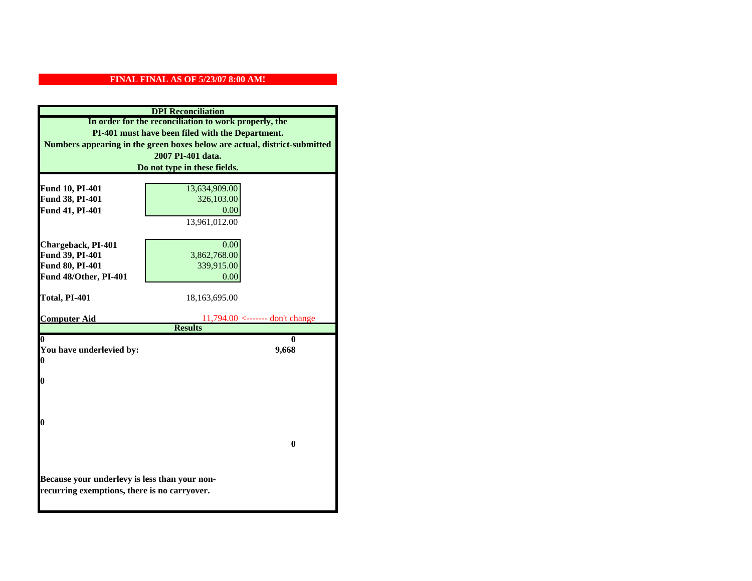**FINAL FINAL AS OF 5/23/07 8:00 AM!**

**DPI Reconciliation**

**In order for the reconciliation to work properly, the PI-401 must have been filed with the Department. Numbers appearing in the green boxes below are actual, district-submitted 2007 PI-401 data. Do not type in these fields.**

| | | |
|---|---|---|
| **Fund 10, PI-401** | 13,634,909.00 | |
| **Fund 38, PI-401** | 326,103.00 | |
| **Fund 41, PI-401** | 0.00 | |
| | 13,961,012.00 | |
| **Chargeback, PI-401** | 0.00 | |
| **Fund 39, PI-401** | 3,862,768.00 | |
| **Fund 80, PI-401** | 339,915.00 | |
| **Fund 48/Other, PI-401** | 0.00 | |
| **Total, PI-401** | 18,163,695.00 | |
| **Computer Aid** | 11,794.00 | <------- don't change |

**Results**

| | |
|---|---|
| **0** | **0** |
| **You have underlevied by:** | **9,668** |
| **0** | |
| **0** | |
| **0** | |
| | **0** |

**Because your underlevy is less than your non-recurring exemptions, there is no carryover.**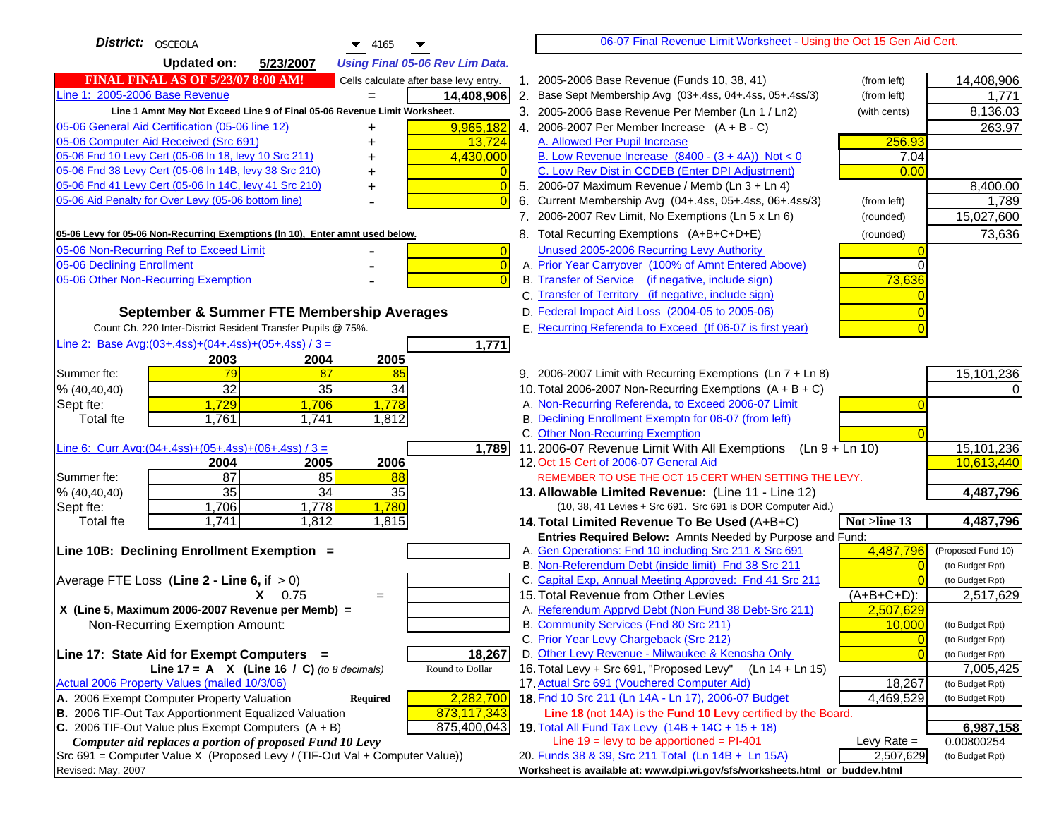**District:** OSCEOLA 4165

**Updated on:** 5/23/2007 *Using Final 05-06 Rev Lim Data.*

**FINAL FINAL AS OF 5/23/07 8:00 AM!** Cells calculate after base levy entry.

| | | |
|---|---|---|
| Line 1: 2005-2006 Base Revenue | = | 14,408,906 |

**Line 1 Amnt May Not Exceed Line 9 of Final 05-06 Revenue Limit Worksheet.**

| | | |
|---|---|---|
| 05-06 General Aid Certification (05-06 line 12) | + | 9,965,182 |
| 05-06 Computer Aid Received (Src 691) | + | 13,724 |
| 05-06 Fnd 10 Levy Cert (05-06 ln 18, levy 10 Src 211) | + | 4,430,000 |
| 05-06 Fnd 38 Levy Cert (05-06 ln 14B, levy 38 Src 210) | + | 0 |
| 05-06 Fnd 41 Levy Cert (05-06 ln 14C, levy 41 Src 210) | + | 0 |
| 05-06 Aid Penalty for Over Levy (05-06 bottom line) | - | 0 |

**05-06 Levy for 05-06 Non-Recurring Exemptions (ln 10), Enter amnt used below.**

| | | |
|---|---|---|
| 05-06 Non-Recurring Ref to Exceed Limit | - | 0 |
| 05-06 Declining Enrollment | - | 0 |
| 05-06 Other Non-Recurring Exemption | - | 0 |

## September & Summer FTE Membership Averages

Count Ch. 220 Inter-District Resident Transfer Pupils @ 75%.

Line 2: Base Avg:(03+.4ss)+(04+.4ss)+(05+.4ss) / 3 = **1,771**

| | 2003 | 2004 | 2005 |
|---|---|---|---|
| Summer fte: | 79 | 87 | 85 |
| % (40,40,40) | 32 | 35 | 34 |
| Sept fte: | 1,729 | 1,706 | 1,778 |
| Total fte | 1,761 | 1,741 | 1,812 |

Line 6: Curr Avg:(04+.4ss)+(05+.4ss)+(06+.4ss) / 3 = **1,789**

| | 2004 | 2005 | 2006 |
|---|---|---|---|
| Summer fte: | 87 | 85 | 88 |
| % (40,40,40) | 35 | 34 | 35 |
| Sept fte: | 1,706 | 1,778 | 1,780 |
| Total fte | 1,741 | 1,812 | 1,815 |

**Line 10B: Declining Enrollment Exemption =**

Average FTE Loss (**Line 2 - Line 6**, if > 0)

X 0.75 =

**X (Line 5, Maximum 2006-2007 Revenue per Memb) =**

Non-Recurring Exemption Amount:

**Line 17: State Aid for Exempt Computers =** **18,267**

**Line 17 = A X (Line 16 / C)** *(to 8 decimals)* Round to Dollar

Actual 2006 Property Values (mailed 10/3/06)

| | | |
|---|---|---|
| A. 2006 Exempt Computer Property Valuation | **Required** | 2,282,700 |
| B. 2006 TIF-Out Tax Apportionment Equalized Valuation | | 873,117,343 |
| C. 2006 TIF-Out Value plus Exempt Computers (A + B) | | 875,400,043 |

***Computer aid replaces a portion of proposed Fund 10 Levy***

Src 691 = Computer Value X (Proposed Levy / (TIF-Out Val + Computer Value))

Revised: May, 2007

---

06-07 Final Revenue Limit Worksheet - Using the Oct 15 Gen Aid Cert.

| | | | |
|---|---|---|---|
| 1. 2005-2006 Base Revenue (Funds 10, 38, 41) | (from left) | | 14,408,906 |
| 2. Base Sept Membership Avg (03+.4ss, 04+.4ss, 05+.4ss/3) | (from left) | | 1,771 |
| 3. 2005-2006 Base Revenue Per Member (Ln 1 / Ln2) | (with cents) | | 8,136.03 |
| 4. 2006-2007 Per Member Increase (A + B - C) | | | 263.97 |
| A. Allowed Per Pupil Increase | | 256.93 | |
| B. Low Revenue Increase (8400 - (3 + 4A)) Not < 0 | | 7.04 | |
| C. Low Rev Dist in CCDEB (Enter DPI Adjustment) | | 0.00 | |
| 5. 2006-07 Maximum Revenue / Memb (Ln 3 + Ln 4) | | | 8,400.00 |
| 6. Current Membership Avg (04+.4ss, 05+.4ss, 06+.4ss/3) | (from left) | | 1,789 |
| 7. 2006-2007 Rev Limit, No Exemptions (Ln 5 x Ln 6) | (rounded) | | 15,027,600 |
| 8. Total Recurring Exemptions (A+B+C+D+E) | (rounded) | | 73,636 |
| Unused 2005-2006 Recurring Levy Authority | | 0 | |
| A. Prior Year Carryover (100% of Amnt Entered Above) | | 0 | |
| B. Transfer of Service (if negative, include sign) | | 73,636 | |
| C. Transfer of Territory (if negative, include sign) | | 0 | |
| D. Federal Impact Aid Loss (2004-05 to 2005-06) | | 0 | |
| E. Recurring Referenda to Exceed (If 06-07 is first year) | | 0 | |
| 9. 2006-2007 Limit with Recurring Exemptions (Ln 7 + Ln 8) | | | 15,101,236 |
| 10. Total 2006-2007 Non-Recurring Exemptions (A + B + C) | | | 0 |
| A. Non-Recurring Referenda, to Exceed 2006-07 Limit | | 0 | |
| B. Declining Enrollment Exemptn for 06-07 (from left) | | | |
| C. Other Non-Recurring Exemption | | 0 | |
| 11. 2006-07 Revenue Limit With All Exemptions (Ln 9 + Ln 10) | | | 15,101,236 |
| 12. Oct 15 Cert of 2006-07 General Aid | | | 10,613,440 |

REMEMBER TO USE THE OCT 15 CERT WHEN SETTING THE LEVY.

| | | | |
|---|---|---|---|
| **13. Allowable Limited Revenue:** (Line 11 - Line 12) | | | **4,487,796** |
| (10, 38, 41 Levies + Src 691. Src 691 is DOR Computer Aid.) | | | |
| **14. Total Limited Revenue To Be Used** (A+B+C) | | **Not >line 13** | **4,487,796** |
| **Entries Required Below:** Amnts Needed by Purpose and Fund: | | | |
| A. Gen Operations: Fnd 10 including Src 211 & Src 691 | | 4,487,796 | (Proposed Fund 10) |
| B. Non-Referendum Debt (inside limit) Fnd 38 Src 211 | | 0 | (to Budget Rpt) |
| C. Capital Exp, Annual Meeting Approved: Fnd 41 Src 211 | | 0 | (to Budget Rpt) |
| 15. Total Revenue from Other Levies | | (A+B+C+D): | 2,517,629 |
| A. Referendum Apprvd Debt (Non Fund 38 Debt-Src 211) | | 2,507,629 | |
| B. Community Services (Fnd 80 Src 211) | | 10,000 | (to Budget Rpt) |
| C. Prior Year Levy Chargeback (Src 212) | | 0 | (to Budget Rpt) |
| D. Other Levy Revenue - Milwaukee & Kenosha Only | | 0 | (to Budget Rpt) |
| 16. Total Levy + Src 691, "Proposed Levy" (Ln 14 + Ln 15) | | | 7,005,425 |
| 17. Actual Src 691 (Vouchered Computer Aid) | | 18,267 | (to Budget Rpt) |
| **18.** Fnd 10 Src 211 (Ln 14A - Ln 17), 2006-07 Budget | | 4,469,529 | (to Budget Rpt) |
| **Line 18** (not 14A) is the **Fund 10 Levy** certified by the Board. | | | |
| **19.** Total All Fund Tax Levy (14B + 14C + 15 + 18) | | | **6,987,158** |
| Line 19 = levy to be apportioned = PI-401 | | Levy Rate = | 0.00800254 |
| 20. Funds 38 & 39, Src 211 Total (Ln 14B + Ln 15A) | | 2,507,629 | (to Budget Rpt) |

**Worksheet is available at: www.dpi.wi.gov/sfs/worksheets.html or buddev.html**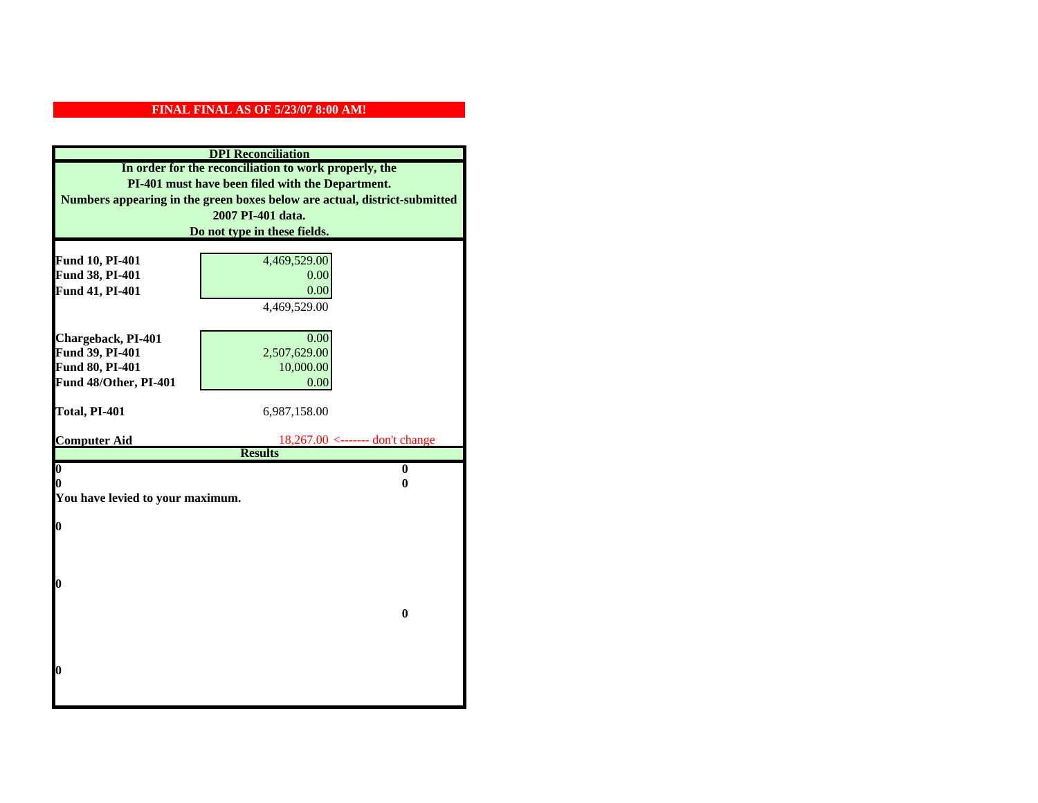**FINAL FINAL AS OF 5/23/07 8:00 AM!**

**DPI Reconciliation**

**In order for the reconciliation to work properly, the PI-401 must have been filed with the Department. Numbers appearing in the green boxes below are actual, district-submitted 2007 PI-401 data. Do not type in these fields.**

| | | |
|---|---|---|
| **Fund 10, PI-401** | 4,469,529.00 | |
| **Fund 38, PI-401** | 0.00 | |
| **Fund 41, PI-401** | 0.00 | |
| | 4,469,529.00 | |
| **Chargeback, PI-401** | 0.00 | |
| **Fund 39, PI-401** | 2,507,629.00 | |
| **Fund 80, PI-401** | 10,000.00 | |
| **Fund 48/Other, PI-401** | 0.00 | |
| **Total, PI-401** | 6,987,158.00 | |
| **Computer Aid** | 18,267.00 | <------- don't change |

**Results**

| | |
|---|---|
| **0** | **0** |
| **0** | **0** |

**You have levied to your maximum.**

**0**

**0**

**0**

**0**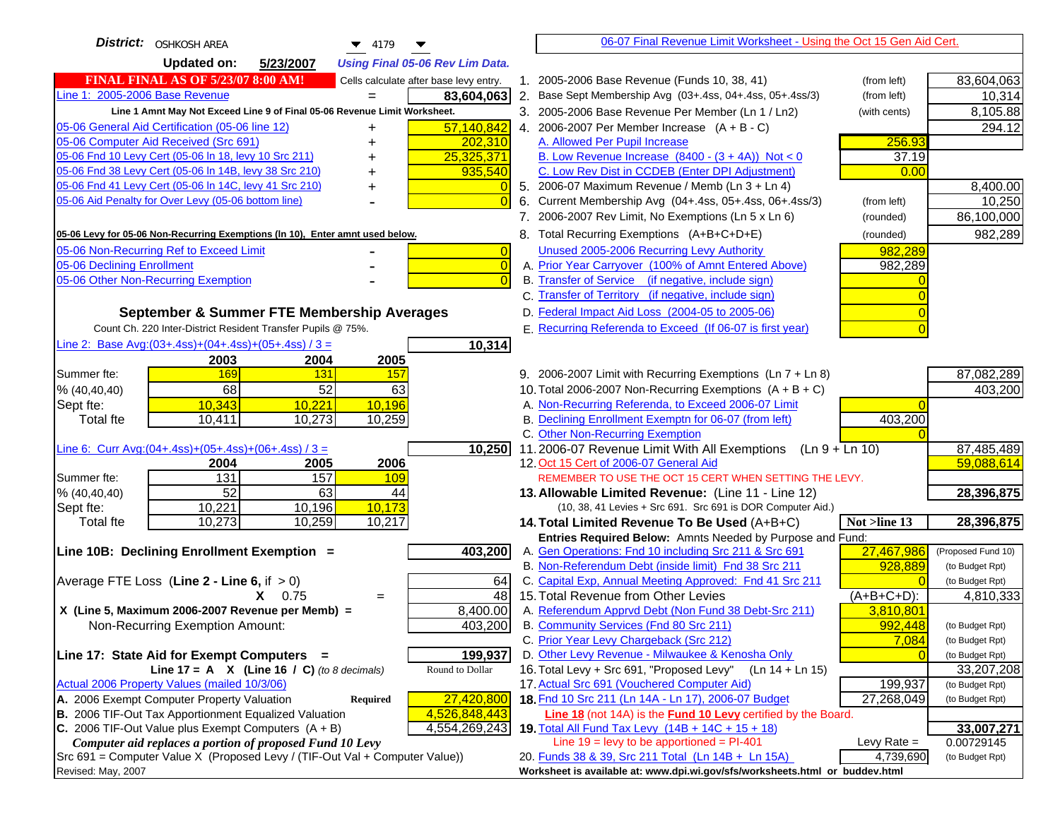**District:** OSHKOSH AREA 4179

**Updated on:** 5/23/2007 *Using Final 05-06 Rev Lim Data.*

**FINAL FINAL AS OF 5/23/07 8:00 AM!** Cells calculate after base levy entry.

| | | |
|---|---|---|
| Line 1: 2005-2006 Base Revenue | = | 83,604,063 |

**Line 1 Amnt May Not Exceed Line 9 of Final 05-06 Revenue Limit Worksheet.**

| | | |
|---|---|---|
| 05-06 General Aid Certification (05-06 line 12) | + | 57,140,842 |
| 05-06 Computer Aid Received (Src 691) | + | 202,310 |
| 05-06 Fnd 10 Levy Cert (05-06 ln 18, levy 10 Src 211) | + | 25,325,371 |
| 05-06 Fnd 38 Levy Cert (05-06 ln 14B, levy 38 Src 210) | + | 935,540 |
| 05-06 Fnd 41 Levy Cert (05-06 ln 14C, levy 41 Src 210) | + | 0 |
| 05-06 Aid Penalty for Over Levy (05-06 bottom line) | - | 0 |

**05-06 Levy for 05-06 Non-Recurring Exemptions (ln 10), Enter amnt used below.**

| | | |
|---|---|---|
| 05-06 Non-Recurring Ref to Exceed Limit | - | 0 |
| 05-06 Declining Enrollment | - | 0 |
| 05-06 Other Non-Recurring Exemption | - | 0 |

## September & Summer FTE Membership Averages

Count Ch. 220 Inter-District Resident Transfer Pupils @ 75%.

Line 2: Base Avg:(03+.4ss)+(04+.4ss)+(05+.4ss) / 3 = **10,314**

| | 2003 | 2004 | 2005 |
|---|---|---|---|
| Summer fte: | 169 | 131 | 157 |
| % (40,40,40) | 68 | 52 | 63 |
| Sept fte: | 10,343 | 10,221 | 10,196 |
| Total fte | 10,411 | 10,273 | 10,259 |

Line 6: Curr Avg:(04+.4ss)+(05+.4ss)+(06+.4ss) / 3 = **10,250**

| | 2004 | 2005 | 2006 |
|---|---|---|---|
| Summer fte: | 131 | 157 | 109 |
| % (40,40,40) | 52 | 63 | 44 |
| Sept fte: | 10,221 | 10,196 | 10,173 |
| Total fte | 10,273 | 10,259 | 10,217 |

**Line 10B: Declining Enrollment Exemption =** **403,200**

| | | |
|---|---|---|
| Average FTE Loss (Line 2 - Line 6, if > 0) | | 64 |
| X 0.75 | = | 48 |
| X (Line 5, Maximum 2006-2007 Revenue per Memb) = | | 8,400.00 |
| Non-Recurring Exemption Amount: | | 403,200 |

**Line 17: State Aid for Exempt Computers =** **199,937**

Line 17 = A X (Line 16 / C) *(to 8 decimals)* Round to Dollar

Actual 2006 Property Values (mailed 10/3/06)

| | | |
|---|---|---|
| A. 2006 Exempt Computer Property Valuation | Required | 27,420,800 |
| B. 2006 TIF-Out Tax Apportionment Equalized Valuation | | 4,526,848,443 |
| C. 2006 TIF-Out Value plus Exempt Computers (A + B) | | 4,554,269,243 |

*Computer aid replaces a portion of proposed Fund 10 Levy*

Src 691 = Computer Value X (Proposed Levy / (TIF-Out Val + Computer Value))

Revised: May, 2007

## 06-07 Final Revenue Limit Worksheet - Using the Oct 15 Gen Aid Cert.

| | | | |
|---|---|---|---|
| 1. 2005-2006 Base Revenue (Funds 10, 38, 41) | (from left) | | 83,604,063 |
| 2. Base Sept Membership Avg (03+.4ss, 04+.4ss, 05+.4ss/3) | (from left) | | 10,314 |
| 3. 2005-2006 Base Revenue Per Member (Ln 1 / Ln2) | (with cents) | | 8,105.88 |
| 4. 2006-2007 Per Member Increase (A + B - C) | | | 294.12 |
| A. Allowed Per Pupil Increase | | 256.93 | |
| B. Low Revenue Increase (8400 - (3 + 4A)) Not < 0 | | 37.19 | |
| C. Low Rev Dist in CCDEB (Enter DPI Adjustment) | | 0.00 | |
| 5. 2006-07 Maximum Revenue / Memb (Ln 3 + Ln 4) | | | 8,400.00 |
| 6. Current Membership Avg (04+.4ss, 05+.4ss, 06+.4ss/3) | (from left) | | 10,250 |
| 7. 2006-2007 Rev Limit, No Exemptions (Ln 5 x Ln 6) | (rounded) | | 86,100,000 |
| 8. Total Recurring Exemptions (A+B+C+D+E) | (rounded) | | 982,289 |
| Unused 2005-2006 Recurring Levy Authority | | 982,289 | |
| A. Prior Year Carryover (100% of Amnt Entered Above) | | 982,289 | |
| B. Transfer of Service (if negative, include sign) | | 0 | |
| C. Transfer of Territory (if negative, include sign) | | 0 | |
| D. Federal Impact Aid Loss (2004-05 to 2005-06) | | 0 | |
| E. Recurring Referenda to Exceed (If 06-07 is first year) | | 0 | |
| 9. 2006-2007 Limit with Recurring Exemptions (Ln 7 + Ln 8) | | | 87,082,289 |
| 10. Total 2006-2007 Non-Recurring Exemptions (A + B + C) | | | 403,200 |
| A. Non-Recurring Referenda, to Exceed 2006-07 Limit | | 0 | |
| B. Declining Enrollment Exemptn for 06-07 (from left) | | 403,200 | |
| C. Other Non-Recurring Exemption | | 0 | |
| 11. 2006-07 Revenue Limit With All Exemptions (Ln 9 + Ln 10) | | | 87,485,489 |
| 12. Oct 15 Cert of 2006-07 General Aid | | | 59,088,614 |

REMEMBER TO USE THE OCT 15 CERT WHEN SETTING THE LEVY.

| | | | |
|---|---|---|---|
| **13. Allowable Limited Revenue:** (Line 11 - Line 12) | | | **28,396,875** |
| (10, 38, 41 Levies + Src 691. Src 691 is DOR Computer Aid.) | | | |
| **14. Total Limited Revenue To Be Used** (A+B+C) | | Not >line 13 | **28,396,875** |
| Entries Required Below: Amnts Needed by Purpose and Fund: | | | |
| A. Gen Operations: Fnd 10 including Src 211 & Src 691 | | 27,467,986 | (Proposed Fund 10) |
| B. Non-Referendum Debt (inside limit) Fnd 38 Src 211 | | 928,889 | (to Budget Rpt) |
| C. Capital Exp, Annual Meeting Approved: Fnd 41 Src 211 | | 0 | (to Budget Rpt) |
| 15. Total Revenue from Other Levies | | (A+B+C+D): | 4,810,333 |
| A. Referendum Apprvd Debt (Non Fund 38 Debt-Src 211) | | 3,810,801 | |
| B. Community Services (Fnd 80 Src 211) | | 992,448 | (to Budget Rpt) |
| C. Prior Year Levy Chargeback (Src 212) | | 7,084 | (to Budget Rpt) |
| D. Other Levy Revenue - Milwaukee & Kenosha Only | | 0 | (to Budget Rpt) |
| 16. Total Levy + Src 691, "Proposed Levy" (Ln 14 + Ln 15) | | | 33,207,208 |
| 17. Actual Src 691 (Vouchered Computer Aid) | | 199,937 | (to Budget Rpt) |
| **18.** Fnd 10 Src 211 (Ln 14A - Ln 17), 2006-07 Budget | | 27,268,049 | (to Budget Rpt) |
| **Line 18** (not 14A) is the **Fund 10 Levy** certified by the Board. | | | |
| **19.** Total All Fund Tax Levy (14B + 14C + 15 + 18) | | | **33,007,271** |
| Line 19 = levy to be apportioned = PI-401 | | Levy Rate = | 0.00729145 |
| 20. Funds 38 & 39, Src 211 Total (Ln 14B + Ln 15A) | | 4,739,690 | (to Budget Rpt) |

Worksheet is available at: www.dpi.wi.gov/sfs/worksheets.html or buddev.html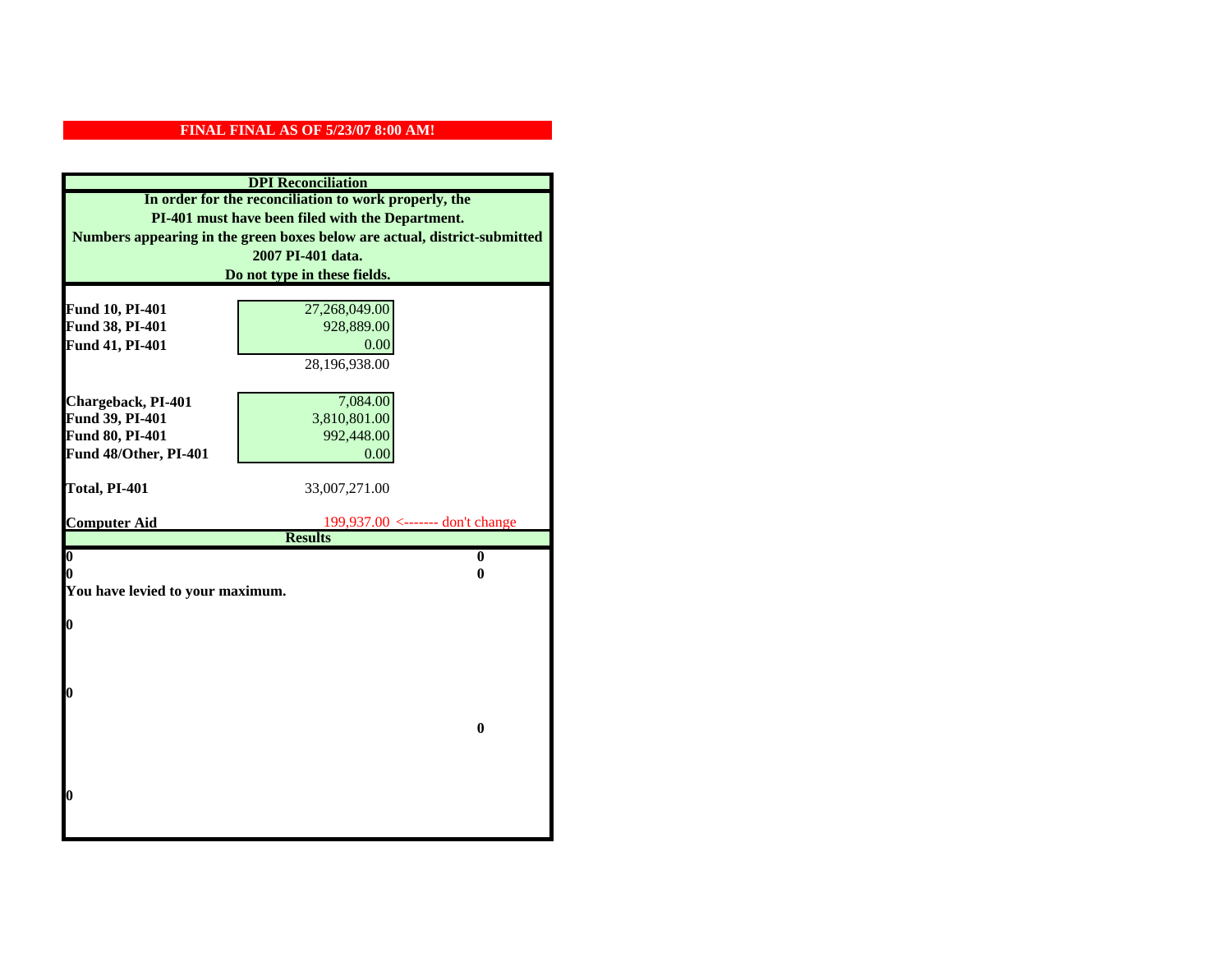**FINAL FINAL AS OF 5/23/07 8:00 AM!**

## DPI Reconciliation

**In order for the reconciliation to work properly, the PI-401 must have been filed with the Department. Numbers appearing in the green boxes below are actual, district-submitted 2007 PI-401 data. Do not type in these fields.**

| | | |
|---|---|---|
| **Fund 10, PI-401** | 27,268,049.00 | |
| **Fund 38, PI-401** | 928,889.00 | |
| **Fund 41, PI-401** | 0.00 | |
| | 28,196,938.00 | |
| **Chargeback, PI-401** | 7,084.00 | |
| **Fund 39, PI-401** | 3,810,801.00 | |
| **Fund 80, PI-401** | 992,448.00 | |
| **Fund 48/Other, PI-401** | 0.00 | |
| **Total, PI-401** | 33,007,271.00 | |
| **Computer Aid** | 199,937.00 | <------- don't change |

## Results

| | |
|---|---|
| **0** | **0** |
| **0** | **0** |

**You have levied to your maximum.**

**0**

**0**

**0**

**0**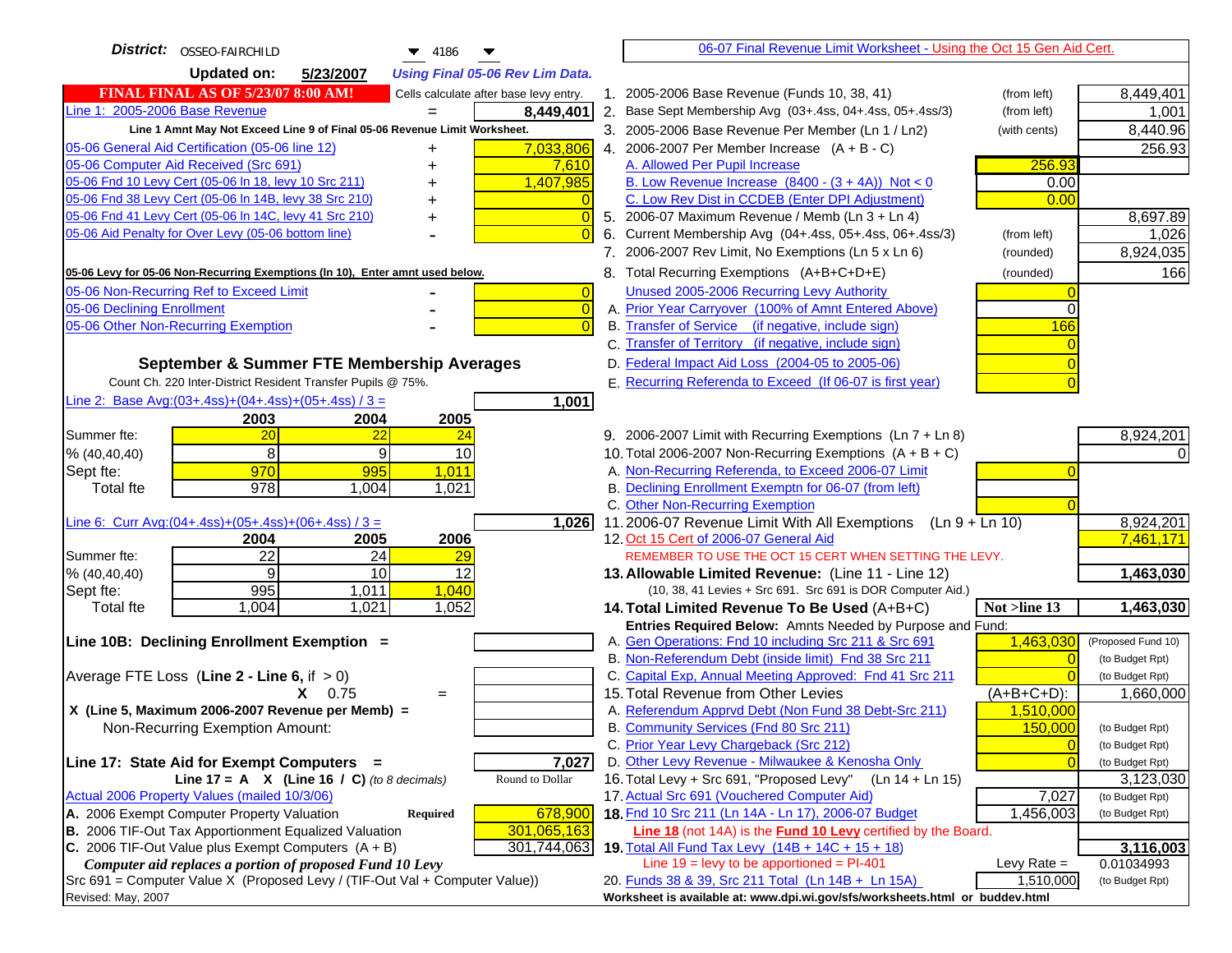**District:** OSSEO-FAIRCHILD 4186

**Updated on:** 5/23/2007 *Using Final 05-06 Rev Lim Data.*

**FINAL FINAL AS OF 5/23/07 8:00 AM!** Cells calculate after base levy entry.

[06-07 Final Revenue Limit Worksheet - Using the Oct 15 Gen Aid Cert.]

| | | |
|---|---|---|
| Line 1: 2005-2006 Base Revenue | = | 8,449,401 |
| **Line 1 Amnt May Not Exceed Line 9 of Final 05-06 Revenue Limit Worksheet.** | | |
| 05-06 General Aid Certification (05-06 line 12) | + | 7,033,806 |
| 05-06 Computer Aid Received (Src 691) | + | 7,610 |
| 05-06 Fnd 10 Levy Cert (05-06 ln 18, levy 10 Src 211) | + | 1,407,985 |
| 05-06 Fnd 38 Levy Cert (05-06 ln 14B, levy 38 Src 210) | + | 0 |
| 05-06 Fnd 41 Levy Cert (05-06 ln 14C, levy 41 Src 210) | + | 0 |
| 05-06 Aid Penalty for Over Levy (05-06 bottom line) | - | 0 |
| **05-06 Levy for 05-06 Non-Recurring Exemptions (ln 10), Enter amnt used below.** | | |
| 05-06 Non-Recurring Ref to Exceed Limit | - | 0 |
| 05-06 Declining Enrollment | - | 0 |
| 05-06 Other Non-Recurring Exemption | - | 0 |

**September & Summer FTE Membership Averages**

Count Ch. 220 Inter-District Resident Transfer Pupils @ 75%.

Line 2: Base Avg:(03+.4ss)+(04+.4ss)+(05+.4ss) / 3 = **1,001**

| | 2003 | 2004 | 2005 |
|---|---|---|---|
| Summer fte: | 20 | 22 | 24 |
| % (40,40,40) | 8 | 9 | 10 |
| Sept fte: | 970 | 995 | 1,011 |
| Total fte | 978 | 1,004 | 1,021 |

Line 6: Curr Avg:(04+.4ss)+(05+.4ss)+(06+.4ss) / 3 = **1,026**

| | 2004 | 2005 | 2006 |
|---|---|---|---|
| Summer fte: | 22 | 24 | 29 |
| % (40,40,40) | 9 | 10 | 12 |
| Sept fte: | 995 | 1,011 | 1,040 |
| Total fte | 1,004 | 1,021 | 1,052 |

**Line 10B: Declining Enrollment Exemption =**

Average FTE Loss (**Line 2 - Line 6**, if > 0)

X 0.75 =

X (Line 5, Maximum 2006-2007 Revenue per Memb) =

Non-Recurring Exemption Amount:

**Line 17: State Aid for Exempt Computers =** **7,027**

Line 17 = A X (Line 16 / C) *(to 8 decimals)* Round to Dollar

Actual 2006 Property Values (mailed 10/3/06)

| | | |
|---|---|---|
| A. 2006 Exempt Computer Property Valuation | **Required** | 678,900 |
| B. 2006 TIF-Out Tax Apportionment Equalized Valuation | | 301,065,163 |
| C. 2006 TIF-Out Value plus Exempt Computers (A + B) | | 301,744,063 |

***Computer aid replaces a portion of proposed Fund 10 Levy***

Src 691 = Computer Value X (Proposed Levy / (TIF-Out Val + Computer Value))

Revised: May, 2007

| | | | |
|---|---|---|---|
| 1. 2005-2006 Base Revenue (Funds 10, 38, 41) | (from left) | | 8,449,401 |
| 2. Base Sept Membership Avg (03+.4ss, 04+.4ss, 05+.4ss/3) | (from left) | | 1,001 |
| 3. 2005-2006 Base Revenue Per Member (Ln 1 / Ln2) | (with cents) | | 8,440.96 |
| 4. 2006-2007 Per Member Increase (A + B - C) | | | 256.93 |
| A. Allowed Per Pupil Increase | | 256.93 | |
| B. Low Revenue Increase (8400 - (3 + 4A)) Not < 0 | | 0.00 | |
| C. Low Rev Dist in CCDEB (Enter DPI Adjustment) | | 0.00 | |
| 5. 2006-07 Maximum Revenue / Memb (Ln 3 + Ln 4) | | | 8,697.89 |
| 6. Current Membership Avg (04+.4ss, 05+.4ss, 06+.4ss/3) | (from left) | | 1,026 |
| 7. 2006-2007 Rev Limit, No Exemptions (Ln 5 x Ln 6) | (rounded) | | 8,924,035 |
| 8. Total Recurring Exemptions (A+B+C+D+E) | (rounded) | | 166 |
| Unused 2005-2006 Recurring Levy Authority | | 0 | |
| A. Prior Year Carryover (100% of Amnt Entered Above) | | 0 | |
| B. Transfer of Service (if negative, include sign) | | 166 | |
| C. Transfer of Territory (if negative, include sign) | | 0 | |
| D. Federal Impact Aid Loss (2004-05 to 2005-06) | | 0 | |
| E. Recurring Referenda to Exceed (If 06-07 is first year) | | 0 | |
| 9. 2006-2007 Limit with Recurring Exemptions (Ln 7 + Ln 8) | | | 8,924,201 |
| 10. Total 2006-2007 Non-Recurring Exemptions (A + B + C) | | | 0 |
| A. Non-Recurring Referenda, to Exceed 2006-07 Limit | | 0 | |
| B. Declining Enrollment Exemptn for 06-07 (from left) | | | |
| C. Other Non-Recurring Exemption | | 0 | |
| 11. 2006-07 Revenue Limit With All Exemptions (Ln 9 + Ln 10) | | | 8,924,201 |
| 12. Oct 15 Cert of 2006-07 General Aid | | | 7,461,171 |
| REMEMBER TO USE THE OCT 15 CERT WHEN SETTING THE LEVY. | | | |
| **13. Allowable Limited Revenue:** (Line 11 - Line 12) | | | **1,463,030** |
| (10, 38, 41 Levies + Src 691. Src 691 is DOR Computer Aid.) | | | |
| **14. Total Limited Revenue To Be Used** (A+B+C) | | **Not >line 13** | **1,463,030** |
| **Entries Required Below:** Amnts Needed by Purpose and Fund: | | | |
| A. Gen Operations: Fnd 10 including Src 211 & Src 691 | | 1,463,030 | (Proposed Fund 10) |
| B. Non-Referendum Debt (inside limit) Fnd 38 Src 211 | | 0 | (to Budget Rpt) |
| C. Capital Exp, Annual Meeting Approved: Fnd 41 Src 211 | | 0 | (to Budget Rpt) |
| 15. Total Revenue from Other Levies | | (A+B+C+D): | 1,660,000 |
| A. Referendum Apprvd Debt (Non Fund 38 Debt-Src 211) | | 1,510,000 | |
| B. Community Services (Fnd 80 Src 211) | | 150,000 | (to Budget Rpt) |
| C. Prior Year Levy Chargeback (Src 212) | | 0 | (to Budget Rpt) |
| D. Other Levy Revenue - Milwaukee & Kenosha Only | | 0 | (to Budget Rpt) |
| 16. Total Levy + Src 691, "Proposed Levy" (Ln 14 + Ln 15) | | | 3,123,030 |
| 17. Actual Src 691 (Vouchered Computer Aid) | | 7,027 | (to Budget Rpt) |
| **18.** Fnd 10 Src 211 (Ln 14A - Ln 17), 2006-07 Budget | | 1,456,003 | (to Budget Rpt) |
| **Line 18** (not 14A) is the **Fund 10 Levy** certified by the Board. | | | |
| **19.** Total All Fund Tax Levy (14B + 14C + 15 + 18) | | | **3,116,003** |
| Line 19 = levy to be apportioned = PI-401 | | Levy Rate = | 0.01034993 |
| 20. Funds 38 & 39, Src 211 Total (Ln 14B + Ln 15A) | | 1,510,000 | (to Budget Rpt) |

**Worksheet is available at: www.dpi.wi.gov/sfs/worksheets.html or buddev.html**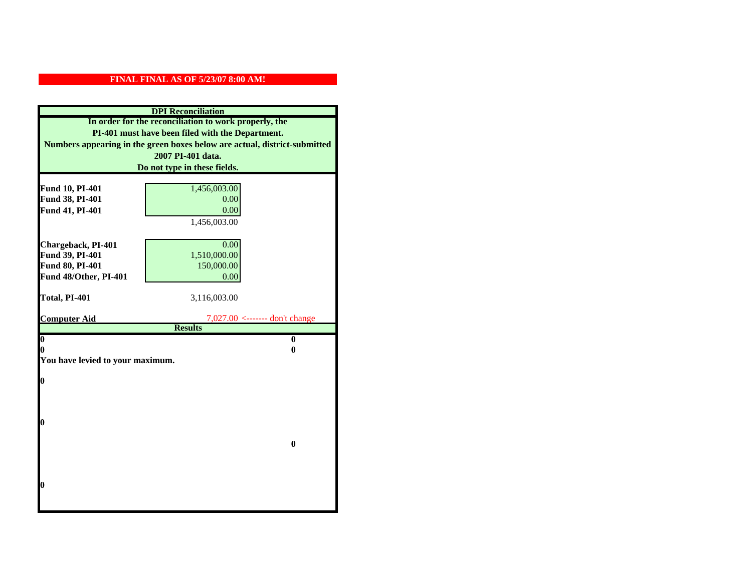**FINAL FINAL AS OF 5/23/07 8:00 AM!**

## DPI Reconciliation

**In order for the reconciliation to work properly, the PI-401 must have been filed with the Department. Numbers appearing in the green boxes below are actual, district-submitted 2007 PI-401 data. Do not type in these fields.**

| | |
|---|---|
| **Fund 10, PI-401** | 1,456,003.00 |
| **Fund 38, PI-401** | 0.00 |
| **Fund 41, PI-401** | 0.00 |
| | 1,456,003.00 |
| **Chargeback, PI-401** | 0.00 |
| **Fund 39, PI-401** | 1,510,000.00 |
| **Fund 80, PI-401** | 150,000.00 |
| **Fund 48/Other, PI-401** | 0.00 |
| **Total, PI-401** | 3,116,003.00 |
| **Computer Aid** | 7,027.00 <------- don't change |

## Results

| | |
|---|---|
| **0** | **0** |
| **0** | **0** |

**You have levied to your maximum.**

**0**

**0**

**0**

**0**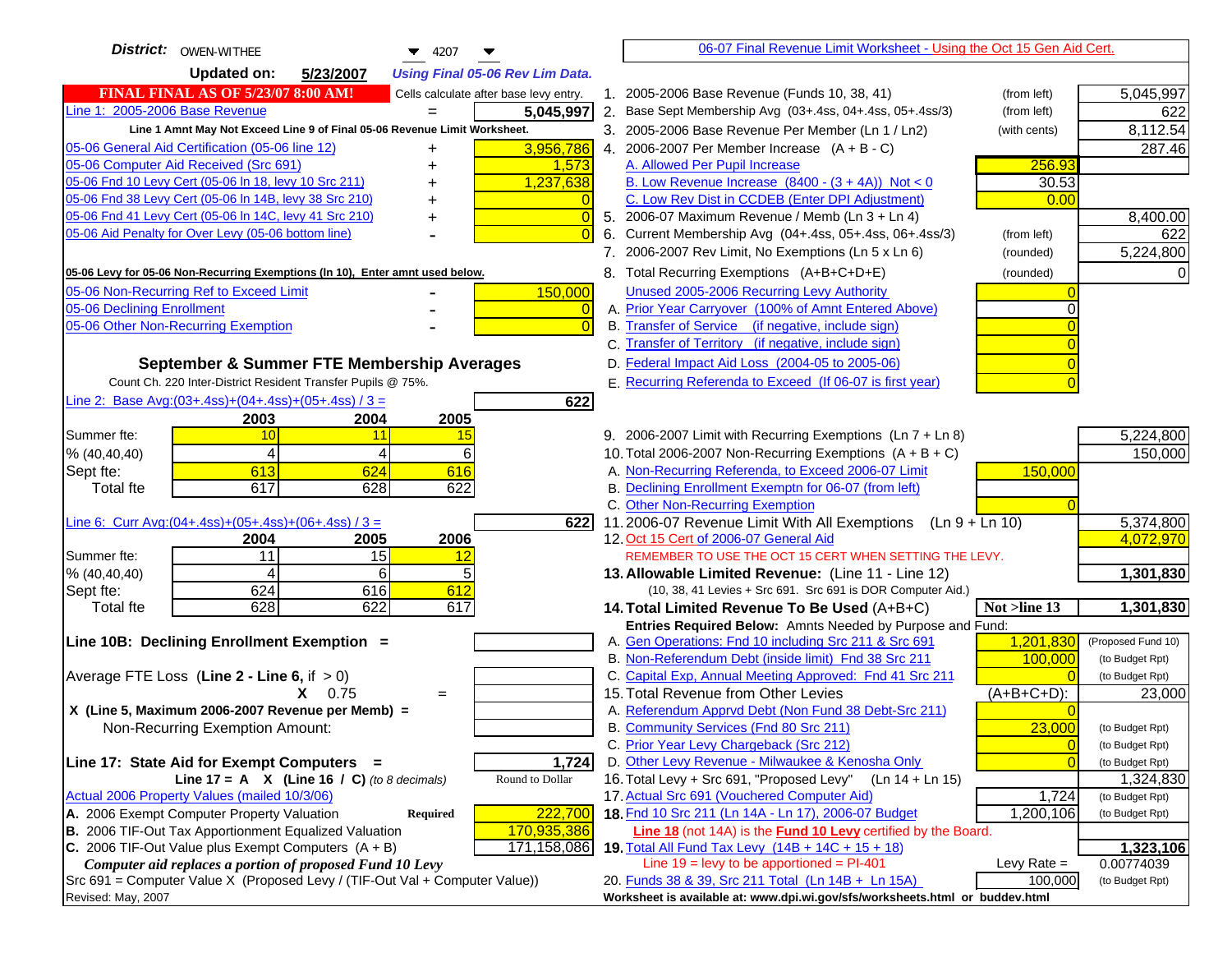**District:** OWEN-WITHEE 4207

**Updated on:** 5/23/2007 *Using Final 05-06 Rev Lim Data.*

**FINAL FINAL AS OF 5/23/07 8:00 AM!** Cells calculate after base levy entry.

| Line 1: 2005-2006 Base Revenue | = | 5,045,997 |
|---|---|---|

Line 1 Amnt May Not Exceed Line 9 of Final 05-06 Revenue Limit Worksheet.

| Item | | Amount |
|---|---|---|
| 05-06 General Aid Certification (05-06 line 12) | + | 3,956,786 |
| 05-06 Computer Aid Received (Src 691) | + | 1,573 |
| 05-06 Fnd 10 Levy Cert (05-06 ln 18, levy 10 Src 211) | + | 1,237,638 |
| 05-06 Fnd 38 Levy Cert (05-06 ln 14B, levy 38 Src 210) | + | 0 |
| 05-06 Fnd 41 Levy Cert (05-06 ln 14C, levy 41 Src 210) | + | 0 |
| 05-06 Aid Penalty for Over Levy (05-06 bottom line) | - | 0 |

05-06 Levy for 05-06 Non-Recurring Exemptions (ln 10), Enter amnt used below.

| Item | | Amount |
|---|---|---|
| 05-06 Non-Recurring Ref to Exceed Limit | - | 150,000 |
| 05-06 Declining Enrollment | - | 0 |
| 05-06 Other Non-Recurring Exemption | - | 0 |

## September & Summer FTE Membership Averages

Count Ch. 220 Inter-District Resident Transfer Pupils @ 75%.

Line 2: Base Avg:(03+.4ss)+(04+.4ss)+(05+.4ss) / 3 = **622**

| | 2003 | 2004 | 2005 |
|---|---|---|---|
| Summer fte: | 10 | 11 | 15 |
| % (40,40,40) | 4 | 4 | 6 |
| Sept fte: | 613 | 624 | 616 |
| Total fte | 617 | 628 | 622 |

Line 6: Curr Avg:(04+.4ss)+(05+.4ss)+(06+.4ss) / 3 = **622**

| | 2004 | 2005 | 2006 |
|---|---|---|---|
| Summer fte: | 11 | 15 | 12 |
| % (40,40,40) | 4 | 6 | 5 |
| Sept fte: | 624 | 616 | 612 |
| Total fte | 628 | 622 | 617 |

**Line 10B: Declining Enrollment Exemption =**

Average FTE Loss (Line 2 - Line 6, if > 0)

X 0.75 =

X (Line 5, Maximum 2006-2007 Revenue per Memb) =

Non-Recurring Exemption Amount:

**Line 17: State Aid for Exempt Computers =** **1,724**

Line 17 = A X (Line 16 / C) *(to 8 decimals)* Round to Dollar

Actual 2006 Property Values (mailed 10/3/06)

| | | |
|---|---|---|
| A. 2006 Exempt Computer Property Valuation | Required | 222,700 |
| B. 2006 TIF-Out Tax Apportionment Equalized Valuation | | 170,935,386 |
| C. 2006 TIF-Out Value plus Exempt Computers (A + B) | | 171,158,086 |

*Computer aid replaces a portion of proposed Fund 10 Levy*

Src 691 = Computer Value X (Proposed Levy / (TIF-Out Val + Computer Value))

Revised: May, 2007

## 06-07 Final Revenue Limit Worksheet - Using the Oct 15 Gen Aid Cert.

| Line | Description | | | Amount |
|---|---|---|---|---|
| 1. | 2005-2006 Base Revenue (Funds 10, 38, 41) | (from left) | | 5,045,997 |
| 2. | Base Sept Membership Avg (03+.4ss, 04+.4ss, 05+.4ss/3) | (from left) | | 622 |
| 3. | 2005-2006 Base Revenue Per Member (Ln 1 / Ln2) | (with cents) | | 8,112.54 |
| 4. | 2006-2007 Per Member Increase (A + B - C) | | | 287.46 |
| | A. Allowed Per Pupil Increase | | 256.93 | |
| | B. Low Revenue Increase (8400 - (3 + 4A)) Not < 0 | | 30.53 | |
| | C. Low Rev Dist in CCDEB (Enter DPI Adjustment) | | 0.00 | |
| 5. | 2006-07 Maximum Revenue / Memb (Ln 3 + Ln 4) | | | 8,400.00 |
| 6. | Current Membership Avg (04+.4ss, 05+.4ss, 06+.4ss/3) | (from left) | | 622 |
| 7. | 2006-2007 Rev Limit, No Exemptions (Ln 5 x Ln 6) | (rounded) | | 5,224,800 |
| 8. | Total Recurring Exemptions (A+B+C+D+E) | (rounded) | | 0 |
| | Unused 2005-2006 Recurring Levy Authority | | 0 | |
| | A. Prior Year Carryover (100% of Amnt Entered Above) | | 0 | |
| | B. Transfer of Service (if negative, include sign) | | 0 | |
| | C. Transfer of Territory (if negative, include sign) | | 0 | |
| | D. Federal Impact Aid Loss (2004-05 to 2005-06) | | 0 | |
| | E. Recurring Referenda to Exceed (If 06-07 is first year) | | 0 | |
| 9. | 2006-2007 Limit with Recurring Exemptions (Ln 7 + Ln 8) | | | 5,224,800 |
| 10. | Total 2006-2007 Non-Recurring Exemptions (A + B + C) | | | 150,000 |
| | A. Non-Recurring Referenda, to Exceed 2006-07 Limit | | 150,000 | |
| | B. Declining Enrollment Exemptn for 06-07 (from left) | | | |
| | C. Other Non-Recurring Exemption | | 0 | |
| 11. | 2006-07 Revenue Limit With All Exemptions (Ln 9 + Ln 10) | | | 5,374,800 |
| 12. | Oct 15 Cert of 2006-07 General Aid | | | 4,072,970 |
| | REMEMBER TO USE THE OCT 15 CERT WHEN SETTING THE LEVY. | | | |
| 13. | **Allowable Limited Revenue:** (Line 11 - Line 12) | | | **1,301,830** |
| | (10, 38, 41 Levies + Src 691. Src 691 is DOR Computer Aid.) | | | |
| 14. | **Total Limited Revenue To Be Used** (A+B+C) | | Not >line 13 | **1,301,830** |
| | Entries Required Below: Amnts Needed by Purpose and Fund: | | | |
| | A. Gen Operations: Fnd 10 including Src 211 & Src 691 | | 1,201,830 | (Proposed Fund 10) |
| | B. Non-Referendum Debt (inside limit) Fnd 38 Src 211 | | 100,000 | (to Budget Rpt) |
| | C. Capital Exp, Annual Meeting Approved: Fnd 41 Src 211 | | 0 | (to Budget Rpt) |
| 15. | Total Revenue from Other Levies | | (A+B+C+D): | 23,000 |
| | A. Referendum Apprvd Debt (Non Fund 38 Debt-Src 211) | | 0 | |
| | B. Community Services (Fnd 80 Src 211) | | 23,000 | (to Budget Rpt) |
| | C. Prior Year Levy Chargeback (Src 212) | | 0 | (to Budget Rpt) |
| | D. Other Levy Revenue - Milwaukee & Kenosha Only | | 0 | (to Budget Rpt) |
| 16. | Total Levy + Src 691, "Proposed Levy" (Ln 14 + Ln 15) | | | 1,324,830 |
| 17. | Actual Src 691 (Vouchered Computer Aid) | | 1,724 | (to Budget Rpt) |
| 18. | **Fnd 10 Src 211 (Ln 14A - Ln 17), 2006-07 Budget** | | 1,200,106 | (to Budget Rpt) |
| | **Line 18** (not 14A) is the **Fund 10 Levy** certified by the Board. | | | |
| 19. | **Total All Fund Tax Levy (14B + 14C + 15 + 18)** | | | **1,323,106** |
| | Line 19 = levy to be apportioned = PI-401 | | Levy Rate = | 0.00774039 |
| 20. | Funds 38 & 39, Src 211 Total (Ln 14B + Ln 15A) | | 100,000 | (to Budget Rpt) |

Worksheet is available at: www.dpi.wi.gov/sfs/worksheets.html or buddev.html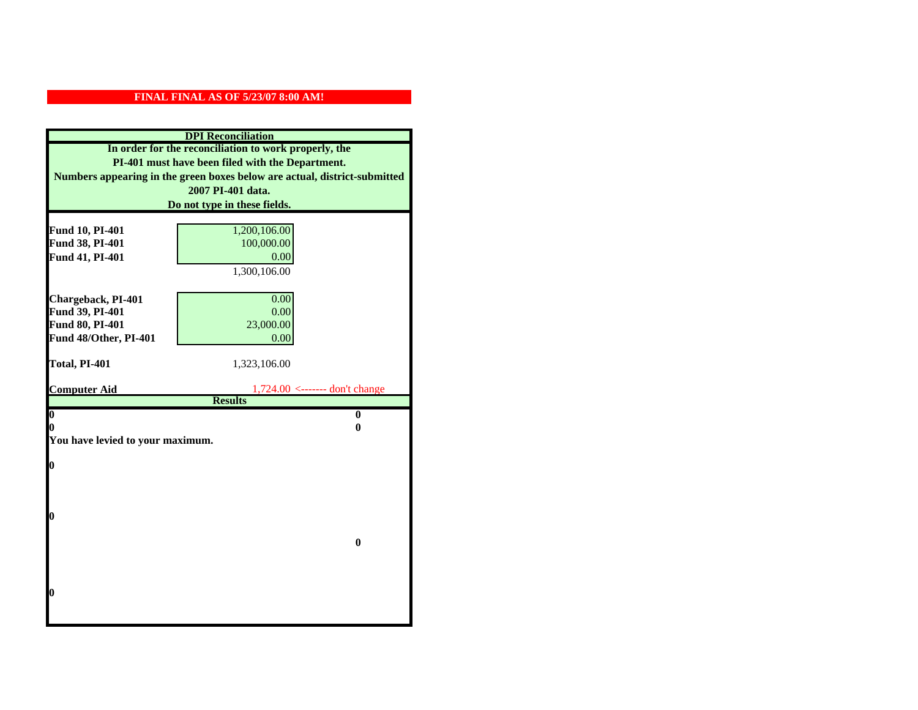**FINAL FINAL AS OF 5/23/07 8:00 AM!**

**DPI Reconciliation**

**In order for the reconciliation to work properly, the PI-401 must have been filed with the Department. Numbers appearing in the green boxes below are actual, district-submitted 2007 PI-401 data. Do not type in these fields.**

| | | |
|---|---|---|
| **Fund 10, PI-401** | 1,200,106.00 | |
| **Fund 38, PI-401** | 100,000.00 | |
| **Fund 41, PI-401** | 0.00 | |
| | 1,300,106.00 | |
| **Chargeback, PI-401** | 0.00 | |
| **Fund 39, PI-401** | 0.00 | |
| **Fund 80, PI-401** | 23,000.00 | |
| **Fund 48/Other, PI-401** | 0.00 | |
| **Total, PI-401** | 1,323,106.00 | |
| **Computer Aid** | 1,724.00 | <------- don't change |

**Results**

| | |
|---|---|
| **0** | **0** |
| **0** | **0** |

**You have levied to your maximum.**

**0**

**0**

**0**

**0**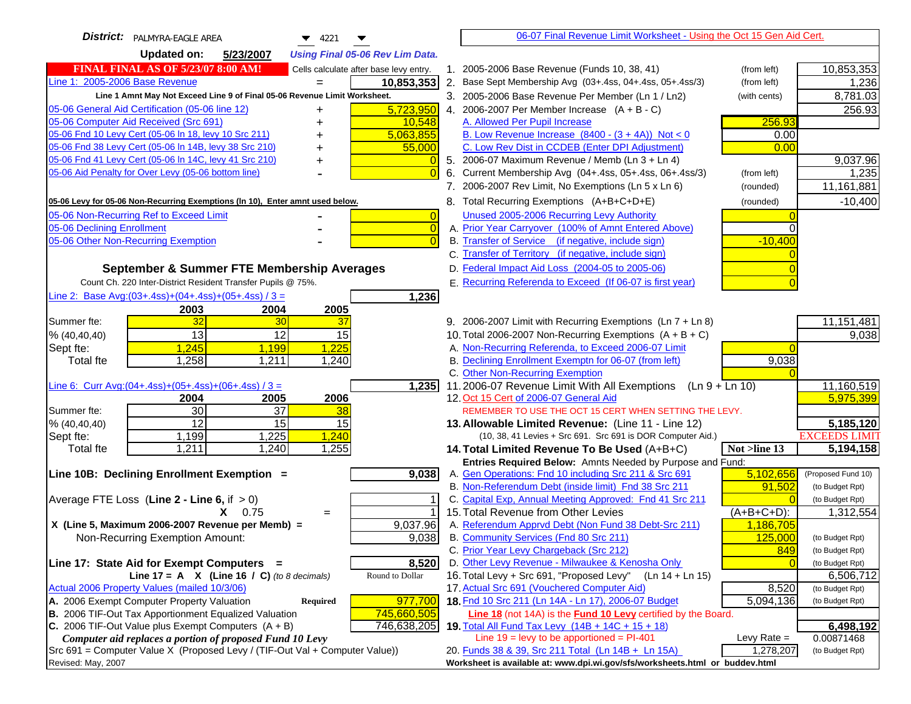**District:** PALMYRA-EAGLE AREA 4221

**Updated on:** 5/23/2007 *Using Final 05-06 Rev Lim Data.*

**FINAL FINAL AS OF 5/23/07 8:00 AM!** Cells calculate after base levy entry.

## 06-07 Final Revenue Limit Worksheet - Using the Oct 15 Gen Aid Cert.

| | | |
|---|---|---|
| Line 1: 2005-2006 Base Revenue | = | 10,853,353 |
| Line 1 Amnt May Not Exceed Line 9 of Final 05-06 Revenue Limit Worksheet. | | |
| 05-06 General Aid Certification (05-06 line 12) | + | 5,723,950 |
| 05-06 Computer Aid Received (Src 691) | + | 10,548 |
| 05-06 Fnd 10 Levy Cert (05-06 ln 18, levy 10 Src 211) | + | 5,063,855 |
| 05-06 Fnd 38 Levy Cert (05-06 ln 14B, levy 38 Src 210) | + | 55,000 |
| 05-06 Fnd 41 Levy Cert (05-06 ln 14C, levy 41 Src 210) | + | 0 |
| 05-06 Aid Penalty for Over Levy (05-06 bottom line) | - | 0 |
| **05-06 Levy for 05-06 Non-Recurring Exemptions (ln 10), Enter amnt used below.** | | |
| 05-06 Non-Recurring Ref to Exceed Limit | - | 0 |
| 05-06 Declining Enrollment | - | 0 |
| 05-06 Other Non-Recurring Exemption | - | 0 |

### September & Summer FTE Membership Averages

Count Ch. 220 Inter-District Resident Transfer Pupils @ 75%.

Line 2: Base Avg:(03+.4ss)+(04+.4ss)+(05+.4ss) / 3 = **1,236**

| | 2003 | 2004 | 2005 |
|---|---|---|---|
| Summer fte: | 32 | 30 | 37 |
| % (40,40,40) | 13 | 12 | 15 |
| Sept fte: | 1,245 | 1,199 | 1,225 |
| Total fte | 1,258 | 1,211 | 1,240 |

Line 6: Curr Avg:(04+.4ss)+(05+.4ss)+(06+.4ss) / 3 = **1,235**

| | 2004 | 2005 | 2006 |
|---|---|---|---|
| Summer fte: | 30 | 37 | 38 |
| % (40,40,40) | 12 | 15 | 15 |
| Sept fte: | 1,199 | 1,225 | 1,240 |
| Total fte | 1,211 | 1,240 | 1,255 |

**Line 10B: Declining Enrollment Exemption =** **9,038**

| | | |
|---|---|---|
| Average FTE Loss (Line 2 - Line 6, if > 0) | | 1 |
| X 0.75 | = | 1 |
| X (Line 5, Maximum 2006-2007 Revenue per Memb) = | | 9,037.96 |
| Non-Recurring Exemption Amount: | | 9,038 |

**Line 17: State Aid for Exempt Computers =** **8,520**

Line 17 = A X (Line 16 / C) *(to 8 decimals)* — Round to Dollar

Actual 2006 Property Values (mailed 10/3/06)

| | | |
|---|---|---|
| A. 2006 Exempt Computer Property Valuation | **Required** | 977,700 |
| B. 2006 TIF-Out Tax Apportionment Equalized Valuation | | 745,660,505 |
| C. 2006 TIF-Out Value plus Exempt Computers (A + B) | | 746,638,205 |

*Computer aid replaces a portion of proposed Fund 10 Levy*

Src 691 = Computer Value X (Proposed Levy / (TIF-Out Val + Computer Value))

Revised: May, 2007

| | | | |
|---|---|---|---|
| 1. 2005-2006 Base Revenue (Funds 10, 38, 41) | (from left) | | 10,853,353 |
| 2. Base Sept Membership Avg (03+.4ss, 04+.4ss, 05+.4ss/3) | (from left) | | 1,236 |
| 3. 2005-2006 Base Revenue Per Member (Ln 1 / Ln2) | (with cents) | | 8,781.03 |
| 4. 2006-2007 Per Member Increase (A + B - C) | | | 256.93 |
| A. Allowed Per Pupil Increase | | 256.93 | |
| B. Low Revenue Increase (8400 - (3 + 4A)) Not < 0 | | 0.00 | |
| C. Low Rev Dist in CCDEB (Enter DPI Adjustment) | | 0.00 | |
| 5. 2006-07 Maximum Revenue / Memb (Ln 3 + Ln 4) | | | 9,037.96 |
| 6. Current Membership Avg (04+.4ss, 05+.4ss, 06+.4ss/3) | (from left) | | 1,235 |
| 7. 2006-2007 Rev Limit, No Exemptions (Ln 5 x Ln 6) | (rounded) | | 11,161,881 |
| 8. Total Recurring Exemptions (A+B+C+D+E) | (rounded) | | -10,400 |
| Unused 2005-2006 Recurring Levy Authority | | 0 | |
| A. Prior Year Carryover (100% of Amnt Entered Above) | | 0 | |
| B. Transfer of Service (if negative, include sign) | | -10,400 | |
| C. Transfer of Territory (if negative, include sign) | | 0 | |
| D. Federal Impact Aid Loss (2004-05 to 2005-06) | | 0 | |
| E. Recurring Referenda to Exceed (If 06-07 is first year) | | 0 | |
| 9. 2006-2007 Limit with Recurring Exemptions (Ln 7 + Ln 8) | | | 11,151,481 |
| 10. Total 2006-2007 Non-Recurring Exemptions (A + B + C) | | | 9,038 |
| A. Non-Recurring Referenda, to Exceed 2006-07 Limit | | 0 | |
| B. Declining Enrollment Exemptn for 06-07 (from left) | | 9,038 | |
| C. Other Non-Recurring Exemption | | 0 | |
| 11. 2006-07 Revenue Limit With All Exemptions (Ln 9 + Ln 10) | | | 11,160,519 |
| 12. Oct 15 Cert of 2006-07 General Aid | | | 5,975,399 |
| REMEMBER TO USE THE OCT 15 CERT WHEN SETTING THE LEVY. | | | |
| **13. Allowable Limited Revenue:** (Line 11 - Line 12) | | | **5,185,120** |
| (10, 38, 41 Levies + Src 691. Src 691 is DOR Computer Aid.) | | | EXCEEDS LIMIT |
| **14. Total Limited Revenue To Be Used** (A+B+C) | | Not >line 13 | **5,194,158** |
| **Entries Required Below:** Amnts Needed by Purpose and Fund: | | | |
| A. Gen Operations: Fnd 10 including Src 211 & Src 691 | | 5,102,656 | (Proposed Fund 10) |
| B. Non-Referendum Debt (inside limit) Fnd 38 Src 211 | | 91,502 | (to Budget Rpt) |
| C. Capital Exp, Annual Meeting Approved: Fnd 41 Src 211 | | 0 | (to Budget Rpt) |
| 15. Total Revenue from Other Levies | | (A+B+C+D): | 1,312,554 |
| A. Referendum Apprvd Debt (Non Fund 38 Debt-Src 211) | | 1,186,705 | |
| B. Community Services (Fnd 80 Src 211) | | 125,000 | (to Budget Rpt) |
| C. Prior Year Levy Chargeback (Src 212) | | 849 | (to Budget Rpt) |
| D. Other Levy Revenue - Milwaukee & Kenosha Only | | 0 | (to Budget Rpt) |
| 16. Total Levy + Src 691, "Proposed Levy" (Ln 14 + Ln 15) | | | 6,506,712 |
| 17. Actual Src 691 (Vouchered Computer Aid) | | 8,520 | (to Budget Rpt) |
| **18.** Fnd 10 Src 211 (Ln 14A - Ln 17), 2006-07 Budget | | 5,094,136 | (to Budget Rpt) |
| **Line 18** (not 14A) is the **Fund 10 Levy** certified by the Board. | | | |
| **19.** Total All Fund Tax Levy (14B + 14C + 15 + 18) | | | **6,498,192** |
| Line 19 = levy to be apportioned = PI-401 | | Levy Rate = | 0.00871468 |
| 20. Funds 38 & 39, Src 211 Total (Ln 14B + Ln 15A) | | 1,278,207 | (to Budget Rpt) |

Worksheet is available at: www.dpi.wi.gov/sfs/worksheets.html or buddev.html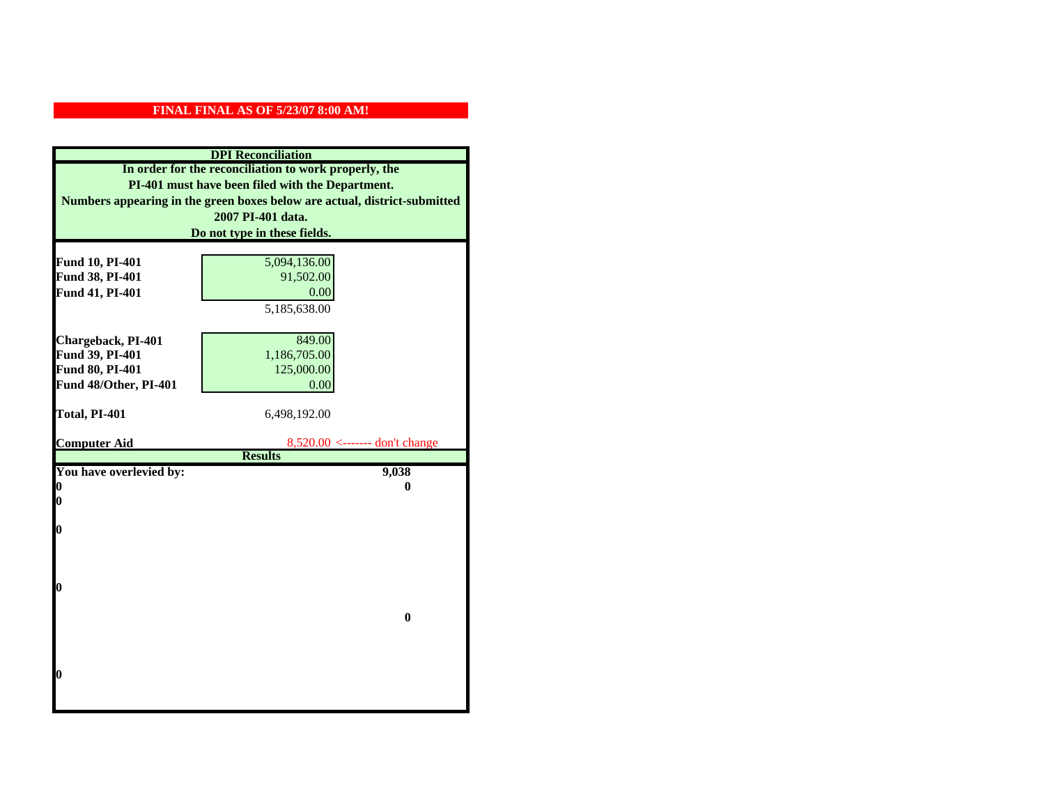**FINAL FINAL AS OF 5/23/07 8:00 AM!**

| DPI Reconciliation | | |
|---|---|---|
| In order for the reconciliation to work properly, the PI-401 must have been filed with the Department. Numbers appearing in the green boxes below are actual, district-submitted 2007 PI-401 data. Do not type in these fields. | | |
| **Fund 10, PI-401** | 5,094,136.00 | |
| **Fund 38, PI-401** | 91,502.00 | |
| **Fund 41, PI-401** | 0.00 | |
| | 5,185,638.00 | |
| **Chargeback, PI-401** | 849.00 | |
| **Fund 39, PI-401** | 1,186,705.00 | |
| **Fund 80, PI-401** | 125,000.00 | |
| **Fund 48/Other, PI-401** | 0.00 | |
| **Total, PI-401** | 6,498,192.00 | |
| **Computer Aid** | 8,520.00 | <------- don't change |
| **Results** | | |
| **You have overlevied by:** | | **9,038** |
| **0** | | **0** |
| **0** | | |
| **0** | | |
| **0** | | |
| | | **0** |
| **0** | | |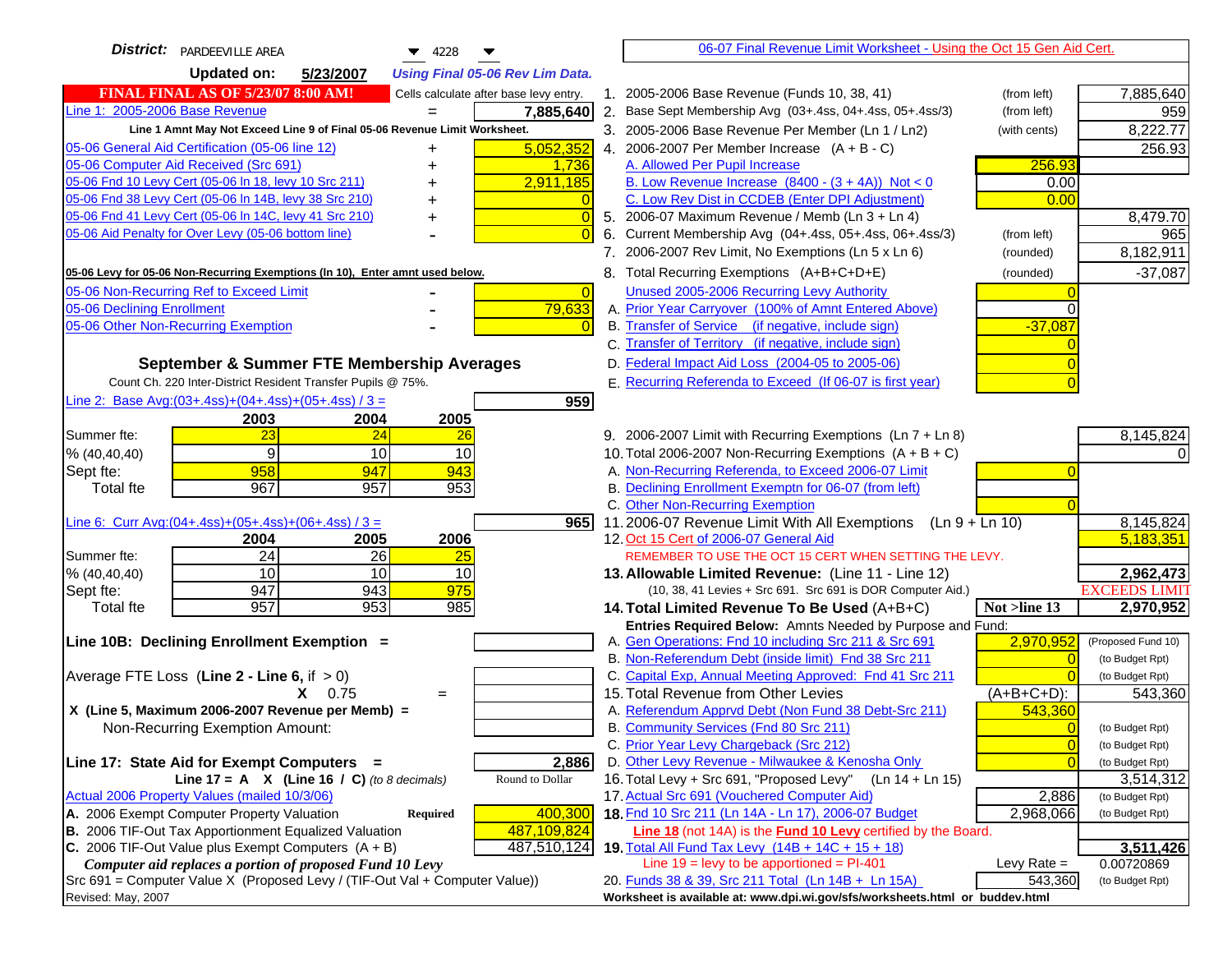**District:** PARDEEVILLE AREA 4228

**Updated on:** 5/23/2007 *Using Final 05-06 Rev Lim Data.*

**FINAL FINAL AS OF 5/23/07 8:00 AM!** Cells calculate after base levy entry.

| | | |
|---|---|---|
| Line 1: 2005-2006 Base Revenue | = | 7,885,640 |

Line 1 Amnt May Not Exceed Line 9 of Final 05-06 Revenue Limit Worksheet.

| | | |
|---|---|---|
| 05-06 General Aid Certification (05-06 line 12) | + | 5,052,352 |
| 05-06 Computer Aid Received (Src 691) | + | 1,736 |
| 05-06 Fnd 10 Levy Cert (05-06 ln 18, levy 10 Src 211) | + | 2,911,185 |
| 05-06 Fnd 38 Levy Cert (05-06 ln 14B, levy 38 Src 210) | + | 0 |
| 05-06 Fnd 41 Levy Cert (05-06 ln 14C, levy 41 Src 210) | + | 0 |
| 05-06 Aid Penalty for Over Levy (05-06 bottom line) | - | 0 |

**05-06 Levy for 05-06 Non-Recurring Exemptions (ln 10), Enter amnt used below.**

| | | |
|---|---|---|
| 05-06 Non-Recurring Ref to Exceed Limit | - | 0 |
| 05-06 Declining Enrollment | - | 79,633 |
| 05-06 Other Non-Recurring Exemption | - | 0 |

## September & Summer FTE Membership Averages

Count Ch. 220 Inter-District Resident Transfer Pupils @ 75%.

Line 2: Base Avg:(03+.4ss)+(04+.4ss)+(05+.4ss) / 3 = **959**

| | 2003 | 2004 | 2005 |
|---|---|---|---|
| Summer fte: | 23 | 24 | 26 |
| % (40,40,40) | 9 | 10 | 10 |
| Sept fte: | 958 | 947 | 943 |
| Total fte | 967 | 957 | 953 |

Line 6: Curr Avg:(04+.4ss)+(05+.4ss)+(06+.4ss) / 3 = **965**

| | 2004 | 2005 | 2006 |
|---|---|---|---|
| Summer fte: | 24 | 26 | 25 |
| % (40,40,40) | 10 | 10 | 10 |
| Sept fte: | 947 | 943 | 975 |
| Total fte | 957 | 953 | 985 |

**Line 10B: Declining Enrollment Exemption =**

Average FTE Loss (**Line 2 - Line 6**, if > 0)

X 0.75 =

X (Line 5, Maximum 2006-2007 Revenue per Memb) =

Non-Recurring Exemption Amount:

**Line 17: State Aid for Exempt Computers =** **2,886**

Line 17 = A X (Line 16 / C) *(to 8 decimals)* Round to Dollar

Actual 2006 Property Values (mailed 10/3/06)

| | | |
|---|---|---|
| A. 2006 Exempt Computer Property Valuation | Required | 400,300 |
| B. 2006 TIF-Out Tax Apportionment Equalized Valuation | | 487,109,824 |
| C. 2006 TIF-Out Value plus Exempt Computers (A + B) | | 487,510,124 |

*Computer aid replaces a portion of proposed Fund 10 Levy*

Src 691 = Computer Value X (Proposed Levy / (TIF-Out Val + Computer Value))

Revised: May, 2007

---

06-07 Final Revenue Limit Worksheet - Using the Oct 15 Gen Aid Cert.

| | | | |
|---|---|---|---|
| 1. 2005-2006 Base Revenue (Funds 10, 38, 41) | (from left) | | 7,885,640 |
| 2. Base Sept Membership Avg (03+.4ss, 04+.4ss, 05+.4ss/3) | (from left) | | 959 |
| 3. 2005-2006 Base Revenue Per Member (Ln 1 / Ln2) | (with cents) | | 8,222.77 |
| 4. 2006-2007 Per Member Increase (A + B - C) | | | 256.93 |
| A. Allowed Per Pupil Increase | | 256.93 | |
| B. Low Revenue Increase (8400 - (3 + 4A)) Not < 0 | | 0.00 | |
| C. Low Rev Dist in CCDEB (Enter DPI Adjustment) | | 0.00 | |
| 5. 2006-07 Maximum Revenue / Memb (Ln 3 + Ln 4) | | | 8,479.70 |
| 6. Current Membership Avg (04+.4ss, 05+.4ss, 06+.4ss/3) | (from left) | | 965 |
| 7. 2006-2007 Rev Limit, No Exemptions (Ln 5 x Ln 6) | (rounded) | | 8,182,911 |
| 8. Total Recurring Exemptions (A+B+C+D+E) | (rounded) | | -37,087 |
| Unused 2005-2006 Recurring Levy Authority | | 0 | |
| A. Prior Year Carryover (100% of Amnt Entered Above) | | 0 | |
| B. Transfer of Service (if negative, include sign) | | -37,087 | |
| C. Transfer of Territory (if negative, include sign) | | 0 | |
| D. Federal Impact Aid Loss (2004-05 to 2005-06) | | 0 | |
| E. Recurring Referenda to Exceed (If 06-07 is first year) | | 0 | |
| 9. 2006-2007 Limit with Recurring Exemptions (Ln 7 + Ln 8) | | | 8,145,824 |
| 10. Total 2006-2007 Non-Recurring Exemptions (A + B + C) | | | 0 |
| A. Non-Recurring Referenda, to Exceed 2006-07 Limit | | 0 | |
| B. Declining Enrollment Exemptn for 06-07 (from left) | | | |
| C. Other Non-Recurring Exemption | | 0 | |
| 11. 2006-07 Revenue Limit With All Exemptions (Ln 9 + Ln 10) | | | 8,145,824 |
| 12. Oct 15 Cert of 2006-07 General Aid | | | 5,183,351 |
| REMEMBER TO USE THE OCT 15 CERT WHEN SETTING THE LEVY. | | | |
| **13. Allowable Limited Revenue:** (Line 11 - Line 12) | | | **2,962,473** |
| (10, 38, 41 Levies + Src 691. Src 691 is DOR Computer Aid.) | | | EXCEEDS LIMIT |
| **14. Total Limited Revenue To Be Used** (A+B+C) | | Not >line 13 | **2,970,952** |
| Entries Required Below: Amnts Needed by Purpose and Fund: | | | |
| A. Gen Operations: Fnd 10 including Src 211 & Src 691 | | 2,970,952 | (Proposed Fund 10) |
| B. Non-Referendum Debt (inside limit) Fnd 38 Src 211 | | 0 | (to Budget Rpt) |
| C. Capital Exp, Annual Meeting Approved: Fnd 41 Src 211 | | 0 | (to Budget Rpt) |
| 15. Total Revenue from Other Levies | | (A+B+C+D): | 543,360 |
| A. Referendum Apprvd Debt (Non Fund 38 Debt-Src 211) | | 543,360 | |
| B. Community Services (Fnd 80 Src 211) | | 0 | (to Budget Rpt) |
| C. Prior Year Levy Chargeback (Src 212) | | 0 | (to Budget Rpt) |
| D. Other Levy Revenue - Milwaukee & Kenosha Only | | 0 | (to Budget Rpt) |
| 16. Total Levy + Src 691, "Proposed Levy" (Ln 14 + Ln 15) | | | 3,514,312 |
| 17. Actual Src 691 (Vouchered Computer Aid) | | 2,886 | (to Budget Rpt) |
| **18.** Fnd 10 Src 211 (Ln 14A - Ln 17), 2006-07 Budget | | 2,968,066 | (to Budget Rpt) |
| **Line 18** (not 14A) is the **Fund 10 Levy** certified by the Board. | | | |
| **19.** Total All Fund Tax Levy (14B + 14C + 15 + 18) | | | **3,511,426** |
| Line 19 = levy to be apportioned = PI-401 | | Levy Rate = | 0.00720869 |
| 20. Funds 38 & 39, Src 211 Total (Ln 14B + Ln 15A) | | 543,360 | (to Budget Rpt) |

Worksheet is available at: www.dpi.wi.gov/sfs/worksheets.html or buddev.html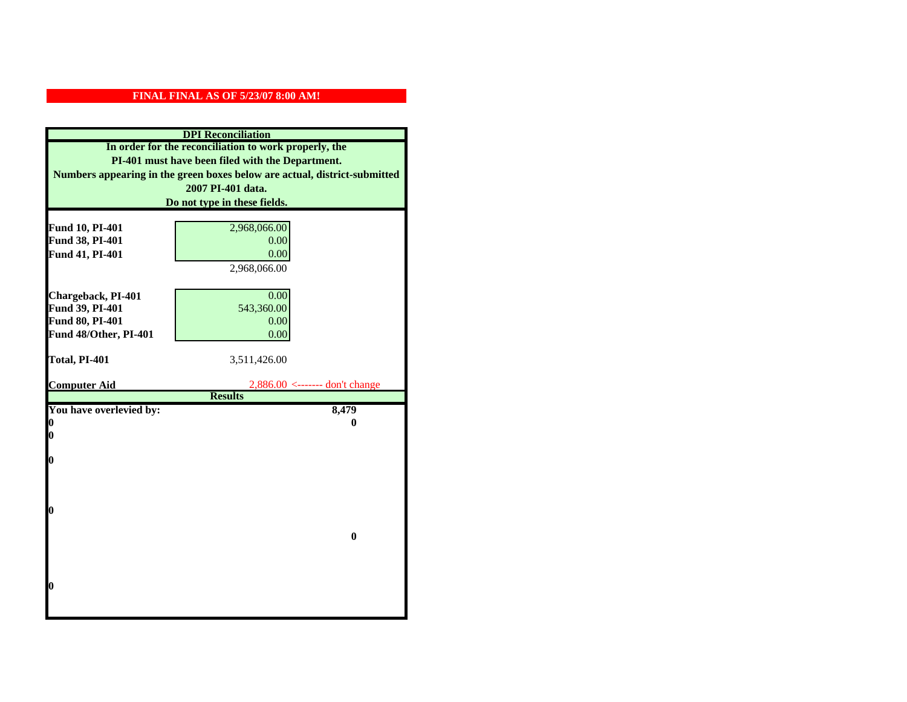**FINAL FINAL AS OF 5/23/07 8:00 AM!**

**DPI Reconciliation**

**In order for the reconciliation to work properly, the PI-401 must have been filed with the Department. Numbers appearing in the green boxes below are actual, district-submitted 2007 PI-401 data. Do not type in these fields.**

| | | |
|---|---|---|
| **Fund 10, PI-401** | 2,968,066.00 | |
| **Fund 38, PI-401** | 0.00 | |
| **Fund 41, PI-401** | 0.00 | |
| | 2,968,066.00 | |
| | | |
| **Chargeback, PI-401** | 0.00 | |
| **Fund 39, PI-401** | 543,360.00 | |
| **Fund 80, PI-401** | 0.00 | |
| **Fund 48/Other, PI-401** | 0.00 | |
| | | |
| **Total, PI-401** | 3,511,426.00 | |
| | | |
| **Computer Aid** | 2,886.00 <------- don't change | |

**Results**

| | |
|---|---|
| **You have overlevied by:** | **8,479** |
| **0** | **0** |
| **0** | |
| **0** | |
| **0** | |
| | **0** |
| **0** | |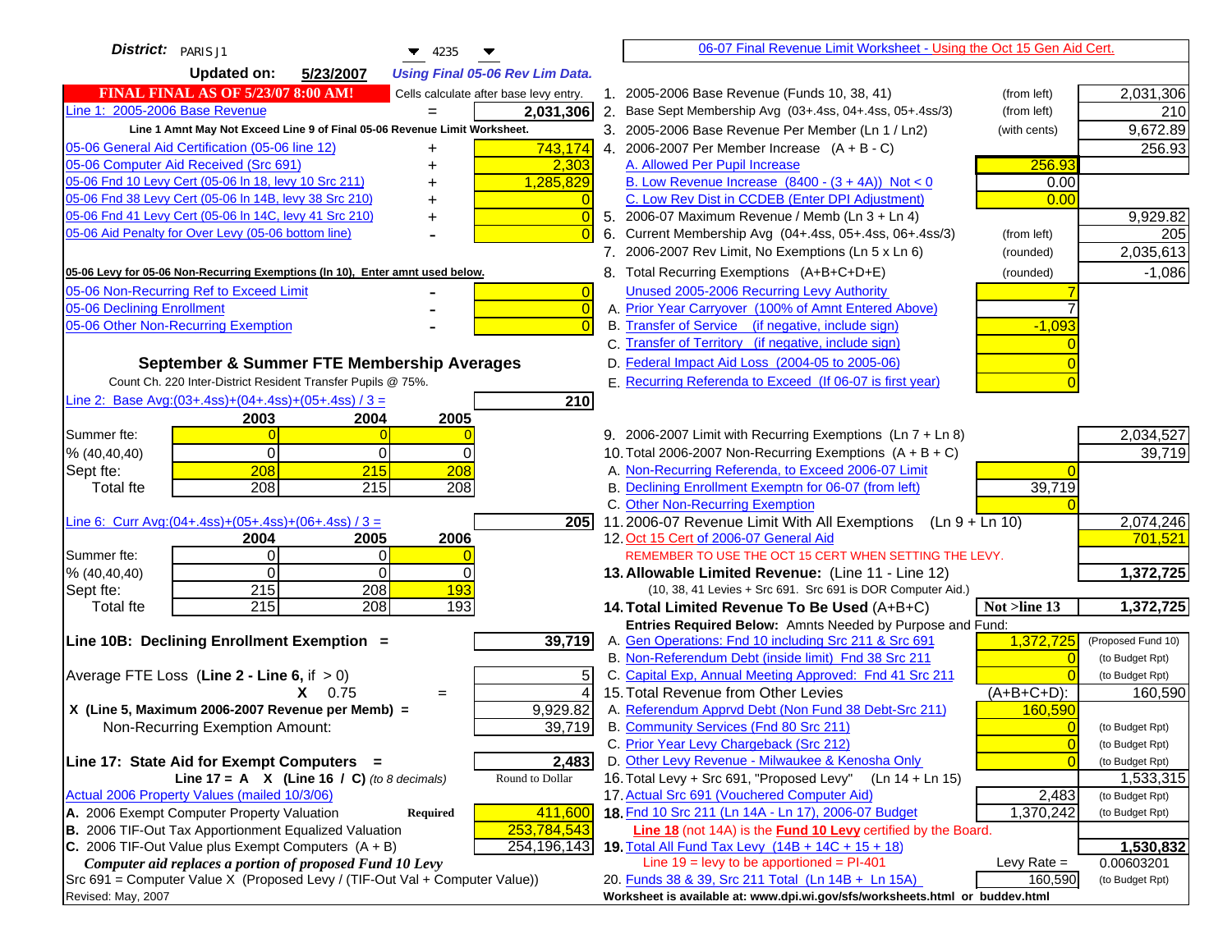**District:** PARIS J1 4235

**Updated on:** 5/23/2007 *Using Final 05-06 Rev Lim Data.*

06-07 Final Revenue Limit Worksheet - Using the Oct 15 Gen Aid Cert.

**FINAL FINAL AS OF 5/23/07 8:00 AM!** Cells calculate after base levy entry.

| Item | | Amount |
|---|---|---|
| Line 1: 2005-2006 Base Revenue | = | 2,031,306 |
| *Line 1 Amnt May Not Exceed Line 9 of Final 05-06 Revenue Limit Worksheet.* | | |
| 05-06 General Aid Certification (05-06 line 12) | + | 743,174 |
| 05-06 Computer Aid Received (Src 691) | + | 2,303 |
| 05-06 Fnd 10 Levy Cert (05-06 ln 18, levy 10 Src 211) | + | 1,285,829 |
| 05-06 Fnd 38 Levy Cert (05-06 ln 14B, levy 38 Src 210) | + | 0 |
| 05-06 Fnd 41 Levy Cert (05-06 ln 14C, levy 41 Src 210) | + | 0 |
| 05-06 Aid Penalty for Over Levy (05-06 bottom line) | - | 0 |

**05-06 Levy for 05-06 Non-Recurring Exemptions (ln 10), Enter amnt used below.**

| Item | | Amount |
|---|---|---|
| 05-06 Non-Recurring Ref to Exceed Limit | - | 0 |
| 05-06 Declining Enrollment | - | 0 |
| 05-06 Other Non-Recurring Exemption | - | 0 |

**September & Summer FTE Membership Averages**

Count Ch. 220 Inter-District Resident Transfer Pupils @ 75%.

Line 2: Base Avg:(03+.4ss)+(04+.4ss)+(05+.4ss) / 3 = **210**

| | 2003 | 2004 | 2005 |
|---|---|---|---|
| Summer fte: | 0 | 0 | 0 |
| % (40,40,40) | 0 | 0 | 0 |
| Sept fte: | 208 | 215 | 208 |
| Total fte | 208 | 215 | 208 |

Line 6: Curr Avg:(04+.4ss)+(05+.4ss)+(06+.4ss) / 3 = **205**

| | 2004 | 2005 | 2006 |
|---|---|---|---|
| Summer fte: | 0 | 0 | 0 |
| % (40,40,40) | 0 | 0 | 0 |
| Sept fte: | 215 | 208 | 193 |
| Total fte | 215 | 208 | 193 |

**Line 10B: Declining Enrollment Exemption =** **39,719**

| | | |
|---|---|---|
| Average FTE Loss (Line 2 - Line 6, if > 0) | | 5 |
| X 0.75 | = | 4 |
| X (Line 5, Maximum 2006-2007 Revenue per Memb) = | | 9,929.82 |
| Non-Recurring Exemption Amount: | | 39,719 |

**Line 17: State Aid for Exempt Computers =** **2,483**

Line 17 = A X (Line 16 / C) *(to 8 decimals)* Round to Dollar

Actual 2006 Property Values (mailed 10/3/06)

| | | |
|---|---|---|
| A. 2006 Exempt Computer Property Valuation | Required | 411,600 |
| B. 2006 TIF-Out Tax Apportionment Equalized Valuation | | 253,784,543 |
| C. 2006 TIF-Out Value plus Exempt Computers (A + B) | | 254,196,143 |

*Computer aid replaces a portion of proposed Fund 10 Levy*

Src 691 = Computer Value X (Proposed Levy / (TIF-Out Val + Computer Value))

| Line | Description | | Amount |
|---|---|---|---|
| 1. | 2005-2006 Base Revenue (Funds 10, 38, 41) | (from left) | 2,031,306 |
| 2. | Base Sept Membership Avg (03+.4ss, 04+.4ss, 05+.4ss/3) | (from left) | 210 |
| 3. | 2005-2006 Base Revenue Per Member (Ln 1 / Ln2) | (with cents) | 9,672.89 |
| 4. | 2006-2007 Per Member Increase (A + B - C) | | 256.93 |
| | A. Allowed Per Pupil Increase | 256.93 | |
| | B. Low Revenue Increase (8400 - (3 + 4A)) Not < 0 | 0.00 | |
| | C. Low Rev Dist in CCDEB (Enter DPI Adjustment) | 0.00 | |
| 5. | 2006-07 Maximum Revenue / Memb (Ln 3 + Ln 4) | | 9,929.82 |
| 6. | Current Membership Avg (04+.4ss, 05+.4ss, 06+.4ss/3) | (from left) | 205 |
| 7. | 2006-2007 Rev Limit, No Exemptions (Ln 5 x Ln 6) | (rounded) | 2,035,613 |
| 8. | Total Recurring Exemptions (A+B+C+D+E) | (rounded) | -1,086 |
| | Unused 2005-2006 Recurring Levy Authority | 7 | |
| | A. Prior Year Carryover (100% of Amnt Entered Above) | 7 | |
| | B. Transfer of Service (if negative, include sign) | -1,093 | |
| | C. Transfer of Territory (if negative, include sign) | 0 | |
| | D. Federal Impact Aid Loss (2004-05 to 2005-06) | 0 | |
| | E. Recurring Referenda to Exceed (If 06-07 is first year) | 0 | |
| 9. | 2006-2007 Limit with Recurring Exemptions (Ln 7 + Ln 8) | | 2,034,527 |
| 10. | Total 2006-2007 Non-Recurring Exemptions (A + B + C) | | 39,719 |
| | A. Non-Recurring Referenda, to Exceed 2006-07 Limit | 0 | |
| | B. Declining Enrollment Exemptn for 06-07 (from left) | 39,719 | |
| | C. Other Non-Recurring Exemption | 0 | |
| 11. | 2006-07 Revenue Limit With All Exemptions (Ln 9 + Ln 10) | | 2,074,246 |
| 12. | Oct 15 Cert of 2006-07 General Aid | | 701,521 |
| | REMEMBER TO USE THE OCT 15 CERT WHEN SETTING THE LEVY. | | |
| 13. | **Allowable Limited Revenue:** (Line 11 - Line 12) (10, 38, 41 Levies + Src 691. Src 691 is DOR Computer Aid.) | | **1,372,725** |
| 14. | **Total Limited Revenue To Be Used** (A+B+C) | Not >line 13 | **1,372,725** |
| | Entries Required Below: Amnts Needed by Purpose and Fund: | | |
| | A. Gen Operations: Fnd 10 including Src 211 & Src 691 | 1,372,725 | (Proposed Fund 10) |
| | B. Non-Referendum Debt (inside limit) Fnd 38 Src 211 | 0 | (to Budget Rpt) |
| | C. Capital Exp, Annual Meeting Approved: Fnd 41 Src 211 | 0 | (to Budget Rpt) |
| 15. | Total Revenue from Other Levies | (A+B+C+D): | 160,590 |
| | A. Referendum Apprvd Debt (Non Fund 38 Debt-Src 211) | 160,590 | |
| | B. Community Services (Fnd 80 Src 211) | 0 | (to Budget Rpt) |
| | C. Prior Year Levy Chargeback (Src 212) | 0 | (to Budget Rpt) |
| | D. Other Levy Revenue - Milwaukee & Kenosha Only | 0 | (to Budget Rpt) |
| 16. | Total Levy + Src 691, "Proposed Levy" (Ln 14 + Ln 15) | | 1,533,315 |
| 17. | Actual Src 691 (Vouchered Computer Aid) | 2,483 | (to Budget Rpt) |
| 18. | Fnd 10 Src 211 (Ln 14A - Ln 17), 2006-07 Budget | 1,370,242 | (to Budget Rpt) |
| | **Line 18** (not 14A) is the **Fund 10 Levy** certified by the Board. | | |
| 19. | **Total All Fund Tax Levy (14B + 14C + 15 + 18)** | | **1,530,832** |
| | Line 19 = levy to be apportioned = PI-401 | Levy Rate = | 0.00603201 |
| 20. | Funds 38 & 39, Src 211 Total (Ln 14B + Ln 15A) | 160,590 | (to Budget Rpt) |

Revised: May, 2007

Worksheet is available at: www.dpi.wi.gov/sfs/worksheets.html or buddev.html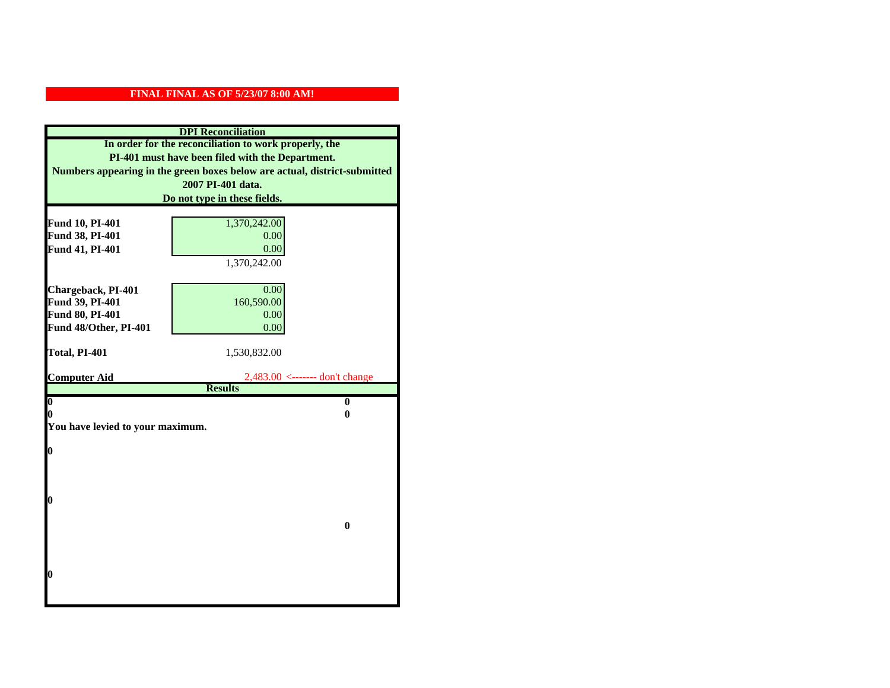**FINAL FINAL AS OF 5/23/07 8:00 AM!**

## DPI Reconciliation

**In order for the reconciliation to work properly, the PI-401 must have been filed with the Department. Numbers appearing in the green boxes below are actual, district-submitted 2007 PI-401 data. Do not type in these fields.**

| | | |
|---|---|---|
| **Fund 10, PI-401** | 1,370,242.00 | |
| **Fund 38, PI-401** | 0.00 | |
| **Fund 41, PI-401** | 0.00 | |
| | 1,370,242.00 | |
| **Chargeback, PI-401** | 0.00 | |
| **Fund 39, PI-401** | 160,590.00 | |
| **Fund 80, PI-401** | 0.00 | |
| **Fund 48/Other, PI-401** | 0.00 | |
| **Total, PI-401** | 1,530,832.00 | |
| **Computer Aid** | 2,483.00 | <------- don't change |

### Results

| | |
|---|---|
| **0** | **0** |
| **0** | **0** |

**You have levied to your maximum.**

**0**

**0**

**0**

**0**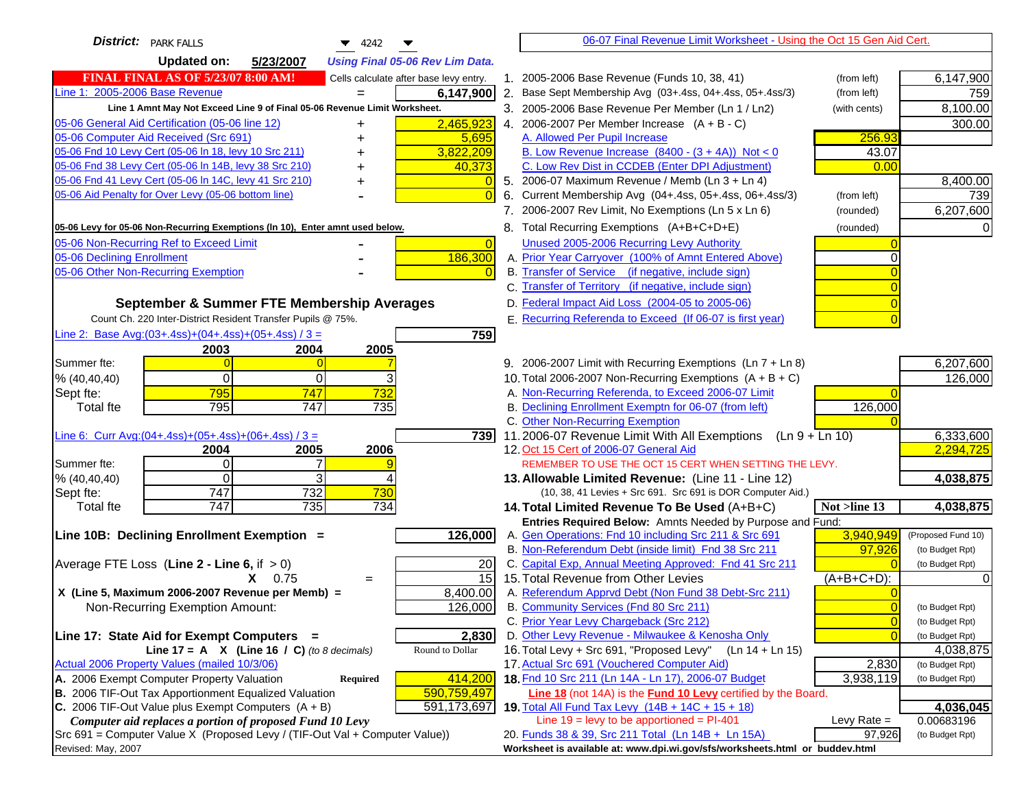**District:** PARK FALLS 4242

**Updated on:** 5/23/2007 *Using Final 05-06 Rev Lim Data.*

**06-07 Final Revenue Limit Worksheet - Using the Oct 15 Gen Aid Cert.**

**FINAL FINAL AS OF 5/23/07 8:00 AM!** Cells calculate after base levy entry.

| Item | | Amount |
|---|---|---|
| Line 1: 2005-2006 Base Revenue | = | 6,147,900 |

Line 1 Amnt May Not Exceed Line 9 of Final 05-06 Revenue Limit Worksheet.

| Item | | Amount |
|---|---|---|
| 05-06 General Aid Certification (05-06 line 12) | + | 2,465,923 |
| 05-06 Computer Aid Received (Src 691) | + | 5,695 |
| 05-06 Fnd 10 Levy Cert (05-06 ln 18, levy 10 Src 211) | + | 3,822,209 |
| 05-06 Fnd 38 Levy Cert (05-06 ln 14B, levy 38 Src 210) | + | 40,373 |
| 05-06 Fnd 41 Levy Cert (05-06 ln 14C, levy 41 Src 210) | + | 0 |
| 05-06 Aid Penalty for Over Levy (05-06 bottom line) | - | 0 |

**05-06 Levy for 05-06 Non-Recurring Exemptions (ln 10), Enter amnt used below.**

| Item | | Amount |
|---|---|---|
| 05-06 Non-Recurring Ref to Exceed Limit | - | 0 |
| 05-06 Declining Enrollment | - | 186,300 |
| 05-06 Other Non-Recurring Exemption | - | 0 |

## September & Summer FTE Membership Averages

Count Ch. 220 Inter-District Resident Transfer Pupils @ 75%.

Line 2: Base Avg:(03+.4ss)+(04+.4ss)+(05+.4ss) / 3 = **759**

| | 2003 | 2004 | 2005 |
|---|---|---|---|
| Summer fte: | 0 | 0 | 7 |
| % (40,40,40) | 0 | 0 | 3 |
| Sept fte: | 795 | 747 | 732 |
| Total fte | 795 | 747 | 735 |

Line 6: Curr Avg:(04+.4ss)+(05+.4ss)+(06+.4ss) / 3 = **739**

| | 2004 | 2005 | 2006 |
|---|---|---|---|
| Summer fte: | 0 | 7 | 9 |
| % (40,40,40) | 0 | 3 | 4 |
| Sept fte: | 747 | 732 | 730 |
| Total fte | 747 | 735 | 734 |

**Line 10B: Declining Enrollment Exemption =** **126,000**

| Item | | Amount |
|---|---|---|
| Average FTE Loss (Line 2 - Line 6, if > 0) | | 20 |
| X 0.75 | = | 15 |
| X (Line 5, Maximum 2006-2007 Revenue per Memb) = | | 8,400.00 |
| Non-Recurring Exemption Amount: | | 126,000 |

**Line 17: State Aid for Exempt Computers =** **2,830**

Line 17 = A X (Line 16 / C) *(to 8 decimals)* — Round to Dollar

Actual 2006 Property Values (mailed 10/3/06)

| Item | | Amount |
|---|---|---|
| A. 2006 Exempt Computer Property Valuation | Required | 414,200 |
| B. 2006 TIF-Out Tax Apportionment Equalized Valuation | | 590,759,497 |
| C. 2006 TIF-Out Value plus Exempt Computers (A + B) | | 591,173,697 |

*Computer aid replaces a portion of proposed Fund 10 Levy*

Src 691 = Computer Value X (Proposed Levy / (TIF-Out Val + Computer Value))

| Line | Description | | Entry | Amount |
|---|---|---|---|---|
| 1. | 2005-2006 Base Revenue (Funds 10, 38, 41) | (from left) | | 6,147,900 |
| 2. | Base Sept Membership Avg (03+.4ss, 04+.4ss, 05+.4ss/3) | (from left) | | 759 |
| 3. | 2005-2006 Base Revenue Per Member (Ln 1 / Ln2) | (with cents) | | 8,100.00 |
| 4. | 2006-2007 Per Member Increase (A + B - C) | | | 300.00 |
| | A. Allowed Per Pupil Increase | | 256.93 | |
| | B. Low Revenue Increase (8400 - (3 + 4A)) Not < 0 | | 43.07 | |
| | C. Low Rev Dist in CCDEB (Enter DPI Adjustment) | | 0.00 | |
| 5. | 2006-07 Maximum Revenue / Memb (Ln 3 + Ln 4) | | | 8,400.00 |
| 6. | Current Membership Avg (04+.4ss, 05+.4ss, 06+.4ss/3) | (from left) | | 739 |
| 7. | 2006-2007 Rev Limit, No Exemptions (Ln 5 x Ln 6) | (rounded) | | 6,207,600 |
| 8. | Total Recurring Exemptions (A+B+C+D+E) | (rounded) | | 0 |
| | Unused 2005-2006 Recurring Levy Authority | | 0 | |
| | A. Prior Year Carryover (100% of Amnt Entered Above) | | 0 | |
| | B. Transfer of Service (if negative, include sign) | | 0 | |
| | C. Transfer of Territory (if negative, include sign) | | 0 | |
| | D. Federal Impact Aid Loss (2004-05 to 2005-06) | | 0 | |
| | E. Recurring Referenda to Exceed (If 06-07 is first year) | | 0 | |
| 9. | 2006-2007 Limit with Recurring Exemptions (Ln 7 + Ln 8) | | | 6,207,600 |
| 10. | Total 2006-2007 Non-Recurring Exemptions (A + B + C) | | | 126,000 |
| | A. Non-Recurring Referenda, to Exceed 2006-07 Limit | | 0 | |
| | B. Declining Enrollment Exemptn for 06-07 (from left) | | 126,000 | |
| | C. Other Non-Recurring Exemption | | 0 | |
| 11. | 2006-07 Revenue Limit With All Exemptions (Ln 9 + Ln 10) | | | 6,333,600 |
| 12. | Oct 15 Cert of 2006-07 General Aid | | | 2,294,725 |
| | REMEMBER TO USE THE OCT 15 CERT WHEN SETTING THE LEVY. | | | |
| 13. | **Allowable Limited Revenue:** (Line 11 - Line 12) | | | **4,038,875** |
| | (10, 38, 41 Levies + Src 691. Src 691 is DOR Computer Aid.) | | | |
| 14. | **Total Limited Revenue To Be Used** (A+B+C) | | Not >line 13 | **4,038,875** |
| | Entries Required Below: Amnts Needed by Purpose and Fund: | | | |
| | A. Gen Operations: Fnd 10 including Src 211 & Src 691 | | 3,940,949 | (Proposed Fund 10) |
| | B. Non-Referendum Debt (inside limit) Fnd 38 Src 211 | | 97,926 | (to Budget Rpt) |
| | C. Capital Exp, Annual Meeting Approved: Fnd 41 Src 211 | | 0 | (to Budget Rpt) |
| 15. | Total Revenue from Other Levies | | (A+B+C+D): | 0 |
| | A. Referendum Apprvd Debt (Non Fund 38 Debt-Src 211) | | 0 | |
| | B. Community Services (Fnd 80 Src 211) | | 0 | (to Budget Rpt) |
| | C. Prior Year Levy Chargeback (Src 212) | | 0 | (to Budget Rpt) |
| | D. Other Levy Revenue - Milwaukee & Kenosha Only | | 0 | (to Budget Rpt) |
| 16. | Total Levy + Src 691, "Proposed Levy" (Ln 14 + Ln 15) | | | 4,038,875 |
| 17. | Actual Src 691 (Vouchered Computer Aid) | | 2,830 | (to Budget Rpt) |
| 18. | Fnd 10 Src 211 (Ln 14A - Ln 17), 2006-07 Budget | | 3,938,119 | (to Budget Rpt) |
| | **Line 18** (not 14A) is the **Fund 10 Levy** certified by the Board. | | | |
| 19. | **Total All Fund Tax Levy** (14B + 14C + 15 + 18) | | | **4,036,045** |
| | Line 19 = levy to be apportioned = PI-401 | | Levy Rate = | 0.00683196 |
| 20. | Funds 38 & 39, Src 211 Total (Ln 14B + Ln 15A) | | 97,926 | (to Budget Rpt) |

Revised: May, 2007

Worksheet is available at: www.dpi.wi.gov/sfs/worksheets.html or buddev.html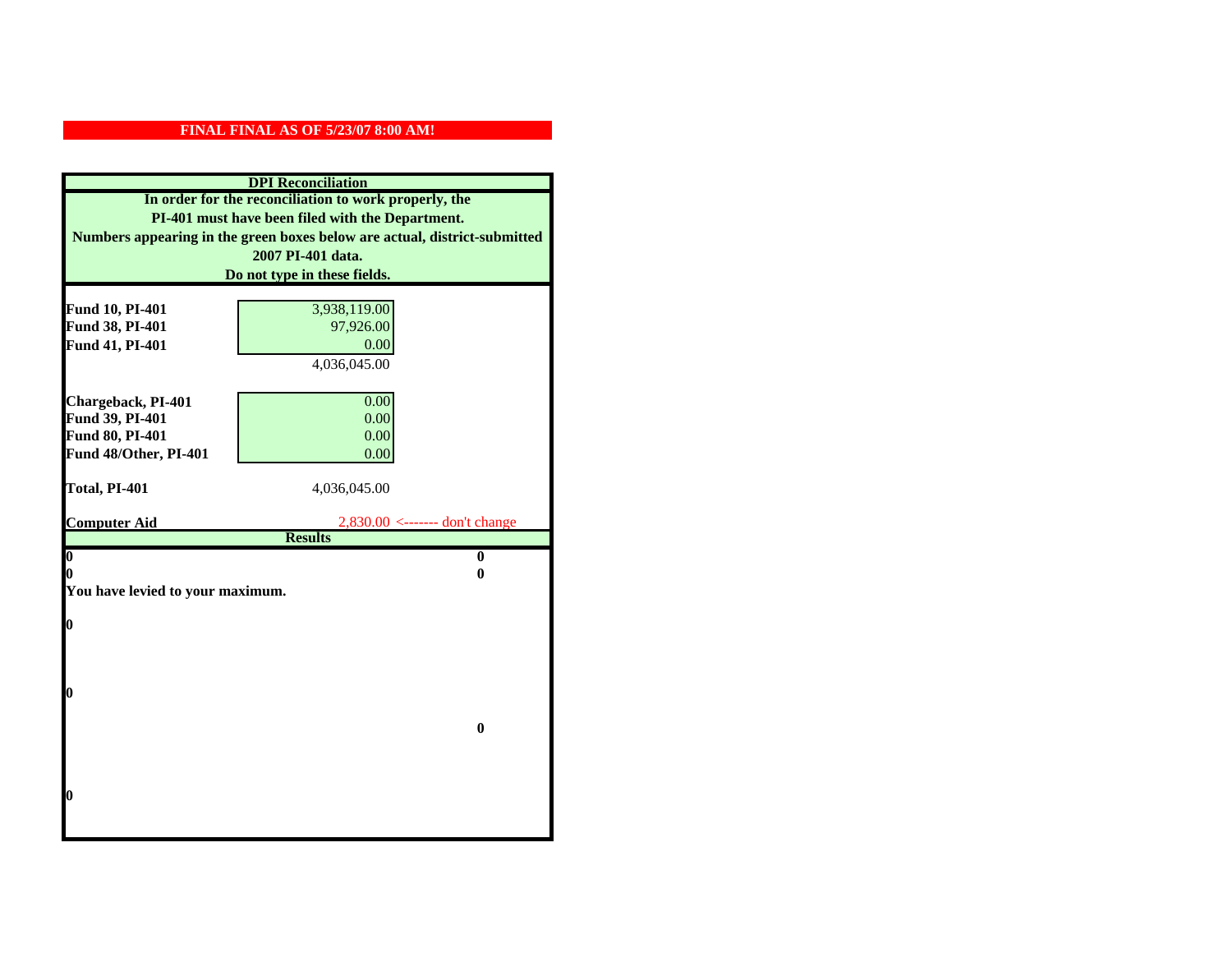**FINAL FINAL AS OF 5/23/07 8:00 AM!**

**DPI Reconciliation**

**In order for the reconciliation to work properly, the PI-401 must have been filed with the Department. Numbers appearing in the green boxes below are actual, district-submitted 2007 PI-401 data. Do not type in these fields.**

| | | |
|---|---|---|
| **Fund 10, PI-401** | 3,938,119.00 | |
| **Fund 38, PI-401** | 97,926.00 | |
| **Fund 41, PI-401** | 0.00 | |
| | 4,036,045.00 | |
| | | |
| **Chargeback, PI-401** | 0.00 | |
| **Fund 39, PI-401** | 0.00 | |
| **Fund 80, PI-401** | 0.00 | |
| **Fund 48/Other, PI-401** | 0.00 | |
| | | |
| **Total, PI-401** | 4,036,045.00 | |
| | | |
| **Computer Aid** | 2,830.00 | <------- don't change |

**Results**

| | |
|---|---|
| **0** | **0** |
| **0** | **0** |

**You have levied to your maximum.**

**0**

**0**

**0**

**0**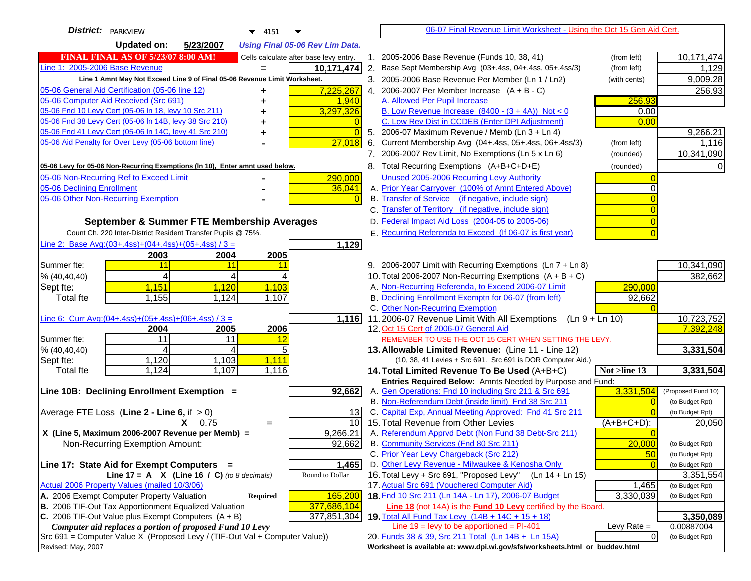**District:** PARKVIEW 4151

**Updated on:** 5/23/2007 *Using Final 05-06 Rev Lim Data.*

**FINAL FINAL AS OF 5/23/07 8:00 AM!** Cells calculate after base levy entry.

| | | |
|---|---|---|
| Line 1: 2005-2006 Base Revenue | = | 10,171,474 |

Line 1 Amnt May Not Exceed Line 9 of Final 05-06 Revenue Limit Worksheet.

| | | |
|---|---|---|
| 05-06 General Aid Certification (05-06 line 12) | + | 7,225,267 |
| 05-06 Computer Aid Received (Src 691) | + | 1,940 |
| 05-06 Fnd 10 Levy Cert (05-06 ln 18, levy 10 Src 211) | + | 3,297,326 |
| 05-06 Fnd 38 Levy Cert (05-06 ln 14B, levy 38 Src 210) | + | 0 |
| 05-06 Fnd 41 Levy Cert (05-06 ln 14C, levy 41 Src 210) | + | 0 |
| 05-06 Aid Penalty for Over Levy (05-06 bottom line) | - | 27,018 |

**05-06 Levy for 05-06 Non-Recurring Exemptions (ln 10), Enter amnt used below.**

| | | |
|---|---|---|
| 05-06 Non-Recurring Ref to Exceed Limit | - | 290,000 |
| 05-06 Declining Enrollment | - | 36,041 |
| 05-06 Other Non-Recurring Exemption | - | 0 |

### September & Summer FTE Membership Averages

Count Ch. 220 Inter-District Resident Transfer Pupils @ 75%.

Line 2: Base Avg:(03+.4ss)+(04+.4ss)+(05+.4ss) / 3 = **1,129**

| | 2003 | 2004 | 2005 |
|---|---|---|---|
| Summer fte: | 11 | 11 | 11 |
| % (40,40,40) | 4 | 4 | 4 |
| Sept fte: | 1,151 | 1,120 | 1,103 |
| Total fte | 1,155 | 1,124 | 1,107 |

Line 6: Curr Avg:(04+.4ss)+(05+.4ss)+(06+.4ss) / 3 = **1,116**

| | 2004 | 2005 | 2006 |
|---|---|---|---|
| Summer fte: | 11 | 11 | 12 |
| % (40,40,40) | 4 | 4 | 5 |
| Sept fte: | 1,120 | 1,103 | 1,111 |
| Total fte | 1,124 | 1,107 | 1,116 |

**Line 10B: Declining Enrollment Exemption =** **92,662**

| | | |
|---|---|---|
| Average FTE Loss (**Line 2 - Line 6**, if > 0) | | 13 |
| | X 0.75 = | 10 |
| X (Line 5, Maximum 2006-2007 Revenue per Memb) = | | 9,266.21 |
| Non-Recurring Exemption Amount: | | 92,662 |

**Line 17: State Aid for Exempt Computers =** **1,465**

Line 17 = A X (Line 16 / C) *(to 8 decimals)* Round to Dollar

Actual 2006 Property Values (mailed 10/3/06)

| | | |
|---|---|---|
| A. 2006 Exempt Computer Property Valuation | Required | 165,200 |
| B. 2006 TIF-Out Tax Apportionment Equalized Valuation | | 377,686,104 |
| C. 2006 TIF-Out Value plus Exempt Computers (A + B) | | 377,851,304 |

*Computer aid replaces a portion of proposed Fund 10 Levy*

Src 691 = Computer Value X (Proposed Levy / (TIF-Out Val + Computer Value))

Revised: May, 2007

---

06-07 Final Revenue Limit Worksheet - Using the Oct 15 Gen Aid Cert.

| | | | |
|---|---|---|---|
| 1. 2005-2006 Base Revenue (Funds 10, 38, 41) | (from left) | | 10,171,474 |
| 2. Base Sept Membership Avg (03+.4ss, 04+.4ss, 05+.4ss/3) | (from left) | | 1,129 |
| 3. 2005-2006 Base Revenue Per Member (Ln 1 / Ln2) | (with cents) | | 9,009.28 |
| 4. 2006-2007 Per Member Increase (A + B - C) | | | 256.93 |
| A. Allowed Per Pupil Increase | | 256.93 | |
| B. Low Revenue Increase (8400 - (3 + 4A)) Not < 0 | | 0.00 | |
| C. Low Rev Dist in CCDEB (Enter DPI Adjustment) | | 0.00 | |
| 5. 2006-07 Maximum Revenue / Memb (Ln 3 + Ln 4) | | | 9,266.21 |
| 6. Current Membership Avg (04+.4ss, 05+.4ss, 06+.4ss/3) | (from left) | | 1,116 |
| 7. 2006-2007 Rev Limit, No Exemptions (Ln 5 x Ln 6) | (rounded) | | 10,341,090 |
| 8. Total Recurring Exemptions (A+B+C+D+E) | (rounded) | | 0 |
| Unused 2005-2006 Recurring Levy Authority | | 0 | |
| A. Prior Year Carryover (100% of Amnt Entered Above) | | 0 | |
| B. Transfer of Service (if negative, include sign) | | 0 | |
| C. Transfer of Territory (if negative, include sign) | | 0 | |
| D. Federal Impact Aid Loss (2004-05 to 2005-06) | | 0 | |
| E. Recurring Referenda to Exceed (If 06-07 is first year) | | 0 | |
| 9. 2006-2007 Limit with Recurring Exemptions (Ln 7 + Ln 8) | | | 10,341,090 |
| 10. Total 2006-2007 Non-Recurring Exemptions (A + B + C) | | | 382,662 |
| A. Non-Recurring Referenda, to Exceed 2006-07 Limit | | 290,000 | |
| B. Declining Enrollment Exemptn for 06-07 (from left) | | 92,662 | |
| C. Other Non-Recurring Exemption | | 0 | |
| 11. 2006-07 Revenue Limit With All Exemptions (Ln 9 + Ln 10) | | | 10,723,752 |
| 12. Oct 15 Cert of 2006-07 General Aid | | | 7,392,248 |

REMEMBER TO USE THE OCT 15 CERT WHEN SETTING THE LEVY.

| | | | |
|---|---|---|---|
| **13. Allowable Limited Revenue:** (Line 11 - Line 12) | | | **3,331,504** |
| (10, 38, 41 Levies + Src 691. Src 691 is DOR Computer Aid.) | | | |
| **14. Total Limited Revenue To Be Used** (A+B+C) | | **Not >line 13** | **3,331,504** |
| **Entries Required Below:** Amnts Needed by Purpose and Fund: | | | |
| A. Gen Operations: Fnd 10 including Src 211 & Src 691 | | 3,331,504 | (Proposed Fund 10) |
| B. Non-Referendum Debt (inside limit) Fnd 38 Src 211 | | 0 | (to Budget Rpt) |
| C. Capital Exp, Annual Meeting Approved: Fnd 41 Src 211 | | 0 | (to Budget Rpt) |
| 15. Total Revenue from Other Levies | | (A+B+C+D): | 20,050 |
| A. Referendum Apprvd Debt (Non Fund 38 Debt-Src 211) | | 0 | |
| B. Community Services (Fnd 80 Src 211) | | 20,000 | (to Budget Rpt) |
| C. Prior Year Levy Chargeback (Src 212) | | 50 | (to Budget Rpt) |
| D. Other Levy Revenue - Milwaukee & Kenosha Only | | 0 | (to Budget Rpt) |
| 16. Total Levy + Src 691, "Proposed Levy" (Ln 14 + Ln 15) | | | 3,351,554 |
| 17. Actual Src 691 (Vouchered Computer Aid) | | 1,465 | (to Budget Rpt) |
| **18.** Fnd 10 Src 211 (Ln 14A - Ln 17), 2006-07 Budget | | 3,330,039 | (to Budget Rpt) |

**Line 18** (not 14A) is the **Fund 10 Levy** certified by the Board.

| | | | |
|---|---|---|---|
| **19.** Total All Fund Tax Levy (14B + 14C + 15 + 18) | | | **3,350,089** |
| Line 19 = levy to be apportioned = PI-401 | | Levy Rate = | 0.00887004 |
| 20. Funds 38 & 39, Src 211 Total (Ln 14B + Ln 15A) | | 0 | (to Budget Rpt) |

Worksheet is available at: www.dpi.wi.gov/sfs/worksheets.html or buddev.html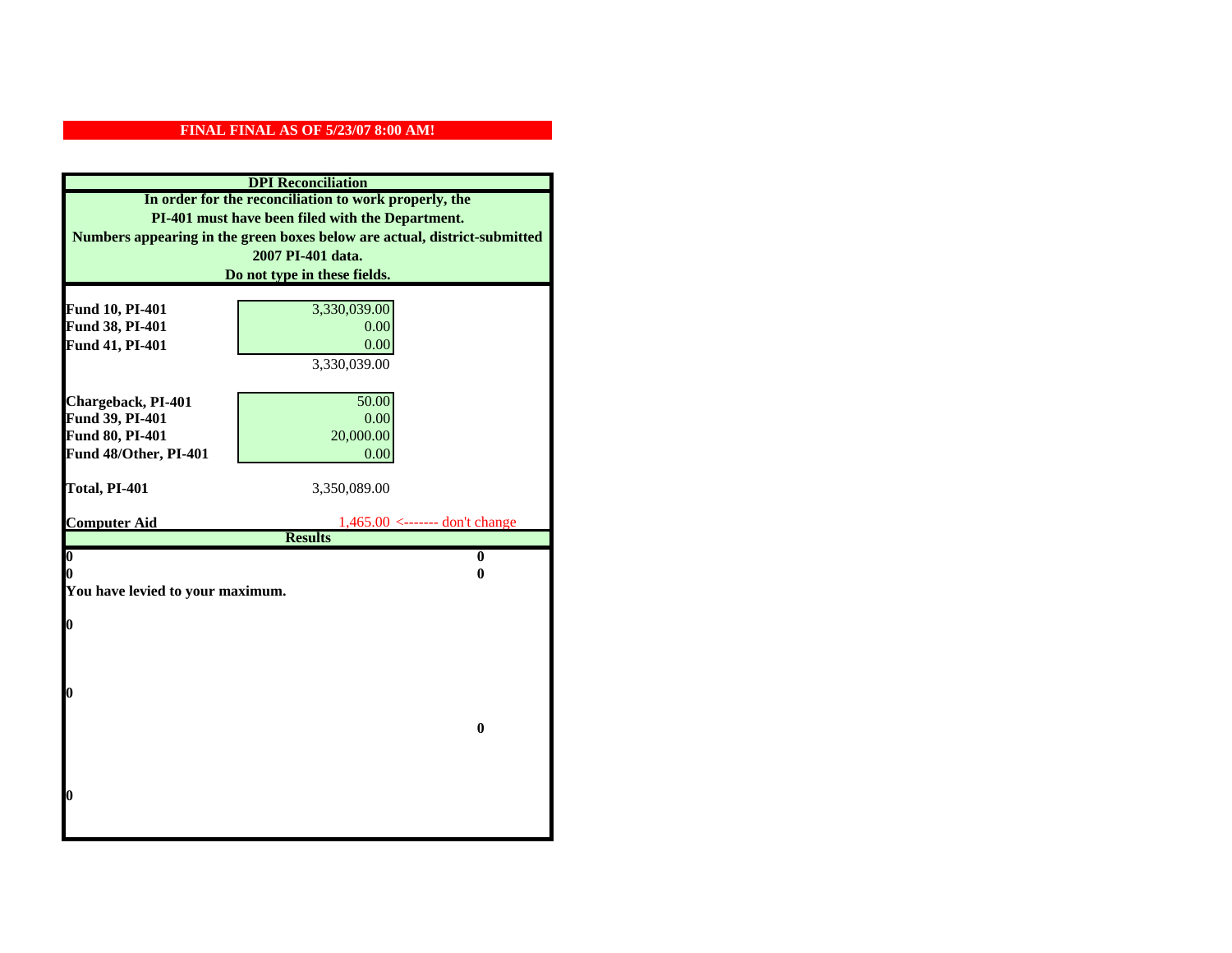**FINAL FINAL AS OF 5/23/07 8:00 AM!**

## DPI Reconciliation

**In order for the reconciliation to work properly, the PI-401 must have been filed with the Department. Numbers appearing in the green boxes below are actual, district-submitted 2007 PI-401 data. Do not type in these fields.**

| | | |
|---|---|---|
| **Fund 10, PI-401** | 3,330,039.00 | |
| **Fund 38, PI-401** | 0.00 | |
| **Fund 41, PI-401** | 0.00 | |
| | 3,330,039.00 | |
| | | |
| **Chargeback, PI-401** | 50.00 | |
| **Fund 39, PI-401** | 0.00 | |
| **Fund 80, PI-401** | 20,000.00 | |
| **Fund 48/Other, PI-401** | 0.00 | |
| | | |
| **Total, PI-401** | 3,350,089.00 | |
| | | |
| **Computer Aid** | 1,465.00 | <------- don't change |

## Results

| | |
|---|---|
| **0** | **0** |
| **0** | **0** |

**You have levied to your maximum.**

**0**

**0**

**0**

**0**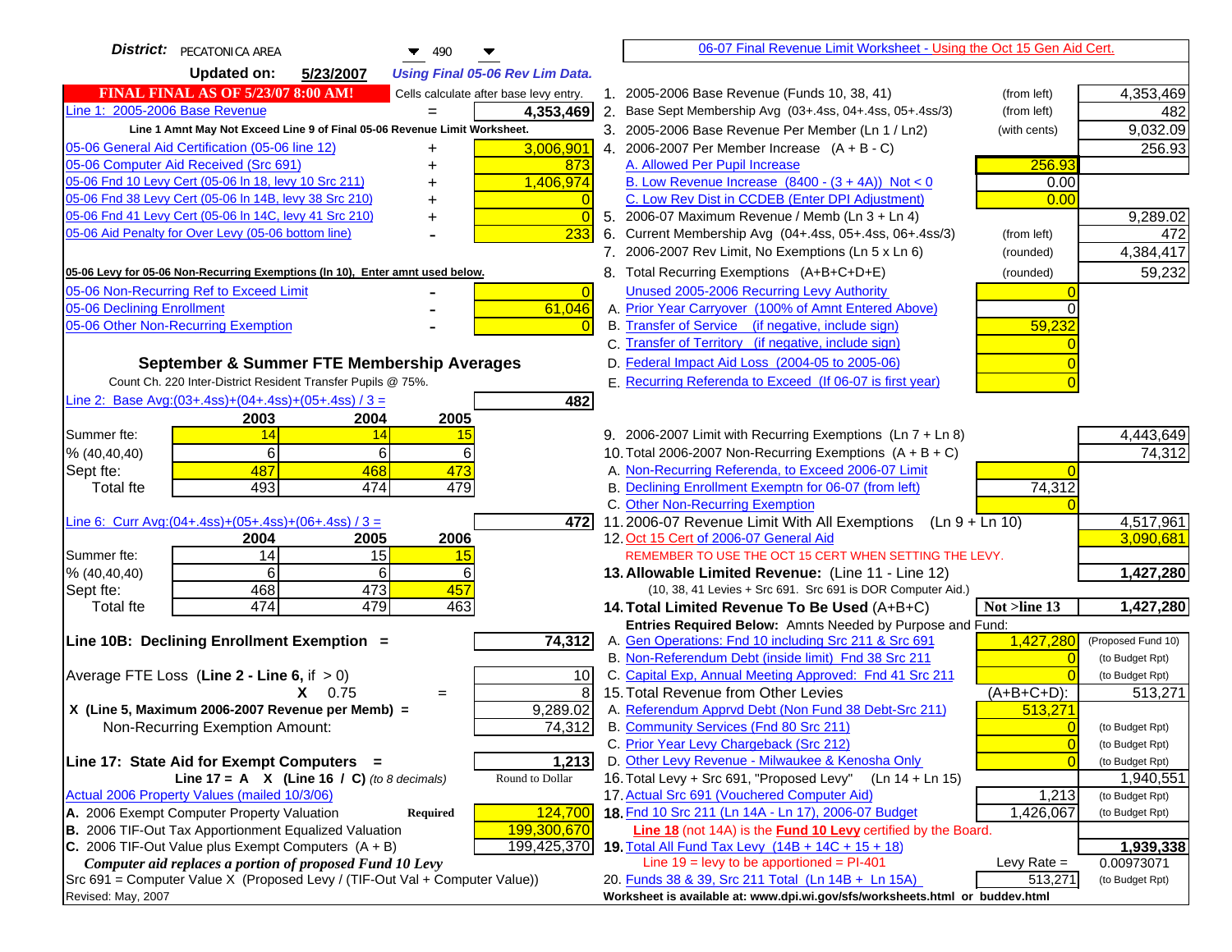**District:** PECATONICA AREA 490

**Updated on:** 5/23/2007 *Using Final 05-06 Rev Lim Data.*

**FINAL FINAL AS OF 5/23/07 8:00 AM!** Cells calculate after base levy entry.

| | | |
|---|---|---|
| Line 1: 2005-2006 Base Revenue | = | 4,353,469 |

Line 1 Amnt May Not Exceed Line 9 of Final 05-06 Revenue Limit Worksheet.

| | | |
|---|---|---|
| 05-06 General Aid Certification (05-06 line 12) | + | 3,006,901 |
| 05-06 Computer Aid Received (Src 691) | + | 873 |
| 05-06 Fnd 10 Levy Cert (05-06 ln 18, levy 10 Src 211) | + | 1,406,974 |
| 05-06 Fnd 38 Levy Cert (05-06 ln 14B, levy 38 Src 210) | + | 0 |
| 05-06 Fnd 41 Levy Cert (05-06 ln 14C, levy 41 Src 210) | + | 0 |
| 05-06 Aid Penalty for Over Levy (05-06 bottom line) | - | 233 |

**05-06 Levy for 05-06 Non-Recurring Exemptions (ln 10), Enter amnt used below.**

| | | |
|---|---|---|
| 05-06 Non-Recurring Ref to Exceed Limit | - | 0 |
| 05-06 Declining Enrollment | - | 61,046 |
| 05-06 Other Non-Recurring Exemption | - | 0 |

## September & Summer FTE Membership Averages

Count Ch. 220 Inter-District Resident Transfer Pupils @ 75%.

Line 2: Base Avg:(03+.4ss)+(04+.4ss)+(05+.4ss) / 3 = **482**

| | 2003 | 2004 | 2005 |
|---|---|---|---|
| Summer fte: | 14 | 14 | 15 |
| % (40,40,40) | 6 | 6 | 6 |
| Sept fte: | 487 | 468 | 473 |
| Total fte | 493 | 474 | 479 |

Line 6: Curr Avg:(04+.4ss)+(05+.4ss)+(06+.4ss) / 3 = **472**

| | 2004 | 2005 | 2006 |
|---|---|---|---|
| Summer fte: | 14 | 15 | 15 |
| % (40,40,40) | 6 | 6 | 6 |
| Sept fte: | 468 | 473 | 457 |
| Total fte | 474 | 479 | 463 |

**Line 10B: Declining Enrollment Exemption =** **74,312**

| | | |
|---|---|---|
| Average FTE Loss (Line 2 - Line 6, if > 0) | | 10 |
| X 0.75 | = | 8 |
| X (Line 5, Maximum 2006-2007 Revenue per Memb) = | | 9,289.02 |
| Non-Recurring Exemption Amount: | | 74,312 |

**Line 17: State Aid for Exempt Computers =** **1,213**

Line 17 = A X (Line 16 / C) *(to 8 decimals)* Round to Dollar

Actual 2006 Property Values (mailed 10/3/06)

| | | |
|---|---|---|
| A. 2006 Exempt Computer Property Valuation | Required | 124,700 |
| B. 2006 TIF-Out Tax Apportionment Equalized Valuation | | 199,300,670 |
| C. 2006 TIF-Out Value plus Exempt Computers (A + B) | | 199,425,370 |

*Computer aid replaces a portion of proposed Fund 10 Levy*

Src 691 = Computer Value X (Proposed Levy / (TIF-Out Val + Computer Value))

Revised: May, 2007

---

06-07 Final Revenue Limit Worksheet - Using the Oct 15 Gen Aid Cert.

| | | | |
|---|---|---|---|
| 1. 2005-2006 Base Revenue (Funds 10, 38, 41) | (from left) | | 4,353,469 |
| 2. Base Sept Membership Avg (03+.4ss, 04+.4ss, 05+.4ss/3) | (from left) | | 482 |
| 3. 2005-2006 Base Revenue Per Member (Ln 1 / Ln2) | (with cents) | | 9,032.09 |
| 4. 2006-2007 Per Member Increase (A + B - C) | | | 256.93 |
| A. Allowed Per Pupil Increase | | 256.93 | |
| B. Low Revenue Increase (8400 - (3 + 4A)) Not < 0 | | 0.00 | |
| C. Low Rev Dist in CCDEB (Enter DPI Adjustment) | | 0.00 | |
| 5. 2006-07 Maximum Revenue / Memb (Ln 3 + Ln 4) | | | 9,289.02 |
| 6. Current Membership Avg (04+.4ss, 05+.4ss, 06+.4ss/3) | (from left) | | 472 |
| 7. 2006-2007 Rev Limit, No Exemptions (Ln 5 x Ln 6) | (rounded) | | 4,384,417 |
| 8. Total Recurring Exemptions (A+B+C+D+E) | (rounded) | | 59,232 |
| Unused 2005-2006 Recurring Levy Authority | | 0 | |
| A. Prior Year Carryover (100% of Amnt Entered Above) | | 0 | |
| B. Transfer of Service (if negative, include sign) | | 59,232 | |
| C. Transfer of Territory (if negative, include sign) | | 0 | |
| D. Federal Impact Aid Loss (2004-05 to 2005-06) | | 0 | |
| E. Recurring Referenda to Exceed (If 06-07 is first year) | | 0 | |
| 9. 2006-2007 Limit with Recurring Exemptions (Ln 7 + Ln 8) | | | 4,443,649 |
| 10. Total 2006-2007 Non-Recurring Exemptions (A + B + C) | | | 74,312 |
| A. Non-Recurring Referenda, to Exceed 2006-07 Limit | | 0 | |
| B. Declining Enrollment Exemptn for 06-07 (from left) | | 74,312 | |
| C. Other Non-Recurring Exemption | | 0 | |
| 11. 2006-07 Revenue Limit With All Exemptions (Ln 9 + Ln 10) | | | 4,517,961 |
| 12. Oct 15 Cert of 2006-07 General Aid | | | 3,090,681 |

REMEMBER TO USE THE OCT 15 CERT WHEN SETTING THE LEVY.

| | | | |
|---|---|---|---|
| **13. Allowable Limited Revenue:** (Line 11 - Line 12) | | | **1,427,280** |
| (10, 38, 41 Levies + Src 691. Src 691 is DOR Computer Aid.) | | | |
| **14. Total Limited Revenue To Be Used** (A+B+C) | | Not >line 13 | **1,427,280** |
| Entries Required Below: Amnts Needed by Purpose and Fund: | | | |
| A. Gen Operations: Fnd 10 including Src 211 & Src 691 | | 1,427,280 | (Proposed Fund 10) |
| B. Non-Referendum Debt (inside limit) Fnd 38 Src 211 | | 0 | (to Budget Rpt) |
| C. Capital Exp, Annual Meeting Approved: Fnd 41 Src 211 | | 0 | (to Budget Rpt) |
| 15. Total Revenue from Other Levies | | (A+B+C+D): | 513,271 |
| A. Referendum Apprvd Debt (Non Fund 38 Debt-Src 211) | | 513,271 | |
| B. Community Services (Fnd 80 Src 211) | | 0 | (to Budget Rpt) |
| C. Prior Year Levy Chargeback (Src 212) | | 0 | (to Budget Rpt) |
| D. Other Levy Revenue - Milwaukee & Kenosha Only | | 0 | (to Budget Rpt) |
| 16. Total Levy + Src 691, "Proposed Levy" (Ln 14 + Ln 15) | | | 1,940,551 |
| 17. Actual Src 691 (Vouchered Computer Aid) | | 1,213 | (to Budget Rpt) |
| **18.** Fnd 10 Src 211 (Ln 14A - Ln 17), 2006-07 Budget | | 1,426,067 | (to Budget Rpt) |
| **Line 18** (not 14A) is the **Fund 10 Levy** certified by the Board. | | | |
| **19.** Total All Fund Tax Levy (14B + 14C + 15 + 18) | | | **1,939,338** |
| Line 19 = levy to be apportioned = PI-401 | | Levy Rate = | 0.00973071 |
| 20. Funds 38 & 39, Src 211 Total (Ln 14B + Ln 15A) | | 513,271 | (to Budget Rpt) |

Worksheet is available at: www.dpi.wi.gov/sfs/worksheets.html or buddev.html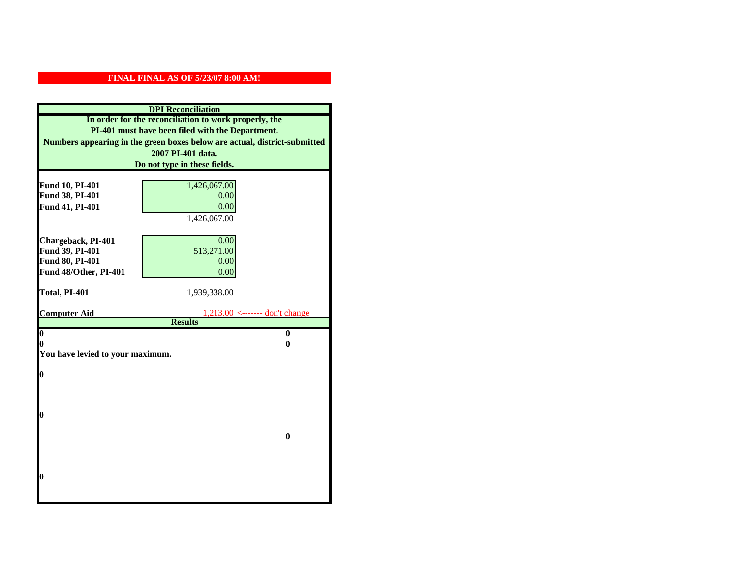**FINAL FINAL AS OF 5/23/07 8:00 AM!**

## DPI Reconciliation

**In order for the reconciliation to work properly, the PI-401 must have been filed with the Department. Numbers appearing in the green boxes below are actual, district-submitted 2007 PI-401 data. Do not type in these fields.**

| | | |
|---|---|---|
| **Fund 10, PI-401** | 1,426,067.00 | |
| **Fund 38, PI-401** | 0.00 | |
| **Fund 41, PI-401** | 0.00 | |
| | 1,426,067.00 | |
| **Chargeback, PI-401** | 0.00 | |
| **Fund 39, PI-401** | 513,271.00 | |
| **Fund 80, PI-401** | 0.00 | |
| **Fund 48/Other, PI-401** | 0.00 | |
| **Total, PI-401** | 1,939,338.00 | |
| **Computer Aid** | 1,213.00 | <------- don't change |

**Results**

| | |
|---|---|
| **0** | **0** |
| **0** | **0** |

**You have levied to your maximum.**

**0**

**0**

**0**

**0**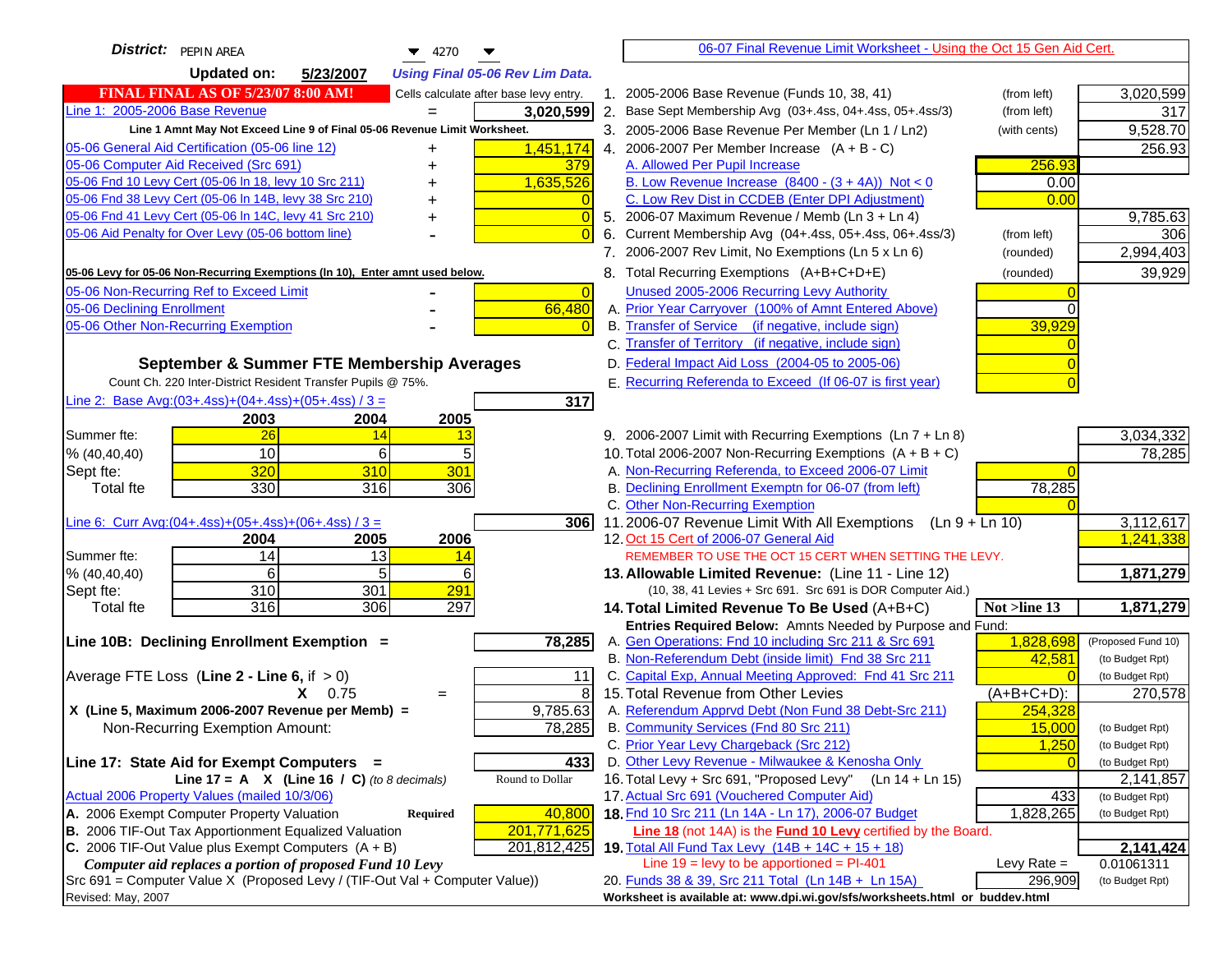**District:** PEPIN AREA 4270

**Updated on:** 5/23/2007 *Using Final 05-06 Rev Lim Data.*

**FINAL FINAL AS OF 5/23/07 8:00 AM!** Cells calculate after base levy entry.

| | | |
|---|---|---|
| Line 1: 2005-2006 Base Revenue | = | 3,020,599 |

Line 1 Amnt May Not Exceed Line 9 of Final 05-06 Revenue Limit Worksheet.

| | | |
|---|---|---|
| 05-06 General Aid Certification (05-06 line 12) | + | 1,451,174 |
| 05-06 Computer Aid Received (Src 691) | + | 379 |
| 05-06 Fnd 10 Levy Cert (05-06 ln 18, levy 10 Src 211) | + | 1,635,526 |
| 05-06 Fnd 38 Levy Cert (05-06 ln 14B, levy 38 Src 210) | + | 0 |
| 05-06 Fnd 41 Levy Cert (05-06 ln 14C, levy 41 Src 210) | + | 0 |
| 05-06 Aid Penalty for Over Levy (05-06 bottom line) | - | 0 |

**05-06 Levy for 05-06 Non-Recurring Exemptions (ln 10), Enter amnt used below.**

| | | |
|---|---|---|
| 05-06 Non-Recurring Ref to Exceed Limit | - | 0 |
| 05-06 Declining Enrollment | - | 66,480 |
| 05-06 Other Non-Recurring Exemption | - | 0 |

## September & Summer FTE Membership Averages

Count Ch. 220 Inter-District Resident Transfer Pupils @ 75%.

Line 2: Base Avg:(03+.4ss)+(04+.4ss)+(05+.4ss) / 3 = **317**

| | 2003 | 2004 | 2005 |
|---|---|---|---|
| Summer fte: | 26 | 14 | 13 |
| % (40,40,40) | 10 | 6 | 5 |
| Sept fte: | 320 | 310 | 301 |
| Total fte | 330 | 316 | 306 |

Line 6: Curr Avg:(04+.4ss)+(05+.4ss)+(06+.4ss) / 3 = **306**

| | 2004 | 2005 | 2006 |
|---|---|---|---|
| Summer fte: | 14 | 13 | 14 |
| % (40,40,40) | 6 | 5 | 6 |
| Sept fte: | 310 | 301 | 291 |
| Total fte | 316 | 306 | 297 |

**Line 10B: Declining Enrollment Exemption =** **78,285**

| | |
|---|---|
| Average FTE Loss (Line 2 - Line 6, if > 0) | 11 |
| X 0.75 = | 8 |
| X (Line 5, Maximum 2006-2007 Revenue per Memb) = | 9,785.63 |
| Non-Recurring Exemption Amount: | 78,285 |

**Line 17: State Aid for Exempt Computers =** **433**

Line 17 = A X (Line 16 / C) *(to 8 decimals)* Round to Dollar

Actual 2006 Property Values (mailed 10/3/06)

| | | |
|---|---|---|
| A. 2006 Exempt Computer Property Valuation | Required | 40,800 |
| B. 2006 TIF-Out Tax Apportionment Equalized Valuation | | 201,771,625 |
| C. 2006 TIF-Out Value plus Exempt Computers (A + B) | | 201,812,425 |

*Computer aid replaces a portion of proposed Fund 10 Levy*

Src 691 = Computer Value X (Proposed Levy / (TIF-Out Val + Computer Value))

Revised: May, 2007

---

06-07 Final Revenue Limit Worksheet - Using the Oct 15 Gen Aid Cert.

| | | | |
|---|---|---|---|
| 1. 2005-2006 Base Revenue (Funds 10, 38, 41) | (from left) | | 3,020,599 |
| 2. Base Sept Membership Avg (03+.4ss, 04+.4ss, 05+.4ss/3) | (from left) | | 317 |
| 3. 2005-2006 Base Revenue Per Member (Ln 1 / Ln2) | (with cents) | | 9,528.70 |
| 4. 2006-2007 Per Member Increase (A + B - C) | | | 256.93 |
| A. Allowed Per Pupil Increase | | 256.93 | |
| B. Low Revenue Increase (8400 - (3 + 4A)) Not < 0 | | 0.00 | |
| C. Low Rev Dist in CCDEB (Enter DPI Adjustment) | | 0.00 | |
| 5. 2006-07 Maximum Revenue / Memb (Ln 3 + Ln 4) | | | 9,785.63 |
| 6. Current Membership Avg (04+.4ss, 05+.4ss, 06+.4ss/3) | (from left) | | 306 |
| 7. 2006-2007 Rev Limit, No Exemptions (Ln 5 x Ln 6) | (rounded) | | 2,994,403 |
| 8. Total Recurring Exemptions (A+B+C+D+E) | (rounded) | | 39,929 |
| Unused 2005-2006 Recurring Levy Authority | | 0 | |
| A. Prior Year Carryover (100% of Amnt Entered Above) | | 0 | |
| B. Transfer of Service (if negative, include sign) | | 39,929 | |
| C. Transfer of Territory (if negative, include sign) | | 0 | |
| D. Federal Impact Aid Loss (2004-05 to 2005-06) | | 0 | |
| E. Recurring Referenda to Exceed (If 06-07 is first year) | | 0 | |
| 9. 2006-2007 Limit with Recurring Exemptions (Ln 7 + Ln 8) | | | 3,034,332 |
| 10. Total 2006-2007 Non-Recurring Exemptions (A + B + C) | | | 78,285 |
| A. Non-Recurring Referenda, to Exceed 2006-07 Limit | | 0 | |
| B. Declining Enrollment Exemptn for 06-07 (from left) | | 78,285 | |
| C. Other Non-Recurring Exemption | | 0 | |
| 11. 2006-07 Revenue Limit With All Exemptions (Ln 9 + Ln 10) | | | 3,112,617 |
| 12. Oct 15 Cert of 2006-07 General Aid | | | 1,241,338 |

REMEMBER TO USE THE OCT 15 CERT WHEN SETTING THE LEVY.

| | | | |
|---|---|---|---|
| **13. Allowable Limited Revenue:** (Line 11 - Line 12) | | | **1,871,279** |

(10, 38, 41 Levies + Src 691. Src 691 is DOR Computer Aid.)

| | | | |
|---|---|---|---|
| **14. Total Limited Revenue To Be Used** (A+B+C) | | Not >line 13 | **1,871,279** |
| **Entries Required Below:** Amnts Needed by Purpose and Fund: | | | |
| A. Gen Operations: Fnd 10 including Src 211 & Src 691 | | 1,828,698 | (Proposed Fund 10) |
| B. Non-Referendum Debt (inside limit) Fnd 38 Src 211 | | 42,581 | (to Budget Rpt) |
| C. Capital Exp, Annual Meeting Approved: Fnd 41 Src 211 | | 0 | (to Budget Rpt) |
| 15. Total Revenue from Other Levies | | (A+B+C+D): | 270,578 |
| A. Referendum Apprvd Debt (Non Fund 38 Debt-Src 211) | | 254,328 | |
| B. Community Services (Fnd 80 Src 211) | | 15,000 | (to Budget Rpt) |
| C. Prior Year Levy Chargeback (Src 212) | | 1,250 | (to Budget Rpt) |
| D. Other Levy Revenue - Milwaukee & Kenosha Only | | 0 | (to Budget Rpt) |
| 16. Total Levy + Src 691, "Proposed Levy" (Ln 14 + Ln 15) | | | 2,141,857 |
| 17. Actual Src 691 (Vouchered Computer Aid) | | 433 | (to Budget Rpt) |
| **18.** Fnd 10 Src 211 (Ln 14A - Ln 17), 2006-07 Budget | | 1,828,265 | (to Budget Rpt) |

Line 18 (not 14A) is the **Fund 10 Levy** certified by the Board.

| | | | |
|---|---|---|---|
| **19.** Total All Fund Tax Levy (14B + 14C + 15 + 18) | | | **2,141,424** |
| Line 19 = levy to be apportioned = PI-401 | | Levy Rate = | 0.01061311 |
| 20. Funds 38 & 39, Src 211 Total (Ln 14B + Ln 15A) | | 296,909 | (to Budget Rpt) |

Worksheet is available at: www.dpi.wi.gov/sfs/worksheets.html or buddev.html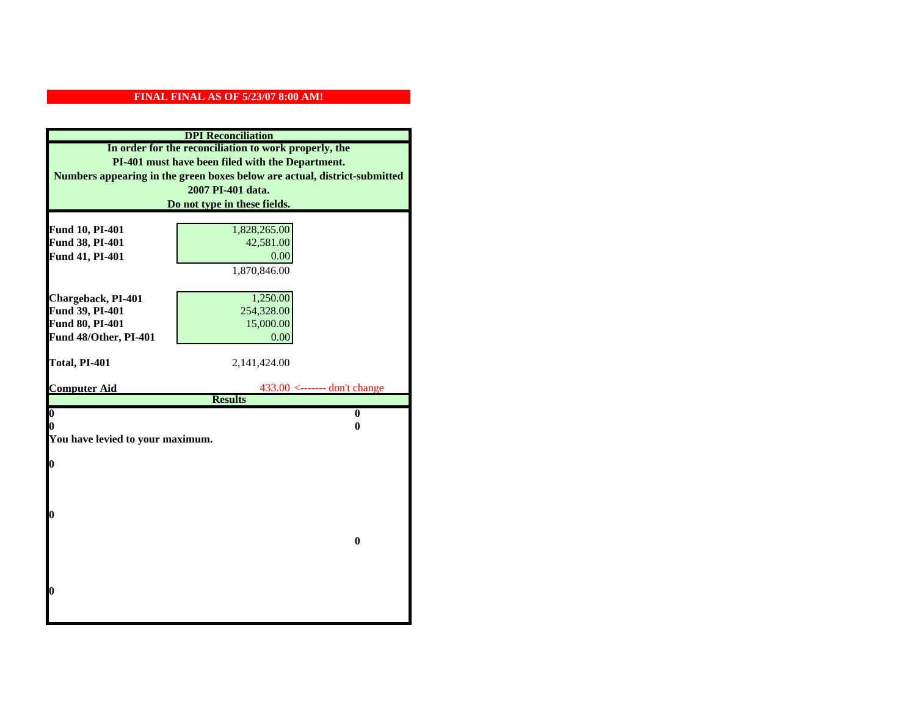**FINAL FINAL AS OF 5/23/07 8:00 AM!**

## DPI Reconciliation

**In order for the reconciliation to work properly, the PI-401 must have been filed with the Department. Numbers appearing in the green boxes below are actual, district-submitted 2007 PI-401 data. Do not type in these fields.**

| | | |
|---|---|---|
| **Fund 10, PI-401** | 1,828,265.00 | |
| **Fund 38, PI-401** | 42,581.00 | |
| **Fund 41, PI-401** | 0.00 | |
| | 1,870,846.00 | |
| **Chargeback, PI-401** | 1,250.00 | |
| **Fund 39, PI-401** | 254,328.00 | |
| **Fund 80, PI-401** | 15,000.00 | |
| **Fund 48/Other, PI-401** | 0.00 | |
| **Total, PI-401** | 2,141,424.00 | |
| **Computer Aid** | 433.00 | <------- don't change |

**Results**

| | |
|---|---|
| **0** | **0** |
| **0** | **0** |

**You have levied to your maximum.**

**0**

**0**

**0**

**0**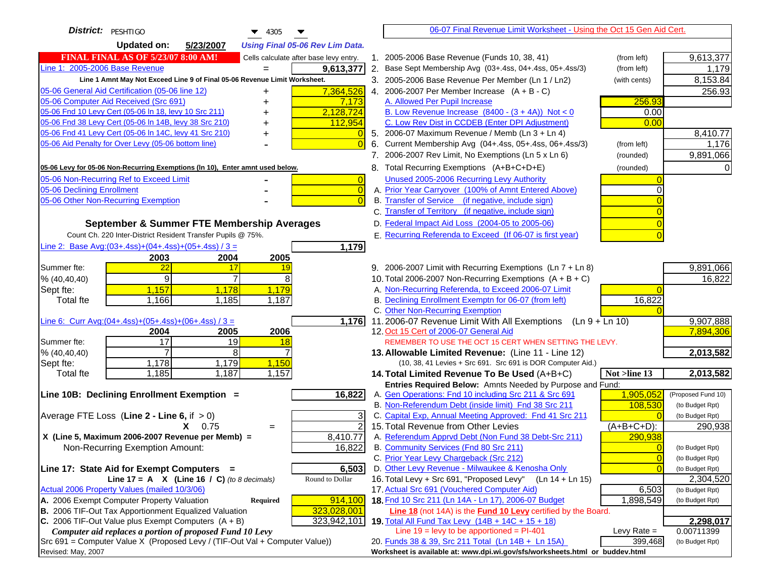**District:** PESHTIGO 4305

**Updated on:** 5/23/2007 *Using Final 05-06 Rev Lim Data.*

[06-07 Final Revenue Limit Worksheet - Using the Oct 15 Gen Aid Cert.](#)

**FINAL FINAL AS OF 5/23/07 8:00 AM!** Cells calculate after base levy entry.

| | | |
|---|---|---|
| Line 1: 2005-2006 Base Revenue | = | 9,613,377 |

Line 1 Amnt May Not Exceed Line 9 of Final 05-06 Revenue Limit Worksheet.

| | | |
|---|---|---|
| 05-06 General Aid Certification (05-06 line 12) | + | 7,364,526 |
| 05-06 Computer Aid Received (Src 691) | + | 7,173 |
| 05-06 Fnd 10 Levy Cert (05-06 ln 18, levy 10 Src 211) | + | 2,128,724 |
| 05-06 Fnd 38 Levy Cert (05-06 ln 14B, levy 38 Src 210) | + | 112,954 |
| 05-06 Fnd 41 Levy Cert (05-06 ln 14C, levy 41 Src 210) | + | 0 |
| 05-06 Aid Penalty for Over Levy (05-06 bottom line) | - | 0 |

**05-06 Levy for 05-06 Non-Recurring Exemptions (ln 10), Enter amnt used below.**

| | | |
|---|---|---|
| 05-06 Non-Recurring Ref to Exceed Limit | - | 0 |
| 05-06 Declining Enrollment | - | 0 |
| 05-06 Other Non-Recurring Exemption | - | 0 |

### September & Summer FTE Membership Averages

Count Ch. 220 Inter-District Resident Transfer Pupils @ 75%.

Line 2: Base Avg:(03+.4ss)+(04+.4ss)+(05+.4ss) / 3 = **1,179**

| | 2003 | 2004 | 2005 |
|---|---|---|---|
| Summer fte: | 22 | 17 | 19 |
| % (40,40,40) | 9 | 7 | 8 |
| Sept fte: | 1,157 | 1,178 | 1,179 |
| Total fte | 1,166 | 1,185 | 1,187 |

Line 6: Curr Avg:(04+.4ss)+(05+.4ss)+(06+.4ss) / 3 = **1,176**

| | 2004 | 2005 | 2006 |
|---|---|---|---|
| Summer fte: | 17 | 19 | 18 |
| % (40,40,40) | 7 | 8 | 7 |
| Sept fte: | 1,178 | 1,179 | 1,150 |
| Total fte | 1,185 | 1,187 | 1,157 |

**Line 10B: Declining Enrollment Exemption =** **16,822**

| | |
|---|---|
| Average FTE Loss (Line 2 - Line 6, if > 0) | 3 |
| X 0.75 = | 2 |
| X (Line 5, Maximum 2006-2007 Revenue per Memb) = | 8,410.77 |
| Non-Recurring Exemption Amount: | 16,822 |

**Line 17: State Aid for Exempt Computers =** **6,503**

Line 17 = A X (Line 16 / C) *(to 8 decimals)* Round to Dollar

| | | |
|---|---|---|
| Actual 2006 Property Values (mailed 10/3/06) | | |
| A. 2006 Exempt Computer Property Valuation | Required | 914,100 |
| B. 2006 TIF-Out Tax Apportionment Equalized Valuation | | 323,028,001 |
| C. 2006 TIF-Out Value plus Exempt Computers (A + B) | | 323,942,101 |

*Computer aid replaces a portion of proposed Fund 10 Levy*

Src 691 = Computer Value X (Proposed Levy / (TIF-Out Val + Computer Value))

Revised: May, 2007

| | | | |
|---|---|---|---|
| 1. 2005-2006 Base Revenue (Funds 10, 38, 41) | (from left) | | 9,613,377 |
| 2. Base Sept Membership Avg (03+.4ss, 04+.4ss, 05+.4ss/3) | (from left) | | 1,179 |
| 3. 2005-2006 Base Revenue Per Member (Ln 1 / Ln2) | (with cents) | | 8,153.84 |
| 4. 2006-2007 Per Member Increase (A + B - C) | | | 256.93 |
| A. Allowed Per Pupil Increase | | 256.93 | |
| B. Low Revenue Increase (8400 - (3 + 4A)) Not < 0 | | 0.00 | |
| C. Low Rev Dist in CCDEB (Enter DPI Adjustment) | | 0.00 | |
| 5. 2006-07 Maximum Revenue / Memb (Ln 3 + Ln 4) | | | 8,410.77 |
| 6. Current Membership Avg (04+.4ss, 05+.4ss, 06+.4ss/3) | (from left) | | 1,176 |
| 7. 2006-2007 Rev Limit, No Exemptions (Ln 5 x Ln 6) | (rounded) | | 9,891,066 |
| 8. Total Recurring Exemptions (A+B+C+D+E) | (rounded) | | 0 |
| Unused 2005-2006 Recurring Levy Authority | | 0 | |
| A. Prior Year Carryover (100% of Amnt Entered Above) | | 0 | |
| B. Transfer of Service (if negative, include sign) | | 0 | |
| C. Transfer of Territory (if negative, include sign) | | 0 | |
| D. Federal Impact Aid Loss (2004-05 to 2005-06) | | 0 | |
| E. Recurring Referenda to Exceed (If 06-07 is first year) | | 0 | |
| 9. 2006-2007 Limit with Recurring Exemptions (Ln 7 + Ln 8) | | | 9,891,066 |
| 10. Total 2006-2007 Non-Recurring Exemptions (A + B + C) | | | 16,822 |
| A. Non-Recurring Referenda, to Exceed 2006-07 Limit | | 0 | |
| B. Declining Enrollment Exemptn for 06-07 (from left) | | 16,822 | |
| C. Other Non-Recurring Exemption | | 0 | |
| 11. 2006-07 Revenue Limit With All Exemptions (Ln 9 + Ln 10) | | | 9,907,888 |
| 12. Oct 15 Cert of 2006-07 General Aid | | | 7,894,306 |
| REMEMBER TO USE THE OCT 15 CERT WHEN SETTING THE LEVY. | | | |
| **13. Allowable Limited Revenue:** (Line 11 - Line 12) | | | **2,013,582** |
| (10, 38, 41 Levies + Src 691. Src 691 is DOR Computer Aid.) | | | |
| **14. Total Limited Revenue To Be Used** (A+B+C) | | Not >line 13 | **2,013,582** |
| **Entries Required Below:** Amnts Needed by Purpose and Fund: | | | |
| A. Gen Operations: Fnd 10 including Src 211 & Src 691 | | 1,905,052 | (Proposed Fund 10) |
| B. Non-Referendum Debt (inside limit) Fnd 38 Src 211 | | 108,530 | (to Budget Rpt) |
| C. Capital Exp, Annual Meeting Approved: Fnd 41 Src 211 | | 0 | (to Budget Rpt) |
| 15. Total Revenue from Other Levies | | (A+B+C+D): | 290,938 |
| A. Referendum Apprvd Debt (Non Fund 38 Debt-Src 211) | | 290,938 | |
| B. Community Services (Fnd 80 Src 211) | | 0 | (to Budget Rpt) |
| C. Prior Year Levy Chargeback (Src 212) | | 0 | (to Budget Rpt) |
| D. Other Levy Revenue - Milwaukee & Kenosha Only | | 0 | (to Budget Rpt) |
| 16. Total Levy + Src 691, "Proposed Levy" (Ln 14 + Ln 15) | | | 2,304,520 |
| 17. Actual Src 691 (Vouchered Computer Aid) | | 6,503 | (to Budget Rpt) |
| **18.** Fnd 10 Src 211 (Ln 14A - Ln 17), 2006-07 Budget | | 1,898,549 | (to Budget Rpt) |
| **Line 18** (not 14A) is the **Fund 10 Levy** certified by the Board. | | | |
| **19.** Total All Fund Tax Levy (14B + 14C + 15 + 18) | | | **2,298,017** |
| Line 19 = levy to be apportioned = PI-401 | | Levy Rate = | 0.00711399 |
| 20. Funds 38 & 39, Src 211 Total (Ln 14B + Ln 15A) | | 399,468 | (to Budget Rpt) |

**Worksheet is available at: www.dpi.wi.gov/sfs/worksheets.html or buddev.html**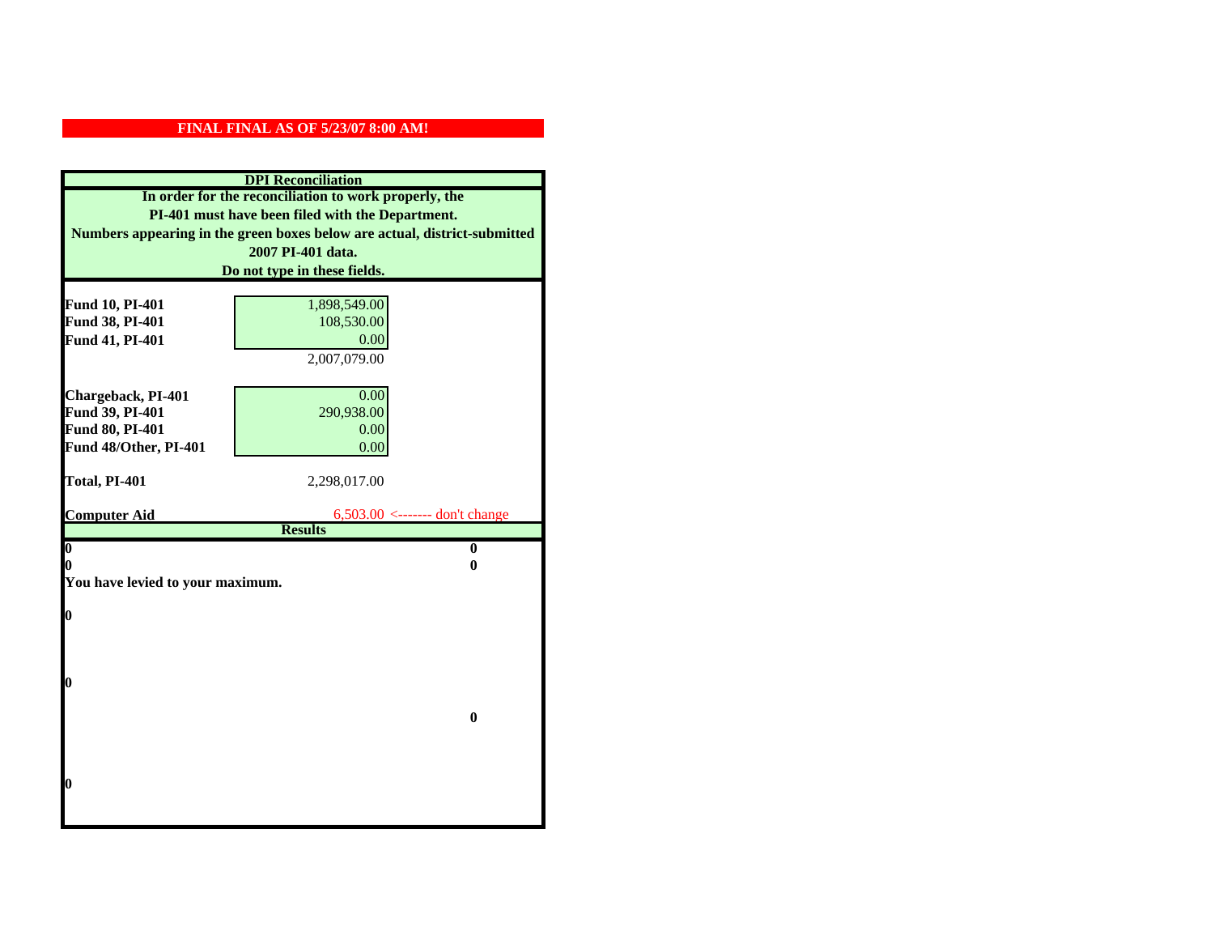**FINAL FINAL AS OF 5/23/07 8:00 AM!**

## DPI Reconciliation

**In order for the reconciliation to work properly, the PI-401 must have been filed with the Department. Numbers appearing in the green boxes below are actual, district-submitted 2007 PI-401 data. Do not type in these fields.**

| | | |
|---|---|---|
| **Fund 10, PI-401** | 1,898,549.00 | |
| **Fund 38, PI-401** | 108,530.00 | |
| **Fund 41, PI-401** | 0.00 | |
| | 2,007,079.00 | |
| **Chargeback, PI-401** | 0.00 | |
| **Fund 39, PI-401** | 290,938.00 | |
| **Fund 80, PI-401** | 0.00 | |
| **Fund 48/Other, PI-401** | 0.00 | |
| **Total, PI-401** | 2,298,017.00 | |
| **Computer Aid** | 6,503.00 | <------- don't change |

**Results**

| | |
|---|---|
| **0** | **0** |
| **0** | **0** |

**You have levied to your maximum.**

**0**

**0**

**0**

**0**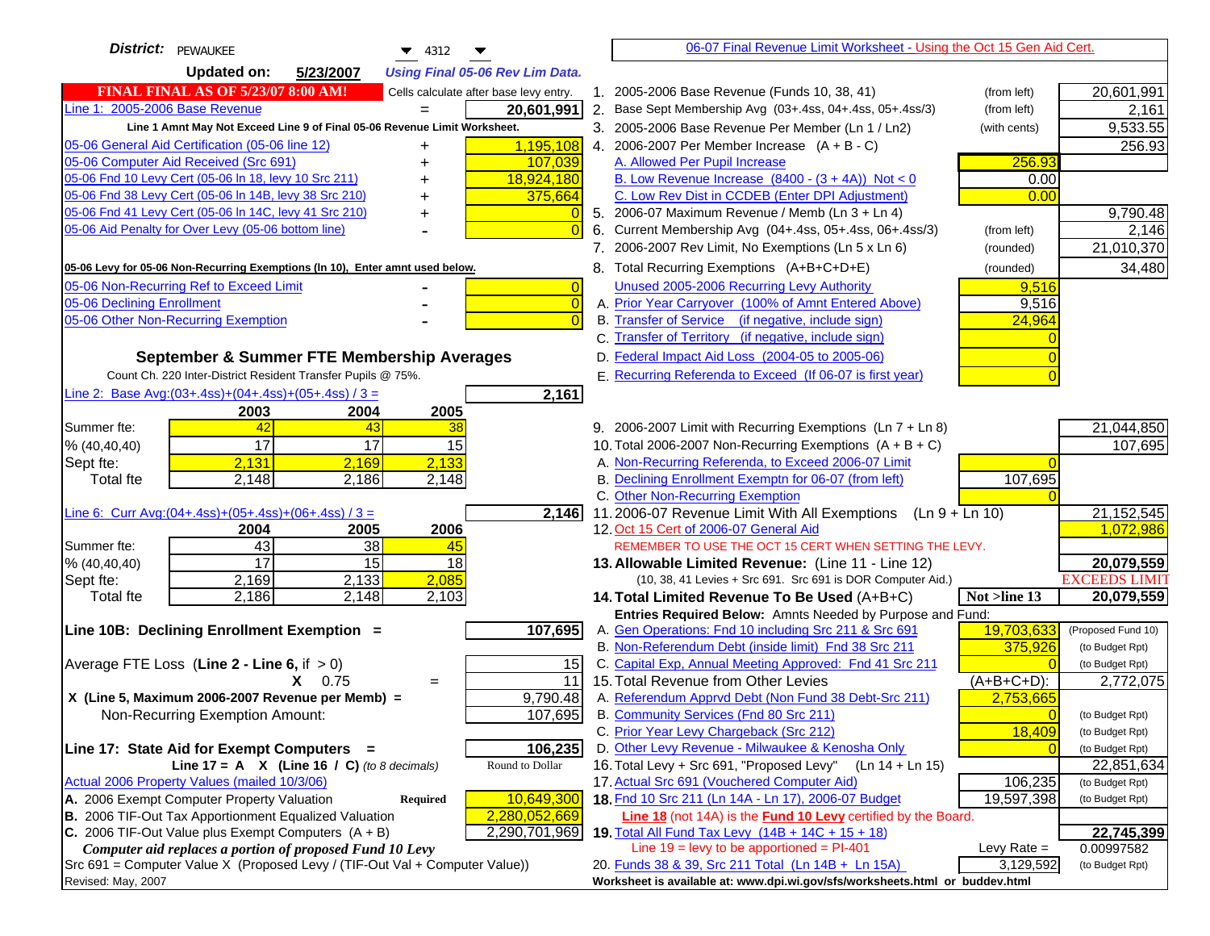**District:** PEWAUKEE 4312

**Updated on:** 5/23/2007 *Using Final 05-06 Rev Lim Data.*

**FINAL FINAL AS OF 5/23/07 8:00 AM!** Cells calculate after base levy entry.

| | | |
|---|---|---|
| Line 1: 2005-2006 Base Revenue | = | 20,601,991 |

**Line 1 Amnt May Not Exceed Line 9 of Final 05-06 Revenue Limit Worksheet.**

| | | |
|---|---|---|
| 05-06 General Aid Certification (05-06 line 12) | + | 1,195,108 |
| 05-06 Computer Aid Received (Src 691) | + | 107,039 |
| 05-06 Fnd 10 Levy Cert (05-06 ln 18, levy 10 Src 211) | + | 18,924,180 |
| 05-06 Fnd 38 Levy Cert (05-06 ln 14B, levy 38 Src 210) | + | 375,664 |
| 05-06 Fnd 41 Levy Cert (05-06 ln 14C, levy 41 Src 210) | + | 0 |
| 05-06 Aid Penalty for Over Levy (05-06 bottom line) | - | 0 |

**05-06 Levy for 05-06 Non-Recurring Exemptions (ln 10), Enter amnt used below.**

| | | |
|---|---|---|
| 05-06 Non-Recurring Ref to Exceed Limit | - | 0 |
| 05-06 Declining Enrollment | - | 0 |
| 05-06 Other Non-Recurring Exemption | - | 0 |

## September & Summer FTE Membership Averages

Count Ch. 220 Inter-District Resident Transfer Pupils @ 75%.

Line 2: Base Avg:(03+.4ss)+(04+.4ss)+(05+.4ss) / 3 = **2,161**

| | 2003 | 2004 | 2005 |
|---|---|---|---|
| Summer fte: | 42 | 43 | 38 |
| % (40,40,40) | 17 | 17 | 15 |
| Sept fte: | 2,131 | 2,169 | 2,133 |
| Total fte | 2,148 | 2,186 | 2,148 |

Line 6: Curr Avg:(04+.4ss)+(05+.4ss)+(06+.4ss) / 3 = **2,146**

| | 2004 | 2005 | 2006 |
|---|---|---|---|
| Summer fte: | 43 | 38 | 45 |
| % (40,40,40) | 17 | 15 | 18 |
| Sept fte: | 2,169 | 2,133 | 2,085 |
| Total fte | 2,186 | 2,148 | 2,103 |

**Line 10B: Declining Enrollment Exemption =** 107,695

| | |
|---|---|
| Average FTE Loss (Line 2 - Line 6, if > 0) | 15 |
| X 0.75 = | 11 |
| X (Line 5, Maximum 2006-2007 Revenue per Memb) = | 9,790.48 |
| Non-Recurring Exemption Amount: | 107,695 |

**Line 17: State Aid for Exempt Computers =** 106,235

Line 17 = A X (Line 16 / C) *(to 8 decimals)* — Round to Dollar

Actual 2006 Property Values (mailed 10/3/06)

| | | |
|---|---|---|
| A. 2006 Exempt Computer Property Valuation | Required | 10,649,300 |
| B. 2006 TIF-Out Tax Apportionment Equalized Valuation | | 2,280,052,669 |
| C. 2006 TIF-Out Value plus Exempt Computers (A + B) | | 2,290,701,969 |

*Computer aid replaces a portion of proposed Fund 10 Levy*

Src 691 = Computer Value X (Proposed Levy / (TIF-Out Val + Computer Value))

Revised: May, 2007

06-07 Final Revenue Limit Worksheet - Using the Oct 15 Gen Aid Cert.

| | | | |
|---|---|---|---|
| 1. 2005-2006 Base Revenue (Funds 10, 38, 41) | (from left) | | 20,601,991 |
| 2. Base Sept Membership Avg (03+.4ss, 04+.4ss, 05+.4ss/3) | (from left) | | 2,161 |
| 3. 2005-2006 Base Revenue Per Member (Ln 1 / Ln2) | (with cents) | | 9,533.55 |
| 4. 2006-2007 Per Member Increase (A + B - C) | | | 256.93 |
| A. Allowed Per Pupil Increase | | 256.93 | |
| B. Low Revenue Increase (8400 - (3 + 4A)) Not < 0 | | 0.00 | |
| C. Low Rev Dist in CCDEB (Enter DPI Adjustment) | | 0.00 | |
| 5. 2006-07 Maximum Revenue / Memb (Ln 3 + Ln 4) | | | 9,790.48 |
| 6. Current Membership Avg (04+.4ss, 05+.4ss, 06+.4ss/3) | (from left) | | 2,146 |
| 7. 2006-2007 Rev Limit, No Exemptions (Ln 5 x Ln 6) | (rounded) | | 21,010,370 |
| 8. Total Recurring Exemptions (A+B+C+D+E) | (rounded) | | 34,480 |
| Unused 2005-2006 Recurring Levy Authority | | 9,516 | |
| A. Prior Year Carryover (100% of Amnt Entered Above) | | 9,516 | |
| B. Transfer of Service (if negative, include sign) | | 24,964 | |
| C. Transfer of Territory (if negative, include sign) | | 0 | |
| D. Federal Impact Aid Loss (2004-05 to 2005-06) | | 0 | |
| E. Recurring Referenda to Exceed (If 06-07 is first year) | | 0 | |
| 9. 2006-2007 Limit with Recurring Exemptions (Ln 7 + Ln 8) | | | 21,044,850 |
| 10. Total 2006-2007 Non-Recurring Exemptions (A + B + C) | | | 107,695 |
| A. Non-Recurring Referenda, to Exceed 2006-07 Limit | | 0 | |
| B. Declining Enrollment Exemptn for 06-07 (from left) | | 107,695 | |
| C. Other Non-Recurring Exemption | | 0 | |
| 11. 2006-07 Revenue Limit With All Exemptions (Ln 9 + Ln 10) | | | 21,152,545 |
| 12. Oct 15 Cert of 2006-07 General Aid | | | 1,072,986 |
| REMEMBER TO USE THE OCT 15 CERT WHEN SETTING THE LEVY. | | | |
| **13. Allowable Limited Revenue:** (Line 11 - Line 12) | | | **20,079,559** |
| (10, 38, 41 Levies + Src 691. Src 691 is DOR Computer Aid.) | | | EXCEEDS LIMIT |
| **14. Total Limited Revenue To Be Used** (A+B+C) | | Not >line 13 | **20,079,559** |
| Entries Required Below: Amnts Needed by Purpose and Fund: | | | |
| A. Gen Operations: Fnd 10 including Src 211 & Src 691 | | 19,703,633 | (Proposed Fund 10) |
| B. Non-Referendum Debt (inside limit) Fnd 38 Src 211 | | 375,926 | (to Budget Rpt) |
| C. Capital Exp, Annual Meeting Approved: Fnd 41 Src 211 | | 0 | (to Budget Rpt) |
| 15. Total Revenue from Other Levies | | (A+B+C+D): | 2,772,075 |
| A. Referendum Apprvd Debt (Non Fund 38 Debt-Src 211) | | 2,753,665 | |
| B. Community Services (Fnd 80 Src 211) | | 0 | (to Budget Rpt) |
| C. Prior Year Levy Chargeback (Src 212) | | 18,409 | (to Budget Rpt) |
| D. Other Levy Revenue - Milwaukee & Kenosha Only | | 0 | (to Budget Rpt) |
| 16. Total Levy + Src 691, "Proposed Levy" (Ln 14 + Ln 15) | | | 22,851,634 |
| 17. Actual Src 691 (Vouchered Computer Aid) | | 106,235 | (to Budget Rpt) |
| **18.** Fnd 10 Src 211 (Ln 14A - Ln 17), 2006-07 Budget | | 19,597,398 | (to Budget Rpt) |
| **Line 18** (not 14A) is the **Fund 10 Levy** certified by the Board. | | | |
| **19.** Total All Fund Tax Levy (14B + 14C + 15 + 18) | | | **22,745,399** |
| Line 19 = levy to be apportioned = PI-401 | | Levy Rate = | 0.00997582 |
| 20. Funds 38 & 39, Src 211 Total (Ln 14B + Ln 15A) | | 3,129,592 | (to Budget Rpt) |

Worksheet is available at: www.dpi.wi.gov/sfs/worksheets.html or buddev.html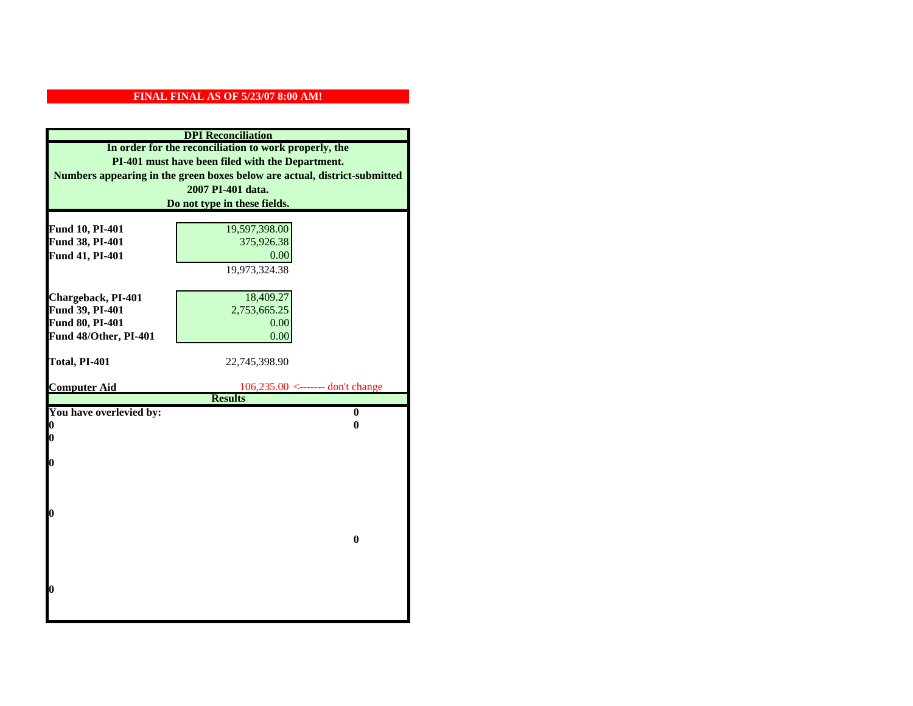**FINAL FINAL AS OF 5/23/07 8:00 AM!**

**DPI Reconciliation**

**In order for the reconciliation to work properly, the PI-401 must have been filed with the Department. Numbers appearing in the green boxes below are actual, district-submitted 2007 PI-401 data. Do not type in these fields.**

| | | |
|---|---|---|
| **Fund 10, PI-401** | 19,597,398.00 | |
| **Fund 38, PI-401** | 375,926.38 | |
| **Fund 41, PI-401** | 0.00 | |
| | 19,973,324.38 | |
| **Chargeback, PI-401** | 18,409.27 | |
| **Fund 39, PI-401** | 2,753,665.25 | |
| **Fund 80, PI-401** | 0.00 | |
| **Fund 48/Other, PI-401** | 0.00 | |
| **Total, PI-401** | 22,745,398.90 | |
| **Computer Aid** | 106,235.00 | <------- don't change |

**Results**

| | |
|---|---|
| **You have overlevied by:** | **0** |
| **0** | **0** |
| **0** | |
| **0** | |
| **0** | |
| | **0** |
| **0** | |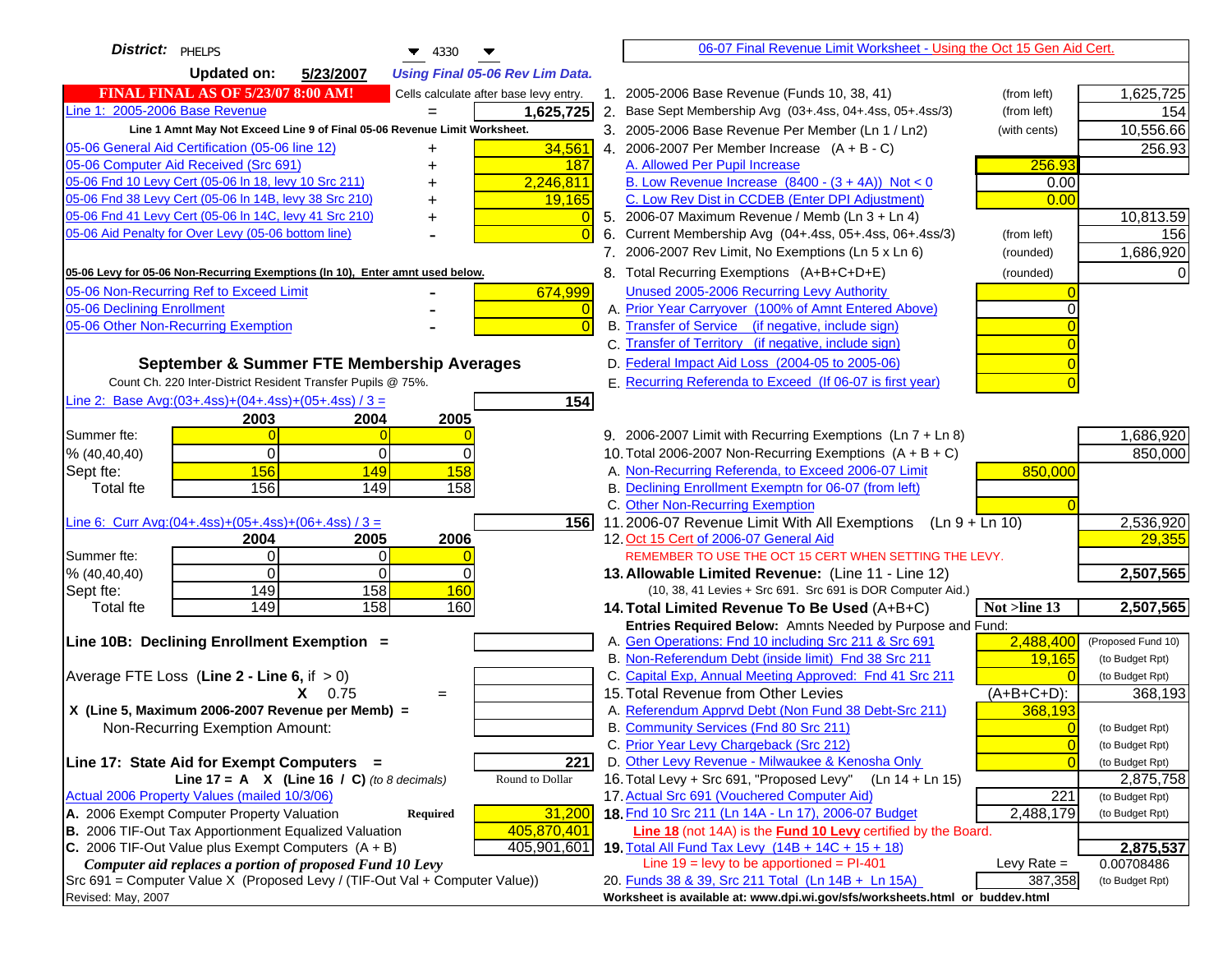**District:** PHELPS 4330

**Updated on:** 5/23/2007 *Using Final 05-06 Rev Lim Data.*

**FINAL FINAL AS OF 5/23/07 8:00 AM!** Cells calculate after base levy entry.

[06-07 Final Revenue Limit Worksheet - Using the Oct 15 Gen Aid Cert.]

| Item | | Amount |
|---|---|---|
| Line 1: 2005-2006 Base Revenue | = | 1,625,725 |
| *Line 1 Amnt May Not Exceed Line 9 of Final 05-06 Revenue Limit Worksheet.* | | |
| 05-06 General Aid Certification (05-06 line 12) | + | 34,561 |
| 05-06 Computer Aid Received (Src 691) | + | 187 |
| 05-06 Fnd 10 Levy Cert (05-06 ln 18, levy 10 Src 211) | + | 2,246,811 |
| 05-06 Fnd 38 Levy Cert (05-06 ln 14B, levy 38 Src 210) | + | 19,165 |
| 05-06 Fnd 41 Levy Cert (05-06 ln 14C, levy 41 Src 210) | + | 0 |
| 05-06 Aid Penalty for Over Levy (05-06 bottom line) | - | 0 |
| **05-06 Levy for 05-06 Non-Recurring Exemptions (ln 10), Enter amnt used below.** | | |
| 05-06 Non-Recurring Ref to Exceed Limit | - | 674,999 |
| 05-06 Declining Enrollment | - | 0 |
| 05-06 Other Non-Recurring Exemption | - | 0 |

**September & Summer FTE Membership Averages**

Count Ch. 220 Inter-District Resident Transfer Pupils @ 75%.

Line 2: Base Avg:(03+.4ss)+(04+.4ss)+(05+.4ss) / 3 = **154**

| | 2003 | 2004 | 2005 |
|---|---|---|---|
| Summer fte: | 0 | 0 | 0 |
| % (40,40,40) | 0 | 0 | 0 |
| Sept fte: | 156 | 149 | 158 |
| Total fte | 156 | 149 | 158 |

Line 6: Curr Avg:(04+.4ss)+(05+.4ss)+(06+.4ss) / 3 = **156**

| | 2004 | 2005 | 2006 |
|---|---|---|---|
| Summer fte: | 0 | 0 | 0 |
| % (40,40,40) | 0 | 0 | 0 |
| Sept fte: | 149 | 158 | 160 |
| Total fte | 149 | 158 | 160 |

**Line 10B: Declining Enrollment Exemption =**

Average FTE Loss (**Line 2 - Line 6**, if > 0)

X 0.75 =

X (Line 5, Maximum 2006-2007 Revenue per Memb) =

Non-Recurring Exemption Amount:

**Line 17: State Aid for Exempt Computers =** 221

Line 17 = A X (Line 16 / C) *(to 8 decimals)* Round to Dollar

Actual 2006 Property Values (mailed 10/3/06)

| | | |
|---|---|---|
| A. 2006 Exempt Computer Property Valuation | **Required** | 31,200 |
| B. 2006 TIF-Out Tax Apportionment Equalized Valuation | | 405,870,401 |
| C. 2006 TIF-Out Value plus Exempt Computers (A + B) | | 405,901,601 |

*Computer aid replaces a portion of proposed Fund 10 Levy*

Src 691 = Computer Value X (Proposed Levy / (TIF-Out Val + Computer Value))

Revised: May, 2007

| Line | Description | | Amount |
|---|---|---|---|
| 1. | 2005-2006 Base Revenue (Funds 10, 38, 41) | (from left) | 1,625,725 |
| 2. | Base Sept Membership Avg (03+.4ss, 04+.4ss, 05+.4ss/3) | (from left) | 154 |
| 3. | 2005-2006 Base Revenue Per Member (Ln 1 / Ln2) | (with cents) | 10,556.66 |
| 4. | 2006-2007 Per Member Increase (A + B - C) | | 256.93 |
| | A. Allowed Per Pupil Increase | 256.93 | |
| | B. Low Revenue Increase (8400 - (3 + 4A)) Not < 0 | 0.00 | |
| | C. Low Rev Dist in CCDEB (Enter DPI Adjustment) | 0.00 | |
| 5. | 2006-07 Maximum Revenue / Memb (Ln 3 + Ln 4) | | 10,813.59 |
| 6. | Current Membership Avg (04+.4ss, 05+.4ss, 06+.4ss/3) | (from left) | 156 |
| 7. | 2006-2007 Rev Limit, No Exemptions (Ln 5 x Ln 6) | (rounded) | 1,686,920 |
| 8. | Total Recurring Exemptions (A+B+C+D+E) | (rounded) | 0 |
| | Unused 2005-2006 Recurring Levy Authority | 0 | |
| | A. Prior Year Carryover (100% of Amnt Entered Above) | 0 | |
| | B. Transfer of Service (if negative, include sign) | 0 | |
| | C. Transfer of Territory (if negative, include sign) | 0 | |
| | D. Federal Impact Aid Loss (2004-05 to 2005-06) | 0 | |
| | E. Recurring Referenda to Exceed (If 06-07 is first year) | 0 | |
| 9. | 2006-2007 Limit with Recurring Exemptions (Ln 7 + Ln 8) | | 1,686,920 |
| 10. | Total 2006-2007 Non-Recurring Exemptions (A + B + C) | | 850,000 |
| | A. Non-Recurring Referenda, to Exceed 2006-07 Limit | 850,000 | |
| | B. Declining Enrollment Exemptn for 06-07 (from left) | | |
| | C. Other Non-Recurring Exemption | 0 | |
| 11. | 2006-07 Revenue Limit With All Exemptions (Ln 9 + Ln 10) | | 2,536,920 |
| 12. | Oct 15 Cert of 2006-07 General Aid | | 29,355 |
| | REMEMBER TO USE THE OCT 15 CERT WHEN SETTING THE LEVY. | | |
| 13. | **Allowable Limited Revenue:** (Line 11 - Line 12) (10, 38, 41 Levies + Src 691. Src 691 is DOR Computer Aid.) | | **2,507,565** |
| 14. | **Total Limited Revenue To Be Used** (A+B+C) | **Not >line 13** | **2,507,565** |
| | Entries Required Below: Amnts Needed by Purpose and Fund: | | |
| | A. Gen Operations: Fnd 10 including Src 211 & Src 691 | 2,488,400 | (Proposed Fund 10) |
| | B. Non-Referendum Debt (inside limit) Fnd 38 Src 211 | 19,165 | (to Budget Rpt) |
| | C. Capital Exp, Annual Meeting Approved: Fnd 41 Src 211 | 0 | (to Budget Rpt) |
| 15. | Total Revenue from Other Levies | (A+B+C+D): | 368,193 |
| | A. Referendum Apprvd Debt (Non Fund 38 Debt-Src 211) | 368,193 | |
| | B. Community Services (Fnd 80 Src 211) | 0 | (to Budget Rpt) |
| | C. Prior Year Levy Chargeback (Src 212) | 0 | (to Budget Rpt) |
| | D. Other Levy Revenue - Milwaukee & Kenosha Only | 0 | (to Budget Rpt) |
| 16. | Total Levy + Src 691, "Proposed Levy" (Ln 14 + Ln 15) | | 2,875,758 |
| 17. | Actual Src 691 (Vouchered Computer Aid) | 221 | (to Budget Rpt) |
| 18. | Fnd 10 Src 211 (Ln 14A - Ln 17), 2006-07 Budget | 2,488,179 | (to Budget Rpt) |
| | **Line 18** (not 14A) is the **Fund 10 Levy** certified by the Board. | | |
| 19. | **Total All Fund Tax Levy** (14B + 14C + 15 + 18) | | **2,875,537** |
| | Line 19 = levy to be apportioned = PI-401 | Levy Rate = | 0.00708486 |
| 20. | Funds 38 & 39, Src 211 Total (Ln 14B + Ln 15A) | 387,358 | (to Budget Rpt) |

**Worksheet is available at: www.dpi.wi.gov/sfs/worksheets.html or buddev.html**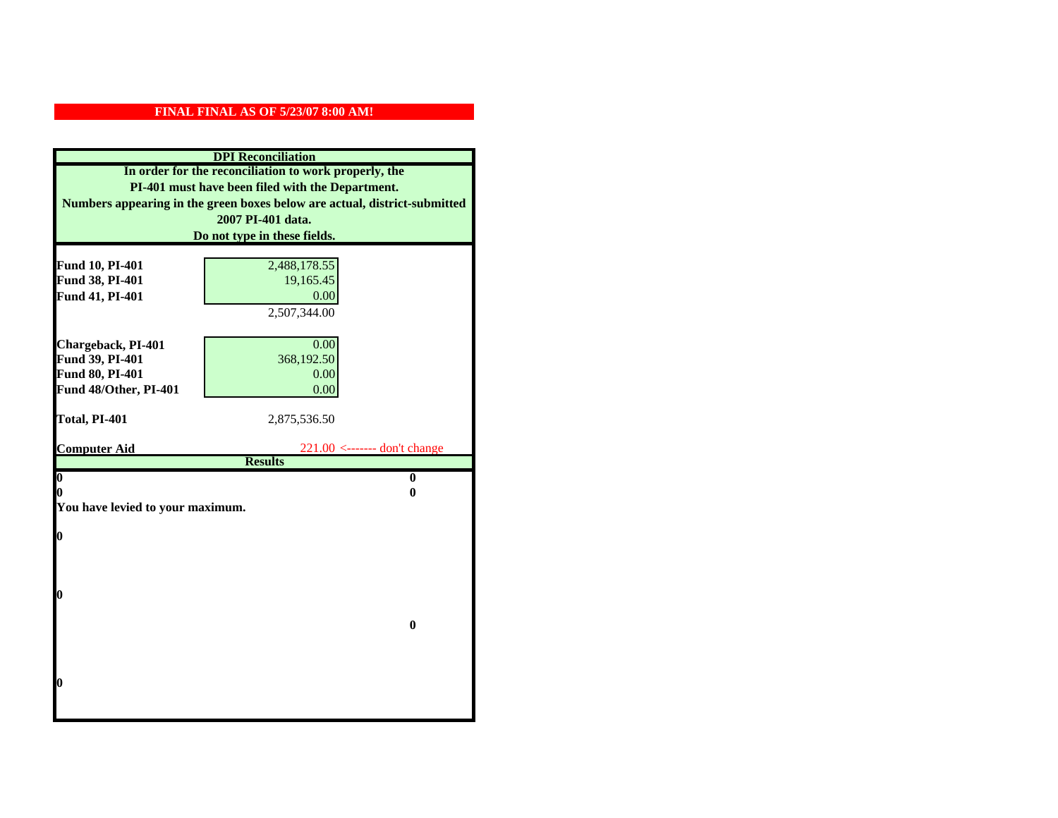**FINAL FINAL AS OF 5/23/07 8:00 AM!**

**DPI Reconciliation**

**In order for the reconciliation to work properly, the PI-401 must have been filed with the Department. Numbers appearing in the green boxes below are actual, district-submitted 2007 PI-401 data. Do not type in these fields.**

| | | |
|---|---|---|
| **Fund 10, PI-401** | 2,488,178.55 | |
| **Fund 38, PI-401** | 19,165.45 | |
| **Fund 41, PI-401** | 0.00 | |
| | 2,507,344.00 | |
| **Chargeback, PI-401** | 0.00 | |
| **Fund 39, PI-401** | 368,192.50 | |
| **Fund 80, PI-401** | 0.00 | |
| **Fund 48/Other, PI-401** | 0.00 | |
| **Total, PI-401** | 2,875,536.50 | |
| **Computer Aid** | 221.00 | <------- don't change |

**Results**

| | |
|---|---|
| **0** | **0** |
| **0** | **0** |

**You have levied to your maximum.**

**0**

**0**

**0**

**0**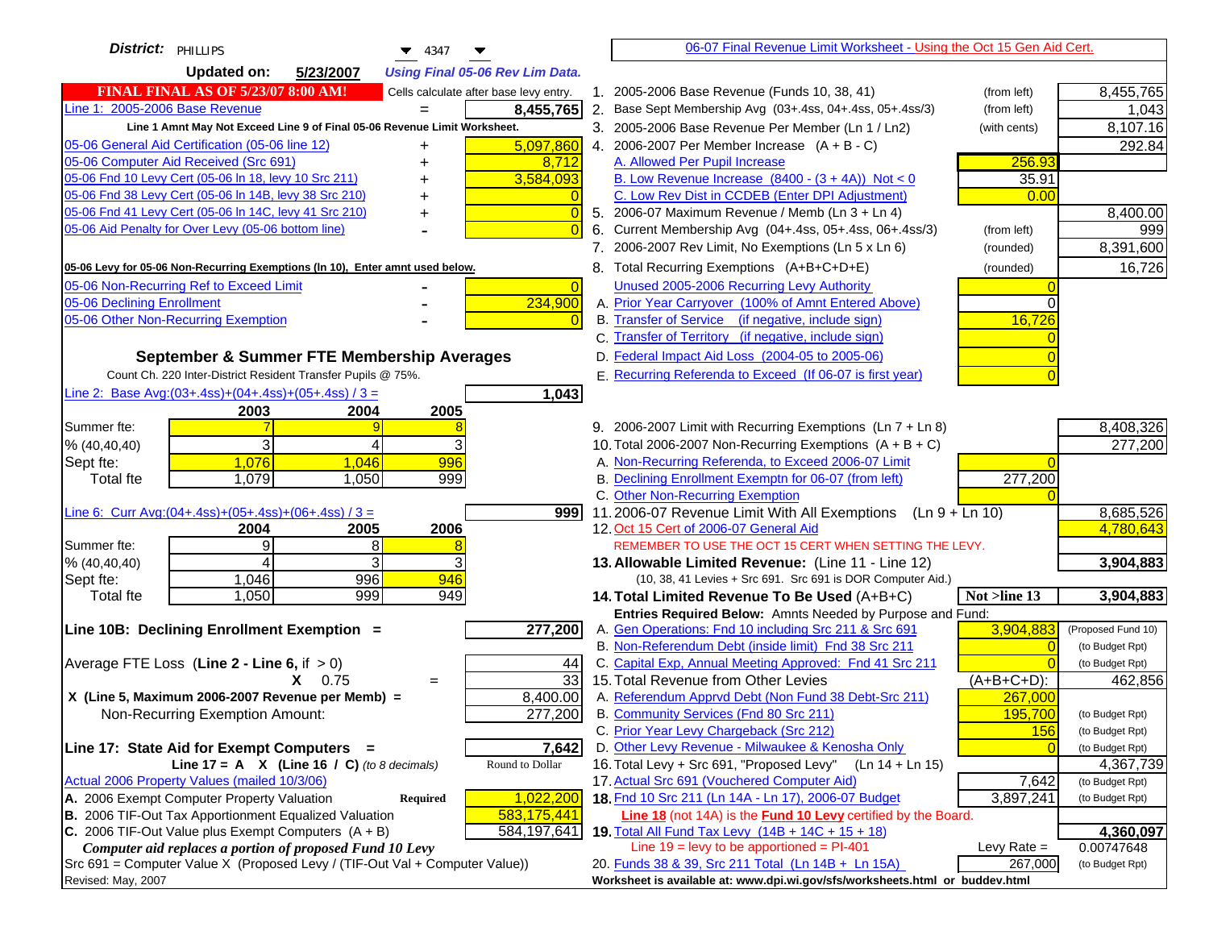**District:** PHILLIPS 4347

**Updated on:** 5/23/2007 *Using Final 05-06 Rev Lim Data.*

**FINAL FINAL AS OF 5/23/07 8:00 AM!** Cells calculate after base levy entry.

| | | |
|---|---|---|
| Line 1: 2005-2006 Base Revenue | = | 8,455,765 |

**Line 1 Amnt May Not Exceed Line 9 of Final 05-06 Revenue Limit Worksheet.**

| | | |
|---|---|---|
| 05-06 General Aid Certification (05-06 line 12) | + | 5,097,860 |
| 05-06 Computer Aid Received (Src 691) | + | 8,712 |
| 05-06 Fnd 10 Levy Cert (05-06 ln 18, levy 10 Src 211) | + | 3,584,093 |
| 05-06 Fnd 38 Levy Cert (05-06 ln 14B, levy 38 Src 210) | + | 0 |
| 05-06 Fnd 41 Levy Cert (05-06 ln 14C, levy 41 Src 210) | + | 0 |
| 05-06 Aid Penalty for Over Levy (05-06 bottom line) | - | 0 |

**05-06 Levy for 05-06 Non-Recurring Exemptions (ln 10), Enter amnt used below.**

| | | |
|---|---|---|
| 05-06 Non-Recurring Ref to Exceed Limit | - | 0 |
| 05-06 Declining Enrollment | - | 234,900 |
| 05-06 Other Non-Recurring Exemption | - | 0 |

**September & Summer FTE Membership Averages**

Count Ch. 220 Inter-District Resident Transfer Pupils @ 75%.

Line 2: Base Avg:(03+.4ss)+(04+.4ss)+(05+.4ss) / 3 = **1,043**

| | 2003 | 2004 | 2005 |
|---|---|---|---|
| Summer fte: | 7 | 9 | 8 |
| % (40,40,40) | 3 | 4 | 3 |
| Sept fte: | 1,076 | 1,046 | 996 |
| Total fte | 1,079 | 1,050 | 999 |

Line 6: Curr Avg:(04+.4ss)+(05+.4ss)+(06+.4ss) / 3 = **999**

| | 2004 | 2005 | 2006 |
|---|---|---|---|
| Summer fte: | 9 | 8 | 8 |
| % (40,40,40) | 4 | 3 | 3 |
| Sept fte: | 1,046 | 996 | 946 |
| Total fte | 1,050 | 999 | 949 |

| | |
|---|---|
| **Line 10B: Declining Enrollment Exemption =** | **277,200** |
| Average FTE Loss (**Line 2 - Line 6**, if > 0) | 44 |
| X 0.75 = | 33 |
| X (Line 5, Maximum 2006-2007 Revenue per Memb) = | 8,400.00 |
| Non-Recurring Exemption Amount: | 277,200 |
| **Line 17: State Aid for Exempt Computers =** | **7,642** |
| Line 17 = A X (Line 16 / C) *(to 8 decimals)* | Round to Dollar |

Actual 2006 Property Values (mailed 10/3/06)

| | | |
|---|---|---|
| A. 2006 Exempt Computer Property Valuation | Required | 1,022,200 |
| B. 2006 TIF-Out Tax Apportionment Equalized Valuation | | 583,175,441 |
| C. 2006 TIF-Out Value plus Exempt Computers (A + B) | | 584,197,641 |

*Computer aid replaces a portion of proposed Fund 10 Levy*

Src 691 = Computer Value X (Proposed Levy / (TIF-Out Val + Computer Value))

Revised: May, 2007

---

06-07 Final Revenue Limit Worksheet - Using the Oct 15 Gen Aid Cert.

| | | | |
|---|---|---|---|
| 1. 2005-2006 Base Revenue (Funds 10, 38, 41) | (from left) | | 8,455,765 |
| 2. Base Sept Membership Avg (03+.4ss, 04+.4ss, 05+.4ss/3) | (from left) | | 1,043 |
| 3. 2005-2006 Base Revenue Per Member (Ln 1 / Ln2) | (with cents) | | 8,107.16 |
| 4. 2006-2007 Per Member Increase (A + B - C) | | | 292.84 |
| A. Allowed Per Pupil Increase | | 256.93 | |
| B. Low Revenue Increase (8400 - (3 + 4A)) Not < 0 | | 35.91 | |
| C. Low Rev Dist in CCDEB (Enter DPI Adjustment) | | 0.00 | |
| 5. 2006-07 Maximum Revenue / Memb (Ln 3 + Ln 4) | | | 8,400.00 |
| 6. Current Membership Avg (04+.4ss, 05+.4ss, 06+.4ss/3) | (from left) | | 999 |
| 7. 2006-2007 Rev Limit, No Exemptions (Ln 5 x Ln 6) | (rounded) | | 8,391,600 |
| 8. Total Recurring Exemptions (A+B+C+D+E) | (rounded) | | 16,726 |
| Unused 2005-2006 Recurring Levy Authority | | 0 | |
| A. Prior Year Carryover (100% of Amnt Entered Above) | | 0 | |
| B. Transfer of Service (if negative, include sign) | | 16,726 | |
| C. Transfer of Territory (if negative, include sign) | | 0 | |
| D. Federal Impact Aid Loss (2004-05 to 2005-06) | | 0 | |
| E. Recurring Referenda to Exceed (If 06-07 is first year) | | 0 | |
| 9. 2006-2007 Limit with Recurring Exemptions (Ln 7 + Ln 8) | | | 8,408,326 |
| 10. Total 2006-2007 Non-Recurring Exemptions (A + B + C) | | | 277,200 |
| A. Non-Recurring Referenda, to Exceed 2006-07 Limit | | 0 | |
| B. Declining Enrollment Exemptn for 06-07 (from left) | | 277,200 | |
| C. Other Non-Recurring Exemption | | 0 | |
| 11. 2006-07 Revenue Limit With All Exemptions (Ln 9 + Ln 10) | | | 8,685,526 |
| 12. Oct 15 Cert of 2006-07 General Aid | | | 4,780,643 |
| REMEMBER TO USE THE OCT 15 CERT WHEN SETTING THE LEVY. | | | |
| **13. Allowable Limited Revenue:** (Line 11 - Line 12) | | | **3,904,883** |
| (10, 38, 41 Levies + Src 691. Src 691 is DOR Computer Aid.) | | | |
| **14. Total Limited Revenue To Be Used** (A+B+C) | | Not >line 13 | **3,904,883** |
| **Entries Required Below:** Amnts Needed by Purpose and Fund: | | | |
| A. Gen Operations: Fnd 10 including Src 211 & Src 691 | | 3,904,883 | (Proposed Fund 10) |
| B. Non-Referendum Debt (inside limit) Fnd 38 Src 211 | | 0 | (to Budget Rpt) |
| C. Capital Exp, Annual Meeting Approved: Fnd 41 Src 211 | | 0 | (to Budget Rpt) |
| 15. Total Revenue from Other Levies | | (A+B+C+D): | 462,856 |
| A. Referendum Apprvd Debt (Non Fund 38 Debt-Src 211) | | 267,000 | |
| B. Community Services (Fnd 80 Src 211) | | 195,700 | (to Budget Rpt) |
| C. Prior Year Levy Chargeback (Src 212) | | 156 | (to Budget Rpt) |
| D. Other Levy Revenue - Milwaukee & Kenosha Only | | 0 | (to Budget Rpt) |
| 16. Total Levy + Src 691, "Proposed Levy" (Ln 14 + Ln 15) | | | 4,367,739 |
| 17. Actual Src 691 (Vouchered Computer Aid) | | 7,642 | (to Budget Rpt) |
| **18.** Fnd 10 Src 211 (Ln 14A - Ln 17), 2006-07 Budget | | 3,897,241 | (to Budget Rpt) |
| Line 18 (not 14A) is the **Fund 10 Levy** certified by the Board. | | | |
| **19.** Total All Fund Tax Levy (14B + 14C + 15 + 18) | | | **4,360,097** |
| Line 19 = levy to be apportioned = PI-401 | | Levy Rate = | 0.00747648 |
| 20. Funds 38 & 39, Src 211 Total (Ln 14B + Ln 15A) | | 267,000 | (to Budget Rpt) |

Worksheet is available at: www.dpi.wi.gov/sfs/worksheets.html or buddev.html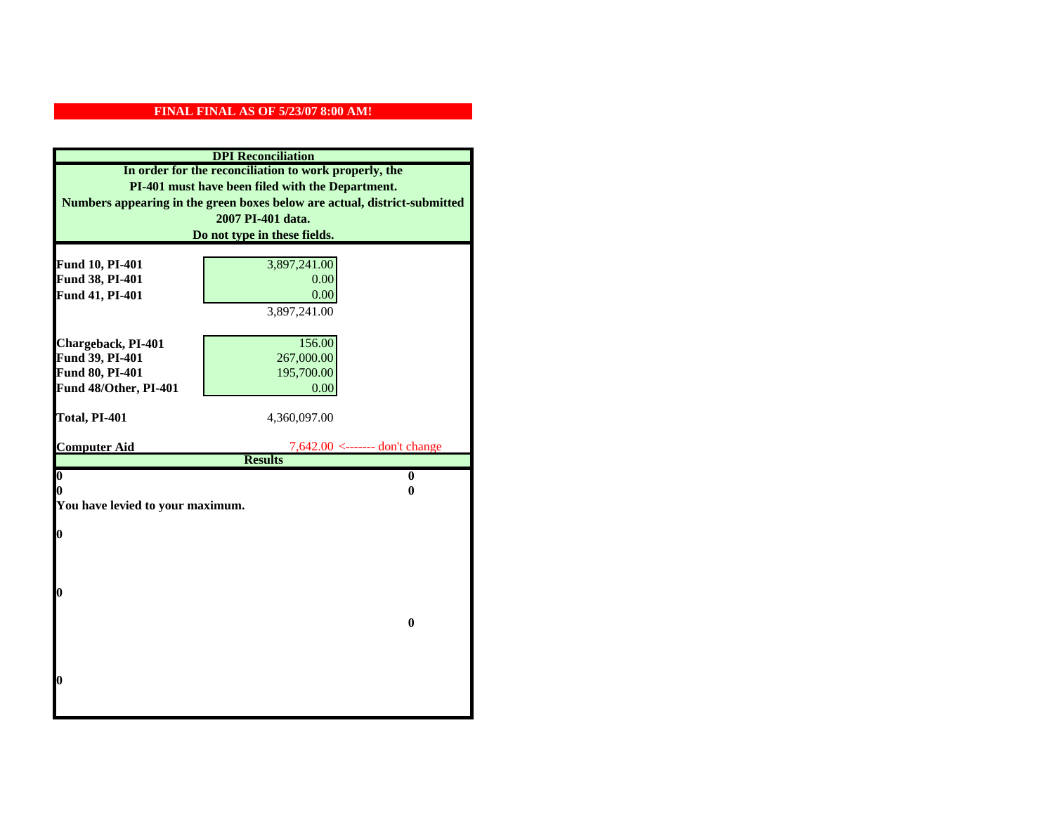**FINAL FINAL AS OF 5/23/07 8:00 AM!**

**DPI Reconciliation**

**In order for the reconciliation to work properly, the PI-401 must have been filed with the Department. Numbers appearing in the green boxes below are actual, district-submitted 2007 PI-401 data. Do not type in these fields.**

| | | |
|---|---|---|
| **Fund 10, PI-401** | 3,897,241.00 | |
| **Fund 38, PI-401** | 0.00 | |
| **Fund 41, PI-401** | 0.00 | |
| | 3,897,241.00 | |
| **Chargeback, PI-401** | 156.00 | |
| **Fund 39, PI-401** | 267,000.00 | |
| **Fund 80, PI-401** | 195,700.00 | |
| **Fund 48/Other, PI-401** | 0.00 | |
| **Total, PI-401** | 4,360,097.00 | |
| **Computer Aid** | 7,642.00 | <------- don't change |

**Results**

| | |
|---|---|
| **0** | **0** |
| **0** | **0** |

**You have levied to your maximum.**

**0**

**0**

**0**

**0**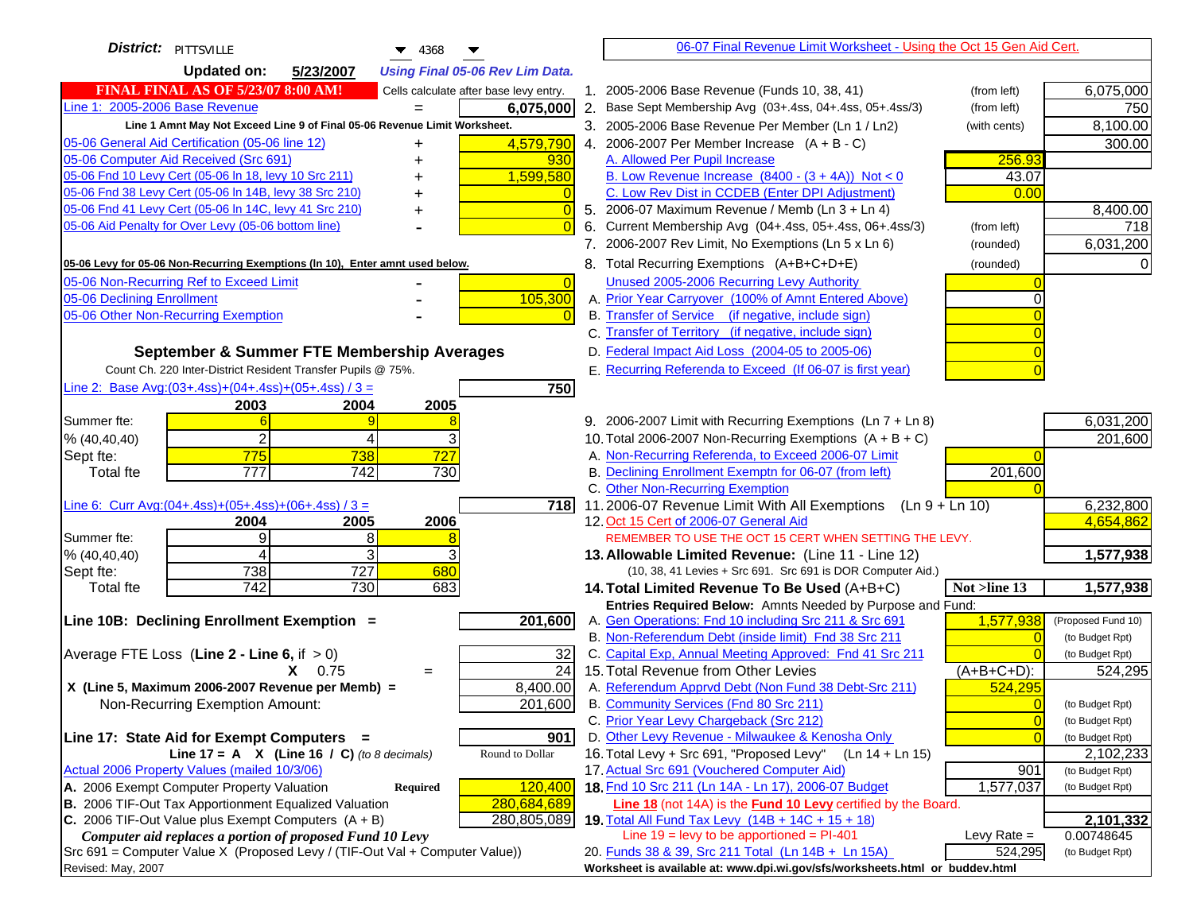**District:** PITTSVILLE 4368

**Updated on:** 5/23/2007 *Using Final 05-06 Rev Lim Data.*

**FINAL FINAL AS OF 5/23/07 8:00 AM!** Cells calculate after base levy entry.

| | | |
|---|---|---|
| Line 1: 2005-2006 Base Revenue | = | 6,075,000 |

Line 1 Amnt May Not Exceed Line 9 of Final 05-06 Revenue Limit Worksheet.

| | | |
|---|---|---|
| 05-06 General Aid Certification (05-06 line 12) | + | 4,579,790 |
| 05-06 Computer Aid Received (Src 691) | + | 930 |
| 05-06 Fnd 10 Levy Cert (05-06 ln 18, levy 10 Src 211) | + | 1,599,580 |
| 05-06 Fnd 38 Levy Cert (05-06 ln 14B, levy 38 Src 210) | + | 0 |
| 05-06 Fnd 41 Levy Cert (05-06 ln 14C, levy 41 Src 210) | + | 0 |
| 05-06 Aid Penalty for Over Levy (05-06 bottom line) | - | 0 |

**05-06 Levy for 05-06 Non-Recurring Exemptions (ln 10), Enter amnt used below.**

| | | |
|---|---|---|
| 05-06 Non-Recurring Ref to Exceed Limit | - | 0 |
| 05-06 Declining Enrollment | - | 105,300 |
| 05-06 Other Non-Recurring Exemption | - | 0 |

## September & Summer FTE Membership Averages

Count Ch. 220 Inter-District Resident Transfer Pupils @ 75%.

Line 2: Base Avg:(03+.4ss)+(04+.4ss)+(05+.4ss) / 3 = **750**

| | 2003 | 2004 | 2005 |
|---|---|---|---|
| Summer fte: | 6 | 9 | 8 |
| % (40,40,40) | 2 | 4 | 3 |
| Sept fte: | 775 | 738 | 727 |
| Total fte | 777 | 742 | 730 |

Line 6: Curr Avg:(04+.4ss)+(05+.4ss)+(06+.4ss) / 3 = **718**

| | 2004 | 2005 | 2006 |
|---|---|---|---|
| Summer fte: | 9 | 8 | 8 |
| % (40,40,40) | 4 | 3 | 3 |
| Sept fte: | 738 | 727 | 680 |
| Total fte | 742 | 730 | 683 |

**Line 10B: Declining Enrollment Exemption =** **201,600**

| | | |
|---|---|---|
| Average FTE Loss (Line 2 - Line 6, if > 0) | | 32 |
| X 0.75 | = | 24 |
| X (Line 5, Maximum 2006-2007 Revenue per Memb) = | | 8,400.00 |
| Non-Recurring Exemption Amount: | | 201,600 |

**Line 17: State Aid for Exempt Computers =** **901**

Line 17 = A X (Line 16 / C) *(to 8 decimals)* — Round to Dollar

Actual 2006 Property Values (mailed 10/3/06)

| | | |
|---|---|---|
| A. 2006 Exempt Computer Property Valuation | Required | 120,400 |
| B. 2006 TIF-Out Tax Apportionment Equalized Valuation | | 280,684,689 |
| C. 2006 TIF-Out Value plus Exempt Computers (A + B) | | 280,805,089 |

*Computer aid replaces a portion of proposed Fund 10 Levy*

Src 691 = Computer Value X (Proposed Levy / (TIF-Out Val + Computer Value))

Revised: May, 2007

---

06-07 Final Revenue Limit Worksheet - Using the Oct 15 Gen Aid Cert.

| | | | |
|---|---|---|---|
| 1. 2005-2006 Base Revenue (Funds 10, 38, 41) | (from left) | | 6,075,000 |
| 2. Base Sept Membership Avg (03+.4ss, 04+.4ss, 05+.4ss/3) | (from left) | | 750 |
| 3. 2005-2006 Base Revenue Per Member (Ln 1 / Ln2) | (with cents) | | 8,100.00 |
| 4. 2006-2007 Per Member Increase (A + B - C) | | | 300.00 |
| A. Allowed Per Pupil Increase | | 256.93 | |
| B. Low Revenue Increase (8400 - (3 + 4A)) Not < 0 | | 43.07 | |
| C. Low Rev Dist in CCDEB (Enter DPI Adjustment) | | 0.00 | |
| 5. 2006-07 Maximum Revenue / Memb (Ln 3 + Ln 4) | | | 8,400.00 |
| 6. Current Membership Avg (04+.4ss, 05+.4ss, 06+.4ss/3) | (from left) | | 718 |
| 7. 2006-2007 Rev Limit, No Exemptions (Ln 5 x Ln 6) | (rounded) | | 6,031,200 |
| 8. Total Recurring Exemptions (A+B+C+D+E) | (rounded) | | 0 |
| Unused 2005-2006 Recurring Levy Authority | | 0 | |
| A. Prior Year Carryover (100% of Amnt Entered Above) | | 0 | |
| B. Transfer of Service (if negative, include sign) | | 0 | |
| C. Transfer of Territory (if negative, include sign) | | 0 | |
| D. Federal Impact Aid Loss (2004-05 to 2005-06) | | 0 | |
| E. Recurring Referenda to Exceed (If 06-07 is first year) | | 0 | |
| 9. 2006-2007 Limit with Recurring Exemptions (Ln 7 + Ln 8) | | | 6,031,200 |
| 10. Total 2006-2007 Non-Recurring Exemptions (A + B + C) | | | 201,600 |
| A. Non-Recurring Referenda, to Exceed 2006-07 Limit | | 0 | |
| B. Declining Enrollment Exemptn for 06-07 (from left) | | 201,600 | |
| C. Other Non-Recurring Exemption | | 0 | |
| 11. 2006-07 Revenue Limit With All Exemptions (Ln 9 + Ln 10) | | | 6,232,800 |
| 12. Oct 15 Cert of 2006-07 General Aid | | | 4,654,862 |

REMEMBER TO USE THE OCT 15 CERT WHEN SETTING THE LEVY.

| | | | |
|---|---|---|---|
| **13. Allowable Limited Revenue:** (Line 11 - Line 12) | | | **1,577,938** |
| (10, 38, 41 Levies + Src 691. Src 691 is DOR Computer Aid.) | | | |
| **14. Total Limited Revenue To Be Used** (A+B+C) | | Not >line 13 | **1,577,938** |
| Entries Required Below: Amnts Needed by Purpose and Fund: | | | |
| A. Gen Operations: Fnd 10 including Src 211 & Src 691 | | 1,577,938 | (Proposed Fund 10) |
| B. Non-Referendum Debt (inside limit) Fnd 38 Src 211 | | 0 | (to Budget Rpt) |
| C. Capital Exp, Annual Meeting Approved: Fnd 41 Src 211 | | 0 | (to Budget Rpt) |
| 15. Total Revenue from Other Levies | | (A+B+C+D): | 524,295 |
| A. Referendum Apprvd Debt (Non Fund 38 Debt-Src 211) | | 524,295 | |
| B. Community Services (Fnd 80 Src 211) | | 0 | (to Budget Rpt) |
| C. Prior Year Levy Chargeback (Src 212) | | 0 | (to Budget Rpt) |
| D. Other Levy Revenue - Milwaukee & Kenosha Only | | 0 | (to Budget Rpt) |
| 16. Total Levy + Src 691, "Proposed Levy" (Ln 14 + Ln 15) | | | 2,102,233 |
| 17. Actual Src 691 (Vouchered Computer Aid) | | 901 | (to Budget Rpt) |
| **18.** Fnd 10 Src 211 (Ln 14A - Ln 17), 2006-07 Budget | | 1,577,037 | (to Budget Rpt) |
| **Line 18** (not 14A) is the **Fund 10 Levy** certified by the Board. | | | |
| **19.** Total All Fund Tax Levy (14B + 14C + 15 + 18) | | | **2,101,332** |
| Line 19 = levy to be apportioned = PI-401 | | Levy Rate = | 0.00748645 |
| 20. Funds 38 & 39, Src 211 Total (Ln 14B + Ln 15A) | | 524,295 | (to Budget Rpt) |

Worksheet is available at: www.dpi.wi.gov/sfs/worksheets.html or buddev.html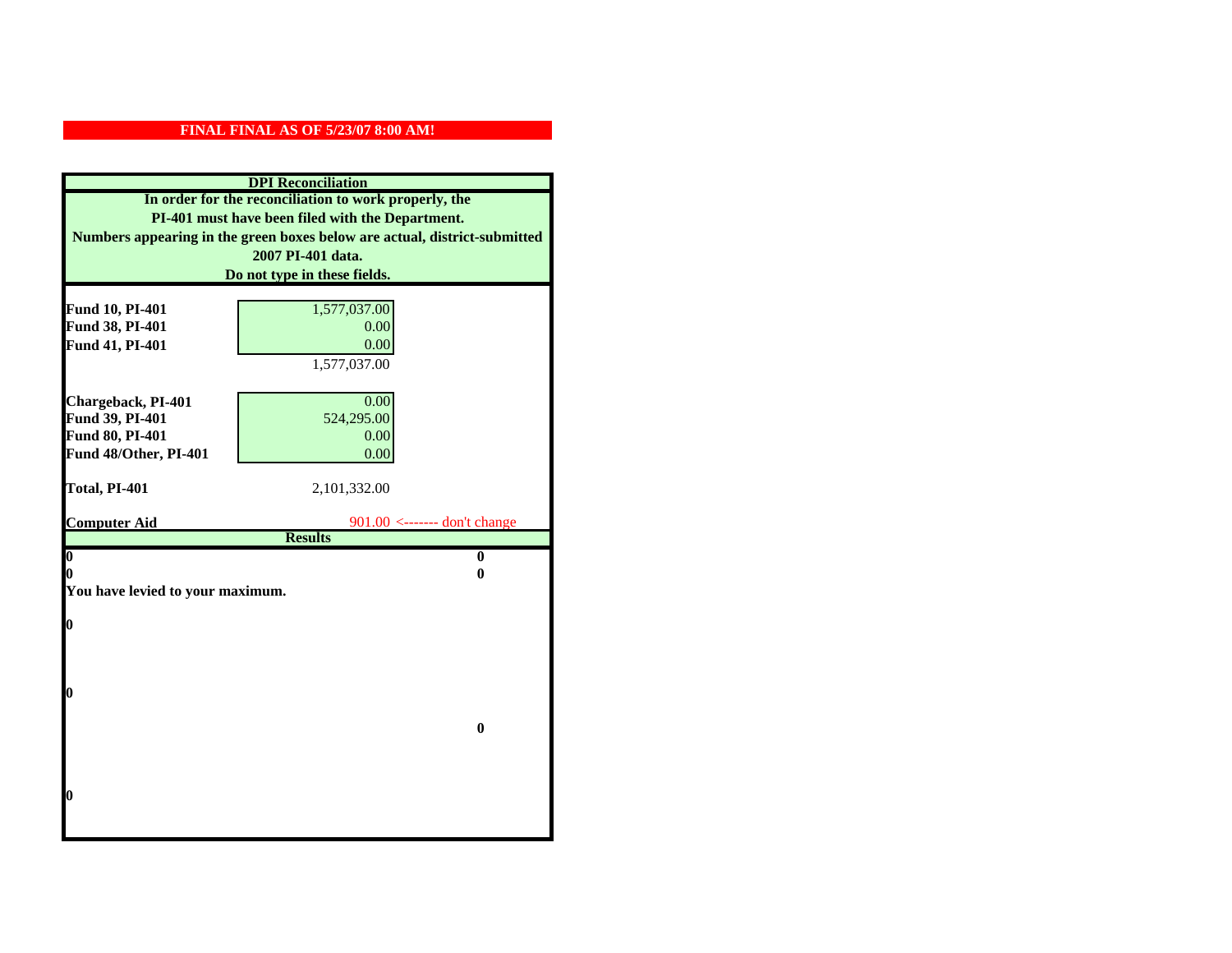**FINAL FINAL AS OF 5/23/07 8:00 AM!**

**DPI Reconciliation**

**In order for the reconciliation to work properly, the PI-401 must have been filed with the Department. Numbers appearing in the green boxes below are actual, district-submitted 2007 PI-401 data. Do not type in these fields.**

| | | |
|---|---|---|
| **Fund 10, PI-401** | 1,577,037.00 | |
| **Fund 38, PI-401** | 0.00 | |
| **Fund 41, PI-401** | 0.00 | |
| | 1,577,037.00 | |
| **Chargeback, PI-401** | 0.00 | |
| **Fund 39, PI-401** | 524,295.00 | |
| **Fund 80, PI-401** | 0.00 | |
| **Fund 48/Other, PI-401** | 0.00 | |
| **Total, PI-401** | 2,101,332.00 | |
| **Computer Aid** | 901.00 | <------- don't change |

**Results**

| | |
|---|---|
| **0** | **0** |
| **0** | **0** |

**You have levied to your maximum.**

**0**

**0**

**0**

**0**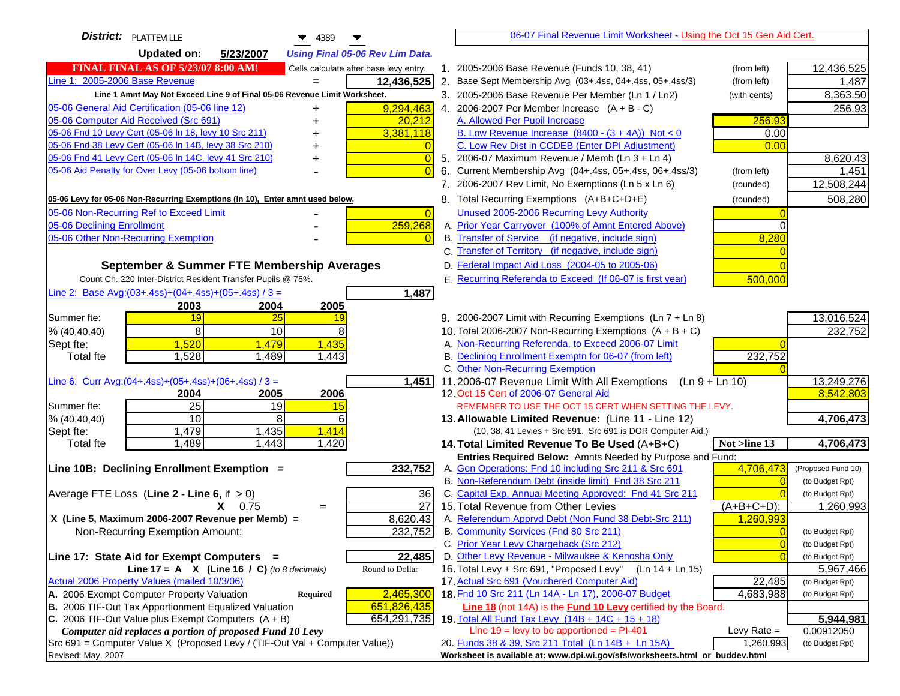**District:** PLATTEVILLE 4389

**Updated on:** 5/23/2007 *Using Final 05-06 Rev Lim Data.*

**FINAL FINAL AS OF 5/23/07 8:00 AM!** Cells calculate after base levy entry.

| Line 1: 2005-2006 Base Revenue | = | 12,436,525 |
|---|---|---|

Line 1 Amnt May Not Exceed Line 9 of Final 05-06 Revenue Limit Worksheet.

| Item | | Amount |
|---|---|---|
| 05-06 General Aid Certification (05-06 line 12) | + | 9,294,463 |
| 05-06 Computer Aid Received (Src 691) | + | 20,212 |
| 05-06 Fnd 10 Levy Cert (05-06 ln 18, levy 10 Src 211) | + | 3,381,118 |
| 05-06 Fnd 38 Levy Cert (05-06 ln 14B, levy 38 Src 210) | + | 0 |
| 05-06 Fnd 41 Levy Cert (05-06 ln 14C, levy 41 Src 210) | + | 0 |
| 05-06 Aid Penalty for Over Levy (05-06 bottom line) | - | 0 |

**05-06 Levy for 05-06 Non-Recurring Exemptions (ln 10), Enter amnt used below.**

| Item | | Amount |
|---|---|---|
| 05-06 Non-Recurring Ref to Exceed Limit | - | 0 |
| 05-06 Declining Enrollment | - | 259,268 |
| 05-06 Other Non-Recurring Exemption | - | 0 |

### September & Summer FTE Membership Averages

Count Ch. 220 Inter-District Resident Transfer Pupils @ 75%.

Line 2: Base Avg:(03+.4ss)+(04+.4ss)+(05+.4ss) / 3 = **1,487**

| | 2003 | 2004 | 2005 |
|---|---|---|---|
| Summer fte: | 19 | 25 | 19 |
| % (40,40,40) | 8 | 10 | 8 |
| Sept fte: | 1,520 | 1,479 | 1,435 |
| Total fte | 1,528 | 1,489 | 1,443 |

Line 6: Curr Avg:(04+.4ss)+(05+.4ss)+(06+.4ss) / 3 = **1,451**

| | 2004 | 2005 | 2006 |
|---|---|---|---|
| Summer fte: | 25 | 19 | 15 |
| % (40,40,40) | 10 | 8 | 6 |
| Sept fte: | 1,479 | 1,435 | 1,414 |
| Total fte | 1,489 | 1,443 | 1,420 |

**Line 10B: Declining Enrollment Exemption =** **232,752**

| | | |
|---|---|---|
| Average FTE Loss (**Line 2 - Line 6**, if > 0) | | 36 |
| X 0.75 | = | 27 |
| X (Line 5, Maximum 2006-2007 Revenue per Memb) = | | 8,620.43 |
| Non-Recurring Exemption Amount: | | 232,752 |

**Line 17: State Aid for Exempt Computers =** **22,485**

Line 17 = A X (Line 16 / C) *(to 8 decimals)* Round to Dollar

Actual 2006 Property Values (mailed 10/3/06)

| | | |
|---|---|---|
| A. 2006 Exempt Computer Property Valuation | Required | 2,465,300 |
| B. 2006 TIF-Out Tax Apportionment Equalized Valuation | | 651,826,435 |
| C. 2006 TIF-Out Value plus Exempt Computers (A + B) | | 654,291,735 |

*Computer aid replaces a portion of proposed Fund 10 Levy*

Src 691 = Computer Value X (Proposed Levy / (TIF-Out Val + Computer Value))

Revised: May, 2007

## 06-07 Final Revenue Limit Worksheet - Using the Oct 15 Gen Aid Cert.

| Line | Description | | Amount |
|---|---|---|---|
| 1. | 2005-2006 Base Revenue (Funds 10, 38, 41) | (from left) | 12,436,525 |
| 2. | Base Sept Membership Avg (03+.4ss, 04+.4ss, 05+.4ss/3) | (from left) | 1,487 |
| 3. | 2005-2006 Base Revenue Per Member (Ln 1 / Ln2) | (with cents) | 8,363.50 |
| 4. | 2006-2007 Per Member Increase (A + B - C) | | 256.93 |
| | A. Allowed Per Pupil Increase | 256.93 | |
| | B. Low Revenue Increase (8400 - (3 + 4A)) Not < 0 | 0.00 | |
| | C. Low Rev Dist in CCDEB (Enter DPI Adjustment) | 0.00 | |
| 5. | 2006-07 Maximum Revenue / Memb (Ln 3 + Ln 4) | | 8,620.43 |
| 6. | Current Membership Avg (04+.4ss, 05+.4ss, 06+.4ss/3) | (from left) | 1,451 |
| 7. | 2006-2007 Rev Limit, No Exemptions (Ln 5 x Ln 6) | (rounded) | 12,508,244 |
| 8. | Total Recurring Exemptions (A+B+C+D+E) | (rounded) | 508,280 |
| | Unused 2005-2006 Recurring Levy Authority | 0 | |
| | A. Prior Year Carryover (100% of Amnt Entered Above) | 0 | |
| | B. Transfer of Service (if negative, include sign) | 8,280 | |
| | C. Transfer of Territory (if negative, include sign) | 0 | |
| | D. Federal Impact Aid Loss (2004-05 to 2005-06) | 0 | |
| | E. Recurring Referenda to Exceed (If 06-07 is first year) | 500,000 | |
| 9. | 2006-2007 Limit with Recurring Exemptions (Ln 7 + Ln 8) | | 13,016,524 |
| 10. | Total 2006-2007 Non-Recurring Exemptions (A + B + C) | | 232,752 |
| | A. Non-Recurring Referenda, to Exceed 2006-07 Limit | 0 | |
| | B. Declining Enrollment Exemptn for 06-07 (from left) | 232,752 | |
| | C. Other Non-Recurring Exemption | 0 | |
| 11. | 2006-07 Revenue Limit With All Exemptions (Ln 9 + Ln 10) | | 13,249,276 |
| 12. | Oct 15 Cert of 2006-07 General Aid | | 8,542,803 |
| | REMEMBER TO USE THE OCT 15 CERT WHEN SETTING THE LEVY. | | |
| **13.** | **Allowable Limited Revenue:** (Line 11 - Line 12) (10, 38, 41 Levies + Src 691. Src 691 is DOR Computer Aid.) | | **4,706,473** |
| **14.** | **Total Limited Revenue To Be Used** (A+B+C) | Not >line 13 | **4,706,473** |
| | Entries Required Below: Amnts Needed by Purpose and Fund: | | |
| | A. Gen Operations: Fnd 10 including Src 211 & Src 691 | 4,706,473 | (Proposed Fund 10) |
| | B. Non-Referendum Debt (inside limit) Fnd 38 Src 211 | 0 | (to Budget Rpt) |
| | C. Capital Exp, Annual Meeting Approved: Fnd 41 Src 211 | 0 | (to Budget Rpt) |
| 15. | Total Revenue from Other Levies | (A+B+C+D): | 1,260,993 |
| | A. Referendum Apprvd Debt (Non Fund 38 Debt-Src 211) | 1,260,993 | |
| | B. Community Services (Fnd 80 Src 211) | 0 | (to Budget Rpt) |
| | C. Prior Year Levy Chargeback (Src 212) | 0 | (to Budget Rpt) |
| | D. Other Levy Revenue - Milwaukee & Kenosha Only | 0 | (to Budget Rpt) |
| 16. | Total Levy + Src 691, "Proposed Levy" (Ln 14 + Ln 15) | | 5,967,466 |
| 17. | Actual Src 691 (Vouchered Computer Aid) | 22,485 | (to Budget Rpt) |
| **18.** | Fnd 10 Src 211 (Ln 14A - Ln 17), 2006-07 Budget | 4,683,988 | (to Budget Rpt) |
| | **Line 18** (not 14A) is the **Fund 10 Levy** certified by the Board. | | |
| **19.** | Total All Fund Tax Levy (14B + 14C + 15 + 18) | | **5,944,981** |
| | Line 19 = levy to be apportioned = PI-401 | Levy Rate = | 0.00912050 |
| 20. | Funds 38 & 39, Src 211 Total (Ln 14B + Ln 15A) | 1,260,993 | (to Budget Rpt) |

Worksheet is available at: www.dpi.wi.gov/sfs/worksheets.html or buddev.html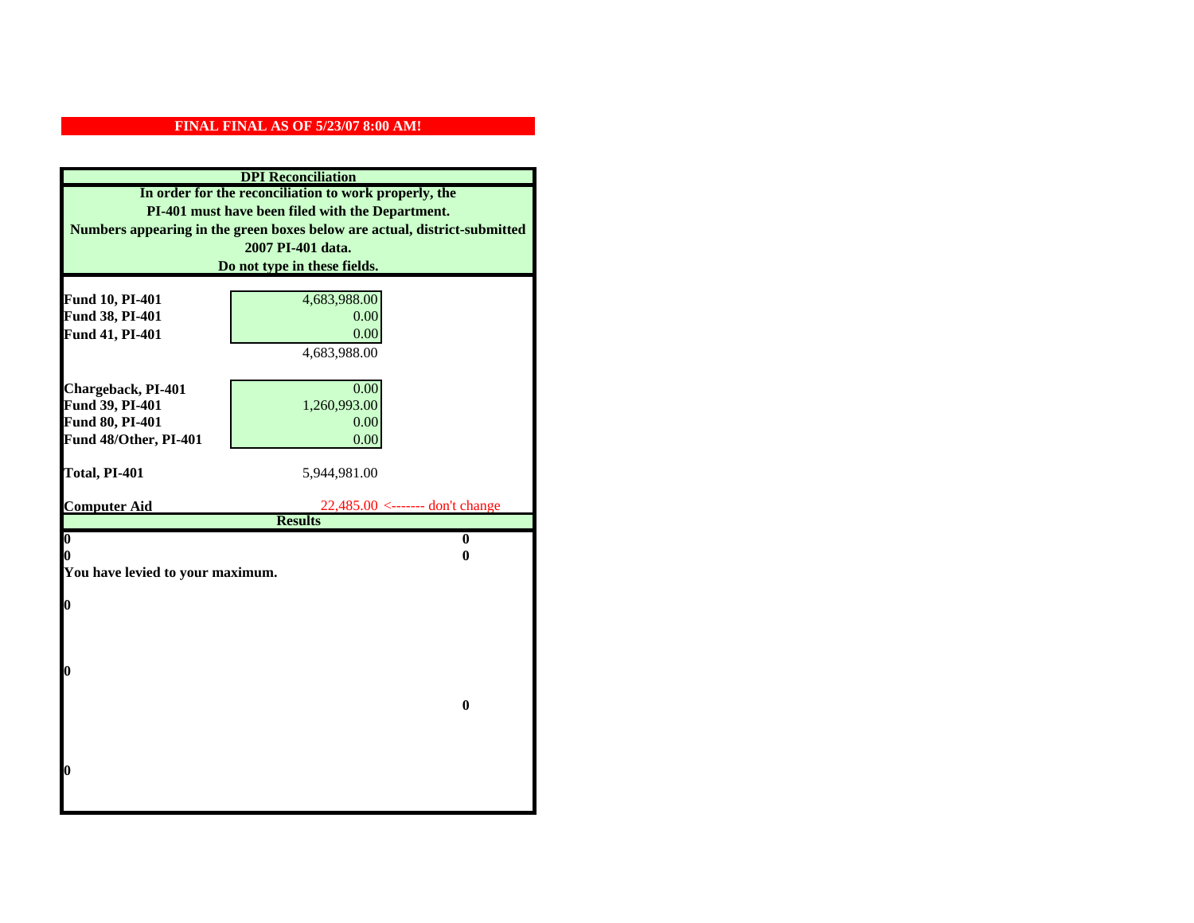**FINAL FINAL AS OF 5/23/07 8:00 AM!**

**DPI Reconciliation**

**In order for the reconciliation to work properly, the PI-401 must have been filed with the Department. Numbers appearing in the green boxes below are actual, district-submitted 2007 PI-401 data. Do not type in these fields.**

| | |
|---|---|
| **Fund 10, PI-401** | 4,683,988.00 |
| **Fund 38, PI-401** | 0.00 |
| **Fund 41, PI-401** | 0.00 |
| | 4,683,988.00 |
| **Chargeback, PI-401** | 0.00 |
| **Fund 39, PI-401** | 1,260,993.00 |
| **Fund 80, PI-401** | 0.00 |
| **Fund 48/Other, PI-401** | 0.00 |
| **Total, PI-401** | 5,944,981.00 |
| **Computer Aid** | 22,485.00 <------- don't change |

**Results**

| | |
|---|---|
| 0 | 0 |
| 0 | 0 |

**You have levied to your maximum.**

0

0

0

0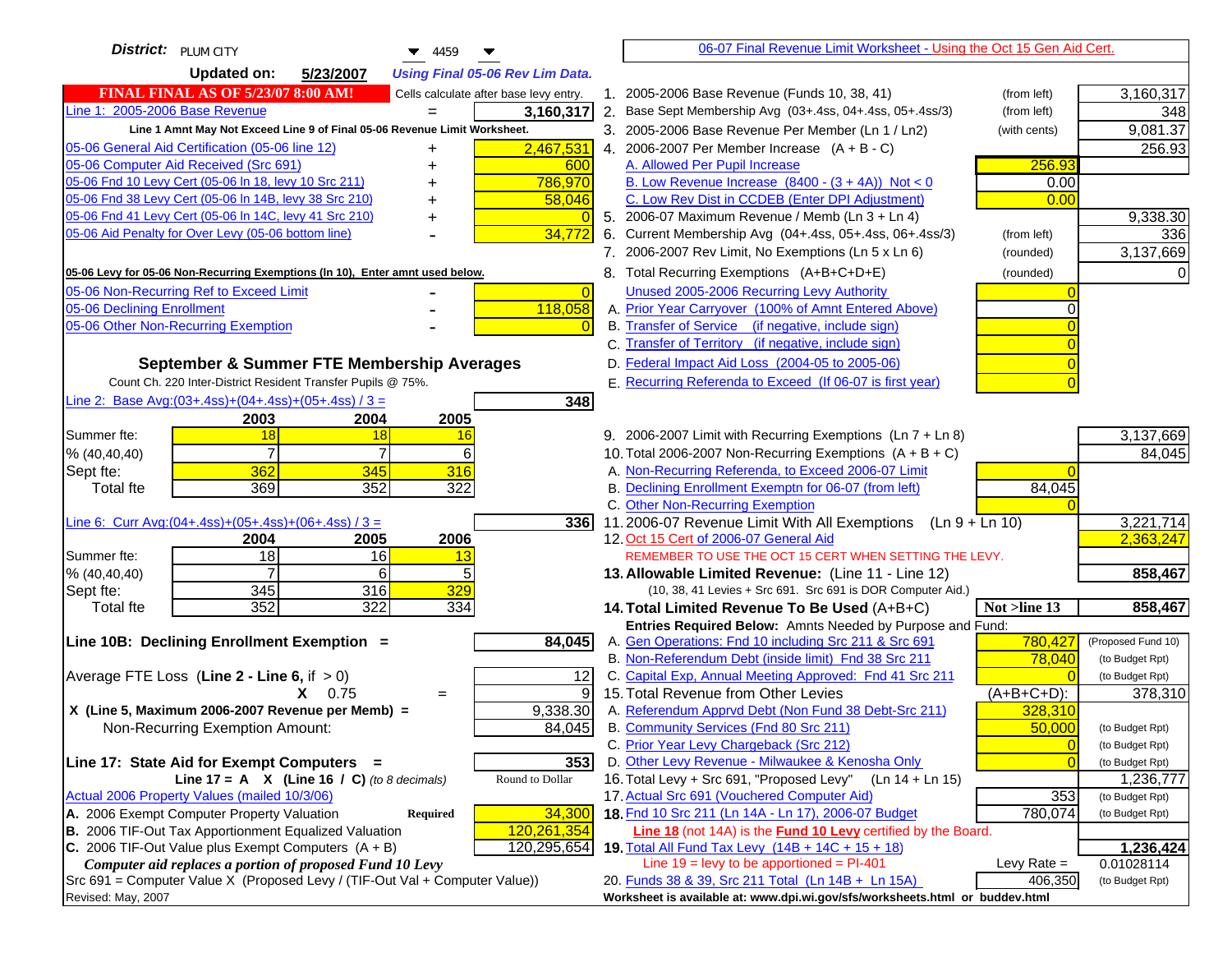**District:** PLUM CITY 4459

**Updated on:** 5/23/2007 *Using Final 05-06 Rev Lim Data.*

**FINAL FINAL AS OF 5/23/07 8:00 AM!** Cells calculate after base levy entry.

| | | |
|---|---|---|
| Line 1: 2005-2006 Base Revenue | = | 3,160,317 |

Line 1 Amnt May Not Exceed Line 9 of Final 05-06 Revenue Limit Worksheet.

| | | |
|---|---|---|
| 05-06 General Aid Certification (05-06 line 12) | + | 2,467,531 |
| 05-06 Computer Aid Received (Src 691) | + | 600 |
| 05-06 Fnd 10 Levy Cert (05-06 ln 18, levy 10 Src 211) | + | 786,970 |
| 05-06 Fnd 38 Levy Cert (05-06 ln 14B, levy 38 Src 210) | + | 58,046 |
| 05-06 Fnd 41 Levy Cert (05-06 ln 14C, levy 41 Src 210) | + | 0 |
| 05-06 Aid Penalty for Over Levy (05-06 bottom line) | - | 34,772 |

**05-06 Levy for 05-06 Non-Recurring Exemptions (ln 10), Enter amnt used below.**

| | | |
|---|---|---|
| 05-06 Non-Recurring Ref to Exceed Limit | - | 0 |
| 05-06 Declining Enrollment | - | 118,058 |
| 05-06 Other Non-Recurring Exemption | - | 0 |

### September & Summer FTE Membership Averages

Count Ch. 220 Inter-District Resident Transfer Pupils @ 75%.

Line 2: Base Avg:(03+.4ss)+(04+.4ss)+(05+.4ss) / 3 = **348**

| | 2003 | 2004 | 2005 |
|---|---|---|---|
| Summer fte: | 18 | 18 | 16 |
| % (40,40,40) | 7 | 7 | 6 |
| Sept fte: | 362 | 345 | 316 |
| Total fte | 369 | 352 | 322 |

Line 6: Curr Avg:(04+.4ss)+(05+.4ss)+(06+.4ss) / 3 = **336**

| | 2004 | 2005 | 2006 |
|---|---|---|---|
| Summer fte: | 18 | 16 | 13 |
| % (40,40,40) | 7 | 6 | 5 |
| Sept fte: | 345 | 316 | 329 |
| Total fte | 352 | 322 | 334 |

**Line 10B: Declining Enrollment Exemption =** **84,045**

| | | |
|---|---|---|
| Average FTE Loss (Line 2 - Line 6, if > 0) | | 12 |
| X 0.75 | = | 9 |
| X (Line 5, Maximum 2006-2007 Revenue per Memb) = | | 9,338.30 |
| Non-Recurring Exemption Amount: | | 84,045 |

**Line 17: State Aid for Exempt Computers =** **353**

Line 17 = A X (Line 16 / C) *(to 8 decimals)* Round to Dollar

Actual 2006 Property Values (mailed 10/3/06)

| | | |
|---|---|---|
| A. 2006 Exempt Computer Property Valuation | Required | 34,300 |
| B. 2006 TIF-Out Tax Apportionment Equalized Valuation | | 120,261,354 |
| C. 2006 TIF-Out Value plus Exempt Computers (A + B) | | 120,295,654 |

*Computer aid replaces a portion of proposed Fund 10 Levy*

Src 691 = Computer Value X (Proposed Levy / (TIF-Out Val + Computer Value))

Revised: May, 2007

---

06-07 Final Revenue Limit Worksheet - Using the Oct 15 Gen Aid Cert.

| | | | |
|---|---|---|---|
| 1. 2005-2006 Base Revenue (Funds 10, 38, 41) | (from left) | | 3,160,317 |
| 2. Base Sept Membership Avg (03+.4ss, 04+.4ss, 05+.4ss/3) | (from left) | | 348 |
| 3. 2005-2006 Base Revenue Per Member (Ln 1 / Ln2) | (with cents) | | 9,081.37 |
| 4. 2006-2007 Per Member Increase (A + B - C) | | | 256.93 |
| A. Allowed Per Pupil Increase | | 256.93 | |
| B. Low Revenue Increase (8400 - (3 + 4A)) Not < 0 | | 0.00 | |
| C. Low Rev Dist in CCDEB (Enter DPI Adjustment) | | 0.00 | |
| 5. 2006-07 Maximum Revenue / Memb (Ln 3 + Ln 4) | | | 9,338.30 |
| 6. Current Membership Avg (04+.4ss, 05+.4ss, 06+.4ss/3) | (from left) | | 336 |
| 7. 2006-2007 Rev Limit, No Exemptions (Ln 5 x Ln 6) | (rounded) | | 3,137,669 |
| 8. Total Recurring Exemptions (A+B+C+D+E) | (rounded) | | 0 |
| Unused 2005-2006 Recurring Levy Authority | | 0 | |
| A. Prior Year Carryover (100% of Amnt Entered Above) | | 0 | |
| B. Transfer of Service (if negative, include sign) | | 0 | |
| C. Transfer of Territory (if negative, include sign) | | 0 | |
| D. Federal Impact Aid Loss (2004-05 to 2005-06) | | 0 | |
| E. Recurring Referenda to Exceed (If 06-07 is first year) | | 0 | |
| 9. 2006-2007 Limit with Recurring Exemptions (Ln 7 + Ln 8) | | | 3,137,669 |
| 10. Total 2006-2007 Non-Recurring Exemptions (A + B + C) | | | 84,045 |
| A. Non-Recurring Referenda, to Exceed 2006-07 Limit | | 0 | |
| B. Declining Enrollment Exemptn for 06-07 (from left) | | 84,045 | |
| C. Other Non-Recurring Exemption | | 0 | |
| 11. 2006-07 Revenue Limit With All Exemptions (Ln 9 + Ln 10) | | | 3,221,714 |
| 12. Oct 15 Cert of 2006-07 General Aid | | | 2,363,247 |
| REMEMBER TO USE THE OCT 15 CERT WHEN SETTING THE LEVY. | | | |
| **13. Allowable Limited Revenue:** (Line 11 - Line 12) | | | **858,467** |
| (10, 38, 41 Levies + Src 691. Src 691 is DOR Computer Aid.) | | | |
| **14. Total Limited Revenue To Be Used** (A+B+C) | | Not >line 13 | **858,467** |
| Entries Required Below: Amnts Needed by Purpose and Fund: | | | |
| A. Gen Operations: Fnd 10 including Src 211 & Src 691 | | 780,427 | (Proposed Fund 10) |
| B. Non-Referendum Debt (inside limit) Fnd 38 Src 211 | | 78,040 | (to Budget Rpt) |
| C. Capital Exp, Annual Meeting Approved: Fnd 41 Src 211 | | 0 | (to Budget Rpt) |
| 15. Total Revenue from Other Levies | | (A+B+C+D): | 378,310 |
| A. Referendum Apprvd Debt (Non Fund 38 Debt-Src 211) | | 328,310 | |
| B. Community Services (Fnd 80 Src 211) | | 50,000 | (to Budget Rpt) |
| C. Prior Year Levy Chargeback (Src 212) | | 0 | (to Budget Rpt) |
| D. Other Levy Revenue - Milwaukee & Kenosha Only | | 0 | (to Budget Rpt) |
| 16. Total Levy + Src 691, "Proposed Levy" (Ln 14 + Ln 15) | | | 1,236,777 |
| 17. Actual Src 691 (Vouchered Computer Aid) | | 353 | (to Budget Rpt) |
| **18.** Fnd 10 Src 211 (Ln 14A - Ln 17), 2006-07 Budget | | 780,074 | (to Budget Rpt) |
| **Line 18** (not 14A) is the **Fund 10 Levy** certified by the Board. | | | |
| **19.** Total All Fund Tax Levy (14B + 14C + 15 + 18) | | | **1,236,424** |
| Line 19 = levy to be apportioned = PI-401 | | Levy Rate = | 0.01028114 |
| 20. Funds 38 & 39, Src 211 Total (Ln 14B + Ln 15A) | | 406,350 | (to Budget Rpt) |

Worksheet is available at: www.dpi.wi.gov/sfs/worksheets.html or buddev.html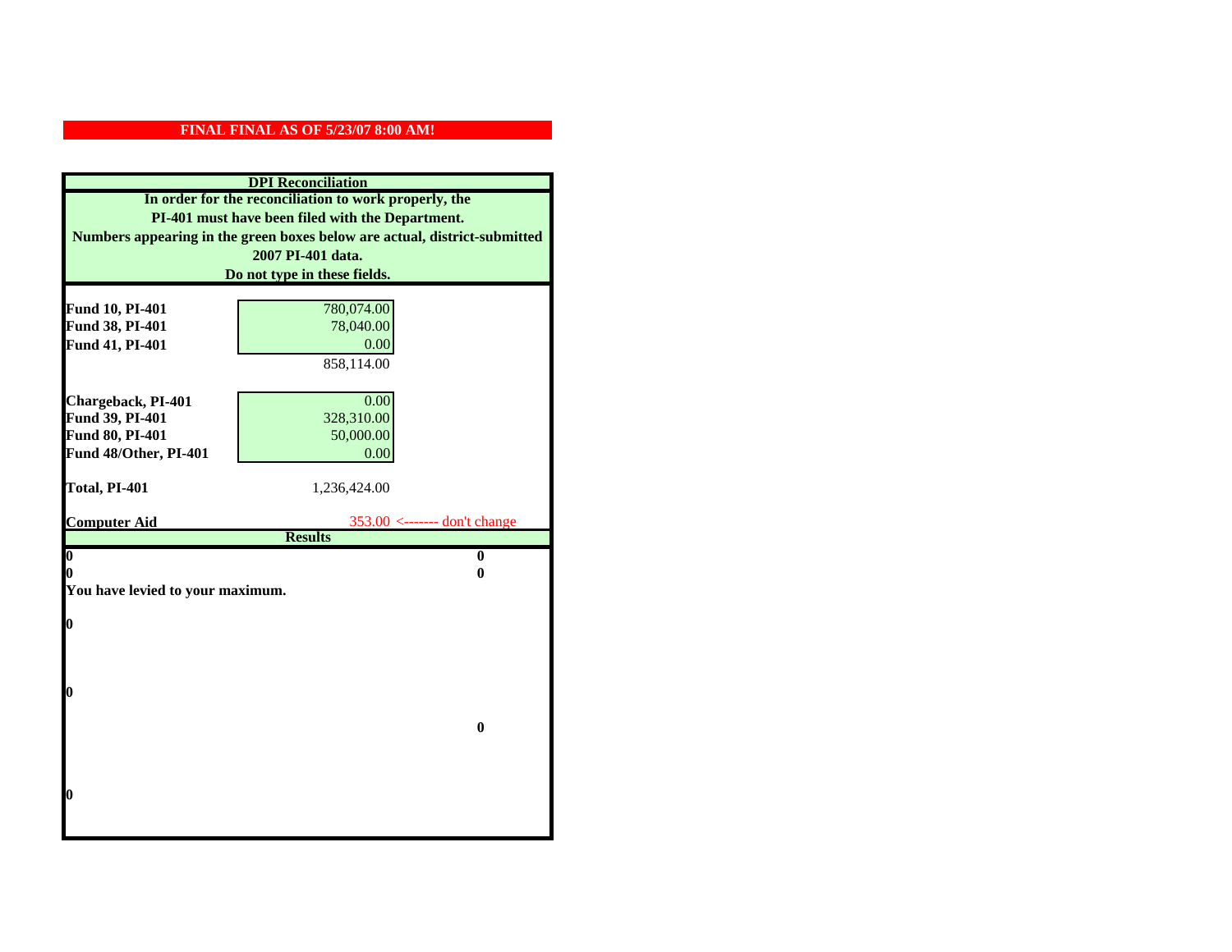**FINAL FINAL AS OF 5/23/07 8:00 AM!**

## DPI Reconciliation

**In order for the reconciliation to work properly, the PI-401 must have been filed with the Department. Numbers appearing in the green boxes below are actual, district-submitted 2007 PI-401 data. Do not type in these fields.**

| | |
|---|---|
| **Fund 10, PI-401** | 780,074.00 |
| **Fund 38, PI-401** | 78,040.00 |
| **Fund 41, PI-401** | 0.00 |
| | 858,114.00 |
| **Chargeback, PI-401** | 0.00 |
| **Fund 39, PI-401** | 328,310.00 |
| **Fund 80, PI-401** | 50,000.00 |
| **Fund 48/Other, PI-401** | 0.00 |
| **Total, PI-401** | 1,236,424.00 |
| **Computer Aid** | 353.00 <------- don't change |

## Results

| | |
|---|---|
| **0** | **0** |
| **0** | **0** |

**You have levied to your maximum.**

**0**

**0**

**0**

**0**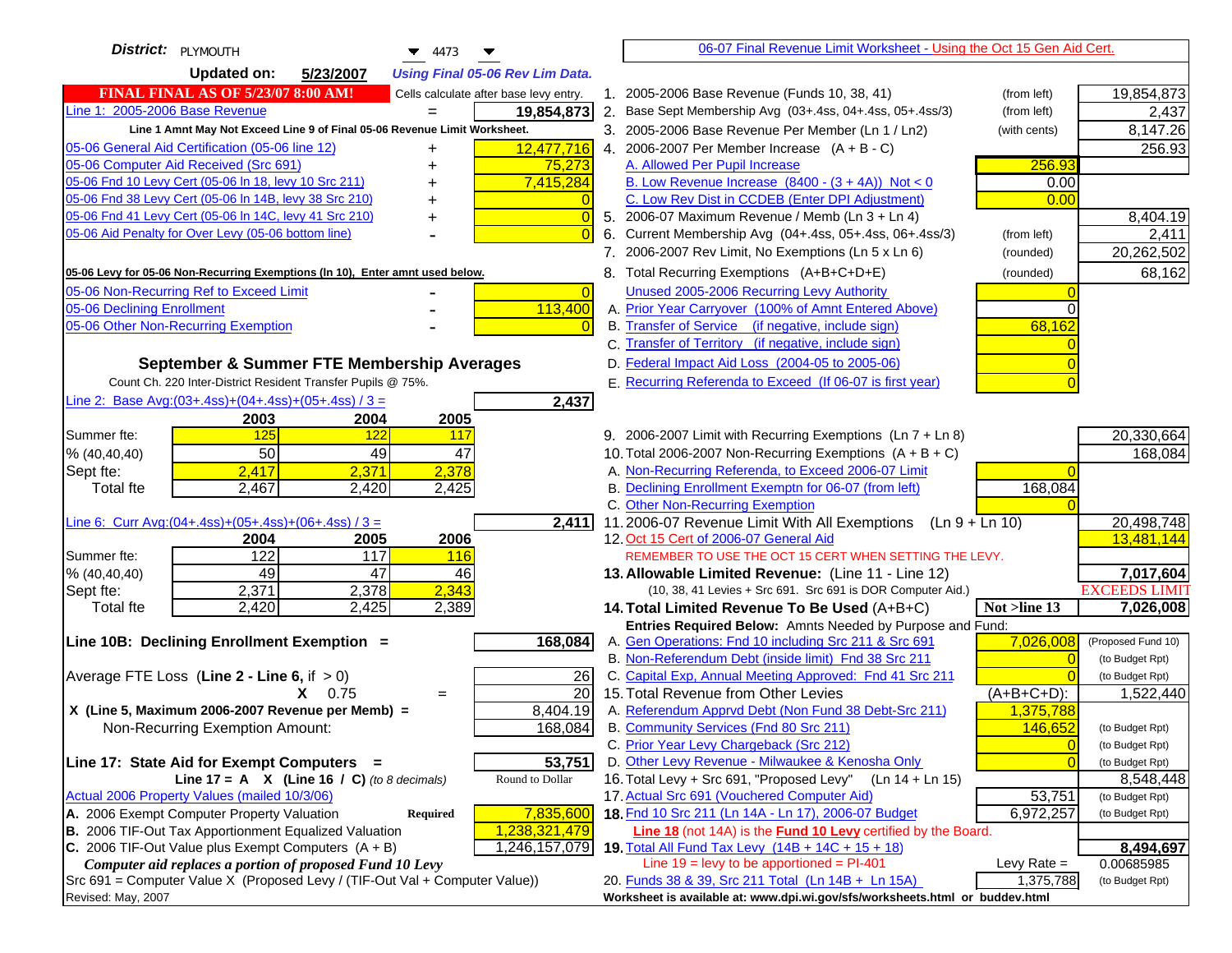**District:** PLYMOUTH 4473

**Updated on:** 5/23/2007 *Using Final 05-06 Rev Lim Data.*

**FINAL FINAL AS OF 5/23/07 8:00 AM!** Cells calculate after base levy entry.

| | | |
|---|---|---|
| Line 1: 2005-2006 Base Revenue | = | **19,854,873** |

Line 1 Amnt May Not Exceed Line 9 of Final 05-06 Revenue Limit Worksheet.

| | | |
|---|---|---|
| 05-06 General Aid Certification (05-06 line 12) | + | 12,477,716 |
| 05-06 Computer Aid Received (Src 691) | + | 75,273 |
| 05-06 Fnd 10 Levy Cert (05-06 ln 18, levy 10 Src 211) | + | 7,415,284 |
| 05-06 Fnd 38 Levy Cert (05-06 ln 14B, levy 38 Src 210) | + | 0 |
| 05-06 Fnd 41 Levy Cert (05-06 ln 14C, levy 41 Src 210) | + | 0 |
| 05-06 Aid Penalty for Over Levy (05-06 bottom line) | - | 0 |

**05-06 Levy for 05-06 Non-Recurring Exemptions (ln 10), Enter amnt used below.**

| | | |
|---|---|---|
| 05-06 Non-Recurring Ref to Exceed Limit | - | 0 |
| 05-06 Declining Enrollment | - | 113,400 |
| 05-06 Other Non-Recurring Exemption | - | 0 |

**September & Summer FTE Membership Averages**

Count Ch. 220 Inter-District Resident Transfer Pupils @ 75%.

Line 2: Base Avg:(03+.4ss)+(04+.4ss)+(05+.4ss) / 3 = **2,437**

| | 2003 | 2004 | 2005 |
|---|---|---|---|
| Summer fte: | 125 | 122 | 117 |
| % (40,40,40) | 50 | 49 | 47 |
| Sept fte: | 2,417 | 2,371 | 2,378 |
| Total fte | 2,467 | 2,420 | 2,425 |

Line 6: Curr Avg:(04+.4ss)+(05+.4ss)+(06+.4ss) / 3 = **2,411**

| | 2004 | 2005 | 2006 |
|---|---|---|---|
| Summer fte: | 122 | 117 | 116 |
| % (40,40,40) | 49 | 47 | 46 |
| Sept fte: | 2,371 | 2,378 | 2,343 |
| Total fte | 2,420 | 2,425 | 2,389 |

**Line 10B: Declining Enrollment Exemption =** **168,084**

| | | |
|---|---|---|
| Average FTE Loss (Line 2 - Line 6, if > 0) | | 26 |
| X 0.75 | = | 20 |
| X (Line 5, Maximum 2006-2007 Revenue per Memb) = | | 8,404.19 |
| Non-Recurring Exemption Amount: | | 168,084 |

**Line 17: State Aid for Exempt Computers =** **53,751**

Line 17 = A X (Line 16 / C) *(to 8 decimals)* Round to Dollar

Actual 2006 Property Values (mailed 10/3/06)

| | | |
|---|---|---|
| A. 2006 Exempt Computer Property Valuation | Required | 7,835,600 |
| B. 2006 TIF-Out Tax Apportionment Equalized Valuation | | 1,238,321,479 |
| C. 2006 TIF-Out Value plus Exempt Computers (A + B) | | 1,246,157,079 |

*Computer aid replaces a portion of proposed Fund 10 Levy*

Src 691 = Computer Value X (Proposed Levy / (TIF-Out Val + Computer Value))

Revised: May, 2007

---

06-07 Final Revenue Limit Worksheet - Using the Oct 15 Gen Aid Cert.

| | | | |
|---|---|---|---|
| 1. 2005-2006 Base Revenue (Funds 10, 38, 41) | (from left) | | 19,854,873 |
| 2. Base Sept Membership Avg (03+.4ss, 04+.4ss, 05+.4ss/3) | (from left) | | 2,437 |
| 3. 2005-2006 Base Revenue Per Member (Ln 1 / Ln2) | (with cents) | | 8,147.26 |
| 4. 2006-2007 Per Member Increase (A + B - C) | | | 256.93 |
| A. Allowed Per Pupil Increase | | 256.93 | |
| B. Low Revenue Increase (8400 - (3 + 4A)) Not < 0 | | 0.00 | |
| C. Low Rev Dist in CCDEB (Enter DPI Adjustment) | | 0.00 | |
| 5. 2006-07 Maximum Revenue / Memb (Ln 3 + Ln 4) | | | 8,404.19 |
| 6. Current Membership Avg (04+.4ss, 05+.4ss, 06+.4ss/3) | (from left) | | 2,411 |
| 7. 2006-2007 Rev Limit, No Exemptions (Ln 5 x Ln 6) | (rounded) | | 20,262,502 |
| 8. Total Recurring Exemptions (A+B+C+D+E) | (rounded) | | 68,162 |
| Unused 2005-2006 Recurring Levy Authority | | 0 | |
| A. Prior Year Carryover (100% of Amnt Entered Above) | | 0 | |
| B. Transfer of Service (if negative, include sign) | | 68,162 | |
| C. Transfer of Territory (if negative, include sign) | | 0 | |
| D. Federal Impact Aid Loss (2004-05 to 2005-06) | | 0 | |
| E. Recurring Referenda to Exceed (If 06-07 is first year) | | 0 | |
| 9. 2006-2007 Limit with Recurring Exemptions (Ln 7 + Ln 8) | | | 20,330,664 |
| 10. Total 2006-2007 Non-Recurring Exemptions (A + B + C) | | | 168,084 |
| A. Non-Recurring Referenda, to Exceed 2006-07 Limit | | 0 | |
| B. Declining Enrollment Exemptn for 06-07 (from left) | | 168,084 | |
| C. Other Non-Recurring Exemption | | 0 | |
| 11. 2006-07 Revenue Limit With All Exemptions (Ln 9 + Ln 10) | | | 20,498,748 |
| 12. Oct 15 Cert of 2006-07 General Aid | | | 13,481,144 |
| REMEMBER TO USE THE OCT 15 CERT WHEN SETTING THE LEVY. | | | |
| **13. Allowable Limited Revenue:** (Line 11 - Line 12) | | | **7,017,604** |
| (10, 38, 41 Levies + Src 691. Src 691 is DOR Computer Aid.) | | | EXCEEDS LIMIT |
| **14. Total Limited Revenue To Be Used** (A+B+C) | | Not >line 13 | **7,026,008** |
| Entries Required Below: Amnts Needed by Purpose and Fund: | | | |
| A. Gen Operations: Fnd 10 including Src 211 & Src 691 | | 7,026,008 | (Proposed Fund 10) |
| B. Non-Referendum Debt (inside limit) Fnd 38 Src 211 | | 0 | (to Budget Rpt) |
| C. Capital Exp, Annual Meeting Approved: Fnd 41 Src 211 | | 0 | (to Budget Rpt) |
| 15. Total Revenue from Other Levies | | (A+B+C+D): | 1,522,440 |
| A. Referendum Apprvd Debt (Non Fund 38 Debt-Src 211) | | 1,375,788 | |
| B. Community Services (Fnd 80 Src 211) | | 146,652 | (to Budget Rpt) |
| C. Prior Year Levy Chargeback (Src 212) | | 0 | (to Budget Rpt) |
| D. Other Levy Revenue - Milwaukee & Kenosha Only | | 0 | (to Budget Rpt) |
| 16. Total Levy + Src 691, "Proposed Levy" (Ln 14 + Ln 15) | | | 8,548,448 |
| 17. Actual Src 691 (Vouchered Computer Aid) | | 53,751 | (to Budget Rpt) |
| **18.** Fnd 10 Src 211 (Ln 14A - Ln 17), 2006-07 Budget | | 6,972,257 | (to Budget Rpt) |
| Line 18 (not 14A) is the **Fund 10 Levy** certified by the Board. | | | |
| **19.** Total All Fund Tax Levy (14B + 14C + 15 + 18) | | | **8,494,697** |
| Line 19 = levy to be apportioned = PI-401 | | Levy Rate = | 0.00685985 |
| 20. Funds 38 & 39, Src 211 Total (Ln 14B + Ln 15A) | | 1,375,788 | (to Budget Rpt) |

Worksheet is available at: www.dpi.wi.gov/sfs/worksheets.html or buddev.html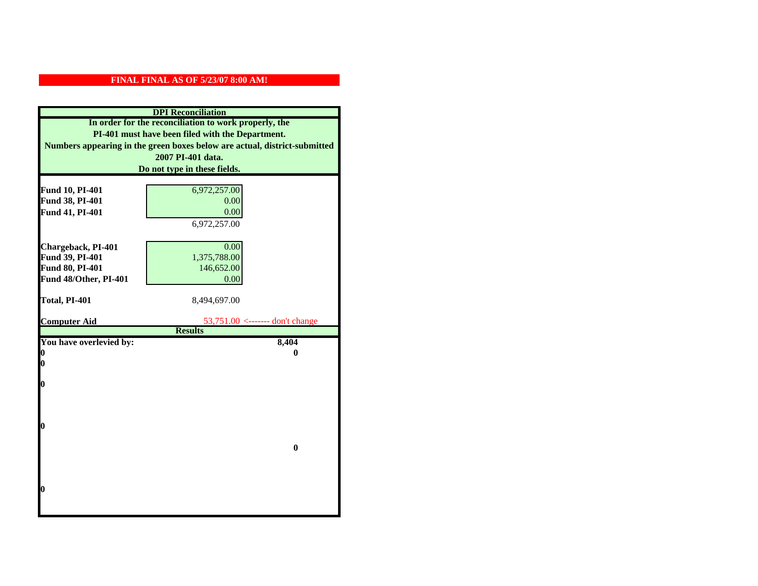**FINAL FINAL AS OF 5/23/07 8:00 AM!**

**DPI Reconciliation**

**In order for the reconciliation to work properly, the PI-401 must have been filed with the Department. Numbers appearing in the green boxes below are actual, district-submitted 2007 PI-401 data. Do not type in these fields.**

| | | |
|---|---|---|
| **Fund 10, PI-401** | 6,972,257.00 | |
| **Fund 38, PI-401** | 0.00 | |
| **Fund 41, PI-401** | 0.00 | |
| | 6,972,257.00 | |
| **Chargeback, PI-401** | 0.00 | |
| **Fund 39, PI-401** | 1,375,788.00 | |
| **Fund 80, PI-401** | 146,652.00 | |
| **Fund 48/Other, PI-401** | 0.00 | |
| **Total, PI-401** | 8,494,697.00 | |
| **Computer Aid** | 53,751.00 | <------- don't change |

**Results**

| | |
|---|---|
| **You have overlevied by:** | **8,404** |
| **0** | **0** |
| **0** | |
| **0** | |
| **0** | |
| | **0** |
| **0** | |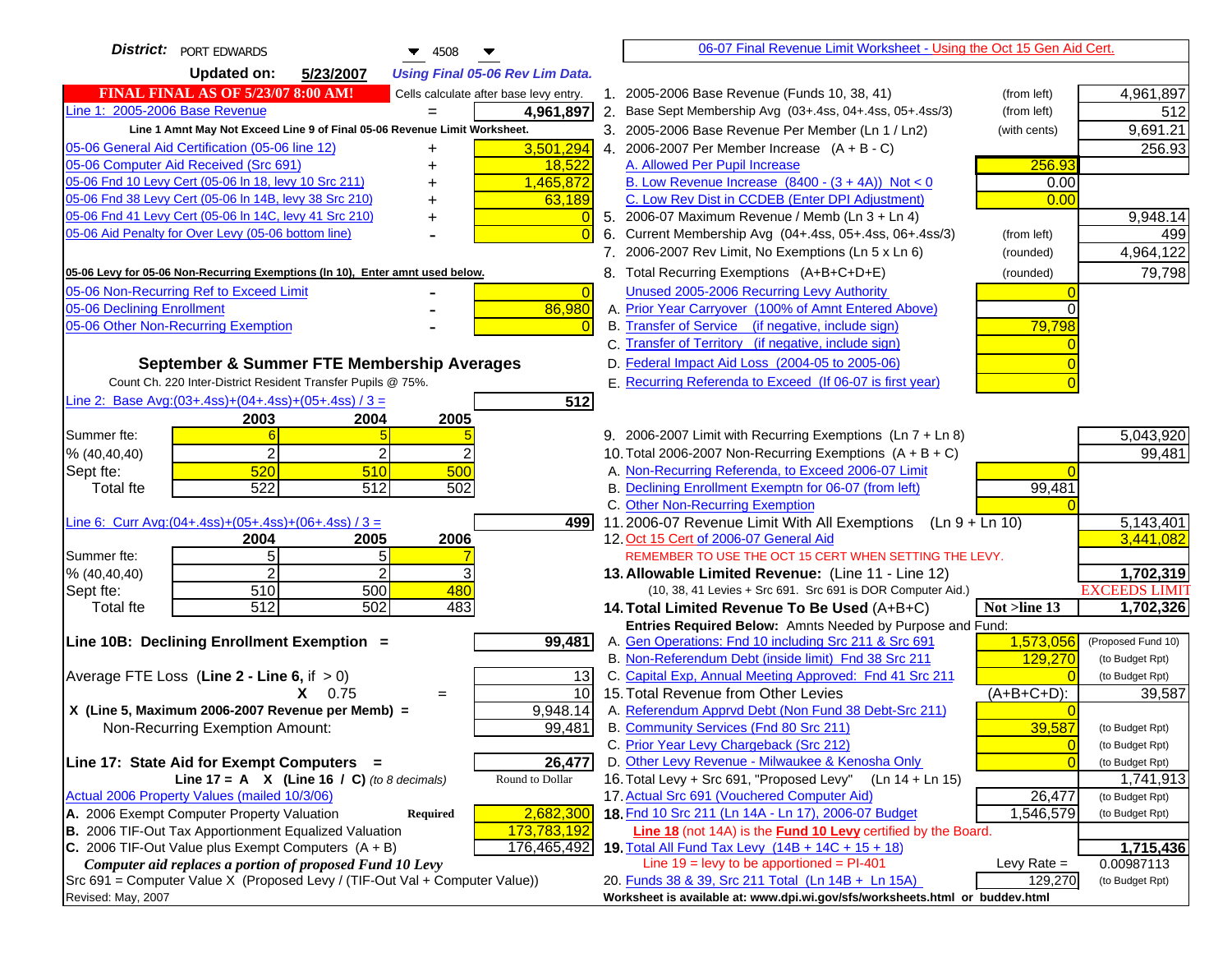**District:** PORT EDWARDS 4508

**Updated on:** 5/23/2007 *Using Final 05-06 Rev Lim Data.*

06-07 Final Revenue Limit Worksheet - Using the Oct 15 Gen Aid Cert.

**FINAL FINAL AS OF 5/23/07 8:00 AM!** Cells calculate after base levy entry.

| | | |
|---|---|---|
| Line 1: 2005-2006 Base Revenue | = | 4,961,897 |
| Line 1 Amnt May Not Exceed Line 9 of Final 05-06 Revenue Limit Worksheet. | | |
| 05-06 General Aid Certification (05-06 line 12) | + | 3,501,294 |
| 05-06 Computer Aid Received (Src 691) | + | 18,522 |
| 05-06 Fnd 10 Levy Cert (05-06 ln 18, levy 10 Src 211) | + | 1,465,872 |
| 05-06 Fnd 38 Levy Cert (05-06 ln 14B, levy 38 Src 210) | + | 63,189 |
| 05-06 Fnd 41 Levy Cert (05-06 ln 14C, levy 41 Src 210) | + | 0 |
| 05-06 Aid Penalty for Over Levy (05-06 bottom line) | - | 0 |
| **05-06 Levy for 05-06 Non-Recurring Exemptions (ln 10), Enter amnt used below.** | | |
| 05-06 Non-Recurring Ref to Exceed Limit | - | 0 |
| 05-06 Declining Enrollment | - | 86,980 |
| 05-06 Other Non-Recurring Exemption | - | 0 |

**September & Summer FTE Membership Averages**

Count Ch. 220 Inter-District Resident Transfer Pupils @ 75%.

Line 2: Base Avg:(03+.4ss)+(04+.4ss)+(05+.4ss) / 3 = **512**

| | 2003 | 2004 | 2005 |
|---|---|---|---|
| Summer fte: | 6 | 5 | 5 |
| % (40,40,40) | 2 | 2 | 2 |
| Sept fte: | 520 | 510 | 500 |
| Total fte | 522 | 512 | 502 |

Line 6: Curr Avg:(04+.4ss)+(05+.4ss)+(06+.4ss) / 3 = **499**

| | 2004 | 2005 | 2006 |
|---|---|---|---|
| Summer fte: | 5 | 5 | 7 |
| % (40,40,40) | 2 | 2 | 3 |
| Sept fte: | 510 | 500 | 480 |
| Total fte | 512 | 502 | 483 |

**Line 10B: Declining Enrollment Exemption =** **99,481**

| | |
|---|---|
| Average FTE Loss (Line 2 - Line 6, if > 0) | 13 |
| X 0.75 = | 10 |
| X (Line 5, Maximum 2006-2007 Revenue per Memb) = | 9,948.14 |
| Non-Recurring Exemption Amount: | 99,481 |

**Line 17: State Aid for Exempt Computers =** **26,477**

Line 17 = A X (Line 16 / C) *(to 8 decimals)* Round to Dollar

| | | |
|---|---|---|
| Actual 2006 Property Values (mailed 10/3/06) | | |
| A. 2006 Exempt Computer Property Valuation | Required | 2,682,300 |
| B. 2006 TIF-Out Tax Apportionment Equalized Valuation | | 173,783,192 |
| C. 2006 TIF-Out Value plus Exempt Computers (A + B) | | 176,465,492 |

*Computer aid replaces a portion of proposed Fund 10 Levy*

Src 691 = Computer Value X (Proposed Levy / (TIF-Out Val + Computer Value))

| | | | |
|---|---|---|---|
| 1. 2005-2006 Base Revenue (Funds 10, 38, 41) | (from left) | | 4,961,897 |
| 2. Base Sept Membership Avg (03+.4ss, 04+.4ss, 05+.4ss/3) | (from left) | | 512 |
| 3. 2005-2006 Base Revenue Per Member (Ln 1 / Ln2) | (with cents) | | 9,691.21 |
| 4. 2006-2007 Per Member Increase (A + B - C) | | | 256.93 |
| A. Allowed Per Pupil Increase | | 256.93 | |
| B. Low Revenue Increase (8400 - (3 + 4A)) Not < 0 | | 0.00 | |
| C. Low Rev Dist in CCDEB (Enter DPI Adjustment) | | 0.00 | |
| 5. 2006-07 Maximum Revenue / Memb (Ln 3 + Ln 4) | | | 9,948.14 |
| 6. Current Membership Avg (04+.4ss, 05+.4ss, 06+.4ss/3) | (from left) | | 499 |
| 7. 2006-2007 Rev Limit, No Exemptions (Ln 5 x Ln 6) | (rounded) | | 4,964,122 |
| 8. Total Recurring Exemptions (A+B+C+D+E) | (rounded) | | 79,798 |
| Unused 2005-2006 Recurring Levy Authority | | 0 | |
| A. Prior Year Carryover (100% of Amnt Entered Above) | | 0 | |
| B. Transfer of Service (if negative, include sign) | | 79,798 | |
| C. Transfer of Territory (if negative, include sign) | | 0 | |
| D. Federal Impact Aid Loss (2004-05 to 2005-06) | | 0 | |
| E. Recurring Referenda to Exceed (If 06-07 is first year) | | 0 | |
| 9. 2006-2007 Limit with Recurring Exemptions (Ln 7 + Ln 8) | | | 5,043,920 |
| 10. Total 2006-2007 Non-Recurring Exemptions (A + B + C) | | | 99,481 |
| A. Non-Recurring Referenda, to Exceed 2006-07 Limit | | 0 | |
| B. Declining Enrollment Exemptn for 06-07 (from left) | | 99,481 | |
| C. Other Non-Recurring Exemption | | 0 | |
| 11. 2006-07 Revenue Limit With All Exemptions (Ln 9 + Ln 10) | | | 5,143,401 |
| 12. Oct 15 Cert of 2006-07 General Aid | | | 3,441,082 |
| REMEMBER TO USE THE OCT 15 CERT WHEN SETTING THE LEVY. | | | |
| **13. Allowable Limited Revenue:** (Line 11 - Line 12) | | | **1,702,319** |
| (10, 38, 41 Levies + Src 691. Src 691 is DOR Computer Aid.) | | | EXCEEDS LIMIT |
| **14. Total Limited Revenue To Be Used** (A+B+C) | | Not >line 13 | **1,702,326** |
| Entries Required Below: Amnts Needed by Purpose and Fund: | | | |
| A. Gen Operations: Fnd 10 including Src 211 & Src 691 | | 1,573,056 | (Proposed Fund 10) |
| B. Non-Referendum Debt (inside limit) Fnd 38 Src 211 | | 129,270 | (to Budget Rpt) |
| C. Capital Exp, Annual Meeting Approved: Fnd 41 Src 211 | | 0 | (to Budget Rpt) |
| 15. Total Revenue from Other Levies | | (A+B+C+D): | 39,587 |
| A. Referendum Apprvd Debt (Non Fund 38 Debt-Src 211) | | 0 | |
| B. Community Services (Fnd 80 Src 211) | | 39,587 | (to Budget Rpt) |
| C. Prior Year Levy Chargeback (Src 212) | | 0 | (to Budget Rpt) |
| D. Other Levy Revenue - Milwaukee & Kenosha Only | | 0 | (to Budget Rpt) |
| 16. Total Levy + Src 691, "Proposed Levy" (Ln 14 + Ln 15) | | | 1,741,913 |
| 17. Actual Src 691 (Vouchered Computer Aid) | | 26,477 | (to Budget Rpt) |
| **18.** Fnd 10 Src 211 (Ln 14A - Ln 17), 2006-07 Budget | | 1,546,579 | (to Budget Rpt) |
| **Line 18** (not 14A) is the **Fund 10 Levy** certified by the Board. | | | |
| **19.** Total All Fund Tax Levy (14B + 14C + 15 + 18) | | | **1,715,436** |
| Line 19 = levy to be apportioned = PI-401 | | Levy Rate = | 0.00987113 |
| 20. Funds 38 & 39, Src 211 Total (Ln 14B + Ln 15A) | | 129,270 | (to Budget Rpt) |

Revised: May, 2007

Worksheet is available at: www.dpi.wi.gov/sfs/worksheets.html or buddev.html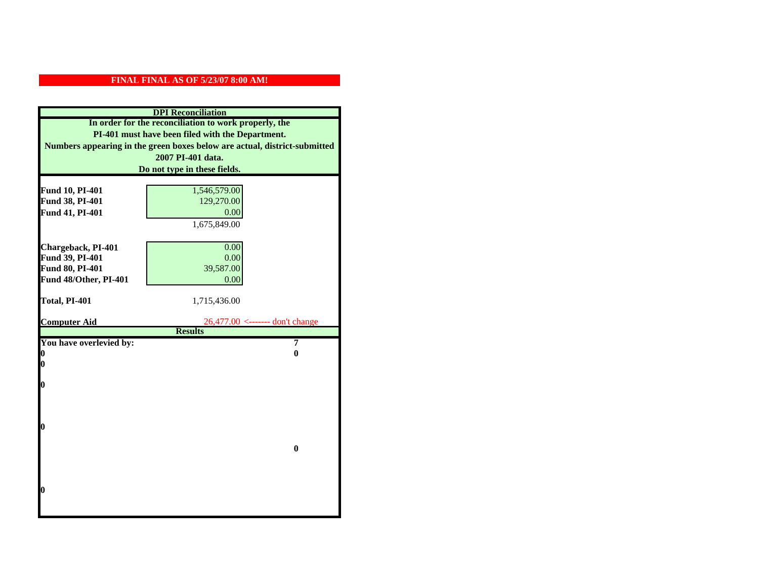**FINAL FINAL AS OF 5/23/07 8:00 AM!**

**DPI Reconciliation**

**In order for the reconciliation to work properly, the PI-401 must have been filed with the Department. Numbers appearing in the green boxes below are actual, district-submitted 2007 PI-401 data. Do not type in these fields.**

| | | |
|---|---|---|
| **Fund 10, PI-401** | 1,546,579.00 | |
| **Fund 38, PI-401** | 129,270.00 | |
| **Fund 41, PI-401** | 0.00 | |
| | 1,675,849.00 | |
| **Chargeback, PI-401** | 0.00 | |
| **Fund 39, PI-401** | 0.00 | |
| **Fund 80, PI-401** | 39,587.00 | |
| **Fund 48/Other, PI-401** | 0.00 | |
| **Total, PI-401** | 1,715,436.00 | |
| **Computer Aid** | 26,477.00 <------- don't change | |

**Results**

| | |
|---|---|
| **You have overlevied by:** | **7** |
| **0** | **0** |
| **0** | |
| **0** | |
| **0** | |
| | **0** |
| **0** | |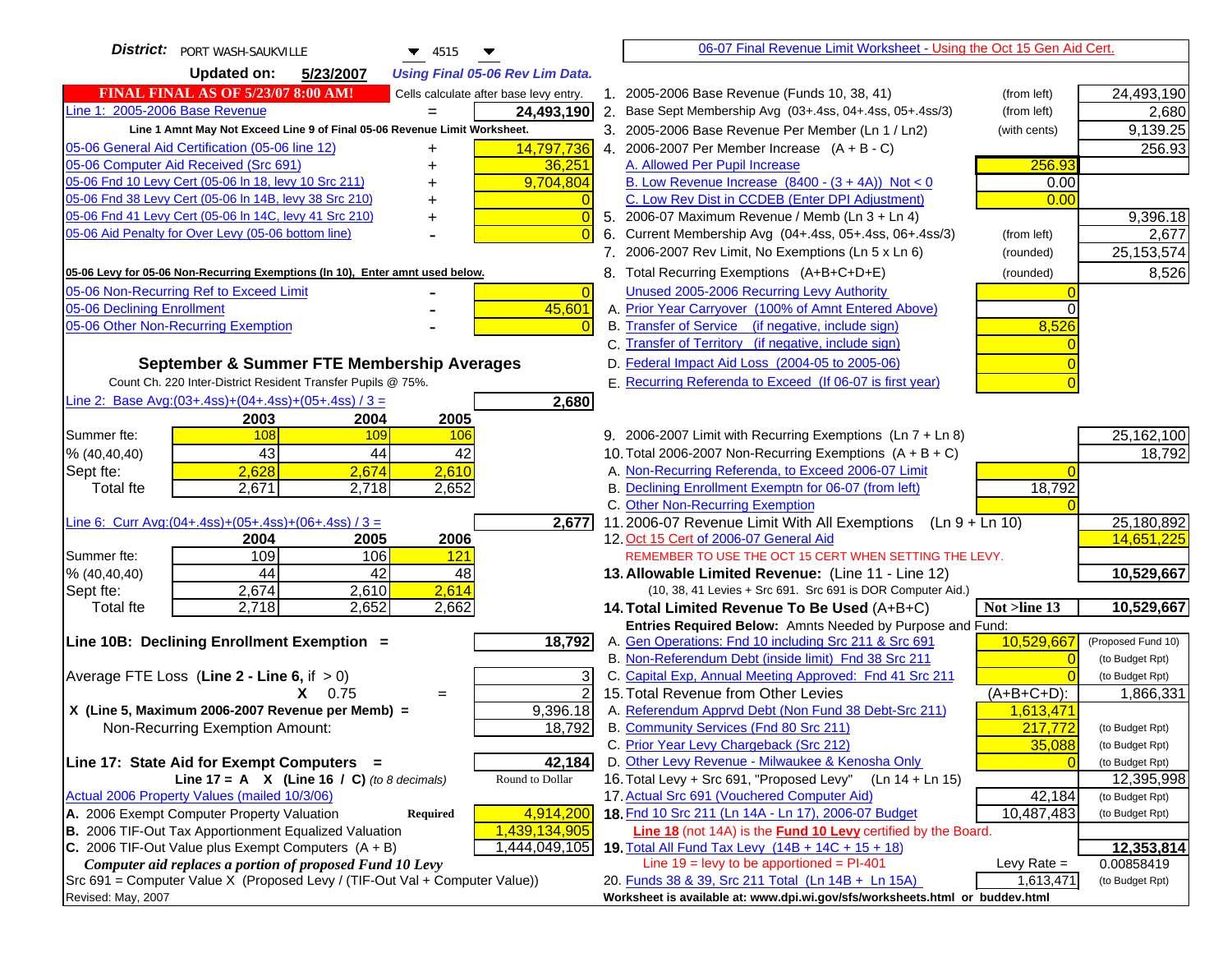**District:** PORT WASH-SAUKVILLE 4515

**Updated on:** 5/23/2007 *Using Final 05-06 Rev Lim Data.*

**FINAL FINAL AS OF 5/23/07 8:00 AM!** Cells calculate after base levy entry.

| | | |
|---|---|---|
| Line 1: 2005-2006 Base Revenue | = | 24,493,190 |
| Line 1 Amnt May Not Exceed Line 9 of Final 05-06 Revenue Limit Worksheet. | | |
| 05-06 General Aid Certification (05-06 line 12) | + | 14,797,736 |
| 05-06 Computer Aid Received (Src 691) | + | 36,251 |
| 05-06 Fnd 10 Levy Cert (05-06 ln 18, levy 10 Src 211) | + | 9,704,804 |
| 05-06 Fnd 38 Levy Cert (05-06 ln 14B, levy 38 Src 210) | + | 0 |
| 05-06 Fnd 41 Levy Cert (05-06 ln 14C, levy 41 Src 210) | + | 0 |
| 05-06 Aid Penalty for Over Levy (05-06 bottom line) | - | 0 |

**05-06 Levy for 05-06 Non-Recurring Exemptions (ln 10), Enter amnt used below.**

| | | |
|---|---|---|
| 05-06 Non-Recurring Ref to Exceed Limit | - | 0 |
| 05-06 Declining Enrollment | - | 45,601 |
| 05-06 Other Non-Recurring Exemption | - | 0 |

**September & Summer FTE Membership Averages**

Count Ch. 220 Inter-District Resident Transfer Pupils @ 75%.

Line 2: Base Avg:(03+.4ss)+(04+.4ss)+(05+.4ss) / 3 = **2,680**

| | 2003 | 2004 | 2005 |
|---|---|---|---|
| Summer fte: | 108 | 109 | 106 |
| % (40,40,40) | 43 | 44 | 42 |
| Sept fte: | 2,628 | 2,674 | 2,610 |
| Total fte | 2,671 | 2,718 | 2,652 |

Line 6: Curr Avg:(04+.4ss)+(05+.4ss)+(06+.4ss) / 3 = **2,677**

| | 2004 | 2005 | 2006 |
|---|---|---|---|
| Summer fte: | 109 | 106 | 121 |
| % (40,40,40) | 44 | 42 | 48 |
| Sept fte: | 2,674 | 2,610 | 2,614 |
| Total fte | 2,718 | 2,652 | 2,662 |

**Line 10B: Declining Enrollment Exemption =** **18,792**

| | |
|---|---|
| Average FTE Loss (Line 2 - Line 6, if > 0) | 3 |
| X 0.75 = | 2 |
| X (Line 5, Maximum 2006-2007 Revenue per Memb) = | 9,396.18 |
| Non-Recurring Exemption Amount: | 18,792 |

**Line 17: State Aid for Exempt Computers =** **42,184**

Line 17 = A X (Line 16 / C) *(to 8 decimals)* Round to Dollar

Actual 2006 Property Values (mailed 10/3/06)

| | | |
|---|---|---|
| A. 2006 Exempt Computer Property Valuation | Required | 4,914,200 |
| B. 2006 TIF-Out Tax Apportionment Equalized Valuation | | 1,439,134,905 |
| C. 2006 TIF-Out Value plus Exempt Computers (A + B) | | 1,444,049,105 |

*Computer aid replaces a portion of proposed Fund 10 Levy*

Src 691 = Computer Value X (Proposed Levy / (TIF-Out Val + Computer Value))

Revised: May, 2007

06-07 Final Revenue Limit Worksheet - Using the Oct 15 Gen Aid Cert.

| | | | |
|---|---|---|---|
| 1. 2005-2006 Base Revenue (Funds 10, 38, 41) | (from left) | | 24,493,190 |
| 2. Base Sept Membership Avg (03+.4ss, 04+.4ss, 05+.4ss/3) | (from left) | | 2,680 |
| 3. 2005-2006 Base Revenue Per Member (Ln 1 / Ln2) | (with cents) | | 9,139.25 |
| 4. 2006-2007 Per Member Increase (A + B - C) | | | 256.93 |
| A. Allowed Per Pupil Increase | | 256.93 | |
| B. Low Revenue Increase (8400 - (3 + 4A)) Not < 0 | | 0.00 | |
| C. Low Rev Dist in CCDEB (Enter DPI Adjustment) | | 0.00 | |
| 5. 2006-07 Maximum Revenue / Memb (Ln 3 + Ln 4) | | | 9,396.18 |
| 6. Current Membership Avg (04+.4ss, 05+.4ss, 06+.4ss/3) | (from left) | | 2,677 |
| 7. 2006-2007 Rev Limit, No Exemptions (Ln 5 x Ln 6) | (rounded) | | 25,153,574 |
| 8. Total Recurring Exemptions (A+B+C+D+E) | (rounded) | | 8,526 |
| Unused 2005-2006 Recurring Levy Authority | | 0 | |
| A. Prior Year Carryover (100% of Amnt Entered Above) | | 0 | |
| B. Transfer of Service (if negative, include sign) | | 8,526 | |
| C. Transfer of Territory (if negative, include sign) | | 0 | |
| D. Federal Impact Aid Loss (2004-05 to 2005-06) | | 0 | |
| E. Recurring Referenda to Exceed (If 06-07 is first year) | | 0 | |
| 9. 2006-2007 Limit with Recurring Exemptions (Ln 7 + Ln 8) | | | 25,162,100 |
| 10. Total 2006-2007 Non-Recurring Exemptions (A + B + C) | | | 18,792 |
| A. Non-Recurring Referenda, to Exceed 2006-07 Limit | | 0 | |
| B. Declining Enrollment Exemptn for 06-07 (from left) | | 18,792 | |
| C. Other Non-Recurring Exemption | | 0 | |
| 11. 2006-07 Revenue Limit With All Exemptions (Ln 9 + Ln 10) | | | 25,180,892 |
| 12. Oct 15 Cert of 2006-07 General Aid | | | 14,651,225 |
| REMEMBER TO USE THE OCT 15 CERT WHEN SETTING THE LEVY. | | | |
| **13. Allowable Limited Revenue:** (Line 11 - Line 12) | | | **10,529,667** |
| (10, 38, 41 Levies + Src 691. Src 691 is DOR Computer Aid.) | | | |
| **14. Total Limited Revenue To Be Used** (A+B+C) | | Not >line 13 | **10,529,667** |
| Entries Required Below: Amnts Needed by Purpose and Fund: | | | |
| A. Gen Operations: Fnd 10 including Src 211 & Src 691 | | 10,529,667 | (Proposed Fund 10) |
| B. Non-Referendum Debt (inside limit) Fnd 38 Src 211 | | 0 | (to Budget Rpt) |
| C. Capital Exp, Annual Meeting Approved: Fnd 41 Src 211 | | 0 | (to Budget Rpt) |
| 15. Total Revenue from Other Levies | | (A+B+C+D): | 1,866,331 |
| A. Referendum Apprvd Debt (Non Fund 38 Debt-Src 211) | | 1,613,471 | |
| B. Community Services (Fnd 80 Src 211) | | 217,772 | (to Budget Rpt) |
| C. Prior Year Levy Chargeback (Src 212) | | 35,088 | (to Budget Rpt) |
| D. Other Levy Revenue - Milwaukee & Kenosha Only | | 0 | (to Budget Rpt) |
| 16. Total Levy + Src 691, "Proposed Levy" (Ln 14 + Ln 15) | | | 12,395,998 |
| 17. Actual Src 691 (Vouchered Computer Aid) | | 42,184 | (to Budget Rpt) |
| **18.** Fnd 10 Src 211 (Ln 14A - Ln 17), 2006-07 Budget | | 10,487,483 | (to Budget Rpt) |
| Line 18 (not 14A) is the Fund 10 Levy certified by the Board. | | | |
| **19.** Total All Fund Tax Levy (14B + 14C + 15 + 18) | | | **12,353,814** |
| Line 19 = levy to be apportioned = PI-401 | | Levy Rate = | 0.00858419 |
| 20. Funds 38 & 39, Src 211 Total (Ln 14B + Ln 15A) | | 1,613,471 | (to Budget Rpt) |

Worksheet is available at: www.dpi.wi.gov/sfs/worksheets.html or buddev.html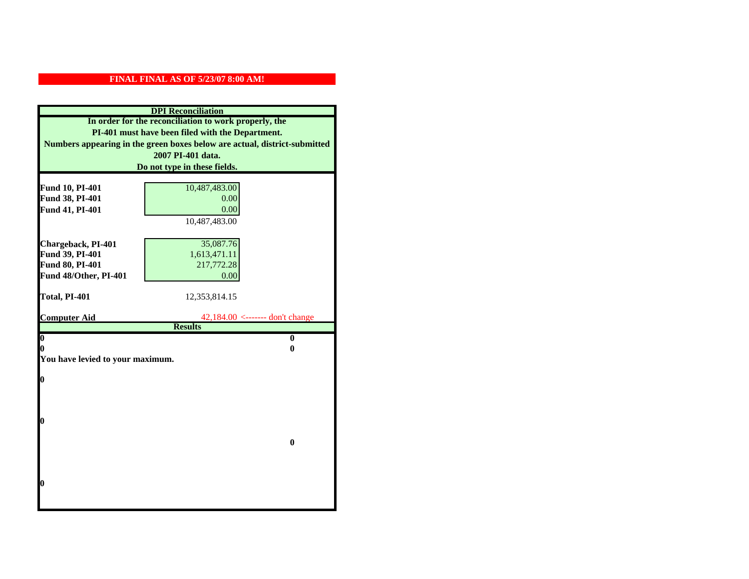**FINAL FINAL AS OF 5/23/07 8:00 AM!**

**DPI Reconciliation**

**In order for the reconciliation to work properly, the PI-401 must have been filed with the Department. Numbers appearing in the green boxes below are actual, district-submitted 2007 PI-401 data. Do not type in these fields.**

| | | |
|---|---|---|
| **Fund 10, PI-401** | 10,487,483.00 | |
| **Fund 38, PI-401** | 0.00 | |
| **Fund 41, PI-401** | 0.00 | |
| | 10,487,483.00 | |
| **Chargeback, PI-401** | 35,087.76 | |
| **Fund 39, PI-401** | 1,613,471.11 | |
| **Fund 80, PI-401** | 217,772.28 | |
| **Fund 48/Other, PI-401** | 0.00 | |
| **Total, PI-401** | 12,353,814.15 | |
| **Computer Aid** | 42,184.00 <------- don't change | |

**Results**

| | |
|---|---|
| **0** | **0** |
| **0** | **0** |

**You have levied to your maximum.**

**0**

**0**

**0**

**0**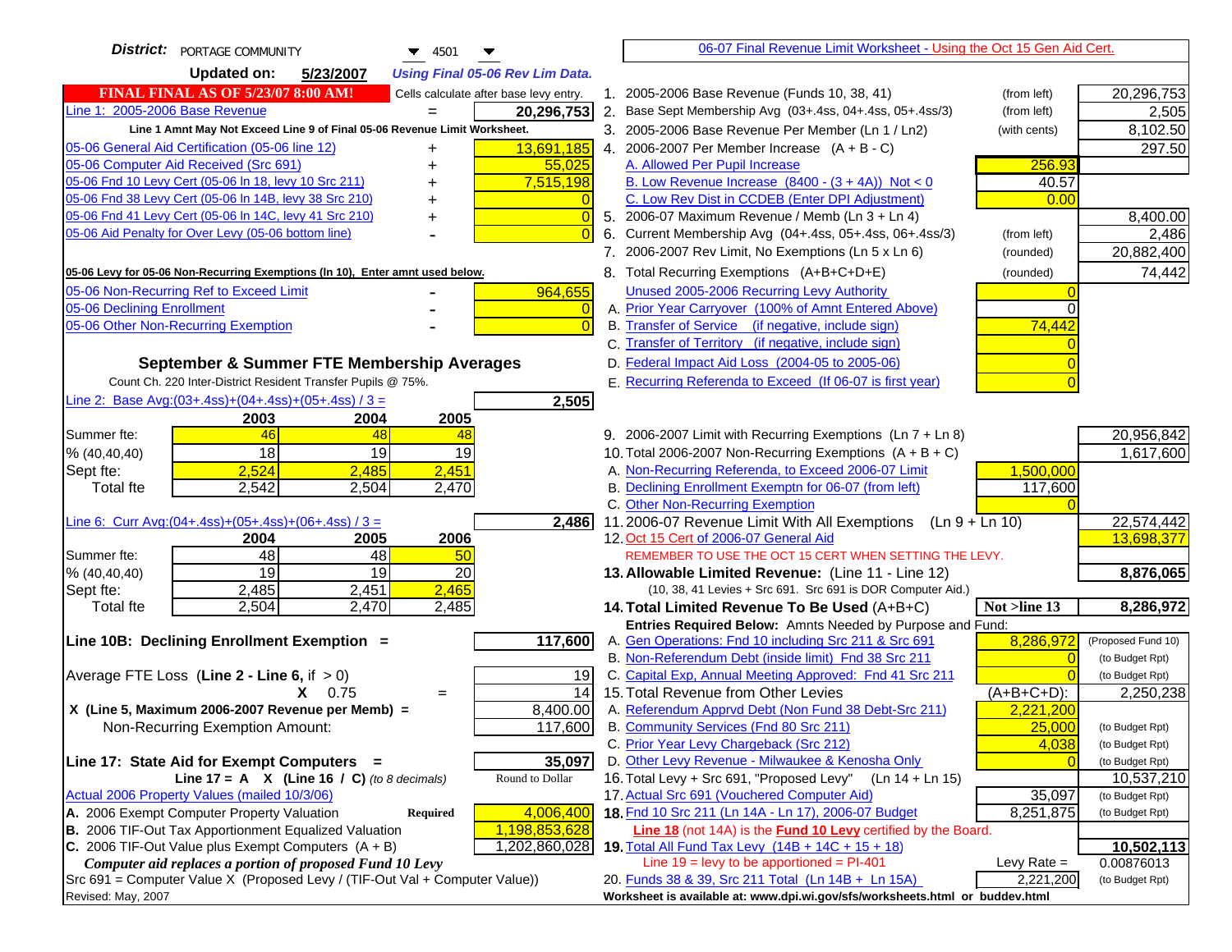**District:** PORTAGE COMMUNITY 4501

**Updated on:** 5/23/2007 *Using Final 05-06 Rev Lim Data.*

**FINAL FINAL AS OF 5/23/07 8:00 AM!** Cells calculate after base levy entry.

## 06-07 Final Revenue Limit Worksheet - Using the Oct 15 Gen Aid Cert.

| Line 1: 2005-2006 Base Revenue | = | 20,296,753 |
|---|---|---|
| Line 1 Amnt May Not Exceed Line 9 of Final 05-06 Revenue Limit Worksheet. | | |
| 05-06 General Aid Certification (05-06 line 12) | + | 13,691,185 |
| 05-06 Computer Aid Received (Src 691) | + | 55,025 |
| 05-06 Fnd 10 Levy Cert (05-06 ln 18, levy 10 Src 211) | + | 7,515,198 |
| 05-06 Fnd 38 Levy Cert (05-06 ln 14B, levy 38 Src 210) | + | 0 |
| 05-06 Fnd 41 Levy Cert (05-06 ln 14C, levy 41 Src 210) | + | 0 |
| 05-06 Aid Penalty for Over Levy (05-06 bottom line) | - | 0 |

**05-06 Levy for 05-06 Non-Recurring Exemptions (ln 10), Enter amnt used below.**

| 05-06 Non-Recurring Ref to Exceed Limit | - | 964,655 |
|---|---|---|
| 05-06 Declining Enrollment | - | 0 |
| 05-06 Other Non-Recurring Exemption | - | 0 |

### September & Summer FTE Membership Averages

Count Ch. 220 Inter-District Resident Transfer Pupils @ 75%.

Line 2: Base Avg:(03+.4ss)+(04+.4ss)+(05+.4ss) / 3 = **2,505**

| | 2003 | 2004 | 2005 |
|---|---|---|---|
| Summer fte: | 46 | 48 | 48 |
| % (40,40,40) | 18 | 19 | 19 |
| Sept fte: | 2,524 | 2,485 | 2,451 |
| Total fte | 2,542 | 2,504 | 2,470 |

Line 6: Curr Avg:(04+.4ss)+(05+.4ss)+(06+.4ss) / 3 = **2,486**

| | 2004 | 2005 | 2006 |
|---|---|---|---|
| Summer fte: | 48 | 48 | 50 |
| % (40,40,40) | 19 | 19 | 20 |
| Sept fte: | 2,485 | 2,451 | 2,465 |
| Total fte | 2,504 | 2,470 | 2,485 |

**Line 10B: Declining Enrollment Exemption =** **117,600**

| Average FTE Loss (Line 2 - Line 6, if > 0) | | 19 |
|---|---|---|
| X 0.75 | = | 14 |
| X (Line 5, Maximum 2006-2007 Revenue per Memb) = | | 8,400.00 |
| Non-Recurring Exemption Amount: | | 117,600 |

**Line 17: State Aid for Exempt Computers =** **35,097**

Line 17 = A X (Line 16 / C) *(to 8 decimals)* — Round to Dollar

Actual 2006 Property Values (mailed 10/3/06)

| A. 2006 Exempt Computer Property Valuation | Required | 4,006,400 |
|---|---|---|
| B. 2006 TIF-Out Tax Apportionment Equalized Valuation | | 1,198,853,628 |
| C. 2006 TIF-Out Value plus Exempt Computers (A + B) | | 1,202,860,028 |

*Computer aid replaces a portion of proposed Fund 10 Levy*

Src 691 = Computer Value X (Proposed Levy / (TIF-Out Val + Computer Value))

Revised: May, 2007

| Line | Description | | Amount |
|---|---|---|---|
| 1. | 2005-2006 Base Revenue (Funds 10, 38, 41) | (from left) | 20,296,753 |
| 2. | Base Sept Membership Avg (03+.4ss, 04+.4ss, 05+.4ss/3) | (from left) | 2,505 |
| 3. | 2005-2006 Base Revenue Per Member (Ln 1 / Ln2) | (with cents) | 8,102.50 |
| 4. | 2006-2007 Per Member Increase (A + B - C) | | 297.50 |
| | A. Allowed Per Pupil Increase | 256.93 | |
| | B. Low Revenue Increase (8400 - (3 + 4A)) Not < 0 | 40.57 | |
| | C. Low Rev Dist in CCDEB (Enter DPI Adjustment) | 0.00 | |
| 5. | 2006-07 Maximum Revenue / Memb (Ln 3 + Ln 4) | | 8,400.00 |
| 6. | Current Membership Avg (04+.4ss, 05+.4ss, 06+.4ss/3) | (from left) | 2,486 |
| 7. | 2006-2007 Rev Limit, No Exemptions (Ln 5 x Ln 6) | (rounded) | 20,882,400 |
| 8. | Total Recurring Exemptions (A+B+C+D+E) | (rounded) | 74,442 |
| | Unused 2005-2006 Recurring Levy Authority | 0 | |
| | A. Prior Year Carryover (100% of Amnt Entered Above) | 0 | |
| | B. Transfer of Service (if negative, include sign) | 74,442 | |
| | C. Transfer of Territory (if negative, include sign) | 0 | |
| | D. Federal Impact Aid Loss (2004-05 to 2005-06) | 0 | |
| | E. Recurring Referenda to Exceed (If 06-07 is first year) | 0 | |
| 9. | 2006-2007 Limit with Recurring Exemptions (Ln 7 + Ln 8) | | 20,956,842 |
| 10. | Total 2006-2007 Non-Recurring Exemptions (A + B + C) | | 1,617,600 |
| | A. Non-Recurring Referenda, to Exceed 2006-07 Limit | 1,500,000 | |
| | B. Declining Enrollment Exemptn for 06-07 (from left) | 117,600 | |
| | C. Other Non-Recurring Exemption | 0 | |
| 11. | 2006-07 Revenue Limit With All Exemptions (Ln 9 + Ln 10) | | 22,574,442 |
| 12. | Oct 15 Cert of 2006-07 General Aid | | 13,698,377 |
| | REMEMBER TO USE THE OCT 15 CERT WHEN SETTING THE LEVY. | | |
| **13.** | **Allowable Limited Revenue:** (Line 11 - Line 12) | | **8,876,065** |
| | (10, 38, 41 Levies + Src 691. Src 691 is DOR Computer Aid.) | | |
| **14.** | **Total Limited Revenue To Be Used** (A+B+C) | Not >line 13 | **8,286,972** |
| | Entries Required Below: Amnts Needed by Purpose and Fund: | | |
| | A. Gen Operations: Fnd 10 including Src 211 & Src 691 | 8,286,972 | (Proposed Fund 10) |
| | B. Non-Referendum Debt (inside limit) Fnd 38 Src 211 | 0 | (to Budget Rpt) |
| | C. Capital Exp, Annual Meeting Approved: Fnd 41 Src 211 | 0 | (to Budget Rpt) |
| 15. | Total Revenue from Other Levies | (A+B+C+D): | 2,250,238 |
| | A. Referendum Apprvd Debt (Non Fund 38 Debt-Src 211) | 2,221,200 | |
| | B. Community Services (Fnd 80 Src 211) | 25,000 | (to Budget Rpt) |
| | C. Prior Year Levy Chargeback (Src 212) | 4,038 | (to Budget Rpt) |
| | D. Other Levy Revenue - Milwaukee & Kenosha Only | 0 | (to Budget Rpt) |
| 16. | Total Levy + Src 691, "Proposed Levy" (Ln 14 + Ln 15) | | 10,537,210 |
| 17. | Actual Src 691 (Vouchered Computer Aid) | 35,097 | (to Budget Rpt) |
| **18.** | Fnd 10 Src 211 (Ln 14A - Ln 17), 2006-07 Budget | 8,251,875 | (to Budget Rpt) |
| | **Line 18** (not 14A) is the **Fund 10 Levy** certified by the Board. | | |
| **19.** | Total All Fund Tax Levy (14B + 14C + 15 + 18) | | **10,502,113** |
| | Line 19 = levy to be apportioned = PI-401 | Levy Rate = | 0.00876013 |
| 20. | Funds 38 & 39, Src 211 Total (Ln 14B + Ln 15A) | 2,221,200 | (to Budget Rpt) |

Worksheet is available at: www.dpi.wi.gov/sfs/worksheets.html or buddev.html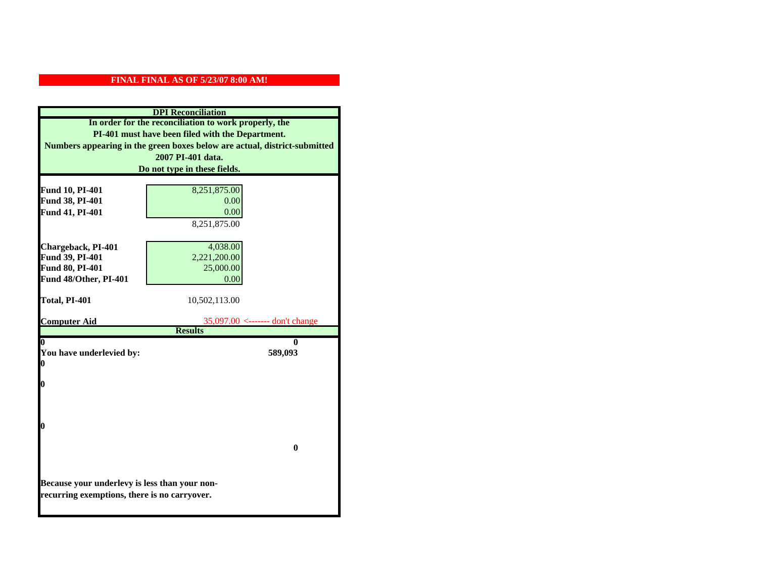**FINAL FINAL AS OF 5/23/07 8:00 AM!**

**DPI Reconciliation**

**In order for the reconciliation to work properly, the PI-401 must have been filed with the Department. Numbers appearing in the green boxes below are actual, district-submitted 2007 PI-401 data. Do not type in these fields.**

| | | |
|---|---|---|
| **Fund 10, PI-401** | 8,251,875.00 | |
| **Fund 38, PI-401** | 0.00 | |
| **Fund 41, PI-401** | 0.00 | |
| | 8,251,875.00 | |
| **Chargeback, PI-401** | 4,038.00 | |
| **Fund 39, PI-401** | 2,221,200.00 | |
| **Fund 80, PI-401** | 25,000.00 | |
| **Fund 48/Other, PI-401** | 0.00 | |
| **Total, PI-401** | 10,502,113.00 | |
| **Computer Aid** | 35,097.00 | <------- don't change |

**Results**

| | |
|---|---|
| **0** | **0** |
| **You have underlevied by:** | **589,093** |
| **0** | |
| **0** | |
| **0** | |
| | **0** |

**Because your underlevy is less than your non-recurring exemptions, there is no carryover.**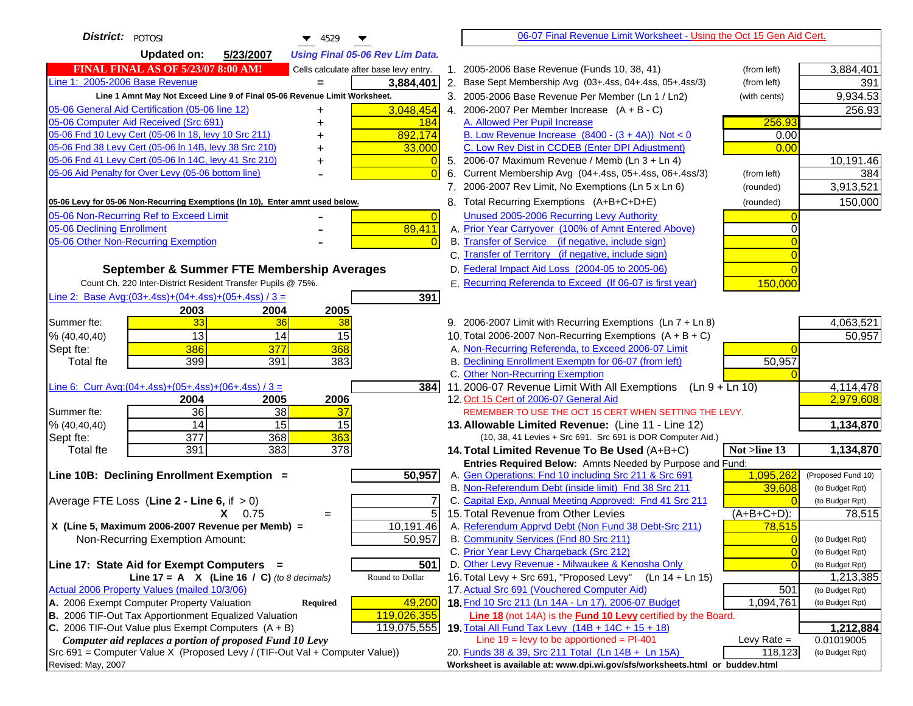**District:** POTOSI 4529

**Updated on:** 5/23/2007 *Using Final 05-06 Rev Lim Data.*

**FINAL FINAL AS OF 5/23/07 8:00 AM!** Cells calculate after base levy entry.

| | | |
|---|---|---|
| Line 1: 2005-2006 Base Revenue | = | **3,884,401** |
| **Line 1 Amnt May Not Exceed Line 9 of Final 05-06 Revenue Limit Worksheet.** | | |
| 05-06 General Aid Certification (05-06 line 12) | + | 3,048,454 |
| 05-06 Computer Aid Received (Src 691) | + | 184 |
| 05-06 Fnd 10 Levy Cert (05-06 ln 18, levy 10 Src 211) | + | 892,174 |
| 05-06 Fnd 38 Levy Cert (05-06 ln 14B, levy 38 Src 210) | + | 33,000 |
| 05-06 Fnd 41 Levy Cert (05-06 ln 14C, levy 41 Src 210) | + | 0 |
| 05-06 Aid Penalty for Over Levy (05-06 bottom line) | - | 0 |

**05-06 Levy for 05-06 Non-Recurring Exemptions (ln 10), Enter amnt used below.**

| | | |
|---|---|---|
| 05-06 Non-Recurring Ref to Exceed Limit | - | 0 |
| 05-06 Declining Enrollment | - | 89,411 |
| 05-06 Other Non-Recurring Exemption | - | 0 |

**September & Summer FTE Membership Averages**

Count Ch. 220 Inter-District Resident Transfer Pupils @ 75%.

Line 2: Base Avg:(03+.4ss)+(04+.4ss)+(05+.4ss) / 3 = **391**

| | 2003 | 2004 | 2005 |
|---|---|---|---|
| Summer fte: | 33 | 36 | 38 |
| % (40,40,40) | 13 | 14 | 15 |
| Sept fte: | 386 | 377 | 368 |
| Total fte | 399 | 391 | 383 |

Line 6: Curr Avg:(04+.4ss)+(05+.4ss)+(06+.4ss) / 3 = **384**

| | 2004 | 2005 | 2006 |
|---|---|---|---|
| Summer fte: | 36 | 38 | 37 |
| % (40,40,40) | 14 | 15 | 15 |
| Sept fte: | 377 | 368 | 363 |
| Total fte | 391 | 383 | 378 |

**Line 10B: Declining Enrollment Exemption =** **50,957**

| | | |
|---|---|---|
| Average FTE Loss (Line 2 - Line 6, if > 0) | | 7 |
| X 0.75 | = | 5 |
| X (Line 5, Maximum 2006-2007 Revenue per Memb) = | | 10,191.46 |
| Non-Recurring Exemption Amount: | | 50,957 |

**Line 17: State Aid for Exempt Computers =** **501**

Line 17 = A X (Line 16 / C) *(to 8 decimals)* Round to Dollar

| | | |
|---|---|---|
| Actual 2006 Property Values (mailed 10/3/06) | | |
| A. 2006 Exempt Computer Property Valuation | **Required** | 49,200 |
| B. 2006 TIF-Out Tax Apportionment Equalized Valuation | | 119,026,355 |
| C. 2006 TIF-Out Value plus Exempt Computers (A + B) | | 119,075,555 |

*Computer aid replaces a portion of proposed Fund 10 Levy*

Src 691 = Computer Value X (Proposed Levy / (TIF-Out Val + Computer Value))

Revised: May, 2007

---

**06-07 Final Revenue Limit Worksheet - Using the Oct 15 Gen Aid Cert.**

| | | | |
|---|---|---|---|
| 1. 2005-2006 Base Revenue (Funds 10, 38, 41) | (from left) | | 3,884,401 |
| 2. Base Sept Membership Avg (03+.4ss, 04+.4ss, 05+.4ss/3) | (from left) | | 391 |
| 3. 2005-2006 Base Revenue Per Member (Ln 1 / Ln2) | (with cents) | | 9,934.53 |
| 4. 2006-2007 Per Member Increase (A + B - C) | | | 256.93 |
| A. Allowed Per Pupil Increase | | 256.93 | |
| B. Low Revenue Increase (8400 - (3 + 4A)) Not < 0 | | 0.00 | |
| C. Low Rev Dist in CCDEB (Enter DPI Adjustment) | | 0.00 | |
| 5. 2006-07 Maximum Revenue / Memb (Ln 3 + Ln 4) | | | 10,191.46 |
| 6. Current Membership Avg (04+.4ss, 05+.4ss, 06+.4ss/3) | (from left) | | 384 |
| 7. 2006-2007 Rev Limit, No Exemptions (Ln 5 x Ln 6) | (rounded) | | 3,913,521 |
| 8. Total Recurring Exemptions (A+B+C+D+E) | (rounded) | | 150,000 |
| Unused 2005-2006 Recurring Levy Authority | | 0 | |
| A. Prior Year Carryover (100% of Amnt Entered Above) | | 0 | |
| B. Transfer of Service (if negative, include sign) | | 0 | |
| C. Transfer of Territory (if negative, include sign) | | 0 | |
| D. Federal Impact Aid Loss (2004-05 to 2005-06) | | 0 | |
| E. Recurring Referenda to Exceed (If 06-07 is first year) | | 150,000 | |
| 9. 2006-2007 Limit with Recurring Exemptions (Ln 7 + Ln 8) | | | 4,063,521 |
| 10. Total 2006-2007 Non-Recurring Exemptions (A + B + C) | | | 50,957 |
| A. Non-Recurring Referenda, to Exceed 2006-07 Limit | | 0 | |
| B. Declining Enrollment Exemptn for 06-07 (from left) | | 50,957 | |
| C. Other Non-Recurring Exemption | | 0 | |
| 11. 2006-07 Revenue Limit With All Exemptions (Ln 9 + Ln 10) | | | 4,114,478 |
| 12. Oct 15 Cert of 2006-07 General Aid | | | 2,979,608 |
| REMEMBER TO USE THE OCT 15 CERT WHEN SETTING THE LEVY. | | | |
| **13. Allowable Limited Revenue:** (Line 11 - Line 12) | | | **1,134,870** |
| (10, 38, 41 Levies + Src 691. Src 691 is DOR Computer Aid.) | | | |
| **14. Total Limited Revenue To Be Used** (A+B+C) | | **Not >line 13** | **1,134,870** |
| **Entries Required Below:** Amnts Needed by Purpose and Fund: | | | |
| A. Gen Operations: Fnd 10 including Src 211 & Src 691 | | 1,095,262 | (Proposed Fund 10) |
| B. Non-Referendum Debt (inside limit) Fnd 38 Src 211 | | 39,608 | (to Budget Rpt) |
| C. Capital Exp, Annual Meeting Approved: Fnd 41 Src 211 | | 0 | (to Budget Rpt) |
| 15. Total Revenue from Other Levies | | (A+B+C+D): | 78,515 |
| A. Referendum Apprvd Debt (Non Fund 38 Debt-Src 211) | | 78,515 | |
| B. Community Services (Fnd 80 Src 211) | | 0 | (to Budget Rpt) |
| C. Prior Year Levy Chargeback (Src 212) | | 0 | (to Budget Rpt) |
| D. Other Levy Revenue - Milwaukee & Kenosha Only | | 0 | (to Budget Rpt) |
| 16. Total Levy + Src 691, "Proposed Levy" (Ln 14 + Ln 15) | | | 1,213,385 |
| 17. Actual Src 691 (Vouchered Computer Aid) | | 501 | (to Budget Rpt) |
| **18.** Fnd 10 Src 211 (Ln 14A - Ln 17), 2006-07 Budget | | 1,094,761 | (to Budget Rpt) |
| Line 18 (not 14A) is the Fund 10 Levy certified by the Board. | | | |
| **19.** Total All Fund Tax Levy (14B + 14C + 15 + 18) | | | **1,212,884** |
| Line 19 = levy to be apportioned = PI-401 | | Levy Rate = | 0.01019005 |
| 20. Funds 38 & 39, Src 211 Total (Ln 14B + Ln 15A) | | 118,123 | (to Budget Rpt) |

**Worksheet is available at: www.dpi.wi.gov/sfs/worksheets.html or buddev.html**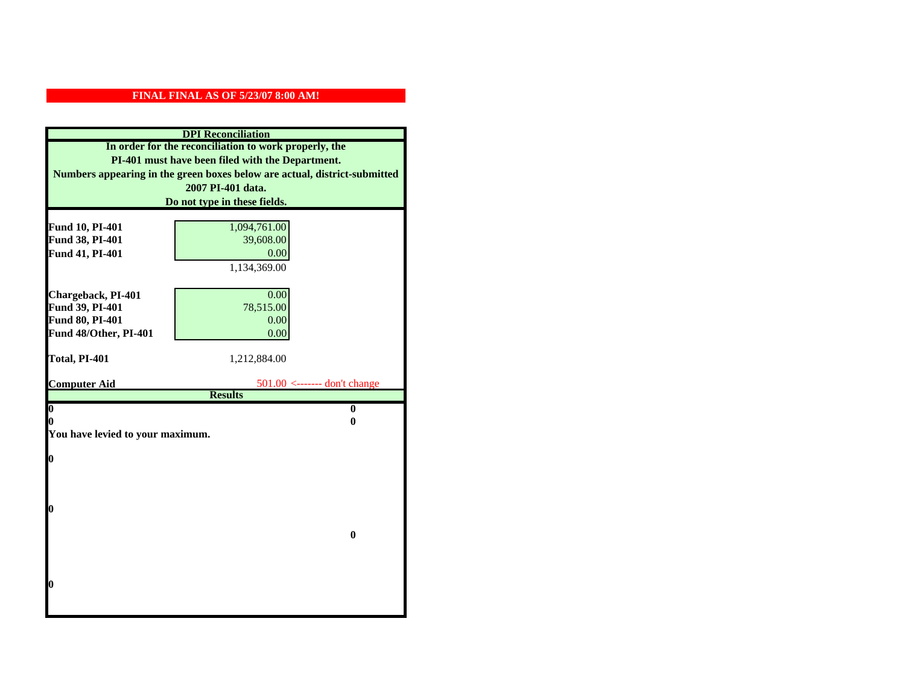**FINAL FINAL AS OF 5/23/07 8:00 AM!**

**DPI Reconciliation**

**In order for the reconciliation to work properly, the PI-401 must have been filed with the Department. Numbers appearing in the green boxes below are actual, district-submitted 2007 PI-401 data. Do not type in these fields.**

| | | |
|---|---|---|
| **Fund 10, PI-401** | 1,094,761.00 | |
| **Fund 38, PI-401** | 39,608.00 | |
| **Fund 41, PI-401** | 0.00 | |
| | 1,134,369.00 | |
| **Chargeback, PI-401** | 0.00 | |
| **Fund 39, PI-401** | 78,515.00 | |
| **Fund 80, PI-401** | 0.00 | |
| **Fund 48/Other, PI-401** | 0.00 | |
| **Total, PI-401** | 1,212,884.00 | |
| **Computer Aid** | 501.00 | <------- don't change |

**Results**

| | |
|---|---|
| **0** | **0** |
| **0** | **0** |

**You have levied to your maximum.**

**0**

**0**

**0**

**0**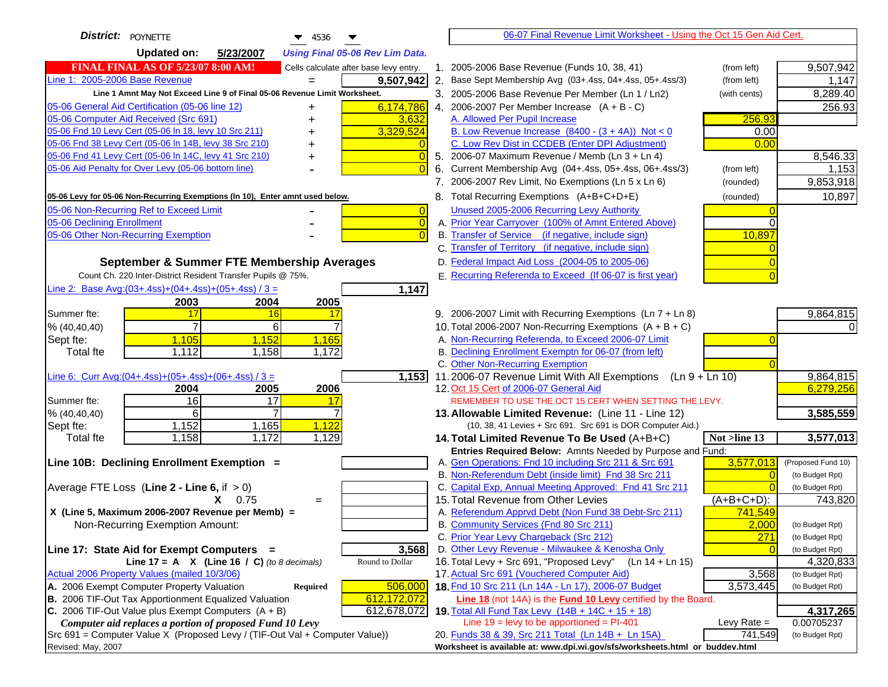**District:** POYNETTE 4536

**Updated on:** 5/23/2007 *Using Final 05-06 Rev Lim Data.*

**FINAL FINAL AS OF 5/23/07 8:00 AM!** Cells calculate after base levy entry.

| | | |
|---|---|---|
| Line 1: 2005-2006 Base Revenue | = | 9,507,942 |

**Line 1 Amnt May Not Exceed Line 9 of Final 05-06 Revenue Limit Worksheet.**

| | | |
|---|---|---|
| 05-06 General Aid Certification (05-06 line 12) | + | 6,174,786 |
| 05-06 Computer Aid Received (Src 691) | + | 3,632 |
| 05-06 Fnd 10 Levy Cert (05-06 ln 18, levy 10 Src 211) | + | 3,329,524 |
| 05-06 Fnd 38 Levy Cert (05-06 ln 14B, levy 38 Src 210) | + | 0 |
| 05-06 Fnd 41 Levy Cert (05-06 ln 14C, levy 41 Src 210) | + | 0 |
| 05-06 Aid Penalty for Over Levy (05-06 bottom line) | - | 0 |

**05-06 Levy for 05-06 Non-Recurring Exemptions (ln 10), Enter amnt used below.**

| | | |
|---|---|---|
| 05-06 Non-Recurring Ref to Exceed Limit | - | 0 |
| 05-06 Declining Enrollment | - | 0 |
| 05-06 Other Non-Recurring Exemption | - | 0 |

## September & Summer FTE Membership Averages

Count Ch. 220 Inter-District Resident Transfer Pupils @ 75%.

Line 2: Base Avg:(03+.4ss)+(04+.4ss)+(05+.4ss) / 3 = **1,147**

| | 2003 | 2004 | 2005 |
|---|---|---|---|
| Summer fte: | 17 | 16 | 17 |
| % (40,40,40) | 7 | 6 | 7 |
| Sept fte: | 1,105 | 1,152 | 1,165 |
| Total fte | 1,112 | 1,158 | 1,172 |

Line 6: Curr Avg:(04+.4ss)+(05+.4ss)+(06+.4ss) / 3 = **1,153**

| | 2004 | 2005 | 2006 |
|---|---|---|---|
| Summer fte: | 16 | 17 | 17 |
| % (40,40,40) | 6 | 7 | 7 |
| Sept fte: | 1,152 | 1,165 | 1,122 |
| Total fte | 1,158 | 1,172 | 1,129 |

**Line 10B: Declining Enrollment Exemption =**

Average FTE Loss (**Line 2 - Line 6**, if > 0)

X 0.75 =

X (Line 5, Maximum 2006-2007 Revenue per Memb) =

Non-Recurring Exemption Amount:

**Line 17: State Aid for Exempt Computers =** **3,568**

Line 17 = A X (Line 16 / C) *(to 8 decimals)* Round to Dollar

Actual 2006 Property Values (mailed 10/3/06)

| | | |
|---|---|---|
| A. 2006 Exempt Computer Property Valuation | Required | 506,000 |
| B. 2006 TIF-Out Tax Apportionment Equalized Valuation | | 612,172,072 |
| C. 2006 TIF-Out Value plus Exempt Computers (A + B) | | 612,678,072 |

*Computer aid replaces a portion of proposed Fund 10 Levy*

Src 691 = Computer Value X (Proposed Levy / (TIF-Out Val + Computer Value))

Revised: May, 2007

---

06-07 Final Revenue Limit Worksheet - Using the Oct 15 Gen Aid Cert.

| | | | |
|---|---|---|---|
| 1. 2005-2006 Base Revenue (Funds 10, 38, 41) | (from left) | | 9,507,942 |
| 2. Base Sept Membership Avg (03+.4ss, 04+.4ss, 05+.4ss/3) | (from left) | | 1,147 |
| 3. 2005-2006 Base Revenue Per Member (Ln 1 / Ln2) | (with cents) | | 8,289.40 |
| 4. 2006-2007 Per Member Increase (A + B - C) | | | 256.93 |
| A. Allowed Per Pupil Increase | | 256.93 | |
| B. Low Revenue Increase (8400 - (3 + 4A)) Not < 0 | | 0.00 | |
| C. Low Rev Dist in CCDEB (Enter DPI Adjustment) | | 0.00 | |
| 5. 2006-07 Maximum Revenue / Memb (Ln 3 + Ln 4) | | | 8,546.33 |
| 6. Current Membership Avg (04+.4ss, 05+.4ss, 06+.4ss/3) | (from left) | | 1,153 |
| 7. 2006-2007 Rev Limit, No Exemptions (Ln 5 x Ln 6) | (rounded) | | 9,853,918 |
| 8. Total Recurring Exemptions (A+B+C+D+E) | (rounded) | | 10,897 |
| Unused 2005-2006 Recurring Levy Authority | | 0 | |
| A. Prior Year Carryover (100% of Amnt Entered Above) | | 0 | |
| B. Transfer of Service (if negative, include sign) | | 10,897 | |
| C. Transfer of Territory (if negative, include sign) | | 0 | |
| D. Federal Impact Aid Loss (2004-05 to 2005-06) | | 0 | |
| E. Recurring Referenda to Exceed (If 06-07 is first year) | | 0 | |
| 9. 2006-2007 Limit with Recurring Exemptions (Ln 7 + Ln 8) | | | 9,864,815 |
| 10. Total 2006-2007 Non-Recurring Exemptions (A + B + C) | | | 0 |
| A. Non-Recurring Referenda, to Exceed 2006-07 Limit | | 0 | |
| B. Declining Enrollment Exemptn for 06-07 (from left) | | | |
| C. Other Non-Recurring Exemption | | 0 | |
| 11. 2006-07 Revenue Limit With All Exemptions (Ln 9 + Ln 10) | | | 9,864,815 |
| 12. Oct 15 Cert of 2006-07 General Aid | | | 6,279,256 |

REMEMBER TO USE THE OCT 15 CERT WHEN SETTING THE LEVY.

| | | | |
|---|---|---|---|
| **13. Allowable Limited Revenue:** (Line 11 - Line 12) | | | **3,585,559** |
| (10, 38, 41 Levies + Src 691. Src 691 is DOR Computer Aid.) | | | |
| **14. Total Limited Revenue To Be Used** (A+B+C) | | Not >line 13 | **3,577,013** |
| Entries Required Below: Amnts Needed by Purpose and Fund: | | | |
| A. Gen Operations: Fnd 10 including Src 211 & Src 691 | | 3,577,013 | (Proposed Fund 10) |
| B. Non-Referendum Debt (inside limit) Fnd 38 Src 211 | | 0 | (to Budget Rpt) |
| C. Capital Exp, Annual Meeting Approved: Fnd 41 Src 211 | | 0 | (to Budget Rpt) |
| 15. Total Revenue from Other Levies | | (A+B+C+D): | 743,820 |
| A. Referendum Apprvd Debt (Non Fund 38 Debt-Src 211) | | 741,549 | |
| B. Community Services (Fnd 80 Src 211) | | 2,000 | (to Budget Rpt) |
| C. Prior Year Levy Chargeback (Src 212) | | 271 | (to Budget Rpt) |
| D. Other Levy Revenue - Milwaukee & Kenosha Only | | 0 | (to Budget Rpt) |
| 16. Total Levy + Src 691, "Proposed Levy" (Ln 14 + Ln 15) | | | 4,320,833 |
| 17. Actual Src 691 (Vouchered Computer Aid) | | 3,568 | (to Budget Rpt) |
| **18.** Fnd 10 Src 211 (Ln 14A - Ln 17), 2006-07 Budget | | 3,573,445 | (to Budget Rpt) |

**Line 18** (not 14A) is the **Fund 10 Levy** certified by the Board.

| | | | |
|---|---|---|---|
| **19.** Total All Fund Tax Levy (14B + 14C + 15 + 18) | | | **4,317,265** |
| Line 19 = levy to be apportioned = PI-401 | | Levy Rate = | 0.00705237 |
| 20. Funds 38 & 39, Src 211 Total (Ln 14B + Ln 15A) | | 741,549 | (to Budget Rpt) |

**Worksheet is available at: www.dpi.wi.gov/sfs/worksheets.html or buddev.html**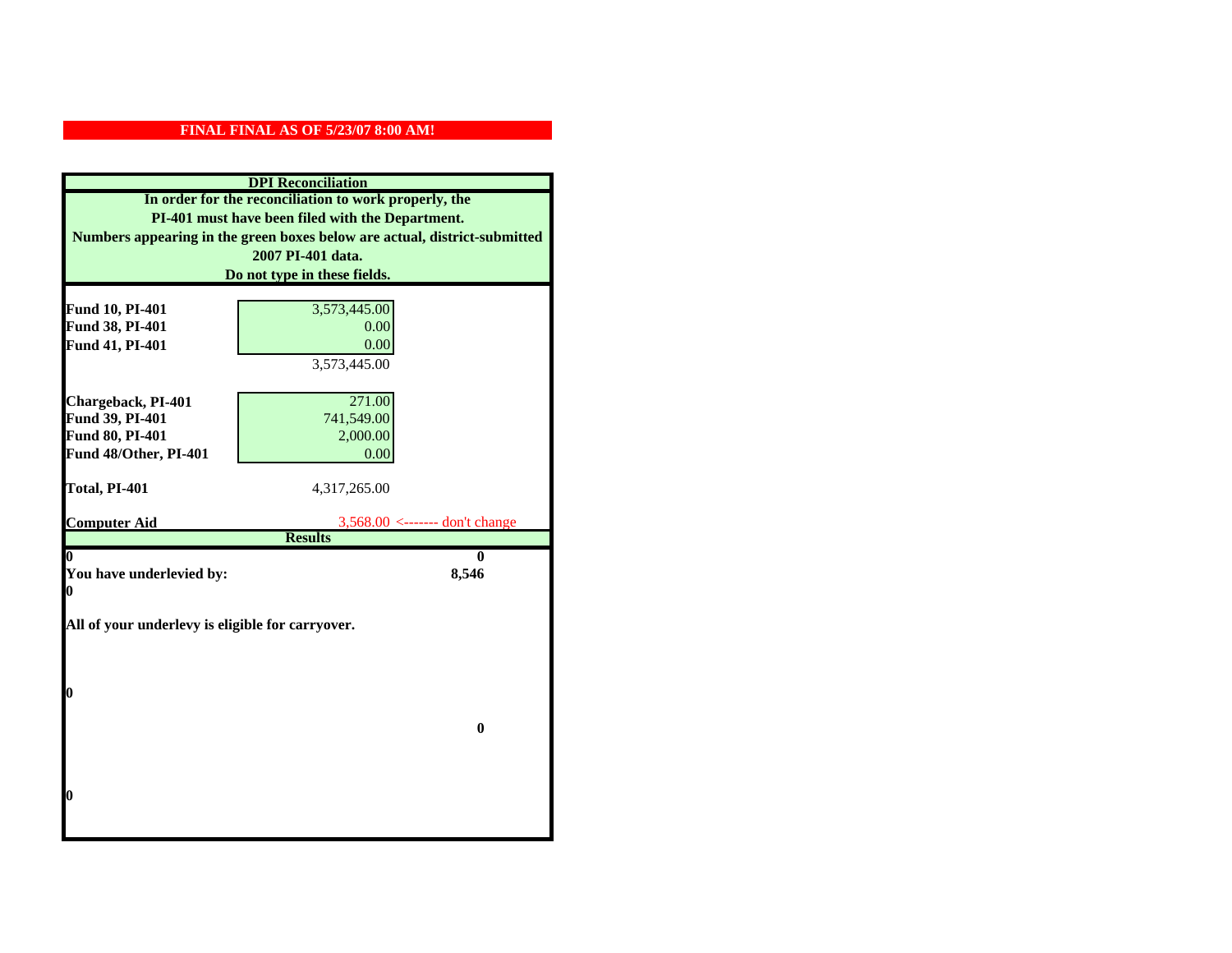**FINAL FINAL AS OF 5/23/07 8:00 AM!**

## DPI Reconciliation

**In order for the reconciliation to work properly, the PI-401 must have been filed with the Department. Numbers appearing in the green boxes below are actual, district-submitted 2007 PI-401 data. Do not type in these fields.**

| | | |
|---|---|---|
| **Fund 10, PI-401** | 3,573,445.00 | |
| **Fund 38, PI-401** | 0.00 | |
| **Fund 41, PI-401** | 0.00 | |
| | 3,573,445.00 | |
| | | |
| **Chargeback, PI-401** | 271.00 | |
| **Fund 39, PI-401** | 741,549.00 | |
| **Fund 80, PI-401** | 2,000.00 | |
| **Fund 48/Other, PI-401** | 0.00 | |
| | | |
| **Total, PI-401** | 4,317,265.00 | |
| | | |
| **Computer Aid** | 3,568.00 <------- don't change | |

## Results

| | |
|---|---|
| **0** | **0** |
| **You have underlevied by:** | **8,546** |
| **0** | |

**All of your underlevy is eligible for carryover.**

**0**

**0**

**0**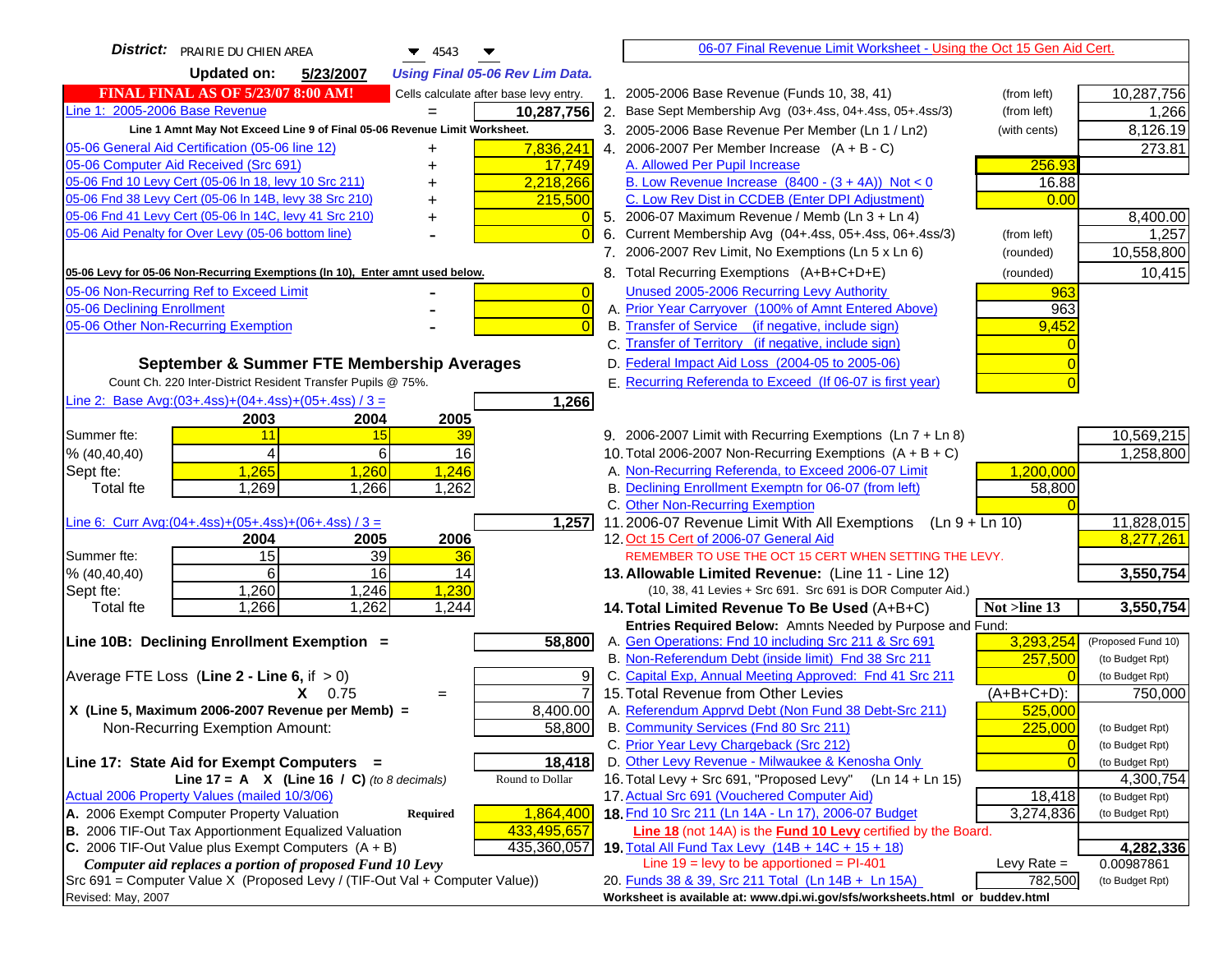**District:** PRAIRIE DU CHIEN AREA 4543

**Updated on:** 5/23/2007 *Using Final 05-06 Rev Lim Data.*

**FINAL FINAL AS OF 5/23/07 8:00 AM!** Cells calculate after base levy entry.

| | | |
|---|---|---|
| Line 1: 2005-2006 Base Revenue | = | **10,287,756** |

Line 1 Amnt May Not Exceed Line 9 of Final 05-06 Revenue Limit Worksheet.

| | | |
|---|---|---|
| 05-06 General Aid Certification (05-06 line 12) | + | 7,836,241 |
| 05-06 Computer Aid Received (Src 691) | + | 17,749 |
| 05-06 Fnd 10 Levy Cert (05-06 ln 18, levy 10 Src 211) | + | 2,218,266 |
| 05-06 Fnd 38 Levy Cert (05-06 ln 14B, levy 38 Src 210) | + | 215,500 |
| 05-06 Fnd 41 Levy Cert (05-06 ln 14C, levy 41 Src 210) | + | 0 |
| 05-06 Aid Penalty for Over Levy (05-06 bottom line) | - | 0 |

**05-06 Levy for 05-06 Non-Recurring Exemptions (ln 10), Enter amnt used below.**

| | | |
|---|---|---|
| 05-06 Non-Recurring Ref to Exceed Limit | - | 0 |
| 05-06 Declining Enrollment | - | 0 |
| 05-06 Other Non-Recurring Exemption | - | 0 |

## September & Summer FTE Membership Averages

Count Ch. 220 Inter-District Resident Transfer Pupils @ 75%.

Line 2: Base Avg:(03+.4ss)+(04+.4ss)+(05+.4ss) / 3 = **1,266**

| | 2003 | 2004 | 2005 |
|---|---|---|---|
| Summer fte: | 11 | 15 | 39 |
| % (40,40,40) | 4 | 6 | 16 |
| Sept fte: | 1,265 | 1,260 | 1,246 |
| Total fte | 1,269 | 1,266 | 1,262 |

Line 6: Curr Avg:(04+.4ss)+(05+.4ss)+(06+.4ss) / 3 = **1,257**

| | 2004 | 2005 | 2006 |
|---|---|---|---|
| Summer fte: | 15 | 39 | 36 |
| % (40,40,40) | 6 | 16 | 14 |
| Sept fte: | 1,260 | 1,246 | 1,230 |
| Total fte | 1,266 | 1,262 | 1,244 |

**Line 10B: Declining Enrollment Exemption =** **58,800**

| | | |
|---|---|---|
| Average FTE Loss (Line 2 - Line 6, if > 0) | | 9 |
| X 0.75 | = | 7 |
| X (Line 5, Maximum 2006-2007 Revenue per Memb) = | | 8,400.00 |
| Non-Recurring Exemption Amount: | | 58,800 |

**Line 17: State Aid for Exempt Computers =** **18,418**

Line 17 = A X (Line 16 / C) *(to 8 decimals)* Round to Dollar

Actual 2006 Property Values (mailed 10/3/06)

| | | |
|---|---|---|
| A. 2006 Exempt Computer Property Valuation | Required | 1,864,400 |
| B. 2006 TIF-Out Tax Apportionment Equalized Valuation | | 433,495,657 |
| C. 2006 TIF-Out Value plus Exempt Computers (A + B) | | 435,360,057 |

*Computer aid replaces a portion of proposed Fund 10 Levy*

Src 691 = Computer Value X (Proposed Levy / (TIF-Out Val + Computer Value))

Revised: May, 2007

## 06-07 Final Revenue Limit Worksheet - Using the Oct 15 Gen Aid Cert.

| | | | |
|---|---|---|---|
| 1. 2005-2006 Base Revenue (Funds 10, 38, 41) | (from left) | | 10,287,756 |
| 2. Base Sept Membership Avg (03+.4ss, 04+.4ss, 05+.4ss/3) | (from left) | | 1,266 |
| 3. 2005-2006 Base Revenue Per Member (Ln 1 / Ln2) | (with cents) | | 8,126.19 |
| 4. 2006-2007 Per Member Increase (A + B - C) | | | 273.81 |
| A. Allowed Per Pupil Increase | | 256.93 | |
| B. Low Revenue Increase (8400 - (3 + 4A)) Not < 0 | | 16.88 | |
| C. Low Rev Dist in CCDEB (Enter DPI Adjustment) | | 0.00 | |
| 5. 2006-07 Maximum Revenue / Memb (Ln 3 + Ln 4) | | | 8,400.00 |
| 6. Current Membership Avg (04+.4ss, 05+.4ss, 06+.4ss/3) | (from left) | | 1,257 |
| 7. 2006-2007 Rev Limit, No Exemptions (Ln 5 x Ln 6) | (rounded) | | 10,558,800 |
| 8. Total Recurring Exemptions (A+B+C+D+E) | (rounded) | | 10,415 |
| Unused 2005-2006 Recurring Levy Authority | | 963 | |
| A. Prior Year Carryover (100% of Amnt Entered Above) | | 963 | |
| B. Transfer of Service (if negative, include sign) | | 9,452 | |
| C. Transfer of Territory (if negative, include sign) | | 0 | |
| D. Federal Impact Aid Loss (2004-05 to 2005-06) | | 0 | |
| E. Recurring Referenda to Exceed (If 06-07 is first year) | | 0 | |
| 9. 2006-2007 Limit with Recurring Exemptions (Ln 7 + Ln 8) | | | 10,569,215 |
| 10. Total 2006-2007 Non-Recurring Exemptions (A + B + C) | | | 1,258,800 |
| A. Non-Recurring Referenda, to Exceed 2006-07 Limit | | 1,200,000 | |
| B. Declining Enrollment Exemptn for 06-07 (from left) | | 58,800 | |
| C. Other Non-Recurring Exemption | | 0 | |
| 11. 2006-07 Revenue Limit With All Exemptions (Ln 9 + Ln 10) | | | 11,828,015 |
| 12. Oct 15 Cert of 2006-07 General Aid | | | 8,277,261 |
| REMEMBER TO USE THE OCT 15 CERT WHEN SETTING THE LEVY. | | | |
| **13. Allowable Limited Revenue:** (Line 11 - Line 12) | | | **3,550,754** |
| (10, 38, 41 Levies + Src 691. Src 691 is DOR Computer Aid.) | | | |
| **14. Total Limited Revenue To Be Used** (A+B+C) | | Not >line 13 | **3,550,754** |
| Entries Required Below: Amnts Needed by Purpose and Fund: | | | |
| A. Gen Operations: Fnd 10 including Src 211 & Src 691 | | 3,293,254 | (Proposed Fund 10) |
| B. Non-Referendum Debt (inside limit) Fnd 38 Src 211 | | 257,500 | (to Budget Rpt) |
| C. Capital Exp, Annual Meeting Approved: Fnd 41 Src 211 | | 0 | (to Budget Rpt) |
| 15. Total Revenue from Other Levies | | (A+B+C+D): | 750,000 |
| A. Referendum Apprvd Debt (Non Fund 38 Debt-Src 211) | | 525,000 | |
| B. Community Services (Fnd 80 Src 211) | | 225,000 | (to Budget Rpt) |
| C. Prior Year Levy Chargeback (Src 212) | | 0 | (to Budget Rpt) |
| D. Other Levy Revenue - Milwaukee & Kenosha Only | | 0 | (to Budget Rpt) |
| 16. Total Levy + Src 691, "Proposed Levy" (Ln 14 + Ln 15) | | | 4,300,754 |
| 17. Actual Src 691 (Vouchered Computer Aid) | | 18,418 | (to Budget Rpt) |
| **18.** Fnd 10 Src 211 (Ln 14A - Ln 17), 2006-07 Budget | | 3,274,836 | (to Budget Rpt) |
| Line 18 (not 14A) is the **Fund 10 Levy** certified by the Board. | | | |
| **19.** Total All Fund Tax Levy (14B + 14C + 15 + 18) | | | **4,282,336** |
| Line 19 = levy to be apportioned = PI-401 | | Levy Rate = | 0.00987861 |
| 20. Funds 38 & 39, Src 211 Total (Ln 14B + Ln 15A) | | 782,500 | (to Budget Rpt) |

Worksheet is available at: www.dpi.wi.gov/sfs/worksheets.html or buddev.html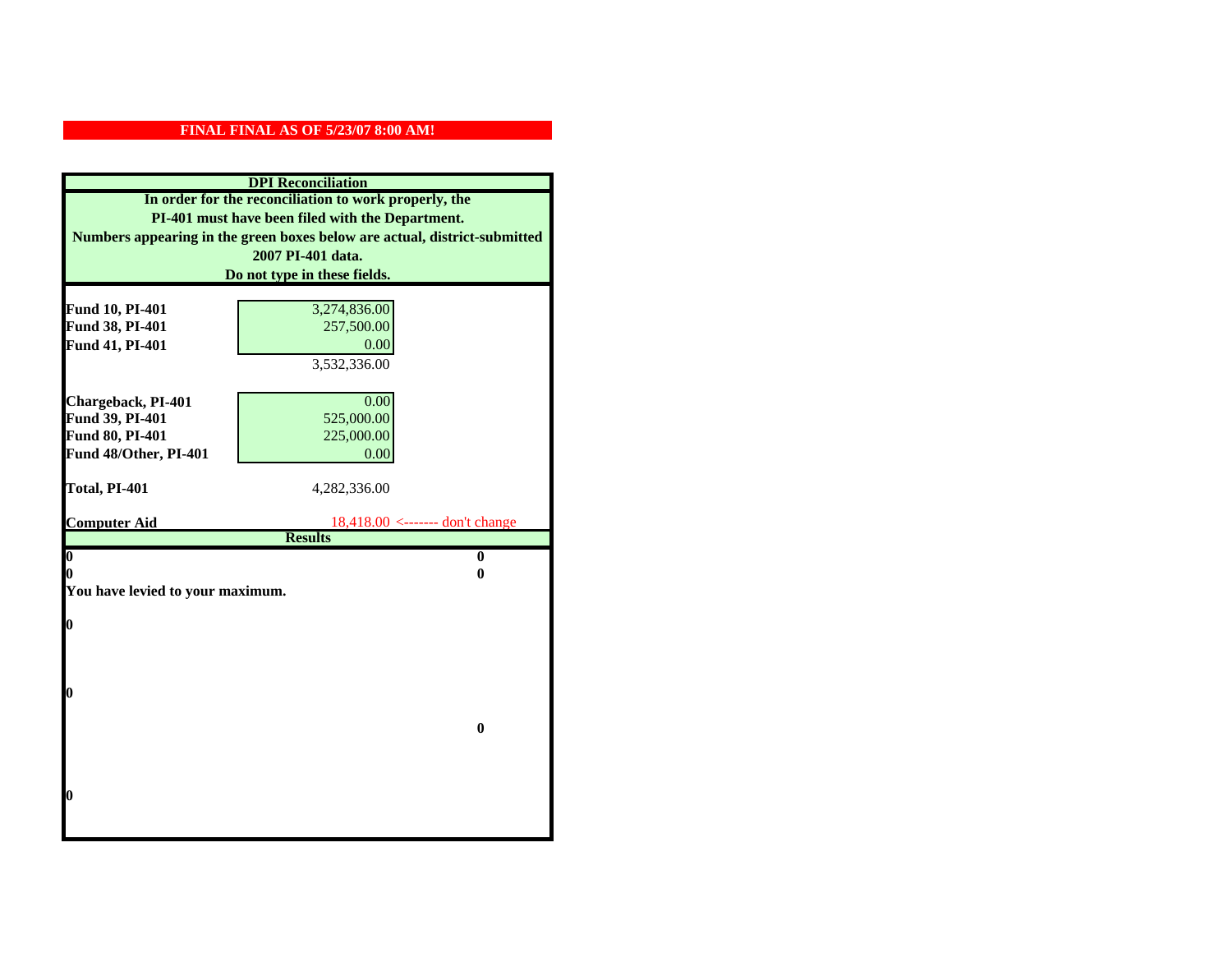**FINAL FINAL AS OF 5/23/07 8:00 AM!**

**DPI Reconciliation**

**In order for the reconciliation to work properly, the PI-401 must have been filed with the Department. Numbers appearing in the green boxes below are actual, district-submitted 2007 PI-401 data. Do not type in these fields.**

| | | |
|---|---|---|
| **Fund 10, PI-401** | 3,274,836.00 | |
| **Fund 38, PI-401** | 257,500.00 | |
| **Fund 41, PI-401** | 0.00 | |
| | 3,532,336.00 | |
| **Chargeback, PI-401** | 0.00 | |
| **Fund 39, PI-401** | 525,000.00 | |
| **Fund 80, PI-401** | 225,000.00 | |
| **Fund 48/Other, PI-401** | 0.00 | |
| **Total, PI-401** | 4,282,336.00 | |
| **Computer Aid** | 18,418.00 | <------- don't change |

**Results**

| | |
|---|---|
| **0** | **0** |
| **0** | **0** |

**You have levied to your maximum.**

**0**

**0**

**0**

**0**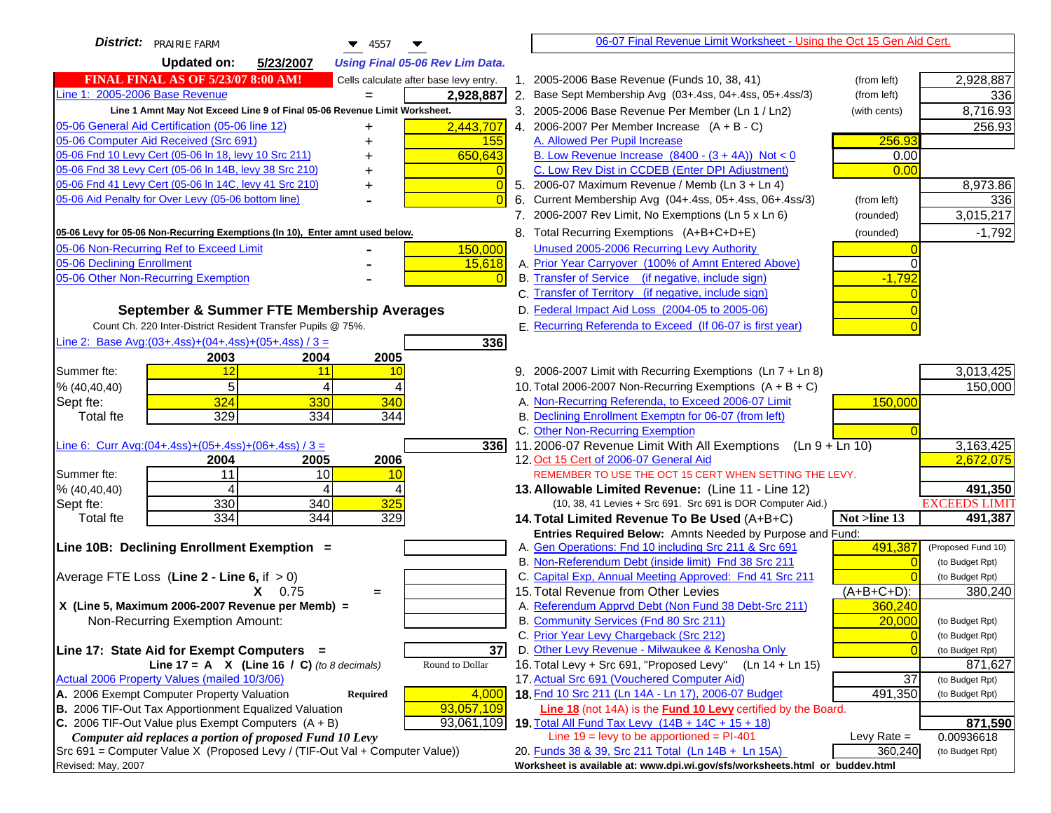**District:** PRAIRIE FARM 4557

**Updated on:** 5/23/2007 *Using Final 05-06 Rev Lim Data.*

**FINAL FINAL AS OF 5/23/07 8:00 AM!** Cells calculate after base levy entry.

| | | |
|---|---|---|
| Line 1: 2005-2006 Base Revenue | = | 2,928,887 |
| Line 1 Amnt May Not Exceed Line 9 of Final 05-06 Revenue Limit Worksheet. | | |
| 05-06 General Aid Certification (05-06 line 12) | + | 2,443,707 |
| 05-06 Computer Aid Received (Src 691) | + | 155 |
| 05-06 Fnd 10 Levy Cert (05-06 ln 18, levy 10 Src 211) | + | 650,643 |
| 05-06 Fnd 38 Levy Cert (05-06 ln 14B, levy 38 Src 210) | + | 0 |
| 05-06 Fnd 41 Levy Cert (05-06 ln 14C, levy 41 Src 210) | + | 0 |
| 05-06 Aid Penalty for Over Levy (05-06 bottom line) | - | 0 |

**05-06 Levy for 05-06 Non-Recurring Exemptions (ln 10), Enter amnt used below.**

| | | |
|---|---|---|
| 05-06 Non-Recurring Ref to Exceed Limit | - | 150,000 |
| 05-06 Declining Enrollment | - | 15,618 |
| 05-06 Other Non-Recurring Exemption | - | 0 |

**September & Summer FTE Membership Averages**

Count Ch. 220 Inter-District Resident Transfer Pupils @ 75%.

Line 2: Base Avg:(03+.4ss)+(04+.4ss)+(05+.4ss) / 3 = **336**

| | 2003 | 2004 | 2005 |
|---|---|---|---|
| Summer fte: | 12 | 11 | 10 |
| % (40,40,40) | 5 | 4 | 4 |
| Sept fte: | 324 | 330 | 340 |
| Total fte | 329 | 334 | 344 |

Line 6: Curr Avg:(04+.4ss)+(05+.4ss)+(06+.4ss) / 3 = **336**

| | 2004 | 2005 | 2006 |
|---|---|---|---|
| Summer fte: | 11 | 10 | 10 |
| % (40,40,40) | 4 | 4 | 4 |
| Sept fte: | 330 | 340 | 325 |
| Total fte | 334 | 344 | 329 |

**Line 10B: Declining Enrollment Exemption =**

Average FTE Loss (**Line 2 - Line 6**, if > 0)

X 0.75 =

X (Line 5, Maximum 2006-2007 Revenue per Memb) =

Non-Recurring Exemption Amount:

**Line 17: State Aid for Exempt Computers =** 37

Line 17 = A X (Line 16 / C) *(to 8 decimals)* Round to Dollar

Actual 2006 Property Values (mailed 10/3/06)

| | | |
|---|---|---|
| A. 2006 Exempt Computer Property Valuation | Required | 4,000 |
| B. 2006 TIF-Out Tax Apportionment Equalized Valuation | | 93,057,109 |
| C. 2006 TIF-Out Value plus Exempt Computers (A + B) | | 93,061,109 |

*Computer aid replaces a portion of proposed Fund 10 Levy*

Src 691 = Computer Value X (Proposed Levy / (TIF-Out Val + Computer Value))

Revised: May, 2007

---

06-07 Final Revenue Limit Worksheet - Using the Oct 15 Gen Aid Cert.

| | | | |
|---|---|---|---|
| 1. 2005-2006 Base Revenue (Funds 10, 38, 41) | (from left) | | 2,928,887 |
| 2. Base Sept Membership Avg (03+.4ss, 04+.4ss, 05+.4ss/3) | (from left) | | 336 |
| 3. 2005-2006 Base Revenue Per Member (Ln 1 / Ln2) | (with cents) | | 8,716.93 |
| 4. 2006-2007 Per Member Increase (A + B - C) | | | 256.93 |
| A. Allowed Per Pupil Increase | | 256.93 | |
| B. Low Revenue Increase (8400 - (3 + 4A)) Not < 0 | | 0.00 | |
| C. Low Rev Dist in CCDEB (Enter DPI Adjustment) | | 0.00 | |
| 5. 2006-07 Maximum Revenue / Memb (Ln 3 + Ln 4) | | | 8,973.86 |
| 6. Current Membership Avg (04+.4ss, 05+.4ss, 06+.4ss/3) | (from left) | | 336 |
| 7. 2006-2007 Rev Limit, No Exemptions (Ln 5 x Ln 6) | (rounded) | | 3,015,217 |
| 8. Total Recurring Exemptions (A+B+C+D+E) | (rounded) | | -1,792 |
| Unused 2005-2006 Recurring Levy Authority | | 0 | |
| A. Prior Year Carryover (100% of Amnt Entered Above) | | 0 | |
| B. Transfer of Service (if negative, include sign) | | -1,792 | |
| C. Transfer of Territory (if negative, include sign) | | 0 | |
| D. Federal Impact Aid Loss (2004-05 to 2005-06) | | 0 | |
| E. Recurring Referenda to Exceed (If 06-07 is first year) | | 0 | |
| 9. 2006-2007 Limit with Recurring Exemptions (Ln 7 + Ln 8) | | | 3,013,425 |
| 10. Total 2006-2007 Non-Recurring Exemptions (A + B + C) | | | 150,000 |
| A. Non-Recurring Referenda, to Exceed 2006-07 Limit | | 150,000 | |
| B. Declining Enrollment Exemptn for 06-07 (from left) | | | |
| C. Other Non-Recurring Exemption | | 0 | |
| 11. 2006-07 Revenue Limit With All Exemptions (Ln 9 + Ln 10) | | | 3,163,425 |
| 12. Oct 15 Cert of 2006-07 General Aid | | | 2,672,075 |
| REMEMBER TO USE THE OCT 15 CERT WHEN SETTING THE LEVY. | | | |
| **13. Allowable Limited Revenue:** (Line 11 - Line 12) | | | **491,350** |
| (10, 38, 41 Levies + Src 691. Src 691 is DOR Computer Aid.) | | | EXCEEDS LIMIT |
| **14. Total Limited Revenue To Be Used** (A+B+C) | | Not >line 13 | **491,387** |
| Entries Required Below: Amnts Needed by Purpose and Fund: | | | |
| A. Gen Operations: Fnd 10 including Src 211 & Src 691 | | 491,387 | (Proposed Fund 10) |
| B. Non-Referendum Debt (inside limit) Fnd 38 Src 211 | | 0 | (to Budget Rpt) |
| C. Capital Exp, Annual Meeting Approved: Fnd 41 Src 211 | | 0 | (to Budget Rpt) |
| 15. Total Revenue from Other Levies | | (A+B+C+D): | 380,240 |
| A. Referendum Apprvd Debt (Non Fund 38 Debt-Src 211) | | 360,240 | |
| B. Community Services (Fnd 80 Src 211) | | 20,000 | (to Budget Rpt) |
| C. Prior Year Levy Chargeback (Src 212) | | 0 | (to Budget Rpt) |
| D. Other Levy Revenue - Milwaukee & Kenosha Only | | 0 | (to Budget Rpt) |
| 16. Total Levy + Src 691, "Proposed Levy" (Ln 14 + Ln 15) | | | 871,627 |
| 17. Actual Src 691 (Vouchered Computer Aid) | | 37 | (to Budget Rpt) |
| **18.** Fnd 10 Src 211 (Ln 14A - Ln 17), 2006-07 Budget | | 491,350 | (to Budget Rpt) |
| **Line 18** (not 14A) is the **Fund 10 Levy** certified by the Board. | | | |
| **19.** Total All Fund Tax Levy (14B + 14C + 15 + 18) | | | **871,590** |
| Line 19 = levy to be apportioned = PI-401 | | Levy Rate = | 0.00936618 |
| 20. Funds 38 & 39, Src 211 Total (Ln 14B + Ln 15A) | | 360,240 | (to Budget Rpt) |

Worksheet is available at: www.dpi.wi.gov/sfs/worksheets.html or buddev.html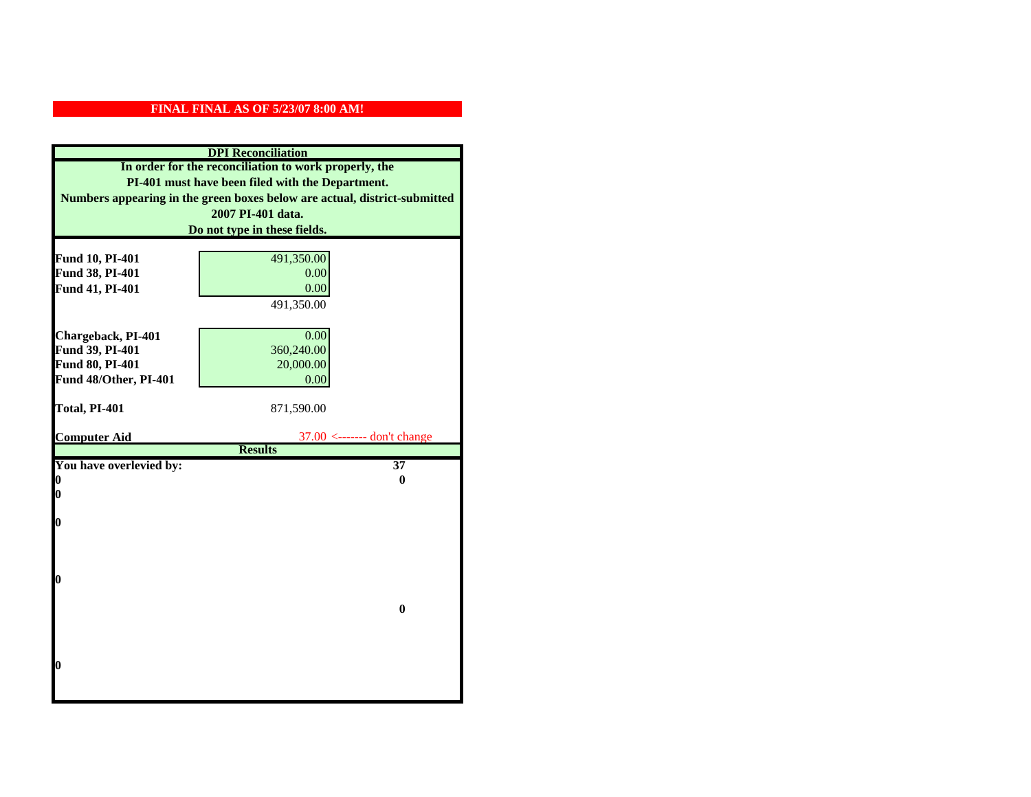**FINAL FINAL AS OF 5/23/07 8:00 AM!**

## DPI Reconciliation

**In order for the reconciliation to work properly, the PI-401 must have been filed with the Department. Numbers appearing in the green boxes below are actual, district-submitted 2007 PI-401 data. Do not type in these fields.**

| | | |
|---|---|---|
| **Fund 10, PI-401** | 491,350.00 | |
| **Fund 38, PI-401** | 0.00 | |
| **Fund 41, PI-401** | 0.00 | |
| | 491,350.00 | |
| **Chargeback, PI-401** | 0.00 | |
| **Fund 39, PI-401** | 360,240.00 | |
| **Fund 80, PI-401** | 20,000.00 | |
| **Fund 48/Other, PI-401** | 0.00 | |
| **Total, PI-401** | 871,590.00 | |
| **Computer Aid** | 37.00 | <------- don't change |

## Results

| | |
|---|---|
| **You have overlevied by:** | **37** |
| **0** | **0** |
| **0** | |
| **0** | |
| **0** | |
| | **0** |
| **0** | |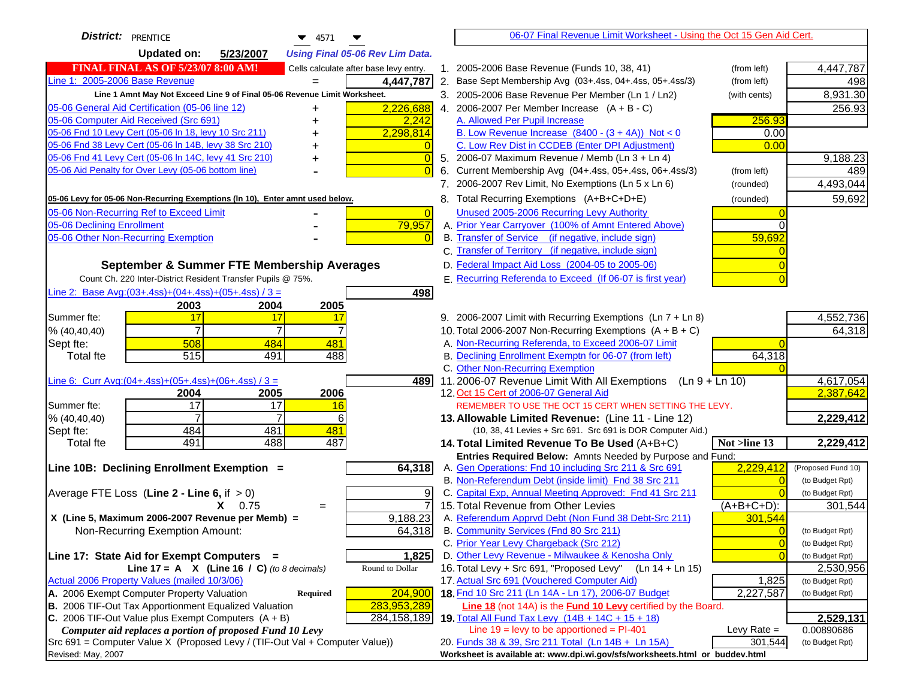**District:** PRENTICE 4571

**Updated on:** 5/23/2007 *Using Final 05-06 Rev Lim Data.*

[06-07 Final Revenue Limit Worksheet - Using the Oct 15 Gen Aid Cert.](#)

**FINAL FINAL AS OF 5/23/07 8:00 AM!** Cells calculate after base levy entry.

| | | |
|---|---|---|
| Line 1: 2005-2006 Base Revenue | = | 4,447,787 |
| *Line 1 Amnt May Not Exceed Line 9 of Final 05-06 Revenue Limit Worksheet.* | | |
| 05-06 General Aid Certification (05-06 line 12) | + | 2,226,688 |
| 05-06 Computer Aid Received (Src 691) | + | 2,242 |
| 05-06 Fnd 10 Levy Cert (05-06 ln 18, levy 10 Src 211) | + | 2,298,814 |
| 05-06 Fnd 38 Levy Cert (05-06 ln 14B, levy 38 Src 210) | + | 0 |
| 05-06 Fnd 41 Levy Cert (05-06 ln 14C, levy 41 Src 210) | + | 0 |
| 05-06 Aid Penalty for Over Levy (05-06 bottom line) | - | 0 |

**05-06 Levy for 05-06 Non-Recurring Exemptions (ln 10), Enter amnt used below.**

| | | |
|---|---|---|
| 05-06 Non-Recurring Ref to Exceed Limit | - | 0 |
| 05-06 Declining Enrollment | - | 79,957 |
| 05-06 Other Non-Recurring Exemption | - | 0 |

### September & Summer FTE Membership Averages

Count Ch. 220 Inter-District Resident Transfer Pupils @ 75%.

Line 2: Base Avg:(03+.4ss)+(04+.4ss)+(05+.4ss) / 3 = **498**

| | 2003 | 2004 | 2005 |
|---|---|---|---|
| Summer fte: | 17 | 17 | 17 |
| % (40,40,40) | 7 | 7 | 7 |
| Sept fte: | 508 | 484 | 481 |
| Total fte | 515 | 491 | 488 |

Line 6: Curr Avg:(04+.4ss)+(05+.4ss)+(06+.4ss) / 3 = **489**

| | 2004 | 2005 | 2006 |
|---|---|---|---|
| Summer fte: | 17 | 17 | 16 |
| % (40,40,40) | 7 | 7 | 6 |
| Sept fte: | 484 | 481 | 481 |
| Total fte | 491 | 488 | 487 |

**Line 10B: Declining Enrollment Exemption =** **64,318**

| | | |
|---|---|---|
| Average FTE Loss (Line 2 - Line 6, if > 0) | | 9 |
| X 0.75 | = | 7 |
| X (Line 5, Maximum 2006-2007 Revenue per Memb) = | | 9,188.23 |
| Non-Recurring Exemption Amount: | | 64,318 |

**Line 17: State Aid for Exempt Computers =** **1,825**

Line 17 = A X (Line 16 / C) *(to 8 decimals)* — Round to Dollar

Actual 2006 Property Values (mailed 10/3/06)

| | | |
|---|---|---|
| A. 2006 Exempt Computer Property Valuation | Required | 204,900 |
| B. 2006 TIF-Out Tax Apportionment Equalized Valuation | | 283,953,289 |
| C. 2006 TIF-Out Value plus Exempt Computers (A + B) | | 284,158,189 |

*Computer aid replaces a portion of proposed Fund 10 Levy*

Src 691 = Computer Value X (Proposed Levy / (TIF-Out Val + Computer Value))

Revised: May, 2007

| Line | Description | | Amount |
|---|---|---|---|
| 1. | 2005-2006 Base Revenue (Funds 10, 38, 41) | (from left) | 4,447,787 |
| 2. | Base Sept Membership Avg (03+.4ss, 04+.4ss, 05+.4ss/3) | (from left) | 498 |
| 3. | 2005-2006 Base Revenue Per Member (Ln 1 / Ln2) | (with cents) | 8,931.30 |
| 4. | 2006-2007 Per Member Increase (A + B - C) | | 256.93 |
| | A. Allowed Per Pupil Increase | 256.93 | |
| | B. Low Revenue Increase (8400 - (3 + 4A)) Not < 0 | 0.00 | |
| | C. Low Rev Dist in CCDEB (Enter DPI Adjustment) | 0.00 | |
| 5. | 2006-07 Maximum Revenue / Memb (Ln 3 + Ln 4) | | 9,188.23 |
| 6. | Current Membership Avg (04+.4ss, 05+.4ss, 06+.4ss/3) | (from left) | 489 |
| 7. | 2006-2007 Rev Limit, No Exemptions (Ln 5 x Ln 6) | (rounded) | 4,493,044 |
| 8. | Total Recurring Exemptions (A+B+C+D+E) | (rounded) | 59,692 |
| | Unused 2005-2006 Recurring Levy Authority | 0 | |
| | A. Prior Year Carryover (100% of Amnt Entered Above) | 0 | |
| | B. Transfer of Service (if negative, include sign) | 59,692 | |
| | C. Transfer of Territory (if negative, include sign) | 0 | |
| | D. Federal Impact Aid Loss (2004-05 to 2005-06) | 0 | |
| | E. Recurring Referenda to Exceed (If 06-07 is first year) | 0 | |
| 9. | 2006-2007 Limit with Recurring Exemptions (Ln 7 + Ln 8) | | 4,552,736 |
| 10. | Total 2006-2007 Non-Recurring Exemptions (A + B + C) | | 64,318 |
| | A. Non-Recurring Referenda, to Exceed 2006-07 Limit | 0 | |
| | B. Declining Enrollment Exemptn for 06-07 (from left) | 64,318 | |
| | C. Other Non-Recurring Exemption | 0 | |
| 11. | 2006-07 Revenue Limit With All Exemptions (Ln 9 + Ln 10) | | 4,617,054 |
| 12. | Oct 15 Cert of 2006-07 General Aid | | 2,387,642 |
| | REMEMBER TO USE THE OCT 15 CERT WHEN SETTING THE LEVY. | | |
| **13.** | **Allowable Limited Revenue:** (Line 11 - Line 12) | | **2,229,412** |
| | (10, 38, 41 Levies + Src 691. Src 691 is DOR Computer Aid.) | | |
| **14.** | **Total Limited Revenue To Be Used** (A+B+C) | **Not >line 13** | **2,229,412** |
| | **Entries Required Below: Amnts Needed by Purpose and Fund:** | | |
| | A. Gen Operations: Fnd 10 including Src 211 & Src 691 | 2,229,412 | (Proposed Fund 10) |
| | B. Non-Referendum Debt (inside limit) Fnd 38 Src 211 | 0 | (to Budget Rpt) |
| | C. Capital Exp, Annual Meeting Approved: Fnd 41 Src 211 | 0 | (to Budget Rpt) |
| 15. | Total Revenue from Other Levies | (A+B+C+D): | 301,544 |
| | A. Referendum Apprvd Debt (Non Fund 38 Debt-Src 211) | 301,544 | |
| | B. Community Services (Fnd 80 Src 211) | 0 | (to Budget Rpt) |
| | C. Prior Year Levy Chargeback (Src 212) | 0 | (to Budget Rpt) |
| | D. Other Levy Revenue - Milwaukee & Kenosha Only | 0 | (to Budget Rpt) |
| 16. | Total Levy + Src 691, "Proposed Levy" (Ln 14 + Ln 15) | | 2,530,956 |
| 17. | Actual Src 691 (Vouchered Computer Aid) | 1,825 | (to Budget Rpt) |
| **18.** | Fnd 10 Src 211 (Ln 14A - Ln 17), 2006-07 Budget | 2,227,587 | (to Budget Rpt) |
| | Line 18 (not 14A) is the Fund 10 Levy certified by the Board. | | |
| **19.** | Total All Fund Tax Levy (14B + 14C + 15 + 18) | | **2,529,131** |
| | Line 19 = levy to be apportioned = PI-401 | Levy Rate = | 0.00890686 |
| 20. | Funds 38 & 39, Src 211 Total (Ln 14B + Ln 15A) | 301,544 | (to Budget Rpt) |

Worksheet is available at: www.dpi.wi.gov/sfs/worksheets.html or buddev.html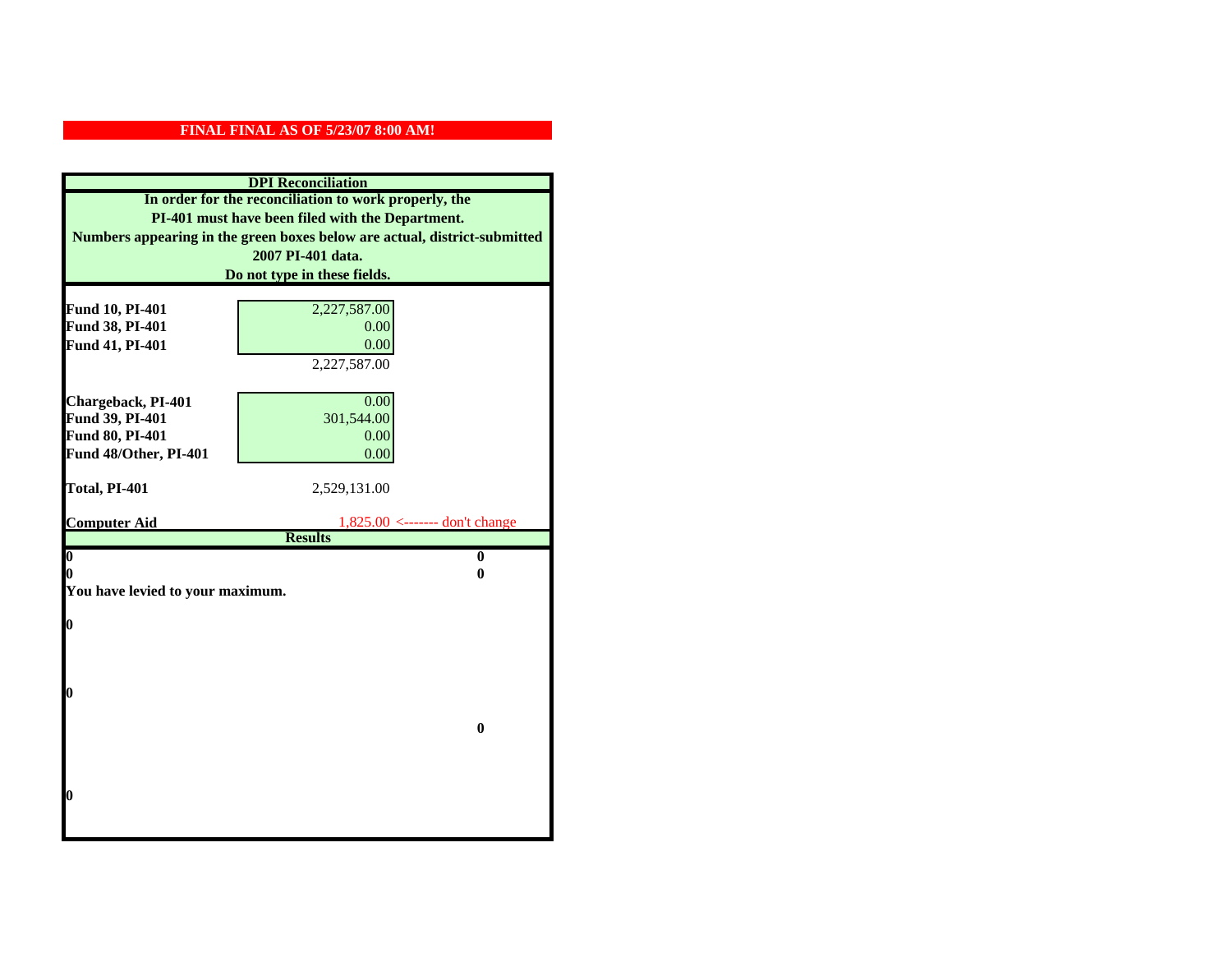**FINAL FINAL AS OF 5/23/07 8:00 AM!**

## DPI Reconciliation

**In order for the reconciliation to work properly, the PI-401 must have been filed with the Department. Numbers appearing in the green boxes below are actual, district-submitted 2007 PI-401 data. Do not type in these fields.**

| | |
|---|---|
| **Fund 10, PI-401** | 2,227,587.00 |
| **Fund 38, PI-401** | 0.00 |
| **Fund 41, PI-401** | 0.00 |
| | 2,227,587.00 |
| | |
| **Chargeback, PI-401** | 0.00 |
| **Fund 39, PI-401** | 301,544.00 |
| **Fund 80, PI-401** | 0.00 |
| **Fund 48/Other, PI-401** | 0.00 |
| | |
| **Total, PI-401** | 2,529,131.00 |
| | |
| **Computer Aid** | 1,825.00 <------- don't change |

## Results

| | |
|---|---|
| **0** | **0** |
| **0** | **0** |

**You have levied to your maximum.**

**0**

**0**

**0**

**0**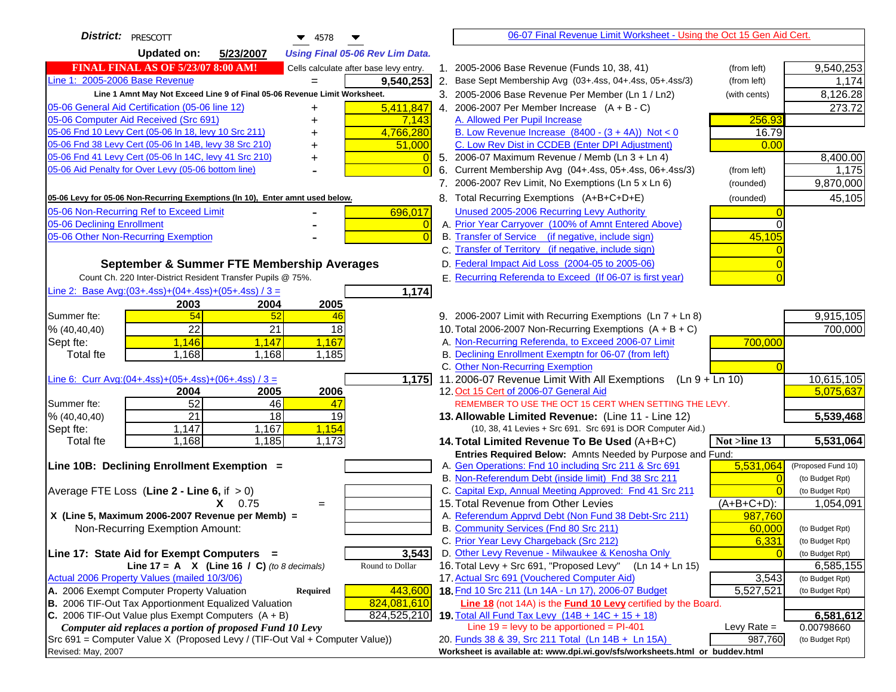**District:** PRESCOTT 4578

**Updated on:** 5/23/2007 *Using Final 05-06 Rev Lim Data.*

**FINAL FINAL AS OF 5/23/07 8:00 AM!** Cells calculate after base levy entry.

| | | |
|---|---|---|
| Line 1: 2005-2006 Base Revenue | = | 9,540,253 |

Line 1 Amnt May Not Exceed Line 9 of Final 05-06 Revenue Limit Worksheet.

| | | |
|---|---|---|
| 05-06 General Aid Certification (05-06 line 12) | + | 5,411,847 |
| 05-06 Computer Aid Received (Src 691) | + | 7,143 |
| 05-06 Fnd 10 Levy Cert (05-06 ln 18, levy 10 Src 211) | + | 4,766,280 |
| 05-06 Fnd 38 Levy Cert (05-06 ln 14B, levy 38 Src 210) | + | 51,000 |
| 05-06 Fnd 41 Levy Cert (05-06 ln 14C, levy 41 Src 210) | + | 0 |
| 05-06 Aid Penalty for Over Levy (05-06 bottom line) | - | 0 |

**05-06 Levy for 05-06 Non-Recurring Exemptions (ln 10), Enter amnt used below.**

| | | |
|---|---|---|
| 05-06 Non-Recurring Ref to Exceed Limit | - | 696,017 |
| 05-06 Declining Enrollment | - | 0 |
| 05-06 Other Non-Recurring Exemption | - | 0 |

### September & Summer FTE Membership Averages

Count Ch. 220 Inter-District Resident Transfer Pupils @ 75%.

Line 2: Base Avg:(03+.4ss)+(04+.4ss)+(05+.4ss) / 3 = **1,174**

| | 2003 | 2004 | 2005 |
|---|---|---|---|
| Summer fte: | 54 | 52 | 46 |
| % (40,40,40) | 22 | 21 | 18 |
| Sept fte: | 1,146 | 1,147 | 1,167 |
| Total fte | 1,168 | 1,168 | 1,185 |

Line 6: Curr Avg:(04+.4ss)+(05+.4ss)+(06+.4ss) / 3 = **1,175**

| | 2004 | 2005 | 2006 |
|---|---|---|---|
| Summer fte: | 52 | 46 | 47 |
| % (40,40,40) | 21 | 18 | 19 |
| Sept fte: | 1,147 | 1,167 | 1,154 |
| Total fte | 1,168 | 1,185 | 1,173 |

**Line 10B: Declining Enrollment Exemption =**

Average FTE Loss (Line 2 - Line 6, if > 0)

X 0.75 =

X (Line 5, Maximum 2006-2007 Revenue per Memb) =

Non-Recurring Exemption Amount:

**Line 17: State Aid for Exempt Computers =** 3,543

Line 17 = A X (Line 16 / C) *(to 8 decimals)* Round to Dollar

Actual 2006 Property Values (mailed 10/3/06)

| | | |
|---|---|---|
| A. 2006 Exempt Computer Property Valuation | Required | 443,600 |
| B. 2006 TIF-Out Tax Apportionment Equalized Valuation | | 824,081,610 |
| C. 2006 TIF-Out Value plus Exempt Computers (A + B) | | 824,525,210 |

*Computer aid replaces a portion of proposed Fund 10 Levy*

Src 691 = Computer Value X (Proposed Levy / (TIF-Out Val + Computer Value))

Revised: May, 2007

## 06-07 Final Revenue Limit Worksheet - Using the Oct 15 Gen Aid Cert.

| | | | |
|---|---|---|---|
| 1. 2005-2006 Base Revenue (Funds 10, 38, 41) | (from left) | | 9,540,253 |
| 2. Base Sept Membership Avg (03+.4ss, 04+.4ss, 05+.4ss/3) | (from left) | | 1,174 |
| 3. 2005-2006 Base Revenue Per Member (Ln 1 / Ln2) | (with cents) | | 8,126.28 |
| 4. 2006-2007 Per Member Increase (A + B - C) | | | 273.72 |
| A. Allowed Per Pupil Increase | | 256.93 | |
| B. Low Revenue Increase (8400 - (3 + 4A)) Not < 0 | | 16.79 | |
| C. Low Rev Dist in CCDEB (Enter DPI Adjustment) | | 0.00 | |
| 5. 2006-07 Maximum Revenue / Memb (Ln 3 + Ln 4) | | | 8,400.00 |
| 6. Current Membership Avg (04+.4ss, 05+.4ss, 06+.4ss/3) | (from left) | | 1,175 |
| 7. 2006-2007 Rev Limit, No Exemptions (Ln 5 x Ln 6) | (rounded) | | 9,870,000 |
| 8. Total Recurring Exemptions (A+B+C+D+E) | (rounded) | | 45,105 |
| Unused 2005-2006 Recurring Levy Authority | | 0 | |
| A. Prior Year Carryover (100% of Amnt Entered Above) | | 0 | |
| B. Transfer of Service (if negative, include sign) | | 45,105 | |
| C. Transfer of Territory (if negative, include sign) | | 0 | |
| D. Federal Impact Aid Loss (2004-05 to 2005-06) | | 0 | |
| E. Recurring Referenda to Exceed (If 06-07 is first year) | | 0 | |
| 9. 2006-2007 Limit with Recurring Exemptions (Ln 7 + Ln 8) | | | 9,915,105 |
| 10. Total 2006-2007 Non-Recurring Exemptions (A + B + C) | | | 700,000 |
| A. Non-Recurring Referenda, to Exceed 2006-07 Limit | | 700,000 | |
| B. Declining Enrollment Exemptn for 06-07 (from left) | | | |
| C. Other Non-Recurring Exemption | | 0 | |
| 11. 2006-07 Revenue Limit With All Exemptions (Ln 9 + Ln 10) | | | 10,615,105 |
| 12. Oct 15 Cert of 2006-07 General Aid | | | 5,075,637 |

REMEMBER TO USE THE OCT 15 CERT WHEN SETTING THE LEVY.

| | | | |
|---|---|---|---|
| **13. Allowable Limited Revenue:** (Line 11 - Line 12) | | | **5,539,468** |
| (10, 38, 41 Levies + Src 691. Src 691 is DOR Computer Aid.) | | | |
| **14. Total Limited Revenue To Be Used** (A+B+C) | | Not >line 13 | **5,531,064** |
| Entries Required Below: Amnts Needed by Purpose and Fund: | | | |
| A. Gen Operations: Fnd 10 including Src 211 & Src 691 | | 5,531,064 | (Proposed Fund 10) |
| B. Non-Referendum Debt (inside limit) Fnd 38 Src 211 | | 0 | (to Budget Rpt) |
| C. Capital Exp, Annual Meeting Approved: Fnd 41 Src 211 | | 0 | (to Budget Rpt) |
| 15. Total Revenue from Other Levies | | (A+B+C+D): | 1,054,091 |
| A. Referendum Apprvd Debt (Non Fund 38 Debt-Src 211) | | 987,760 | |
| B. Community Services (Fnd 80 Src 211) | | 60,000 | (to Budget Rpt) |
| C. Prior Year Levy Chargeback (Src 212) | | 6,331 | (to Budget Rpt) |
| D. Other Levy Revenue - Milwaukee & Kenosha Only | | 0 | (to Budget Rpt) |
| 16. Total Levy + Src 691, "Proposed Levy" (Ln 14 + Ln 15) | | | 6,585,155 |
| 17. Actual Src 691 (Vouchered Computer Aid) | | 3,543 | (to Budget Rpt) |
| **18.** Fnd 10 Src 211 (Ln 14A - Ln 17), 2006-07 Budget | | 5,527,521 | (to Budget Rpt) |

Line 18 (not 14A) is the **Fund 10 Levy** certified by the Board.

| | | | |
|---|---|---|---|
| **19.** Total All Fund Tax Levy (14B + 14C + 15 + 18) | | | **6,581,612** |
| Line 19 = levy to be apportioned = PI-401 | | Levy Rate = | 0.00798660 |
| 20. Funds 38 & 39, Src 211 Total (Ln 14B + Ln 15A) | | 987,760 | (to Budget Rpt) |

Worksheet is available at: www.dpi.wi.gov/sfs/worksheets.html or buddev.html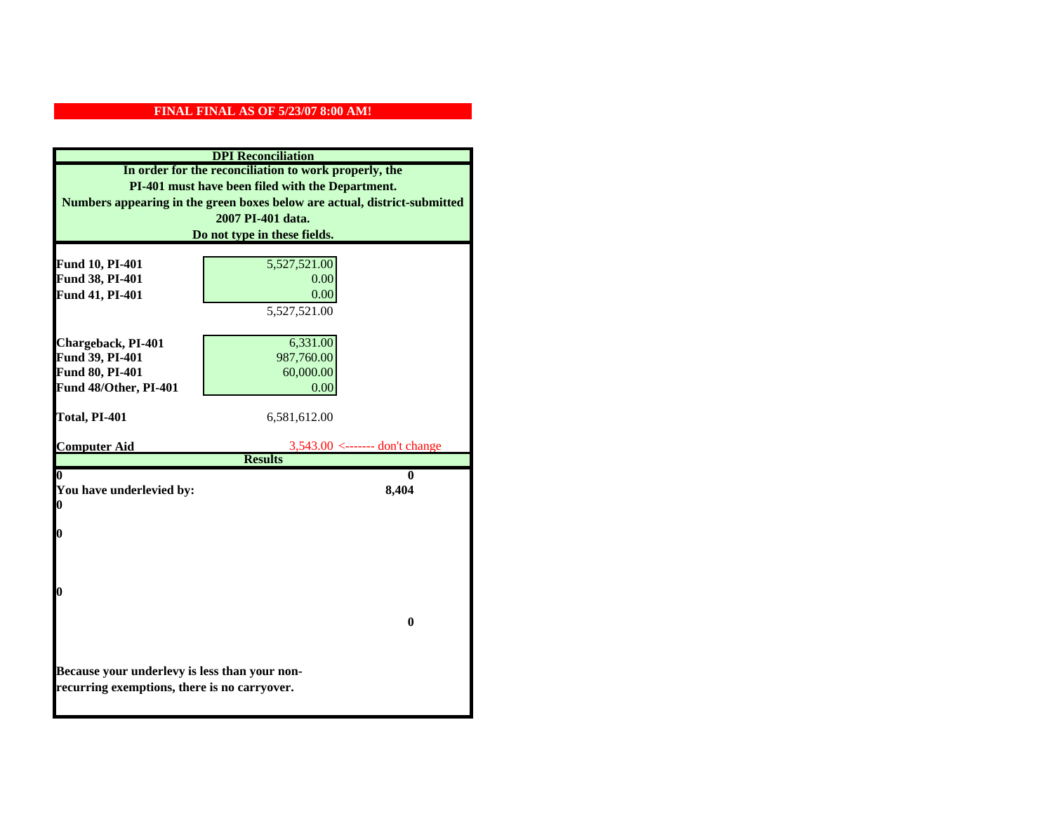**FINAL FINAL AS OF 5/23/07 8:00 AM!**

**DPI Reconciliation**

**In order for the reconciliation to work properly, the PI-401 must have been filed with the Department. Numbers appearing in the green boxes below are actual, district-submitted 2007 PI-401 data. Do not type in these fields.**

| | | |
|---|---|---|
| **Fund 10, PI-401** | 5,527,521.00 | |
| **Fund 38, PI-401** | 0.00 | |
| **Fund 41, PI-401** | 0.00 | |
| | 5,527,521.00 | |
| **Chargeback, PI-401** | 6,331.00 | |
| **Fund 39, PI-401** | 987,760.00 | |
| **Fund 80, PI-401** | 60,000.00 | |
| **Fund 48/Other, PI-401** | 0.00 | |
| **Total, PI-401** | 6,581,612.00 | |
| **Computer Aid** | 3,543.00 | <------- don't change |

**Results**

| | |
|---|---|
| **0** | **0** |
| **You have underlevied by:** | **8,404** |
| **0** | |
| **0** | |
| **0** | |
| | **0** |

**Because your underlevy is less than your non-recurring exemptions, there is no carryover.**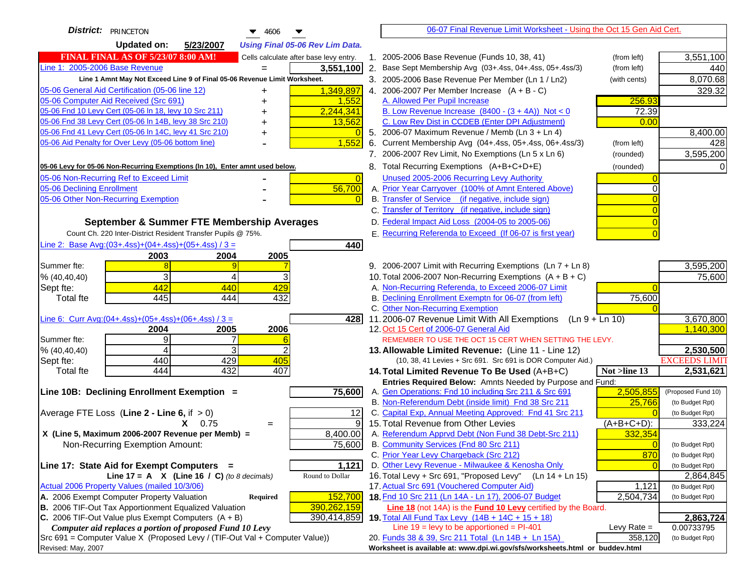**District:** PRINCETON 4606

**Updated on:** 5/23/2007 *Using Final 05-06 Rev Lim Data.*

06-07 Final Revenue Limit Worksheet - Using the Oct 15 Gen Aid Cert.

**FINAL FINAL AS OF 5/23/07 8:00 AM!** Cells calculate after base levy entry.

| Line 1: 2005-2006 Base Revenue | = | 3,551,100 |
|---|---|---|
| *Line 1 Amnt May Not Exceed Line 9 of Final 05-06 Revenue Limit Worksheet.* | | |
| 05-06 General Aid Certification (05-06 line 12) | + | 1,349,897 |
| 05-06 Computer Aid Received (Src 691) | + | 1,552 |
| 05-06 Fnd 10 Levy Cert (05-06 ln 18, levy 10 Src 211) | + | 2,244,341 |
| 05-06 Fnd 38 Levy Cert (05-06 ln 14B, levy 38 Src 210) | + | 13,562 |
| 05-06 Fnd 41 Levy Cert (05-06 ln 14C, levy 41 Src 210) | + | 0 |
| 05-06 Aid Penalty for Over Levy (05-06 bottom line) | - | 1,552 |
| **05-06 Levy for 05-06 Non-Recurring Exemptions (ln 10), Enter amnt used below.** | | |
| 05-06 Non-Recurring Ref to Exceed Limit | - | 0 |
| 05-06 Declining Enrollment | - | 56,700 |
| 05-06 Other Non-Recurring Exemption | - | 0 |

**September & Summer FTE Membership Averages**

Count Ch. 220 Inter-District Resident Transfer Pupils @ 75%.

Line 2: Base Avg:(03+.4ss)+(04+.4ss)+(05+.4ss) / 3 = **440**

| | 2003 | 2004 | 2005 |
|---|---|---|---|
| Summer fte: | 8 | 9 | 7 |
| % (40,40,40) | 3 | 4 | 3 |
| Sept fte: | 442 | 440 | 429 |
| Total fte | 445 | 444 | 432 |

Line 6: Curr Avg:(04+.4ss)+(05+.4ss)+(06+.4ss) / 3 = **428**

| | 2004 | 2005 | 2006 |
|---|---|---|---|
| Summer fte: | 9 | 7 | 6 |
| % (40,40,40) | 4 | 3 | 2 |
| Sept fte: | 440 | 429 | 405 |
| Total fte | 444 | 432 | 407 |

**Line 10B: Declining Enrollment Exemption = 75,600**

| | | |
|---|---|---|
| Average FTE Loss (**Line 2 - Line 6**, if > 0) | | 12 |
| X 0.75 | = | 9 |
| **X (Line 5, Maximum 2006-2007 Revenue per Memb) =** | | 8,400.00 |
| Non-Recurring Exemption Amount: | | 75,600 |

**Line 17: State Aid for Exempt Computers = 1,121**

**Line 17 = A X (Line 16 / C)** *(to 8 decimals)* Round to Dollar

| Actual 2006 Property Values (mailed 10/3/06) | | |
|---|---|---|
| A. 2006 Exempt Computer Property Valuation | **Required** | 152,700 |
| B. 2006 TIF-Out Tax Apportionment Equalized Valuation | | 390,262,159 |
| C. 2006 TIF-Out Value plus Exempt Computers (A + B) | | 390,414,859 |

*Computer aid replaces a portion of proposed Fund 10 Levy*

Src 691 = Computer Value X (Proposed Levy / (TIF-Out Val + Computer Value))

| | | | |
|---|---|---|---|
| 1. 2005-2006 Base Revenue (Funds 10, 38, 41) | (from left) | | 3,551,100 |
| 2. Base Sept Membership Avg (03+.4ss, 04+.4ss, 05+.4ss/3) | (from left) | | 440 |
| 3. 2005-2006 Base Revenue Per Member (Ln 1 / Ln2) | (with cents) | | 8,070.68 |
| 4. 2006-2007 Per Member Increase (A + B - C) | | | 329.32 |
| A. Allowed Per Pupil Increase | | 256.93 | |
| B. Low Revenue Increase (8400 - (3 + 4A)) Not < 0 | | 72.39 | |
| C. Low Rev Dist in CCDEB (Enter DPI Adjustment) | | 0.00 | |
| 5. 2006-07 Maximum Revenue / Memb (Ln 3 + Ln 4) | | | 8,400.00 |
| 6. Current Membership Avg (04+.4ss, 05+.4ss, 06+.4ss/3) | (from left) | | 428 |
| 7. 2006-2007 Rev Limit, No Exemptions (Ln 5 x Ln 6) | (rounded) | | 3,595,200 |
| 8. Total Recurring Exemptions (A+B+C+D+E) | (rounded) | | 0 |
| Unused 2005-2006 Recurring Levy Authority | | 0 | |
| A. Prior Year Carryover (100% of Amnt Entered Above) | | 0 | |
| B. Transfer of Service (if negative, include sign) | | 0 | |
| C. Transfer of Territory (if negative, include sign) | | 0 | |
| D. Federal Impact Aid Loss (2004-05 to 2005-06) | | 0 | |
| E. Recurring Referenda to Exceed (If 06-07 is first year) | | 0 | |
| 9. 2006-2007 Limit with Recurring Exemptions (Ln 7 + Ln 8) | | | 3,595,200 |
| 10. Total 2006-2007 Non-Recurring Exemptions (A + B + C) | | | 75,600 |
| A. Non-Recurring Referenda, to Exceed 2006-07 Limit | | 0 | |
| B. Declining Enrollment Exemptn for 06-07 (from left) | | 75,600 | |
| C. Other Non-Recurring Exemption | | 0 | |
| 11. 2006-07 Revenue Limit With All Exemptions (Ln 9 + Ln 10) | | | 3,670,800 |
| 12. Oct 15 Cert of 2006-07 General Aid | | | 1,140,300 |
| REMEMBER TO USE THE OCT 15 CERT WHEN SETTING THE LEVY. | | | |
| **13. Allowable Limited Revenue:** (Line 11 - Line 12) | | | **2,530,500** |
| (10, 38, 41 Levies + Src 691. Src 691 is DOR Computer Aid.) | | | EXCEEDS LIMIT |
| **14. Total Limited Revenue To Be Used** (A+B+C) | | Not >line 13 | **2,531,621** |
| **Entries Required Below:** Amnts Needed by Purpose and Fund: | | | |
| A. Gen Operations: Fnd 10 including Src 211 & Src 691 | | 2,505,855 | (Proposed Fund 10) |
| B. Non-Referendum Debt (inside limit) Fnd 38 Src 211 | | 25,766 | (to Budget Rpt) |
| C. Capital Exp, Annual Meeting Approved: Fnd 41 Src 211 | | 0 | (to Budget Rpt) |
| 15. Total Revenue from Other Levies | | (A+B+C+D): | 333,224 |
| A. Referendum Apprvd Debt (Non Fund 38 Debt-Src 211) | | 332,354 | |
| B. Community Services (Fnd 80 Src 211) | | 0 | (to Budget Rpt) |
| C. Prior Year Levy Chargeback (Src 212) | | 870 | (to Budget Rpt) |
| D. Other Levy Revenue - Milwaukee & Kenosha Only | | 0 | (to Budget Rpt) |
| 16. Total Levy + Src 691, "Proposed Levy" (Ln 14 + Ln 15) | | | 2,864,845 |
| 17. Actual Src 691 (Vouchered Computer Aid) | | 1,121 | (to Budget Rpt) |
| **18.** Fnd 10 Src 211 (Ln 14A - Ln 17), 2006-07 Budget | | 2,504,734 | (to Budget Rpt) |
| **Line 18** (not 14A) is the **Fund 10 Levy** certified by the Board. | | | |
| **19.** Total All Fund Tax Levy (14B + 14C + 15 + 18) | | | **2,863,724** |
| Line 19 = levy to be apportioned = PI-401 | | Levy Rate = | 0.00733795 |
| 20. Funds 38 & 39, Src 211 Total (Ln 14B + Ln 15A) | | 358,120 | (to Budget Rpt) |

Revised: May, 2007

**Worksheet is available at: www.dpi.wi.gov/sfs/worksheets.html or buddev.html**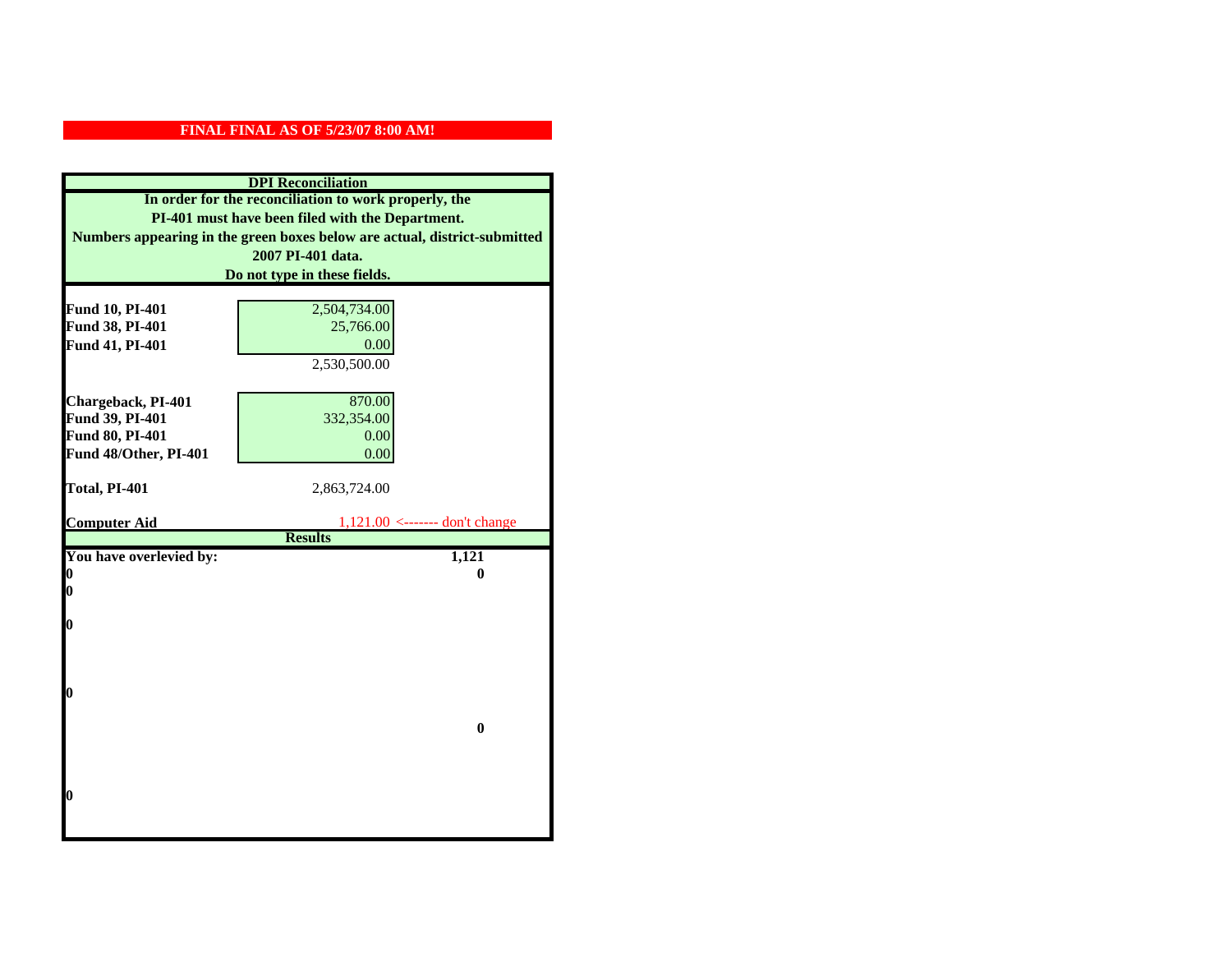**FINAL FINAL AS OF 5/23/07 8:00 AM!**

## DPI Reconciliation

**In order for the reconciliation to work properly, the PI-401 must have been filed with the Department. Numbers appearing in the green boxes below are actual, district-submitted 2007 PI-401 data. Do not type in these fields.**

| | | |
|---|---|---|
| **Fund 10, PI-401** | 2,504,734.00 | |
| **Fund 38, PI-401** | 25,766.00 | |
| **Fund 41, PI-401** | 0.00 | |
| | 2,530,500.00 | |
| **Chargeback, PI-401** | 870.00 | |
| **Fund 39, PI-401** | 332,354.00 | |
| **Fund 80, PI-401** | 0.00 | |
| **Fund 48/Other, PI-401** | 0.00 | |
| **Total, PI-401** | 2,863,724.00 | |
| **Computer Aid** | 1,121.00 | <------- don't change |

## Results

| | |
|---|---|
| **You have overlevied by:** | **1,121** |
| **0** | **0** |
| **0** | |
| **0** | |
| **0** | |
| | **0** |
| **0** | |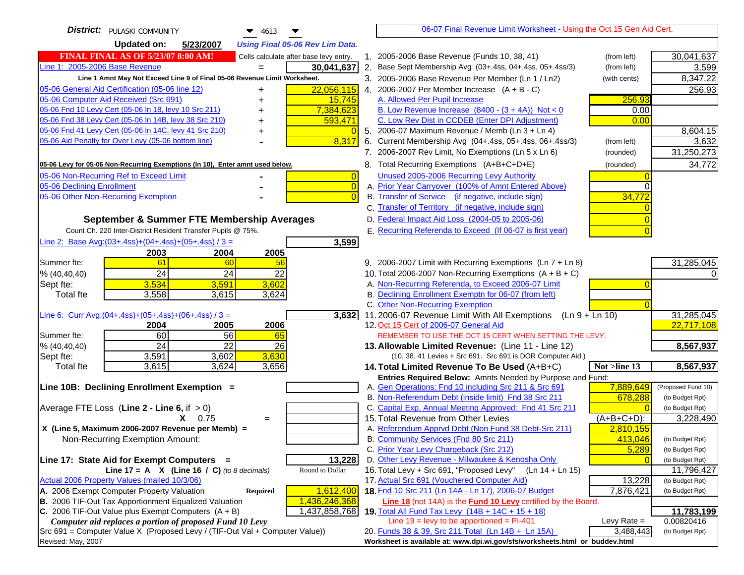**District:** PULASKI COMMUNITY 4613

**Updated on:** 5/23/2007 *Using Final 05-06 Rev Lim Data.*

**FINAL FINAL AS OF 5/23/07 8:00 AM!** Cells calculate after base levy entry.

| | | |
|---|---|---|
| Line 1: 2005-2006 Base Revenue | = | 30,041,637 |

Line 1 Amnt May Not Exceed Line 9 of Final 05-06 Revenue Limit Worksheet.

| | | |
|---|---|---|
| 05-06 General Aid Certification (05-06 line 12) | + | 22,056,115 |
| 05-06 Computer Aid Received (Src 691) | + | 15,745 |
| 05-06 Fnd 10 Levy Cert (05-06 ln 18, levy 10 Src 211) | + | 7,384,623 |
| 05-06 Fnd 38 Levy Cert (05-06 ln 14B, levy 38 Src 210) | + | 593,471 |
| 05-06 Fnd 41 Levy Cert (05-06 ln 14C, levy 41 Src 210) | + | 0 |
| 05-06 Aid Penalty for Over Levy (05-06 bottom line) | - | 8,317 |

**05-06 Levy for 05-06 Non-Recurring Exemptions (ln 10), Enter amnt used below.**

| | | |
|---|---|---|
| 05-06 Non-Recurring Ref to Exceed Limit | - | 0 |
| 05-06 Declining Enrollment | - | 0 |
| 05-06 Other Non-Recurring Exemption | - | 0 |

## September & Summer FTE Membership Averages

Count Ch. 220 Inter-District Resident Transfer Pupils @ 75%.

Line 2: Base Avg:(03+.4ss)+(04+.4ss)+(05+.4ss) / 3 = **3,599**

| | 2003 | 2004 | 2005 |
|---|---|---|---|
| Summer fte: | 61 | 60 | 56 |
| % (40,40,40) | 24 | 24 | 22 |
| Sept fte: | 3,534 | 3,591 | 3,602 |
| Total fte | 3,558 | 3,615 | 3,624 |

Line 6: Curr Avg:(04+.4ss)+(05+.4ss)+(06+.4ss) / 3 = **3,632**

| | 2004 | 2005 | 2006 |
|---|---|---|---|
| Summer fte: | 60 | 56 | 65 |
| % (40,40,40) | 24 | 22 | 26 |
| Sept fte: | 3,591 | 3,602 | 3,630 |
| Total fte | 3,615 | 3,624 | 3,656 |

**Line 10B: Declining Enrollment Exemption =**

Average FTE Loss (**Line 2 - Line 6**, if > 0)

X 0.75 =

**X (Line 5, Maximum 2006-2007 Revenue per Memb) =**

Non-Recurring Exemption Amount:

**Line 17: State Aid for Exempt Computers = 13,228**

Line 17 = A X (Line 16 / C) *(to 8 decimals)* Round to Dollar

Actual 2006 Property Values (mailed 10/3/06)

| | | |
|---|---|---|
| A. 2006 Exempt Computer Property Valuation | **Required** | 1,612,400 |
| B. 2006 TIF-Out Tax Apportionment Equalized Valuation | | 1,436,246,368 |
| C. 2006 TIF-Out Value plus Exempt Computers (A + B) | | 1,437,858,768 |

***Computer aid replaces a portion of proposed Fund 10 Levy***

Src 691 = Computer Value X (Proposed Levy / (TIF-Out Val + Computer Value))

Revised: May, 2007

---

06-07 Final Revenue Limit Worksheet - Using the Oct 15 Gen Aid Cert.

| | | | |
|---|---|---|---|
| 1. 2005-2006 Base Revenue (Funds 10, 38, 41) | (from left) | | 30,041,637 |
| 2. Base Sept Membership Avg (03+.4ss, 04+.4ss, 05+.4ss/3) | (from left) | | 3,599 |
| 3. 2005-2006 Base Revenue Per Member (Ln 1 / Ln2) | (with cents) | | 8,347.22 |
| 4. 2006-2007 Per Member Increase (A + B - C) | | | 256.93 |
| A. Allowed Per Pupil Increase | | 256.93 | |
| B. Low Revenue Increase (8400 - (3 + 4A)) Not < 0 | | 0.00 | |
| C. Low Rev Dist in CCDEB (Enter DPI Adjustment) | | 0.00 | |
| 5. 2006-07 Maximum Revenue / Memb (Ln 3 + Ln 4) | | | 8,604.15 |
| 6. Current Membership Avg (04+.4ss, 05+.4ss, 06+.4ss/3) | (from left) | | 3,632 |
| 7. 2006-2007 Rev Limit, No Exemptions (Ln 5 x Ln 6) | (rounded) | | 31,250,273 |
| 8. Total Recurring Exemptions (A+B+C+D+E) | (rounded) | | 34,772 |
| Unused 2005-2006 Recurring Levy Authority | | 0 | |
| A. Prior Year Carryover (100% of Amnt Entered Above) | | 0 | |
| B. Transfer of Service (if negative, include sign) | | 34,772 | |
| C. Transfer of Territory (if negative, include sign) | | 0 | |
| D. Federal Impact Aid Loss (2004-05 to 2005-06) | | 0 | |
| E. Recurring Referenda to Exceed (If 06-07 is first year) | | 0 | |
| 9. 2006-2007 Limit with Recurring Exemptions (Ln 7 + Ln 8) | | | 31,285,045 |
| 10. Total 2006-2007 Non-Recurring Exemptions (A + B + C) | | | 0 |
| A. Non-Recurring Referenda, to Exceed 2006-07 Limit | | 0 | |
| B. Declining Enrollment Exemptn for 06-07 (from left) | | | |
| C. Other Non-Recurring Exemption | | 0 | |
| 11. 2006-07 Revenue Limit With All Exemptions (Ln 9 + Ln 10) | | | 31,285,045 |
| 12. Oct 15 Cert of 2006-07 General Aid | | | 22,717,108 |

REMEMBER TO USE THE OCT 15 CERT WHEN SETTING THE LEVY.

| | | | |
|---|---|---|---|
| **13. Allowable Limited Revenue:** (Line 11 - Line 12) | | | **8,567,937** |

(10, 38, 41 Levies + Src 691. Src 691 is DOR Computer Aid.)

| | | | |
|---|---|---|---|
| **14. Total Limited Revenue To Be Used** (A+B+C) | | **Not >line 13** | **8,567,937** |
| Entries Required Below: Amnts Needed by Purpose and Fund: | | | |
| A. Gen Operations: Fnd 10 including Src 211 & Src 691 | | 7,889,649 | (Proposed Fund 10) |
| B. Non-Referendum Debt (inside limit) Fnd 38 Src 211 | | 678,288 | (to Budget Rpt) |
| C. Capital Exp, Annual Meeting Approved: Fnd 41 Src 211 | | 0 | (to Budget Rpt) |
| 15. Total Revenue from Other Levies | | (A+B+C+D): | 3,228,490 |
| A. Referendum Apprvd Debt (Non Fund 38 Debt-Src 211) | | 2,810,155 | |
| B. Community Services (Fnd 80 Src 211) | | 413,046 | (to Budget Rpt) |
| C. Prior Year Levy Chargeback (Src 212) | | 5,289 | (to Budget Rpt) |
| D. Other Levy Revenue - Milwaukee & Kenosha Only | | 0 | (to Budget Rpt) |
| 16. Total Levy + Src 691, "Proposed Levy" (Ln 14 + Ln 15) | | | 11,796,427 |
| 17. Actual Src 691 (Vouchered Computer Aid) | | 13,228 | (to Budget Rpt) |
| **18.** Fnd 10 Src 211 (Ln 14A - Ln 17), 2006-07 Budget | | 7,876,421 | (to Budget Rpt) |

**Line 18** (not 14A) is the **Fund 10 Levy** certified by the Board.

| | | | |
|---|---|---|---|
| **19.** Total All Fund Tax Levy (14B + 14C + 15 + 18) | | | **11,783,199** |
| Line 19 = levy to be apportioned = PI-401 | | Levy Rate = | 0.00820416 |
| 20. Funds 38 & 39, Src 211 Total (Ln 14B + Ln 15A) | | 3,488,443 | (to Budget Rpt) |

**Worksheet is available at: www.dpi.wi.gov/sfs/worksheets.html or buddev.html**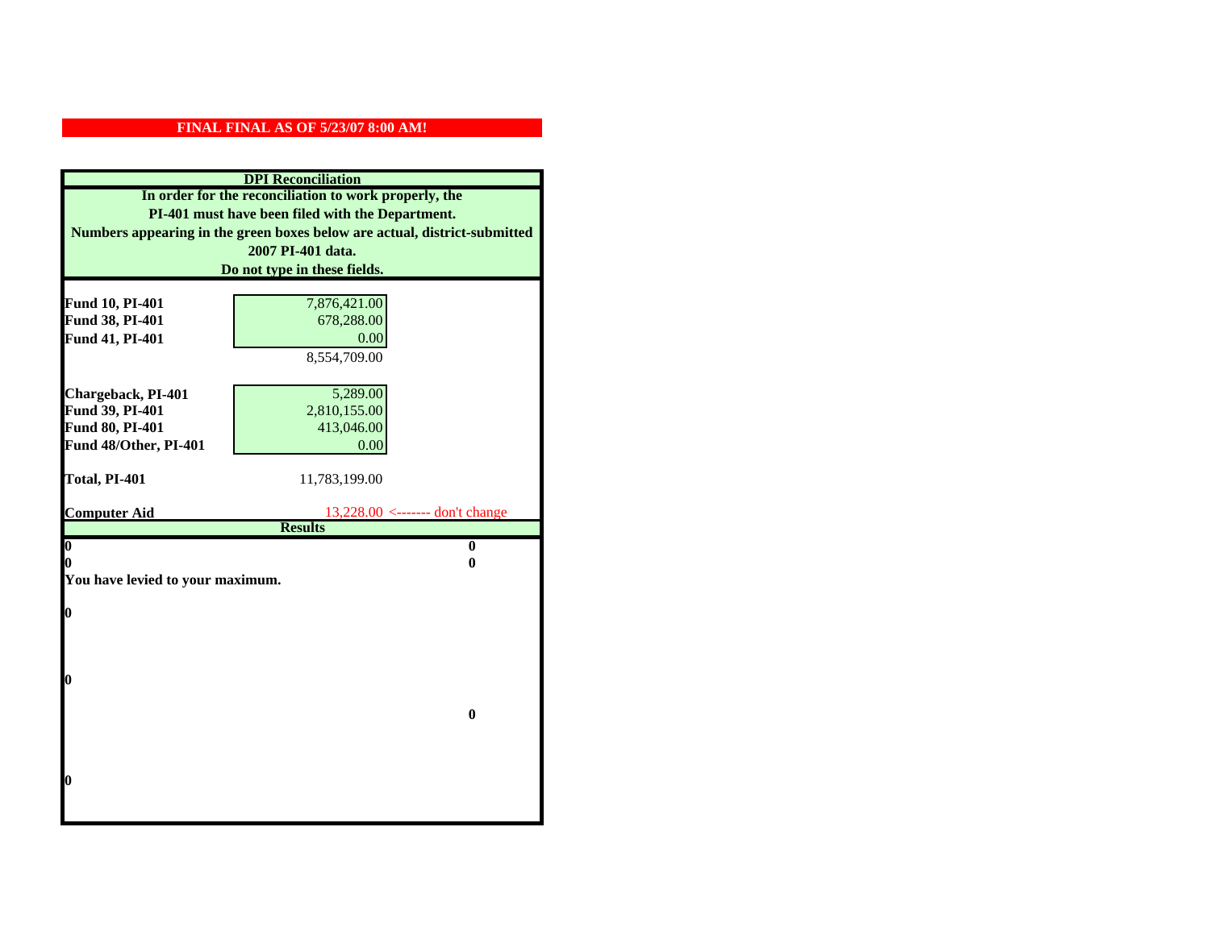**FINAL FINAL AS OF 5/23/07 8:00 AM!**

**DPI Reconciliation**

**In order for the reconciliation to work properly, the PI-401 must have been filed with the Department. Numbers appearing in the green boxes below are actual, district-submitted 2007 PI-401 data. Do not type in these fields.**

| | | |
|---|---|---|
| **Fund 10, PI-401** | 7,876,421.00 | |
| **Fund 38, PI-401** | 678,288.00 | |
| **Fund 41, PI-401** | 0.00 | |
| | 8,554,709.00 | |
| **Chargeback, PI-401** | 5,289.00 | |
| **Fund 39, PI-401** | 2,810,155.00 | |
| **Fund 80, PI-401** | 413,046.00 | |
| **Fund 48/Other, PI-401** | 0.00 | |
| **Total, PI-401** | 11,783,199.00 | |
| **Computer Aid** | 13,228.00 | <------- don't change |

**Results**

| | |
|---|---|
| **0** | **0** |
| **0** | **0** |

**You have levied to your maximum.**

**0**

**0**

**0**

**0**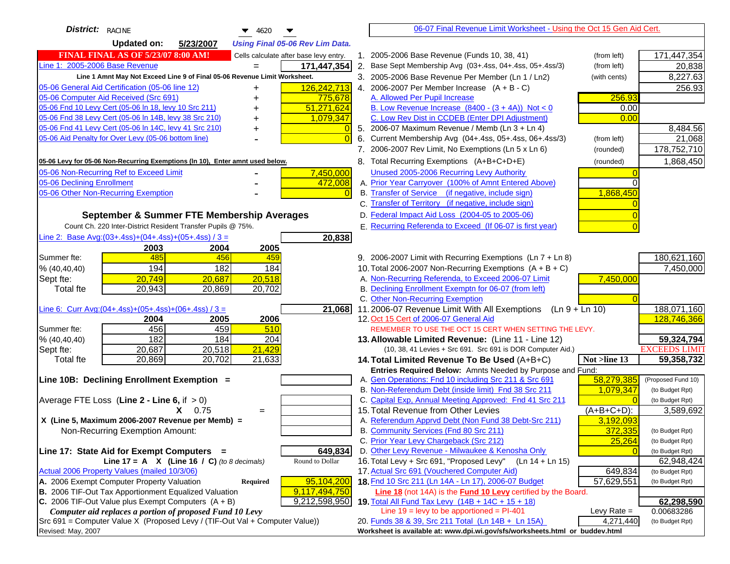**District:** RACINE 4620

**Updated on:** 5/23/2007 *Using Final 05-06 Rev Lim Data.*

**FINAL FINAL AS OF 5/23/07 8:00 AM!** Cells calculate after base levy entry.

| | | |
|---|---|---|
| Line 1: 2005-2006 Base Revenue | = | 171,447,354 |

Line 1 Amnt May Not Exceed Line 9 of Final 05-06 Revenue Limit Worksheet.

| | | |
|---|---|---|
| 05-06 General Aid Certification (05-06 line 12) | + | 126,242,713 |
| 05-06 Computer Aid Received (Src 691) | + | 775,678 |
| 05-06 Fnd 10 Levy Cert (05-06 ln 18, levy 10 Src 211) | + | 51,271,624 |
| 05-06 Fnd 38 Levy Cert (05-06 ln 14B, levy 38 Src 210) | + | 1,079,347 |
| 05-06 Fnd 41 Levy Cert (05-06 ln 14C, levy 41 Src 210) | + | 0 |
| 05-06 Aid Penalty for Over Levy (05-06 bottom line) | - | 0 |

**05-06 Levy for 05-06 Non-Recurring Exemptions (ln 10), Enter amnt used below.**

| | | |
|---|---|---|
| 05-06 Non-Recurring Ref to Exceed Limit | - | 7,450,000 |
| 05-06 Declining Enrollment | - | 472,008 |
| 05-06 Other Non-Recurring Exemption | - | 0 |

## September & Summer FTE Membership Averages

Count Ch. 220 Inter-District Resident Transfer Pupils @ 75%.

Line 2: Base Avg:(03+.4ss)+(04+.4ss)+(05+.4ss) / 3 = **20,838**

| | 2003 | 2004 | 2005 |
|---|---|---|---|
| Summer fte: | 485 | 456 | 459 |
| % (40,40,40) | 194 | 182 | 184 |
| Sept fte: | 20,749 | 20,687 | 20,518 |
| Total fte | 20,943 | 20,869 | 20,702 |

Line 6: Curr Avg:(04+.4ss)+(05+.4ss)+(06+.4ss) / 3 = **21,068**

| | 2004 | 2005 | 2006 |
|---|---|---|---|
| Summer fte: | 456 | 459 | 510 |
| % (40,40,40) | 182 | 184 | 204 |
| Sept fte: | 20,687 | 20,518 | 21,429 |
| Total fte | 20,869 | 20,702 | 21,633 |

**Line 10B: Declining Enrollment Exemption =**

Average FTE Loss (**Line 2 - Line 6**, if > 0)

X 0.75 =

X (Line 5, Maximum 2006-2007 Revenue per Memb) =

Non-Recurring Exemption Amount:

**Line 17: State Aid for Exempt Computers =** **649,834**

Line 17 = A X (Line 16 / C) *(to 8 decimals)* Round to Dollar

Actual 2006 Property Values (mailed 10/3/06)

| | | |
|---|---|---|
| A. 2006 Exempt Computer Property Valuation | Required | 95,104,200 |
| B. 2006 TIF-Out Tax Apportionment Equalized Valuation | | 9,117,494,750 |
| C. 2006 TIF-Out Value plus Exempt Computers (A + B) | | 9,212,598,950 |

*Computer aid replaces a portion of proposed Fund 10 Levy*

Src 691 = Computer Value X (Proposed Levy / (TIF-Out Val + Computer Value))

Revised: May, 2007

---

06-07 Final Revenue Limit Worksheet - Using the Oct 15 Gen Aid Cert.

| | | | |
|---|---|---|---|
| 1. 2005-2006 Base Revenue (Funds 10, 38, 41) | (from left) | | 171,447,354 |
| 2. Base Sept Membership Avg (03+.4ss, 04+.4ss, 05+.4ss/3) | (from left) | | 20,838 |
| 3. 2005-2006 Base Revenue Per Member (Ln 1 / Ln2) | (with cents) | | 8,227.63 |
| 4. 2006-2007 Per Member Increase (A + B - C) | | | 256.93 |
| A. Allowed Per Pupil Increase | | 256.93 | |
| B. Low Revenue Increase (8400 - (3 + 4A)) Not < 0 | | 0.00 | |
| C. Low Rev Dist in CCDEB (Enter DPI Adjustment) | | 0.00 | |
| 5. 2006-07 Maximum Revenue / Memb (Ln 3 + Ln 4) | | | 8,484.56 |
| 6. Current Membership Avg (04+.4ss, 05+.4ss, 06+.4ss/3) | (from left) | | 21,068 |
| 7. 2006-2007 Rev Limit, No Exemptions (Ln 5 x Ln 6) | (rounded) | | 178,752,710 |
| 8. Total Recurring Exemptions (A+B+C+D+E) | (rounded) | | 1,868,450 |
| Unused 2005-2006 Recurring Levy Authority | | 0 | |
| A. Prior Year Carryover (100% of Amnt Entered Above) | | 0 | |
| B. Transfer of Service (if negative, include sign) | | 1,868,450 | |
| C. Transfer of Territory (if negative, include sign) | | 0 | |
| D. Federal Impact Aid Loss (2004-05 to 2005-06) | | 0 | |
| E. Recurring Referenda to Exceed (If 06-07 is first year) | | 0 | |
| 9. 2006-2007 Limit with Recurring Exemptions (Ln 7 + Ln 8) | | | 180,621,160 |
| 10. Total 2006-2007 Non-Recurring Exemptions (A + B + C) | | | 7,450,000 |
| A. Non-Recurring Referenda, to Exceed 2006-07 Limit | | 7,450,000 | |
| B. Declining Enrollment Exemptn for 06-07 (from left) | | | |
| C. Other Non-Recurring Exemption | | 0 | |
| 11. 2006-07 Revenue Limit With All Exemptions (Ln 9 + Ln 10) | | | 188,071,160 |
| 12. Oct 15 Cert of 2006-07 General Aid | | | 128,746,366 |
| REMEMBER TO USE THE OCT 15 CERT WHEN SETTING THE LEVY. | | | |
| **13. Allowable Limited Revenue:** (Line 11 - Line 12) | | | **59,324,794** |
| (10, 38, 41 Levies + Src 691. Src 691 is DOR Computer Aid.) | | | EXCEEDS LIMIT |
| **14. Total Limited Revenue To Be Used** (A+B+C) | | Not >line 13 | **59,358,732** |
| Entries Required Below: Amnts Needed by Purpose and Fund: | | | |
| A. Gen Operations: Fnd 10 including Src 211 & Src 691 | | 58,279,385 | (Proposed Fund 10) |
| B. Non-Referendum Debt (inside limit) Fnd 38 Src 211 | | 1,079,347 | (to Budget Rpt) |
| C. Capital Exp, Annual Meeting Approved: Fnd 41 Src 211 | | 0 | (to Budget Rpt) |
| 15. Total Revenue from Other Levies | | (A+B+C+D): | 3,589,692 |
| A. Referendum Apprvd Debt (Non Fund 38 Debt-Src 211) | | 3,192,093 | |
| B. Community Services (Fnd 80 Src 211) | | 372,335 | (to Budget Rpt) |
| C. Prior Year Levy Chargeback (Src 212) | | 25,264 | (to Budget Rpt) |
| D. Other Levy Revenue - Milwaukee & Kenosha Only | | 0 | (to Budget Rpt) |
| 16. Total Levy + Src 691, "Proposed Levy" (Ln 14 + Ln 15) | | | 62,948,424 |
| 17. Actual Src 691 (Vouchered Computer Aid) | | 649,834 | (to Budget Rpt) |
| **18.** Fnd 10 Src 211 (Ln 14A - Ln 17), 2006-07 Budget | | 57,629,551 | (to Budget Rpt) |
| **Line 18** (not 14A) is the **Fund 10 Levy** certified by the Board. | | | |
| **19.** Total All Fund Tax Levy (14B + 14C + 15 + 18) | | | **62,298,590** |
| Line 19 = levy to be apportioned = PI-401 | | Levy Rate = | 0.00683286 |
| 20. Funds 38 & 39, Src 211 Total (Ln 14B + Ln 15A) | | 4,271,440 | (to Budget Rpt) |

Worksheet is available at: www.dpi.wi.gov/sfs/worksheets.html or buddev.html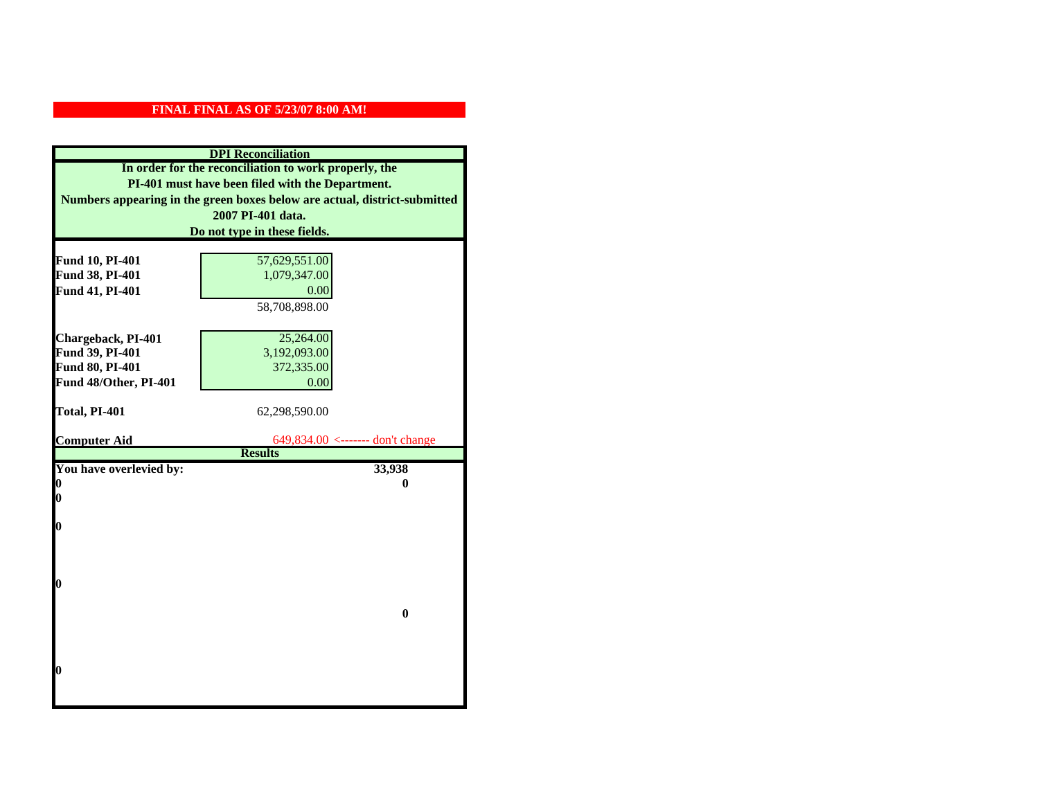**FINAL FINAL AS OF 5/23/07 8:00 AM!**

## DPI Reconciliation

**In order for the reconciliation to work properly, the PI-401 must have been filed with the Department.**
**Numbers appearing in the green boxes below are actual, district-submitted 2007 PI-401 data.**
**Do not type in these fields.**

| | | |
|---|---|---|
| **Fund 10, PI-401** | 57,629,551.00 | |
| **Fund 38, PI-401** | 1,079,347.00 | |
| **Fund 41, PI-401** | 0.00 | |
| | 58,708,898.00 | |
| **Chargeback, PI-401** | 25,264.00 | |
| **Fund 39, PI-401** | 3,192,093.00 | |
| **Fund 80, PI-401** | 372,335.00 | |
| **Fund 48/Other, PI-401** | 0.00 | |
| **Total, PI-401** | 62,298,590.00 | |
| **Computer Aid** | 649,834.00 | <------- don't change |

## Results

| | |
|---|---|
| **You have overlevied by:** | **33,938** |
| **0** | **0** |
| **0** | |
| **0** | |
| **0** | |
| | **0** |
| **0** | |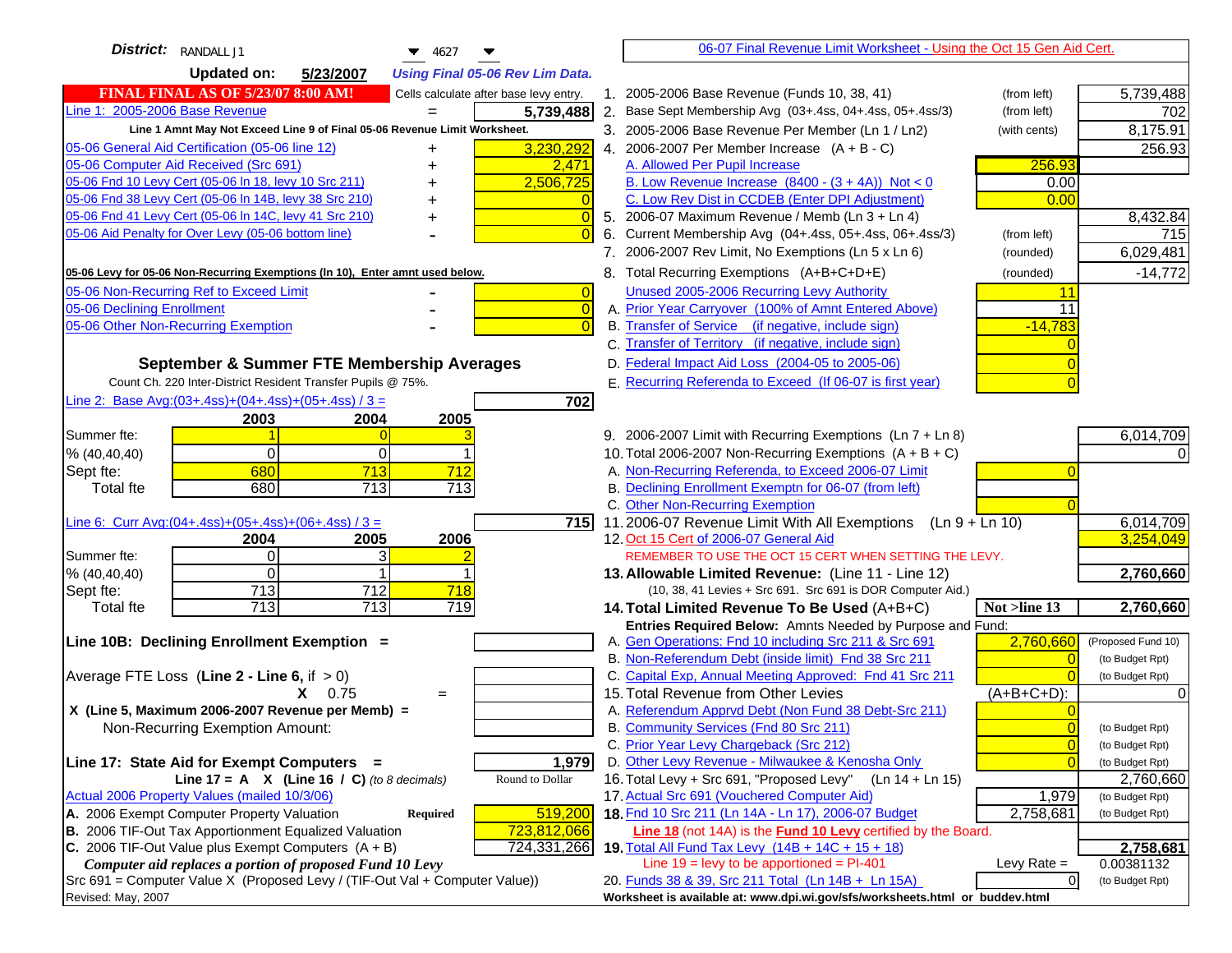**District:** RANDALL J1 4627

**Updated on:** 5/23/2007 *Using Final 05-06 Rev Lim Data.*

**FINAL FINAL AS OF 5/23/07 8:00 AM!** Cells calculate after base levy entry.

| | | |
|---|---|---|
| Line 1: 2005-2006 Base Revenue | = | 5,739,488 |

Line 1 Amnt May Not Exceed Line 9 of Final 05-06 Revenue Limit Worksheet.

| | | |
|---|---|---|
| 05-06 General Aid Certification (05-06 line 12) | + | 3,230,292 |
| 05-06 Computer Aid Received (Src 691) | + | 2,471 |
| 05-06 Fnd 10 Levy Cert (05-06 ln 18, levy 10 Src 211) | + | 2,506,725 |
| 05-06 Fnd 38 Levy Cert (05-06 ln 14B, levy 38 Src 210) | + | 0 |
| 05-06 Fnd 41 Levy Cert (05-06 ln 14C, levy 41 Src 210) | + | 0 |
| 05-06 Aid Penalty for Over Levy (05-06 bottom line) | - | 0 |

**05-06 Levy for 05-06 Non-Recurring Exemptions (ln 10), Enter amnt used below.**

| | | |
|---|---|---|
| 05-06 Non-Recurring Ref to Exceed Limit | - | 0 |
| 05-06 Declining Enrollment | - | 0 |
| 05-06 Other Non-Recurring Exemption | - | 0 |

**September & Summer FTE Membership Averages**

Count Ch. 220 Inter-District Resident Transfer Pupils @ 75%.

Line 2: Base Avg:(03+.4ss)+(04+.4ss)+(05+.4ss) / 3 = **702**

| | 2003 | 2004 | 2005 |
|---|---|---|---|
| Summer fte: | 1 | 0 | 3 |
| % (40,40,40) | 0 | 0 | 1 |
| Sept fte: | 680 | 713 | 712 |
| Total fte | 680 | 713 | 713 |

Line 6: Curr Avg:(04+.4ss)+(05+.4ss)+(06+.4ss) / 3 = **715**

| | 2004 | 2005 | 2006 |
|---|---|---|---|
| Summer fte: | 0 | 3 | 2 |
| % (40,40,40) | 0 | 1 | 1 |
| Sept fte: | 713 | 712 | 718 |
| Total fte | 713 | 713 | 719 |

**Line 10B: Declining Enrollment Exemption =**

Average FTE Loss (Line 2 - Line 6, if > 0)

X 0.75 =

X (Line 5, Maximum 2006-2007 Revenue per Memb) =

Non-Recurring Exemption Amount:

**Line 17: State Aid for Exempt Computers =** 1,979

Line 17 = A X (Line 16 / C) *(to 8 decimals)* Round to Dollar

Actual 2006 Property Values (mailed 10/3/06)

| | | |
|---|---|---|
| A. 2006 Exempt Computer Property Valuation | Required | 519,200 |
| B. 2006 TIF-Out Tax Apportionment Equalized Valuation | | 723,812,066 |
| C. 2006 TIF-Out Value plus Exempt Computers (A + B) | | 724,331,266 |

*Computer aid replaces a portion of proposed Fund 10 Levy*

Src 691 = Computer Value X (Proposed Levy / (TIF-Out Val + Computer Value))

Revised: May, 2007

**06-07 Final Revenue Limit Worksheet - Using the Oct 15 Gen Aid Cert.**

| | | | |
|---|---|---|---|
| 1. 2005-2006 Base Revenue (Funds 10, 38, 41) | (from left) | | 5,739,488 |
| 2. Base Sept Membership Avg (03+.4ss, 04+.4ss, 05+.4ss/3) | (from left) | | 702 |
| 3. 2005-2006 Base Revenue Per Member (Ln 1 / Ln2) | (with cents) | | 8,175.91 |
| 4. 2006-2007 Per Member Increase (A + B - C) | | | 256.93 |
| A. Allowed Per Pupil Increase | | 256.93 | |
| B. Low Revenue Increase (8400 - (3 + 4A)) Not < 0 | | 0.00 | |
| C. Low Rev Dist in CCDEB (Enter DPI Adjustment) | | 0.00 | |
| 5. 2006-07 Maximum Revenue / Memb (Ln 3 + Ln 4) | | | 8,432.84 |
| 6. Current Membership Avg (04+.4ss, 05+.4ss, 06+.4ss/3) | (from left) | | 715 |
| 7. 2006-2007 Rev Limit, No Exemptions (Ln 5 x Ln 6) | (rounded) | | 6,029,481 |
| 8. Total Recurring Exemptions (A+B+C+D+E) | (rounded) | | -14,772 |
| Unused 2005-2006 Recurring Levy Authority | | 11 | |
| A. Prior Year Carryover (100% of Amnt Entered Above) | | 11 | |
| B. Transfer of Service (if negative, include sign) | | -14,783 | |
| C. Transfer of Territory (if negative, include sign) | | 0 | |
| D. Federal Impact Aid Loss (2004-05 to 2005-06) | | 0 | |
| E. Recurring Referenda to Exceed (If 06-07 is first year) | | 0 | |
| 9. 2006-2007 Limit with Recurring Exemptions (Ln 7 + Ln 8) | | | 6,014,709 |
| 10. Total 2006-2007 Non-Recurring Exemptions (A + B + C) | | | 0 |
| A. Non-Recurring Referenda, to Exceed 2006-07 Limit | | 0 | |
| B. Declining Enrollment Exemptn for 06-07 (from left) | | | |
| C. Other Non-Recurring Exemption | | 0 | |
| 11. 2006-07 Revenue Limit With All Exemptions (Ln 9 + Ln 10) | | | 6,014,709 |
| 12. Oct 15 Cert of 2006-07 General Aid | | | 3,254,049 |
| REMEMBER TO USE THE OCT 15 CERT WHEN SETTING THE LEVY. | | | |
| **13. Allowable Limited Revenue:** (Line 11 - Line 12) | | | **2,760,660** |
| (10, 38, 41 Levies + Src 691. Src 691 is DOR Computer Aid.) | | | |
| **14. Total Limited Revenue To Be Used** (A+B+C) | | Not >line 13 | **2,760,660** |
| Entries Required Below: Amnts Needed by Purpose and Fund: | | | |
| A. Gen Operations: Fnd 10 including Src 211 & Src 691 | | 2,760,660 | (Proposed Fund 10) |
| B. Non-Referendum Debt (inside limit) Fnd 38 Src 211 | | 0 | (to Budget Rpt) |
| C. Capital Exp, Annual Meeting Approved: Fnd 41 Src 211 | | 0 | (to Budget Rpt) |
| 15. Total Revenue from Other Levies | | (A+B+C+D): | 0 |
| A. Referendum Apprvd Debt (Non Fund 38 Debt-Src 211) | | 0 | |
| B. Community Services (Fnd 80 Src 211) | | 0 | (to Budget Rpt) |
| C. Prior Year Levy Chargeback (Src 212) | | 0 | (to Budget Rpt) |
| D. Other Levy Revenue - Milwaukee & Kenosha Only | | 0 | (to Budget Rpt) |
| 16. Total Levy + Src 691, "Proposed Levy" (Ln 14 + Ln 15) | | | 2,760,660 |
| 17. Actual Src 691 (Vouchered Computer Aid) | | 1,979 | (to Budget Rpt) |
| **18.** Fnd 10 Src 211 (Ln 14A - Ln 17), 2006-07 Budget | | 2,758,681 | (to Budget Rpt) |
| **Line 18** (not 14A) is the **Fund 10 Levy** certified by the Board. | | | |
| **19.** Total All Fund Tax Levy (14B + 14C + 15 + 18) | | | **2,758,681** |
| Line 19 = levy to be apportioned = PI-401 | | Levy Rate = | 0.00381132 |
| 20. Funds 38 & 39, Src 211 Total (Ln 14B + Ln 15A) | | 0 | (to Budget Rpt) |

Worksheet is available at: www.dpi.wi.gov/sfs/worksheets.html or buddev.html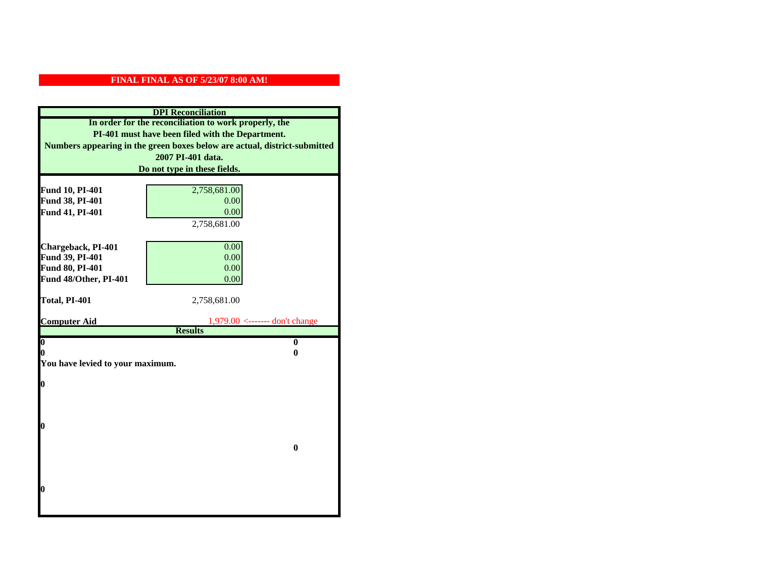**FINAL FINAL AS OF 5/23/07 8:00 AM!**

**DPI Reconciliation**

**In order for the reconciliation to work properly, the PI-401 must have been filed with the Department. Numbers appearing in the green boxes below are actual, district-submitted 2007 PI-401 data. Do not type in these fields.**

| | |
|---|---|
| **Fund 10, PI-401** | 2,758,681.00 |
| **Fund 38, PI-401** | 0.00 |
| **Fund 41, PI-401** | 0.00 |
| | 2,758,681.00 |
| **Chargeback, PI-401** | 0.00 |
| **Fund 39, PI-401** | 0.00 |
| **Fund 80, PI-401** | 0.00 |
| **Fund 48/Other, PI-401** | 0.00 |
| **Total, PI-401** | 2,758,681.00 |
| **Computer Aid** | 1,979.00 <------- don't change |

**Results**

| | |
|---|---|
| **0** | **0** |
| **0** | **0** |

**You have levied to your maximum.**

**0**

**0**

**0**

**0**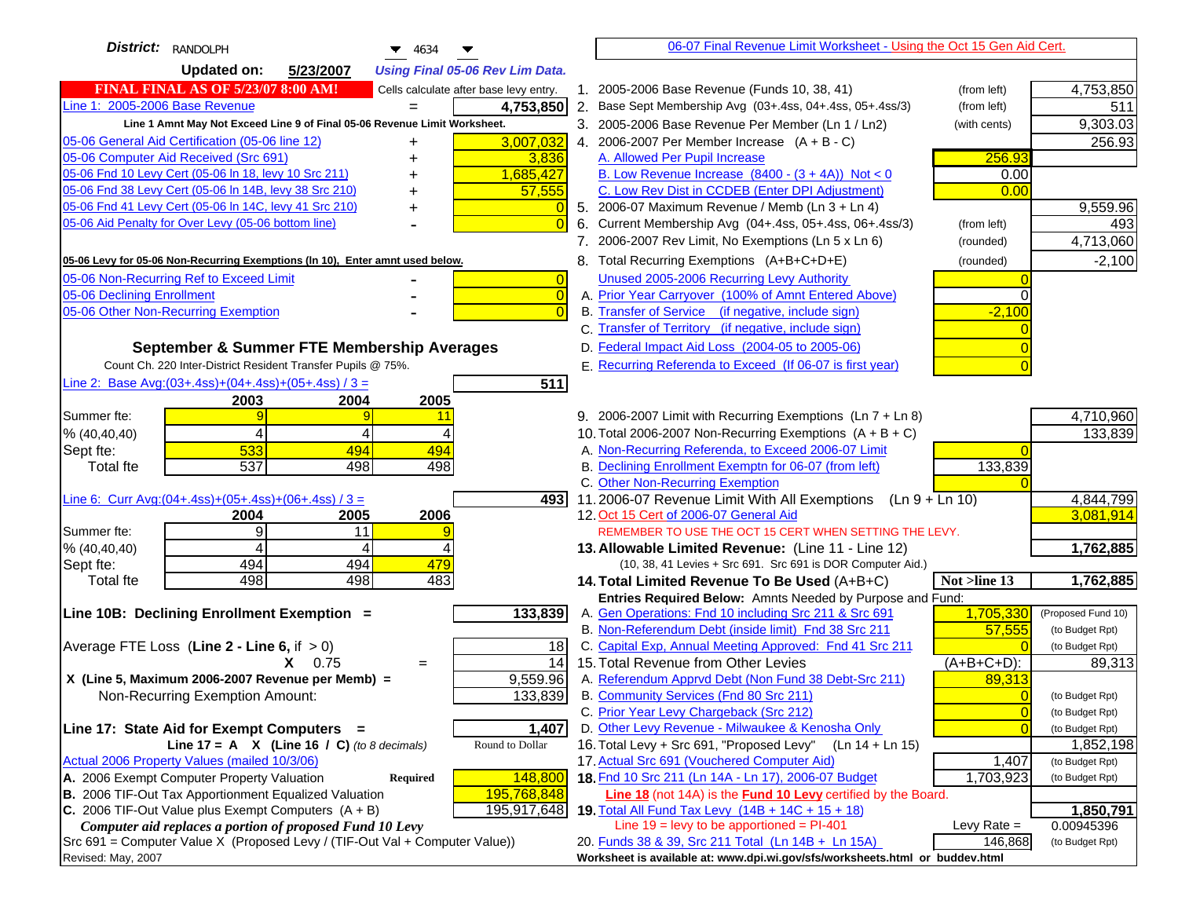**District:** RANDOLPH 4634

**Updated on:** 5/23/2007 *Using Final 05-06 Rev Lim Data.*

**FINAL FINAL AS OF 5/23/07 8:00 AM!** Cells calculate after base levy entry.

| | | |
|---|---|---|
| Line 1: 2005-2006 Base Revenue | = | 4,753,850 |

Line 1 Amnt May Not Exceed Line 9 of Final 05-06 Revenue Limit Worksheet.

| | | |
|---|---|---|
| 05-06 General Aid Certification (05-06 line 12) | + | 3,007,032 |
| 05-06 Computer Aid Received (Src 691) | + | 3,836 |
| 05-06 Fnd 10 Levy Cert (05-06 ln 18, levy 10 Src 211) | + | 1,685,427 |
| 05-06 Fnd 38 Levy Cert (05-06 ln 14B, levy 38 Src 210) | + | 57,555 |
| 05-06 Fnd 41 Levy Cert (05-06 ln 14C, levy 41 Src 210) | + | 0 |
| 05-06 Aid Penalty for Over Levy (05-06 bottom line) | - | 0 |

**05-06 Levy for 05-06 Non-Recurring Exemptions (ln 10), Enter amnt used below.**

| | | |
|---|---|---|
| 05-06 Non-Recurring Ref to Exceed Limit | - | 0 |
| 05-06 Declining Enrollment | - | 0 |
| 05-06 Other Non-Recurring Exemption | - | 0 |

**September & Summer FTE Membership Averages**

Count Ch. 220 Inter-District Resident Transfer Pupils @ 75%.

Line 2: Base Avg:(03+.4ss)+(04+.4ss)+(05+.4ss) / 3 = **511**

| | 2003 | 2004 | 2005 |
|---|---|---|---|
| Summer fte: | 9 | 9 | 11 |
| % (40,40,40) | 4 | 4 | 4 |
| Sept fte: | 533 | 494 | 494 |
| Total fte | 537 | 498 | 498 |

Line 6: Curr Avg:(04+.4ss)+(05+.4ss)+(06+.4ss) / 3 = **493**

| | 2004 | 2005 | 2006 |
|---|---|---|---|
| Summer fte: | 9 | 11 | 9 |
| % (40,40,40) | 4 | 4 | 4 |
| Sept fte: | 494 | 494 | 479 |
| Total fte | 498 | 498 | 483 |

**Line 10B: Declining Enrollment Exemption =** **133,839**

| | | |
|---|---|---|
| Average FTE Loss (Line 2 - Line 6, if > 0) | | 18 |
| X 0.75 | = | 14 |
| X (Line 5, Maximum 2006-2007 Revenue per Memb) = | | 9,559.96 |
| Non-Recurring Exemption Amount: | | 133,839 |

**Line 17: State Aid for Exempt Computers =** **1,407**

Line 17 = A X (Line 16 / C) *(to 8 decimals)* Round to Dollar

Actual 2006 Property Values (mailed 10/3/06)

| | | |
|---|---|---|
| A. 2006 Exempt Computer Property Valuation | Required | 148,800 |
| B. 2006 TIF-Out Tax Apportionment Equalized Valuation | | 195,768,848 |
| C. 2006 TIF-Out Value plus Exempt Computers (A + B) | | 195,917,648 |

*Computer aid replaces a portion of proposed Fund 10 Levy*

Src 691 = Computer Value X (Proposed Levy / (TIF-Out Val + Computer Value))

Revised: May, 2007

## 06-07 Final Revenue Limit Worksheet - Using the Oct 15 Gen Aid Cert.

| | | | |
|---|---|---|---|
| 1. 2005-2006 Base Revenue (Funds 10, 38, 41) | (from left) | | 4,753,850 |
| 2. Base Sept Membership Avg (03+.4ss, 04+.4ss, 05+.4ss/3) | (from left) | | 511 |
| 3. 2005-2006 Base Revenue Per Member (Ln 1 / Ln2) | (with cents) | | 9,303.03 |
| 4. 2006-2007 Per Member Increase (A + B - C) | | | 256.93 |
| A. Allowed Per Pupil Increase | | 256.93 | |
| B. Low Revenue Increase (8400 - (3 + 4A)) Not < 0 | | 0.00 | |
| C. Low Rev Dist in CCDEB (Enter DPI Adjustment) | | 0.00 | |
| 5. 2006-07 Maximum Revenue / Memb (Ln 3 + Ln 4) | | | 9,559.96 |
| 6. Current Membership Avg (04+.4ss, 05+.4ss, 06+.4ss/3) | (from left) | | 493 |
| 7. 2006-2007 Rev Limit, No Exemptions (Ln 5 x Ln 6) | (rounded) | | 4,713,060 |
| 8. Total Recurring Exemptions (A+B+C+D+E) | (rounded) | | -2,100 |
| Unused 2005-2006 Recurring Levy Authority | | 0 | |
| A. Prior Year Carryover (100% of Amnt Entered Above) | | 0 | |
| B. Transfer of Service (if negative, include sign) | | -2,100 | |
| C. Transfer of Territory (if negative, include sign) | | 0 | |
| D. Federal Impact Aid Loss (2004-05 to 2005-06) | | 0 | |
| E. Recurring Referenda to Exceed (If 06-07 is first year) | | 0 | |
| 9. 2006-2007 Limit with Recurring Exemptions (Ln 7 + Ln 8) | | | 4,710,960 |
| 10. Total 2006-2007 Non-Recurring Exemptions (A + B + C) | | | 133,839 |
| A. Non-Recurring Referenda, to Exceed 2006-07 Limit | | 0 | |
| B. Declining Enrollment Exemptn for 06-07 (from left) | | 133,839 | |
| C. Other Non-Recurring Exemption | | 0 | |
| 11. 2006-07 Revenue Limit With All Exemptions (Ln 9 + Ln 10) | | | 4,844,799 |
| 12. Oct 15 Cert of 2006-07 General Aid | | | 3,081,914 |
| REMEMBER TO USE THE OCT 15 CERT WHEN SETTING THE LEVY. | | | |
| **13. Allowable Limited Revenue:** (Line 11 - Line 12) | | | **1,762,885** |
| (10, 38, 41 Levies + Src 691. Src 691 is DOR Computer Aid.) | | | |
| **14. Total Limited Revenue To Be Used** (A+B+C) | | **Not >line 13** | **1,762,885** |
| Entries Required Below: Amnts Needed by Purpose and Fund: | | | |
| A. Gen Operations: Fnd 10 including Src 211 & Src 691 | | 1,705,330 | (Proposed Fund 10) |
| B. Non-Referendum Debt (inside limit) Fnd 38 Src 211 | | 57,555 | (to Budget Rpt) |
| C. Capital Exp, Annual Meeting Approved: Fnd 41 Src 211 | | 0 | (to Budget Rpt) |
| 15. Total Revenue from Other Levies | | (A+B+C+D): | 89,313 |
| A. Referendum Apprvd Debt (Non Fund 38 Debt-Src 211) | | 89,313 | |
| B. Community Services (Fnd 80 Src 211) | | 0 | (to Budget Rpt) |
| C. Prior Year Levy Chargeback (Src 212) | | 0 | (to Budget Rpt) |
| D. Other Levy Revenue - Milwaukee & Kenosha Only | | 0 | (to Budget Rpt) |
| 16. Total Levy + Src 691, "Proposed Levy" (Ln 14 + Ln 15) | | | 1,852,198 |
| 17. Actual Src 691 (Vouchered Computer Aid) | | 1,407 | (to Budget Rpt) |
| **18.** Fnd 10 Src 211 (Ln 14A - Ln 17), 2006-07 Budget | | 1,703,923 | (to Budget Rpt) |
| **Line 18** (not 14A) is the **Fund 10 Levy** certified by the Board. | | | |
| **19.** Total All Fund Tax Levy (14B + 14C + 15 + 18) | | | **1,850,791** |
| Line 19 = levy to be apportioned = PI-401 | | Levy Rate = | 0.00945396 |
| 20. Funds 38 & 39, Src 211 Total (Ln 14B + Ln 15A) | | 146,868 | (to Budget Rpt) |

**Worksheet is available at: www.dpi.wi.gov/sfs/worksheets.html or buddev.html**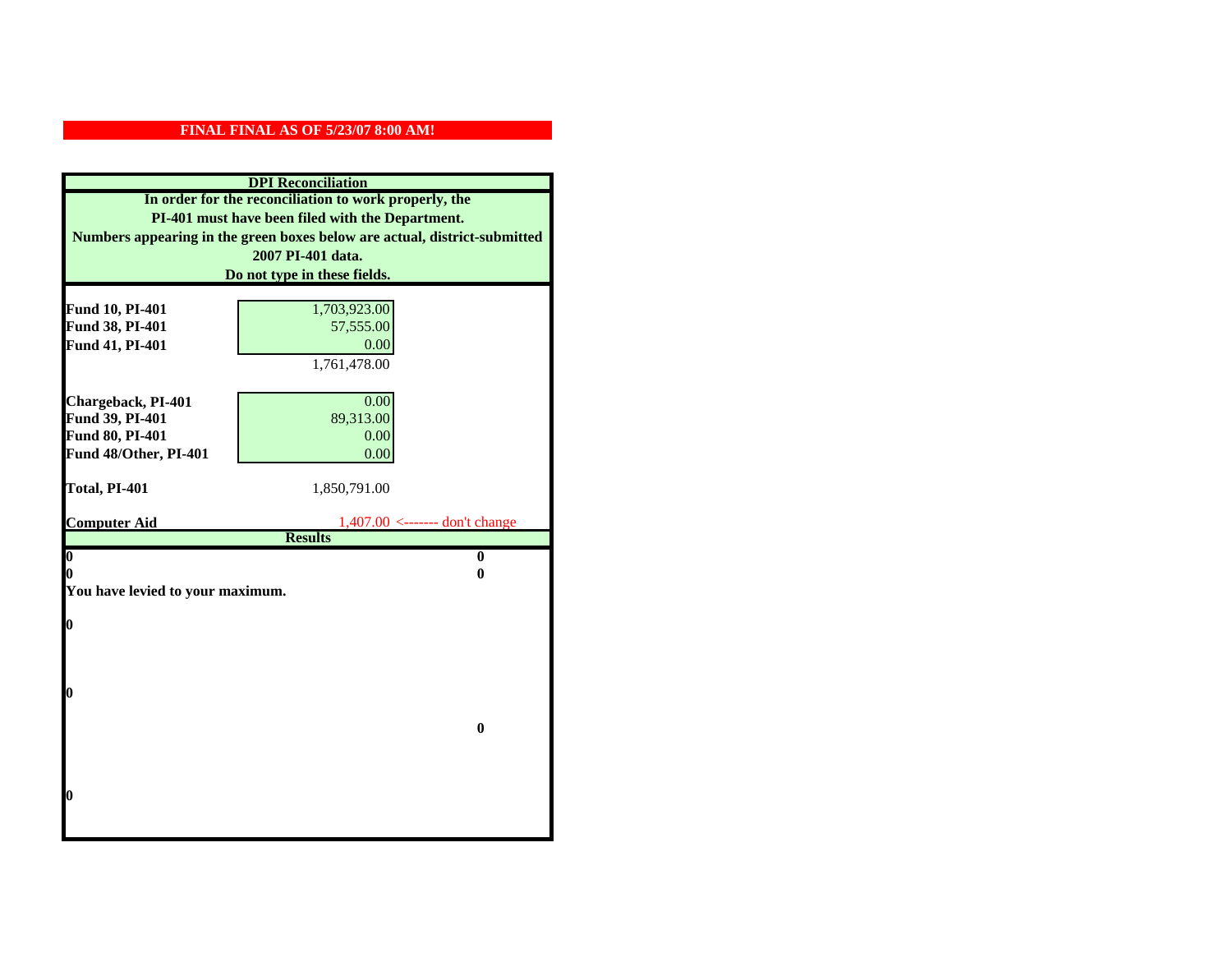**FINAL FINAL AS OF 5/23/07 8:00 AM!**

**DPI Reconciliation**

**In order for the reconciliation to work properly, the PI-401 must have been filed with the Department. Numbers appearing in the green boxes below are actual, district-submitted 2007 PI-401 data. Do not type in these fields.**

| | | |
|---|---|---|
| **Fund 10, PI-401** | 1,703,923.00 | |
| **Fund 38, PI-401** | 57,555.00 | |
| **Fund 41, PI-401** | 0.00 | |
| | 1,761,478.00 | |
| **Chargeback, PI-401** | 0.00 | |
| **Fund 39, PI-401** | 89,313.00 | |
| **Fund 80, PI-401** | 0.00 | |
| **Fund 48/Other, PI-401** | 0.00 | |
| **Total, PI-401** | 1,850,791.00 | |
| **Computer Aid** | 1,407.00 | <------- don't change |

**Results**

| | |
|---|---|
| **0** | **0** |
| **0** | **0** |

**You have levied to your maximum.**

**0**

**0**

**0**

**0**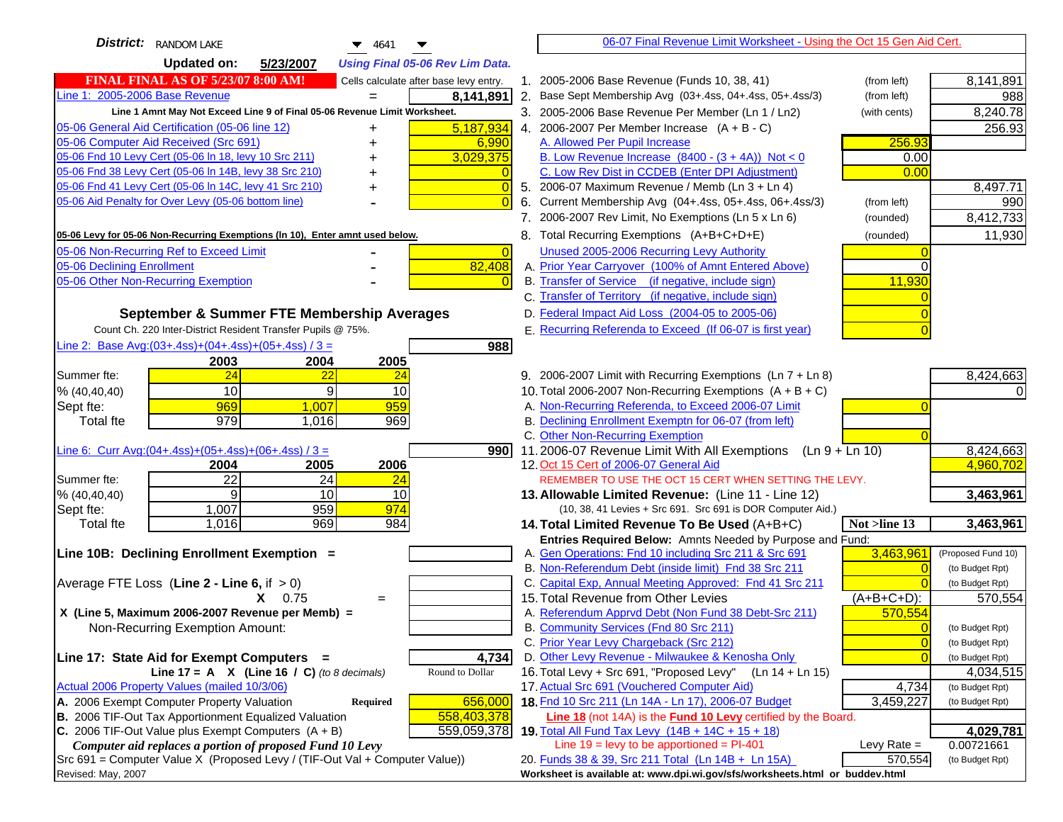**District:** RANDOM LAKE 4641

**Updated on:** 5/23/2007 *Using Final 05-06 Rev Lim Data.*

**FINAL FINAL AS OF 5/23/07 8:00 AM!** Cells calculate after base levy entry.

| | | |
|---|---|---|
| Line 1: 2005-2006 Base Revenue | = | 8,141,891 |

Line 1 Amnt May Not Exceed Line 9 of Final 05-06 Revenue Limit Worksheet.

| | | |
|---|---|---|
| 05-06 General Aid Certification (05-06 line 12) | + | 5,187,934 |
| 05-06 Computer Aid Received (Src 691) | + | 6,990 |
| 05-06 Fnd 10 Levy Cert (05-06 ln 18, levy 10 Src 211) | + | 3,029,375 |
| 05-06 Fnd 38 Levy Cert (05-06 ln 14B, levy 38 Src 210) | + | 0 |
| 05-06 Fnd 41 Levy Cert (05-06 ln 14C, levy 41 Src 210) | + | 0 |
| 05-06 Aid Penalty for Over Levy (05-06 bottom line) | - | 0 |

**05-06 Levy for 05-06 Non-Recurring Exemptions (ln 10), Enter amnt used below.**

| | | |
|---|---|---|
| 05-06 Non-Recurring Ref to Exceed Limit | - | 0 |
| 05-06 Declining Enrollment | - | 82,408 |
| 05-06 Other Non-Recurring Exemption | - | 0 |

## September & Summer FTE Membership Averages

Count Ch. 220 Inter-District Resident Transfer Pupils @ 75%.

Line 2: Base Avg:(03+.4ss)+(04+.4ss)+(05+.4ss) / 3 = **988**

| | 2003 | 2004 | 2005 |
|---|---|---|---|
| Summer fte: | 24 | 22 | 24 |
| % (40,40,40) | 10 | 9 | 10 |
| Sept fte: | 969 | 1,007 | 959 |
| Total fte | 979 | 1,016 | 969 |

Line 6: Curr Avg:(04+.4ss)+(05+.4ss)+(06+.4ss) / 3 = **990**

| | 2004 | 2005 | 2006 |
|---|---|---|---|
| Summer fte: | 22 | 24 | 24 |
| % (40,40,40) | 9 | 10 | 10 |
| Sept fte: | 1,007 | 959 | 974 |
| Total fte | 1,016 | 969 | 984 |

**Line 10B: Declining Enrollment Exemption =**

Average FTE Loss (**Line 2 - Line 6**, if > 0)

X 0.75 =

X (Line 5, Maximum 2006-2007 Revenue per Memb) =

Non-Recurring Exemption Amount:

**Line 17: State Aid for Exempt Computers =** **4,734**

Line 17 = A X (Line 16 / C) *(to 8 decimals)* Round to Dollar

Actual 2006 Property Values (mailed 10/3/06)

| | | |
|---|---|---|
| A. 2006 Exempt Computer Property Valuation | Required | 656,000 |
| B. 2006 TIF-Out Tax Apportionment Equalized Valuation | | 558,403,378 |
| C. 2006 TIF-Out Value plus Exempt Computers (A + B) | | 559,059,378 |

*Computer aid replaces a portion of proposed Fund 10 Levy*

Src 691 = Computer Value X (Proposed Levy / (TIF-Out Val + Computer Value))

Revised: May, 2007

---

06-07 Final Revenue Limit Worksheet - Using the Oct 15 Gen Aid Cert.

| | | | |
|---|---|---|---|
| 1. 2005-2006 Base Revenue (Funds 10, 38, 41) | (from left) | | 8,141,891 |
| 2. Base Sept Membership Avg (03+.4ss, 04+.4ss, 05+.4ss/3) | (from left) | | 988 |
| 3. 2005-2006 Base Revenue Per Member (Ln 1 / Ln2) | (with cents) | | 8,240.78 |
| 4. 2006-2007 Per Member Increase (A + B - C) | | | 256.93 |
| A. Allowed Per Pupil Increase | | 256.93 | |
| B. Low Revenue Increase (8400 - (3 + 4A)) Not < 0 | | 0.00 | |
| C. Low Rev Dist in CCDEB (Enter DPI Adjustment) | | 0.00 | |
| 5. 2006-07 Maximum Revenue / Memb (Ln 3 + Ln 4) | | | 8,497.71 |
| 6. Current Membership Avg (04+.4ss, 05+.4ss, 06+.4ss/3) | (from left) | | 990 |
| 7. 2006-2007 Rev Limit, No Exemptions (Ln 5 x Ln 6) | (rounded) | | 8,412,733 |
| 8. Total Recurring Exemptions (A+B+C+D+E) | (rounded) | | 11,930 |
| Unused 2005-2006 Recurring Levy Authority | | 0 | |
| A. Prior Year Carryover (100% of Amnt Entered Above) | | 0 | |
| B. Transfer of Service (if negative, include sign) | | 11,930 | |
| C. Transfer of Territory (if negative, include sign) | | 0 | |
| D. Federal Impact Aid Loss (2004-05 to 2005-06) | | 0 | |
| E. Recurring Referenda to Exceed (If 06-07 is first year) | | 0 | |
| 9. 2006-2007 Limit with Recurring Exemptions (Ln 7 + Ln 8) | | | 8,424,663 |
| 10. Total 2006-2007 Non-Recurring Exemptions (A + B + C) | | | 0 |
| A. Non-Recurring Referenda, to Exceed 2006-07 Limit | | 0 | |
| B. Declining Enrollment Exemptn for 06-07 (from left) | | | |
| C. Other Non-Recurring Exemption | | 0 | |
| 11. 2006-07 Revenue Limit With All Exemptions (Ln 9 + Ln 10) | | | 8,424,663 |
| 12. Oct 15 Cert of 2006-07 General Aid | | | 4,960,702 |

REMEMBER TO USE THE OCT 15 CERT WHEN SETTING THE LEVY.

| | | | |
|---|---|---|---|
| **13. Allowable Limited Revenue:** (Line 11 - Line 12) | | | **3,463,961** |
| (10, 38, 41 Levies + Src 691. Src 691 is DOR Computer Aid.) | | | |
| **14. Total Limited Revenue To Be Used** (A+B+C) | | **Not >line 13** | **3,463,961** |
| **Entries Required Below:** Amnts Needed by Purpose and Fund: | | | |
| A. Gen Operations: Fnd 10 including Src 211 & Src 691 | | 3,463,961 | (Proposed Fund 10) |
| B. Non-Referendum Debt (inside limit) Fnd 38 Src 211 | | 0 | (to Budget Rpt) |
| C. Capital Exp, Annual Meeting Approved: Fnd 41 Src 211 | | 0 | (to Budget Rpt) |
| 15. Total Revenue from Other Levies | | (A+B+C+D): | 570,554 |
| A. Referendum Apprvd Debt (Non Fund 38 Debt-Src 211) | | 570,554 | |
| B. Community Services (Fnd 80 Src 211) | | 0 | (to Budget Rpt) |
| C. Prior Year Levy Chargeback (Src 212) | | 0 | (to Budget Rpt) |
| D. Other Levy Revenue - Milwaukee & Kenosha Only | | 0 | (to Budget Rpt) |
| 16. Total Levy + Src 691, "Proposed Levy" (Ln 14 + Ln 15) | | | 4,034,515 |
| 17. Actual Src 691 (Vouchered Computer Aid) | | 4,734 | (to Budget Rpt) |
| **18.** Fnd 10 Src 211 (Ln 14A - Ln 17), 2006-07 Budget | | 3,459,227 | (to Budget Rpt) |
| **Line 18** (not 14A) is the **Fund 10 Levy** certified by the Board. | | | |
| **19.** Total All Fund Tax Levy (14B + 14C + 15 + 18) | | | **4,029,781** |
| Line 19 = levy to be apportioned = PI-401 | | Levy Rate = | 0.00721661 |
| 20. Funds 38 & 39, Src 211 Total (Ln 14B + Ln 15A) | | 570,554 | (to Budget Rpt) |

Worksheet is available at: www.dpi.wi.gov/sfs/worksheets.html or buddev.html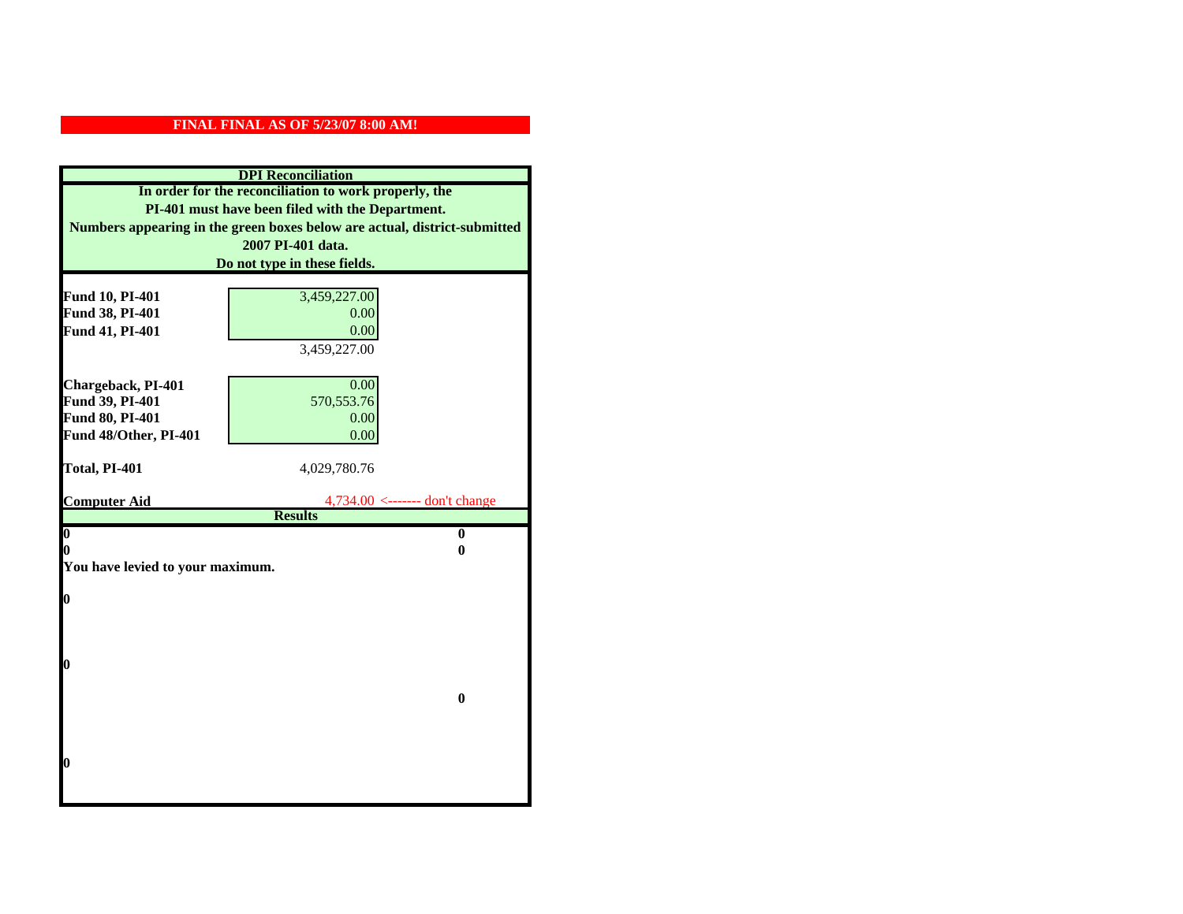**FINAL FINAL AS OF 5/23/07 8:00 AM!**

**DPI Reconciliation**

**In order for the reconciliation to work properly, the PI-401 must have been filed with the Department. Numbers appearing in the green boxes below are actual, district-submitted 2007 PI-401 data. Do not type in these fields.**

| | | |
|---|---|---|
| **Fund 10, PI-401** | 3,459,227.00 | |
| **Fund 38, PI-401** | 0.00 | |
| **Fund 41, PI-401** | 0.00 | |
| | 3,459,227.00 | |
| | | |
| **Chargeback, PI-401** | 0.00 | |
| **Fund 39, PI-401** | 570,553.76 | |
| **Fund 80, PI-401** | 0.00 | |
| **Fund 48/Other, PI-401** | 0.00 | |
| | | |
| **Total, PI-401** | 4,029,780.76 | |
| | | |
| **Computer Aid** | 4,734.00 | <------- don't change |

**Results**

| | |
|---|---|
| **0** | **0** |
| **0** | **0** |
| **You have levied to your maximum.** | |
| **0** | |
| **0** | |
| | **0** |
| **0** | |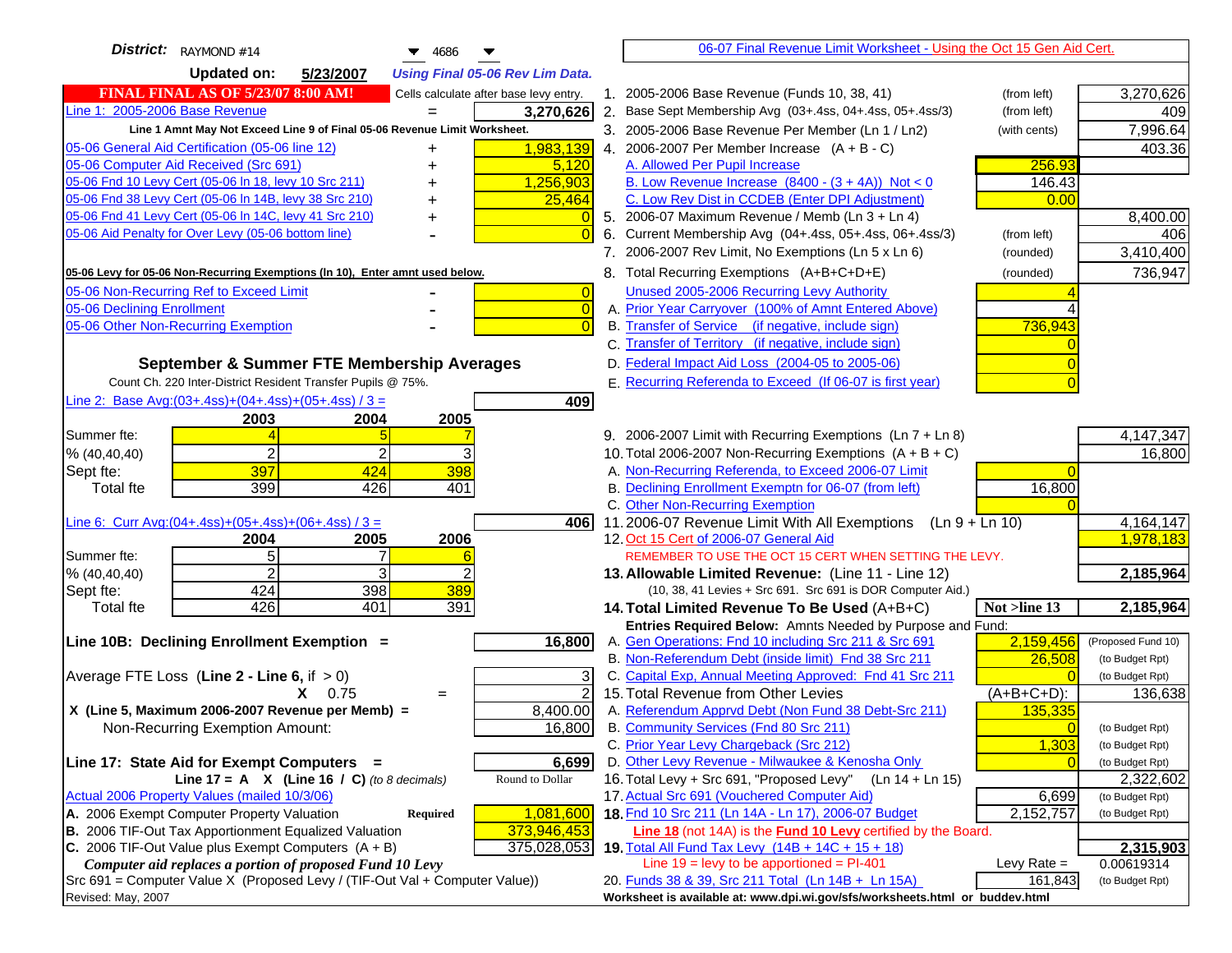**District:** RAYMOND #14 — 4686

**Updated on:** 5/23/2007 — *Using Final 05-06 Rev Lim Data.*

**FINAL FINAL AS OF 5/23/07 8:00 AM!** — Cells calculate after base levy entry.

| | | |
|---|---|---|
| Line 1: 2005-2006 Base Revenue | = | 3,270,626 |

Line 1 Amnt May Not Exceed Line 9 of Final 05-06 Revenue Limit Worksheet.

| | | |
|---|---|---|
| 05-06 General Aid Certification (05-06 line 12) | + | 1,983,139 |
| 05-06 Computer Aid Received (Src 691) | + | 5,120 |
| 05-06 Fnd 10 Levy Cert (05-06 ln 18, levy 10 Src 211) | + | 1,256,903 |
| 05-06 Fnd 38 Levy Cert (05-06 ln 14B, levy 38 Src 210) | + | 25,464 |
| 05-06 Fnd 41 Levy Cert (05-06 ln 14C, levy 41 Src 210) | + | 0 |
| 05-06 Aid Penalty for Over Levy (05-06 bottom line) | - | 0 |

**05-06 Levy for 05-06 Non-Recurring Exemptions (ln 10), Enter amnt used below.**

| | | |
|---|---|---|
| 05-06 Non-Recurring Ref to Exceed Limit | - | 0 |
| 05-06 Declining Enrollment | - | 0 |
| 05-06 Other Non-Recurring Exemption | - | 0 |

## September & Summer FTE Membership Averages

Count Ch. 220 Inter-District Resident Transfer Pupils @ 75%.

Line 2: Base Avg:(03+.4ss)+(04+.4ss)+(05+.4ss) / 3 = **409**

| | 2003 | 2004 | 2005 |
|---|---|---|---|
| Summer fte: | 4 | 5 | 7 |
| % (40,40,40) | 2 | 2 | 3 |
| Sept fte: | 397 | 424 | 398 |
| Total fte | 399 | 426 | 401 |

Line 6: Curr Avg:(04+.4ss)+(05+.4ss)+(06+.4ss) / 3 = **406**

| | 2004 | 2005 | 2006 |
|---|---|---|---|
| Summer fte: | 5 | 7 | 6 |
| % (40,40,40) | 2 | 3 | 2 |
| Sept fte: | 424 | 398 | 389 |
| Total fte | 426 | 401 | 391 |

**Line 10B: Declining Enrollment Exemption =** **16,800**

| | | |
|---|---|---|
| Average FTE Loss (Line 2 - Line 6, if > 0) | | 3 |
| X 0.75 | = | 2 |
| X (Line 5, Maximum 2006-2007 Revenue per Memb) = | | 8,400.00 |
| Non-Recurring Exemption Amount: | | 16,800 |

**Line 17: State Aid for Exempt Computers =** **6,699**

Line 17 = A X (Line 16 / C) *(to 8 decimals)* — Round to Dollar

| | | |
|---|---|---|
| Actual 2006 Property Values (mailed 10/3/06) | | |
| A. 2006 Exempt Computer Property Valuation | Required | 1,081,600 |
| B. 2006 TIF-Out Tax Apportionment Equalized Valuation | | 373,946,453 |
| C. 2006 TIF-Out Value plus Exempt Computers (A + B) | | 375,028,053 |

*Computer aid replaces a portion of proposed Fund 10 Levy*

Src 691 = Computer Value X (Proposed Levy / (TIF-Out Val + Computer Value))

Revised: May, 2007

## 06-07 Final Revenue Limit Worksheet - Using the Oct 15 Gen Aid Cert.

| | | | |
|---|---|---|---|
| 1. 2005-2006 Base Revenue (Funds 10, 38, 41) | (from left) | | 3,270,626 |
| 2. Base Sept Membership Avg (03+.4ss, 04+.4ss, 05+.4ss/3) | (from left) | | 409 |
| 3. 2005-2006 Base Revenue Per Member (Ln 1 / Ln2) | (with cents) | | 7,996.64 |
| 4. 2006-2007 Per Member Increase (A + B - C) | | | 403.36 |
| A. Allowed Per Pupil Increase | | 256.93 | |
| B. Low Revenue Increase (8400 - (3 + 4A)) Not < 0 | | 146.43 | |
| C. Low Rev Dist in CCDEB (Enter DPI Adjustment) | | 0.00 | |
| 5. 2006-07 Maximum Revenue / Memb (Ln 3 + Ln 4) | | | 8,400.00 |
| 6. Current Membership Avg (04+.4ss, 05+.4ss, 06+.4ss/3) | (from left) | | 406 |
| 7. 2006-2007 Rev Limit, No Exemptions (Ln 5 x Ln 6) | (rounded) | | 3,410,400 |
| 8. Total Recurring Exemptions (A+B+C+D+E) | (rounded) | | 736,947 |
| Unused 2005-2006 Recurring Levy Authority | | 4 | |
| A. Prior Year Carryover (100% of Amnt Entered Above) | | 4 | |
| B. Transfer of Service (if negative, include sign) | | 736,943 | |
| C. Transfer of Territory (if negative, include sign) | | 0 | |
| D. Federal Impact Aid Loss (2004-05 to 2005-06) | | 0 | |
| E. Recurring Referenda to Exceed (If 06-07 is first year) | | 0 | |
| 9. 2006-2007 Limit with Recurring Exemptions (Ln 7 + Ln 8) | | | 4,147,347 |
| 10. Total 2006-2007 Non-Recurring Exemptions (A + B + C) | | | 16,800 |
| A. Non-Recurring Referenda, to Exceed 2006-07 Limit | | 0 | |
| B. Declining Enrollment Exemptn for 06-07 (from left) | | 16,800 | |
| C. Other Non-Recurring Exemption | | 0 | |
| 11. 2006-07 Revenue Limit With All Exemptions (Ln 9 + Ln 10) | | | 4,164,147 |
| 12. Oct 15 Cert of 2006-07 General Aid | | | 1,978,183 |
| REMEMBER TO USE THE OCT 15 CERT WHEN SETTING THE LEVY. | | | |
| **13. Allowable Limited Revenue:** (Line 11 - Line 12) | | | **2,185,964** |
| (10, 38, 41 Levies + Src 691. Src 691 is DOR Computer Aid.) | | | |
| **14. Total Limited Revenue To Be Used** (A+B+C) | | **Not >line 13** | **2,185,964** |
| Entries Required Below: Amnts Needed by Purpose and Fund: | | | |
| A. Gen Operations: Fnd 10 including Src 211 & Src 691 | | 2,159,456 | (Proposed Fund 10) |
| B. Non-Referendum Debt (inside limit) Fnd 38 Src 211 | | 26,508 | (to Budget Rpt) |
| C. Capital Exp, Annual Meeting Approved: Fnd 41 Src 211 | | 0 | (to Budget Rpt) |
| 15. Total Revenue from Other Levies | | (A+B+C+D): | 136,638 |
| A. Referendum Apprvd Debt (Non Fund 38 Debt-Src 211) | | 135,335 | |
| B. Community Services (Fnd 80 Src 211) | | 0 | (to Budget Rpt) |
| C. Prior Year Levy Chargeback (Src 212) | | 1,303 | (to Budget Rpt) |
| D. Other Levy Revenue - Milwaukee & Kenosha Only | | 0 | (to Budget Rpt) |
| 16. Total Levy + Src 691, "Proposed Levy" (Ln 14 + Ln 15) | | | 2,322,602 |
| 17. Actual Src 691 (Vouchered Computer Aid) | | 6,699 | (to Budget Rpt) |
| **18.** Fnd 10 Src 211 (Ln 14A - Ln 17), 2006-07 Budget | | 2,152,757 | (to Budget Rpt) |
| **Line 18** (not 14A) is the **Fund 10 Levy** certified by the Board. | | | |
| **19.** Total All Fund Tax Levy (14B + 14C + 15 + 18) | | | **2,315,903** |
| Line 19 = levy to be apportioned = PI-401 | | Levy Rate = | 0.00619314 |
| 20. Funds 38 & 39, Src 211 Total (Ln 14B + Ln 15A) | | 161,843 | (to Budget Rpt) |

Worksheet is available at: www.dpi.wi.gov/sfs/worksheets.html or buddev.html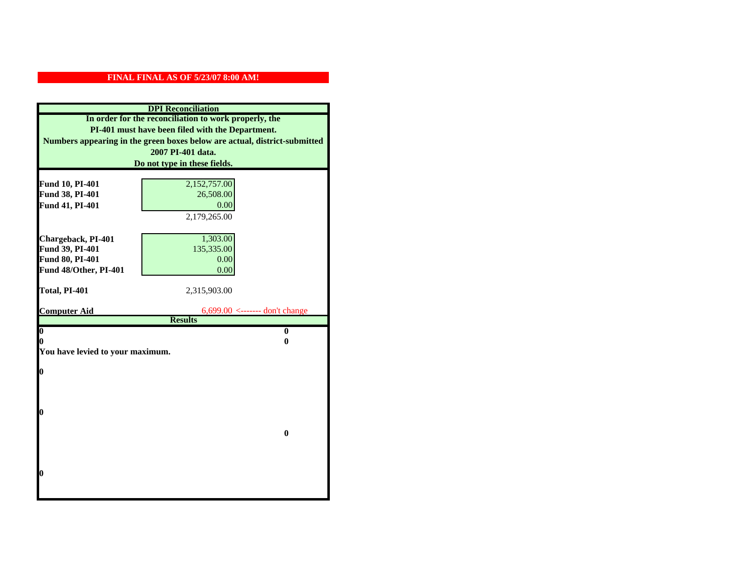**FINAL FINAL AS OF 5/23/07 8:00 AM!**

## DPI Reconciliation

**In order for the reconciliation to work properly, the PI-401 must have been filed with the Department. Numbers appearing in the green boxes below are actual, district-submitted 2007 PI-401 data. Do not type in these fields.**

| | | |
|---|---|---|
| **Fund 10, PI-401** | 2,152,757.00 | |
| **Fund 38, PI-401** | 26,508.00 | |
| **Fund 41, PI-401** | 0.00 | |
| | 2,179,265.00 | |
| | | |
| **Chargeback, PI-401** | 1,303.00 | |
| **Fund 39, PI-401** | 135,335.00 | |
| **Fund 80, PI-401** | 0.00 | |
| **Fund 48/Other, PI-401** | 0.00 | |
| | | |
| **Total, PI-401** | 2,315,903.00 | |
| | | |
| **Computer Aid** | 6,699.00 | <------- don't change |

### Results

| | |
|---|---|
| **0** | **0** |
| **0** | **0** |

**You have levied to your maximum.**

**0**

**0**

**0**

**0**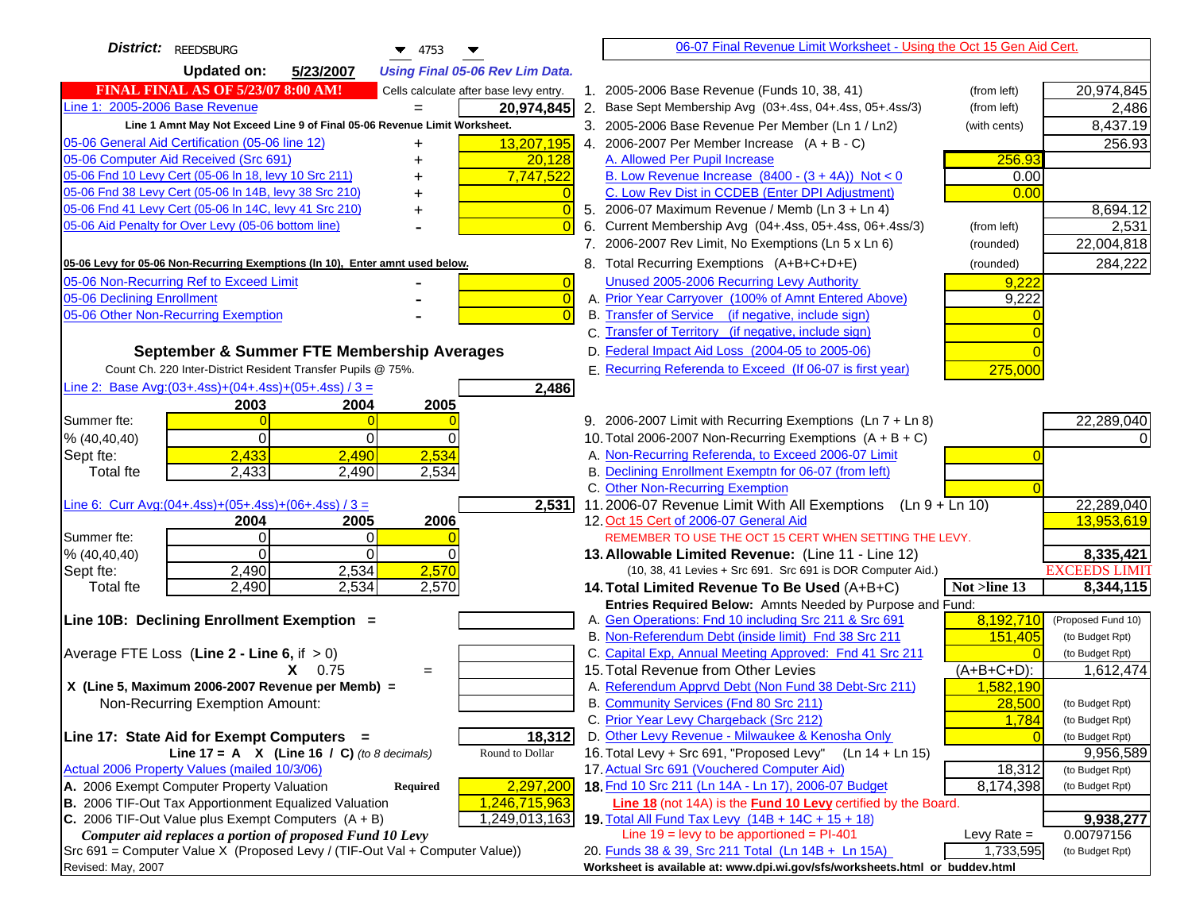**District:** REEDSBURG 4753

**Updated on:** 5/23/2007 *Using Final 05-06 Rev Lim Data.*

**FINAL FINAL AS OF 5/23/07 8:00 AM!** Cells calculate after base levy entry.

| | | |
|---|---|---|
| Line 1: 2005-2006 Base Revenue | = | 20,974,845 |

Line 1 Amnt May Not Exceed Line 9 of Final 05-06 Revenue Limit Worksheet.

| | | |
|---|---|---|
| 05-06 General Aid Certification (05-06 line 12) | + | 13,207,195 |
| 05-06 Computer Aid Received (Src 691) | + | 20,128 |
| 05-06 Fnd 10 Levy Cert (05-06 ln 18, levy 10 Src 211) | + | 7,747,522 |
| 05-06 Fnd 38 Levy Cert (05-06 ln 14B, levy 38 Src 210) | + | 0 |
| 05-06 Fnd 41 Levy Cert (05-06 ln 14C, levy 41 Src 210) | + | 0 |
| 05-06 Aid Penalty for Over Levy (05-06 bottom line) | - | 0 |

**05-06 Levy for 05-06 Non-Recurring Exemptions (ln 10), Enter amnt used below.**

| | | |
|---|---|---|
| 05-06 Non-Recurring Ref to Exceed Limit | - | 0 |
| 05-06 Declining Enrollment | - | 0 |
| 05-06 Other Non-Recurring Exemption | - | 0 |

## September & Summer FTE Membership Averages

Count Ch. 220 Inter-District Resident Transfer Pupils @ 75%.

Line 2: Base Avg:(03+.4ss)+(04+.4ss)+(05+.4ss) / 3 = **2,486**

| | 2003 | 2004 | 2005 |
|---|---|---|---|
| Summer fte: | 0 | 0 | 0 |
| % (40,40,40) | 0 | 0 | 0 |
| Sept fte: | 2,433 | 2,490 | 2,534 |
| Total fte | 2,433 | 2,490 | 2,534 |

Line 6: Curr Avg:(04+.4ss)+(05+.4ss)+(06+.4ss) / 3 = **2,531**

| | 2004 | 2005 | 2006 |
|---|---|---|---|
| Summer fte: | 0 | 0 | 0 |
| % (40,40,40) | 0 | 0 | 0 |
| Sept fte: | 2,490 | 2,534 | 2,570 |
| Total fte | 2,490 | 2,534 | 2,570 |

**Line 10B: Declining Enrollment Exemption =**

Average FTE Loss (**Line 2 - Line 6**, if > 0) =
X 0.75 =
X (Line 5, Maximum 2006-2007 Revenue per Memb) =
Non-Recurring Exemption Amount:

**Line 17: State Aid for Exempt Computers =** **18,312**
Line 17 = A X (Line 16 / C) *(to 8 decimals)* Round to Dollar

Actual 2006 Property Values (mailed 10/3/06)

| | | |
|---|---|---|
| A. 2006 Exempt Computer Property Valuation | Required | 2,297,200 |
| B. 2006 TIF-Out Tax Apportionment Equalized Valuation | | 1,246,715,963 |
| C. 2006 TIF-Out Value plus Exempt Computers (A + B) | | 1,249,013,163 |

*Computer aid replaces a portion of proposed Fund 10 Levy*
Src 691 = Computer Value X (Proposed Levy / (TIF-Out Val + Computer Value))

Revised: May, 2007

---

06-07 Final Revenue Limit Worksheet - Using the Oct 15 Gen Aid Cert.

| | | | |
|---|---|---|---|
| 1. 2005-2006 Base Revenue (Funds 10, 38, 41) | (from left) | | 20,974,845 |
| 2. Base Sept Membership Avg (03+.4ss, 04+.4ss, 05+.4ss/3) | (from left) | | 2,486 |
| 3. 2005-2006 Base Revenue Per Member (Ln 1 / Ln2) | (with cents) | | 8,437.19 |
| 4. 2006-2007 Per Member Increase (A + B - C) | | | 256.93 |
| A. Allowed Per Pupil Increase | | 256.93 | |
| B. Low Revenue Increase (8400 - (3 + 4A)) Not < 0 | | 0.00 | |
| C. Low Rev Dist in CCDEB (Enter DPI Adjustment) | | 0.00 | |
| 5. 2006-07 Maximum Revenue / Memb (Ln 3 + Ln 4) | | | 8,694.12 |
| 6. Current Membership Avg (04+.4ss, 05+.4ss, 06+.4ss/3) | (from left) | | 2,531 |
| 7. 2006-2007 Rev Limit, No Exemptions (Ln 5 x Ln 6) | (rounded) | | 22,004,818 |
| 8. Total Recurring Exemptions (A+B+C+D+E) | (rounded) | | 284,222 |
| Unused 2005-2006 Recurring Levy Authority | | 9,222 | |
| A. Prior Year Carryover (100% of Amnt Entered Above) | | 9,222 | |
| B. Transfer of Service (if negative, include sign) | | 0 | |
| C. Transfer of Territory (if negative, include sign) | | 0 | |
| D. Federal Impact Aid Loss (2004-05 to 2005-06) | | 0 | |
| E. Recurring Referenda to Exceed (If 06-07 is first year) | | 275,000 | |
| 9. 2006-2007 Limit with Recurring Exemptions (Ln 7 + Ln 8) | | | 22,289,040 |
| 10. Total 2006-2007 Non-Recurring Exemptions (A + B + C) | | | 0 |
| A. Non-Recurring Referenda, to Exceed 2006-07 Limit | | 0 | |
| B. Declining Enrollment Exemptn for 06-07 (from left) | | | |
| C. Other Non-Recurring Exemption | | 0 | |
| 11. 2006-07 Revenue Limit With All Exemptions (Ln 9 + Ln 10) | | | 22,289,040 |
| 12. Oct 15 Cert of 2006-07 General Aid | | | 13,953,619 |

REMEMBER TO USE THE OCT 15 CERT WHEN SETTING THE LEVY.

| | | | |
|---|---|---|---|
| **13. Allowable Limited Revenue:** (Line 11 - Line 12) | | | **8,335,421** |
| (10, 38, 41 Levies + Src 691. Src 691 is DOR Computer Aid.) | | | EXCEEDS LIMIT |
| **14. Total Limited Revenue To Be Used** (A+B+C) | | Not >line 13 | **8,344,115** |
| Entries Required Below: Amnts Needed by Purpose and Fund: | | | |
| A. Gen Operations: Fnd 10 including Src 211 & Src 691 | | 8,192,710 | (Proposed Fund 10) |
| B. Non-Referendum Debt (inside limit) Fnd 38 Src 211 | | 151,405 | (to Budget Rpt) |
| C. Capital Exp, Annual Meeting Approved: Fnd 41 Src 211 | | 0 | (to Budget Rpt) |
| 15. Total Revenue from Other Levies | | (A+B+C+D): | 1,612,474 |
| A. Referendum Apprvd Debt (Non Fund 38 Debt-Src 211) | | 1,582,190 | |
| B. Community Services (Fnd 80 Src 211) | | 28,500 | (to Budget Rpt) |
| C. Prior Year Levy Chargeback (Src 212) | | 1,784 | (to Budget Rpt) |
| D. Other Levy Revenue - Milwaukee & Kenosha Only | | 0 | (to Budget Rpt) |
| 16. Total Levy + Src 691, "Proposed Levy" (Ln 14 + Ln 15) | | | 9,956,589 |
| 17. Actual Src 691 (Vouchered Computer Aid) | | 18,312 | (to Budget Rpt) |
| **18.** Fnd 10 Src 211 (Ln 14A - Ln 17), 2006-07 Budget | | 8,174,398 | (to Budget Rpt) |
| **Line 18** (not 14A) is the **Fund 10 Levy** certified by the Board. | | | |
| **19.** Total All Fund Tax Levy (14B + 14C + 15 + 18) | | | **9,938,277** |
| Line 19 = levy to be apportioned = PI-401 | | Levy Rate = | 0.00797156 |
| 20. Funds 38 & 39, Src 211 Total (Ln 14B + Ln 15A) | | 1,733,595 | (to Budget Rpt) |

Worksheet is available at: www.dpi.wi.gov/sfs/worksheets.html or buddev.html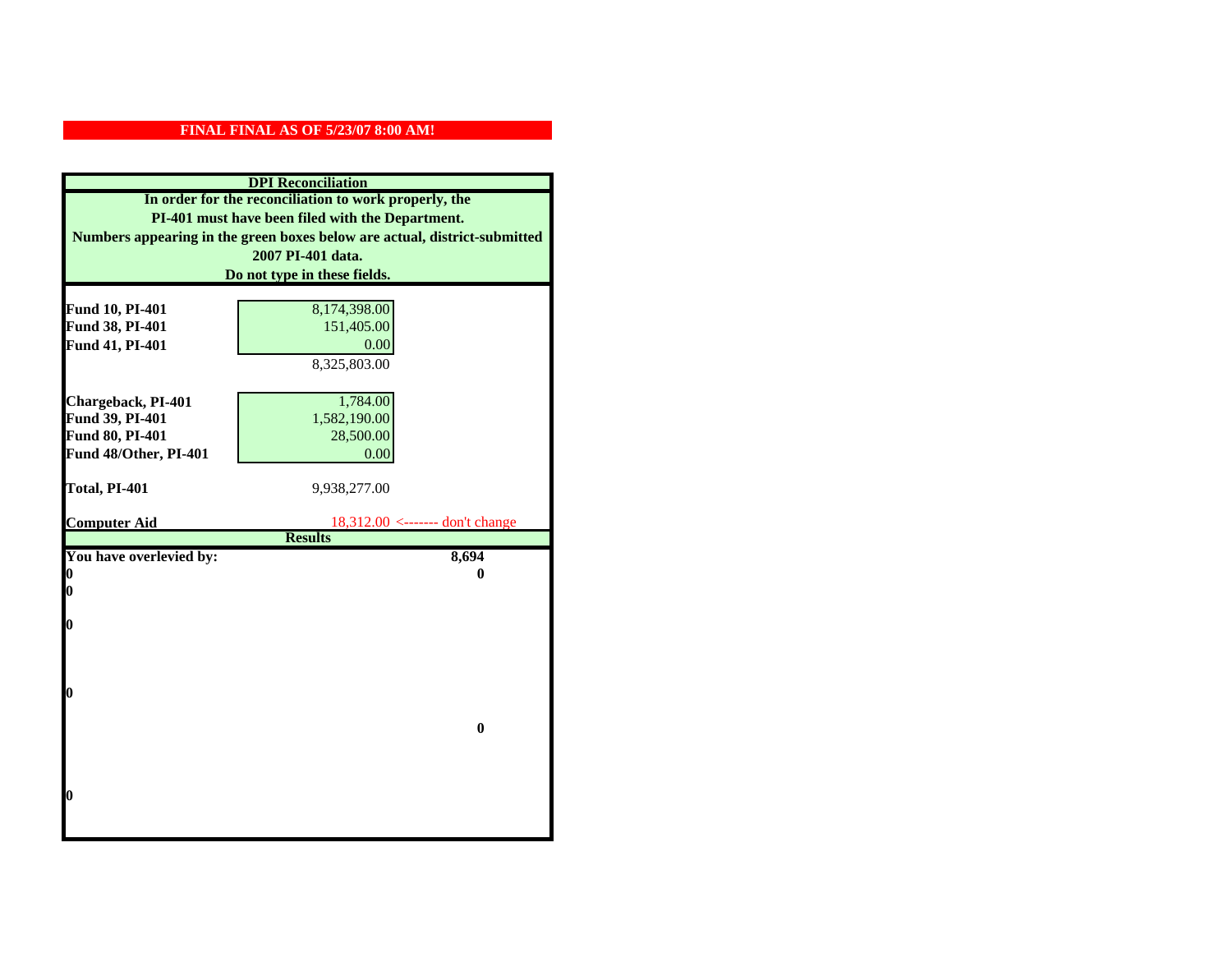**FINAL FINAL AS OF 5/23/07 8:00 AM!**

## DPI Reconciliation

**In order for the reconciliation to work properly, the PI-401 must have been filed with the Department. Numbers appearing in the green boxes below are actual, district-submitted 2007 PI-401 data. Do not type in these fields.**

| | | |
|---|---|---|
| **Fund 10, PI-401** | 8,174,398.00 | |
| **Fund 38, PI-401** | 151,405.00 | |
| **Fund 41, PI-401** | 0.00 | |
| | 8,325,803.00 | |
| | | |
| **Chargeback, PI-401** | 1,784.00 | |
| **Fund 39, PI-401** | 1,582,190.00 | |
| **Fund 80, PI-401** | 28,500.00 | |
| **Fund 48/Other, PI-401** | 0.00 | |
| | | |
| **Total, PI-401** | 9,938,277.00 | |
| | | |
| **Computer Aid** | 18,312.00 | <------- don't change |

### Results

| | |
|---|---|
| **You have overlevied by:** | **8,694** |
| **0** | **0** |
| **0** | |
| **0** | |
| **0** | |
| | **0** |
| **0** | |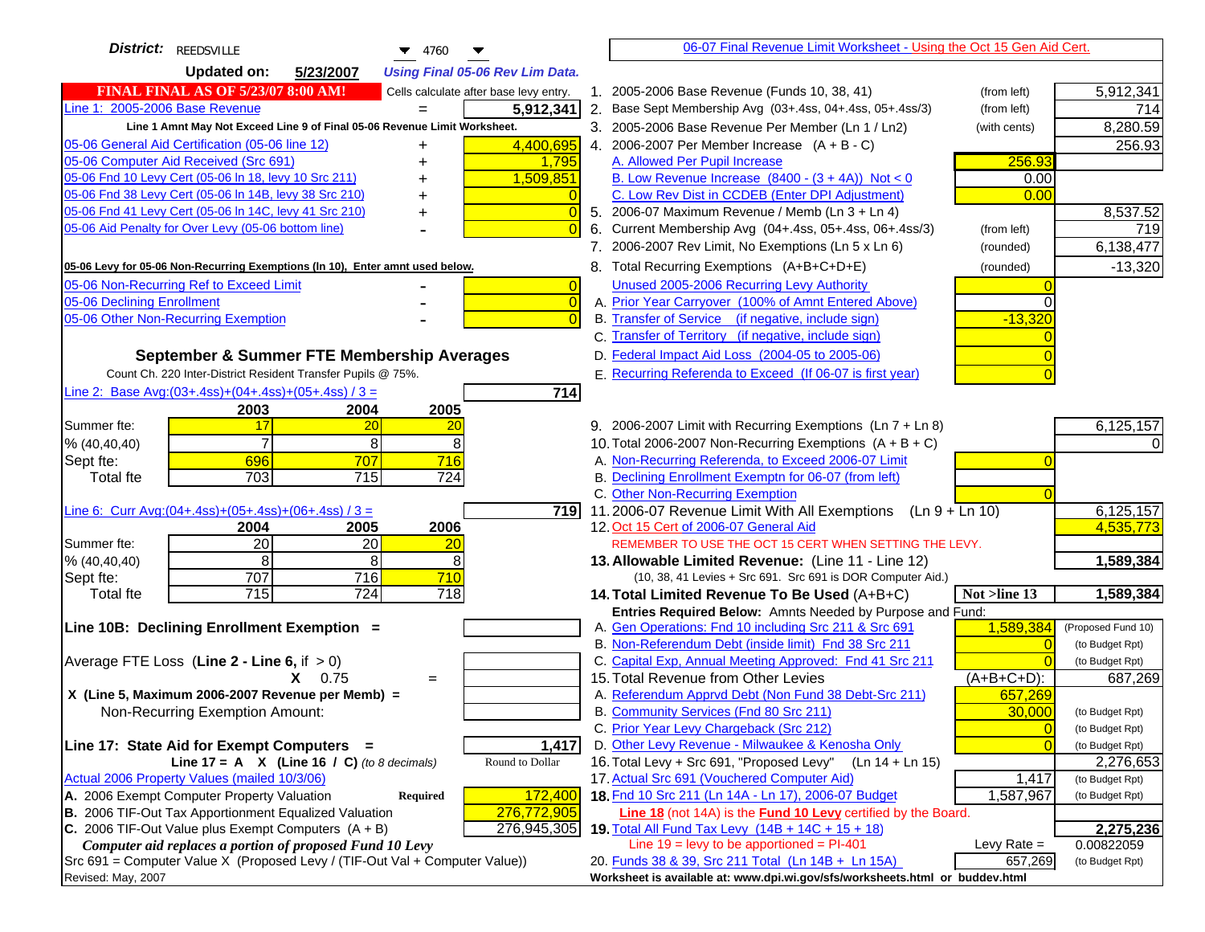**District:** REEDSVILLE 4760

**Updated on:** 5/23/2007 *Using Final 05-06 Rev Lim Data.*

06-07 Final Revenue Limit Worksheet - Using the Oct 15 Gen Aid Cert.

**FINAL FINAL AS OF 5/23/07 8:00 AM!** Cells calculate after base levy entry.

| | | |
|---|---|---|
| Line 1: 2005-2006 Base Revenue | = | 5,912,341 |

Line 1 Amnt May Not Exceed Line 9 of Final 05-06 Revenue Limit Worksheet.

| | | |
|---|---|---|
| 05-06 General Aid Certification (05-06 line 12) | + | 4,400,695 |
| 05-06 Computer Aid Received (Src 691) | + | 1,795 |
| 05-06 Fnd 10 Levy Cert (05-06 ln 18, levy 10 Src 211) | + | 1,509,851 |
| 05-06 Fnd 38 Levy Cert (05-06 ln 14B, levy 38 Src 210) | + | 0 |
| 05-06 Fnd 41 Levy Cert (05-06 ln 14C, levy 41 Src 210) | + | 0 |
| 05-06 Aid Penalty for Over Levy (05-06 bottom line) | - | 0 |

**05-06 Levy for 05-06 Non-Recurring Exemptions (ln 10), Enter amnt used below.**

| | | |
|---|---|---|
| 05-06 Non-Recurring Ref to Exceed Limit | - | 0 |
| 05-06 Declining Enrollment | - | 0 |
| 05-06 Other Non-Recurring Exemption | - | 0 |

**September & Summer FTE Membership Averages**

Count Ch. 220 Inter-District Resident Transfer Pupils @ 75%.

Line 2: Base Avg:(03+.4ss)+(04+.4ss)+(05+.4ss) / 3 = **714**

| | 2003 | 2004 | 2005 |
|---|---|---|---|
| Summer fte: | 17 | 20 | 20 |
| % (40,40,40) | 7 | 8 | 8 |
| Sept fte: | 696 | 707 | 716 |
| Total fte | 703 | 715 | 724 |

Line 6: Curr Avg:(04+.4ss)+(05+.4ss)+(06+.4ss) / 3 = **719**

| | 2004 | 2005 | 2006 |
|---|---|---|---|
| Summer fte: | 20 | 20 | 20 |
| % (40,40,40) | 8 | 8 | 8 |
| Sept fte: | 707 | 716 | 710 |
| Total fte | 715 | 724 | 718 |

**Line 10B: Declining Enrollment Exemption =**

Average FTE Loss (**Line 2 - Line 6**, if > 0)

X 0.75 =

X (Line 5, Maximum 2006-2007 Revenue per Memb) =

Non-Recurring Exemption Amount:

**Line 17: State Aid for Exempt Computers =** **1,417**

Line 17 = A X (Line 16 / C) *(to 8 decimals)* Round to Dollar

Actual 2006 Property Values (mailed 10/3/06)

| | | |
|---|---|---|
| A. 2006 Exempt Computer Property Valuation | **Required** | 172,400 |
| B. 2006 TIF-Out Tax Apportionment Equalized Valuation | | 276,772,905 |
| C. 2006 TIF-Out Value plus Exempt Computers (A + B) | | 276,945,305 |

*Computer aid replaces a portion of proposed Fund 10 Levy*

Src 691 = Computer Value X (Proposed Levy / (TIF-Out Val + Computer Value))

Revised: May, 2007

| | | | |
|---|---|---|---|
| 1. 2005-2006 Base Revenue (Funds 10, 38, 41) | (from left) | | 5,912,341 |
| 2. Base Sept Membership Avg (03+.4ss, 04+.4ss, 05+.4ss/3) | (from left) | | 714 |
| 3. 2005-2006 Base Revenue Per Member (Ln 1 / Ln2) | (with cents) | | 8,280.59 |
| 4. 2006-2007 Per Member Increase (A + B - C) | | | 256.93 |
| A. Allowed Per Pupil Increase | | 256.93 | |
| B. Low Revenue Increase (8400 - (3 + 4A)) Not < 0 | | 0.00 | |
| C. Low Rev Dist in CCDEB (Enter DPI Adjustment) | | 0.00 | |
| 5. 2006-07 Maximum Revenue / Memb (Ln 3 + Ln 4) | | | 8,537.52 |
| 6. Current Membership Avg (04+.4ss, 05+.4ss, 06+.4ss/3) | (from left) | | 719 |
| 7. 2006-2007 Rev Limit, No Exemptions (Ln 5 x Ln 6) | (rounded) | | 6,138,477 |
| 8. Total Recurring Exemptions (A+B+C+D+E) | (rounded) | | -13,320 |
| Unused 2005-2006 Recurring Levy Authority | | 0 | |
| A. Prior Year Carryover (100% of Amnt Entered Above) | | 0 | |
| B. Transfer of Service (if negative, include sign) | | -13,320 | |
| C. Transfer of Territory (if negative, include sign) | | 0 | |
| D. Federal Impact Aid Loss (2004-05 to 2005-06) | | 0 | |
| E. Recurring Referenda to Exceed (If 06-07 is first year) | | 0 | |
| 9. 2006-2007 Limit with Recurring Exemptions (Ln 7 + Ln 8) | | | 6,125,157 |
| 10. Total 2006-2007 Non-Recurring Exemptions (A + B + C) | | | 0 |
| A. Non-Recurring Referenda, to Exceed 2006-07 Limit | | 0 | |
| B. Declining Enrollment Exemptn for 06-07 (from left) | | | |
| C. Other Non-Recurring Exemption | | 0 | |
| 11. 2006-07 Revenue Limit With All Exemptions (Ln 9 + Ln 10) | | | 6,125,157 |
| 12. Oct 15 Cert of 2006-07 General Aid | | | 4,535,773 |
| REMEMBER TO USE THE OCT 15 CERT WHEN SETTING THE LEVY. | | | |
| **13. Allowable Limited Revenue:** (Line 11 - Line 12) | | | **1,589,384** |
| (10, 38, 41 Levies + Src 691. Src 691 is DOR Computer Aid.) | | | |
| **14. Total Limited Revenue To Be Used** (A+B+C) | | **Not >line 13** | **1,589,384** |
| **Entries Required Below:** Amnts Needed by Purpose and Fund: | | | |
| A. Gen Operations: Fnd 10 including Src 211 & Src 691 | | 1,589,384 | (Proposed Fund 10) |
| B. Non-Referendum Debt (inside limit) Fnd 38 Src 211 | | 0 | (to Budget Rpt) |
| C. Capital Exp, Annual Meeting Approved: Fnd 41 Src 211 | | 0 | (to Budget Rpt) |
| 15. Total Revenue from Other Levies | | (A+B+C+D): | 687,269 |
| A. Referendum Apprvd Debt (Non Fund 38 Debt-Src 211) | | 657,269 | |
| B. Community Services (Fnd 80 Src 211) | | 30,000 | (to Budget Rpt) |
| C. Prior Year Levy Chargeback (Src 212) | | 0 | (to Budget Rpt) |
| D. Other Levy Revenue - Milwaukee & Kenosha Only | | 0 | (to Budget Rpt) |
| 16. Total Levy + Src 691, "Proposed Levy" (Ln 14 + Ln 15) | | | 2,276,653 |
| 17. Actual Src 691 (Vouchered Computer Aid) | | 1,417 | (to Budget Rpt) |
| **18.** Fnd 10 Src 211 (Ln 14A - Ln 17), 2006-07 Budget | | 1,587,967 | (to Budget Rpt) |
| **Line 18** (not 14A) is the **Fund 10 Levy** certified by the Board. | | | |
| **19.** Total All Fund Tax Levy (14B + 14C + 15 + 18) | | | **2,275,236** |
| Line 19 = levy to be apportioned = PI-401 | | Levy Rate = | 0.00822059 |
| 20. Funds 38 & 39, Src 211 Total (Ln 14B + Ln 15A) | | 657,269 | (to Budget Rpt) |

Worksheet is available at: www.dpi.wi.gov/sfs/worksheets.html or buddev.html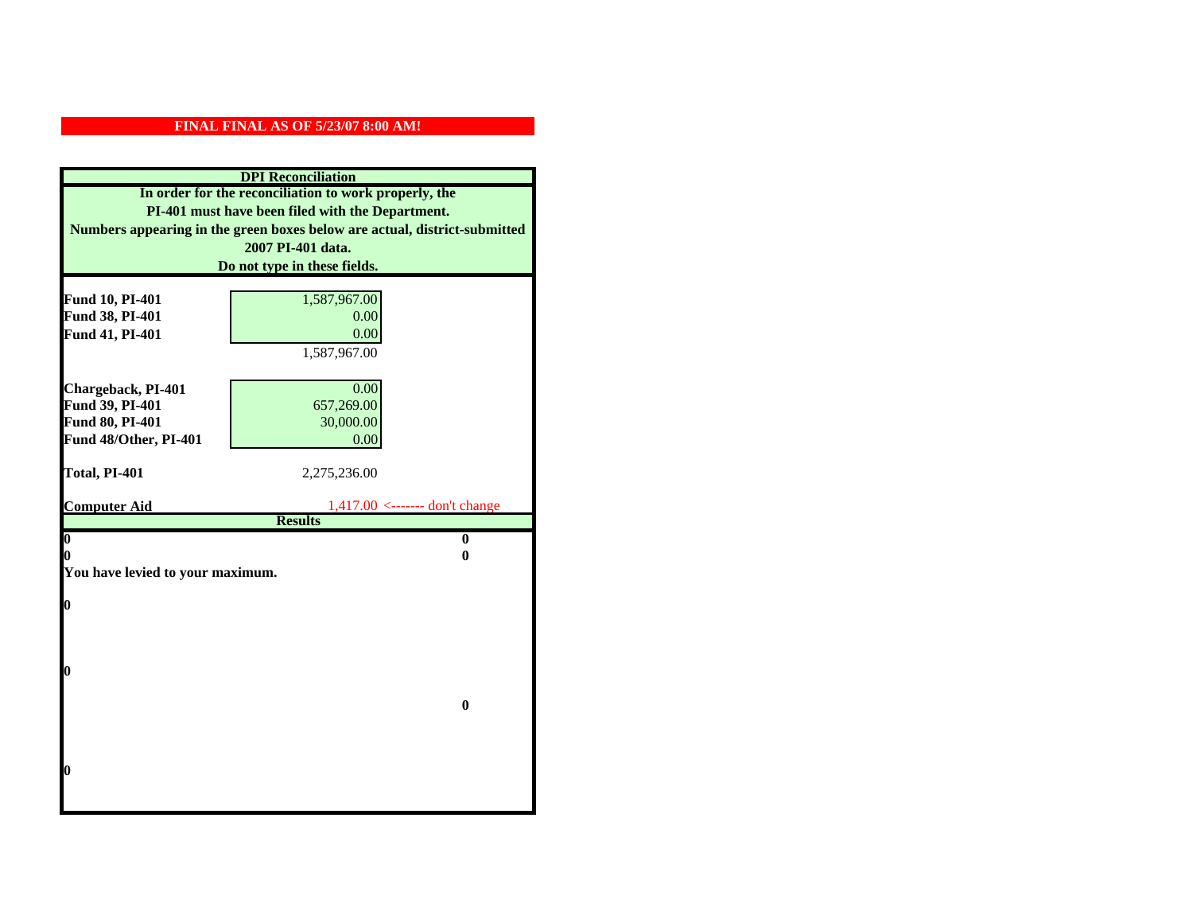**FINAL FINAL AS OF 5/23/07 8:00 AM!**

**DPI Reconciliation**

**In order for the reconciliation to work properly, the PI-401 must have been filed with the Department. Numbers appearing in the green boxes below are actual, district-submitted 2007 PI-401 data. Do not type in these fields.**

| | | |
|---|---|---|
| **Fund 10, PI-401** | 1,587,967.00 | |
| **Fund 38, PI-401** | 0.00 | |
| **Fund 41, PI-401** | 0.00 | |
| | 1,587,967.00 | |
| **Chargeback, PI-401** | 0.00 | |
| **Fund 39, PI-401** | 657,269.00 | |
| **Fund 80, PI-401** | 30,000.00 | |
| **Fund 48/Other, PI-401** | 0.00 | |
| **Total, PI-401** | 2,275,236.00 | |
| **Computer Aid** | 1,417.00 | <------- don't change |

**Results**

| | |
|---|---|
| **0** | **0** |
| **0** | **0** |

**You have levied to your maximum.**

**0**

**0**

**0**

**0**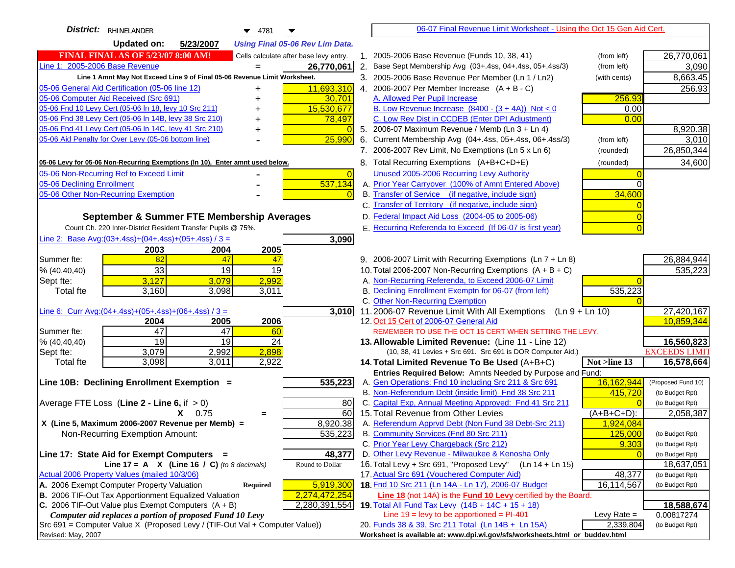**District:** RHINELANDER 4781

**Updated on:** 5/23/2007 *Using Final 05-06 Rev Lim Data.*

**FINAL FINAL AS OF 5/23/07 8:00 AM!** Cells calculate after base levy entry.

| | | |
|---|---|---|
| Line 1: 2005-2006 Base Revenue | = | 26,770,061 |

Line 1 Amnt May Not Exceed Line 9 of Final 05-06 Revenue Limit Worksheet.

| | | |
|---|---|---|
| 05-06 General Aid Certification (05-06 line 12) | + | 11,693,310 |
| 05-06 Computer Aid Received (Src 691) | + | 30,701 |
| 05-06 Fnd 10 Levy Cert (05-06 ln 18, levy 10 Src 211) | + | 15,530,677 |
| 05-06 Fnd 38 Levy Cert (05-06 ln 14B, levy 38 Src 210) | + | 78,497 |
| 05-06 Fnd 41 Levy Cert (05-06 ln 14C, levy 41 Src 210) | + | 0 |
| 05-06 Aid Penalty for Over Levy (05-06 bottom line) | - | 25,990 |

**05-06 Levy for 05-06 Non-Recurring Exemptions (ln 10), Enter amnt used below.**

| | | |
|---|---|---|
| 05-06 Non-Recurring Ref to Exceed Limit | - | 0 |
| 05-06 Declining Enrollment | - | 537,134 |
| 05-06 Other Non-Recurring Exemption | - | 0 |

## September & Summer FTE Membership Averages

Count Ch. 220 Inter-District Resident Transfer Pupils @ 75%.

Line 2: Base Avg:(03+.4ss)+(04+.4ss)+(05+.4ss) / 3 = **3,090**

| | 2003 | 2004 | 2005 |
|---|---|---|---|
| Summer fte: | 82 | 47 | 47 |
| % (40,40,40) | 33 | 19 | 19 |
| Sept fte: | 3,127 | 3,079 | 2,992 |
| Total fte | 3,160 | 3,098 | 3,011 |

Line 6: Curr Avg:(04+.4ss)+(05+.4ss)+(06+.4ss) / 3 = **3,010**

| | 2004 | 2005 | 2006 |
|---|---|---|---|
| Summer fte: | 47 | 47 | 60 |
| % (40,40,40) | 19 | 19 | 24 |
| Sept fte: | 3,079 | 2,992 | 2,898 |
| Total fte | 3,098 | 3,011 | 2,922 |

**Line 10B: Declining Enrollment Exemption =** **535,223**

| | | |
|---|---|---|
| Average FTE Loss (**Line 2 - Line 6**, if > 0) | | 80 |
| | X 0.75 = | 60 |
| X (Line 5, Maximum 2006-2007 Revenue per Memb) = | | 8,920.38 |
| Non-Recurring Exemption Amount: | | 535,223 |

**Line 17: State Aid for Exempt Computers =** **48,377**

Line 17 = A X (Line 16 / C) *(to 8 decimals)* Round to Dollar

Actual 2006 Property Values (mailed 10/3/06)

| | | |
|---|---|---|
| A. 2006 Exempt Computer Property Valuation | Required | 5,919,300 |
| B. 2006 TIF-Out Tax Apportionment Equalized Valuation | | 2,274,472,254 |
| C. 2006 TIF-Out Value plus Exempt Computers (A + B) | | 2,280,391,554 |

*Computer aid replaces a portion of proposed Fund 10 Levy*

Src 691 = Computer Value X (Proposed Levy / (TIF-Out Val + Computer Value))

Revised: May, 2007

---

06-07 Final Revenue Limit Worksheet - Using the Oct 15 Gen Aid Cert.

| | | | |
|---|---|---|---|
| 1. 2005-2006 Base Revenue (Funds 10, 38, 41) | (from left) | | 26,770,061 |
| 2. Base Sept Membership Avg (03+.4ss, 04+.4ss, 05+.4ss/3) | (from left) | | 3,090 |
| 3. 2005-2006 Base Revenue Per Member (Ln 1 / Ln2) | (with cents) | | 8,663.45 |
| 4. 2006-2007 Per Member Increase (A + B - C) | | | 256.93 |
| A. Allowed Per Pupil Increase | | 256.93 | |
| B. Low Revenue Increase (8400 - (3 + 4A)) Not < 0 | | 0.00 | |
| C. Low Rev Dist in CCDEB (Enter DPI Adjustment) | | 0.00 | |
| 5. 2006-07 Maximum Revenue / Memb (Ln 3 + Ln 4) | | | 8,920.38 |
| 6. Current Membership Avg (04+.4ss, 05+.4ss, 06+.4ss/3) | (from left) | | 3,010 |
| 7. 2006-2007 Rev Limit, No Exemptions (Ln 5 x Ln 6) | (rounded) | | 26,850,344 |
| 8. Total Recurring Exemptions (A+B+C+D+E) | (rounded) | | 34,600 |
| Unused 2005-2006 Recurring Levy Authority | | 0 | |
| A. Prior Year Carryover (100% of Amnt Entered Above) | | 0 | |
| B. Transfer of Service (if negative, include sign) | | 34,600 | |
| C. Transfer of Territory (if negative, include sign) | | 0 | |
| D. Federal Impact Aid Loss (2004-05 to 2005-06) | | 0 | |
| E. Recurring Referenda to Exceed (If 06-07 is first year) | | 0 | |
| 9. 2006-2007 Limit with Recurring Exemptions (Ln 7 + Ln 8) | | | 26,884,944 |
| 10. Total 2006-2007 Non-Recurring Exemptions (A + B + C) | | | 535,223 |
| A. Non-Recurring Referenda, to Exceed 2006-07 Limit | | 0 | |
| B. Declining Enrollment Exemptn for 06-07 (from left) | | 535,223 | |
| C. Other Non-Recurring Exemption | | 0 | |
| 11. 2006-07 Revenue Limit With All Exemptions (Ln 9 + Ln 10) | | | 27,420,167 |
| 12. Oct 15 Cert of 2006-07 General Aid | | | 10,859,344 |

REMEMBER TO USE THE OCT 15 CERT WHEN SETTING THE LEVY.

| | | | |
|---|---|---|---|
| **13. Allowable Limited Revenue:** (Line 11 - Line 12) | | | **16,560,823** |
| (10, 38, 41 Levies + Src 691. Src 691 is DOR Computer Aid.) | | | EXCEEDS LIMIT |
| **14. Total Limited Revenue To Be Used** (A+B+C) | | Not >line 13 | **16,578,664** |

Entries Required Below: Amnts Needed by Purpose and Fund:

| | | | |
|---|---|---|---|
| A. Gen Operations: Fnd 10 including Src 211 & Src 691 | | 16,162,944 | (Proposed Fund 10) |
| B. Non-Referendum Debt (inside limit) Fnd 38 Src 211 | | 415,720 | (to Budget Rpt) |
| C. Capital Exp, Annual Meeting Approved: Fnd 41 Src 211 | | 0 | (to Budget Rpt) |
| 15. Total Revenue from Other Levies | | (A+B+C+D): | 2,058,387 |
| A. Referendum Apprvd Debt (Non Fund 38 Debt-Src 211) | | 1,924,084 | |
| B. Community Services (Fnd 80 Src 211) | | 125,000 | (to Budget Rpt) |
| C. Prior Year Levy Chargeback (Src 212) | | 9,303 | (to Budget Rpt) |
| D. Other Levy Revenue - Milwaukee & Kenosha Only | | 0 | (to Budget Rpt) |
| 16. Total Levy + Src 691, "Proposed Levy" (Ln 14 + Ln 15) | | | 18,637,051 |
| 17. Actual Src 691 (Vouchered Computer Aid) | | 48,377 | (to Budget Rpt) |
| **18.** Fnd 10 Src 211 (Ln 14A - Ln 17), 2006-07 Budget | | 16,114,567 | (to Budget Rpt) |

**Line 18** (not 14A) is the **Fund 10 Levy** certified by the Board.

| | | | |
|---|---|---|---|
| **19.** Total All Fund Tax Levy (14B + 14C + 15 + 18) | | | **18,588,674** |
| Line 19 = levy to be apportioned = PI-401 | | Levy Rate = | 0.00817274 |
| 20. Funds 38 & 39, Src 211 Total (Ln 14B + Ln 15A) | | 2,339,804 | (to Budget Rpt) |

**Worksheet is available at: www.dpi.wi.gov/sfs/worksheets.html or buddev.html**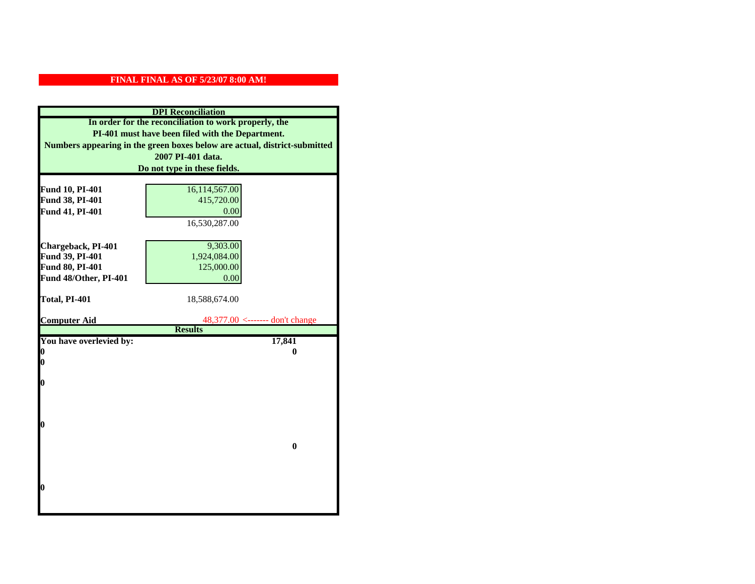**FINAL FINAL AS OF 5/23/07 8:00 AM!**

**DPI Reconciliation**

**In order for the reconciliation to work properly, the PI-401 must have been filed with the Department. Numbers appearing in the green boxes below are actual, district-submitted 2007 PI-401 data. Do not type in these fields.**

| | | |
|---|---|---|
| **Fund 10, PI-401** | 16,114,567.00 | |
| **Fund 38, PI-401** | 415,720.00 | |
| **Fund 41, PI-401** | 0.00 | |
| | 16,530,287.00 | |
| **Chargeback, PI-401** | 9,303.00 | |
| **Fund 39, PI-401** | 1,924,084.00 | |
| **Fund 80, PI-401** | 125,000.00 | |
| **Fund 48/Other, PI-401** | 0.00 | |
| **Total, PI-401** | 18,588,674.00 | |
| **Computer Aid** | 48,377.00 | <------- don't change |

**Results**

| | |
|---|---|
| **You have overlevied by:** | **17,841** |
| **0** | **0** |
| **0** | |
| **0** | |
| **0** | |
| | **0** |
| **0** | |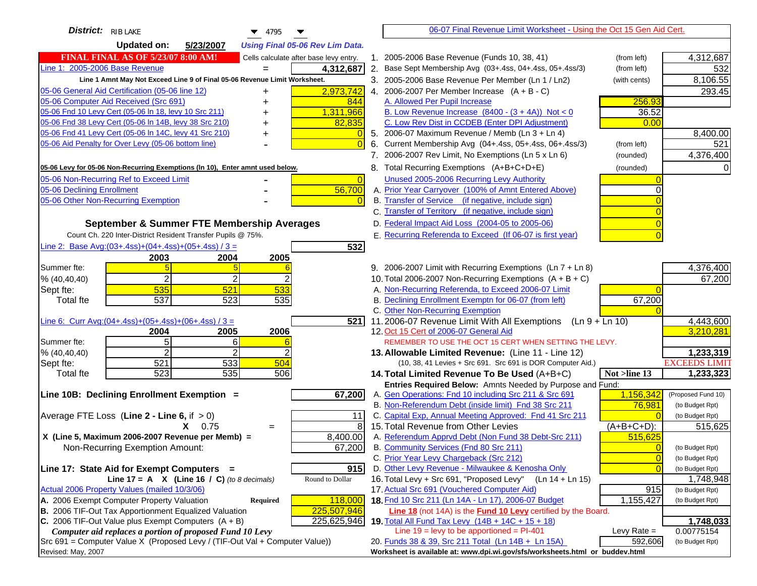**District:** RIB LAKE 4795

**Updated on:** 5/23/2007 *Using Final 05-06 Rev Lim Data.*

**FINAL FINAL AS OF 5/23/07 8:00 AM!** Cells calculate after base levy entry.

| | | |
|---|---|---|
| Line 1: 2005-2006 Base Revenue | = | 4,312,687 |

Line 1 Amnt May Not Exceed Line 9 of Final 05-06 Revenue Limit Worksheet.

| | | |
|---|---|---|
| 05-06 General Aid Certification (05-06 line 12) | + | 2,973,742 |
| 05-06 Computer Aid Received (Src 691) | + | 844 |
| 05-06 Fnd 10 Levy Cert (05-06 ln 18, levy 10 Src 211) | + | 1,311,966 |
| 05-06 Fnd 38 Levy Cert (05-06 ln 14B, levy 38 Src 210) | + | 82,835 |
| 05-06 Fnd 41 Levy Cert (05-06 ln 14C, levy 41 Src 210) | + | 0 |
| 05-06 Aid Penalty for Over Levy (05-06 bottom line) | - | 0 |

**05-06 Levy for 05-06 Non-Recurring Exemptions (ln 10), Enter amnt used below.**

| | | |
|---|---|---|
| 05-06 Non-Recurring Ref to Exceed Limit | - | 0 |
| 05-06 Declining Enrollment | - | 56,700 |
| 05-06 Other Non-Recurring Exemption | - | 0 |

**September & Summer FTE Membership Averages**

Count Ch. 220 Inter-District Resident Transfer Pupils @ 75%.

Line 2: Base Avg:(03+.4ss)+(04+.4ss)+(05+.4ss) / 3 = **532**

| | 2003 | 2004 | 2005 |
|---|---|---|---|
| Summer fte: | 5 | 5 | 6 |
| % (40,40,40) | 2 | 2 | 2 |
| Sept fte: | 535 | 521 | 533 |
| Total fte | 537 | 523 | 535 |

Line 6: Curr Avg:(04+.4ss)+(05+.4ss)+(06+.4ss) / 3 = **521**

| | 2004 | 2005 | 2006 |
|---|---|---|---|
| Summer fte: | 5 | 6 | 6 |
| % (40,40,40) | 2 | 2 | 2 |
| Sept fte: | 521 | 533 | 504 |
| Total fte | 523 | 535 | 506 |

**Line 10B: Declining Enrollment Exemption =** **67,200**

| | | |
|---|---|---|
| Average FTE Loss (Line 2 - Line 6, if > 0) | | 11 |
| X 0.75 | = | 8 |
| X (Line 5, Maximum 2006-2007 Revenue per Memb) = | | 8,400.00 |
| Non-Recurring Exemption Amount: | | 67,200 |

**Line 17: State Aid for Exempt Computers =** **915**

Line 17 = A X (Line 16 / C) *(to 8 decimals)* — Round to Dollar

Actual 2006 Property Values (mailed 10/3/06)

| | | |
|---|---|---|
| A. 2006 Exempt Computer Property Valuation | Required | 118,000 |
| B. 2006 TIF-Out Tax Apportionment Equalized Valuation | | 225,507,946 |
| C. 2006 TIF-Out Value plus Exempt Computers (A + B) | | 225,625,946 |

*Computer aid replaces a portion of proposed Fund 10 Levy*

Src 691 = Computer Value X (Proposed Levy / (TIF-Out Val + Computer Value))

Revised: May, 2007

06-07 Final Revenue Limit Worksheet - Using the Oct 15 Gen Aid Cert.

| Line | Description | | Amount |
|---|---|---|---|
| 1. | 2005-2006 Base Revenue (Funds 10, 38, 41) | (from left) | 4,312,687 |
| 2. | Base Sept Membership Avg (03+.4ss, 04+.4ss, 05+.4ss/3) | (from left) | 532 |
| 3. | 2005-2006 Base Revenue Per Member (Ln 1 / Ln2) | (with cents) | 8,106.55 |
| 4. | 2006-2007 Per Member Increase (A + B - C) | | 293.45 |
| | A. Allowed Per Pupil Increase | 256.93 | |
| | B. Low Revenue Increase (8400 - (3 + 4A)) Not < 0 | 36.52 | |
| | C. Low Rev Dist in CCDEB (Enter DPI Adjustment) | 0.00 | |
| 5. | 2006-07 Maximum Revenue / Memb (Ln 3 + Ln 4) | | 8,400.00 |
| 6. | Current Membership Avg (04+.4ss, 05+.4ss, 06+.4ss/3) | (from left) | 521 |
| 7. | 2006-2007 Rev Limit, No Exemptions (Ln 5 x Ln 6) | (rounded) | 4,376,400 |
| 8. | Total Recurring Exemptions (A+B+C+D+E) | (rounded) | 0 |
| | Unused 2005-2006 Recurring Levy Authority | 0 | |
| | A. Prior Year Carryover (100% of Amnt Entered Above) | 0 | |
| | B. Transfer of Service (if negative, include sign) | 0 | |
| | C. Transfer of Territory (if negative, include sign) | 0 | |
| | D. Federal Impact Aid Loss (2004-05 to 2005-06) | 0 | |
| | E. Recurring Referenda to Exceed (If 06-07 is first year) | 0 | |
| 9. | 2006-2007 Limit with Recurring Exemptions (Ln 7 + Ln 8) | | 4,376,400 |
| 10. | Total 2006-2007 Non-Recurring Exemptions (A + B + C) | | 67,200 |
| | A. Non-Recurring Referenda, to Exceed 2006-07 Limit | 0 | |
| | B. Declining Enrollment Exemptn for 06-07 (from left) | 67,200 | |
| | C. Other Non-Recurring Exemption | 0 | |
| 11. | 2006-07 Revenue Limit With All Exemptions (Ln 9 + Ln 10) | | 4,443,600 |
| 12. | Oct 15 Cert of 2006-07 General Aid | | 3,210,281 |
| | REMEMBER TO USE THE OCT 15 CERT WHEN SETTING THE LEVY. | | |
| **13.** | **Allowable Limited Revenue:** (Line 11 - Line 12) | | **1,233,319** |
| | (10, 38, 41 Levies + Src 691. Src 691 is DOR Computer Aid.) | | EXCEEDS LIMIT |
| **14.** | **Total Limited Revenue To Be Used** (A+B+C) | Not >line 13 | **1,233,323** |
| | **Entries Required Below:** Amnts Needed by Purpose and Fund: | | |
| | A. Gen Operations: Fnd 10 including Src 211 & Src 691 | 1,156,342 | (Proposed Fund 10) |
| | B. Non-Referendum Debt (inside limit) Fnd 38 Src 211 | 76,981 | (to Budget Rpt) |
| | C. Capital Exp, Annual Meeting Approved: Fnd 41 Src 211 | 0 | (to Budget Rpt) |
| 15. | Total Revenue from Other Levies | (A+B+C+D): | 515,625 |
| | A. Referendum Apprvd Debt (Non Fund 38 Debt-Src 211) | 515,625 | |
| | B. Community Services (Fnd 80 Src 211) | 0 | (to Budget Rpt) |
| | C. Prior Year Levy Chargeback (Src 212) | 0 | (to Budget Rpt) |
| | D. Other Levy Revenue - Milwaukee & Kenosha Only | 0 | (to Budget Rpt) |
| 16. | Total Levy + Src 691, "Proposed Levy" (Ln 14 + Ln 15) | | 1,748,948 |
| 17. | Actual Src 691 (Vouchered Computer Aid) | 915 | (to Budget Rpt) |
| **18.** | Fnd 10 Src 211 (Ln 14A - Ln 17), 2006-07 Budget | 1,155,427 | (to Budget Rpt) |
| | **Line 18** (not 14A) is the **Fund 10 Levy** certified by the Board. | | |
| **19.** | Total All Fund Tax Levy (14B + 14C + 15 + 18) | | **1,748,033** |
| | Line 19 = levy to be apportioned = PI-401 | Levy Rate = | 0.00775154 |
| 20. | Funds 38 & 39, Src 211 Total (Ln 14B + Ln 15A) | 592,606 | (to Budget Rpt) |

Worksheet is available at: www.dpi.wi.gov/sfs/worksheets.html or buddev.html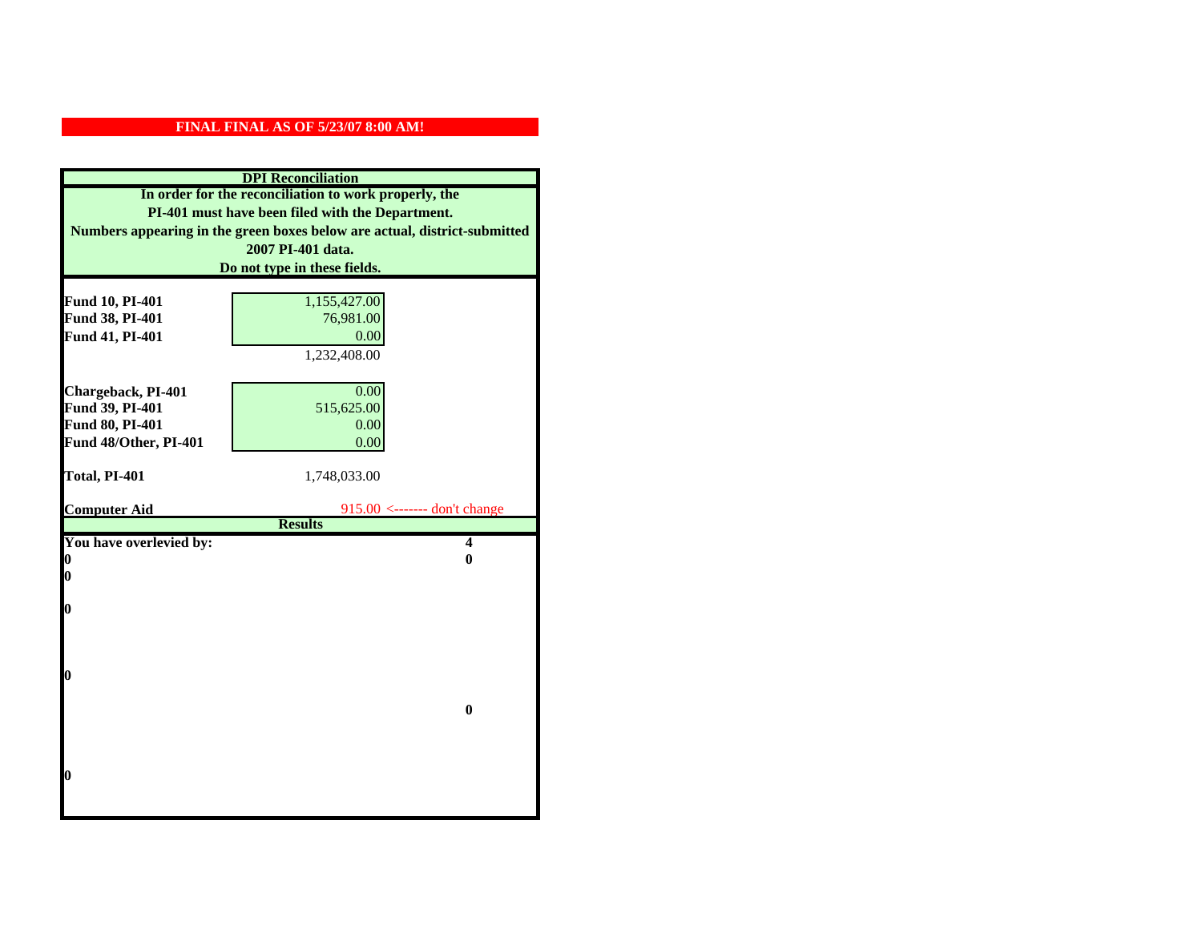**FINAL FINAL AS OF 5/23/07 8:00 AM!**

**DPI Reconciliation**

**In order for the reconciliation to work properly, the PI-401 must have been filed with the Department. Numbers appearing in the green boxes below are actual, district-submitted 2007 PI-401 data. Do not type in these fields.**

| | | |
|---|---|---|
| **Fund 10, PI-401** | 1,155,427.00 | |
| **Fund 38, PI-401** | 76,981.00 | |
| **Fund 41, PI-401** | 0.00 | |
| | 1,232,408.00 | |
| **Chargeback, PI-401** | 0.00 | |
| **Fund 39, PI-401** | 515,625.00 | |
| **Fund 80, PI-401** | 0.00 | |
| **Fund 48/Other, PI-401** | 0.00 | |
| **Total, PI-401** | 1,748,033.00 | |
| **Computer Aid** | 915.00 | <------- don't change |

**Results**

| | |
|---|---|
| **You have overlevied by:** | **4** |
| **0** | **0** |
| **0** | |
| **0** | |
| **0** | |
| | **0** |
| **0** | |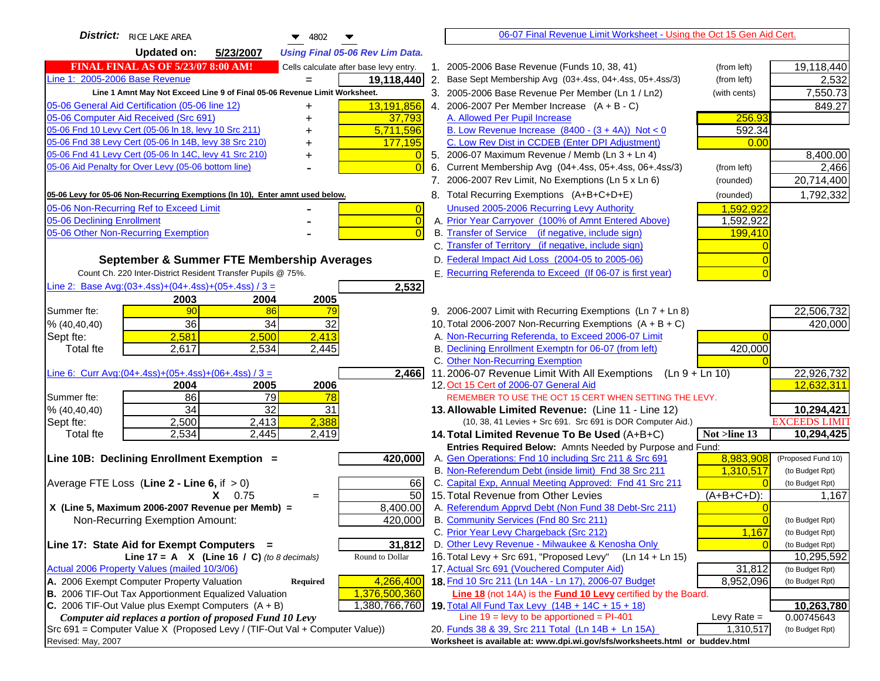**District:** RICE LAKE AREA 4802

**Updated on:** 5/23/2007 *Using Final 05-06 Rev Lim Data.*

**FINAL FINAL AS OF 5/23/07 8:00 AM!** Cells calculate after base levy entry.

| | | |
|---|---|---|
| Line 1: 2005-2006 Base Revenue | = | 19,118,440 |

Line 1 Amnt May Not Exceed Line 9 of Final 05-06 Revenue Limit Worksheet.

| | | |
|---|---|---|
| 05-06 General Aid Certification (05-06 line 12) | + | 13,191,856 |
| 05-06 Computer Aid Received (Src 691) | + | 37,793 |
| 05-06 Fnd 10 Levy Cert (05-06 ln 18, levy 10 Src 211) | + | 5,711,596 |
| 05-06 Fnd 38 Levy Cert (05-06 ln 14B, levy 38 Src 210) | + | 177,195 |
| 05-06 Fnd 41 Levy Cert (05-06 ln 14C, levy 41 Src 210) | + | 0 |
| 05-06 Aid Penalty for Over Levy (05-06 bottom line) | - | 0 |

**05-06 Levy for 05-06 Non-Recurring Exemptions (ln 10), Enter amnt used below.**

| | | |
|---|---|---|
| 05-06 Non-Recurring Ref to Exceed Limit | - | 0 |
| 05-06 Declining Enrollment | - | 0 |
| 05-06 Other Non-Recurring Exemption | - | 0 |

**September & Summer FTE Membership Averages**

Count Ch. 220 Inter-District Resident Transfer Pupils @ 75%.

Line 2: Base Avg:(03+.4ss)+(04+.4ss)+(05+.4ss) / 3 = **2,532**

| | 2003 | 2004 | 2005 |
|---|---|---|---|
| Summer fte: | 90 | 86 | 79 |
| % (40,40,40) | 36 | 34 | 32 |
| Sept fte: | 2,581 | 2,500 | 2,413 |
| Total fte | 2,617 | 2,534 | 2,445 |

Line 6: Curr Avg:(04+.4ss)+(05+.4ss)+(06+.4ss) / 3 = **2,466**

| | 2004 | 2005 | 2006 |
|---|---|---|---|
| Summer fte: | 86 | 79 | 78 |
| % (40,40,40) | 34 | 32 | 31 |
| Sept fte: | 2,500 | 2,413 | 2,388 |
| Total fte | 2,534 | 2,445 | 2,419 |

**Line 10B: Declining Enrollment Exemption =** **420,000**

| | | |
|---|---|---|
| Average FTE Loss (**Line 2 - Line 6**, if > 0) | | 66 |
| **X** 0.75 | = | 50 |
| **X (Line 5, Maximum 2006-2007 Revenue per Memb) =** | | 8,400.00 |
| Non-Recurring Exemption Amount: | | 420,000 |

**Line 17: State Aid for Exempt Computers =** **31,812**

**Line 17 = A X (Line 16 / C)** *(to 8 decimals)* Round to Dollar

Actual 2006 Property Values (mailed 10/3/06)

| | | |
|---|---|---|
| A. 2006 Exempt Computer Property Valuation | **Required** | 4,266,400 |
| B. 2006 TIF-Out Tax Apportionment Equalized Valuation | | 1,376,500,360 |
| C. 2006 TIF-Out Value plus Exempt Computers (A + B) | | 1,380,766,760 |

***Computer aid replaces a portion of proposed Fund 10 Levy***

Src 691 = Computer Value X (Proposed Levy / (TIF-Out Val + Computer Value))

Revised: May, 2007

06-07 Final Revenue Limit Worksheet - Using the Oct 15 Gen Aid Cert.

| | | | |
|---|---|---|---|
| 1. 2005-2006 Base Revenue (Funds 10, 38, 41) | (from left) | | 19,118,440 |
| 2. Base Sept Membership Avg (03+.4ss, 04+.4ss, 05+.4ss/3) | (from left) | | 2,532 |
| 3. 2005-2006 Base Revenue Per Member (Ln 1 / Ln2) | (with cents) | | 7,550.73 |
| 4. 2006-2007 Per Member Increase (A + B - C) | | | 849.27 |
| A. Allowed Per Pupil Increase | | 256.93 | |
| B. Low Revenue Increase (8400 - (3 + 4A)) Not < 0 | | 592.34 | |
| C. Low Rev Dist in CCDEB (Enter DPI Adjustment) | | 0.00 | |
| 5. 2006-07 Maximum Revenue / Memb (Ln 3 + Ln 4) | | | 8,400.00 |
| 6. Current Membership Avg (04+.4ss, 05+.4ss, 06+.4ss/3) | (from left) | | 2,466 |
| 7. 2006-2007 Rev Limit, No Exemptions (Ln 5 x Ln 6) | (rounded) | | 20,714,400 |
| 8. Total Recurring Exemptions (A+B+C+D+E) | (rounded) | | 1,792,332 |
| Unused 2005-2006 Recurring Levy Authority | | 1,592,922 | |
| A. Prior Year Carryover (100% of Amnt Entered Above) | | 1,592,922 | |
| B. Transfer of Service (if negative, include sign) | | 199,410 | |
| C. Transfer of Territory (if negative, include sign) | | 0 | |
| D. Federal Impact Aid Loss (2004-05 to 2005-06) | | 0 | |
| E. Recurring Referenda to Exceed (If 06-07 is first year) | | 0 | |
| 9. 2006-2007 Limit with Recurring Exemptions (Ln 7 + Ln 8) | | | 22,506,732 |
| 10. Total 2006-2007 Non-Recurring Exemptions (A + B + C) | | | 420,000 |
| A. Non-Recurring Referenda, to Exceed 2006-07 Limit | | 0 | |
| B. Declining Enrollment Exemptn for 06-07 (from left) | | 420,000 | |
| C. Other Non-Recurring Exemption | | 0 | |
| 11. 2006-07 Revenue Limit With All Exemptions (Ln 9 + Ln 10) | | | 22,926,732 |
| 12. Oct 15 Cert of 2006-07 General Aid | | | 12,632,311 |

REMEMBER TO USE THE OCT 15 CERT WHEN SETTING THE LEVY.

| | | | |
|---|---|---|---|
| **13. Allowable Limited Revenue:** (Line 11 - Line 12) | | | **10,294,421** |
| (10, 38, 41 Levies + Src 691. Src 691 is DOR Computer Aid.) | | | EXCEEDS LIMIT |
| **14. Total Limited Revenue To Be Used** (A+B+C) | | **Not >line 13** | **10,294,425** |

Entries Required Below: Amnts Needed by Purpose and Fund:

| | | | |
|---|---|---|---|
| A. Gen Operations: Fnd 10 including Src 211 & Src 691 | | 8,983,908 | (Proposed Fund 10) |
| B. Non-Referendum Debt (inside limit) Fnd 38 Src 211 | | 1,310,517 | (to Budget Rpt) |
| C. Capital Exp, Annual Meeting Approved: Fnd 41 Src 211 | | 0 | (to Budget Rpt) |
| 15. Total Revenue from Other Levies | | (A+B+C+D): | 1,167 |
| A. Referendum Apprvd Debt (Non Fund 38 Debt-Src 211) | | 0 | |
| B. Community Services (Fnd 80 Src 211) | | 0 | (to Budget Rpt) |
| C. Prior Year Levy Chargeback (Src 212) | | 1,167 | (to Budget Rpt) |
| D. Other Levy Revenue - Milwaukee & Kenosha Only | | 0 | (to Budget Rpt) |
| 16. Total Levy + Src 691, "Proposed Levy" (Ln 14 + Ln 15) | | | 10,295,592 |
| 17. Actual Src 691 (Vouchered Computer Aid) | | 31,812 | (to Budget Rpt) |
| **18.** Fnd 10 Src 211 (Ln 14A - Ln 17), 2006-07 Budget | | 8,952,096 | (to Budget Rpt) |

**Line 18** (not 14A) is the **Fund 10 Levy** certified by the Board.

| | | | |
|---|---|---|---|
| **19.** Total All Fund Tax Levy (14B + 14C + 15 + 18) | | | **10,263,780** |
| Line 19 = levy to be apportioned = PI-401 | | Levy Rate = | 0.00745643 |
| 20. Funds 38 & 39, Src 211 Total (Ln 14B + Ln 15A) | | 1,310,517 | (to Budget Rpt) |

**Worksheet is available at: www.dpi.wi.gov/sfs/worksheets.html or buddev.html**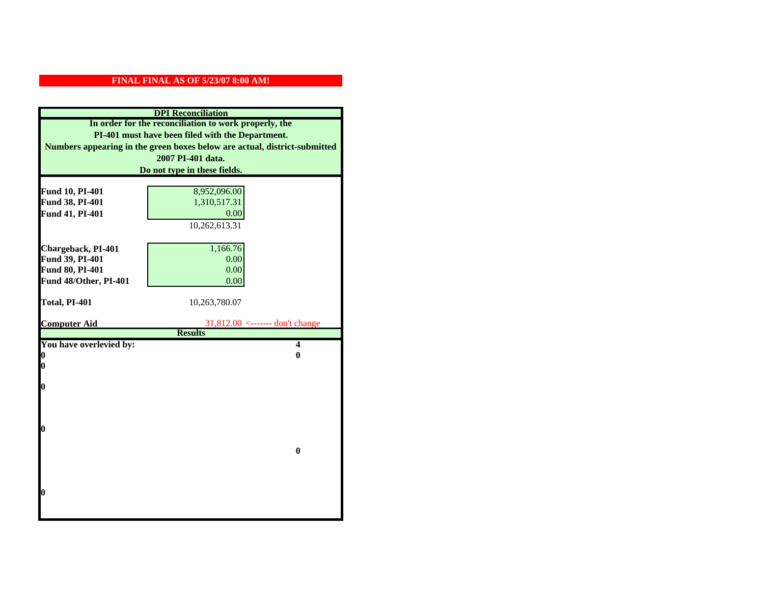**FINAL FINAL AS OF 5/23/07 8:00 AM!**

**DPI Reconciliation**

**In order for the reconciliation to work properly, the PI-401 must have been filed with the Department. Numbers appearing in the green boxes below are actual, district-submitted 2007 PI-401 data. Do not type in these fields.**

| | | |
|---|---|---|
| **Fund 10, PI-401** | 8,952,096.00 | |
| **Fund 38, PI-401** | 1,310,517.31 | |
| **Fund 41, PI-401** | 0.00 | |
| | 10,262,613.31 | |
| **Chargeback, PI-401** | 1,166.76 | |
| **Fund 39, PI-401** | 0.00 | |
| **Fund 80, PI-401** | 0.00 | |
| **Fund 48/Other, PI-401** | 0.00 | |
| **Total, PI-401** | 10,263,780.07 | |
| **Computer Aid** | 31,812.00 | <------- don't change |

**Results**

| | |
|---|---|
| **You have overlevied by:** | **4** |
| **0** | **0** |
| **0** | |
| **0** | |
| **0** | |
| | **0** |
| **0** | |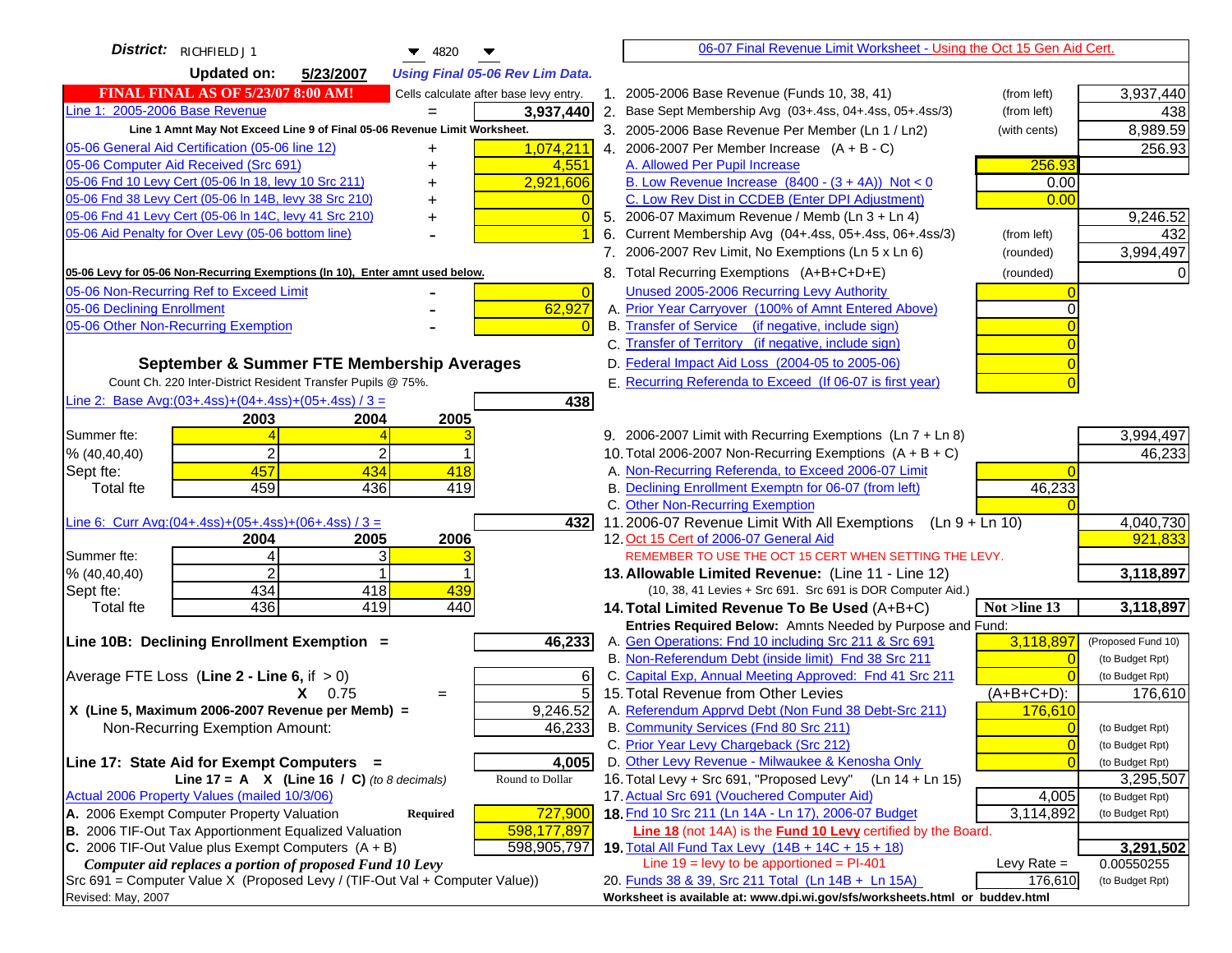**District:** RICHFIELD J 1 — 4820

**Updated on:** 5/23/2007 — *Using Final 05-06 Rev Lim Data.*

**FINAL FINAL AS OF 5/23/07 8:00 AM!** — Cells calculate after base levy entry.

| | | |
|---|---|---|
| Line 1: 2005-2006 Base Revenue | = | 3,937,440 |
| Line 1 Amnt May Not Exceed Line 9 of Final 05-06 Revenue Limit Worksheet. | | |
| 05-06 General Aid Certification (05-06 line 12) | + | 1,074,211 |
| 05-06 Computer Aid Received (Src 691) | + | 4,551 |
| 05-06 Fnd 10 Levy Cert (05-06 ln 18, levy 10 Src 211) | + | 2,921,606 |
| 05-06 Fnd 38 Levy Cert (05-06 ln 14B, levy 38 Src 210) | + | 0 |
| 05-06 Fnd 41 Levy Cert (05-06 ln 14C, levy 41 Src 210) | + | 0 |
| 05-06 Aid Penalty for Over Levy (05-06 bottom line) | - | 1 |

**05-06 Levy for 05-06 Non-Recurring Exemptions (ln 10), Enter amnt used below.**

| | | |
|---|---|---|
| 05-06 Non-Recurring Ref to Exceed Limit | - | 0 |
| 05-06 Declining Enrollment | - | 62,927 |
| 05-06 Other Non-Recurring Exemption | - | 0 |

### September & Summer FTE Membership Averages

Count Ch. 220 Inter-District Resident Transfer Pupils @ 75%.

Line 2: Base Avg:(03+.4ss)+(04+.4ss)+(05+.4ss) / 3 = **438**

| | 2003 | 2004 | 2005 |
|---|---|---|---|
| Summer fte: | 4 | 4 | 3 |
| % (40,40,40) | 2 | 2 | 1 |
| Sept fte: | 457 | 434 | 418 |
| Total fte | 459 | 436 | 419 |

Line 6: Curr Avg:(04+.4ss)+(05+.4ss)+(06+.4ss) / 3 = **432**

| | 2004 | 2005 | 2006 |
|---|---|---|---|
| Summer fte: | 4 | 3 | 3 |
| % (40,40,40) | 2 | 1 | 1 |
| Sept fte: | 434 | 418 | 439 |
| Total fte | 436 | 419 | 440 |

**Line 10B: Declining Enrollment Exemption =** **46,233**

| | | |
|---|---|---|
| Average FTE Loss (Line 2 - Line 6, if > 0) | | 6 |
| X 0.75 | = | 5 |
| X (Line 5, Maximum 2006-2007 Revenue per Memb) = | | 9,246.52 |
| Non-Recurring Exemption Amount: | | 46,233 |

**Line 17: State Aid for Exempt Computers =** **4,005**

Line 17 = A X (Line 16 / C) *(to 8 decimals)* — Round to Dollar

| | | |
|---|---|---|
| Actual 2006 Property Values (mailed 10/3/06) | | |
| A. 2006 Exempt Computer Property Valuation | Required | 727,900 |
| B. 2006 TIF-Out Tax Apportionment Equalized Valuation | | 598,177,897 |
| C. 2006 TIF-Out Value plus Exempt Computers (A + B) | | 598,905,797 |

*Computer aid replaces a portion of proposed Fund 10 Levy*

Src 691 = Computer Value X (Proposed Levy / (TIF-Out Val + Computer Value))

Revised: May, 2007

---

**06-07 Final Revenue Limit Worksheet - Using the Oct 15 Gen Aid Cert.**

| | | | |
|---|---|---|---|
| 1. 2005-2006 Base Revenue (Funds 10, 38, 41) | (from left) | | 3,937,440 |
| 2. Base Sept Membership Avg (03+.4ss, 04+.4ss, 05+.4ss/3) | (from left) | | 438 |
| 3. 2005-2006 Base Revenue Per Member (Ln 1 / Ln2) | (with cents) | | 8,989.59 |
| 4. 2006-2007 Per Member Increase (A + B - C) | | | 256.93 |
| A. Allowed Per Pupil Increase | | 256.93 | |
| B. Low Revenue Increase (8400 - (3 + 4A)) Not < 0 | | 0.00 | |
| C. Low Rev Dist in CCDEB (Enter DPI Adjustment) | | 0.00 | |
| 5. 2006-07 Maximum Revenue / Memb (Ln 3 + Ln 4) | | | 9,246.52 |
| 6. Current Membership Avg (04+.4ss, 05+.4ss, 06+.4ss/3) | (from left) | | 432 |
| 7. 2006-2007 Rev Limit, No Exemptions (Ln 5 x Ln 6) | (rounded) | | 3,994,497 |
| 8. Total Recurring Exemptions (A+B+C+D+E) | (rounded) | | 0 |
| Unused 2005-2006 Recurring Levy Authority | | 0 | |
| A. Prior Year Carryover (100% of Amnt Entered Above) | | 0 | |
| B. Transfer of Service (if negative, include sign) | | 0 | |
| C. Transfer of Territory (if negative, include sign) | | 0 | |
| D. Federal Impact Aid Loss (2004-05 to 2005-06) | | 0 | |
| E. Recurring Referenda to Exceed (If 06-07 is first year) | | 0 | |
| 9. 2006-2007 Limit with Recurring Exemptions (Ln 7 + Ln 8) | | | 3,994,497 |
| 10. Total 2006-2007 Non-Recurring Exemptions (A + B + C) | | | 46,233 |
| A. Non-Recurring Referenda, to Exceed 2006-07 Limit | | 0 | |
| B. Declining Enrollment Exemptn for 06-07 (from left) | | 46,233 | |
| C. Other Non-Recurring Exemption | | 0 | |
| 11. 2006-07 Revenue Limit With All Exemptions (Ln 9 + Ln 10) | | | 4,040,730 |
| 12. Oct 15 Cert of 2006-07 General Aid | | | 921,833 |
| REMEMBER TO USE THE OCT 15 CERT WHEN SETTING THE LEVY. | | | |
| **13. Allowable Limited Revenue:** (Line 11 - Line 12) | | | **3,118,897** |
| (10, 38, 41 Levies + Src 691. Src 691 is DOR Computer Aid.) | | | |
| **14. Total Limited Revenue To Be Used** (A+B+C) | | Not >line 13 | **3,118,897** |
| Entries Required Below: Amnts Needed by Purpose and Fund: | | | |
| A. Gen Operations: Fnd 10 including Src 211 & Src 691 | | 3,118,897 | (Proposed Fund 10) |
| B. Non-Referendum Debt (inside limit) Fnd 38 Src 211 | | 0 | (to Budget Rpt) |
| C. Capital Exp, Annual Meeting Approved: Fnd 41 Src 211 | | 0 | (to Budget Rpt) |
| 15. Total Revenue from Other Levies | | (A+B+C+D): | 176,610 |
| A. Referendum Apprvd Debt (Non Fund 38 Debt-Src 211) | | 176,610 | |
| B. Community Services (Fnd 80 Src 211) | | 0 | (to Budget Rpt) |
| C. Prior Year Levy Chargeback (Src 212) | | 0 | (to Budget Rpt) |
| D. Other Levy Revenue - Milwaukee & Kenosha Only | | 0 | (to Budget Rpt) |
| 16. Total Levy + Src 691, "Proposed Levy" (Ln 14 + Ln 15) | | | 3,295,507 |
| 17. Actual Src 691 (Vouchered Computer Aid) | | 4,005 | (to Budget Rpt) |
| **18.** Fnd 10 Src 211 (Ln 14A - Ln 17), 2006-07 Budget | | 3,114,892 | (to Budget Rpt) |
| **Line 18** (not 14A) is the **Fund 10 Levy** certified by the Board. | | | |
| **19.** Total All Fund Tax Levy (14B + 14C + 15 + 18) | | | **3,291,502** |
| Line 19 = levy to be apportioned = PI-401 | | Levy Rate = | 0.00550255 |
| 20. Funds 38 & 39, Src 211 Total (Ln 14B + Ln 15A) | | 176,610 | (to Budget Rpt) |

Worksheet is available at: www.dpi.wi.gov/sfs/worksheets.html or buddev.html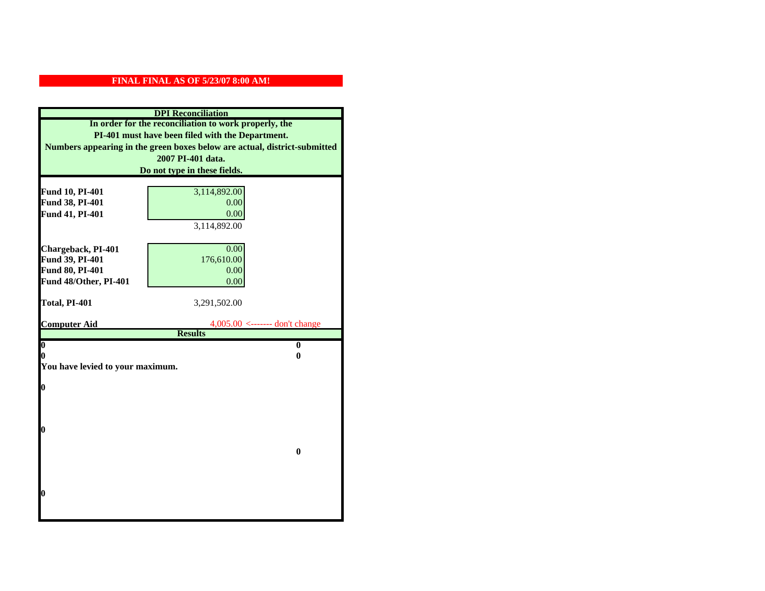**FINAL FINAL AS OF 5/23/07 8:00 AM!**

**DPI Reconciliation**

**In order for the reconciliation to work properly, the PI-401 must have been filed with the Department. Numbers appearing in the green boxes below are actual, district-submitted 2007 PI-401 data. Do not type in these fields.**

| | | |
|---|---|---|
| **Fund 10, PI-401** | 3,114,892.00 | |
| **Fund 38, PI-401** | 0.00 | |
| **Fund 41, PI-401** | 0.00 | |
| | 3,114,892.00 | |
| **Chargeback, PI-401** | 0.00 | |
| **Fund 39, PI-401** | 176,610.00 | |
| **Fund 80, PI-401** | 0.00 | |
| **Fund 48/Other, PI-401** | 0.00 | |
| **Total, PI-401** | 3,291,502.00 | |
| **Computer Aid** | 4,005.00 | <------- don't change |

**Results**

| | |
|---|---|
| **0** | **0** |
| **0** | **0** |

**You have levied to your maximum.**

**0**

**0**

**0**

**0**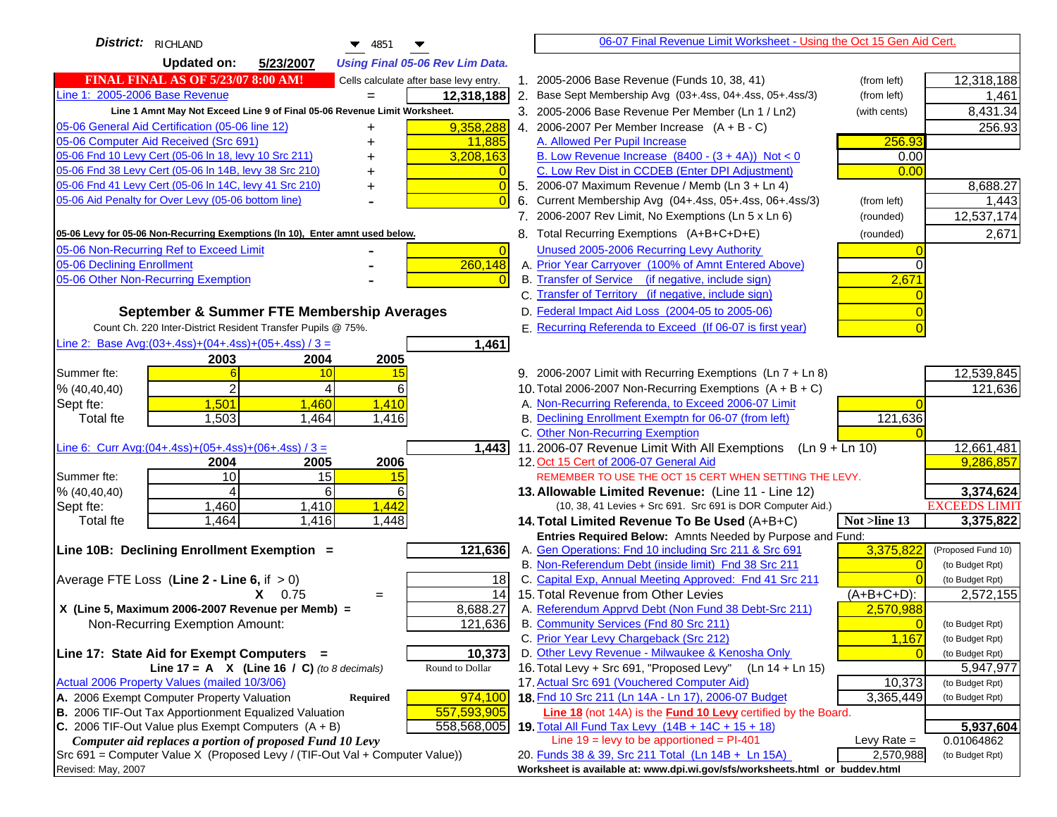**District:** RICHLAND 4851

**Updated on:** 5/23/2007 *Using Final 05-06 Rev Lim Data.*

**FINAL FINAL AS OF 5/23/07 8:00 AM!** Cells calculate after base levy entry.

| | | |
|---|---|---|
| Line 1: 2005-2006 Base Revenue | = | 12,318,188 |

Line 1 Amnt May Not Exceed Line 9 of Final 05-06 Revenue Limit Worksheet.

| | | |
|---|---|---|
| 05-06 General Aid Certification (05-06 line 12) | + | 9,358,288 |
| 05-06 Computer Aid Received (Src 691) | + | 11,885 |
| 05-06 Fnd 10 Levy Cert (05-06 ln 18, levy 10 Src 211) | + | 3,208,163 |
| 05-06 Fnd 38 Levy Cert (05-06 ln 14B, levy 38 Src 210) | + | 0 |
| 05-06 Fnd 41 Levy Cert (05-06 ln 14C, levy 41 Src 210) | + | 0 |
| 05-06 Aid Penalty for Over Levy (05-06 bottom line) | - | 0 |

**05-06 Levy for 05-06 Non-Recurring Exemptions (ln 10), Enter amnt used below.**

| | | |
|---|---|---|
| 05-06 Non-Recurring Ref to Exceed Limit | - | 0 |
| 05-06 Declining Enrollment | - | 260,148 |
| 05-06 Other Non-Recurring Exemption | - | 0 |

## September & Summer FTE Membership Averages

Count Ch. 220 Inter-District Resident Transfer Pupils @ 75%.

Line 2: Base Avg:(03+.4ss)+(04+.4ss)+(05+.4ss) / 3 = **1,461**

| | 2003 | 2004 | 2005 |
|---|---|---|---|
| Summer fte: | 6 | 10 | 15 |
| % (40,40,40) | 2 | 4 | 6 |
| Sept fte: | 1,501 | 1,460 | 1,410 |
| Total fte | 1,503 | 1,464 | 1,416 |

Line 6: Curr Avg:(04+.4ss)+(05+.4ss)+(06+.4ss) / 3 = **1,443**

| | 2004 | 2005 | 2006 |
|---|---|---|---|
| Summer fte: | 10 | 15 | 15 |
| % (40,40,40) | 4 | 6 | 6 |
| Sept fte: | 1,460 | 1,410 | 1,442 |
| Total fte | 1,464 | 1,416 | 1,448 |

**Line 10B: Declining Enrollment Exemption =** **121,636**

| | |
|---|---|
| Average FTE Loss (**Line 2 - Line 6**, if > 0) | 18 |
| X 0.75 = | 14 |
| X (Line 5, Maximum 2006-2007 Revenue per Memb) = | 8,688.27 |
| Non-Recurring Exemption Amount: | 121,636 |

**Line 17: State Aid for Exempt Computers =** **10,373**

Line 17 = A X (Line 16 / C) *(to 8 decimals)* Round to Dollar

Actual 2006 Property Values (mailed 10/3/06)

| | | |
|---|---|---|
| A. 2006 Exempt Computer Property Valuation | Required | 974,100 |
| B. 2006 TIF-Out Tax Apportionment Equalized Valuation | | 557,593,905 |
| C. 2006 TIF-Out Value plus Exempt Computers (A + B) | | 558,568,005 |

*Computer aid replaces a portion of proposed Fund 10 Levy*

Src 691 = Computer Value X (Proposed Levy / (TIF-Out Val + Computer Value))

Revised: May, 2007

---

06-07 Final Revenue Limit Worksheet - Using the Oct 15 Gen Aid Cert.

| | | | |
|---|---|---|---|
| 1. 2005-2006 Base Revenue (Funds 10, 38, 41) | (from left) | | 12,318,188 |
| 2. Base Sept Membership Avg (03+.4ss, 04+.4ss, 05+.4ss/3) | (from left) | | 1,461 |
| 3. 2005-2006 Base Revenue Per Member (Ln 1 / Ln2) | (with cents) | | 8,431.34 |
| 4. 2006-2007 Per Member Increase (A + B - C) | | | 256.93 |
| A. Allowed Per Pupil Increase | | 256.93 | |
| B. Low Revenue Increase (8400 - (3 + 4A)) Not < 0 | | 0.00 | |
| C. Low Rev Dist in CCDEB (Enter DPI Adjustment) | | 0.00 | |
| 5. 2006-07 Maximum Revenue / Memb (Ln 3 + Ln 4) | | | 8,688.27 |
| 6. Current Membership Avg (04+.4ss, 05+.4ss, 06+.4ss/3) | (from left) | | 1,443 |
| 7. 2006-2007 Rev Limit, No Exemptions (Ln 5 x Ln 6) | (rounded) | | 12,537,174 |
| 8. Total Recurring Exemptions (A+B+C+D+E) | (rounded) | | 2,671 |
| Unused 2005-2006 Recurring Levy Authority | | 0 | |
| A. Prior Year Carryover (100% of Amnt Entered Above) | | 0 | |
| B. Transfer of Service (if negative, include sign) | | 2,671 | |
| C. Transfer of Territory (if negative, include sign) | | 0 | |
| D. Federal Impact Aid Loss (2004-05 to 2005-06) | | 0 | |
| E. Recurring Referenda to Exceed (If 06-07 is first year) | | 0 | |
| 9. 2006-2007 Limit with Recurring Exemptions (Ln 7 + Ln 8) | | | 12,539,845 |
| 10. Total 2006-2007 Non-Recurring Exemptions (A + B + C) | | | 121,636 |
| A. Non-Recurring Referenda, to Exceed 2006-07 Limit | | 0 | |
| B. Declining Enrollment Exemptn for 06-07 (from left) | | 121,636 | |
| C. Other Non-Recurring Exemption | | 0 | |
| 11. 2006-07 Revenue Limit With All Exemptions (Ln 9 + Ln 10) | | | 12,661,481 |
| 12. Oct 15 Cert of 2006-07 General Aid | | | 9,286,857 |
| REMEMBER TO USE THE OCT 15 CERT WHEN SETTING THE LEVY. | | | |
| **13. Allowable Limited Revenue:** (Line 11 - Line 12) | | | **3,374,624** |
| (10, 38, 41 Levies + Src 691. Src 691 is DOR Computer Aid.) | | | EXCEEDS LIMIT |
| **14. Total Limited Revenue To Be Used** (A+B+C) | | Not >line 13 | **3,375,822** |
| Entries Required Below: Amnts Needed by Purpose and Fund: | | | |
| A. Gen Operations: Fnd 10 including Src 211 & Src 691 | | 3,375,822 | (Proposed Fund 10) |
| B. Non-Referendum Debt (inside limit) Fnd 38 Src 211 | | 0 | (to Budget Rpt) |
| C. Capital Exp, Annual Meeting Approved: Fnd 41 Src 211 | | 0 | (to Budget Rpt) |
| 15. Total Revenue from Other Levies | | (A+B+C+D): | 2,572,155 |
| A. Referendum Apprvd Debt (Non Fund 38 Debt-Src 211) | | 2,570,988 | |
| B. Community Services (Fnd 80 Src 211) | | 0 | (to Budget Rpt) |
| C. Prior Year Levy Chargeback (Src 212) | | 1,167 | (to Budget Rpt) |
| D. Other Levy Revenue - Milwaukee & Kenosha Only | | 0 | (to Budget Rpt) |
| 16. Total Levy + Src 691, "Proposed Levy" (Ln 14 + Ln 15) | | | 5,947,977 |
| 17. Actual Src 691 (Vouchered Computer Aid) | | 10,373 | (to Budget Rpt) |
| **18.** Fnd 10 Src 211 (Ln 14A - Ln 17), 2006-07 Budget | | 3,365,449 | (to Budget Rpt) |
| **Line 18** (not 14A) is the **Fund 10 Levy** certified by the Board. | | | |
| **19.** Total All Fund Tax Levy (14B + 14C + 15 + 18) | | | **5,937,604** |
| Line 19 = levy to be apportioned = PI-401 | | Levy Rate = | 0.01064862 |
| 20. Funds 38 & 39, Src 211 Total (Ln 14B + Ln 15A) | | 2,570,988 | (to Budget Rpt) |

Worksheet is available at: www.dpi.wi.gov/sfs/worksheets.html or buddev.html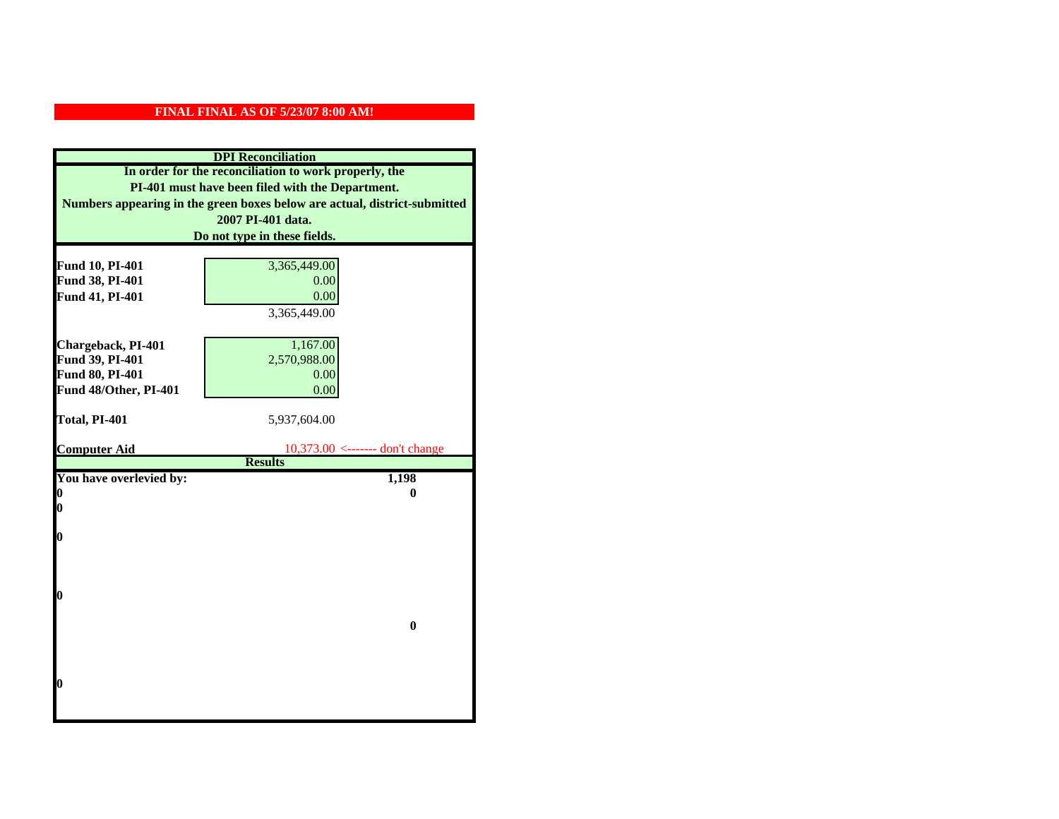**FINAL FINAL AS OF 5/23/07 8:00 AM!**

## DPI Reconciliation

**In order for the reconciliation to work properly, the PI-401 must have been filed with the Department. Numbers appearing in the green boxes below are actual, district-submitted 2007 PI-401 data. Do not type in these fields.**

| | | |
|---|---|---|
| **Fund 10, PI-401** | 3,365,449.00 | |
| **Fund 38, PI-401** | 0.00 | |
| **Fund 41, PI-401** | 0.00 | |
| | 3,365,449.00 | |
| **Chargeback, PI-401** | 1,167.00 | |
| **Fund 39, PI-401** | 2,570,988.00 | |
| **Fund 80, PI-401** | 0.00 | |
| **Fund 48/Other, PI-401** | 0.00 | |
| **Total, PI-401** | 5,937,604.00 | |
| **Computer Aid** | 10,373.00 | <------- don't change |

**Results**

| | |
|---|---|
| **You have overlevied by:** | **1,198** |
| **0** | **0** |
| **0** | |
| **0** | |
| **0** | |
| | **0** |
| **0** | |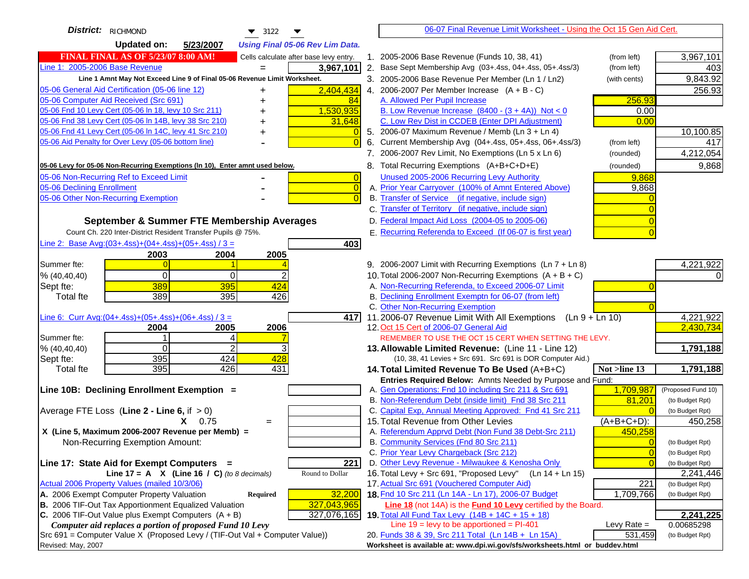**District:** RICHMOND 3122

**Updated on:** 5/23/2007 *Using Final 05-06 Rev Lim Data.*

**FINAL FINAL AS OF 5/23/07 8:00 AM!** Cells calculate after base levy entry.

| | | |
|---|---|---|
| Line 1: 2005-2006 Base Revenue | = | 3,967,101 |

Line 1 Amnt May Not Exceed Line 9 of Final 05-06 Revenue Limit Worksheet.

| | | |
|---|---|---|
| 05-06 General Aid Certification (05-06 line 12) | + | 2,404,434 |
| 05-06 Computer Aid Received (Src 691) | + | 84 |
| 05-06 Fnd 10 Levy Cert (05-06 ln 18, levy 10 Src 211) | + | 1,530,935 |
| 05-06 Fnd 38 Levy Cert (05-06 ln 14B, levy 38 Src 210) | + | 31,648 |
| 05-06 Fnd 41 Levy Cert (05-06 ln 14C, levy 41 Src 210) | + | 0 |
| 05-06 Aid Penalty for Over Levy (05-06 bottom line) | - | 0 |

**05-06 Levy for 05-06 Non-Recurring Exemptions (ln 10), Enter amnt used below.**

| | | |
|---|---|---|
| 05-06 Non-Recurring Ref to Exceed Limit | - | 0 |
| 05-06 Declining Enrollment | - | 0 |
| 05-06 Other Non-Recurring Exemption | - | 0 |

## September & Summer FTE Membership Averages

Count Ch. 220 Inter-District Resident Transfer Pupils @ 75%.

Line 2: Base Avg:(03+.4ss)+(04+.4ss)+(05+.4ss) / 3 = **403**

| | 2003 | 2004 | 2005 |
|---|---|---|---|
| Summer fte: | 0 | 1 | 4 |
| % (40,40,40) | 0 | 0 | 2 |
| Sept fte: | 389 | 395 | 424 |
| Total fte | 389 | 395 | 426 |

Line 6: Curr Avg:(04+.4ss)+(05+.4ss)+(06+.4ss) / 3 = **417**

| | 2004 | 2005 | 2006 |
|---|---|---|---|
| Summer fte: | 1 | 4 | 7 |
| % (40,40,40) | 0 | 2 | 3 |
| Sept fte: | 395 | 424 | 428 |
| Total fte | 395 | 426 | 431 |

**Line 10B: Declining Enrollment Exemption =**

Average FTE Loss (**Line 2 - Line 6**, if > 0)

X 0.75 =

X (Line 5, Maximum 2006-2007 Revenue per Memb) =

Non-Recurring Exemption Amount:

**Line 17: State Aid for Exempt Computers =** 221

Line 17 = A X (Line 16 / C) *(to 8 decimals)* Round to Dollar

Actual 2006 Property Values (mailed 10/3/06)

| | | |
|---|---|---|
| A. 2006 Exempt Computer Property Valuation | Required | 32,200 |
| B. 2006 TIF-Out Tax Apportionment Equalized Valuation | | 327,043,965 |
| C. 2006 TIF-Out Value plus Exempt Computers (A + B) | | 327,076,165 |

*Computer aid replaces a portion of proposed Fund 10 Levy*

Src 691 = Computer Value X (Proposed Levy / (TIF-Out Val + Computer Value))

Revised: May, 2007

---

06-07 Final Revenue Limit Worksheet - Using the Oct 15 Gen Aid Cert.

| | | | |
|---|---|---|---|
| 1. 2005-2006 Base Revenue (Funds 10, 38, 41) | (from left) | | 3,967,101 |
| 2. Base Sept Membership Avg (03+.4ss, 04+.4ss, 05+.4ss/3) | (from left) | | 403 |
| 3. 2005-2006 Base Revenue Per Member (Ln 1 / Ln2) | (with cents) | | 9,843.92 |
| 4. 2006-2007 Per Member Increase (A + B - C) | | | 256.93 |
| A. Allowed Per Pupil Increase | | 256.93 | |
| B. Low Revenue Increase (8400 - (3 + 4A)) Not < 0 | | 0.00 | |
| C. Low Rev Dist in CCDEB (Enter DPI Adjustment) | | 0.00 | |
| 5. 2006-07 Maximum Revenue / Memb (Ln 3 + Ln 4) | | | 10,100.85 |
| 6. Current Membership Avg (04+.4ss, 05+.4ss, 06+.4ss/3) | (from left) | | 417 |
| 7. 2006-2007 Rev Limit, No Exemptions (Ln 5 x Ln 6) | (rounded) | | 4,212,054 |
| 8. Total Recurring Exemptions (A+B+C+D+E) | (rounded) | | 9,868 |
| Unused 2005-2006 Recurring Levy Authority | | 9,868 | |
| A. Prior Year Carryover (100% of Amnt Entered Above) | | 9,868 | |
| B. Transfer of Service (if negative, include sign) | | 0 | |
| C. Transfer of Territory (if negative, include sign) | | 0 | |
| D. Federal Impact Aid Loss (2004-05 to 2005-06) | | 0 | |
| E. Recurring Referenda to Exceed (If 06-07 is first year) | | 0 | |
| 9. 2006-2007 Limit with Recurring Exemptions (Ln 7 + Ln 8) | | | 4,221,922 |
| 10. Total 2006-2007 Non-Recurring Exemptions (A + B + C) | | | 0 |
| A. Non-Recurring Referenda, to Exceed 2006-07 Limit | | 0 | |
| B. Declining Enrollment Exemptn for 06-07 (from left) | | | |
| C. Other Non-Recurring Exemption | | 0 | |
| 11. 2006-07 Revenue Limit With All Exemptions (Ln 9 + Ln 10) | | | 4,221,922 |
| 12. Oct 15 Cert of 2006-07 General Aid | | | 2,430,734 |

REMEMBER TO USE THE OCT 15 CERT WHEN SETTING THE LEVY.

| | | | |
|---|---|---|---|
| **13. Allowable Limited Revenue:** (Line 11 - Line 12) | | | **1,791,188** |
| (10, 38, 41 Levies + Src 691. Src 691 is DOR Computer Aid.) | | | |
| **14. Total Limited Revenue To Be Used** (A+B+C) | | **Not >line 13** | **1,791,188** |
| Entries Required Below: Amnts Needed by Purpose and Fund: | | | |
| A. Gen Operations: Fnd 10 including Src 211 & Src 691 | | 1,709,987 | (Proposed Fund 10) |
| B. Non-Referendum Debt (inside limit) Fnd 38 Src 211 | | 81,201 | (to Budget Rpt) |
| C. Capital Exp, Annual Meeting Approved: Fnd 41 Src 211 | | 0 | (to Budget Rpt) |
| 15. Total Revenue from Other Levies | | (A+B+C+D): | 450,258 |
| A. Referendum Apprvd Debt (Non Fund 38 Debt-Src 211) | | 450,258 | |
| B. Community Services (Fnd 80 Src 211) | | 0 | (to Budget Rpt) |
| C. Prior Year Levy Chargeback (Src 212) | | 0 | (to Budget Rpt) |
| D. Other Levy Revenue - Milwaukee & Kenosha Only | | 0 | (to Budget Rpt) |
| 16. Total Levy + Src 691, "Proposed Levy" (Ln 14 + Ln 15) | | | 2,241,446 |
| 17. Actual Src 691 (Vouchered Computer Aid) | | 221 | (to Budget Rpt) |
| **18.** Fnd 10 Src 211 (Ln 14A - Ln 17), 2006-07 Budget | | 1,709,766 | (to Budget Rpt) |
| Line 18 (not 14A) is the **Fund 10 Levy** certified by the Board. | | | |
| **19.** Total All Fund Tax Levy (14B + 14C + 15 + 18) | | | **2,241,225** |
| Line 19 = levy to be apportioned = PI-401 | | Levy Rate = | 0.00685298 |
| 20. Funds 38 & 39, Src 211 Total (Ln 14B + Ln 15A) | | 531,459 | (to Budget Rpt) |

Worksheet is available at: www.dpi.wi.gov/sfs/worksheets.html or buddev.html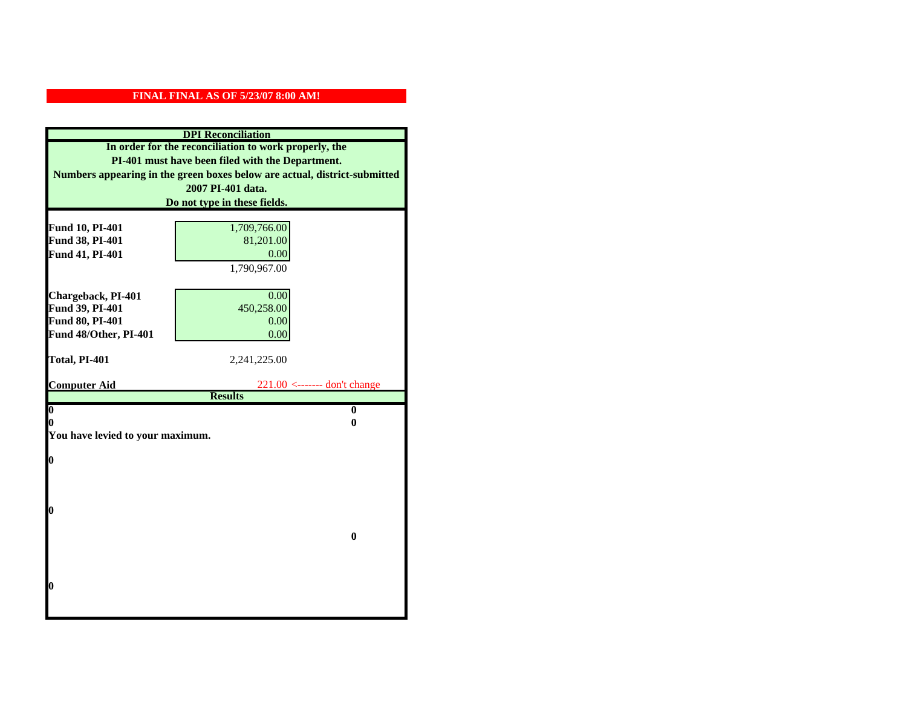**FINAL FINAL AS OF 5/23/07 8:00 AM!**

## DPI Reconciliation

**In order for the reconciliation to work properly, the PI-401 must have been filed with the Department. Numbers appearing in the green boxes below are actual, district-submitted 2007 PI-401 data. Do not type in these fields.**

| | | |
|---|---|---|
| **Fund 10, PI-401** | 1,709,766.00 | |
| **Fund 38, PI-401** | 81,201.00 | |
| **Fund 41, PI-401** | 0.00 | |
| | 1,790,967.00 | |
| **Chargeback, PI-401** | 0.00 | |
| **Fund 39, PI-401** | 450,258.00 | |
| **Fund 80, PI-401** | 0.00 | |
| **Fund 48/Other, PI-401** | 0.00 | |
| **Total, PI-401** | 2,241,225.00 | |
| **Computer Aid** | 221.00 | <------- don't change |

**Results**

| | |
|---|---|
| **0** | **0** |
| **0** | **0** |

**You have levied to your maximum.**

**0**

**0**

**0**

**0**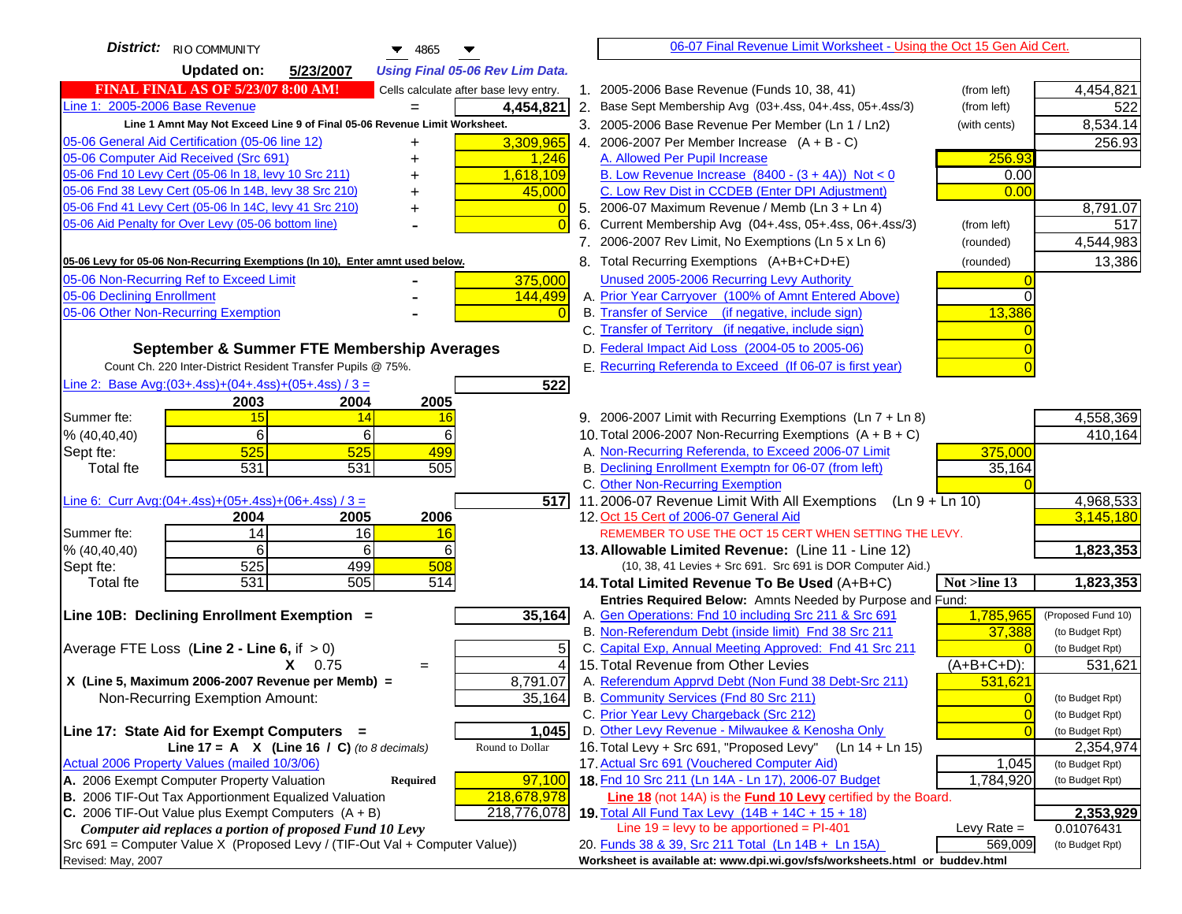**District:** RIO COMMUNITY 4865

**Updated on:** 5/23/2007 *Using Final 05-06 Rev Lim Data.*

[06-07 Final Revenue Limit Worksheet - Using the Oct 15 Gen Aid Cert.]

**FINAL FINAL AS OF 5/23/07 8:00 AM!** Cells calculate after base levy entry.

| | | |
|---|---|---|
| Line 1: 2005-2006 Base Revenue | = | 4,454,821 |

Line 1 Amnt May Not Exceed Line 9 of Final 05-06 Revenue Limit Worksheet.

| | | |
|---|---|---|
| 05-06 General Aid Certification (05-06 line 12) | + | 3,309,965 |
| 05-06 Computer Aid Received (Src 691) | + | 1,246 |
| 05-06 Fnd 10 Levy Cert (05-06 ln 18, levy 10 Src 211) | + | 1,618,109 |
| 05-06 Fnd 38 Levy Cert (05-06 ln 14B, levy 38 Src 210) | + | 45,000 |
| 05-06 Fnd 41 Levy Cert (05-06 ln 14C, levy 41 Src 210) | + | 0 |
| 05-06 Aid Penalty for Over Levy (05-06 bottom line) | - | 0 |

**05-06 Levy for 05-06 Non-Recurring Exemptions (ln 10), Enter amnt used below.**

| | | |
|---|---|---|
| 05-06 Non-Recurring Ref to Exceed Limit | - | 375,000 |
| 05-06 Declining Enrollment | - | 144,499 |
| 05-06 Other Non-Recurring Exemption | - | 0 |

## September & Summer FTE Membership Averages

Count Ch. 220 Inter-District Resident Transfer Pupils @ 75%.

Line 2: Base Avg:(03+.4ss)+(04+.4ss)+(05+.4ss) / 3 = **522**

| | 2003 | 2004 | 2005 |
|---|---|---|---|
| Summer fte: | 15 | 14 | 16 |
| % (40,40,40) | 6 | 6 | 6 |
| Sept fte: | 525 | 525 | 499 |
| Total fte | 531 | 531 | 505 |

Line 6: Curr Avg:(04+.4ss)+(05+.4ss)+(06+.4ss) / 3 = **517**

| | 2004 | 2005 | 2006 |
|---|---|---|---|
| Summer fte: | 14 | 16 | 16 |
| % (40,40,40) | 6 | 6 | 6 |
| Sept fte: | 525 | 499 | 508 |
| Total fte | 531 | 505 | 514 |

**Line 10B: Declining Enrollment Exemption =** **35,164**

| | | |
|---|---|---|
| Average FTE Loss (Line 2 - Line 6, if > 0) | | 5 |
| X 0.75 | = | 4 |
| X (Line 5, Maximum 2006-2007 Revenue per Memb) = | | 8,791.07 |
| Non-Recurring Exemption Amount: | | 35,164 |

**Line 17: State Aid for Exempt Computers =** **1,045**

Line 17 = A X (Line 16 / C) *(to 8 decimals)* Round to Dollar

Actual 2006 Property Values (mailed 10/3/06)

| | | |
|---|---|---|
| A. 2006 Exempt Computer Property Valuation | Required | 97,100 |
| B. 2006 TIF-Out Tax Apportionment Equalized Valuation | | 218,678,978 |
| C. 2006 TIF-Out Value plus Exempt Computers (A + B) | | 218,776,078 |

*Computer aid replaces a portion of proposed Fund 10 Levy*

Src 691 = Computer Value X (Proposed Levy / (TIF-Out Val + Computer Value))

Revised: May, 2007

| | | | |
|---|---|---|---|
| 1. 2005-2006 Base Revenue (Funds 10, 38, 41) | (from left) | | 4,454,821 |
| 2. Base Sept Membership Avg (03+.4ss, 04+.4ss, 05+.4ss/3) | (from left) | | 522 |
| 3. 2005-2006 Base Revenue Per Member (Ln 1 / Ln2) | (with cents) | | 8,534.14 |
| 4. 2006-2007 Per Member Increase (A + B - C) | | | 256.93 |
| A. Allowed Per Pupil Increase | | 256.93 | |
| B. Low Revenue Increase (8400 - (3 + 4A)) Not < 0 | | 0.00 | |
| C. Low Rev Dist in CCDEB (Enter DPI Adjustment) | | 0.00 | |
| 5. 2006-07 Maximum Revenue / Memb (Ln 3 + Ln 4) | | | 8,791.07 |
| 6. Current Membership Avg (04+.4ss, 05+.4ss, 06+.4ss/3) | (from left) | | 517 |
| 7. 2006-2007 Rev Limit, No Exemptions (Ln 5 x Ln 6) | (rounded) | | 4,544,983 |
| 8. Total Recurring Exemptions (A+B+C+D+E) | (rounded) | | 13,386 |
| Unused 2005-2006 Recurring Levy Authority | | 0 | |
| A. Prior Year Carryover (100% of Amnt Entered Above) | | 0 | |
| B. Transfer of Service (if negative, include sign) | | 13,386 | |
| C. Transfer of Territory (if negative, include sign) | | 0 | |
| D. Federal Impact Aid Loss (2004-05 to 2005-06) | | 0 | |
| E. Recurring Referenda to Exceed (If 06-07 is first year) | | 0 | |
| 9. 2006-2007 Limit with Recurring Exemptions (Ln 7 + Ln 8) | | | 4,558,369 |
| 10. Total 2006-2007 Non-Recurring Exemptions (A + B + C) | | | 410,164 |
| A. Non-Recurring Referenda, to Exceed 2006-07 Limit | | 375,000 | |
| B. Declining Enrollment Exemptn for 06-07 (from left) | | 35,164 | |
| C. Other Non-Recurring Exemption | | 0 | |
| 11. 2006-07 Revenue Limit With All Exemptions (Ln 9 + Ln 10) | | | 4,968,533 |
| 12. Oct 15 Cert of 2006-07 General Aid | | | 3,145,180 |
| REMEMBER TO USE THE OCT 15 CERT WHEN SETTING THE LEVY. | | | |
| **13. Allowable Limited Revenue:** (Line 11 - Line 12) | | | **1,823,353** |
| (10, 38, 41 Levies + Src 691. Src 691 is DOR Computer Aid.) | | | |
| **14. Total Limited Revenue To Be Used** (A+B+C) | | Not >line 13 | **1,823,353** |
| Entries Required Below: Amnts Needed by Purpose and Fund: | | | |
| A. Gen Operations: Fnd 10 including Src 211 & Src 691 | | 1,785,965 | (Proposed Fund 10) |
| B. Non-Referendum Debt (inside limit) Fnd 38 Src 211 | | 37,388 | (to Budget Rpt) |
| C. Capital Exp, Annual Meeting Approved: Fnd 41 Src 211 | | 0 | (to Budget Rpt) |
| 15. Total Revenue from Other Levies | | (A+B+C+D): | 531,621 |
| A. Referendum Apprvd Debt (Non Fund 38 Debt-Src 211) | | 531,621 | |
| B. Community Services (Fnd 80 Src 211) | | 0 | (to Budget Rpt) |
| C. Prior Year Levy Chargeback (Src 212) | | 0 | (to Budget Rpt) |
| D. Other Levy Revenue - Milwaukee & Kenosha Only | | 0 | (to Budget Rpt) |
| 16. Total Levy + Src 691, "Proposed Levy" (Ln 14 + Ln 15) | | | 2,354,974 |
| 17. Actual Src 691 (Vouchered Computer Aid) | | 1,045 | (to Budget Rpt) |
| **18.** Fnd 10 Src 211 (Ln 14A - Ln 17), 2006-07 Budget | | 1,784,920 | (to Budget Rpt) |
| Line 18 (not 14A) is the Fund 10 Levy certified by the Board. | | | |
| **19.** Total All Fund Tax Levy (14B + 14C + 15 + 18) | | | **2,353,929** |
| Line 19 = levy to be apportioned = PI-401 | | Levy Rate = | 0.01076431 |
| 20. Funds 38 & 39, Src 211 Total (Ln 14B + Ln 15A) | | 569,009 | (to Budget Rpt) |

Worksheet is available at: www.dpi.wi.gov/sfs/worksheets.html or buddev.html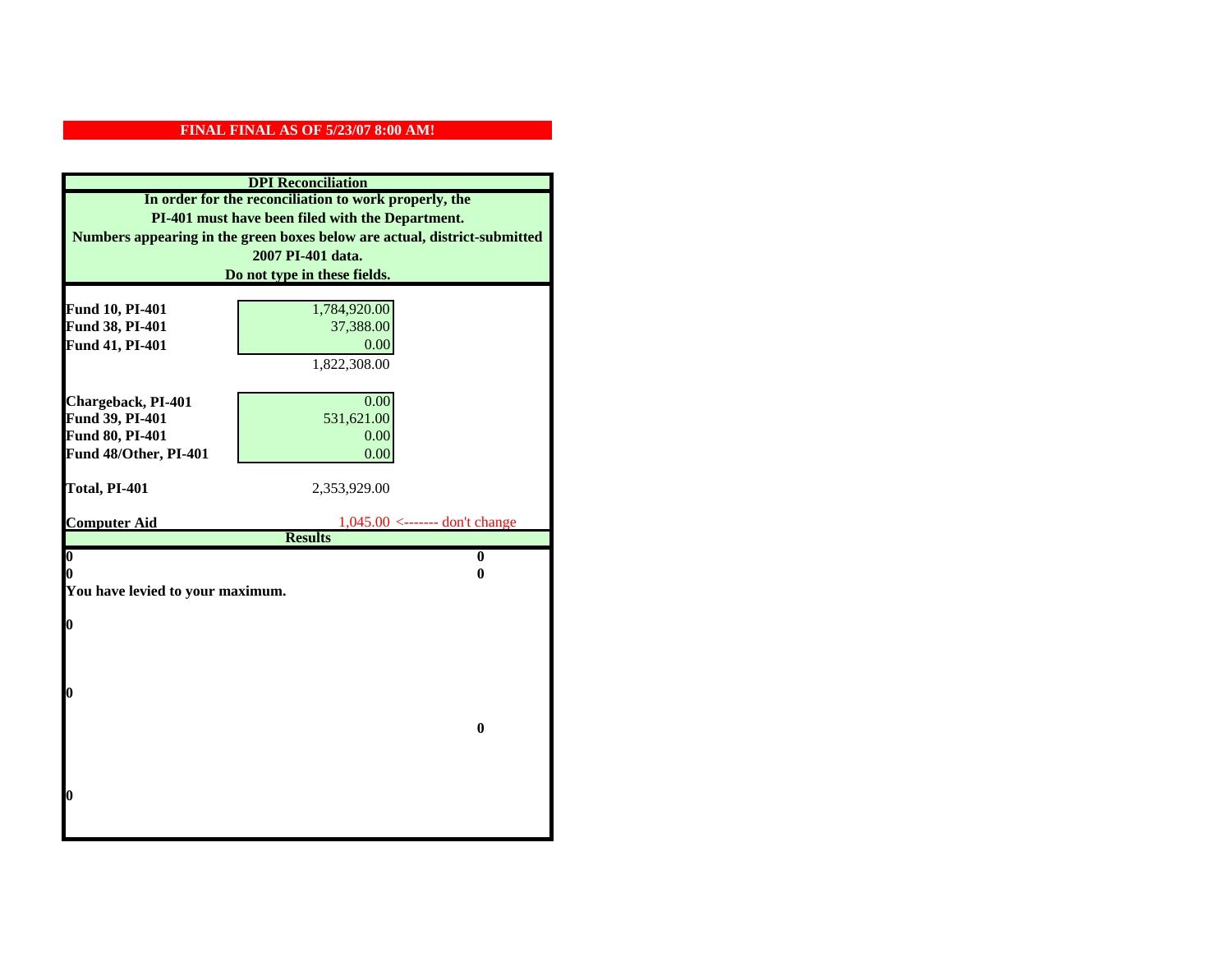**FINAL FINAL AS OF 5/23/07 8:00 AM!**

**DPI Reconciliation**

**In order for the reconciliation to work properly, the PI-401 must have been filed with the Department. Numbers appearing in the green boxes below are actual, district-submitted 2007 PI-401 data. Do not type in these fields.**

| | |
|---|---|
| **Fund 10, PI-401** | 1,784,920.00 |
| **Fund 38, PI-401** | 37,388.00 |
| **Fund 41, PI-401** | 0.00 |
| | 1,822,308.00 |
| **Chargeback, PI-401** | 0.00 |
| **Fund 39, PI-401** | 531,621.00 |
| **Fund 80, PI-401** | 0.00 |
| **Fund 48/Other, PI-401** | 0.00 |
| **Total, PI-401** | 2,353,929.00 |
| **Computer Aid** | 1,045.00 <------- don't change |

**Results**

| | |
|---|---|
| **0** | **0** |
| **0** | **0** |

**You have levied to your maximum.**

**0**

**0**

**0**

**0**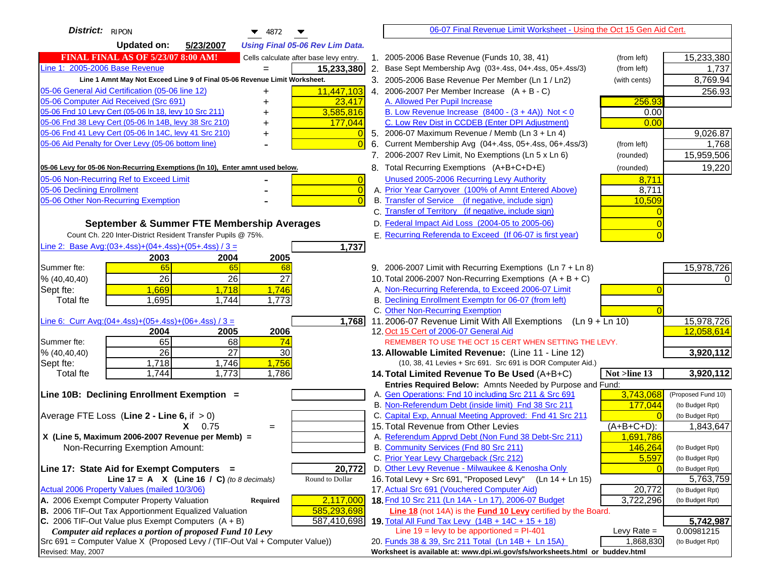**District:** RIPON 4872

**Updated on:** 5/23/2007 *Using Final 05-06 Rev Lim Data.*

**FINAL FINAL AS OF 5/23/07 8:00 AM!** Cells calculate after base levy entry.

| | | |
|---|---|---|
| Line 1: 2005-2006 Base Revenue | = | 15,233,380 |
| Line 1 Amnt May Not Exceed Line 9 of Final 05-06 Revenue Limit Worksheet. | | |
| 05-06 General Aid Certification (05-06 line 12) | + | 11,447,103 |
| 05-06 Computer Aid Received (Src 691) | + | 23,417 |
| 05-06 Fnd 10 Levy Cert (05-06 ln 18, levy 10 Src 211) | + | 3,585,816 |
| 05-06 Fnd 38 Levy Cert (05-06 ln 14B, levy 38 Src 210) | + | 177,044 |
| 05-06 Fnd 41 Levy Cert (05-06 ln 14C, levy 41 Src 210) | + | 0 |
| 05-06 Aid Penalty for Over Levy (05-06 bottom line) | - | 0 |

**05-06 Levy for 05-06 Non-Recurring Exemptions (ln 10), Enter amnt used below.**

| | | |
|---|---|---|
| 05-06 Non-Recurring Ref to Exceed Limit | - | 0 |
| 05-06 Declining Enrollment | - | 0 |
| 05-06 Other Non-Recurring Exemption | - | 0 |

**September & Summer FTE Membership Averages**

Count Ch. 220 Inter-District Resident Transfer Pupils @ 75%.

Line 2: Base Avg:(03+.4ss)+(04+.4ss)+(05+.4ss) / 3 = **1,737**

| | 2003 | 2004 | 2005 |
|---|---|---|---|
| Summer fte: | 65 | 65 | 68 |
| % (40,40,40) | 26 | 26 | 27 |
| Sept fte: | 1,669 | 1,718 | 1,746 |
| Total fte | 1,695 | 1,744 | 1,773 |

Line 6: Curr Avg:(04+.4ss)+(05+.4ss)+(06+.4ss) / 3 = **1,768**

| | 2004 | 2005 | 2006 |
|---|---|---|---|
| Summer fte: | 65 | 68 | 74 |
| % (40,40,40) | 26 | 27 | 30 |
| Sept fte: | 1,718 | 1,746 | 1,756 |
| Total fte | 1,744 | 1,773 | 1,786 |

**Line 10B: Declining Enrollment Exemption =**

Average FTE Loss (Line 2 - Line 6, if > 0)

X 0.75 =

X (Line 5, Maximum 2006-2007 Revenue per Memb) =

Non-Recurring Exemption Amount:

**Line 17: State Aid for Exempt Computers = 20,772**

Line 17 = A X (Line 16 / C) *(to 8 decimals)* Round to Dollar

Actual 2006 Property Values (mailed 10/3/06)

| | | |
|---|---|---|
| A. 2006 Exempt Computer Property Valuation | Required | 2,117,000 |
| B. 2006 TIF-Out Tax Apportionment Equalized Valuation | | 585,293,698 |
| C. 2006 TIF-Out Value plus Exempt Computers (A + B) | | 587,410,698 |

*Computer aid replaces a portion of proposed Fund 10 Levy*

Src 691 = Computer Value X (Proposed Levy / (TIF-Out Val + Computer Value))

Revised: May, 2007

06-07 Final Revenue Limit Worksheet - Using the Oct 15 Gen Aid Cert.

| | | | |
|---|---|---|---|
| 1. 2005-2006 Base Revenue (Funds 10, 38, 41) | (from left) | | 15,233,380 |
| 2. Base Sept Membership Avg (03+.4ss, 04+.4ss, 05+.4ss/3) | (from left) | | 1,737 |
| 3. 2005-2006 Base Revenue Per Member (Ln 1 / Ln2) | (with cents) | | 8,769.94 |
| 4. 2006-2007 Per Member Increase (A + B - C) | | | 256.93 |
| A. Allowed Per Pupil Increase | | 256.93 | |
| B. Low Revenue Increase (8400 - (3 + 4A)) Not < 0 | | 0.00 | |
| C. Low Rev Dist in CCDEB (Enter DPI Adjustment) | | 0.00 | |
| 5. 2006-07 Maximum Revenue / Memb (Ln 3 + Ln 4) | | | 9,026.87 |
| 6. Current Membership Avg (04+.4ss, 05+.4ss, 06+.4ss/3) | (from left) | | 1,768 |
| 7. 2006-2007 Rev Limit, No Exemptions (Ln 5 x Ln 6) | (rounded) | | 15,959,506 |
| 8. Total Recurring Exemptions (A+B+C+D+E) | (rounded) | | 19,220 |
| Unused 2005-2006 Recurring Levy Authority | | 8,711 | |
| A. Prior Year Carryover (100% of Amnt Entered Above) | | 8,711 | |
| B. Transfer of Service (if negative, include sign) | | 10,509 | |
| C. Transfer of Territory (if negative, include sign) | | 0 | |
| D. Federal Impact Aid Loss (2004-05 to 2005-06) | | 0 | |
| E. Recurring Referenda to Exceed (If 06-07 is first year) | | 0 | |
| 9. 2006-2007 Limit with Recurring Exemptions (Ln 7 + Ln 8) | | | 15,978,726 |
| 10. Total 2006-2007 Non-Recurring Exemptions (A + B + C) | | | 0 |
| A. Non-Recurring Referenda, to Exceed 2006-07 Limit | | 0 | |
| B. Declining Enrollment Exemptn for 06-07 (from left) | | | |
| C. Other Non-Recurring Exemption | | 0 | |
| 11. 2006-07 Revenue Limit With All Exemptions (Ln 9 + Ln 10) | | | 15,978,726 |
| 12. Oct 15 Cert of 2006-07 General Aid | | | 12,058,614 |
| REMEMBER TO USE THE OCT 15 CERT WHEN SETTING THE LEVY. | | | |
| **13. Allowable Limited Revenue:** (Line 11 - Line 12) | | | **3,920,112** |
| (10, 38, 41 Levies + Src 691. Src 691 is DOR Computer Aid.) | | | |
| **14. Total Limited Revenue To Be Used** (A+B+C) | | Not >line 13 | **3,920,112** |
| Entries Required Below: Amnts Needed by Purpose and Fund: | | | |
| A. Gen Operations: Fnd 10 including Src 211 & Src 691 | | 3,743,068 | (Proposed Fund 10) |
| B. Non-Referendum Debt (inside limit) Fnd 38 Src 211 | | 177,044 | (to Budget Rpt) |
| C. Capital Exp, Annual Meeting Approved: Fnd 41 Src 211 | | 0 | (to Budget Rpt) |
| 15. Total Revenue from Other Levies | | (A+B+C+D): | 1,843,647 |
| A. Referendum Apprvd Debt (Non Fund 38 Debt-Src 211) | | 1,691,786 | |
| B. Community Services (Fnd 80 Src 211) | | 146,264 | (to Budget Rpt) |
| C. Prior Year Levy Chargeback (Src 212) | | 5,597 | (to Budget Rpt) |
| D. Other Levy Revenue - Milwaukee & Kenosha Only | | 0 | (to Budget Rpt) |
| 16. Total Levy + Src 691, "Proposed Levy" (Ln 14 + Ln 15) | | | 5,763,759 |
| 17. Actual Src 691 (Vouchered Computer Aid) | | 20,772 | (to Budget Rpt) |
| **18.** Fnd 10 Src 211 (Ln 14A - Ln 17), 2006-07 Budget | | 3,722,296 | (to Budget Rpt) |
| Line 18 (not 14A) is the Fund 10 Levy certified by the Board. | | | |
| **19.** Total All Fund Tax Levy (14B + 14C + 15 + 18) | | | **5,742,987** |
| Line 19 = levy to be apportioned = PI-401 | | Levy Rate = | 0.00981215 |
| 20. Funds 38 & 39, Src 211 Total (Ln 14B + Ln 15A) | | 1,868,830 | (to Budget Rpt) |

Worksheet is available at: www.dpi.wi.gov/sfs/worksheets.html or buddev.html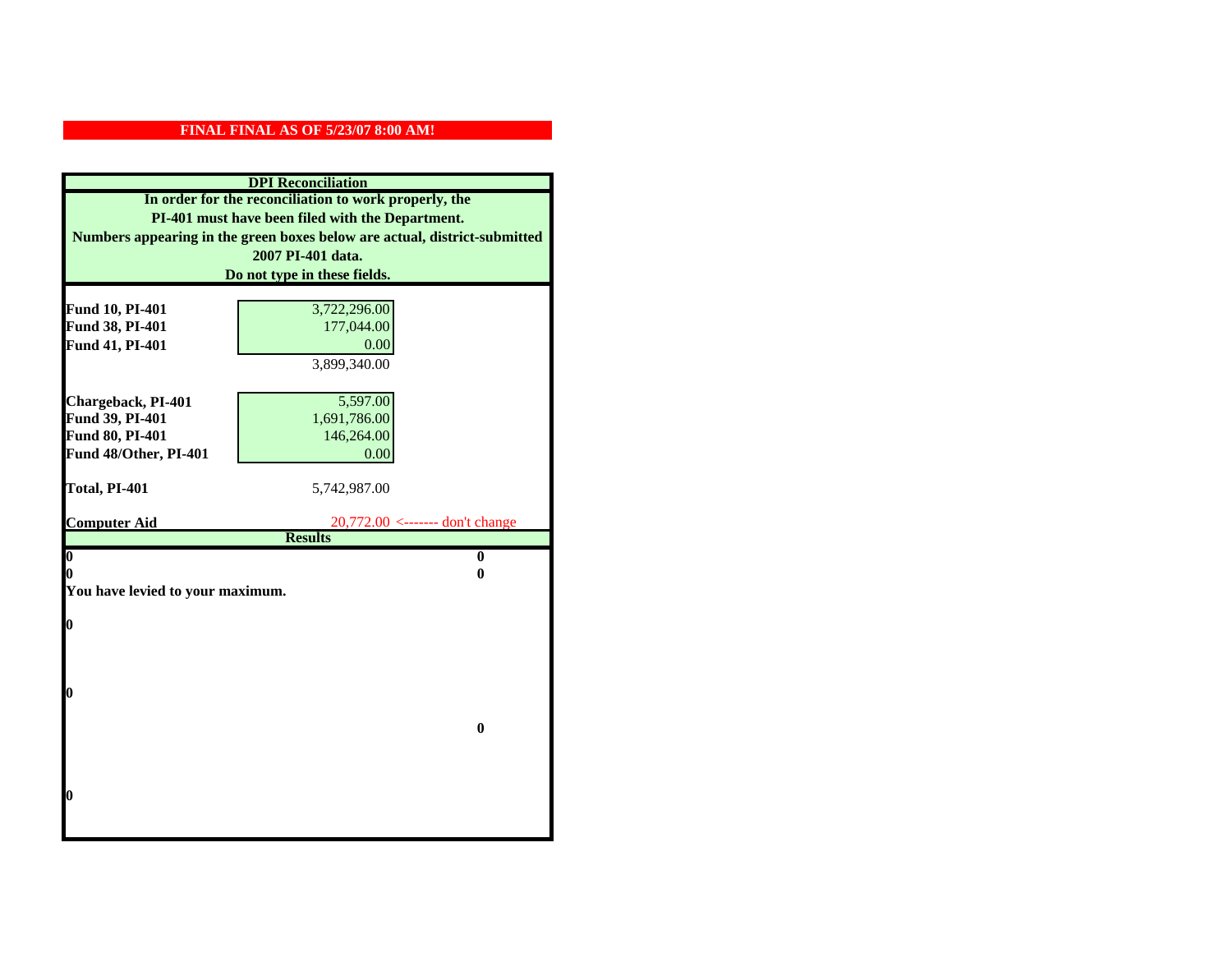**FINAL FINAL AS OF 5/23/07 8:00 AM!**

**DPI Reconciliation**

**In order for the reconciliation to work properly, the PI-401 must have been filed with the Department. Numbers appearing in the green boxes below are actual, district-submitted 2007 PI-401 data. Do not type in these fields.**

| | | |
|---|---|---|
| **Fund 10, PI-401** | 3,722,296.00 | |
| **Fund 38, PI-401** | 177,044.00 | |
| **Fund 41, PI-401** | 0.00 | |
| | 3,899,340.00 | |
| **Chargeback, PI-401** | 5,597.00 | |
| **Fund 39, PI-401** | 1,691,786.00 | |
| **Fund 80, PI-401** | 146,264.00 | |
| **Fund 48/Other, PI-401** | 0.00 | |
| **Total, PI-401** | 5,742,987.00 | |
| **Computer Aid** | 20,772.00 | <------- don't change |

**Results**

| | |
|---|---|
| **0** | **0** |
| **0** | **0** |

**You have levied to your maximum.**

**0**

**0**

**0**

**0**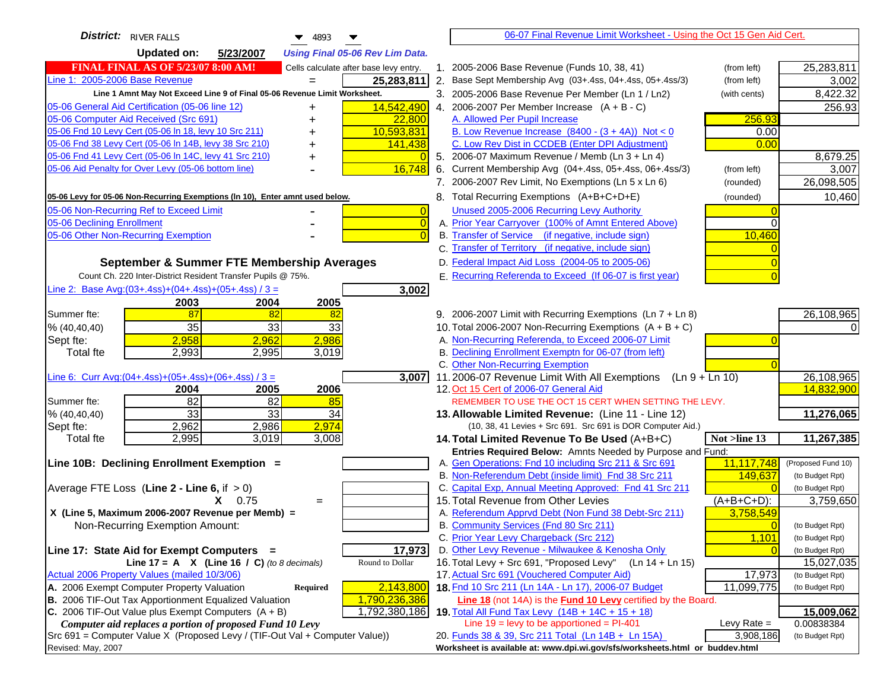**District:** RIVER FALLS 4893

**Updated on:** 5/23/2007 *Using Final 05-06 Rev Lim Data.*

**FINAL FINAL AS OF 5/23/07 8:00 AM!** Cells calculate after base levy entry.

| | | |
|---|---|---|
| Line 1: 2005-2006 Base Revenue | = | 25,283,811 |

Line 1 Amnt May Not Exceed Line 9 of Final 05-06 Revenue Limit Worksheet.

| | | |
|---|---|---|
| 05-06 General Aid Certification (05-06 line 12) | + | 14,542,490 |
| 05-06 Computer Aid Received (Src 691) | + | 22,800 |
| 05-06 Fnd 10 Levy Cert (05-06 ln 18, levy 10 Src 211) | + | 10,593,831 |
| 05-06 Fnd 38 Levy Cert (05-06 ln 14B, levy 38 Src 210) | + | 141,438 |
| 05-06 Fnd 41 Levy Cert (05-06 ln 14C, levy 41 Src 210) | + | 0 |
| 05-06 Aid Penalty for Over Levy (05-06 bottom line) | - | 16,748 |

**05-06 Levy for 05-06 Non-Recurring Exemptions (ln 10), Enter amnt used below.**

| | | |
|---|---|---|
| 05-06 Non-Recurring Ref to Exceed Limit | - | 0 |
| 05-06 Declining Enrollment | - | 0 |
| 05-06 Other Non-Recurring Exemption | - | 0 |

## September & Summer FTE Membership Averages

Count Ch. 220 Inter-District Resident Transfer Pupils @ 75%.

Line 2: Base Avg:(03+.4ss)+(04+.4ss)+(05+.4ss) / 3 = **3,002**

| | 2003 | 2004 | 2005 |
|---|---|---|---|
| Summer fte: | 87 | 82 | 82 |
| % (40,40,40) | 35 | 33 | 33 |
| Sept fte: | 2,958 | 2,962 | 2,986 |
| Total fte | 2,993 | 2,995 | 3,019 |

Line 6: Curr Avg:(04+.4ss)+(05+.4ss)+(06+.4ss) / 3 = **3,007**

| | 2004 | 2005 | 2006 |
|---|---|---|---|
| Summer fte: | 82 | 82 | 85 |
| % (40,40,40) | 33 | 33 | 34 |
| Sept fte: | 2,962 | 2,986 | 2,974 |
| Total fte | 2,995 | 3,019 | 3,008 |

**Line 10B: Declining Enrollment Exemption =**

Average FTE Loss (**Line 2 - Line 6**, if > 0)

X 0.75 =

X (Line 5, Maximum 2006-2007 Revenue per Memb) =

Non-Recurring Exemption Amount:

**Line 17: State Aid for Exempt Computers =** **17,973**

Line 17 = A X (Line 16 / C) *(to 8 decimals)* Round to Dollar

Actual 2006 Property Values (mailed 10/3/06)

| | | |
|---|---|---|
| A. 2006 Exempt Computer Property Valuation | Required | 2,143,800 |
| B. 2006 TIF-Out Tax Apportionment Equalized Valuation | | 1,790,236,386 |
| C. 2006 TIF-Out Value plus Exempt Computers (A + B) | | 1,792,380,186 |

*Computer aid replaces a portion of proposed Fund 10 Levy*

Src 691 = Computer Value X (Proposed Levy / (TIF-Out Val + Computer Value))

Revised: May, 2007

---

06-07 Final Revenue Limit Worksheet - Using the Oct 15 Gen Aid Cert.

| | | | |
|---|---|---|---|
| 1. 2005-2006 Base Revenue (Funds 10, 38, 41) | (from left) | | 25,283,811 |
| 2. Base Sept Membership Avg (03+.4ss, 04+.4ss, 05+.4ss/3) | (from left) | | 3,002 |
| 3. 2005-2006 Base Revenue Per Member (Ln 1 / Ln2) | (with cents) | | 8,422.32 |
| 4. 2006-2007 Per Member Increase (A + B - C) | | | 256.93 |
| A. Allowed Per Pupil Increase | | 256.93 | |
| B. Low Revenue Increase (8400 - (3 + 4A)) Not < 0 | | 0.00 | |
| C. Low Rev Dist in CCDEB (Enter DPI Adjustment) | | 0.00 | |
| 5. 2006-07 Maximum Revenue / Memb (Ln 3 + Ln 4) | | | 8,679.25 |
| 6. Current Membership Avg (04+.4ss, 05+.4ss, 06+.4ss/3) | (from left) | | 3,007 |
| 7. 2006-2007 Rev Limit, No Exemptions (Ln 5 x Ln 6) | (rounded) | | 26,098,505 |
| 8. Total Recurring Exemptions (A+B+C+D+E) | (rounded) | | 10,460 |
| Unused 2005-2006 Recurring Levy Authority | | 0 | |
| A. Prior Year Carryover (100% of Amnt Entered Above) | | 0 | |
| B. Transfer of Service (if negative, include sign) | | 10,460 | |
| C. Transfer of Territory (if negative, include sign) | | 0 | |
| D. Federal Impact Aid Loss (2004-05 to 2005-06) | | 0 | |
| E. Recurring Referenda to Exceed (If 06-07 is first year) | | 0 | |
| 9. 2006-2007 Limit with Recurring Exemptions (Ln 7 + Ln 8) | | | 26,108,965 |
| 10. Total 2006-2007 Non-Recurring Exemptions (A + B + C) | | | 0 |
| A. Non-Recurring Referenda, to Exceed 2006-07 Limit | | 0 | |
| B. Declining Enrollment Exemptn for 06-07 (from left) | | | |
| C. Other Non-Recurring Exemption | | 0 | |
| 11. 2006-07 Revenue Limit With All Exemptions (Ln 9 + Ln 10) | | | 26,108,965 |
| 12. Oct 15 Cert of 2006-07 General Aid | | | 14,832,900 |

REMEMBER TO USE THE OCT 15 CERT WHEN SETTING THE LEVY.

| | | | |
|---|---|---|---|
| **13. Allowable Limited Revenue:** (Line 11 - Line 12) | | | **11,276,065** |
| (10, 38, 41 Levies + Src 691. Src 691 is DOR Computer Aid.) | | | |
| **14. Total Limited Revenue To Be Used** (A+B+C) | | **Not >line 13** | **11,267,385** |
| Entries Required Below: Amnts Needed by Purpose and Fund: | | | |
| A. Gen Operations: Fnd 10 including Src 211 & Src 691 | | 11,117,748 | (Proposed Fund 10) |
| B. Non-Referendum Debt (inside limit) Fnd 38 Src 211 | | 149,637 | (to Budget Rpt) |
| C. Capital Exp, Annual Meeting Approved: Fnd 41 Src 211 | | 0 | (to Budget Rpt) |
| 15. Total Revenue from Other Levies | | (A+B+C+D): | 3,759,650 |
| A. Referendum Apprvd Debt (Non Fund 38 Debt-Src 211) | | 3,758,549 | |
| B. Community Services (Fnd 80 Src 211) | | 0 | (to Budget Rpt) |
| C. Prior Year Levy Chargeback (Src 212) | | 1,101 | (to Budget Rpt) |
| D. Other Levy Revenue - Milwaukee & Kenosha Only | | 0 | (to Budget Rpt) |
| 16. Total Levy + Src 691, "Proposed Levy" (Ln 14 + Ln 15) | | | 15,027,035 |
| 17. Actual Src 691 (Vouchered Computer Aid) | | 17,973 | (to Budget Rpt) |
| **18.** Fnd 10 Src 211 (Ln 14A - Ln 17), 2006-07 Budget | | 11,099,775 | (to Budget Rpt) |
| **Line 18** (not 14A) is the **Fund 10 Levy** certified by the Board. | | | |
| **19.** Total All Fund Tax Levy (14B + 14C + 15 + 18) | | | **15,009,062** |
| Line 19 = levy to be apportioned = PI-401 | | Levy Rate = | 0.00838384 |
| 20. Funds 38 & 39, Src 211 Total (Ln 14B + Ln 15A) | | 3,908,186 | (to Budget Rpt) |

Worksheet is available at: www.dpi.wi.gov/sfs/worksheets.html or buddev.html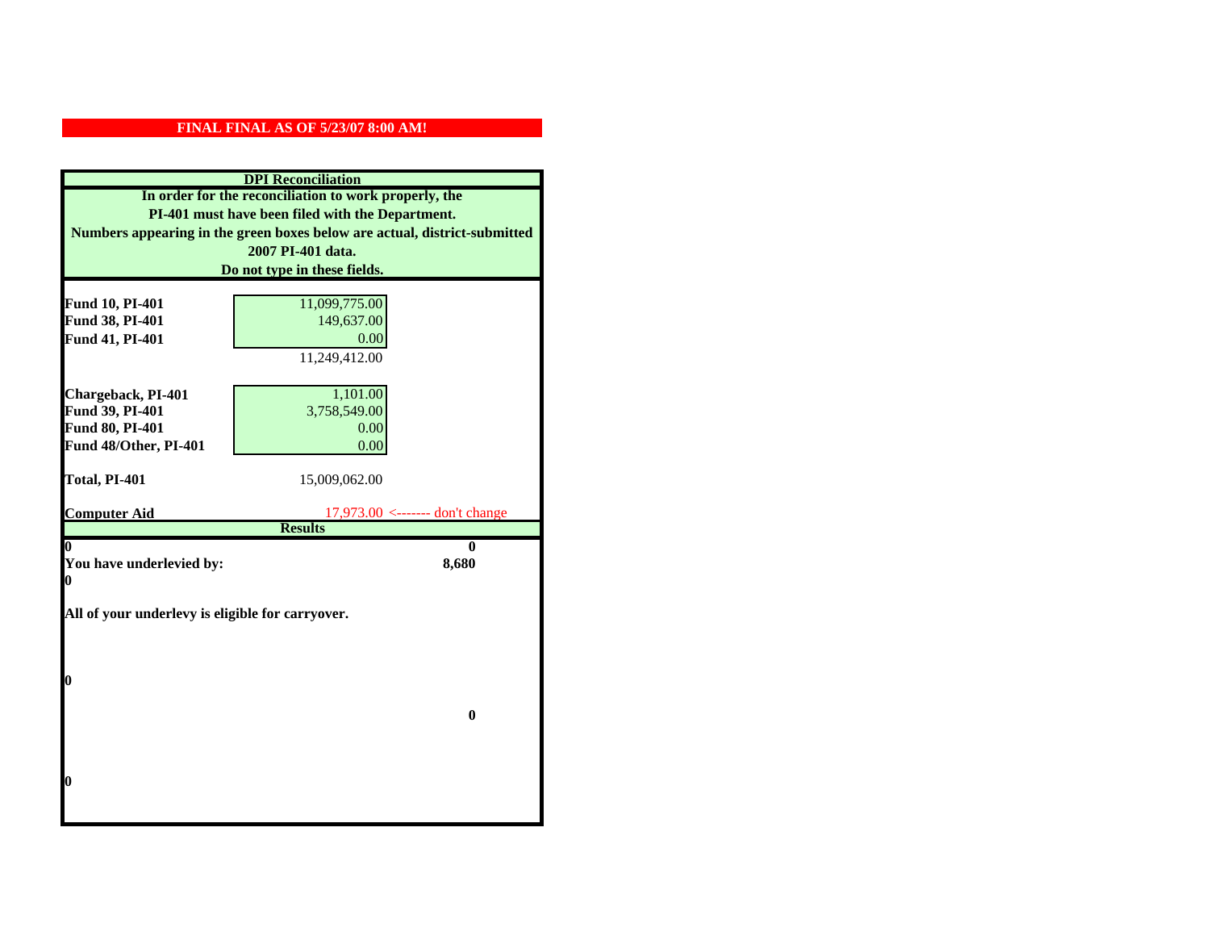**FINAL FINAL AS OF 5/23/07 8:00 AM!**

**DPI Reconciliation**

**In order for the reconciliation to work properly, the PI-401 must have been filed with the Department. Numbers appearing in the green boxes below are actual, district-submitted 2007 PI-401 data. Do not type in these fields.**

| | | |
|---|---|---|
| **Fund 10, PI-401** | 11,099,775.00 | |
| **Fund 38, PI-401** | 149,637.00 | |
| **Fund 41, PI-401** | 0.00 | |
| | 11,249,412.00 | |
| **Chargeback, PI-401** | 1,101.00 | |
| **Fund 39, PI-401** | 3,758,549.00 | |
| **Fund 80, PI-401** | 0.00 | |
| **Fund 48/Other, PI-401** | 0.00 | |
| **Total, PI-401** | 15,009,062.00 | |
| **Computer Aid** | 17,973.00 | <------- don't change |

**Results**

| | |
|---|---|
| **0** | **0** |
| **You have underlevied by:** | **8,680** |
| **0** | |

**All of your underlevy is eligible for carryover.**

**0**

**0**

**0**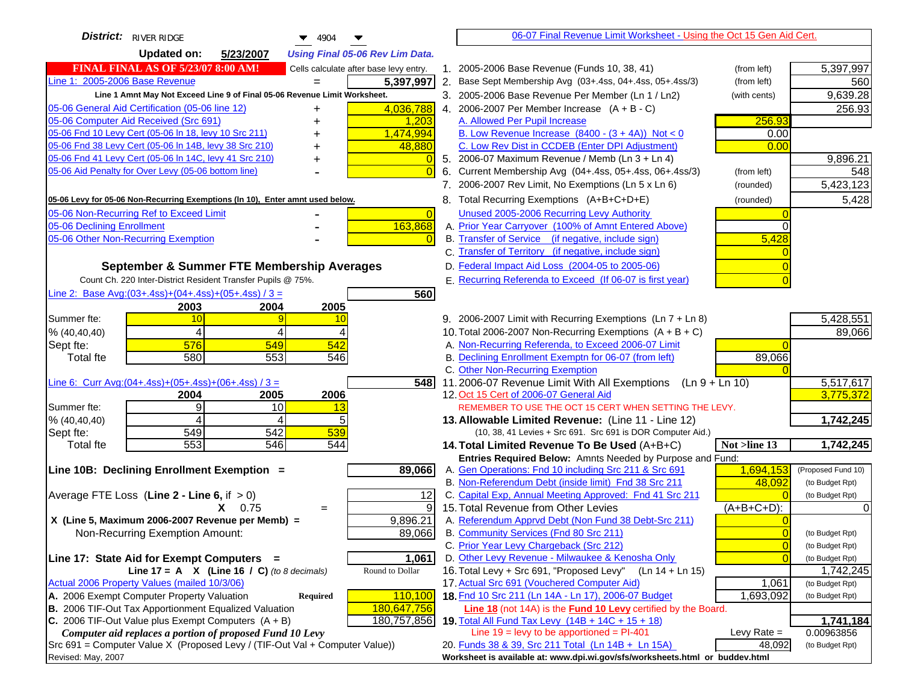**District:** RIVER RIDGE 4904

**Updated on:** 5/23/2007 *Using Final 05-06 Rev Lim Data.*

**FINAL FINAL AS OF 5/23/07 8:00 AM!** Cells calculate after base levy entry.

| | | |
|---|---|---|
| Line 1: 2005-2006 Base Revenue | = | 5,397,997 |

**Line 1 Amnt May Not Exceed Line 9 of Final 05-06 Revenue Limit Worksheet.**

| | | |
|---|---|---|
| 05-06 General Aid Certification (05-06 line 12) | + | 4,036,788 |
| 05-06 Computer Aid Received (Src 691) | + | 1,203 |
| 05-06 Fnd 10 Levy Cert (05-06 ln 18, levy 10 Src 211) | + | 1,474,994 |
| 05-06 Fnd 38 Levy Cert (05-06 ln 14B, levy 38 Src 210) | + | 48,880 |
| 05-06 Fnd 41 Levy Cert (05-06 ln 14C, levy 41 Src 210) | + | 0 |
| 05-06 Aid Penalty for Over Levy (05-06 bottom line) | - | 0 |

**05-06 Levy for 05-06 Non-Recurring Exemptions (ln 10), Enter amnt used below.**

| | | |
|---|---|---|
| 05-06 Non-Recurring Ref to Exceed Limit | - | 0 |
| 05-06 Declining Enrollment | - | 163,868 |
| 05-06 Other Non-Recurring Exemption | - | 0 |

## September & Summer FTE Membership Averages

Count Ch. 220 Inter-District Resident Transfer Pupils @ 75%.

Line 2: Base Avg:(03+.4ss)+(04+.4ss)+(05+.4ss) / 3 = **560**

| | 2003 | 2004 | 2005 |
|---|---|---|---|
| Summer fte: | 10 | 9 | 10 |
| % (40,40,40) | 4 | 4 | 4 |
| Sept fte: | 576 | 549 | 542 |
| Total fte | 580 | 553 | 546 |

Line 6: Curr Avg:(04+.4ss)+(05+.4ss)+(06+.4ss) / 3 = **548**

| | 2004 | 2005 | 2006 |
|---|---|---|---|
| Summer fte: | 9 | 10 | 13 |
| % (40,40,40) | 4 | 4 | 5 |
| Sept fte: | 549 | 542 | 539 |
| Total fte | 553 | 546 | 544 |

**Line 10B: Declining Enrollment Exemption =** **89,066**

| | | |
|---|---|---|
| Average FTE Loss (Line 2 - Line 6, if > 0) | | 12 |
| X 0.75 | = | 9 |
| X (Line 5, Maximum 2006-2007 Revenue per Memb) = | | 9,896.21 |
| Non-Recurring Exemption Amount: | | 89,066 |

**Line 17: State Aid for Exempt Computers =** **1,061**

Line 17 = A X (Line 16 / C) *(to 8 decimals)* Round to Dollar

Actual 2006 Property Values (mailed 10/3/06)

| | | |
|---|---|---|
| A. 2006 Exempt Computer Property Valuation | Required | 110,100 |
| B. 2006 TIF-Out Tax Apportionment Equalized Valuation | | 180,647,756 |
| C. 2006 TIF-Out Value plus Exempt Computers (A + B) | | 180,757,856 |

*Computer aid replaces a portion of proposed Fund 10 Levy*

Src 691 = Computer Value X (Proposed Levy / (TIF-Out Val + Computer Value))

Revised: May, 2007

---

06-07 Final Revenue Limit Worksheet - Using the Oct 15 Gen Aid Cert.

| | | | |
|---|---|---|---|
| 1. 2005-2006 Base Revenue (Funds 10, 38, 41) | (from left) | | 5,397,997 |
| 2. Base Sept Membership Avg (03+.4ss, 04+.4ss, 05+.4ss/3) | (from left) | | 560 |
| 3. 2005-2006 Base Revenue Per Member (Ln 1 / Ln2) | (with cents) | | 9,639.28 |
| 4. 2006-2007 Per Member Increase (A + B - C) | | | 256.93 |
| A. Allowed Per Pupil Increase | | 256.93 | |
| B. Low Revenue Increase (8400 - (3 + 4A)) Not < 0 | | 0.00 | |
| C. Low Rev Dist in CCDEB (Enter DPI Adjustment) | | 0.00 | |
| 5. 2006-07 Maximum Revenue / Memb (Ln 3 + Ln 4) | | | 9,896.21 |
| 6. Current Membership Avg (04+.4ss, 05+.4ss, 06+.4ss/3) | (from left) | | 548 |
| 7. 2006-2007 Rev Limit, No Exemptions (Ln 5 x Ln 6) | (rounded) | | 5,423,123 |
| 8. Total Recurring Exemptions (A+B+C+D+E) | (rounded) | | 5,428 |
| Unused 2005-2006 Recurring Levy Authority | | 0 | |
| A. Prior Year Carryover (100% of Amnt Entered Above) | | 0 | |
| B. Transfer of Service (if negative, include sign) | | 5,428 | |
| C. Transfer of Territory (if negative, include sign) | | 0 | |
| D. Federal Impact Aid Loss (2004-05 to 2005-06) | | 0 | |
| E. Recurring Referenda to Exceed (If 06-07 is first year) | | 0 | |
| 9. 2006-2007 Limit with Recurring Exemptions (Ln 7 + Ln 8) | | | 5,428,551 |
| 10. Total 2006-2007 Non-Recurring Exemptions (A + B + C) | | | 89,066 |
| A. Non-Recurring Referenda, to Exceed 2006-07 Limit | | 0 | |
| B. Declining Enrollment Exemptn for 06-07 (from left) | | 89,066 | |
| C. Other Non-Recurring Exemption | | 0 | |
| 11. 2006-07 Revenue Limit With All Exemptions (Ln 9 + Ln 10) | | | 5,517,617 |
| 12. Oct 15 Cert of 2006-07 General Aid | | | 3,775,372 |

REMEMBER TO USE THE OCT 15 CERT WHEN SETTING THE LEVY.

| | | | |
|---|---|---|---|
| **13. Allowable Limited Revenue:** (Line 11 - Line 12) | | | **1,742,245** |
| (10, 38, 41 Levies + Src 691. Src 691 is DOR Computer Aid.) | | | |
| **14. Total Limited Revenue To Be Used** (A+B+C) | | Not >line 13 | **1,742,245** |
| **Entries Required Below:** Amnts Needed by Purpose and Fund: | | | |
| A. Gen Operations: Fnd 10 including Src 211 & Src 691 | | 1,694,153 | (Proposed Fund 10) |
| B. Non-Referendum Debt (inside limit) Fnd 38 Src 211 | | 48,092 | (to Budget Rpt) |
| C. Capital Exp, Annual Meeting Approved: Fnd 41 Src 211 | | 0 | (to Budget Rpt) |
| 15. Total Revenue from Other Levies | | (A+B+C+D): | 0 |
| A. Referendum Apprvd Debt (Non Fund 38 Debt-Src 211) | | 0 | |
| B. Community Services (Fnd 80 Src 211) | | 0 | (to Budget Rpt) |
| C. Prior Year Levy Chargeback (Src 212) | | 0 | (to Budget Rpt) |
| D. Other Levy Revenue - Milwaukee & Kenosha Only | | 0 | (to Budget Rpt) |
| 16. Total Levy + Src 691, "Proposed Levy" (Ln 14 + Ln 15) | | | 1,742,245 |
| 17. Actual Src 691 (Vouchered Computer Aid) | | 1,061 | (to Budget Rpt) |
| **18.** Fnd 10 Src 211 (Ln 14A - Ln 17), 2006-07 Budget | | 1,693,092 | (to Budget Rpt) |
| **Line 18** (not 14A) is the **Fund 10 Levy** certified by the Board. | | | |
| **19.** Total All Fund Tax Levy (14B + 14C + 15 + 18) | | | **1,741,184** |
| Line 19 = levy to be apportioned = PI-401 | | Levy Rate = | 0.00963856 |
| 20. Funds 38 & 39, Src 211 Total (Ln 14B + Ln 15A) | | 48,092 | (to Budget Rpt) |

**Worksheet is available at: www.dpi.wi.gov/sfs/worksheets.html or buddev.html**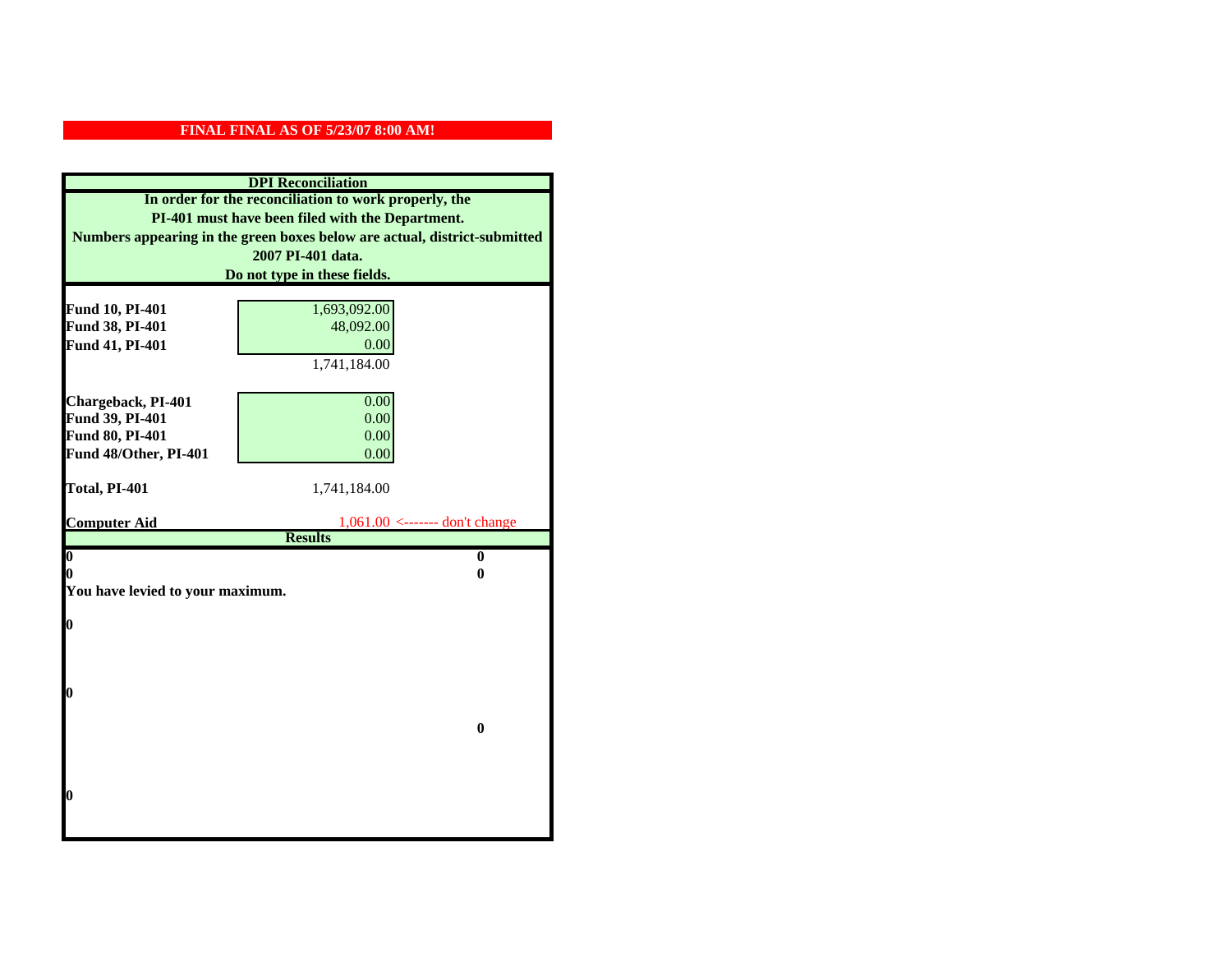**FINAL FINAL AS OF 5/23/07 8:00 AM!**

## DPI Reconciliation

**In order for the reconciliation to work properly, the PI-401 must have been filed with the Department. Numbers appearing in the green boxes below are actual, district-submitted 2007 PI-401 data. Do not type in these fields.**

| | | |
|---|---|---|
| **Fund 10, PI-401** | 1,693,092.00 | |
| **Fund 38, PI-401** | 48,092.00 | |
| **Fund 41, PI-401** | 0.00 | |
| | 1,741,184.00 | |
| **Chargeback, PI-401** | 0.00 | |
| **Fund 39, PI-401** | 0.00 | |
| **Fund 80, PI-401** | 0.00 | |
| **Fund 48/Other, PI-401** | 0.00 | |
| **Total, PI-401** | 1,741,184.00 | |
| **Computer Aid** | 1,061.00 | <------- don't change |

## Results

| | |
|---|---|
| **0** | **0** |
| **0** | **0** |

**You have levied to your maximum.**

**0**

**0**

**0**

**0**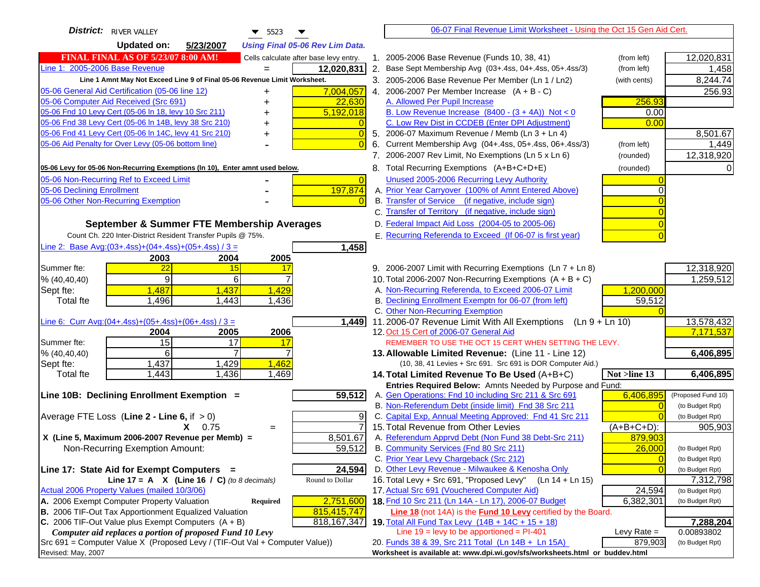**District:** RIVER VALLEY 5523

**Updated on:** 5/23/2007 *Using Final 05-06 Rev Lim Data.*

06-07 Final Revenue Limit Worksheet - Using the Oct 15 Gen Aid Cert.

**FINAL FINAL AS OF 5/23/07 8:00 AM!** Cells calculate after base levy entry.

| | | |
|---|---|---|
| Line 1: 2005-2006 Base Revenue | = | 12,020,831 |

Line 1 Amnt May Not Exceed Line 9 of Final 05-06 Revenue Limit Worksheet.

| | | |
|---|---|---|
| 05-06 General Aid Certification (05-06 line 12) | + | 7,004,057 |
| 05-06 Computer Aid Received (Src 691) | + | 22,630 |
| 05-06 Fnd 10 Levy Cert (05-06 ln 18, levy 10 Src 211) | + | 5,192,018 |
| 05-06 Fnd 38 Levy Cert (05-06 ln 14B, levy 38 Src 210) | + | 0 |
| 05-06 Fnd 41 Levy Cert (05-06 ln 14C, levy 41 Src 210) | + | 0 |
| 05-06 Aid Penalty for Over Levy (05-06 bottom line) | - | 0 |

05-06 Levy for 05-06 Non-Recurring Exemptions (ln 10), Enter amnt used below.

| | | |
|---|---|---|
| 05-06 Non-Recurring Ref to Exceed Limit | - | 0 |
| 05-06 Declining Enrollment | - | 197,874 |
| 05-06 Other Non-Recurring Exemption | - | 0 |

**September & Summer FTE Membership Averages**

Count Ch. 220 Inter-District Resident Transfer Pupils @ 75%.

Line 2: Base Avg:(03+.4ss)+(04+.4ss)+(05+.4ss) / 3 = **1,458**

| | 2003 | 2004 | 2005 |
|---|---|---|---|
| Summer fte: | 22 | 15 | 17 |
| % (40,40,40) | 9 | 6 | 7 |
| Sept fte: | 1,487 | 1,437 | 1,429 |
| Total fte | 1,496 | 1,443 | 1,436 |

Line 6: Curr Avg:(04+.4ss)+(05+.4ss)+(06+.4ss) / 3 = **1,449**

| | 2004 | 2005 | 2006 |
|---|---|---|---|
| Summer fte: | 15 | 17 | 17 |
| % (40,40,40) | 6 | 7 | 7 |
| Sept fte: | 1,437 | 1,429 | 1,462 |
| Total fte | 1,443 | 1,436 | 1,469 |

**Line 10B: Declining Enrollment Exemption = 59,512**

| | | |
|---|---|---|
| Average FTE Loss (Line 2 - Line 6, if > 0) | | 9 |
| X 0.75 | = | 7 |
| X (Line 5, Maximum 2006-2007 Revenue per Memb) = | | 8,501.67 |
| Non-Recurring Exemption Amount: | | 59,512 |

**Line 17: State Aid for Exempt Computers = 24,594**

Line 17 = A X (Line 16 / C) *(to 8 decimals)* Round to Dollar

| | | |
|---|---|---|
| Actual 2006 Property Values (mailed 10/3/06) | | |
| A. 2006 Exempt Computer Property Valuation | Required | 2,751,600 |
| B. 2006 TIF-Out Tax Apportionment Equalized Valuation | | 815,415,747 |
| C. 2006 TIF-Out Value plus Exempt Computers (A + B) | | 818,167,347 |

*Computer aid replaces a portion of proposed Fund 10 Levy*

Src 691 = Computer Value X (Proposed Levy / (TIF-Out Val + Computer Value))

Revised: May, 2007

| | | | |
|---|---|---|---|
| 1. 2005-2006 Base Revenue (Funds 10, 38, 41) | (from left) | | 12,020,831 |
| 2. Base Sept Membership Avg (03+.4ss, 04+.4ss, 05+.4ss/3) | (from left) | | 1,458 |
| 3. 2005-2006 Base Revenue Per Member (Ln 1 / Ln2) | (with cents) | | 8,244.74 |
| 4. 2006-2007 Per Member Increase (A + B - C) | | | 256.93 |
| A. Allowed Per Pupil Increase | | 256.93 | |
| B. Low Revenue Increase (8400 - (3 + 4A)) Not < 0 | | 0.00 | |
| C. Low Rev Dist in CCDEB (Enter DPI Adjustment) | | 0.00 | |
| 5. 2006-07 Maximum Revenue / Memb (Ln 3 + Ln 4) | | | 8,501.67 |
| 6. Current Membership Avg (04+.4ss, 05+.4ss, 06+.4ss/3) | (from left) | | 1,449 |
| 7. 2006-2007 Rev Limit, No Exemptions (Ln 5 x Ln 6) | (rounded) | | 12,318,920 |
| 8. Total Recurring Exemptions (A+B+C+D+E) | (rounded) | | 0 |
| Unused 2005-2006 Recurring Levy Authority | | 0 | |
| A. Prior Year Carryover (100% of Amnt Entered Above) | | 0 | |
| B. Transfer of Service (if negative, include sign) | | 0 | |
| C. Transfer of Territory (if negative, include sign) | | 0 | |
| D. Federal Impact Aid Loss (2004-05 to 2005-06) | | 0 | |
| E. Recurring Referenda to Exceed (If 06-07 is first year) | | 0 | |
| 9. 2006-2007 Limit with Recurring Exemptions (Ln 7 + Ln 8) | | | 12,318,920 |
| 10. Total 2006-2007 Non-Recurring Exemptions (A + B + C) | | | 1,259,512 |
| A. Non-Recurring Referenda, to Exceed 2006-07 Limit | | 1,200,000 | |
| B. Declining Enrollment Exemptn for 06-07 (from left) | | 59,512 | |
| C. Other Non-Recurring Exemption | | 0 | |
| 11. 2006-07 Revenue Limit With All Exemptions (Ln 9 + Ln 10) | | | 13,578,432 |
| 12. Oct 15 Cert of 2006-07 General Aid | | | 7,171,537 |

REMEMBER TO USE THE OCT 15 CERT WHEN SETTING THE LEVY.

| | | | |
|---|---|---|---|
| **13. Allowable Limited Revenue:** (Line 11 - Line 12) | | | **6,406,895** |
| (10, 38, 41 Levies + Src 691. Src 691 is DOR Computer Aid.) | | | |
| **14. Total Limited Revenue To Be Used** (A+B+C) | | **Not >line 13** | **6,406,895** |
| **Entries Required Below:** Amnts Needed by Purpose and Fund: | | | |
| A. Gen Operations: Fnd 10 including Src 211 & Src 691 | | 6,406,895 | (Proposed Fund 10) |
| B. Non-Referendum Debt (inside limit) Fnd 38 Src 211 | | 0 | (to Budget Rpt) |
| C. Capital Exp, Annual Meeting Approved: Fnd 41 Src 211 | | 0 | (to Budget Rpt) |
| 15. Total Revenue from Other Levies | | (A+B+C+D): | 905,903 |
| A. Referendum Apprvd Debt (Non Fund 38 Debt-Src 211) | | 879,903 | |
| B. Community Services (Fnd 80 Src 211) | | 26,000 | (to Budget Rpt) |
| C. Prior Year Levy Chargeback (Src 212) | | 0 | (to Budget Rpt) |
| D. Other Levy Revenue - Milwaukee & Kenosha Only | | 0 | (to Budget Rpt) |
| 16. Total Levy + Src 691, "Proposed Levy" (Ln 14 + Ln 15) | | | 7,312,798 |
| 17. Actual Src 691 (Vouchered Computer Aid) | | 24,594 | (to Budget Rpt) |
| **18.** Fnd 10 Src 211 (Ln 14A - Ln 17), 2006-07 Budget | | 6,382,301 | (to Budget Rpt) |

**Line 18** (not 14A) is the **Fund 10 Levy** certified by the Board.

| | | | |
|---|---|---|---|
| **19.** Total All Fund Tax Levy (14B + 14C + 15 + 18) | | | **7,288,204** |
| Line 19 = levy to be apportioned = PI-401 | | Levy Rate = | 0.00893802 |
| 20. Funds 38 & 39, Src 211 Total (Ln 14B + Ln 15A) | | 879,903 | (to Budget Rpt) |

Worksheet is available at: www.dpi.wi.gov/sfs/worksheets.html or buddev.html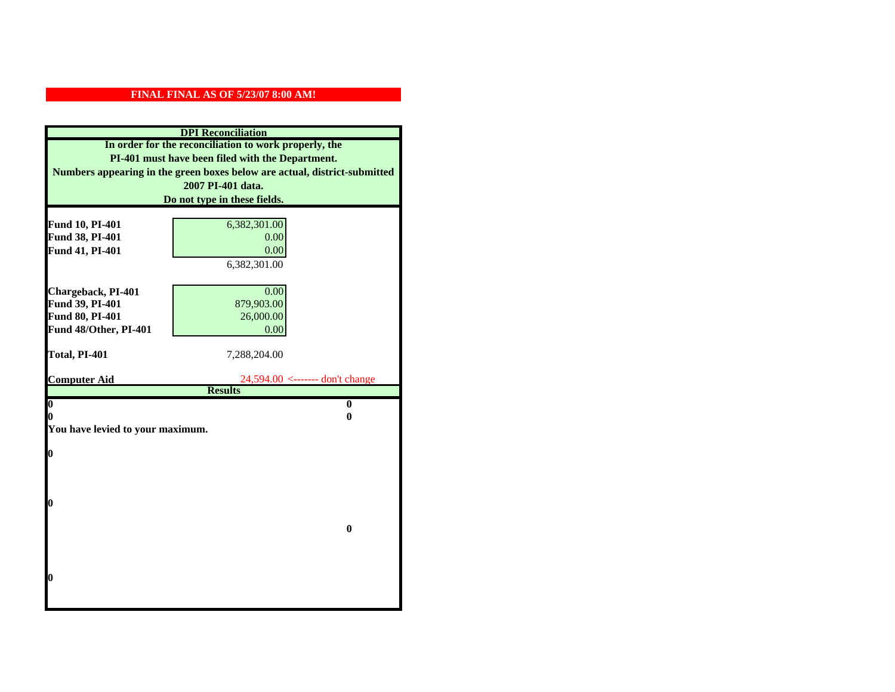**FINAL FINAL AS OF 5/23/07 8:00 AM!**

**DPI Reconciliation**

**In order for the reconciliation to work properly, the PI-401 must have been filed with the Department. Numbers appearing in the green boxes below are actual, district-submitted 2007 PI-401 data. Do not type in these fields.**

| | | |
|---|---|---|
| **Fund 10, PI-401** | 6,382,301.00 | |
| **Fund 38, PI-401** | 0.00 | |
| **Fund 41, PI-401** | 0.00 | |
| | 6,382,301.00 | |
| **Chargeback, PI-401** | 0.00 | |
| **Fund 39, PI-401** | 879,903.00 | |
| **Fund 80, PI-401** | 26,000.00 | |
| **Fund 48/Other, PI-401** | 0.00 | |
| **Total, PI-401** | 7,288,204.00 | |
| **Computer Aid** | 24,594.00 | <------- don't change |

**Results**

| | |
|---|---|
| **0** | **0** |
| **0** | **0** |

**You have levied to your maximum.**

**0**

**0**

**0**

**0**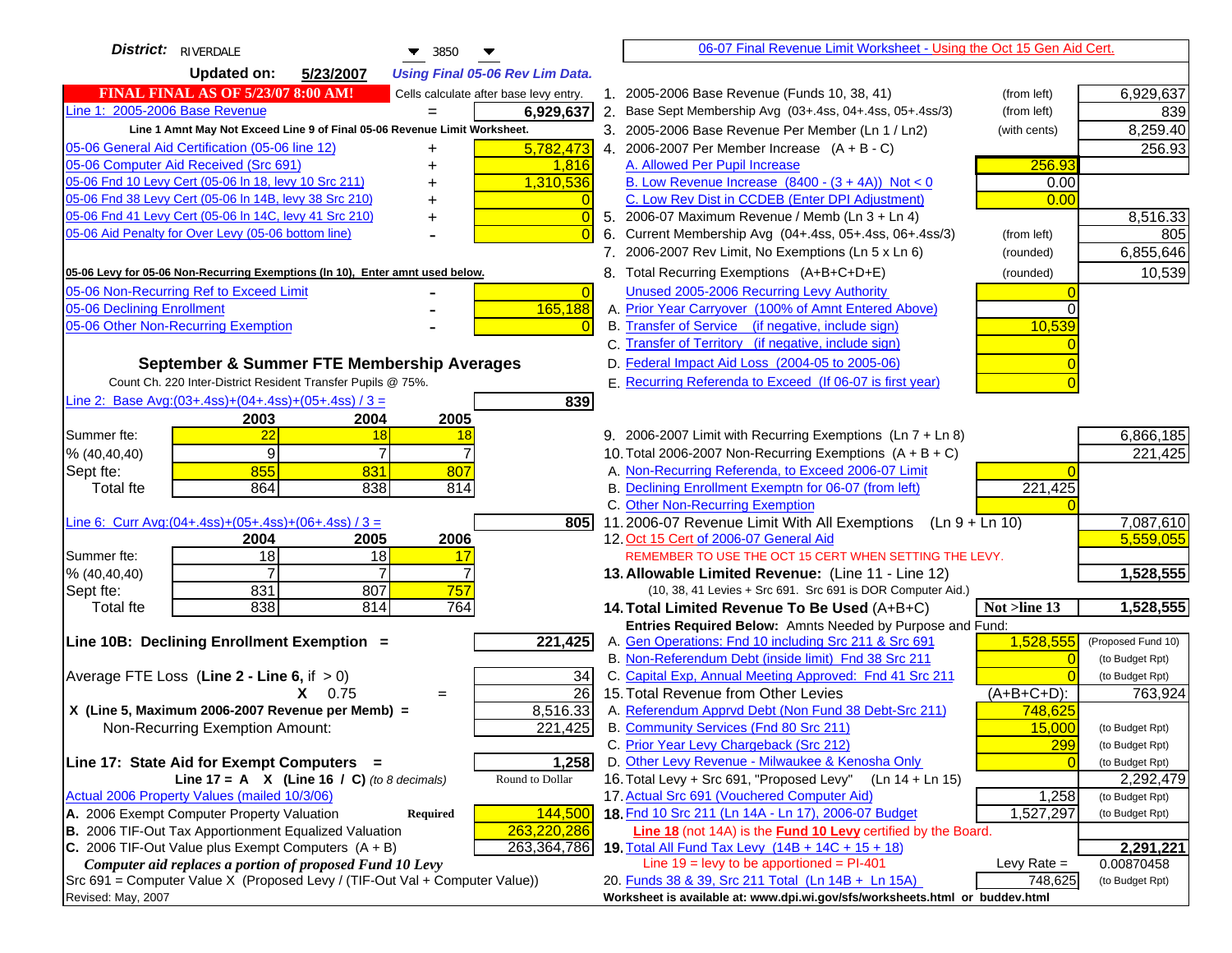**District:** RIVERDALE 3850

**Updated on:** 5/23/2007 *Using Final 05-06 Rev Lim Data.*

06-07 Final Revenue Limit Worksheet - Using the Oct 15 Gen Aid Cert.

**FINAL FINAL AS OF 5/23/07 8:00 AM!** Cells calculate after base levy entry.

| Line 1: 2005-2006 Base Revenue | = | 6,929,637 |
|---|---|---|

Line 1 Amnt May Not Exceed Line 9 of Final 05-06 Revenue Limit Worksheet.

| Item | | Amount |
|---|---|---|
| 05-06 General Aid Certification (05-06 line 12) | + | 5,782,473 |
| 05-06 Computer Aid Received (Src 691) | + | 1,816 |
| 05-06 Fnd 10 Levy Cert (05-06 ln 18, levy 10 Src 211) | + | 1,310,536 |
| 05-06 Fnd 38 Levy Cert (05-06 ln 14B, levy 38 Src 210) | + | 0 |
| 05-06 Fnd 41 Levy Cert (05-06 ln 14C, levy 41 Src 210) | + | 0 |
| 05-06 Aid Penalty for Over Levy (05-06 bottom line) | - | 0 |

**05-06 Levy for 05-06 Non-Recurring Exemptions (ln 10), Enter amnt used below.**

| Item | | Amount |
|---|---|---|
| 05-06 Non-Recurring Ref to Exceed Limit | - | 0 |
| 05-06 Declining Enrollment | - | 165,188 |
| 05-06 Other Non-Recurring Exemption | - | 0 |

## September & Summer FTE Membership Averages

Count Ch. 220 Inter-District Resident Transfer Pupils @ 75%.

Line 2: Base Avg:(03+.4ss)+(04+.4ss)+(05+.4ss) / 3 = **839**

| | 2003 | 2004 | 2005 |
|---|---|---|---|
| Summer fte: | 22 | 18 | 18 |
| % (40,40,40) | 9 | 7 | 7 |
| Sept fte: | 855 | 831 | 807 |
| Total fte | 864 | 838 | 814 |

Line 6: Curr Avg:(04+.4ss)+(05+.4ss)+(06+.4ss) / 3 = **805**

| | 2004 | 2005 | 2006 |
|---|---|---|---|
| Summer fte: | 18 | 18 | 17 |
| % (40,40,40) | 7 | 7 | 7 |
| Sept fte: | 831 | 807 | 757 |
| Total fte | 838 | 814 | 764 |

**Line 10B: Declining Enrollment Exemption =** **221,425**

| | | |
|---|---|---|
| Average FTE Loss (Line 2 - Line 6, if > 0) | | 34 |
| X 0.75 | = | 26 |
| X (Line 5, Maximum 2006-2007 Revenue per Memb) = | | 8,516.33 |
| Non-Recurring Exemption Amount: | | 221,425 |

**Line 17: State Aid for Exempt Computers =** **1,258**

Line 17 = A X (Line 16 / C) *(to 8 decimals)* — Round to Dollar

Actual 2006 Property Values (mailed 10/3/06)

| | | |
|---|---|---|
| A. 2006 Exempt Computer Property Valuation | Required | 144,500 |
| B. 2006 TIF-Out Tax Apportionment Equalized Valuation | | 263,220,286 |
| C. 2006 TIF-Out Value plus Exempt Computers (A + B) | | 263,364,786 |

*Computer aid replaces a portion of proposed Fund 10 Levy*

Src 691 = Computer Value X (Proposed Levy / (TIF-Out Val + Computer Value))

Revised: May, 2007

| Line | Description | | Entry | Amount |
|---|---|---|---|---|
| 1. | 2005-2006 Base Revenue (Funds 10, 38, 41) | (from left) | | 6,929,637 |
| 2. | Base Sept Membership Avg (03+.4ss, 04+.4ss, 05+.4ss/3) | (from left) | | 839 |
| 3. | 2005-2006 Base Revenue Per Member (Ln 1 / Ln2) | (with cents) | | 8,259.40 |
| 4. | 2006-2007 Per Member Increase (A + B - C) | | | 256.93 |
| | A. Allowed Per Pupil Increase | | 256.93 | |
| | B. Low Revenue Increase (8400 - (3 + 4A)) Not < 0 | | 0.00 | |
| | C. Low Rev Dist in CCDEB (Enter DPI Adjustment) | | 0.00 | |
| 5. | 2006-07 Maximum Revenue / Memb (Ln 3 + Ln 4) | | | 8,516.33 |
| 6. | Current Membership Avg (04+.4ss, 05+.4ss, 06+.4ss/3) | (from left) | | 805 |
| 7. | 2006-2007 Rev Limit, No Exemptions (Ln 5 x Ln 6) | (rounded) | | 6,855,646 |
| 8. | Total Recurring Exemptions (A+B+C+D+E) | (rounded) | | 10,539 |
| | Unused 2005-2006 Recurring Levy Authority | | 0 | |
| | A. Prior Year Carryover (100% of Amnt Entered Above) | | 0 | |
| | B. Transfer of Service (if negative, include sign) | | 10,539 | |
| | C. Transfer of Territory (if negative, include sign) | | 0 | |
| | D. Federal Impact Aid Loss (2004-05 to 2005-06) | | 0 | |
| | E. Recurring Referenda to Exceed (If 06-07 is first year) | | 0 | |
| 9. | 2006-2007 Limit with Recurring Exemptions (Ln 7 + Ln 8) | | | 6,866,185 |
| 10. | Total 2006-2007 Non-Recurring Exemptions (A + B + C) | | | 221,425 |
| | A. Non-Recurring Referenda, to Exceed 2006-07 Limit | | 0 | |
| | B. Declining Enrollment Exemptn for 06-07 (from left) | | 221,425 | |
| | C. Other Non-Recurring Exemption | | 0 | |
| 11. | 2006-07 Revenue Limit With All Exemptions (Ln 9 + Ln 10) | | | 7,087,610 |
| 12. | Oct 15 Cert of 2006-07 General Aid | | | 5,559,055 |
| | REMEMBER TO USE THE OCT 15 CERT WHEN SETTING THE LEVY. | | | |
| 13. | **Allowable Limited Revenue:** (Line 11 - Line 12) (10, 38, 41 Levies + Src 691. Src 691 is DOR Computer Aid.) | | | **1,528,555** |
| 14. | **Total Limited Revenue To Be Used** (A+B+C) | | Not >line 13 | **1,528,555** |
| | Entries Required Below: Amnts Needed by Purpose and Fund: | | | |
| | A. Gen Operations: Fnd 10 including Src 211 & Src 691 | | 1,528,555 | (Proposed Fund 10) |
| | B. Non-Referendum Debt (inside limit) Fnd 38 Src 211 | | 0 | (to Budget Rpt) |
| | C. Capital Exp, Annual Meeting Approved: Fnd 41 Src 211 | | 0 | (to Budget Rpt) |
| 15. | Total Revenue from Other Levies | | (A+B+C+D): | 763,924 |
| | A. Referendum Apprvd Debt (Non Fund 38 Debt-Src 211) | | 748,625 | |
| | B. Community Services (Fnd 80 Src 211) | | 15,000 | (to Budget Rpt) |
| | C. Prior Year Levy Chargeback (Src 212) | | 299 | (to Budget Rpt) |
| | D. Other Levy Revenue - Milwaukee & Kenosha Only | | 0 | (to Budget Rpt) |
| 16. | Total Levy + Src 691, "Proposed Levy" (Ln 14 + Ln 15) | | | 2,292,479 |
| 17. | Actual Src 691 (Vouchered Computer Aid) | | 1,258 | (to Budget Rpt) |
| 18. | Fnd 10 Src 211 (Ln 14A - Ln 17), 2006-07 Budget | | 1,527,297 | (to Budget Rpt) |
| | Line 18 (not 14A) is the Fund 10 Levy certified by the Board. | | | |
| 19. | Total All Fund Tax Levy (14B + 14C + 15 + 18) | | | **2,291,221** |
| | Line 19 = levy to be apportioned = PI-401 | | Levy Rate = | 0.00870458 |
| 20. | Funds 38 & 39, Src 211 Total (Ln 14B + Ln 15A) | | 748,625 | (to Budget Rpt) |

Worksheet is available at: www.dpi.wi.gov/sfs/worksheets.html or buddev.html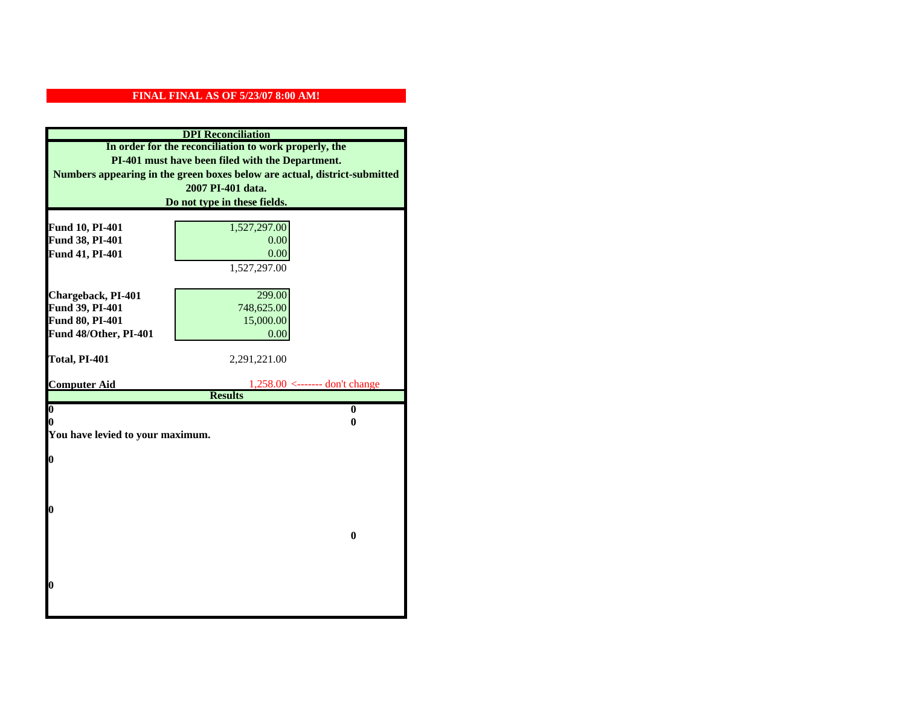**FINAL FINAL AS OF 5/23/07 8:00 AM!**

## DPI Reconciliation

**In order for the reconciliation to work properly, the PI-401 must have been filed with the Department. Numbers appearing in the green boxes below are actual, district-submitted 2007 PI-401 data. Do not type in these fields.**

| | | |
|---|---|---|
| **Fund 10, PI-401** | 1,527,297.00 | |
| **Fund 38, PI-401** | 0.00 | |
| **Fund 41, PI-401** | 0.00 | |
| | 1,527,297.00 | |
| **Chargeback, PI-401** | 299.00 | |
| **Fund 39, PI-401** | 748,625.00 | |
| **Fund 80, PI-401** | 15,000.00 | |
| **Fund 48/Other, PI-401** | 0.00 | |
| **Total, PI-401** | 2,291,221.00 | |
| **Computer Aid** | 1,258.00 | <------- don't change |

**Results**

| | |
|---|---|
| **0** | **0** |
| **0** | **0** |

**You have levied to your maximum.**

**0**

**0**

**0**

**0**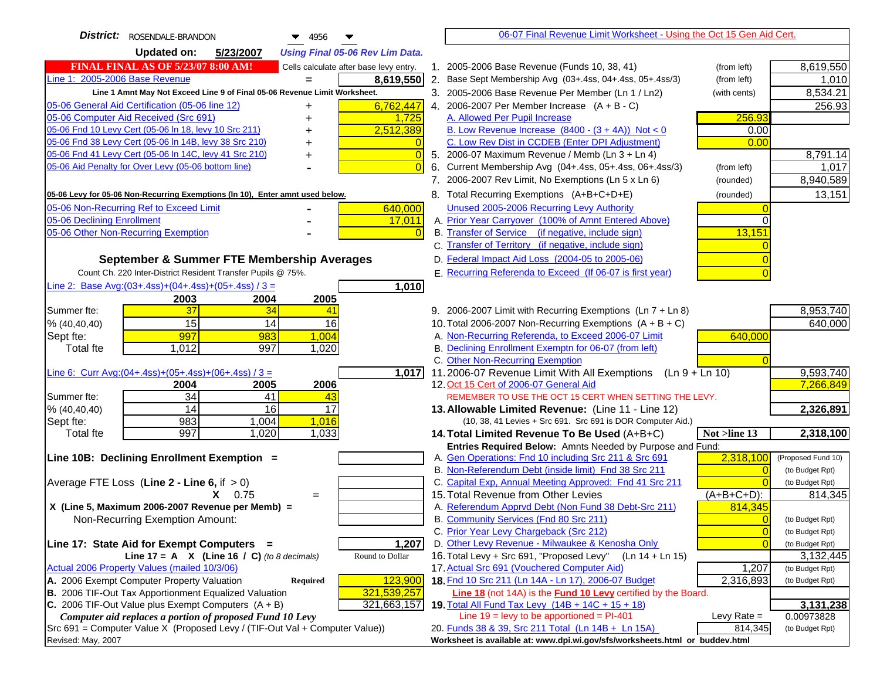**District:** ROSENDALE-BRANDON 4956

**Updated on:** 5/23/2007 *Using Final 05-06 Rev Lim Data.*

**FINAL FINAL AS OF 5/23/07 8:00 AM!** Cells calculate after base levy entry.

| | | |
|---|---|---|
| Line 1: 2005-2006 Base Revenue | = | 8,619,550 |

Line 1 Amnt May Not Exceed Line 9 of Final 05-06 Revenue Limit Worksheet.

| | | |
|---|---|---|
| 05-06 General Aid Certification (05-06 line 12) | + | 6,762,447 |
| 05-06 Computer Aid Received (Src 691) | + | 1,725 |
| 05-06 Fnd 10 Levy Cert (05-06 ln 18, levy 10 Src 211) | + | 2,512,389 |
| 05-06 Fnd 38 Levy Cert (05-06 ln 14B, levy 38 Src 210) | + | 0 |
| 05-06 Fnd 41 Levy Cert (05-06 ln 14C, levy 41 Src 210) | + | 0 |
| 05-06 Aid Penalty for Over Levy (05-06 bottom line) | - | 0 |

05-06 Levy for 05-06 Non-Recurring Exemptions (ln 10), Enter amnt used below.

| | | |
|---|---|---|
| 05-06 Non-Recurring Ref to Exceed Limit | - | 640,000 |
| 05-06 Declining Enrollment | - | 17,011 |
| 05-06 Other Non-Recurring Exemption | - | 0 |

### September & Summer FTE Membership Averages

Count Ch. 220 Inter-District Resident Transfer Pupils @ 75%.

Line 2: Base Avg:(03+.4ss)+(04+.4ss)+(05+.4ss) / 3 = **1,010**

| | 2003 | 2004 | 2005 |
|---|---|---|---|
| Summer fte: | 37 | 34 | 41 |
| % (40,40,40) | 15 | 14 | 16 |
| Sept fte: | 997 | 983 | 1,004 |
| Total fte | 1,012 | 997 | 1,020 |

Line 6: Curr Avg:(04+.4ss)+(05+.4ss)+(06+.4ss) / 3 = **1,017**

| | 2004 | 2005 | 2006 |
|---|---|---|---|
| Summer fte: | 34 | 41 | 43 |
| % (40,40,40) | 14 | 16 | 17 |
| Sept fte: | 983 | 1,004 | 1,016 |
| Total fte | 997 | 1,020 | 1,033 |

**Line 10B: Declining Enrollment Exemption =**

Average FTE Loss (**Line 2 - Line 6**, if > 0)

X 0.75 =

**X (Line 5, Maximum 2006-2007 Revenue per Memb) =**

Non-Recurring Exemption Amount:

**Line 17: State Aid for Exempt Computers =** 1,207

**Line 17 = A X (Line 16 / C)** *(to 8 decimals)* Round to Dollar

Actual 2006 Property Values (mailed 10/3/06)

| | | |
|---|---|---|
| A. 2006 Exempt Computer Property Valuation | **Required** | 123,900 |
| B. 2006 TIF-Out Tax Apportionment Equalized Valuation | | 321,539,257 |
| C. 2006 TIF-Out Value plus Exempt Computers (A + B) | | 321,663,157 |

***Computer aid replaces a portion of proposed Fund 10 Levy***

Src 691 = Computer Value X (Proposed Levy / (TIF-Out Val + Computer Value))

Revised: May, 2007

---

06-07 Final Revenue Limit Worksheet - Using the Oct 15 Gen Aid Cert.

| | | | |
|---|---|---|---|
| 1. 2005-2006 Base Revenue (Funds 10, 38, 41) | (from left) | | 8,619,550 |
| 2. Base Sept Membership Avg (03+.4ss, 04+.4ss, 05+.4ss/3) | (from left) | | 1,010 |
| 3. 2005-2006 Base Revenue Per Member (Ln 1 / Ln2) | (with cents) | | 8,534.21 |
| 4. 2006-2007 Per Member Increase (A + B - C) | | | 256.93 |
| A. Allowed Per Pupil Increase | | 256.93 | |
| B. Low Revenue Increase (8400 - (3 + 4A)) Not < 0 | | 0.00 | |
| C. Low Rev Dist in CCDEB (Enter DPI Adjustment) | | 0.00 | |
| 5. 2006-07 Maximum Revenue / Memb (Ln 3 + Ln 4) | | | 8,791.14 |
| 6. Current Membership Avg (04+.4ss, 05+.4ss, 06+.4ss/3) | (from left) | | 1,017 |
| 7. 2006-2007 Rev Limit, No Exemptions (Ln 5 x Ln 6) | (rounded) | | 8,940,589 |
| 8. Total Recurring Exemptions (A+B+C+D+E) | (rounded) | | 13,151 |
| Unused 2005-2006 Recurring Levy Authority | | 0 | |
| A. Prior Year Carryover (100% of Amnt Entered Above) | | 0 | |
| B. Transfer of Service (if negative, include sign) | | 13,151 | |
| C. Transfer of Territory (if negative, include sign) | | 0 | |
| D. Federal Impact Aid Loss (2004-05 to 2005-06) | | 0 | |
| E. Recurring Referenda to Exceed (If 06-07 is first year) | | 0 | |
| 9. 2006-2007 Limit with Recurring Exemptions (Ln 7 + Ln 8) | | | 8,953,740 |
| 10. Total 2006-2007 Non-Recurring Exemptions (A + B + C) | | | 640,000 |
| A. Non-Recurring Referenda, to Exceed 2006-07 Limit | | 640,000 | |
| B. Declining Enrollment Exemptn for 06-07 (from left) | | | |
| C. Other Non-Recurring Exemption | | 0 | |
| 11. 2006-07 Revenue Limit With All Exemptions (Ln 9 + Ln 10) | | | 9,593,740 |
| 12. Oct 15 Cert of 2006-07 General Aid | | | 7,266,849 |

REMEMBER TO USE THE OCT 15 CERT WHEN SETTING THE LEVY.

| | | | |
|---|---|---|---|
| **13. Allowable Limited Revenue:** (Line 11 - Line 12) | | | **2,326,891** |
| (10, 38, 41 Levies + Src 691. Src 691 is DOR Computer Aid.) | | | |
| **14. Total Limited Revenue To Be Used** (A+B+C) | | **Not >line 13** | **2,318,100** |
| **Entries Required Below:** Amnts Needed by Purpose and Fund: | | | |
| A. Gen Operations: Fnd 10 including Src 211 & Src 691 | | 2,318,100 | (Proposed Fund 10) |
| B. Non-Referendum Debt (inside limit) Fnd 38 Src 211 | | 0 | (to Budget Rpt) |
| C. Capital Exp, Annual Meeting Approved: Fnd 41 Src 211 | | 0 | (to Budget Rpt) |
| 15. Total Revenue from Other Levies | | (A+B+C+D): | 814,345 |
| A. Referendum Apprvd Debt (Non Fund 38 Debt-Src 211) | | 814,345 | |
| B. Community Services (Fnd 80 Src 211) | | 0 | (to Budget Rpt) |
| C. Prior Year Levy Chargeback (Src 212) | | 0 | (to Budget Rpt) |
| D. Other Levy Revenue - Milwaukee & Kenosha Only | | 0 | (to Budget Rpt) |
| 16. Total Levy + Src 691, "Proposed Levy" (Ln 14 + Ln 15) | | | 3,132,445 |
| 17. Actual Src 691 (Vouchered Computer Aid) | | 1,207 | (to Budget Rpt) |
| **18.** Fnd 10 Src 211 (Ln 14A - Ln 17), 2006-07 Budget | | 2,316,893 | (to Budget Rpt) |

**Line 18** (not 14A) is the **Fund 10 Levy** certified by the Board.

| | | | |
|---|---|---|---|
| **19.** Total All Fund Tax Levy (14B + 14C + 15 + 18) | | | **3,131,238** |
| Line 19 = levy to be apportioned = PI-401 | | Levy Rate = | 0.00973828 |
| 20. Funds 38 & 39, Src 211 Total (Ln 14B + Ln 15A) | | 814,345 | (to Budget Rpt) |

**Worksheet is available at: www.dpi.wi.gov/sfs/worksheets.html or buddev.html**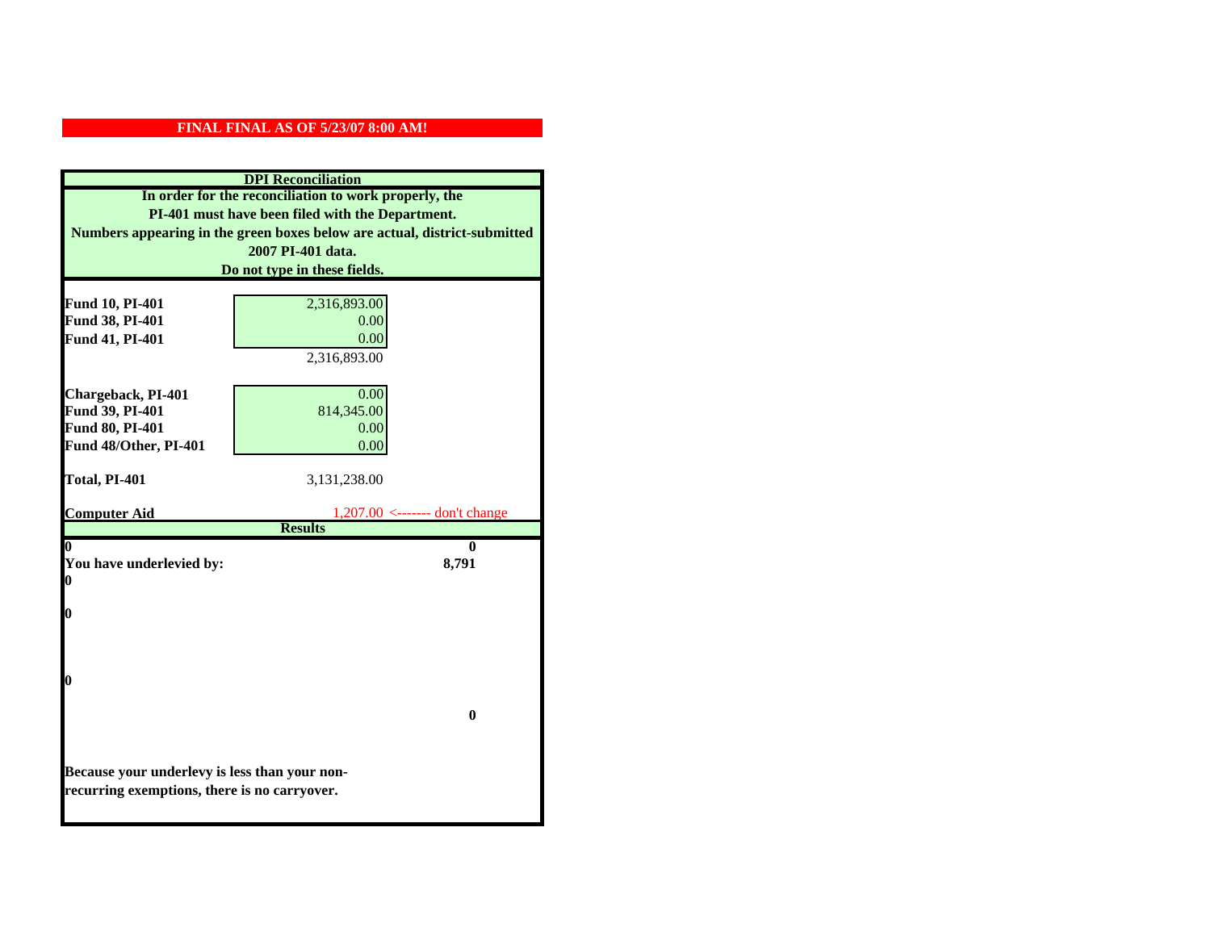**FINAL FINAL AS OF 5/23/07 8:00 AM!**

| DPI Reconciliation | | |
|---|---|---|
| In order for the reconciliation to work properly, the PI-401 must have been filed with the Department. Numbers appearing in the green boxes below are actual, district-submitted 2007 PI-401 data. Do not type in these fields. | | |
| **Fund 10, PI-401** | 2,316,893.00 | |
| **Fund 38, PI-401** | 0.00 | |
| **Fund 41, PI-401** | 0.00 | |
| | 2,316,893.00 | |
| **Chargeback, PI-401** | 0.00 | |
| **Fund 39, PI-401** | 814,345.00 | |
| **Fund 80, PI-401** | 0.00 | |
| **Fund 48/Other, PI-401** | 0.00 | |
| **Total, PI-401** | 3,131,238.00 | |
| **Computer Aid** | 1,207.00 | <------- don't change |
| **Results** | | |
| **0** | | **0** |
| **You have underlevied by:** | | **8,791** |
| **0** | | |
| **0** | | |
| **0** | | |
| | | **0** |

**Because your underlevy is less than your non-recurring exemptions, there is no carryover.**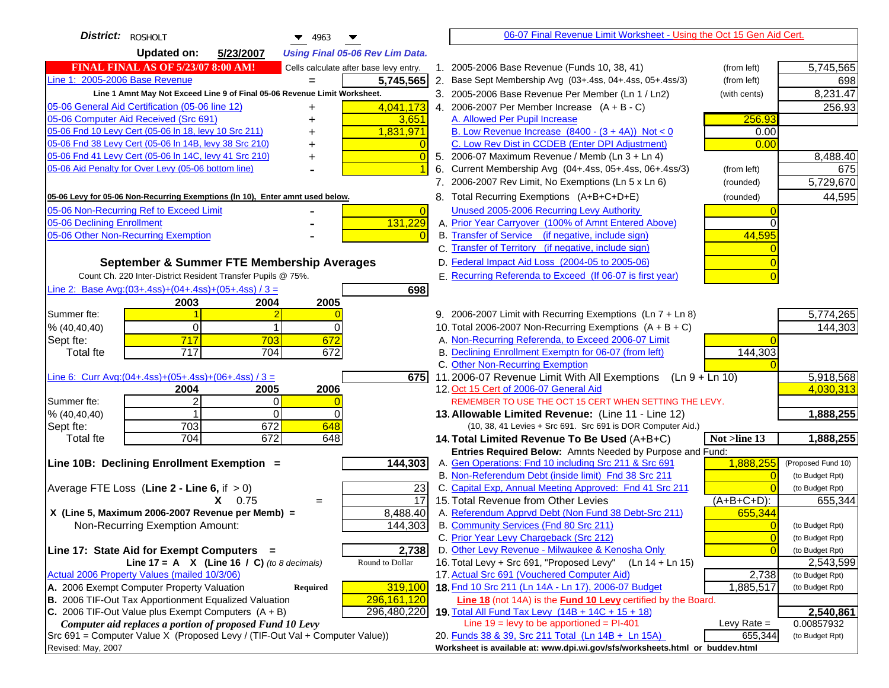**District:** ROSHOLT 4963

**Updated on:** 5/23/2007 *Using Final 05-06 Rev Lim Data.*

**FINAL FINAL AS OF 5/23/07 8:00 AM!** Cells calculate after base levy entry.

| | | |
|---|---|---|
| Line 1: 2005-2006 Base Revenue | = | 5,745,565 |

Line 1 Amnt May Not Exceed Line 9 of Final 05-06 Revenue Limit Worksheet.

| | | |
|---|---|---|
| 05-06 General Aid Certification (05-06 line 12) | + | 4,041,173 |
| 05-06 Computer Aid Received (Src 691) | + | 3,651 |
| 05-06 Fnd 10 Levy Cert (05-06 ln 18, levy 10 Src 211) | + | 1,831,971 |
| 05-06 Fnd 38 Levy Cert (05-06 ln 14B, levy 38 Src 210) | + | 0 |
| 05-06 Fnd 41 Levy Cert (05-06 ln 14C, levy 41 Src 210) | + | 0 |
| 05-06 Aid Penalty for Over Levy (05-06 bottom line) | - | 1 |

**05-06 Levy for 05-06 Non-Recurring Exemptions (ln 10), Enter amnt used below.**

| | | |
|---|---|---|
| 05-06 Non-Recurring Ref to Exceed Limit | - | 0 |
| 05-06 Declining Enrollment | - | 131,229 |
| 05-06 Other Non-Recurring Exemption | - | 0 |

## September & Summer FTE Membership Averages

Count Ch. 220 Inter-District Resident Transfer Pupils @ 75%.

Line 2: Base Avg:(03+.4ss)+(04+.4ss)+(05+.4ss) / 3 = **698**

| | 2003 | 2004 | 2005 |
|---|---|---|---|
| Summer fte: | 1 | 2 | 0 |
| % (40,40,40) | 0 | 1 | 0 |
| Sept fte: | 717 | 703 | 672 |
| Total fte | 717 | 704 | 672 |

Line 6: Curr Avg:(04+.4ss)+(05+.4ss)+(06+.4ss) / 3 = **675**

| | 2004 | 2005 | 2006 |
|---|---|---|---|
| Summer fte: | 2 | 0 | 0 |
| % (40,40,40) | 1 | 0 | 0 |
| Sept fte: | 703 | 672 | 648 |
| Total fte | 704 | 672 | 648 |

**Line 10B: Declining Enrollment Exemption =** **144,303**

| | | |
|---|---|---|
| Average FTE Loss (Line 2 - Line 6, if > 0) | | 23 |
| | X 0.75 = | 17 |
| X (Line 5, Maximum 2006-2007 Revenue per Memb) = | | 8,488.40 |
| Non-Recurring Exemption Amount: | | 144,303 |

**Line 17: State Aid for Exempt Computers =** **2,738**

Line 17 = A X (Line 16 / C) *(to 8 decimals)* Round to Dollar

Actual 2006 Property Values (mailed 10/3/06)

| | | |
|---|---|---|
| A. 2006 Exempt Computer Property Valuation | Required | 319,100 |
| B. 2006 TIF-Out Tax Apportionment Equalized Valuation | | 296,161,120 |
| C. 2006 TIF-Out Value plus Exempt Computers (A + B) | | 296,480,220 |

*Computer aid replaces a portion of proposed Fund 10 Levy*

Src 691 = Computer Value X (Proposed Levy / (TIF-Out Val + Computer Value))

Revised: May, 2007

06-07 Final Revenue Limit Worksheet - Using the Oct 15 Gen Aid Cert.

| | | | |
|---|---|---|---|
| 1. 2005-2006 Base Revenue (Funds 10, 38, 41) | (from left) | | 5,745,565 |
| 2. Base Sept Membership Avg (03+.4ss, 04+.4ss, 05+.4ss/3) | (from left) | | 698 |
| 3. 2005-2006 Base Revenue Per Member (Ln 1 / Ln2) | (with cents) | | 8,231.47 |
| 4. 2006-2007 Per Member Increase (A + B - C) | | | 256.93 |
| A. Allowed Per Pupil Increase | | 256.93 | |
| B. Low Revenue Increase (8400 - (3 + 4A)) Not < 0 | | 0.00 | |
| C. Low Rev Dist in CCDEB (Enter DPI Adjustment) | | 0.00 | |
| 5. 2006-07 Maximum Revenue / Memb (Ln 3 + Ln 4) | | | 8,488.40 |
| 6. Current Membership Avg (04+.4ss, 05+.4ss, 06+.4ss/3) | (from left) | | 675 |
| 7. 2006-2007 Rev Limit, No Exemptions (Ln 5 x Ln 6) | (rounded) | | 5,729,670 |
| 8. Total Recurring Exemptions (A+B+C+D+E) | (rounded) | | 44,595 |
| Unused 2005-2006 Recurring Levy Authority | | 0 | |
| A. Prior Year Carryover (100% of Amnt Entered Above) | | 0 | |
| B. Transfer of Service (if negative, include sign) | | 44,595 | |
| C. Transfer of Territory (if negative, include sign) | | 0 | |
| D. Federal Impact Aid Loss (2004-05 to 2005-06) | | 0 | |
| E. Recurring Referenda to Exceed (If 06-07 is first year) | | 0 | |
| 9. 2006-2007 Limit with Recurring Exemptions (Ln 7 + Ln 8) | | | 5,774,265 |
| 10. Total 2006-2007 Non-Recurring Exemptions (A + B + C) | | | 144,303 |
| A. Non-Recurring Referenda, to Exceed 2006-07 Limit | | 0 | |
| B. Declining Enrollment Exemptn for 06-07 (from left) | | 144,303 | |
| C. Other Non-Recurring Exemption | | 0 | |
| 11. 2006-07 Revenue Limit With All Exemptions (Ln 9 + Ln 10) | | | 5,918,568 |
| 12. Oct 15 Cert of 2006-07 General Aid | | | 4,030,313 |
| REMEMBER TO USE THE OCT 15 CERT WHEN SETTING THE LEVY. | | | |
| **13. Allowable Limited Revenue:** (Line 11 - Line 12) | | | **1,888,255** |
| (10, 38, 41 Levies + Src 691. Src 691 is DOR Computer Aid.) | | | |
| **14. Total Limited Revenue To Be Used** (A+B+C) | | Not >line 13 | **1,888,255** |
| **Entries Required Below:** Amnts Needed by Purpose and Fund: | | | |
| A. Gen Operations: Fnd 10 including Src 211 & Src 691 | | 1,888,255 | (Proposed Fund 10) |
| B. Non-Referendum Debt (inside limit) Fnd 38 Src 211 | | 0 | (to Budget Rpt) |
| C. Capital Exp, Annual Meeting Approved: Fnd 41 Src 211 | | 0 | (to Budget Rpt) |
| 15. Total Revenue from Other Levies | | (A+B+C+D): | 655,344 |
| A. Referendum Apprvd Debt (Non Fund 38 Debt-Src 211) | | 655,344 | |
| B. Community Services (Fnd 80 Src 211) | | 0 | (to Budget Rpt) |
| C. Prior Year Levy Chargeback (Src 212) | | 0 | (to Budget Rpt) |
| D. Other Levy Revenue - Milwaukee & Kenosha Only | | 0 | (to Budget Rpt) |
| 16. Total Levy + Src 691, "Proposed Levy" (Ln 14 + Ln 15) | | | 2,543,599 |
| 17. Actual Src 691 (Vouchered Computer Aid) | | 2,738 | (to Budget Rpt) |
| **18.** Fnd 10 Src 211 (Ln 14A - Ln 17), 2006-07 Budget | | 1,885,517 | (to Budget Rpt) |
| **Line 18** (not 14A) is the **Fund 10 Levy** certified by the Board. | | | |
| **19.** Total All Fund Tax Levy (14B + 14C + 15 + 18) | | | **2,540,861** |
| Line 19 = levy to be apportioned = PI-401 | | Levy Rate = | 0.00857932 |
| 20. Funds 38 & 39, Src 211 Total (Ln 14B + Ln 15A) | | 655,344 | (to Budget Rpt) |

Worksheet is available at: www.dpi.wi.gov/sfs/worksheets.html or buddev.html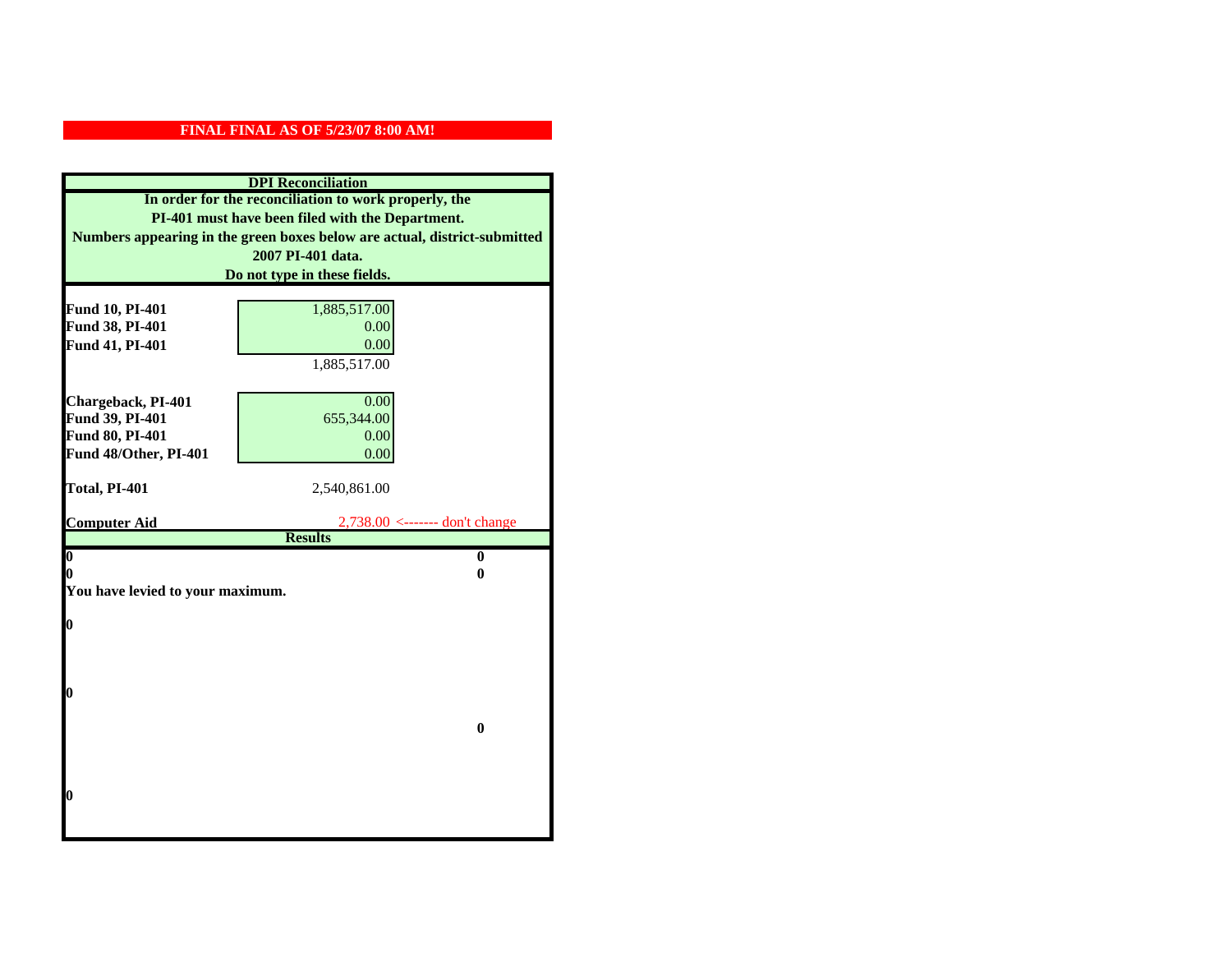**FINAL FINAL AS OF 5/23/07 8:00 AM!**

**DPI Reconciliation**

**In order for the reconciliation to work properly, the PI-401 must have been filed with the Department. Numbers appearing in the green boxes below are actual, district-submitted 2007 PI-401 data. Do not type in these fields.**

| | | |
|---|---|---|
| **Fund 10, PI-401** | 1,885,517.00 | |
| **Fund 38, PI-401** | 0.00 | |
| **Fund 41, PI-401** | 0.00 | |
| | 1,885,517.00 | |
| **Chargeback, PI-401** | 0.00 | |
| **Fund 39, PI-401** | 655,344.00 | |
| **Fund 80, PI-401** | 0.00 | |
| **Fund 48/Other, PI-401** | 0.00 | |
| **Total, PI-401** | 2,540,861.00 | |
| **Computer Aid** | 2,738.00 | <------- don't change |

**Results**

| | |
|---|---|
| **0** | **0** |
| **0** | **0** |

**You have levied to your maximum.**

**0**

**0**

**0**

**0**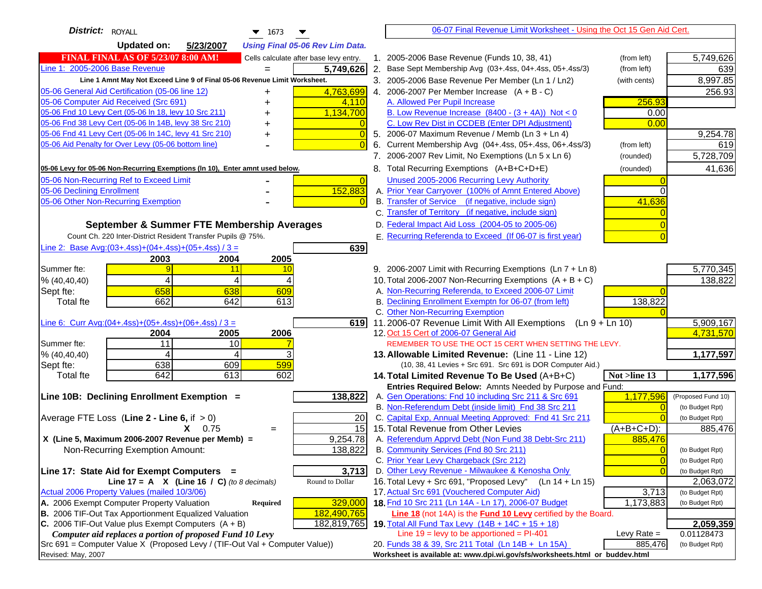**District:** ROYALL 1673

**Updated on:** 5/23/2007 *Using Final 05-06 Rev Lim Data.*

**FINAL FINAL AS OF 5/23/07 8:00 AM!** Cells calculate after base levy entry.

| | | |
|---|---|---|
| Line 1: 2005-2006 Base Revenue | = | 5,749,626 |
| Line 1 Amnt May Not Exceed Line 9 of Final 05-06 Revenue Limit Worksheet. | | |
| 05-06 General Aid Certification (05-06 line 12) | + | 4,763,699 |
| 05-06 Computer Aid Received (Src 691) | + | 4,110 |
| 05-06 Fnd 10 Levy Cert (05-06 ln 18, levy 10 Src 211) | + | 1,134,700 |
| 05-06 Fnd 38 Levy Cert (05-06 ln 14B, levy 38 Src 210) | + | 0 |
| 05-06 Fnd 41 Levy Cert (05-06 ln 14C, levy 41 Src 210) | + | 0 |
| 05-06 Aid Penalty for Over Levy (05-06 bottom line) | - | 0 |
| 05-06 Levy for 05-06 Non-Recurring Exemptions (ln 10), Enter amnt used below. | | |
| 05-06 Non-Recurring Ref to Exceed Limit | - | 0 |
| 05-06 Declining Enrollment | - | 152,883 |
| 05-06 Other Non-Recurring Exemption | - | 0 |

**September & Summer FTE Membership Averages**

Count Ch. 220 Inter-District Resident Transfer Pupils @ 75%.

Line 2: Base Avg:(03+.4ss)+(04+.4ss)+(05+.4ss) / 3 = **639**

| | 2003 | 2004 | 2005 |
|---|---|---|---|
| Summer fte: | 9 | 11 | 10 |
| % (40,40,40) | 4 | 4 | 4 |
| Sept fte: | 658 | 638 | 609 |
| Total fte | 662 | 642 | 613 |

Line 6: Curr Avg:(04+.4ss)+(05+.4ss)+(06+.4ss) / 3 = **619**

| | 2004 | 2005 | 2006 |
|---|---|---|---|
| Summer fte: | 11 | 10 | 7 |
| % (40,40,40) | 4 | 4 | 3 |
| Sept fte: | 638 | 609 | 599 |
| Total fte | 642 | 613 | 602 |

**Line 10B: Declining Enrollment Exemption =** **138,822**

| | | |
|---|---|---|
| Average FTE Loss (Line 2 - Line 6, if > 0) | | 20 |
| X 0.75 | = | 15 |
| X (Line 5, Maximum 2006-2007 Revenue per Memb) = | | 9,254.78 |
| Non-Recurring Exemption Amount: | | 138,822 |

**Line 17: State Aid for Exempt Computers =** **3,713**

Line 17 = A X (Line 16 / C) *(to 8 decimals)* Round to Dollar

| | | |
|---|---|---|
| Actual 2006 Property Values (mailed 10/3/06) | | |
| A. 2006 Exempt Computer Property Valuation | Required | 329,000 |
| B. 2006 TIF-Out Tax Apportionment Equalized Valuation | | 182,490,765 |
| C. 2006 TIF-Out Value plus Exempt Computers (A + B) | | 182,819,765 |

*Computer aid replaces a portion of proposed Fund 10 Levy*

Src 691 = Computer Value X (Proposed Levy / (TIF-Out Val + Computer Value))

Revised: May, 2007

## 06-07 Final Revenue Limit Worksheet - Using the Oct 15 Gen Aid Cert.

| | | | |
|---|---|---|---|
| 1. 2005-2006 Base Revenue (Funds 10, 38, 41) | (from left) | | 5,749,626 |
| 2. Base Sept Membership Avg (03+.4ss, 04+.4ss, 05+.4ss/3) | (from left) | | 639 |
| 3. 2005-2006 Base Revenue Per Member (Ln 1 / Ln2) | (with cents) | | 8,997.85 |
| 4. 2006-2007 Per Member Increase (A + B - C) | | | 256.93 |
| A. Allowed Per Pupil Increase | | 256.93 | |
| B. Low Revenue Increase (8400 - (3 + 4A)) Not < 0 | | 0.00 | |
| C. Low Rev Dist in CCDEB (Enter DPI Adjustment) | | 0.00 | |
| 5. 2006-07 Maximum Revenue / Memb (Ln 3 + Ln 4) | | | 9,254.78 |
| 6. Current Membership Avg (04+.4ss, 05+.4ss, 06+.4ss/3) | (from left) | | 619 |
| 7. 2006-2007 Rev Limit, No Exemptions (Ln 5 x Ln 6) | (rounded) | | 5,728,709 |
| 8. Total Recurring Exemptions (A+B+C+D+E) | (rounded) | | 41,636 |
| Unused 2005-2006 Recurring Levy Authority | | 0 | |
| A. Prior Year Carryover (100% of Amnt Entered Above) | | 0 | |
| B. Transfer of Service (if negative, include sign) | | 41,636 | |
| C. Transfer of Territory (if negative, include sign) | | 0 | |
| D. Federal Impact Aid Loss (2004-05 to 2005-06) | | 0 | |
| E. Recurring Referenda to Exceed (If 06-07 is first year) | | 0 | |
| 9. 2006-2007 Limit with Recurring Exemptions (Ln 7 + Ln 8) | | | 5,770,345 |
| 10. Total 2006-2007 Non-Recurring Exemptions (A + B + C) | | | 138,822 |
| A. Non-Recurring Referenda, to Exceed 2006-07 Limit | | 0 | |
| B. Declining Enrollment Exemptn for 06-07 (from left) | | 138,822 | |
| C. Other Non-Recurring Exemption | | 0 | |
| 11. 2006-07 Revenue Limit With All Exemptions (Ln 9 + Ln 10) | | | 5,909,167 |
| 12. Oct 15 Cert of 2006-07 General Aid | | | 4,731,570 |
| REMEMBER TO USE THE OCT 15 CERT WHEN SETTING THE LEVY. | | | |
| **13. Allowable Limited Revenue:** (Line 11 - Line 12) | | | **1,177,597** |
| (10, 38, 41 Levies + Src 691. Src 691 is DOR Computer Aid.) | | | |
| **14. Total Limited Revenue To Be Used** (A+B+C) | | Not >line 13 | **1,177,596** |
| Entries Required Below: Amnts Needed by Purpose and Fund: | | | |
| A. Gen Operations: Fnd 10 including Src 211 & Src 691 | | 1,177,596 | (Proposed Fund 10) |
| B. Non-Referendum Debt (inside limit) Fnd 38 Src 211 | | 0 | (to Budget Rpt) |
| C. Capital Exp, Annual Meeting Approved: Fnd 41 Src 211 | | 0 | (to Budget Rpt) |
| 15. Total Revenue from Other Levies | | (A+B+C+D): | 885,476 |
| A. Referendum Apprvd Debt (Non Fund 38 Debt-Src 211) | | 885,476 | |
| B. Community Services (Fnd 80 Src 211) | | 0 | (to Budget Rpt) |
| C. Prior Year Levy Chargeback (Src 212) | | 0 | (to Budget Rpt) |
| D. Other Levy Revenue - Milwaukee & Kenosha Only | | 0 | (to Budget Rpt) |
| 16. Total Levy + Src 691, "Proposed Levy" (Ln 14 + Ln 15) | | | 2,063,072 |
| 17. Actual Src 691 (Vouchered Computer Aid) | | 3,713 | (to Budget Rpt) |
| **18.** Fnd 10 Src 211 (Ln 14A - Ln 17), 2006-07 Budget | | 1,173,883 | (to Budget Rpt) |
| Line 18 (not 14A) is the **Fund 10 Levy** certified by the Board. | | | |
| **19.** Total All Fund Tax Levy (14B + 14C + 15 + 18) | | | **2,059,359** |
| Line 19 = levy to be apportioned = PI-401 | | Levy Rate = | 0.01128473 |
| 20. Funds 38 & 39, Src 211 Total (Ln 14B + Ln 15A) | | 885,476 | (to Budget Rpt) |

Worksheet is available at: www.dpi.wi.gov/sfs/worksheets.html or buddev.html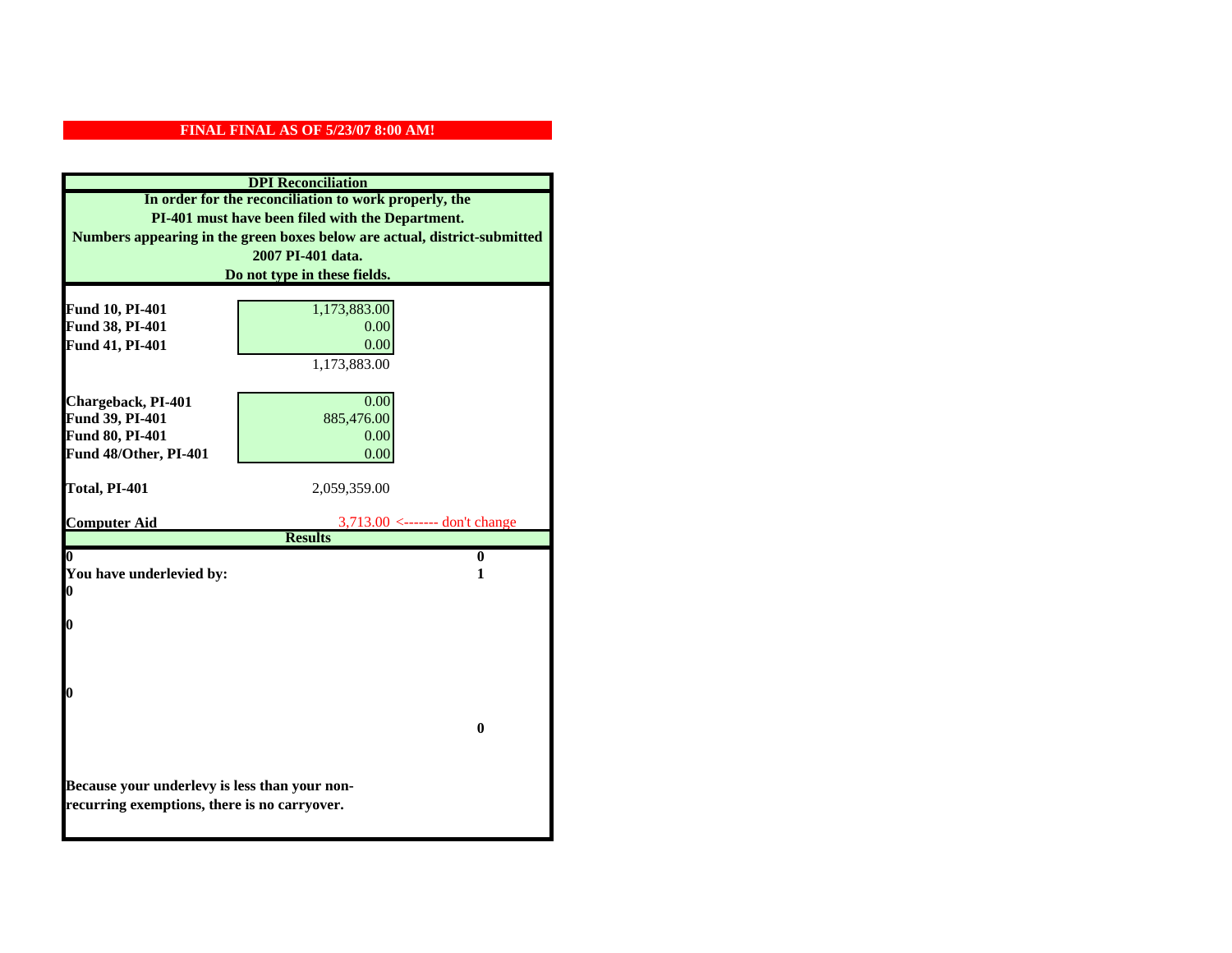**FINAL FINAL AS OF 5/23/07 8:00 AM!**

**DPI Reconciliation**

**In order for the reconciliation to work properly, the PI-401 must have been filed with the Department. Numbers appearing in the green boxes below are actual, district-submitted 2007 PI-401 data. Do not type in these fields.**

| | |
|---|---|
| **Fund 10, PI-401** | 1,173,883.00 |
| **Fund 38, PI-401** | 0.00 |
| **Fund 41, PI-401** | 0.00 |
| | 1,173,883.00 |
| **Chargeback, PI-401** | 0.00 |
| **Fund 39, PI-401** | 885,476.00 |
| **Fund 80, PI-401** | 0.00 |
| **Fund 48/Other, PI-401** | 0.00 |
| **Total, PI-401** | 2,059,359.00 |
| **Computer Aid** | 3,713.00 <------- don't change |

**Results**

| | |
|---|---|
| **0** | **0** |
| **You have underlevied by:** | **1** |
| **0** | |
| **0** | |
| **0** | |
| | **0** |

**Because your underlevy is less than your non-recurring exemptions, there is no carryover.**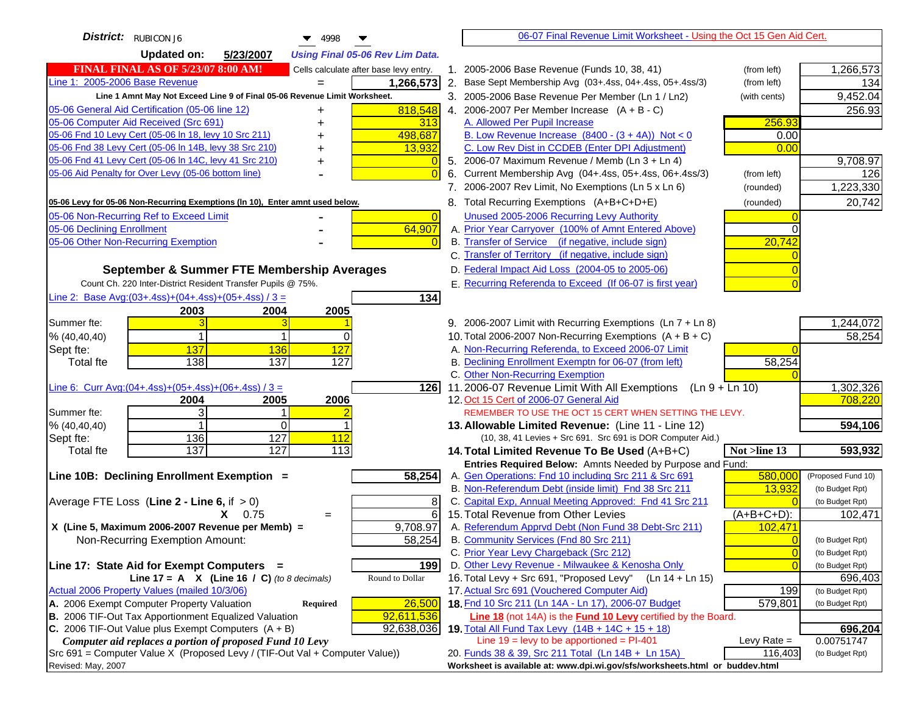**District:** RUBICON J6 | 4998

**Updated on:** 5/23/2007 — *Using Final 05-06 Rev Lim Data.*

**FINAL FINAL AS OF 5/23/07 8:00 AM!** — Cells calculate after base levy entry.

[06-07 Final Revenue Limit Worksheet - Using the Oct 15 Gen Aid Cert.]

| Left Side | | |
|---|---|---|
| Line 1: 2005-2006 Base Revenue | = | 1,266,573 |
| Line 1 Amnt May Not Exceed Line 9 of Final 05-06 Revenue Limit Worksheet. | | |
| 05-06 General Aid Certification (05-06 line 12) | + | 818,548 |
| 05-06 Computer Aid Received (Src 691) | + | 313 |
| 05-06 Fnd 10 Levy Cert (05-06 ln 18, levy 10 Src 211) | + | 498,687 |
| 05-06 Fnd 38 Levy Cert (05-06 ln 14B, levy 38 Src 210) | + | 13,932 |
| 05-06 Fnd 41 Levy Cert (05-06 ln 14C, levy 41 Src 210) | + | 0 |
| 05-06 Aid Penalty for Over Levy (05-06 bottom line) | - | 0 |
| **05-06 Levy for 05-06 Non-Recurring Exemptions (ln 10), Enter amnt used below.** | | |
| 05-06 Non-Recurring Ref to Exceed Limit | - | 0 |
| 05-06 Declining Enrollment | - | 64,907 |
| 05-06 Other Non-Recurring Exemption | - | 0 |

### September & Summer FTE Membership Averages

Count Ch. 220 Inter-District Resident Transfer Pupils @ 75%.

Line 2: Base Avg:(03+.4ss)+(04+.4ss)+(05+.4ss) / 3 = **134**

| | 2003 | 2004 | 2005 |
|---|---|---|---|
| Summer fte: | 3 | 3 | 1 |
| % (40,40,40) | 1 | 1 | 0 |
| Sept fte: | 137 | 136 | 127 |
| Total fte | 138 | 137 | 127 |

Line 6: Curr Avg:(04+.4ss)+(05+.4ss)+(06+.4ss) / 3 = **126**

| | 2004 | 2005 | 2006 |
|---|---|---|---|
| Summer fte: | 3 | 1 | 2 |
| % (40,40,40) | 1 | 0 | 1 |
| Sept fte: | 136 | 127 | 112 |
| Total fte | 137 | 127 | 113 |

**Line 10B: Declining Enrollment Exemption =** **58,254**

| | | |
|---|---|---|
| Average FTE Loss (Line 2 - Line 6, if > 0) | | 8 |
| X 0.75 | = | 6 |
| X (Line 5, Maximum 2006-2007 Revenue per Memb) = | | 9,708.97 |
| Non-Recurring Exemption Amount: | | 58,254 |

**Line 17: State Aid for Exempt Computers =** **199**

Line 17 = A X (Line 16 / C) *(to 8 decimals)* — Round to Dollar

| | | |
|---|---|---|
| Actual 2006 Property Values (mailed 10/3/06) | | |
| A. 2006 Exempt Computer Property Valuation | Required | 26,500 |
| B. 2006 TIF-Out Tax Apportionment Equalized Valuation | | 92,611,536 |
| C. 2006 TIF-Out Value plus Exempt Computers (A + B) | | 92,638,036 |

*Computer aid replaces a portion of proposed Fund 10 Levy*

Src 691 = Computer Value X (Proposed Levy / (TIF-Out Val + Computer Value))

Revised: May, 2007

| Line | Description | | Amount |
|---|---|---|---|
| 1. | 2005-2006 Base Revenue (Funds 10, 38, 41) | (from left) | 1,266,573 |
| 2. | Base Sept Membership Avg (03+.4ss, 04+.4ss, 05+.4ss/3) | (from left) | 134 |
| 3. | 2005-2006 Base Revenue Per Member (Ln 1 / Ln2) | (with cents) | 9,452.04 |
| 4. | 2006-2007 Per Member Increase (A + B - C) | | 256.93 |
| | A. Allowed Per Pupil Increase | 256.93 | |
| | B. Low Revenue Increase (8400 - (3 + 4A)) Not < 0 | 0.00 | |
| | C. Low Rev Dist in CCDEB (Enter DPI Adjustment) | 0.00 | |
| 5. | 2006-07 Maximum Revenue / Memb (Ln 3 + Ln 4) | | 9,708.97 |
| 6. | Current Membership Avg (04+.4ss, 05+.4ss, 06+.4ss/3) | (from left) | 126 |
| 7. | 2006-2007 Rev Limit, No Exemptions (Ln 5 x Ln 6) | (rounded) | 1,223,330 |
| 8. | Total Recurring Exemptions (A+B+C+D+E) | (rounded) | 20,742 |
| | Unused 2005-2006 Recurring Levy Authority | 0 | |
| | A. Prior Year Carryover (100% of Amnt Entered Above) | 0 | |
| | B. Transfer of Service (if negative, include sign) | 20,742 | |
| | C. Transfer of Territory (if negative, include sign) | 0 | |
| | D. Federal Impact Aid Loss (2004-05 to 2005-06) | 0 | |
| | E. Recurring Referenda to Exceed (If 06-07 is first year) | 0 | |
| 9. | 2006-2007 Limit with Recurring Exemptions (Ln 7 + Ln 8) | | 1,244,072 |
| 10. | Total 2006-2007 Non-Recurring Exemptions (A + B + C) | | 58,254 |
| | A. Non-Recurring Referenda, to Exceed 2006-07 Limit | 0 | |
| | B. Declining Enrollment Exemptn for 06-07 (from left) | 58,254 | |
| | C. Other Non-Recurring Exemption | 0 | |
| 11. | 2006-07 Revenue Limit With All Exemptions (Ln 9 + Ln 10) | | 1,302,326 |
| 12. | Oct 15 Cert of 2006-07 General Aid | | 708,220 |
| | REMEMBER TO USE THE OCT 15 CERT WHEN SETTING THE LEVY. | | |
| **13.** | **Allowable Limited Revenue:** (Line 11 - Line 12) | | **594,106** |
| | (10, 38, 41 Levies + Src 691. Src 691 is DOR Computer Aid.) | | |
| **14.** | **Total Limited Revenue To Be Used** (A+B+C) | Not >line 13 | **593,932** |
| | Entries Required Below: Amnts Needed by Purpose and Fund: | | |
| | A. Gen Operations: Fnd 10 including Src 211 & Src 691 | 580,000 | (Proposed Fund 10) |
| | B. Non-Referendum Debt (inside limit) Fnd 38 Src 211 | 13,932 | (to Budget Rpt) |
| | C. Capital Exp, Annual Meeting Approved: Fnd 41 Src 211 | 0 | (to Budget Rpt) |
| 15. | Total Revenue from Other Levies | (A+B+C+D): | 102,471 |
| | A. Referendum Apprvd Debt (Non Fund 38 Debt-Src 211) | 102,471 | |
| | B. Community Services (Fnd 80 Src 211) | 0 | (to Budget Rpt) |
| | C. Prior Year Levy Chargeback (Src 212) | 0 | (to Budget Rpt) |
| | D. Other Levy Revenue - Milwaukee & Kenosha Only | 0 | (to Budget Rpt) |
| 16. | Total Levy + Src 691, "Proposed Levy" (Ln 14 + Ln 15) | | 696,403 |
| 17. | Actual Src 691 (Vouchered Computer Aid) | 199 | (to Budget Rpt) |
| **18.** | Fnd 10 Src 211 (Ln 14A - Ln 17), 2006-07 Budget | 579,801 | (to Budget Rpt) |
| | **Line 18** (not 14A) is the **Fund 10 Levy** certified by the Board. | | |
| **19.** | Total All Fund Tax Levy (14B + 14C + 15 + 18) | | **696,204** |
| | Line 19 = levy to be apportioned = PI-401 | Levy Rate = | 0.00751747 |
| 20. | Funds 38 & 39, Src 211 Total (Ln 14B + Ln 15A) | 116,403 | (to Budget Rpt) |

Worksheet is available at: www.dpi.wi.gov/sfs/worksheets.html or buddev.html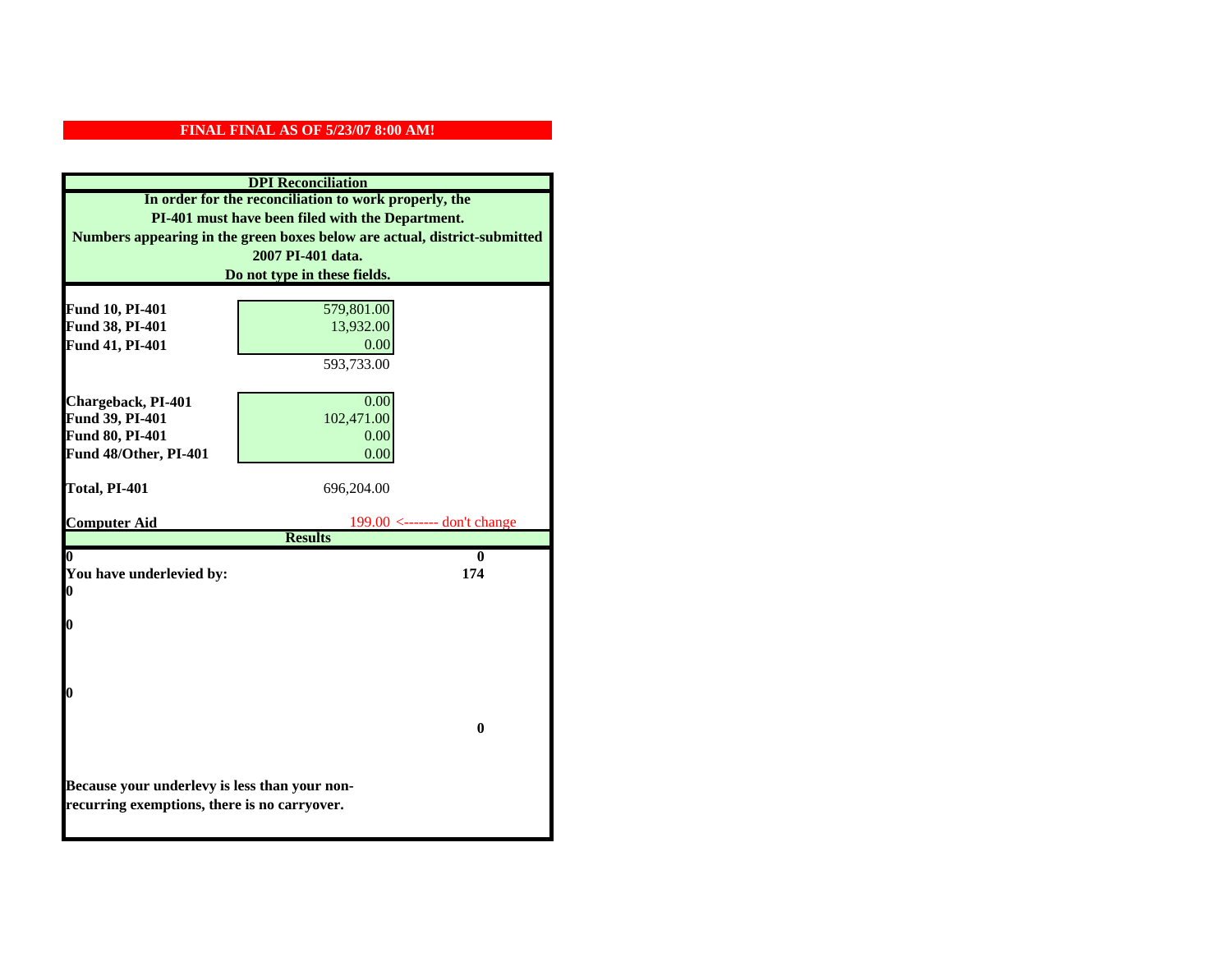**FINAL FINAL AS OF 5/23/07 8:00 AM!**

**DPI Reconciliation**

**In order for the reconciliation to work properly, the PI-401 must have been filed with the Department. Numbers appearing in the green boxes below are actual, district-submitted 2007 PI-401 data. Do not type in these fields.**

| | |
|---|---|
| **Fund 10, PI-401** | 579,801.00 |
| **Fund 38, PI-401** | 13,932.00 |
| **Fund 41, PI-401** | 0.00 |
| | 593,733.00 |
| **Chargeback, PI-401** | 0.00 |
| **Fund 39, PI-401** | 102,471.00 |
| **Fund 80, PI-401** | 0.00 |
| **Fund 48/Other, PI-401** | 0.00 |
| **Total, PI-401** | 696,204.00 |
| **Computer Aid** | 199.00 <------- don't change |

**Results**

| | |
|---|---|
| **0** | **0** |
| **You have underlevied by:** | **174** |
| **0** | |
| **0** | |
| **0** | |
| | **0** |

**Because your underlevy is less than your non-recurring exemptions, there is no carryover.**